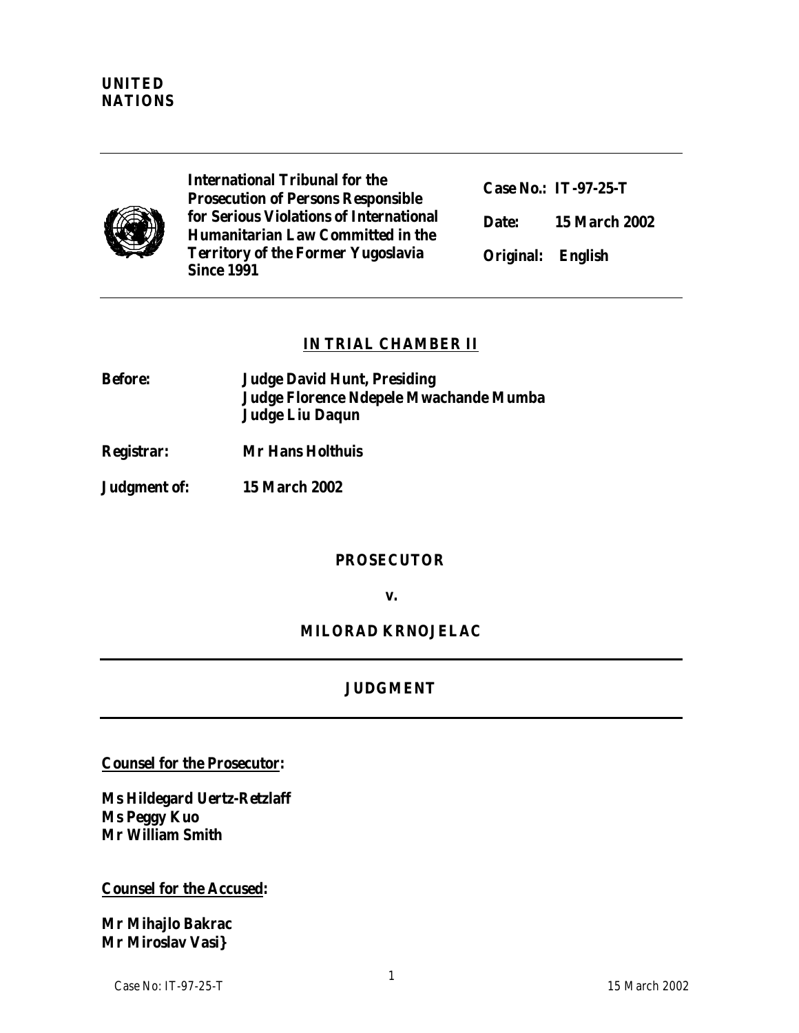**UNITED NATIONS**

---

| | | |
|---|---|---|
| **International Tribunal for the Prosecution of Persons Responsible for Serious Violations of International Humanitarian Law Committed in the Territory of the Former Yugoslavia Since 1991** | **Case No.: IT-97-25-T** | |
| | **Date:** | **15 March 2002** |
| | **Original:** | **English** |

---

## IN TRIAL CHAMBER II

**Before:** **Judge David Hunt, Presiding**
**Judge Florence Ndepele Mwachande Mumba**
**Judge Liu Daqun**

**Registrar:** **Mr Hans Holthuis**

**Judgment of:** **15 March 2002**

**PROSECUTOR**

**v.**

**MILORAD KRNOJELAC**

---

## JUDGMENT

---

**Counsel for the Prosecutor:**

**Ms Hildegard Uertz-Retzlaff**
**Ms Peggy Kuo**
**Mr William Smith**

**Counsel for the Accused:**

**Mr Mihajlo Bakrac**
**Mr Miroslav Vasi}**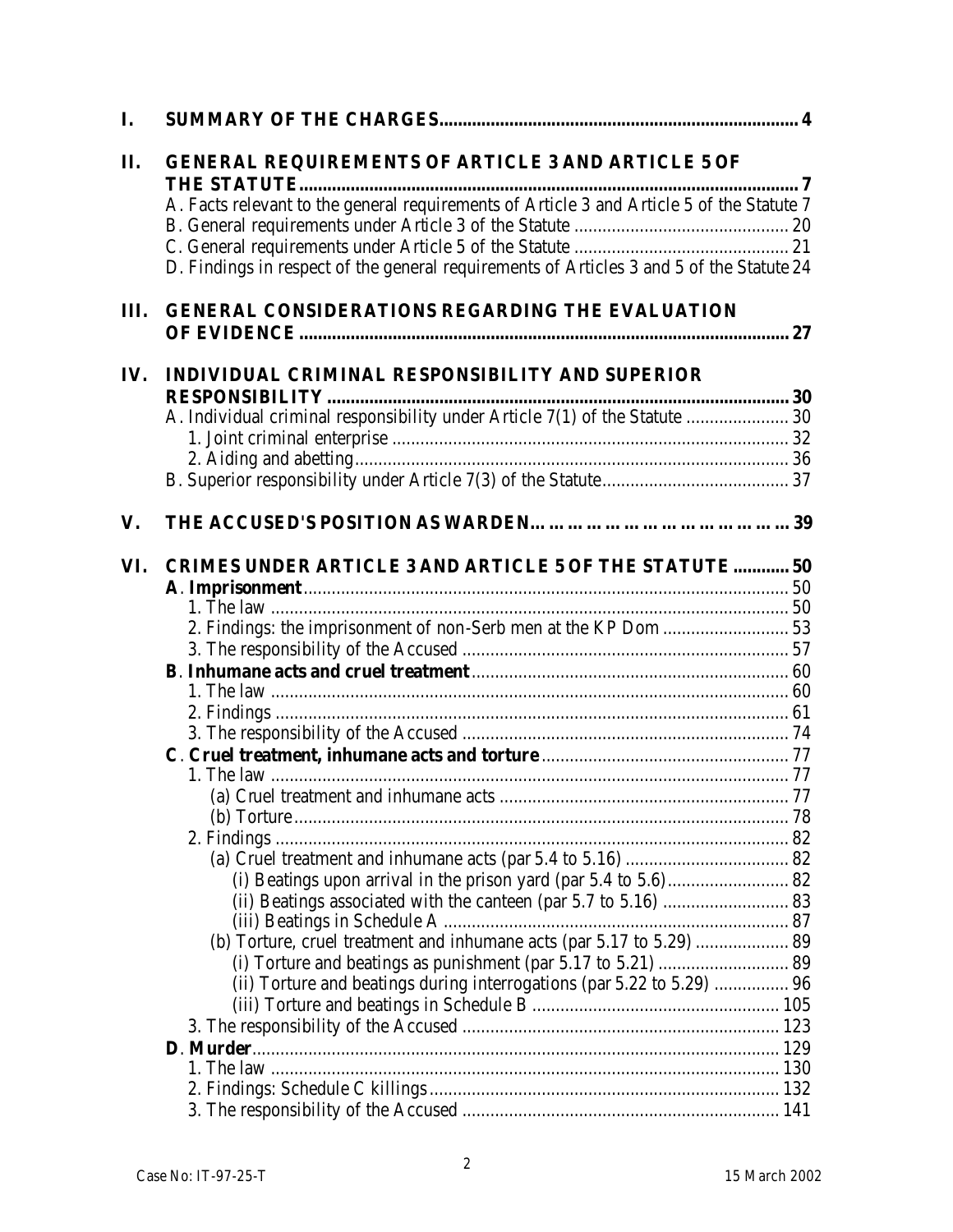**I. SUMMARY OF THE CHARGES** ........ 4

**II. GENERAL REQUIREMENTS OF ARTICLE 3 AND ARTICLE 5 OF THE STATUTE** ........ 7

A. Facts relevant to the general requirements of Article 3 and Article 5 of the Statute 7
B. General requirements under Article 3 of the Statute ........ 20
C. General requirements under Article 5 of the Statute ........ 21
D. Findings in respect of the general requirements of Articles 3 and 5 of the Statute 24

**III. GENERAL CONSIDERATIONS REGARDING THE EVALUATION OF EVIDENCE** ........ 27

**IV. INDIVIDUAL CRIMINAL RESPONSIBILITY AND SUPERIOR RESPONSIBILITY** ........ 30

A. Individual criminal responsibility under Article 7(1) of the Statute ........ 30
1. Joint criminal enterprise ........ 32
2. Aiding and abetting ........ 36
B. Superior responsibility under Article 7(3) of the Statute ........ 37

**V. THE ACCUSED'S POSITION AS WARDEN** ........ 39

**VI. CRIMES UNDER ARTICLE 3 AND ARTICLE 5 OF THE STATUTE** ........ 50

**A**. **Imprisonment** ........ 50
1. The law ........ 50
2. Findings: the imprisonment of non-Serb men at the KP Dom ........ 53
3. The responsibility of the Accused ........ 57

**B**. **Inhumane acts and cruel treatment** ........ 60
1. The law ........ 60
2. Findings ........ 61
3. The responsibility of the Accused ........ 74

**C**. **Cruel treatment, inhumane acts and torture** ........ 77
1. The law ........ 77
(a) Cruel treatment and inhumane acts ........ 77
(b) Torture ........ 78
2. Findings ........ 82
(a) Cruel treatment and inhumane acts (par 5.4 to 5.16) ........ 82
(i) Beatings upon arrival in the prison yard (par 5.4 to 5.6) ........ 82
(ii) Beatings associated with the canteen (par 5.7 to 5.16) ........ 83
(iii) Beatings in Schedule A ........ 87
(b) Torture, cruel treatment and inhumane acts (par 5.17 to 5.29) ........ 89
(i) Torture and beatings as punishment (par 5.17 to 5.21) ........ 89
(ii) Torture and beatings during interrogations (par 5.22 to 5.29) ........ 96
(iii) Torture and beatings in Schedule B ........ 105
3. The responsibility of the Accused ........ 123

**D**. **Murder** ........ 129
1. The law ........ 130
2. Findings: Schedule C killings ........ 132
3. The responsibility of the Accused ........ 141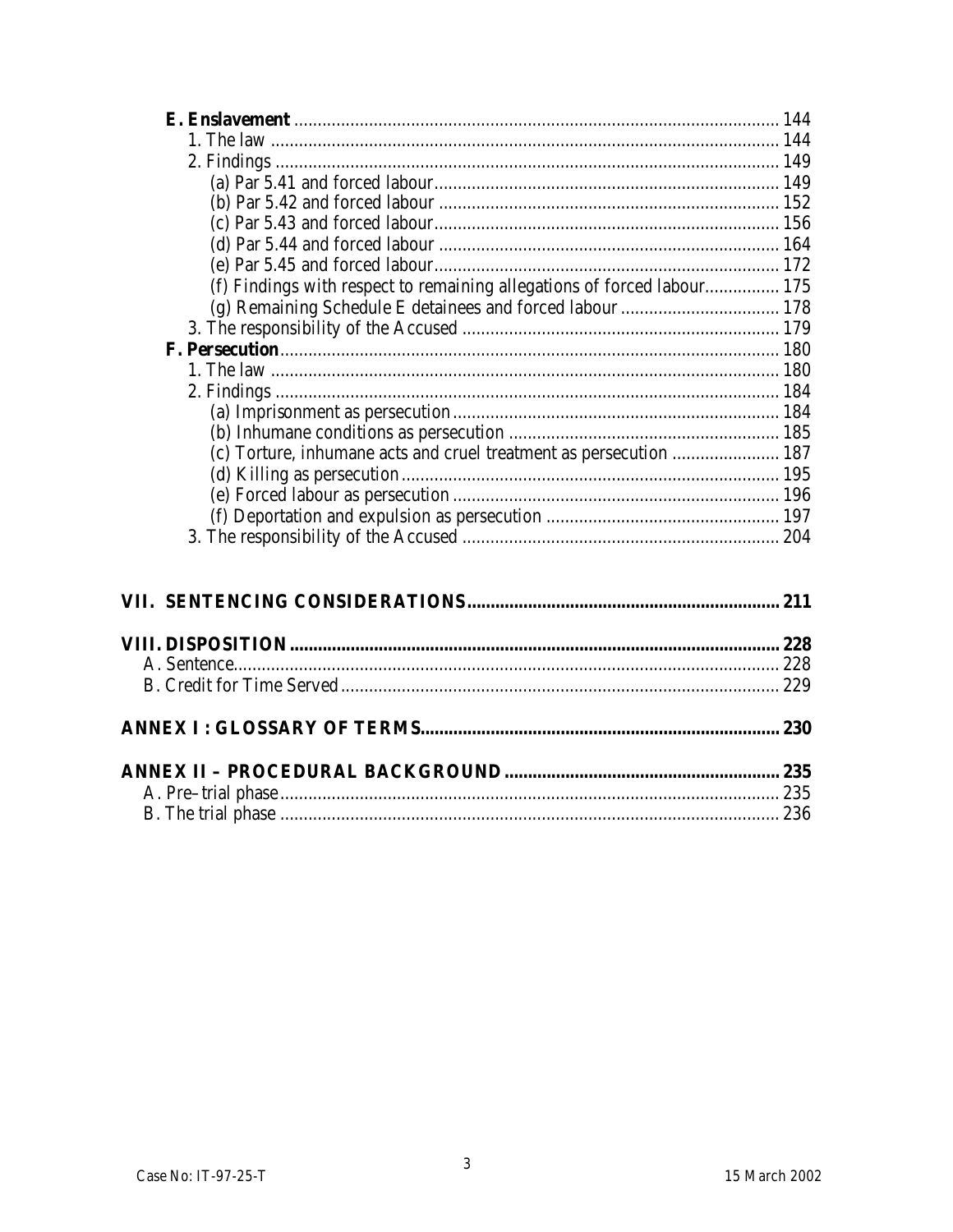**E. Enslavement** ........................................................................................................ 144
1. The law ................................................................................................................ 144
2. Findings ............................................................................................................... 149
(a) Par 5.41 and forced labour.......................................................................... 149
(b) Par 5.42 and forced labour ......................................................................... 152
(c) Par 5.43 and forced labour.......................................................................... 156
(d) Par 5.44 and forced labour ......................................................................... 164
(e) Par 5.45 and forced labour.......................................................................... 172
(f) Findings with respect to remaining allegations of forced labour................ 175
(g) Remaining Schedule E detainees and forced labour .................................. 178
3. The responsibility of the Accused ..................................................................... 179
**F. Persecution**.......................................................................................................... 180
1. The law ................................................................................................................ 180
2. Findings ............................................................................................................... 184
(a) Imprisonment as persecution...................................................................... 184
(b) Inhumane conditions as persecution .......................................................... 185
(c) Torture, inhumane acts and cruel treatment as persecution ....................... 187
(d) Killing as persecution................................................................................. 195
(e) Forced labour as persecution ...................................................................... 196
(f) Deportation and expulsion as persecution .................................................. 197
3. The responsibility of the Accused ..................................................................... 204

**VII. SENTENCING CONSIDERATIONS.................................................................. 211**

**VIII. DISPOSITION ....................................................................................................... 228**
A. Sentence.................................................................................................................... 228
B. Credit for Time Served ............................................................................................. 229

**ANNEX I : GLOSSARY OF TERMS............................................................................ 230**

**ANNEX II – PROCEDURAL BACKGROUND .......................................................... 235**
A. Pre–trial phase .......................................................................................................... 235
B. The trial phase .......................................................................................................... 236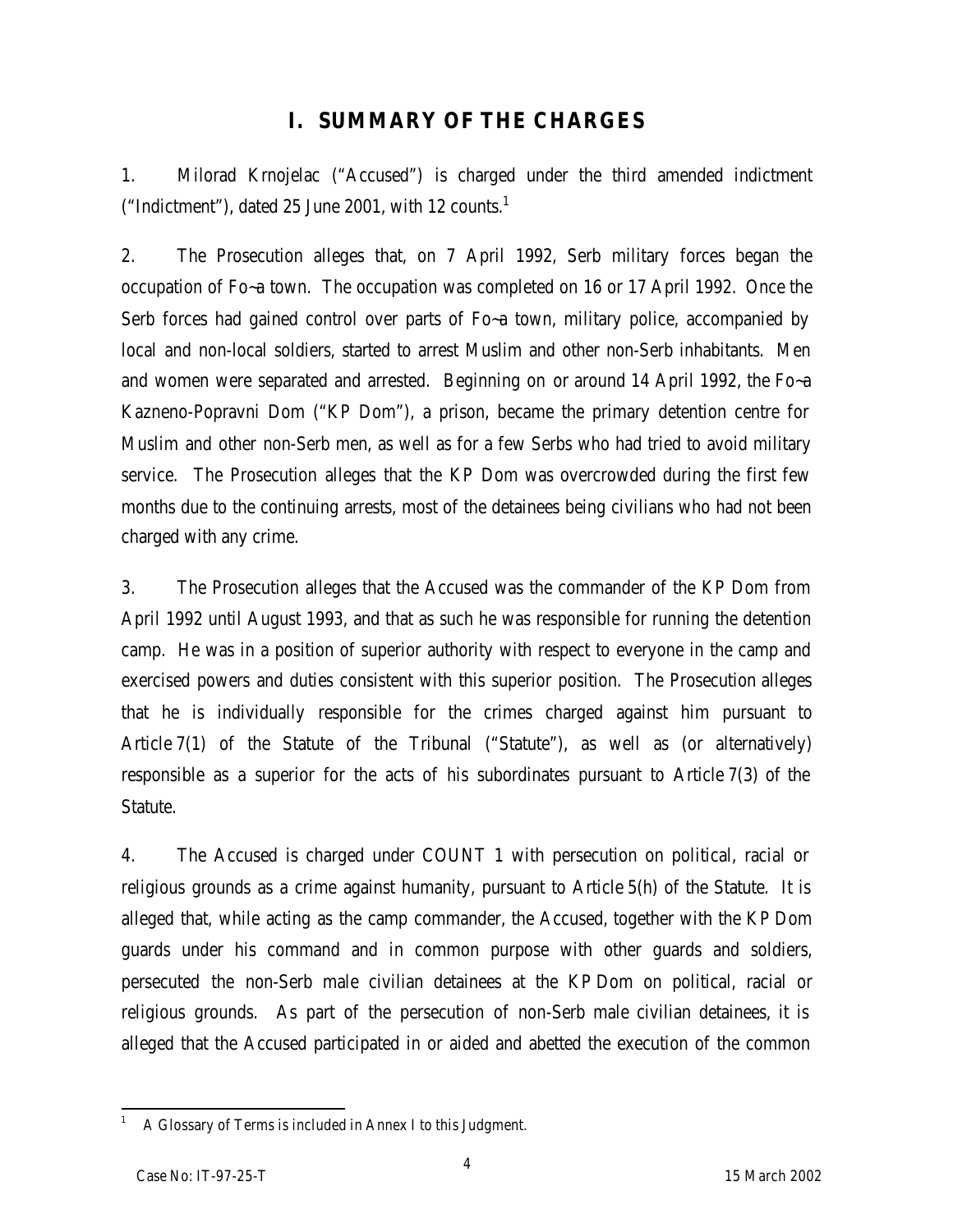# I. SUMMARY OF THE CHARGES

1. Milorad Krnojelac ("Accused") is charged under the third amended indictment ("Indictment"), dated 25 June 2001, with 12 counts.[1]

2. The Prosecution alleges that, on 7 April 1992, Serb military forces began the occupation of Fo~a town. The occupation was completed on 16 or 17 April 1992. Once the Serb forces had gained control over parts of Fo~a town, military police, accompanied by local and non-local soldiers, started to arrest Muslim and other non-Serb inhabitants. Men and women were separated and arrested. Beginning on or around 14 April 1992, the Fo~a Kazneno-Popravni Dom ("KP Dom"), a prison, became the primary detention centre for Muslim and other non-Serb men, as well as for a few Serbs who had tried to avoid military service. The Prosecution alleges that the KP Dom was overcrowded during the first few months due to the continuing arrests, most of the detainees being civilians who had not been charged with any crime.

3. The Prosecution alleges that the Accused was the commander of the KP Dom from April 1992 until August 1993, and that as such he was responsible for running the detention camp. He was in a position of superior authority with respect to everyone in the camp and exercised powers and duties consistent with this superior position. The Prosecution alleges that he is individually responsible for the crimes charged against him pursuant to Article 7(1) of the Statute of the Tribunal ("Statute"), as well as (or alternatively) responsible as a superior for the acts of his subordinates pursuant to Article 7(3) of the Statute.

4. The Accused is charged under COUNT 1 with persecution on political, racial or religious grounds as a crime against humanity, pursuant to Article 5(h) of the Statute. It is alleged that, while acting as the camp commander, the Accused, together with the KP Dom guards under his command and in common purpose with other guards and soldiers, persecuted the non-Serb male civilian detainees at the KP Dom on political, racial or religious grounds. As part of the persecution of non-Serb male civilian detainees, it is alleged that the Accused participated in or aided and abetted the execution of the common

[1] A Glossary of Terms is included in Annex I to this Judgment.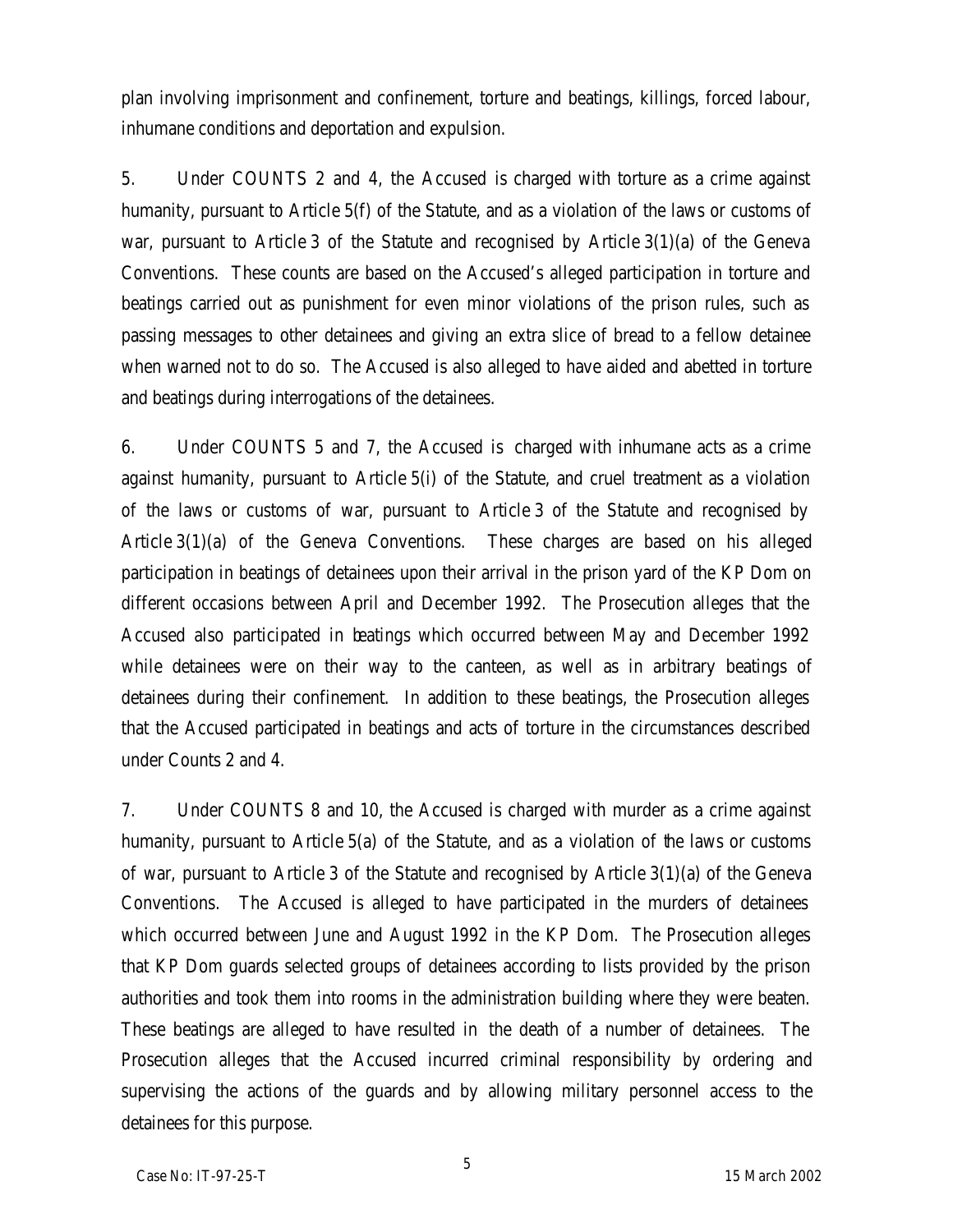plan involving imprisonment and confinement, torture and beatings, killings, forced labour, inhumane conditions and deportation and expulsion.

5. Under COUNTS 2 and 4, the Accused is charged with torture as a crime against humanity, pursuant to Article 5(f) of the Statute, and as a violation of the laws or customs of war, pursuant to Article 3 of the Statute and recognised by Article 3(1)(a) of the Geneva Conventions. These counts are based on the Accused's alleged participation in torture and beatings carried out as punishment for even minor violations of the prison rules, such as passing messages to other detainees and giving an extra slice of bread to a fellow detainee when warned not to do so. The Accused is also alleged to have aided and abetted in torture and beatings during interrogations of the detainees.

6. Under COUNTS 5 and 7, the Accused is charged with inhumane acts as a crime against humanity, pursuant to Article 5(i) of the Statute, and cruel treatment as a violation of the laws or customs of war, pursuant to Article 3 of the Statute and recognised by Article 3(1)(a) of the Geneva Conventions. These charges are based on his alleged participation in beatings of detainees upon their arrival in the prison yard of the KP Dom on different occasions between April and December 1992. The Prosecution alleges that the Accused also participated in beatings which occurred between May and December 1992 while detainees were on their way to the canteen, as well as in arbitrary beatings of detainees during their confinement. In addition to these beatings, the Prosecution alleges that the Accused participated in beatings and acts of torture in the circumstances described under Counts 2 and 4.

7. Under COUNTS 8 and 10, the Accused is charged with murder as a crime against humanity, pursuant to Article 5(a) of the Statute, and as a violation of the laws or customs of war, pursuant to Article 3 of the Statute and recognised by Article 3(1)(a) of the Geneva Conventions. The Accused is alleged to have participated in the murders of detainees which occurred between June and August 1992 in the KP Dom. The Prosecution alleges that KP Dom guards selected groups of detainees according to lists provided by the prison authorities and took them into rooms in the administration building where they were beaten. These beatings are alleged to have resulted in the death of a number of detainees. The Prosecution alleges that the Accused incurred criminal responsibility by ordering and supervising the actions of the guards and by allowing military personnel access to the detainees for this purpose.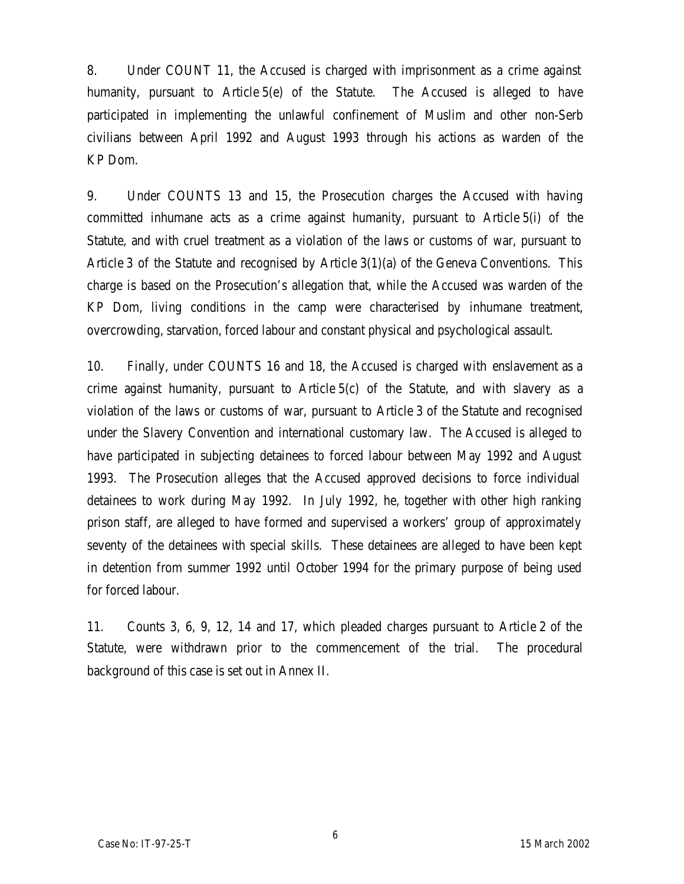8. Under COUNT 11, the Accused is charged with imprisonment as a crime against humanity, pursuant to Article 5(e) of the Statute. The Accused is alleged to have participated in implementing the unlawful confinement of Muslim and other non-Serb civilians between April 1992 and August 1993 through his actions as warden of the KP Dom.

9. Under COUNTS 13 and 15, the Prosecution charges the Accused with having committed inhumane acts as a crime against humanity, pursuant to Article 5(i) of the Statute, and with cruel treatment as a violation of the laws or customs of war, pursuant to Article 3 of the Statute and recognised by Article 3(1)(a) of the Geneva Conventions. This charge is based on the Prosecution's allegation that, while the Accused was warden of the KP Dom, living conditions in the camp were characterised by inhumane treatment, overcrowding, starvation, forced labour and constant physical and psychological assault.

10. Finally, under COUNTS 16 and 18, the Accused is charged with enslavement as a crime against humanity, pursuant to Article 5(c) of the Statute, and with slavery as a violation of the laws or customs of war, pursuant to Article 3 of the Statute and recognised under the Slavery Convention and international customary law. The Accused is alleged to have participated in subjecting detainees to forced labour between May 1992 and August 1993. The Prosecution alleges that the Accused approved decisions to force individual detainees to work during May 1992. In July 1992, he, together with other high ranking prison staff, are alleged to have formed and supervised a workers' group of approximately seventy of the detainees with special skills. These detainees are alleged to have been kept in detention from summer 1992 until October 1994 for the primary purpose of being used for forced labour.

11. Counts 3, 6, 9, 12, 14 and 17, which pleaded charges pursuant to Article 2 of the Statute, were withdrawn prior to the commencement of the trial. The procedural background of this case is set out in Annex II.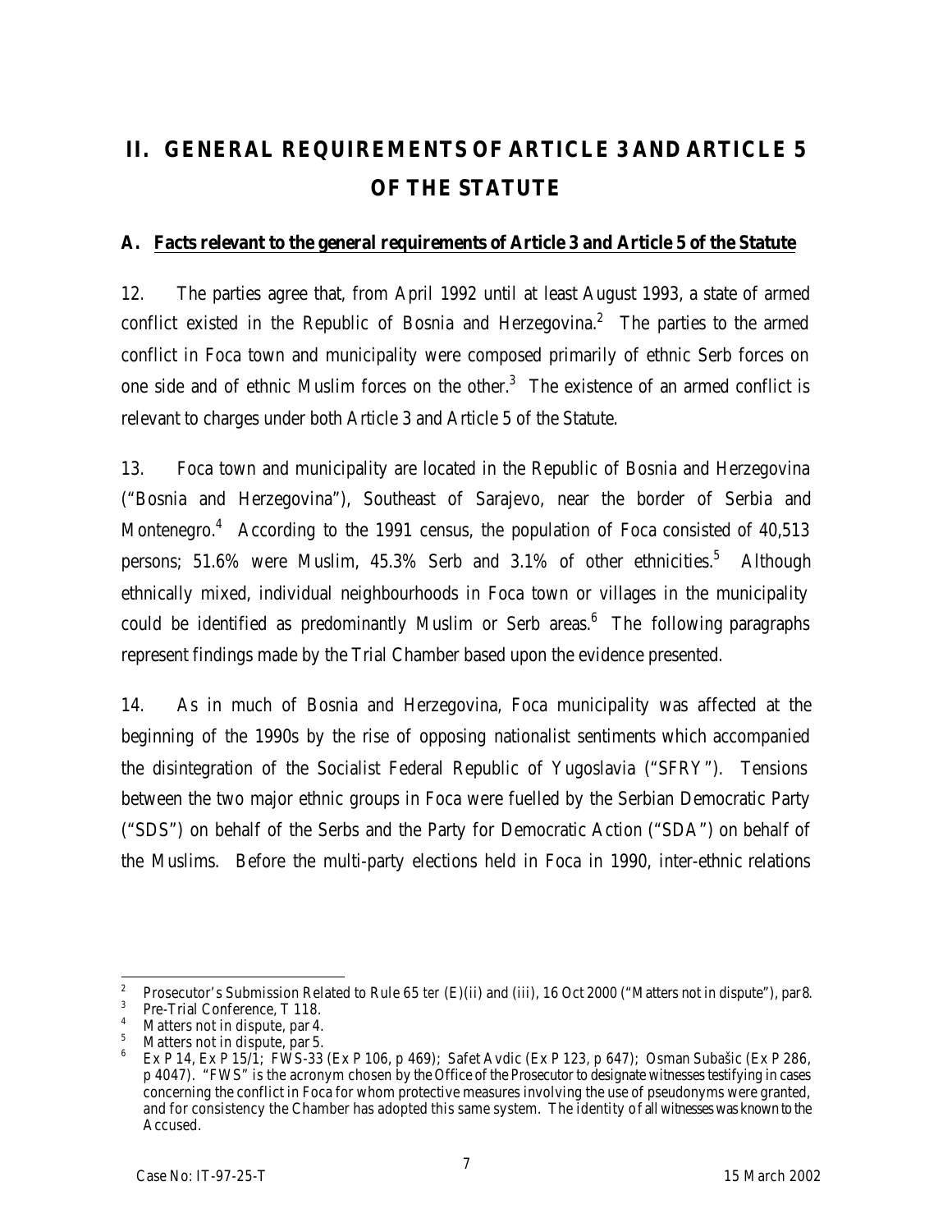# II. GENERAL REQUIREMENTS OF ARTICLE 3 AND ARTICLE 5 OF THE STATUTE

## A. Facts relevant to the general requirements of Article 3 and Article 5 of the Statute

12. The parties agree that, from April 1992 until at least August 1993, a state of armed conflict existed in the Republic of Bosnia and Herzegovina.[2] The parties to the armed conflict in Foca town and municipality were composed primarily of ethnic Serb forces on one side and of ethnic Muslim forces on the other.[3] The existence of an armed conflict is relevant to charges under both Article 3 and Article 5 of the Statute.

13. Foca town and municipality are located in the Republic of Bosnia and Herzegovina ("Bosnia and Herzegovina"), Southeast of Sarajevo, near the border of Serbia and Montenegro.[4] According to the 1991 census, the population of Foca consisted of 40,513 persons; 51.6% were Muslim, 45.3% Serb and 3.1% of other ethnicities.[5] Although ethnically mixed, individual neighbourhoods in Foca town or villages in the municipality could be identified as predominantly Muslim or Serb areas.[6] The following paragraphs represent findings made by the Trial Chamber based upon the evidence presented.

14. As in much of Bosnia and Herzegovina, Foca municipality was affected at the beginning of the 1990s by the rise of opposing nationalist sentiments which accompanied the disintegration of the Socialist Federal Republic of Yugoslavia ("SFRY"). Tensions between the two major ethnic groups in Foca were fuelled by the Serbian Democratic Party ("SDS") on behalf of the Serbs and the Party for Democratic Action ("SDA") on behalf of the Muslims. Before the multi-party elections held in Foca in 1990, inter-ethnic relations

---

[2] Prosecutor's Submission Related to Rule 65 *ter* (E)(ii) and (iii), 16 Oct 2000 ("Matters not in dispute"), par 8.

[3] Pre-Trial Conference, T 118.

[4] Matters not in dispute, par 4.

[5] Matters not in dispute, par 5.

[6] Ex P 14, Ex P 15/1; FWS-33 (Ex P 106, p 469); Safet Avdic (Ex P 123, p 647); Osman Subašic (Ex P 286, p 4047). "FWS" is the acronym chosen by the Office of the Prosecutor to designate witnesses testifying in cases concerning the conflict in Foca for whom protective measures involving the use of pseudonyms were granted, and for consistency the Chamber has adopted this same system. The identity of all witnesses was known to the Accused.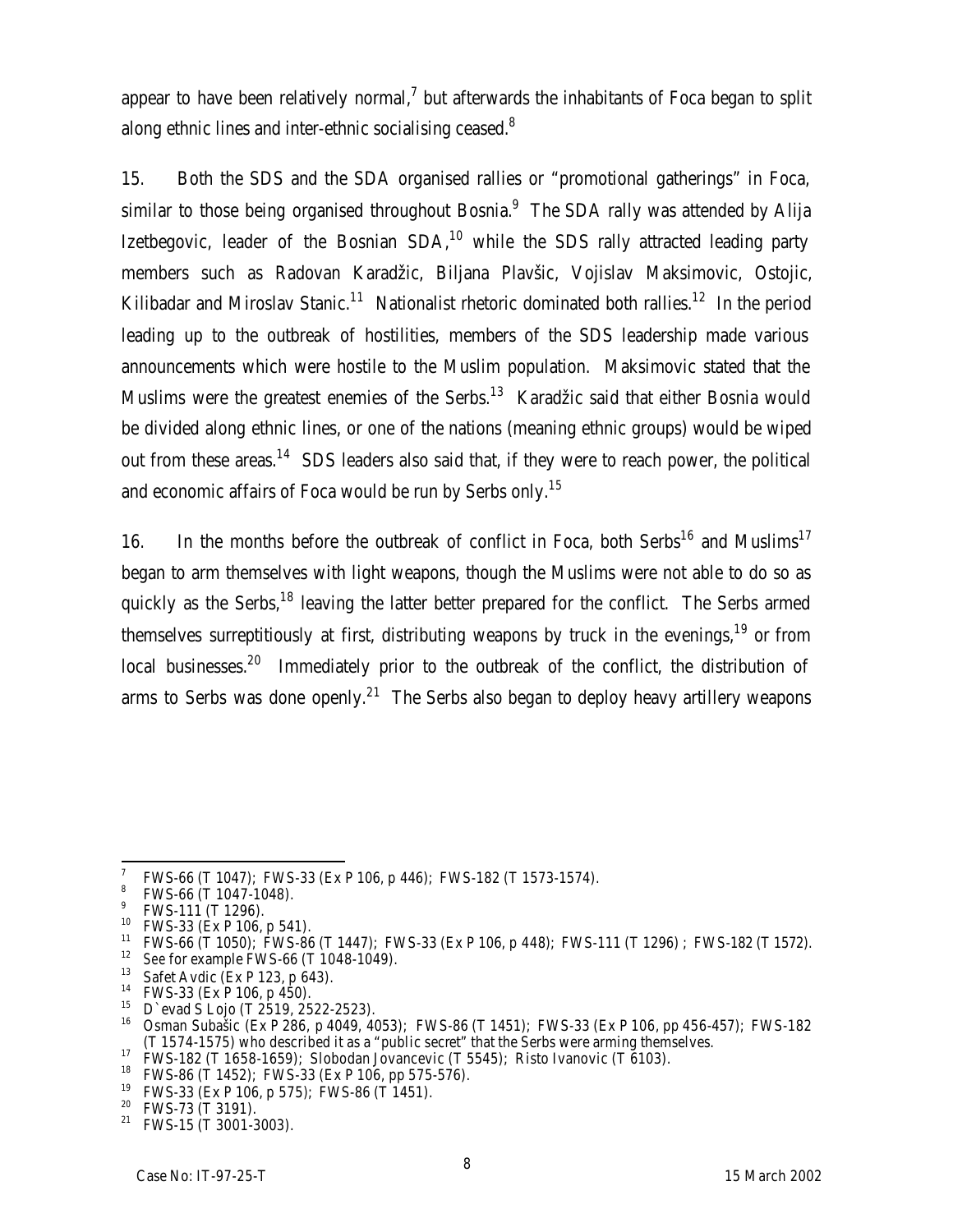appear to have been relatively normal,[7] but afterwards the inhabitants of Foca began to split along ethnic lines and inter-ethnic socialising ceased.[8]

15. Both the SDS and the SDA organised rallies or "promotional gatherings" in Foca, similar to those being organised throughout Bosnia.[9] The SDA rally was attended by Alija Izetbegovic, leader of the Bosnian SDA,[10] while the SDS rally attracted leading party members such as Radovan Karadžic, Biljana Plavšic, Vojislav Maksimovic, Ostojic, Kilibadar and Miroslav Stanic.[11] Nationalist rhetoric dominated both rallies.[12] In the period leading up to the outbreak of hostilities, members of the SDS leadership made various announcements which were hostile to the Muslim population. Maksimovic stated that the Muslims were the greatest enemies of the Serbs.[13] Karadžic said that either Bosnia would be divided along ethnic lines, or one of the nations (meaning ethnic groups) would be wiped out from these areas.[14] SDS leaders also said that, if they were to reach power, the political and economic affairs of Foca would be run by Serbs only.[15]

16. In the months before the outbreak of conflict in Foca, both Serbs[16] and Muslims[17] began to arm themselves with light weapons, though the Muslims were not able to do so as quickly as the Serbs,[18] leaving the latter better prepared for the conflict. The Serbs armed themselves surreptitiously at first, distributing weapons by truck in the evenings,[19] or from local businesses.[20] Immediately prior to the outbreak of the conflict, the distribution of arms to Serbs was done openly.[21] The Serbs also began to deploy heavy artillery weapons

---

[7] FWS-66 (T 1047); FWS-33 (Ex P 106, p 446); FWS-182 (T 1573-1574).

[8] FWS-66 (T 1047-1048).

[9] FWS-111 (T 1296).

[10] FWS-33 (Ex P 106, p 541).

[11] FWS-66 (T 1050); FWS-86 (T 1447); FWS-33 (Ex P 106, p 448); FWS-111 (T 1296) ; FWS-182 (T 1572).

[12] See for example FWS-66 (T 1048-1049).

[13] Safet Avdic (Ex P 123, p 643).

[14] FWS-33 (Ex P 106, p 450).

[15] D`evad S Lojo (T 2519, 2522-2523).

[16] Osman Subašic (Ex P 286, p 4049, 4053); FWS-86 (T 1451); FWS-33 (Ex P 106, pp 456-457); FWS-182 (T 1574-1575) who described it as a "public secret" that the Serbs were arming themselves.

[17] FWS-182 (T 1658-1659); Slobodan Jovancevic (T 5545); Risto Ivanovic (T 6103).

[18] FWS-86 (T 1452); FWS-33 (Ex P 106, pp 575-576).

[19] FWS-33 (Ex P 106, p 575); FWS-86 (T 1451).

[20] FWS-73 (T 3191).

[21] FWS-15 (T 3001-3003).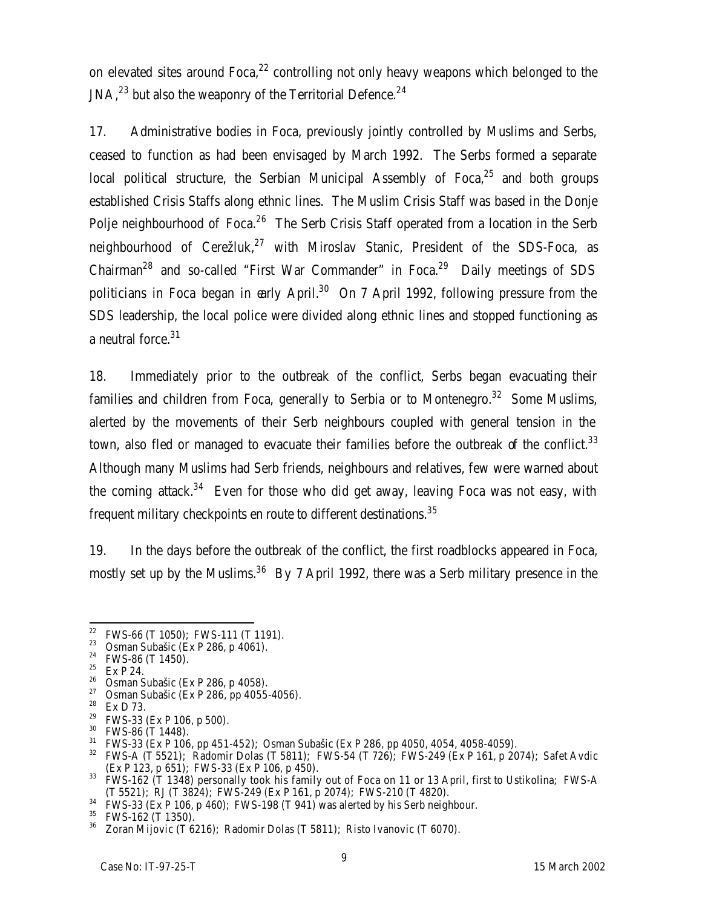on elevated sites around Foca,[22] controlling not only heavy weapons which belonged to the JNA,[23] but also the weaponry of the Territorial Defence.[24]

17. Administrative bodies in Foca, previously jointly controlled by Muslims and Serbs, ceased to function as had been envisaged by March 1992. The Serbs formed a separate local political structure, the Serbian Municipal Assembly of Foca,[25] and both groups established Crisis Staffs along ethnic lines. The Muslim Crisis Staff was based in the Donje Polje neighbourhood of Foca.[26] The Serb Crisis Staff operated from a location in the Serb neighbourhood of Cerežluk,[27] with Miroslav Stanic, President of the SDS-Foca, as Chairman[28] and so-called "First War Commander" in Foca.[29] Daily meetings of SDS politicians in Foca began in early April.[30] On 7 April 1992, following pressure from the SDS leadership, the local police were divided along ethnic lines and stopped functioning as a neutral force.[31]

18. Immediately prior to the outbreak of the conflict, Serbs began evacuating their families and children from Foca, generally to Serbia or to Montenegro.[32] Some Muslims, alerted by the movements of their Serb neighbours coupled with general tension in the town, also fled or managed to evacuate their families before the outbreak of the conflict.[33] Although many Muslims had Serb friends, neighbours and relatives, few were warned about the coming attack.[34] Even for those who did get away, leaving Foca was not easy, with frequent military checkpoints en route to different destinations.[35]

19. In the days before the outbreak of the conflict, the first roadblocks appeared in Foca, mostly set up by the Muslims.[36] By 7 April 1992, there was a Serb military presence in the

---

[22] FWS-66 (T 1050); FWS-111 (T 1191).
[23] Osman Subašic (Ex P 286, p 4061).
[24] FWS-86 (T 1450).
[25] Ex P 24.
[26] Osman Subašic (Ex P 286, p 4058).
[27] Osman Subašic (Ex P 286, pp 4055-4056).
[28] Ex D 73.
[29] FWS-33 (Ex P 106, p 500).
[30] FWS-86 (T 1448).
[31] FWS-33 (Ex P 106, pp 451-452); Osman Subašic (Ex P 286, pp 4050, 4054, 4058-4059).
[32] FWS-A (T 5521); Radomir Dolas (T 5811); FWS-54 (T 726); FWS-249 (Ex P 161, p 2074); Safet Avdic (Ex P 123, p 651); FWS-33 (Ex P 106, p 450).
[33] FWS-162 (T 1348) personally took his family out of Foca on 11 or 13 April, first to Ustikolina; FWS-A (T 5521); RJ (T 3824); FWS-249 (Ex P 161, p 2074); FWS-210 (T 4820).
[34] FWS-33 (Ex P 106, p 460); FWS-198 (T 941) was alerted by his Serb neighbour.
[35] FWS-162 (T 1350).
[36] Zoran Mijovic (T 6216); Radomir Dolas (T 5811); Risto Ivanovic (T 6070).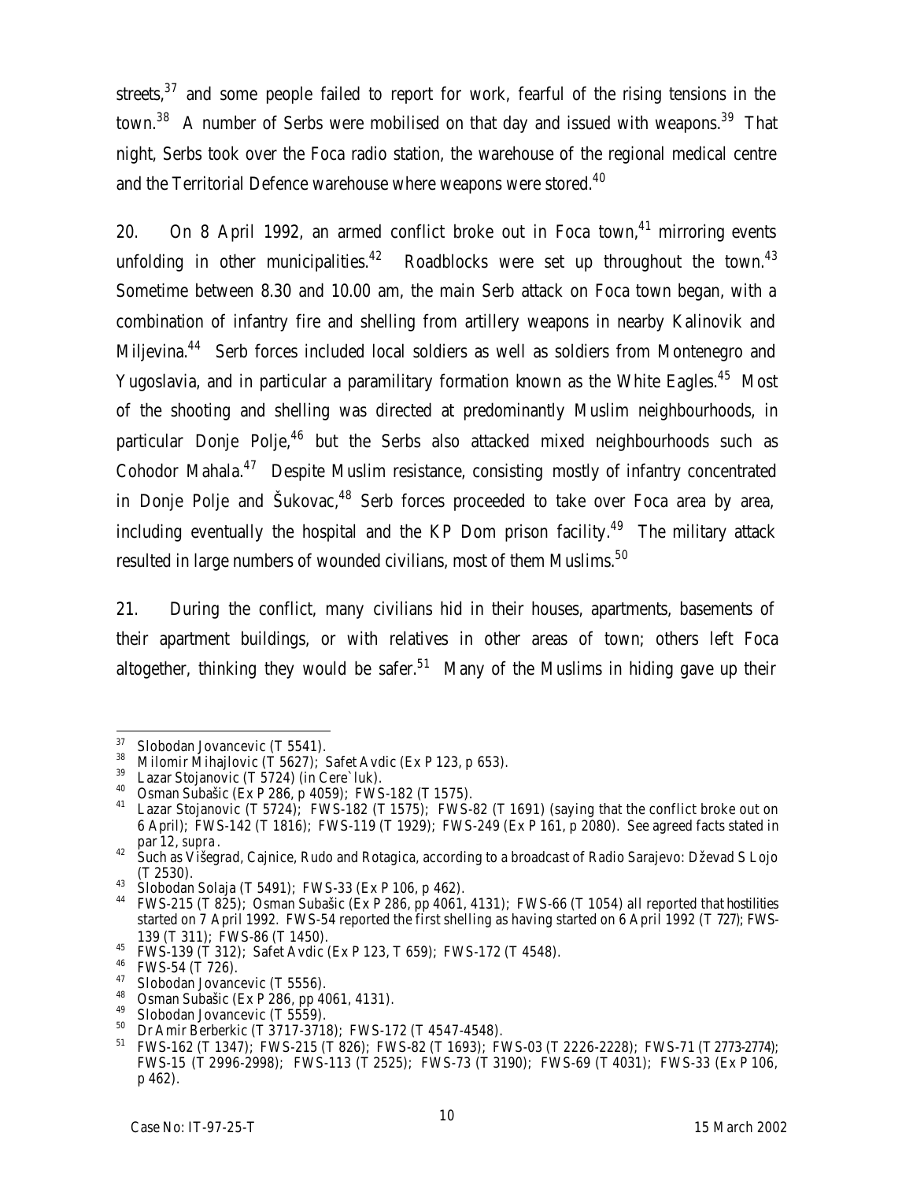streets,[37] and some people failed to report for work, fearful of the rising tensions in the town.[38] A number of Serbs were mobilised on that day and issued with weapons.[39] That night, Serbs took over the Foca radio station, the warehouse of the regional medical centre and the Territorial Defence warehouse where weapons were stored.[40]

20. On 8 April 1992, an armed conflict broke out in Foca town,[41] mirroring events unfolding in other municipalities.[42] Roadblocks were set up throughout the town.[43] Sometime between 8.30 and 10.00 am, the main Serb attack on Foca town began, with a combination of infantry fire and shelling from artillery weapons in nearby Kalinovik and Miljevina.[44] Serb forces included local soldiers as well as soldiers from Montenegro and Yugoslavia, and in particular a paramilitary formation known as the White Eagles.[45] Most of the shooting and shelling was directed at predominantly Muslim neighbourhoods, in particular Donje Polje,[46] but the Serbs also attacked mixed neighbourhoods such as Cohodor Mahala.[47] Despite Muslim resistance, consisting mostly of infantry concentrated in Donje Polje and Šukovac,[48] Serb forces proceeded to take over Foca area by area, including eventually the hospital and the KP Dom prison facility.[49] The military attack resulted in large numbers of wounded civilians, most of them Muslims.[50]

21. During the conflict, many civilians hid in their houses, apartments, basements of their apartment buildings, or with relatives in other areas of town; others left Foca altogether, thinking they would be safer.[51] Many of the Muslims in hiding gave up their

---

[37] Slobodan Jovancevic (T 5541).

[38] Milomir Mihajlovic (T 5627); Safet Avdic (Ex P 123, p 653).

[39] Lazar Stojanovic (T 5724) (in Cere`luk).

[40] Osman Subašic (Ex P 286, p 4059); FWS-182 (T 1575).

[41] Lazar Stojanovic (T 5724); FWS-182 (T 1575); FWS-82 (T 1691) (saying that the conflict broke out on 6 April); FWS-142 (T 1816); FWS-119 (T 1929); FWS-249 (Ex P 161, p 2080). See agreed facts stated in par 12, *supra*.

[42] Such as Višegrad, Cajnice, Rudo and Rotagica, according to a broadcast of Radio Sarajevo: Dževad S Lojo (T 2530).

[43] Slobodan Solaja (T 5491); FWS-33 (Ex P 106, p 462).

[44] FWS-215 (T 825); Osman Subašic (Ex P 286, pp 4061, 4131); FWS-66 (T 1054) all reported that hostilities started on 7 April 1992. FWS-54 reported the first shelling as having started on 6 April 1992 (T 727); FWS-139 (T 311); FWS-86 (T 1450).

[45] FWS-139 (T 312); Safet Avdic (Ex P 123, T 659); FWS-172 (T 4548).

[46] FWS-54 (T 726).

[47] Slobodan Jovancevic (T 5556).

[48] Osman Subašic (Ex P 286, pp 4061, 4131).

[49] Slobodan Jovancevic (T 5559).

[50] Dr Amir Berberkic (T 3717-3718); FWS-172 (T 4547-4548).

[51] FWS-162 (T 1347); FWS-215 (T 826); FWS-82 (T 1693); FWS-03 (T 2226-2228); FWS-71 (T 2773-2774); FWS-15 (T 2996-2998); FWS-113 (T 2525); FWS-73 (T 3190); FWS-69 (T 4031); FWS-33 (Ex P 106, p 462).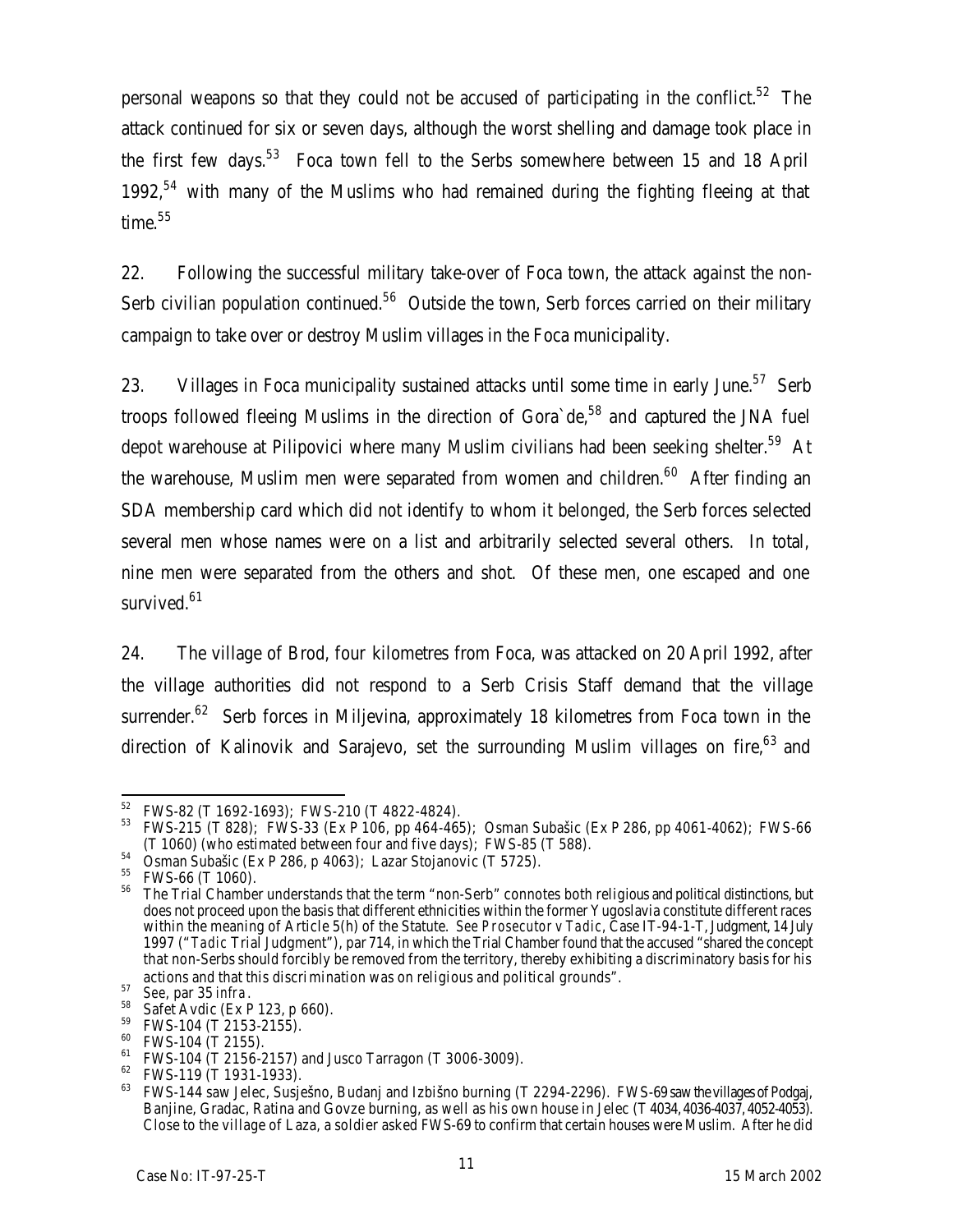personal weapons so that they could not be accused of participating in the conflict.[52] The attack continued for six or seven days, although the worst shelling and damage took place in the first few days.[53] Foca town fell to the Serbs somewhere between 15 and 18 April 1992,[54] with many of the Muslims who had remained during the fighting fleeing at that time.[55]

22. Following the successful military take-over of Foca town, the attack against the non-Serb civilian population continued.[56] Outside the town, Serb forces carried on their military campaign to take over or destroy Muslim villages in the Foca municipality.

23. Villages in Foca municipality sustained attacks until some time in early June.[57] Serb troops followed fleeing Muslims in the direction of Gora`de,[58] and captured the JNA fuel depot warehouse at Pilipovici where many Muslim civilians had been seeking shelter.[59] At the warehouse, Muslim men were separated from women and children.[60] After finding an SDA membership card which did not identify to whom it belonged, the Serb forces selected several men whose names were on a list and arbitrarily selected several others. In total, nine men were separated from the others and shot. Of these men, one escaped and one survived.[61]

24. The village of Brod, four kilometres from Foca, was attacked on 20 April 1992, after the village authorities did not respond to a Serb Crisis Staff demand that the village surrender.[62] Serb forces in Miljevina, approximately 18 kilometres from Foca town in the direction of Kalinovik and Sarajevo, set the surrounding Muslim villages on fire,[63] and

---

[52] FWS-82 (T 1692-1693); FWS-210 (T 4822-4824).

[53] FWS-215 (T 828); FWS-33 (Ex P 106, pp 464-465); Osman Subašic (Ex P 286, pp 4061-4062); FWS-66 (T 1060) (who estimated between four and five days); FWS-85 (T 588).

[54] Osman Subašic (Ex P 286, p 4063); Lazar Stojanovic (T 5725).

[55] FWS-66 (T 1060).

[56] The Trial Chamber understands that the term "non-Serb" connotes both religious and political distinctions, but does not proceed upon the basis that different ethnicities within the former Yugoslavia constitute different races within the meaning of Article 5(h) of the Statute. *See Prosecutor v Tadic*, Case IT-94-1-T, Judgment, 14 July 1997 ("*Tadic* Trial Judgment"), par 714, in which the Trial Chamber found that the accused "shared the concept that non-Serbs should forcibly be removed from the territory, thereby exhibiting a discriminatory basis for his actions and that this discrimination was on religious and political grounds".

[57] *See*, par 35 *infra*.

[58] Safet Avdic (Ex P 123, p 660).

[59] FWS-104 (T 2153-2155).

[60] FWS-104 (T 2155).

[61] FWS-104 (T 2156-2157) and Jusco Tarragon (T 3006-3009).

[62] FWS-119 (T 1931-1933).

[63] FWS-144 saw Jelec, Susješno, Budanj and Izbišno burning (T 2294-2296). FWS-69 saw the villages of Podgaj, Banjine, Gradac, Ratina and Govze burning, as well as his own house in Jelec (T 4034, 4036-4037, 4052-4053). Close to the village of Laza, a soldier asked FWS-69 to confirm that certain houses were Muslim. After he did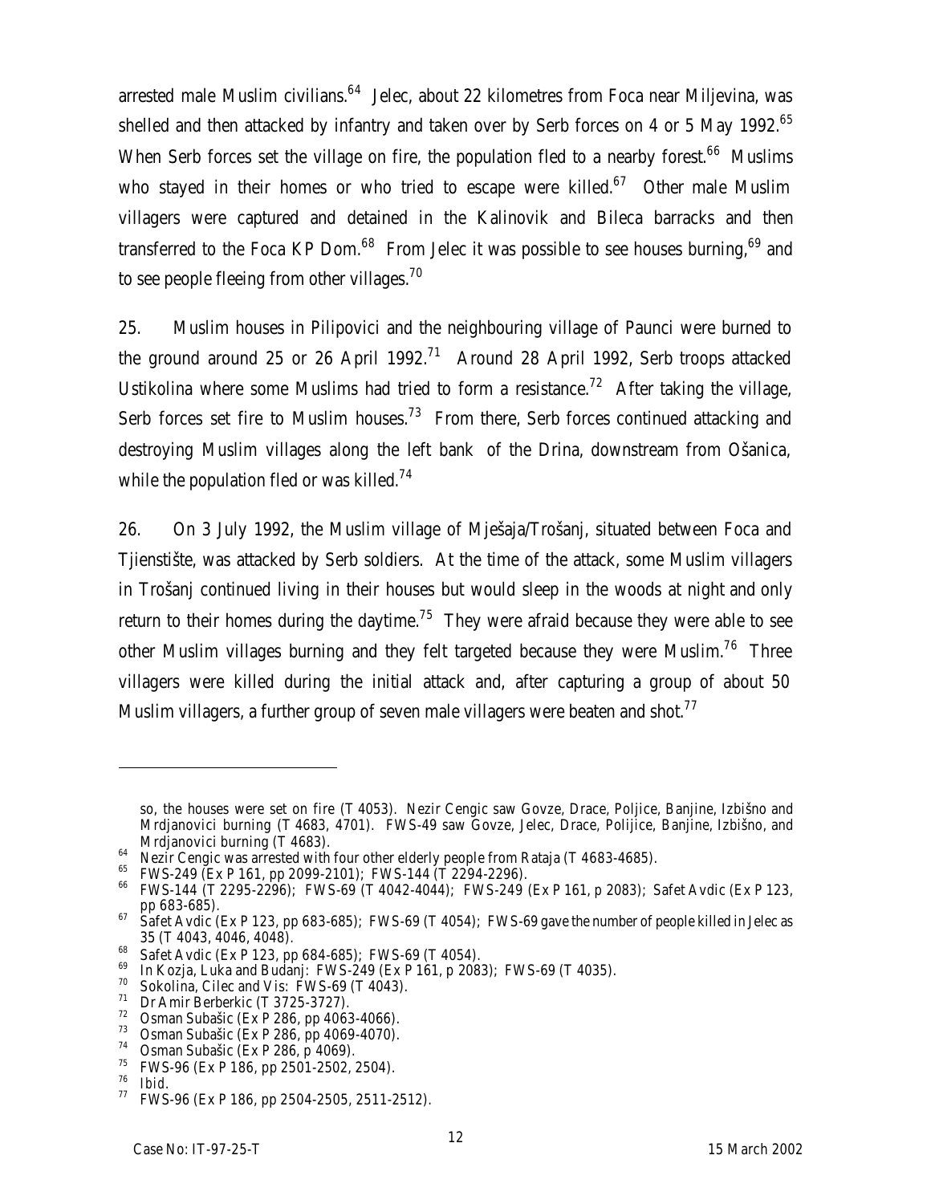arrested male Muslim civilians.[64] Jelec, about 22 kilometres from Foca near Miljevina, was shelled and then attacked by infantry and taken over by Serb forces on 4 or 5 May 1992.[65] When Serb forces set the village on fire, the population fled to a nearby forest.[66] Muslims who stayed in their homes or who tried to escape were killed.[67] Other male Muslim villagers were captured and detained in the Kalinovik and Bileca barracks and then transferred to the Foca KP Dom.[68] From Jelec it was possible to see houses burning,[69] and to see people fleeing from other villages.[70]

25. Muslim houses in Pilipovici and the neighbouring village of Paunci were burned to the ground around 25 or 26 April 1992.[71] Around 28 April 1992, Serb troops attacked Ustikolina where some Muslims had tried to form a resistance.[72] After taking the village, Serb forces set fire to Muslim houses.[73] From there, Serb forces continued attacking and destroying Muslim villages along the left bank of the Drina, downstream from Ošanica, while the population fled or was killed.[74]

26. On 3 July 1992, the Muslim village of Mješaja/Trošanj, situated between Foca and Tjentište, was attacked by Serb soldiers. At the time of the attack, some Muslim villagers in Trošanj continued living in their houses but would sleep in the woods at night and only return to their homes during the daytime.[75] They were afraid because they were able to see other Muslim villages burning and they felt targeted because they were Muslim.[76] Three villagers were killed during the initial attack and, after capturing a group of about 50 Muslim villagers, a further group of seven male villagers were beaten and shot.[77]

---

so, the houses were set on fire (T 4053). Nezir Cengic saw Govze, Drace, Poljice, Banjine, Izbišno and Mrdjanovici burning (T 4683, 4701). FWS-49 saw Govze, Jelec, Drace, Polijice, Banjine, Izbišno, and Mrdjanovici burning (T 4683).

[64] Nezir Cengic was arrested with four other elderly people from Rataja (T 4683-4685).

[65] FWS-249 (Ex P 161, pp 2099-2101); FWS-144 (T 2294-2296).

[66] FWS-144 (T 2295-2296); FWS-69 (T 4042-4044); FWS-249 (Ex P 161, p 2083); Safet Avdic (Ex P 123, pp 683-685).

[67] Safet Avdic (Ex P 123, pp 683-685); FWS-69 (T 4054); FWS-69 gave the number of people killed in Jelec as 35 (T 4043, 4046, 4048).

[68] Safet Avdic (Ex P 123, pp 684-685); FWS-69 (T 4054).

[69] In Kozja, Luka and Budanj: FWS-249 (Ex P 161, p 2083); FWS-69 (T 4035).

[70] Sokolina, Cilec and Vis: FWS-69 (T 4043).

[71] Dr Amir Berberkic (T 3725-3727).

[72] Osman Subašic (Ex P 286, pp 4063-4066).

[73] Osman Subašic (Ex P 286, pp 4069-4070).

[74] Osman Subašic (Ex P 286, p 4069).

[75] FWS-96 (Ex P 186, pp 2501-2502, 2504).

[76] *Ibid.*

[77] FWS-96 (Ex P 186, pp 2504-2505, 2511-2512).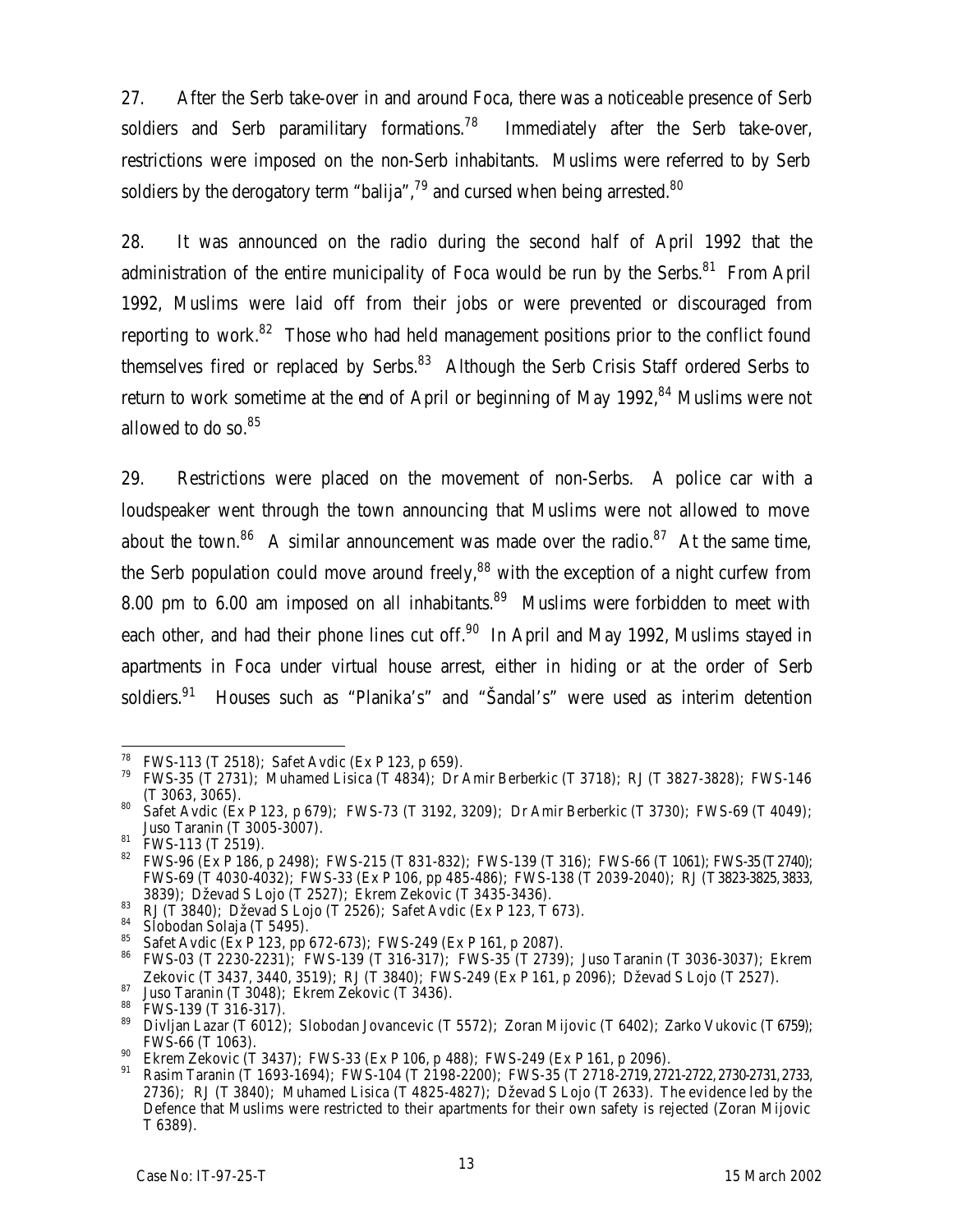27. After the Serb take-over in and around Foca, there was a noticeable presence of Serb soldiers and Serb paramilitary formations.[78] Immediately after the Serb take-over, restrictions were imposed on the non-Serb inhabitants. Muslims were referred to by Serb soldiers by the derogatory term "balija",[79] and cursed when being arrested.[80]

28. It was announced on the radio during the second half of April 1992 that the administration of the entire municipality of Foca would be run by the Serbs.[81] From April 1992, Muslims were laid off from their jobs or were prevented or discouraged from reporting to work.[82] Those who had held management positions prior to the conflict found themselves fired or replaced by Serbs.[83] Although the Serb Crisis Staff ordered Serbs to return to work sometime at the end of April or beginning of May 1992,[84] Muslims were not allowed to do so.[85]

29. Restrictions were placed on the movement of non-Serbs. A police car with a loudspeaker went through the town announcing that Muslims were not allowed to move about the town.[86] A similar announcement was made over the radio.[87] At the same time, the Serb population could move around freely,[88] with the exception of a night curfew from 8.00 pm to 6.00 am imposed on all inhabitants.[89] Muslims were forbidden to meet with each other, and had their phone lines cut off.[90] In April and May 1992, Muslims stayed in apartments in Foca under virtual house arrest, either in hiding or at the order of Serb soldiers.[91] Houses such as "Planika's" and "Šandal's" were used as interim detention

---

[78] FWS-113 (T 2518); Safet Avdic (Ex P 123, p 659).

[79] FWS-35 (T 2731); Muhamed Lisica (T 4834); Dr Amir Berberkic (T 3718); RJ (T 3827-3828); FWS-146 (T 3063, 3065).

[80] Safet Avdic (Ex P 123, p 679); FWS-73 (T 3192, 3209); Dr Amir Berberkic (T 3730); FWS-69 (T 4049); Juso Taranin (T 3005-3007).

[81] FWS-113 (T 2519).

[82] FWS-96 (Ex P 186, p 2498); FWS-215 (T 831-832); FWS-139 (T 316); FWS-66 (T 1061); FWS-35 (T 2740); FWS-69 (T 4030-4032); FWS-33 (Ex P 106, pp 485-486); FWS-138 (T 2039-2040); RJ (T 3823-3825, 3833, 3839); Dževad S Lojo (T 2527); Ekrem Zekovic (T 3435-3436).

[83] RJ (T 3840); Dževad S Lojo (T 2526); Safet Avdic (Ex P 123, T 673).

[84] Slobodan Solaja (T 5495).

[85] Safet Avdic (Ex P 123, pp 672-673); FWS-249 (Ex P 161, p 2087).

[86] FWS-03 (T 2230-2231); FWS-139 (T 316-317); FWS-35 (T 2739); Juso Taranin (T 3036-3037); Ekrem Zekovic (T 3437, 3440, 3519); RJ (T 3840); FWS-249 (Ex P 161, p 2096); Dževad S Lojo (T 2527).

[87] Juso Taranin (T 3048); Ekrem Zekovic (T 3436).

[88] FWS-139 (T 316-317).

[89] Divljan Lazar (T 6012); Slobodan Jovancevic (T 5572); Zoran Mijovic (T 6402); Zarko Vukovic (T 6759); FWS-66 (T 1063).

[90] Ekrem Zekovic (T 3437); FWS-33 (Ex P 106, p 488); FWS-249 (Ex P 161, p 2096).

[91] Rasim Taranin (T 1693-1694); FWS-104 (T 2198-2200); FWS-35 (T 2718-2719, 2721-2722, 2730-2731, 2733, 2736); RJ (T 3840); Muhamed Lisica (T 4825-4827); Dževad S Lojo (T 2633). The evidence led by the Defence that Muslims were restricted to their apartments for their own safety is rejected (Zoran Mijovic T 6389).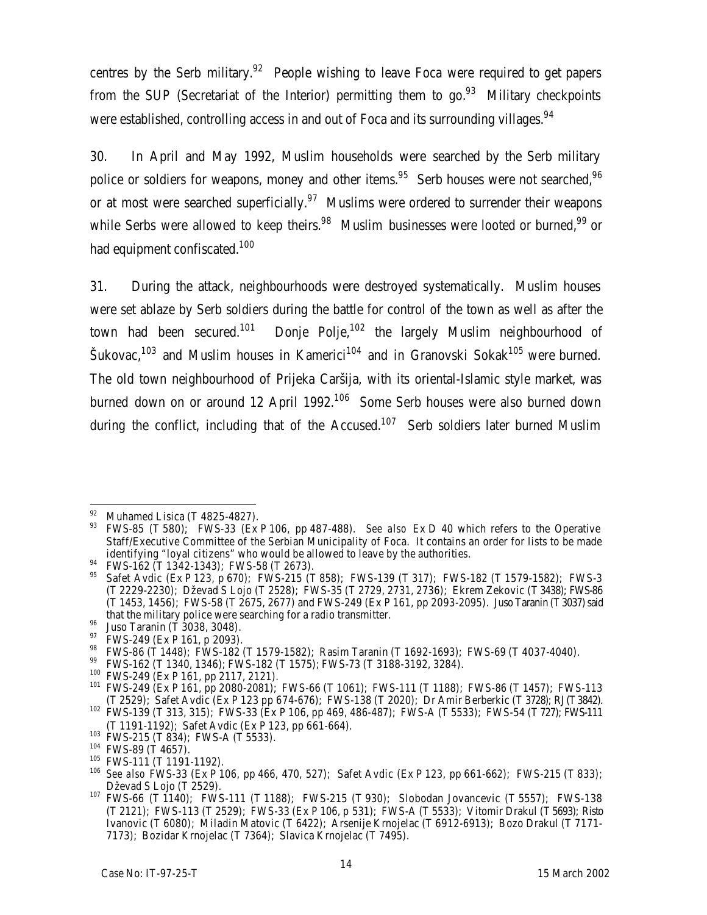centres by the Serb military.[92] People wishing to leave Foca were required to get papers from the SUP (Secretariat of the Interior) permitting them to go.[93] Military checkpoints were established, controlling access in and out of Foca and its surrounding villages.[94]

30. In April and May 1992, Muslim households were searched by the Serb military police or soldiers for weapons, money and other items.[95] Serb houses were not searched,[96] or at most were searched superficially.[97] Muslims were ordered to surrender their weapons while Serbs were allowed to keep theirs.[98] Muslim businesses were looted or burned,[99] or had equipment confiscated.[100]

31. During the attack, neighbourhoods were destroyed systematically. Muslim houses were set ablaze by Serb soldiers during the battle for control of the town as well as after the town had been secured.[101] Donje Polje,[102] the largely Muslim neighbourhood of Šukovac,[103] and Muslim houses in Kamerici[104] and in Granovski Sokak[105] were burned. The old town neighbourhood of Prijeka Caršija, with its oriental-Islamic style market, was burned down on or around 12 April 1992.[106] Some Serb houses were also burned down during the conflict, including that of the Accused.[107] Serb soldiers later burned Muslim

---

[92] Muhamed Lisica (T 4825-4827).

[93] FWS-85 (T 580); FWS-33 (Ex P 106, pp 487-488). *See also* Ex D 40 which refers to the Operative Staff/Executive Committee of the Serbian Municipality of Foca. It contains an order for lists to be made identifying "loyal citizens" who would be allowed to leave by the authorities.

[94] FWS-162 (T 1342-1343); FWS-58 (T 2673).

[95] Safet Avdic (Ex P 123, p 670); FWS-215 (T 858); FWS-139 (T 317); FWS-182 (T 1579-1582); FWS-3 (T 2229-2230); Dževad S Lojo (T 2528); FWS-35 (T 2729, 2731, 2736); Ekrem Zekovic (T 3438); FWS-86 (T 1453, 1456); FWS-58 (T 2675, 2677) and FWS-249 (Ex P 161, pp 2093-2095). Juso Taranin (T 3037) said that the military police were searching for a radio transmitter.

[96] Juso Taranin (T 3038, 3048).

[97] FWS-249 (Ex P 161, p 2093).

[98] FWS-86 (T 1448); FWS-182 (T 1579-1582); Rasim Taranin (T 1692-1693); FWS-69 (T 4037-4040).

[99] FWS-162 (T 1340, 1346); FWS-182 (T 1575); FWS-73 (T 3188-3192, 3284).

[100] FWS-249 (Ex P 161, pp 2117, 2121).

[101] FWS-249 (Ex P 161, pp 2080-2081); FWS-66 (T 1061); FWS-111 (T 1188); FWS-86 (T 1457); FWS-113 (T 2529); Safet Avdic (Ex P 123 pp 674-676); FWS-138 (T 2020); Dr Amir Berberkic (T 3728); RJ (T 3842).

[102] FWS-139 (T 313, 315); FWS-33 (Ex P 106, pp 469, 486-487); FWS-A (T 5533); FWS-54 (T 727); FWS-111 (T 1191-1192); Safet Avdic (Ex P 123, pp 661-664).

[103] FWS-215 (T 834); FWS-A (T 5533).

[104] FWS-89 (T 4657).

[105] FWS-111 (T 1191-1192).

[106] *See also* FWS-33 (Ex P 106, pp 466, 470, 527); Safet Avdic (Ex P 123, pp 661-662); FWS-215 (T 833); Dževad S Lojo (T 2529).

[107] FWS-66 (T 1140); FWS-111 (T 1188); FWS-215 (T 930); Slobodan Jovancevic (T 5557); FWS-138 (T 2121); FWS-113 (T 2529); FWS-33 (Ex P 106, p 531); FWS-A (T 5533); Vitomir Drakul (T 5693); Risto Ivanovic (T 6080); Miladin Matovic (T 6422); Arsenije Krnojelac (T 6912-6913); Bozo Drakul (T 7171-7173); Bozidar Krnojelac (T 7364); Slavica Krnojelac (T 7495).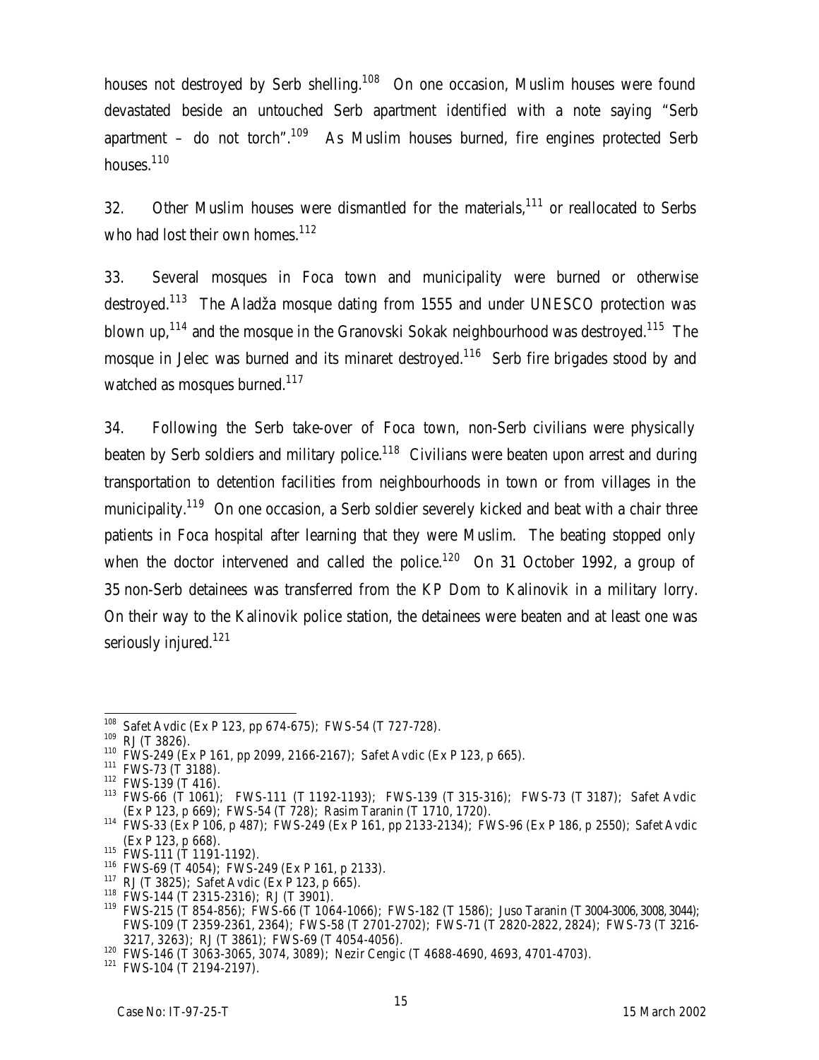houses not destroyed by Serb shelling.[108] On one occasion, Muslim houses were found devastated beside an untouched Serb apartment identified with a note saying "Serb apartment – do not torch".[109] As Muslim houses burned, fire engines protected Serb houses.[110]

32. Other Muslim houses were dismantled for the materials,[111] or reallocated to Serbs who had lost their own homes.[112]

33. Several mosques in Foca town and municipality were burned or otherwise destroyed.[113] The Aladža mosque dating from 1555 and under UNESCO protection was blown up,[114] and the mosque in the Granovski Sokak neighbourhood was destroyed.[115] The mosque in Jelec was burned and its minaret destroyed.[116] Serb fire brigades stood by and watched as mosques burned.[117]

34. Following the Serb take-over of Foca town, non-Serb civilians were physically beaten by Serb soldiers and military police.[118] Civilians were beaten upon arrest and during transportation to detention facilities from neighbourhoods in town or from villages in the municipality.[119] On one occasion, a Serb soldier severely kicked and beat with a chair three patients in Foca hospital after learning that they were Muslim. The beating stopped only when the doctor intervened and called the police.[120] On 31 October 1992, a group of 35 non-Serb detainees was transferred from the KP Dom to Kalinovik in a military lorry. On their way to the Kalinovik police station, the detainees were beaten and at least one was seriously injured.[121]

---

[108] Safet Avdic (Ex P 123, pp 674-675); FWS-54 (T 727-728).

[109] RJ (T 3826).

[110] FWS-249 (Ex P 161, pp 2099, 2166-2167); Safet Avdic (Ex P 123, p 665).

[111] FWS-73 (T 3188).

[112] FWS-139 (T 416).

[113] FWS-66 (T 1061); FWS-111 (T 1192-1193); FWS-139 (T 315-316); FWS-73 (T 3187); Safet Avdic (Ex P 123, p 669); FWS-54 (T 728); Rasim Taranin (T 1710, 1720).

[114] FWS-33 (Ex P 106, p 487); FWS-249 (Ex P 161, pp 2133-2134); FWS-96 (Ex P 186, p 2550); Safet Avdic (Ex P 123, p 668).

[115] FWS-111 (T 1191-1192).

[116] FWS-69 (T 4054); FWS-249 (Ex P 161, p 2133).

[117] RJ (T 3825); Safet Avdic (Ex P 123, p 665).

[118] FWS-144 (T 2315-2316); RJ (T 3901).

[119] FWS-215 (T 854-856); FWS-66 (T 1064-1066); FWS-182 (T 1586); Juso Taranin (T 3004-3006, 3008, 3044); FWS-109 (T 2359-2361, 2364); FWS-58 (T 2701-2702); FWS-71 (T 2820-2822, 2824); FWS-73 (T 3216-3217, 3263); RJ (T 3861); FWS-69 (T 4054-4056).

[120] FWS-146 (T 3063-3065, 3074, 3089); Nezir Cengic (T 4688-4690, 4693, 4701-4703).

[121] FWS-104 (T 2194-2197).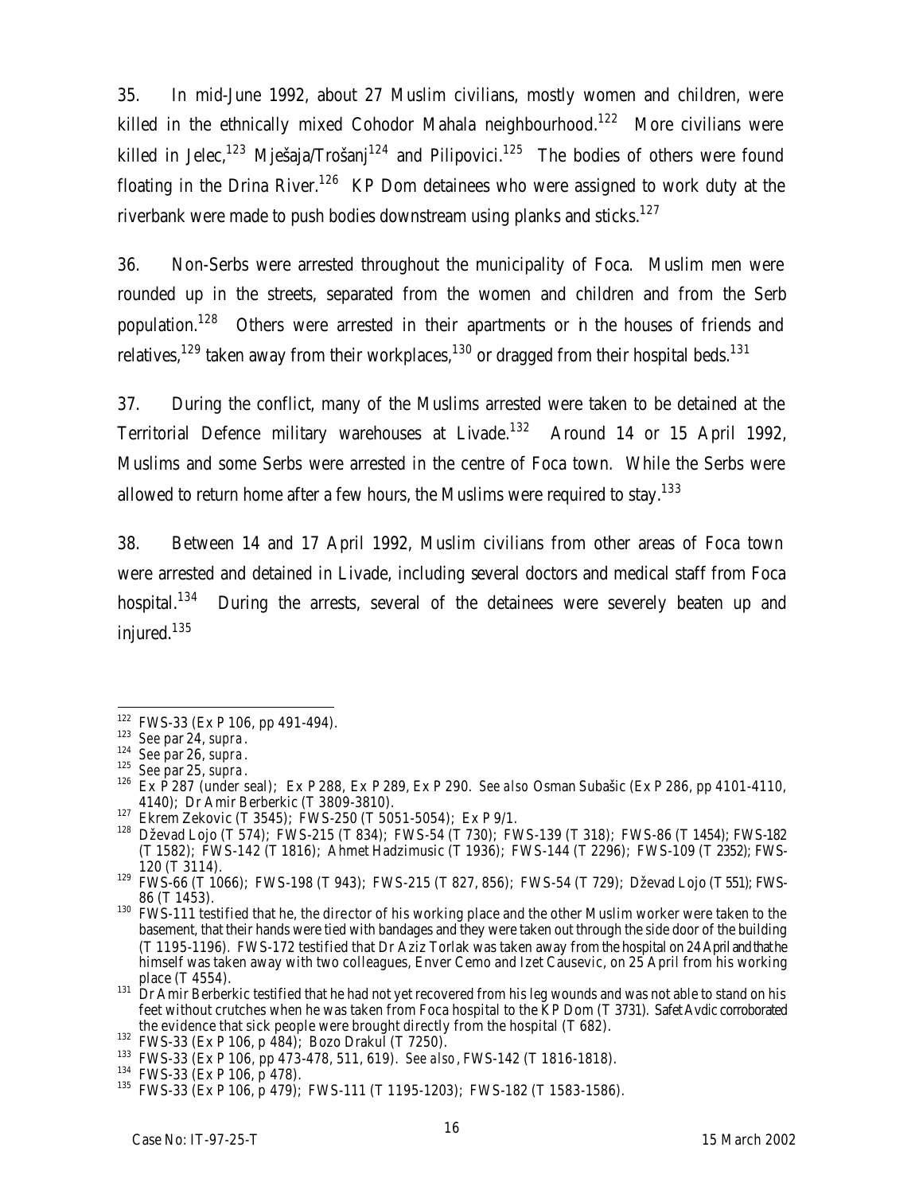35. In mid-June 1992, about 27 Muslim civilians, mostly women and children, were killed in the ethnically mixed Cohodor Mahala neighbourhood.[122] More civilians were killed in Jelec,[123] Mješaja/Trošanj[124] and Pilipovici.[125] The bodies of others were found floating in the Drina River.[126] KP Dom detainees who were assigned to work duty at the riverbank were made to push bodies downstream using planks and sticks.[127]

36. Non-Serbs were arrested throughout the municipality of Foca. Muslim men were rounded up in the streets, separated from the women and children and from the Serb population.[128] Others were arrested in their apartments or in the houses of friends and relatives,[129] taken away from their workplaces,[130] or dragged from their hospital beds.[131]

37. During the conflict, many of the Muslims arrested were taken to be detained at the Territorial Defence military warehouses at Livade.[132] Around 14 or 15 April 1992, Muslims and some Serbs were arrested in the centre of Foca town. While the Serbs were allowed to return home after a few hours, the Muslims were required to stay.[133]

38. Between 14 and 17 April 1992, Muslim civilians from other areas of Foca town were arrested and detained in Livade, including several doctors and medical staff from Foca hospital.[134] During the arrests, several of the detainees were severely beaten up and injured.[135]

---

[122] FWS-33 (Ex P 106, pp 491-494).

[123] *See* par 24, *supra*.

[124] *See* par 26, *supra*.

[125] *See* par 25, *supra*.

[126] Ex P 287 (under seal); Ex P 288, Ex P 289, Ex P 290. *See also* Osman Subašic (Ex P 286, pp 4101-4110, 4140); Dr Amir Berberkic (T 3809-3810).

[127] Ekrem Zekovic (T 3545); FWS-250 (T 5051-5054); Ex P 9/1.

[128] Dževad Lojo (T 574); FWS-215 (T 834); FWS-54 (T 730); FWS-139 (T 318); FWS-86 (T 1454); FWS-182 (T 1582); FWS-142 (T 1816); Ahmet Hadzimusic (T 1936); FWS-144 (T 2296); FWS-109 (T 2352); FWS-120 (T 3114).

[129] FWS-66 (T 1066); FWS-198 (T 943); FWS-215 (T 827, 856); FWS-54 (T 729); Dževad Lojo (T 551); FWS-86 (T 1453).

[130] FWS-111 testified that he, the director of his working place and the other Muslim worker were taken to the basement, that their hands were tied with bandages and they were taken out through the side door of the building (T 1195-1196). FWS-172 testified that Dr Aziz Torlak was taken away from the hospital on 24 April and that he himself was taken away with two colleagues, Enver Cemo and Izet Causevic, on 25 April from his working place (T 4554).

[131] Dr Amir Berberkic testified that he had not yet recovered from his leg wounds and was not able to stand on his feet without crutches when he was taken from Foca hospital to the KP Dom (T 3731). Safet Avdic corroborated the evidence that sick people were brought directly from the hospital (T 682).

[132] FWS-33 (Ex P 106, p 484); Bozo Drakul (T 7250).

[133] FWS-33 (Ex P 106, pp 473-478, 511, 619). *See also*, FWS-142 (T 1816-1818).

[134] FWS-33 (Ex P 106, p 478).

[135] FWS-33 (Ex P 106, p 479); FWS-111 (T 1195-1203); FWS-182 (T 1583-1586).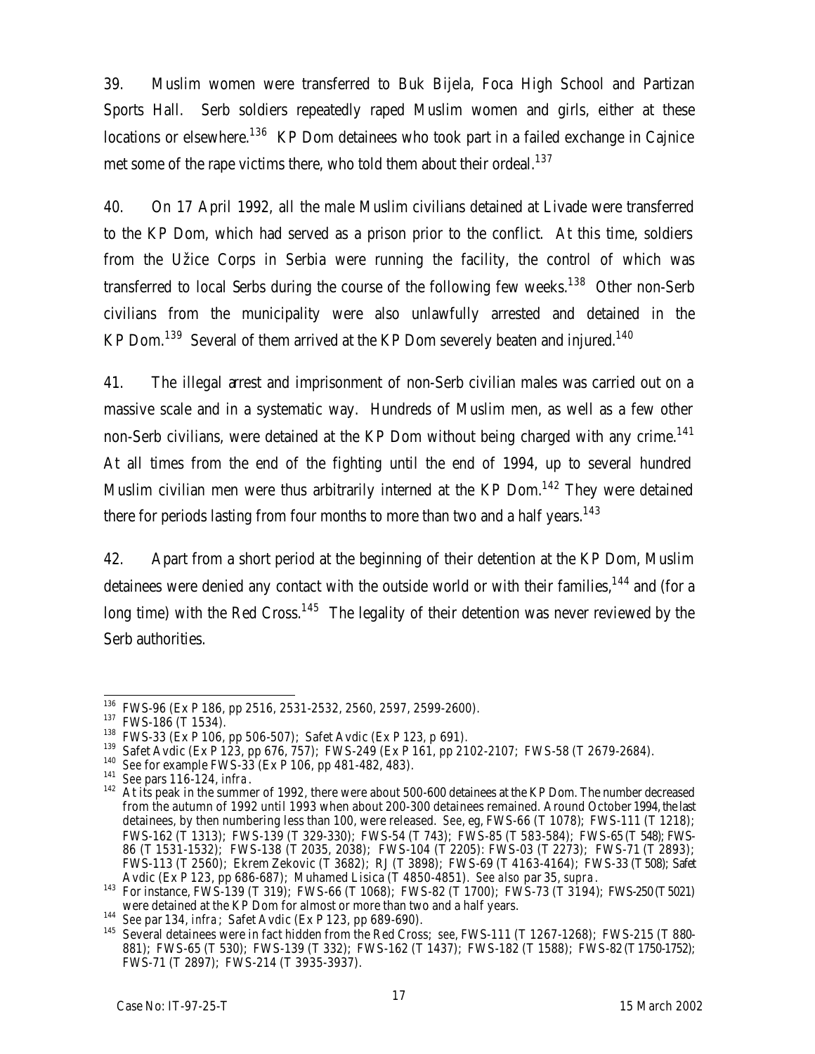39. Muslim women were transferred to Buk Bijela, Foca High School and Partizan Sports Hall. Serb soldiers repeatedly raped Muslim women and girls, either at these locations or elsewhere.[136] KP Dom detainees who took part in a failed exchange in Cajnice met some of the rape victims there, who told them about their ordeal.[137]

40. On 17 April 1992, all the male Muslim civilians detained at Livade were transferred to the KP Dom, which had served as a prison prior to the conflict. At this time, soldiers from the Užice Corps in Serbia were running the facility, the control of which was transferred to local Serbs during the course of the following few weeks.[138] Other non-Serb civilians from the municipality were also unlawfully arrested and detained in the KP Dom.[139] Several of them arrived at the KP Dom severely beaten and injured.[140]

41. The illegal arrest and imprisonment of non-Serb civilian males was carried out on a massive scale and in a systematic way. Hundreds of Muslim men, as well as a few other non-Serb civilians, were detained at the KP Dom without being charged with any crime.[141] At all times from the end of the fighting until the end of 1994, up to several hundred Muslim civilian men were thus arbitrarily interned at the KP Dom.[142] They were detained there for periods lasting from four months to more than two and a half years.[143]

42. Apart from a short period at the beginning of their detention at the KP Dom, Muslim detainees were denied any contact with the outside world or with their families,[144] and (for a long time) with the Red Cross.[145] The legality of their detention was never reviewed by the Serb authorities.

---

[136] FWS-96 (Ex P 186, pp 2516, 2531-2532, 2560, 2597, 2599-2600).

[137] FWS-186 (T 1534).

[138] FWS-33 (Ex P 106, pp 506-507); Safet Avdic (Ex P 123, p 691).

[139] Safet Avdic (Ex P 123, pp 676, 757); FWS-249 (Ex P 161, pp 2102-2107; FWS-58 (T 2679-2684).

[140] *See for example* FWS-33 (Ex P 106, pp 481-482, 483).

[141] *See* pars 116-124, *infra*.

[142] At its peak in the summer of 1992, there were about 500-600 detainees at the KP Dom. The number decreased from the autumn of 1992 until 1993 when about 200-300 detainees remained. Around October 1994, the last detainees, by then numbering less than 100, were released. *See, eg,* FWS-66 (T 1078); FWS-111 (T 1218); FWS-162 (T 1313); FWS-139 (T 329-330); FWS-54 (T 743); FWS-85 (T 583-584); FWS-65 (T 548); FWS-86 (T 1531-1532); FWS-138 (T 2035, 2038); FWS-104 (T 2205): FWS-03 (T 2273); FWS-71 (T 2893); FWS-113 (T 2560); Ekrem Zekovic (T 3682); RJ (T 3898); FWS-69 (T 4163-4164); FWS-33 (T 508); Safet Avdic (Ex P 123, pp 686-687); Muhamed Lisica (T 4850-4851). *See also* par 35, *supra*.

[143] For instance, FWS-139 (T 319); FWS-66 (T 1068); FWS-82 (T 1700); FWS-73 (T 3194); FWS-250 (T 5021) were detained at the KP Dom for almost or more than two and a half years.

[144] *See* par 134, *infra*; Safet Avdic (Ex P 123, pp 689-690).

[145] Several detainees were in fact hidden from the Red Cross; *see*, FWS-111 (T 1267-1268); FWS-215 (T 880-881); FWS-65 (T 530); FWS-139 (T 332); FWS-162 (T 1437); FWS-182 (T 1588); FWS-82 (T 1750-1752); FWS-71 (T 2897); FWS-214 (T 3935-3937).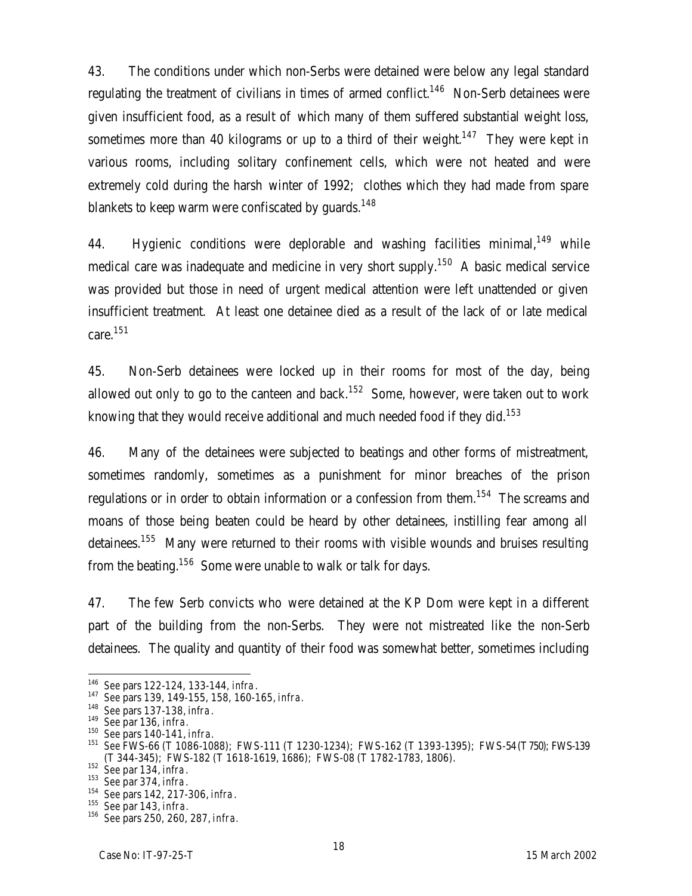43. The conditions under which non-Serbs were detained were below any legal standard regulating the treatment of civilians in times of armed conflict.[146] Non-Serb detainees were given insufficient food, as a result of which many of them suffered substantial weight loss, sometimes more than 40 kilograms or up to a third of their weight.[147] They were kept in various rooms, including solitary confinement cells, which were not heated and were extremely cold during the harsh winter of 1992; clothes which they had made from spare blankets to keep warm were confiscated by guards.[148]

44. Hygienic conditions were deplorable and washing facilities minimal,[149] while medical care was inadequate and medicine in very short supply.[150] A basic medical service was provided but those in need of urgent medical attention were left unattended or given insufficient treatment. At least one detainee died as a result of the lack of or late medical care.[151]

45. Non-Serb detainees were locked up in their rooms for most of the day, being allowed out only to go to the canteen and back.[152] Some, however, were taken out to work knowing that they would receive additional and much needed food if they did.[153]

46. Many of the detainees were subjected to beatings and other forms of mistreatment, sometimes randomly, sometimes as a punishment for minor breaches of the prison regulations or in order to obtain information or a confession from them.[154] The screams and moans of those being beaten could be heard by other detainees, instilling fear among all detainees.[155] Many were returned to their rooms with visible wounds and bruises resulting from the beating.[156] Some were unable to walk or talk for days.

47. The few Serb convicts who were detained at the KP Dom were kept in a different part of the building from the non-Serbs. They were not mistreated like the non-Serb detainees. The quality and quantity of their food was somewhat better, sometimes including

---

[146] See pars 122-124, 133-144, *infra*.

[147] See pars 139, 149-155, 158, 160-165, *infra*.

[148] See pars 137-138, *infra*.

[149] See par 136, *infra*.

[150] See pars 140-141, *infra*.

[151] See FWS-66 (T 1086-1088); FWS-111 (T 1230-1234); FWS-162 (T 1393-1395); FWS-54 (T 750); FWS-139 (T 344-345); FWS-182 (T 1618-1619, 1686); FWS-08 (T 1782-1783, 1806).

[152] See par 134, *infra*.

[153] See par 374, *infra*.

[154] See pars 142, 217-306, *infra*.

[155] See par 143, *infra*.

[156] See pars 250, 260, 287, *infra*.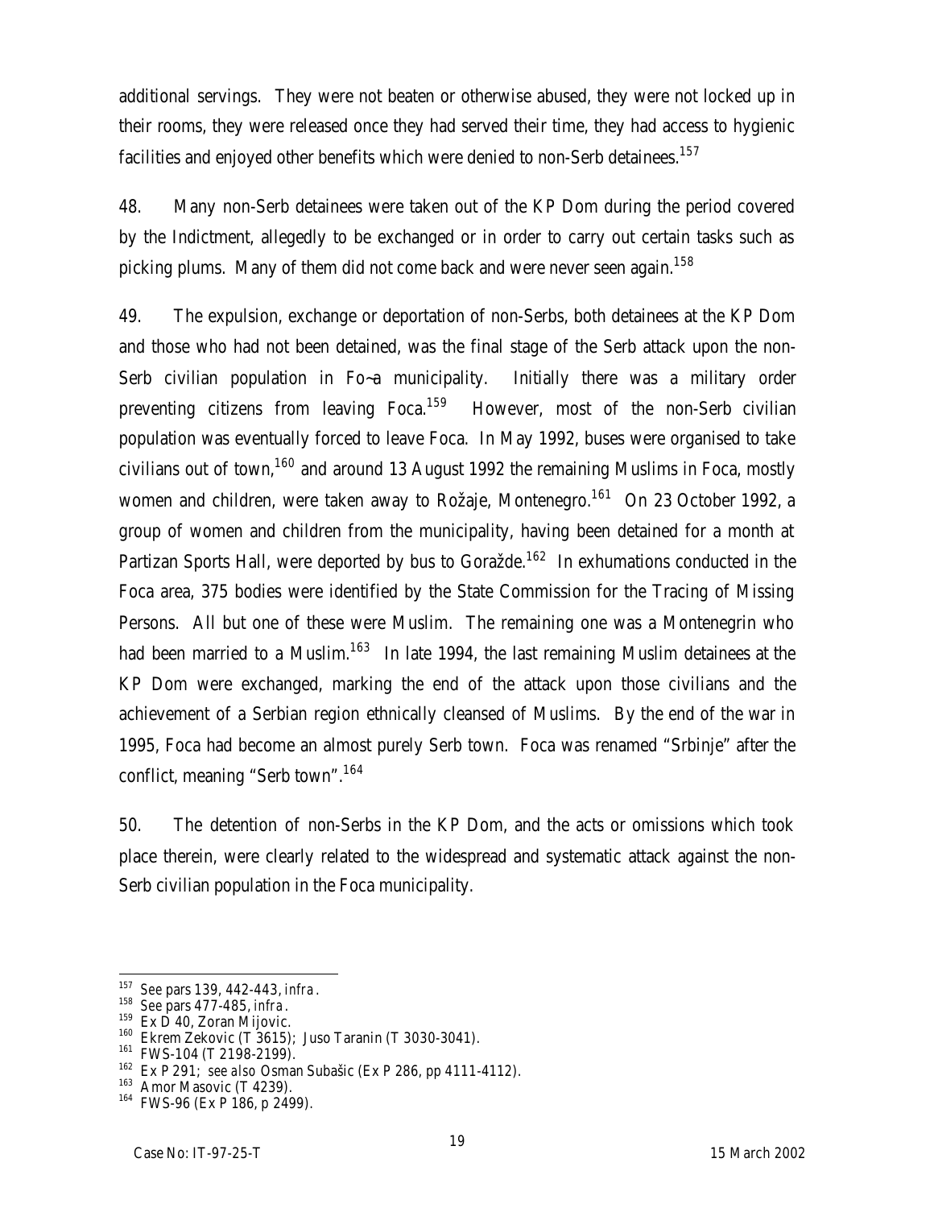additional servings. They were not beaten or otherwise abused, they were not locked up in their rooms, they were released once they had served their time, they had access to hygienic facilities and enjoyed other benefits which were denied to non-Serb detainees.[157]

48. Many non-Serb detainees were taken out of the KP Dom during the period covered by the Indictment, allegedly to be exchanged or in order to carry out certain tasks such as picking plums. Many of them did not come back and were never seen again.[158]

49. The expulsion, exchange or deportation of non-Serbs, both detainees at the KP Dom and those who had not been detained, was the final stage of the Serb attack upon the non-Serb civilian population in Fo~a municipality. Initially there was a military order preventing citizens from leaving Foca.[159] However, most of the non-Serb civilian population was eventually forced to leave Foca. In May 1992, buses were organised to take civilians out of town,[160] and around 13 August 1992 the remaining Muslims in Foca, mostly women and children, were taken away to Rožaje, Montenegro.[161] On 23 October 1992, a group of women and children from the municipality, having been detained for a month at Partizan Sports Hall, were deported by bus to Goražde.[162] In exhumations conducted in the Foca area, 375 bodies were identified by the State Commission for the Tracing of Missing Persons. All but one of these were Muslim. The remaining one was a Montenegrin who had been married to a Muslim.[163] In late 1994, the last remaining Muslim detainees at the KP Dom were exchanged, marking the end of the attack upon those civilians and the achievement of a Serbian region ethnically cleansed of Muslims. By the end of the war in 1995, Foca had become an almost purely Serb town. Foca was renamed "Srbinje" after the conflict, meaning "Serb town".[164]

50. The detention of non-Serbs in the KP Dom, and the acts or omissions which took place therein, were clearly related to the widespread and systematic attack against the non-Serb civilian population in the Foca municipality.

---

[157] *See* pars 139, 442-443, *infra*.

[158] *See* pars 477-485, *infra*.

[159] Ex D 40, Zoran Mijovic.

[160] Ekrem Zekovic (T 3615); Juso Taranin (T 3030-3041).

[161] FWS-104 (T 2198-2199).

[162] Ex P 291; *see also* Osman Subašic (Ex P 286, pp 4111-4112).

[163] Amor Masovic (T 4239).

[164] FWS-96 (Ex P 186, p 2499).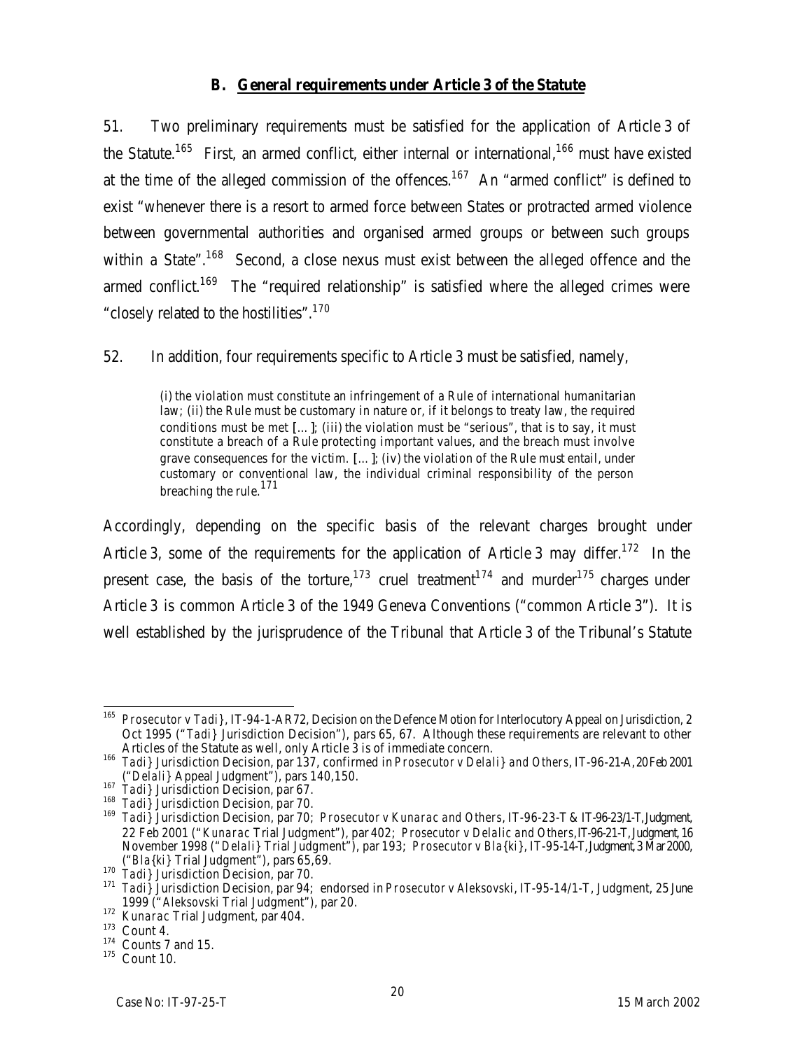### B. General requirements under Article 3 of the Statute

51. Two preliminary requirements must be satisfied for the application of Article 3 of the Statute.[165] First, an armed conflict, either internal or international,[166] must have existed at the time of the alleged commission of the offences.[167] An "armed conflict" is defined to exist "whenever there is a resort to armed force between States or protracted armed violence between governmental authorities and organised armed groups or between such groups within a State".[168] Second, a close nexus must exist between the alleged offence and the armed conflict.[169] The "required relationship" is satisfied where the alleged crimes were "closely related to the hostilities".[170]

52. In addition, four requirements specific to Article 3 must be satisfied, namely,

> (i) the violation must constitute an infringement of a Rule of international humanitarian law; (ii) the Rule must be customary in nature or, if it belongs to treaty law, the required conditions must be met [...]; (iii) the violation must be "serious", that is to say, it must constitute a breach of a Rule protecting important values, and the breach must involve grave consequences for the victim. [...]; (iv) the violation of the Rule must entail, under customary or conventional law, the individual criminal responsibility of the person breaching the rule.[171]

Accordingly, depending on the specific basis of the relevant charges brought under Article 3, some of the requirements for the application of Article 3 may differ.[172] In the present case, the basis of the torture,[173] cruel treatment[174] and murder[175] charges under Article 3 is common Article 3 of the 1949 Geneva Conventions ("common Article 3"). It is well established by the jurisprudence of the Tribunal that Article 3 of the Tribunal's Statute

---

[165] *Prosecutor v Tadi}*, IT-94-1-AR72, Decision on the Defence Motion for Interlocutory Appeal on Jurisdiction, 2 Oct 1995 ("*Tadi}* Jurisdiction Decision"), pars 65, 67. Although these requirements are relevant to other Articles of the Statute as well, only Article 3 is of immediate concern.

[166] *Tadi}* Jurisdiction Decision, par 137, confirmed in *Prosecutor v Delali} and Others*, IT-96-21-A, 20 Feb 2001 ("*Delali}* Appeal Judgment"), pars 140,150.

[167] *Tadi}* Jurisdiction Decision, par 67.

[168] *Tadi}* Jurisdiction Decision, par 70.

[169] *Tadi}* Jurisdiction Decision, par 70; *Prosecutor v Kunarac and Others*, IT-96-23-T & IT-96-23/1-T, Judgment, 22 Feb 2001 ("*Kunarac* Trial Judgment"), par 402; *Prosecutor v Delalic and Others*, IT-96-21-T, Judgment, 16 November 1998 ("*Delali}* Trial Judgment"), par 193; *Prosecutor v Bla{ki}*, IT-95-14-T, Judgment, 3 Mar 2000, ("*Bla{ki}* Trial Judgment"), pars 65,69.

[170] *Tadi}* Jurisdiction Decision, par 70.

[171] *Tadi}* Jurisdiction Decision, par 94; endorsed in *Prosecutor v Aleksovski*, IT-95-14/1-T, Judgment, 25 June 1999 ("Aleksovski Trial Judgment"), par 20.

[172] *Kunarac* Trial Judgment, par 404.

[173] Count 4.

[174] Counts 7 and 15.

[175] Count 10.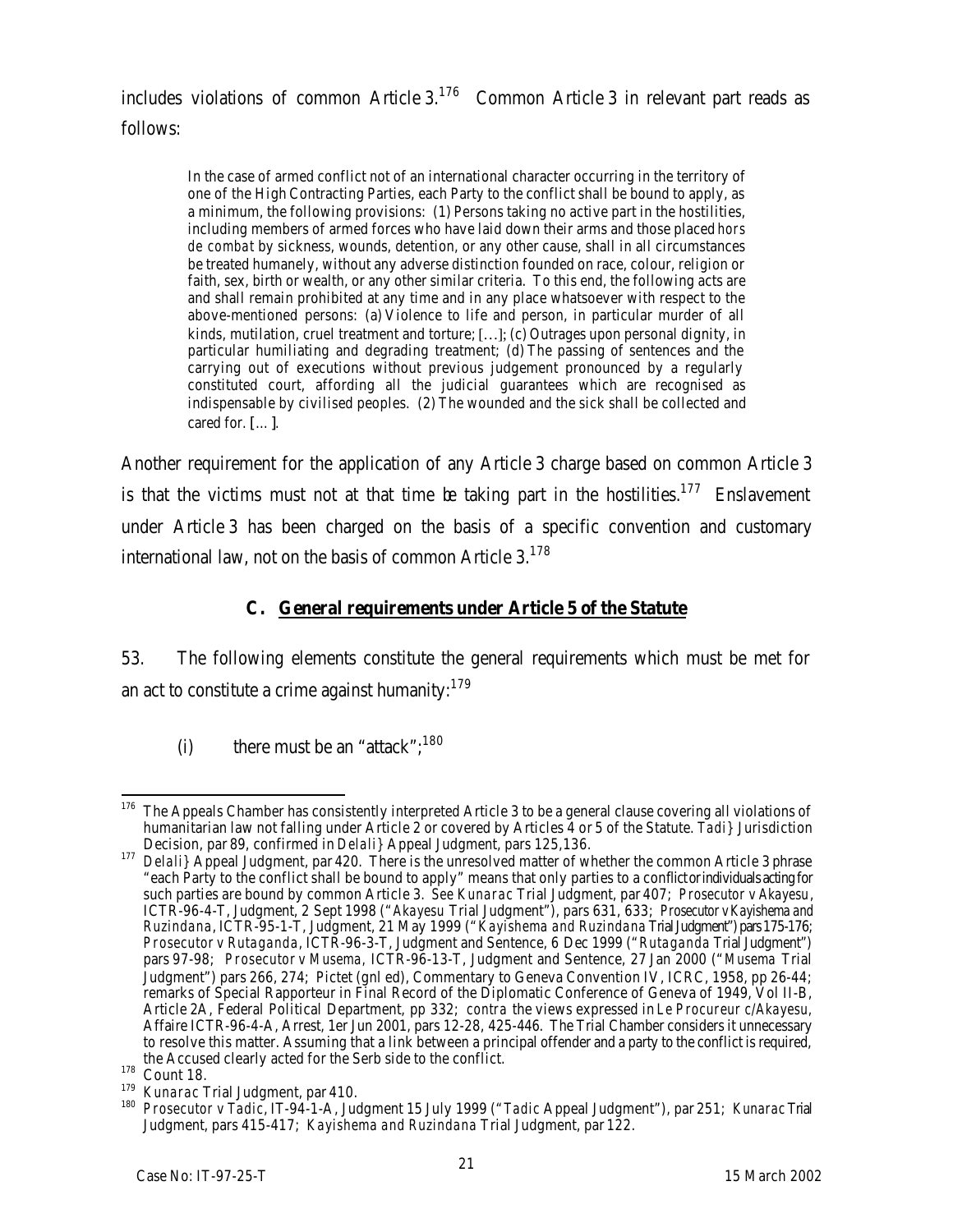includes violations of common Article 3.[176] Common Article 3 in relevant part reads as follows:

> In the case of armed conflict not of an international character occurring in the territory of one of the High Contracting Parties, each Party to the conflict shall be bound to apply, as a minimum, the following provisions: (1) Persons taking no active part in the hostilities, including members of armed forces who have laid down their arms and those placed *hors de combat* by sickness, wounds, detention, or any other cause, shall in all circumstances be treated humanely, without any adverse distinction founded on race, colour, religion or faith, sex, birth or wealth, or any other similar criteria. To this end, the following acts are and shall remain prohibited at any time and in any place whatsoever with respect to the above-mentioned persons: (a) Violence to life and person, in particular murder of all kinds, mutilation, cruel treatment and torture; [...]; (c) Outrages upon personal dignity, in particular humiliating and degrading treatment; (d) The passing of sentences and the carrying out of executions without previous judgement pronounced by a regularly constituted court, affording all the judicial guarantees which are recognised as indispensable by civilised peoples. (2) The wounded and the sick shall be collected and cared for. [...].

Another requirement for the application of any Article 3 charge based on common Article 3 is that the victims must not at that time be taking part in the hostilities.[177] Enslavement under Article 3 has been charged on the basis of a specific convention and customary international law, not on the basis of common Article 3.[178]

## C. General requirements under Article 5 of the Statute

53. The following elements constitute the general requirements which must be met for an act to constitute a crime against humanity:[179]

(i) there must be an "attack";[180]

---

[176] The Appeals Chamber has consistently interpreted Article 3 to be a general clause covering all violations of humanitarian law not falling under Article 2 or covered by Articles 4 or 5 of the Statute. *Tadi}* Jurisdiction Decision, par 89, confirmed in *Delali}* Appeal Judgment, pars 125,136.

[177] *Delali}* Appeal Judgment, par 420. There is the unresolved matter of whether the common Article 3 phrase "each Party to the conflict shall be bound to apply" means that only parties to a conflict or individuals acting for such parties are bound by common Article 3. *See Kunarac* Trial Judgment, par 407; *Prosecutor v Akayesu*, ICTR-96-4-T, Judgment, 2 Sept 1998 ("*Akayesu* Trial Judgment"), pars 631, 633; *Prosecutor v Kayishema and Ruzindana*, ICTR-95-1-T, Judgment, 21 May 1999 ("*Kayishema and Ruzindana* Trial Judgment") pars 175-176; *Prosecutor v Rutaganda*, ICTR-96-3-T, Judgment and Sentence, 6 Dec 1999 ("*Rutaganda* Trial Judgment") pars 97-98; *Prosecutor v Musema*, ICTR-96-13-T, Judgment and Sentence, 27 Jan 2000 ("*Musema* Trial Judgment") pars 266, 274; Pictet (gnl ed), Commentary to Geneva Convention IV, ICRC, 1958, pp 26-44; remarks of Special Rapporteur in Final Record of the Diplomatic Conference of Geneva of 1949, Vol II-B, Article 2A, Federal Political Department, pp 332; *contra* the views expressed in *Le Procureur c/Akayesu*, Affaire ICTR-96-4-A, Arrest, 1er Jun 2001, pars 12-28, 425-446. The Trial Chamber considers it unnecessary to resolve this matter. Assuming that a link between a principal offender and a party to the conflict is required, the Accused clearly acted for the Serb side to the conflict.

[178] Count 18.

[179] *Kunarac* Trial Judgment, par 410.

[180] *Prosecutor v Tadic*, IT-94-1-A, Judgment 15 July 1999 ("*Tadic* Appeal Judgment"), par 251; *Kunarac* Trial Judgment, pars 415-417; *Kayishema and Ruzindana* Trial Judgment, par 122.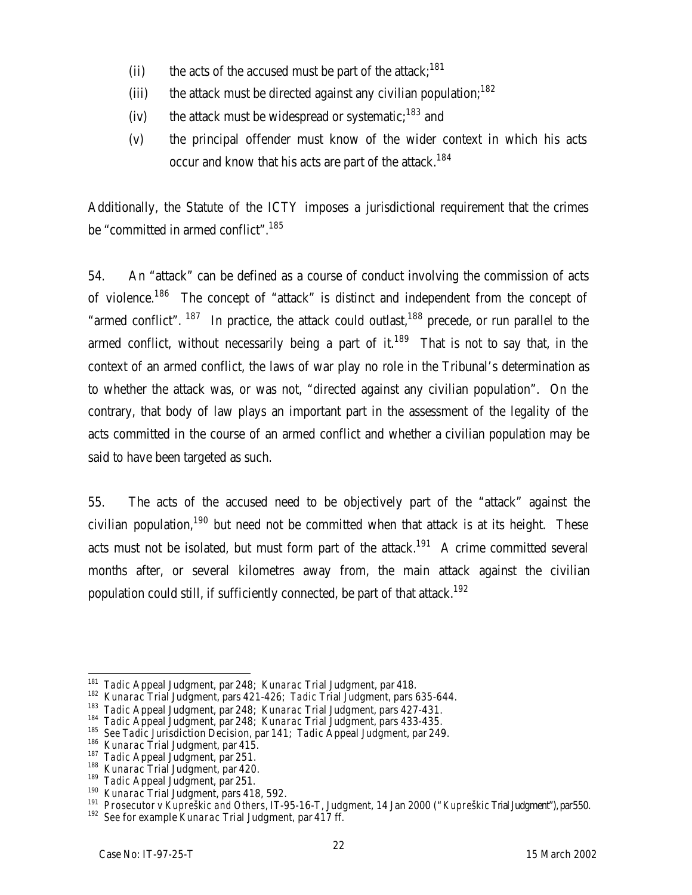(ii) the acts of the accused must be part of the attack;[181]

(iii) the attack must be directed against any civilian population;[182]

(iv) the attack must be widespread or systematic;[183] and

(v) the principal offender must know of the wider context in which his acts occur and know that his acts are part of the attack.[184]

Additionally, the Statute of the ICTY imposes a jurisdictional requirement that the crimes be "committed in armed conflict".[185]

54. An "attack" can be defined as a course of conduct involving the commission of acts of violence.[186] The concept of "attack" is distinct and independent from the concept of "armed conflict".[187] In practice, the attack could outlast,[188] precede, or run parallel to the armed conflict, without necessarily being a part of it.[189] That is not to say that, in the context of an armed conflict, the laws of war play no role in the Tribunal's determination as to whether the attack was, or was not, "directed against any civilian population". On the contrary, that body of law plays an important part in the assessment of the legality of the acts committed in the course of an armed conflict and whether a civilian population may be said to have been targeted as such.

55. The acts of the accused need to be objectively part of the "attack" against the civilian population,[190] but need not be committed when that attack is at its height. These acts must not be isolated, but must form part of the attack.[191] A crime committed several months after, or several kilometres away from, the main attack against the civilian population could still, if sufficiently connected, be part of that attack.[192]

---

[181] *Tadic* Appeal Judgment, par 248; *Kunarac* Trial Judgment, par 418.

[182] *Kunarac* Trial Judgment, pars 421-426; *Tadic* Trial Judgment, pars 635-644.

[183] *Tadic* Appeal Judgment, par 248; *Kunarac* Trial Judgment, pars 427-431.

[184] *Tadic* Appeal Judgment, par 248; *Kunarac* Trial Judgment, pars 433-435.

[185] See *Tadic* Jurisdiction Decision, par 141; *Tadic* Appeal Judgment, par 249.

[186] *Kunarac* Trial Judgment, par 415.

[187] *Tadic* Appeal Judgment, par 251.

[188] *Kunarac* Trial Judgment, par 420.

[189] *Tadic* Appeal Judgment, par 251.

[190] *Kunarac* Trial Judgment, pars 418, 592.

[191] *Prosecutor v Kupreškic and Others*, IT-95-16-T, Judgment, 14 Jan 2000 ("*Kupreškic* Trial Judgment"), par 550.

[192] See for example *Kunarac* Trial Judgment, par 417 ff.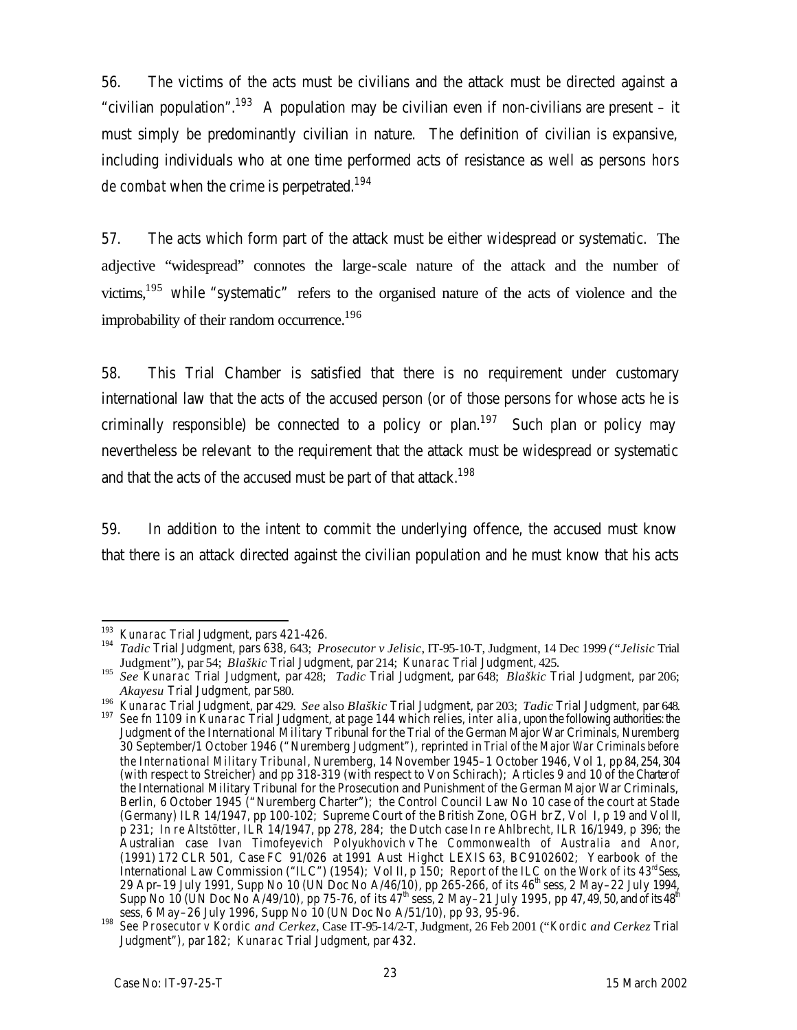56. The victims of the acts must be civilians and the attack must be directed against a "civilian population".[193] A population may be civilian even if non-civilians are present – it must simply be predominantly civilian in nature. The definition of civilian is expansive, including individuals who at one time performed acts of resistance as well as persons *hors de combat* when the crime is perpetrated.[194]

57. The acts which form part of the attack must be either widespread or systematic. The adjective "widespread" connotes the large-scale nature of the attack and the number of victims,[195] while "systematic" refers to the organised nature of the acts of violence and the improbability of their random occurrence.[196]

58. This Trial Chamber is satisfied that there is no requirement under customary international law that the acts of the accused person (or of those persons for whose acts he is criminally responsible) be connected to a policy or plan.[197] Such plan or policy may nevertheless be relevant to the requirement that the attack must be widespread or systematic and that the acts of the accused must be part of that attack.[198]

59. In addition to the intent to commit the underlying offence, the accused must know that there is an attack directed against the civilian population and he must know that his acts

---

[193] *Kunarac* Trial Judgment, pars 421-426.

[194] *Tadic* Trial Judgment, pars 638, 643; *Prosecutor v Jelisic*, IT-95-10-T, Judgment, 14 Dec 1999 ("*Jelisic* Trial Judgment"), par 54; *Blaškic* Trial Judgment, par 214; *Kunarac* Trial Judgment, 425.

[195] *See Kunarac* Trial Judgment, par 428; *Tadic* Trial Judgment, par 648; *Blaškic* Trial Judgment, par 206; *Akayesu* Trial Judgment, par 580.

[196] *Kunarac* Trial Judgment, par 429. *See* also *Blaškic* Trial Judgment, par 203; *Tadic* Trial Judgment, par 648.

[197] See fn 1109 in *Kunarac* Trial Judgment, at page 144 which relies, *inter alia*, upon the following authorities: the Judgment of the International Military Tribunal for the Trial of the German Major War Criminals, Nuremberg 30 September/1 October 1946 ("Nuremberg Judgment"), reprinted in *Trial of the Major War Criminals before the International Military Tribunal*, Nuremberg, 14 November 1945–1 October 1946, Vol 1, pp 84, 254, 304 (with respect to Streicher) and pp 318-319 (with respect to Von Schirach); Articles 9 and 10 of the Charter of the International Military Tribunal for the Prosecution and Punishment of the German Major War Criminals, Berlin, 6 October 1945 ("Nuremberg Charter"); the Control Council Law No 10 case of the court at Stade (Germany) ILR 14/1947, pp 100-102; Supreme Court of the British Zone, OGH br Z, Vol I, p 19 and Vol II, p 231; *In re Altstötter*, ILR 14/1947, pp 278, 284; the Dutch case *In re Ahlbrecht*, ILR 16/1949, p 396; the Australian case *Ivan Timofeyevich Polyukhovich v The Commonwealth of Australia and Anor*, (1991) 172 CLR 501, Case FC 91/026 at 1991 Aust Highct LEXIS 63, BC9102602; Yearbook of the International Law Commission ("ILC") (1954); Vol II, p 150; *Report of the ILC on the Work of its 43rd Sess*, 29 Apr–19 July 1991, Supp No 10 (UN Doc No A/46/10), pp 265-266, of its 46th sess, 2 May–22 July 1994, Supp No 10 (UN Doc No A/49/10), pp 75-76, of its 47th sess, 2 May–21 July 1995, pp 47, 49, 50, and of its 48th sess, 6 May–26 July 1996, Supp No 10 (UN Doc No A/51/10), pp 93, 95-96.

[198] See *Prosecutor v Kordic and Cerkez*, Case IT-95-14/2-T, Judgment, 26 Feb 2001 ("*Kordic and Cerkez* Trial Judgment"), par 182; *Kunarac* Trial Judgment, par 432.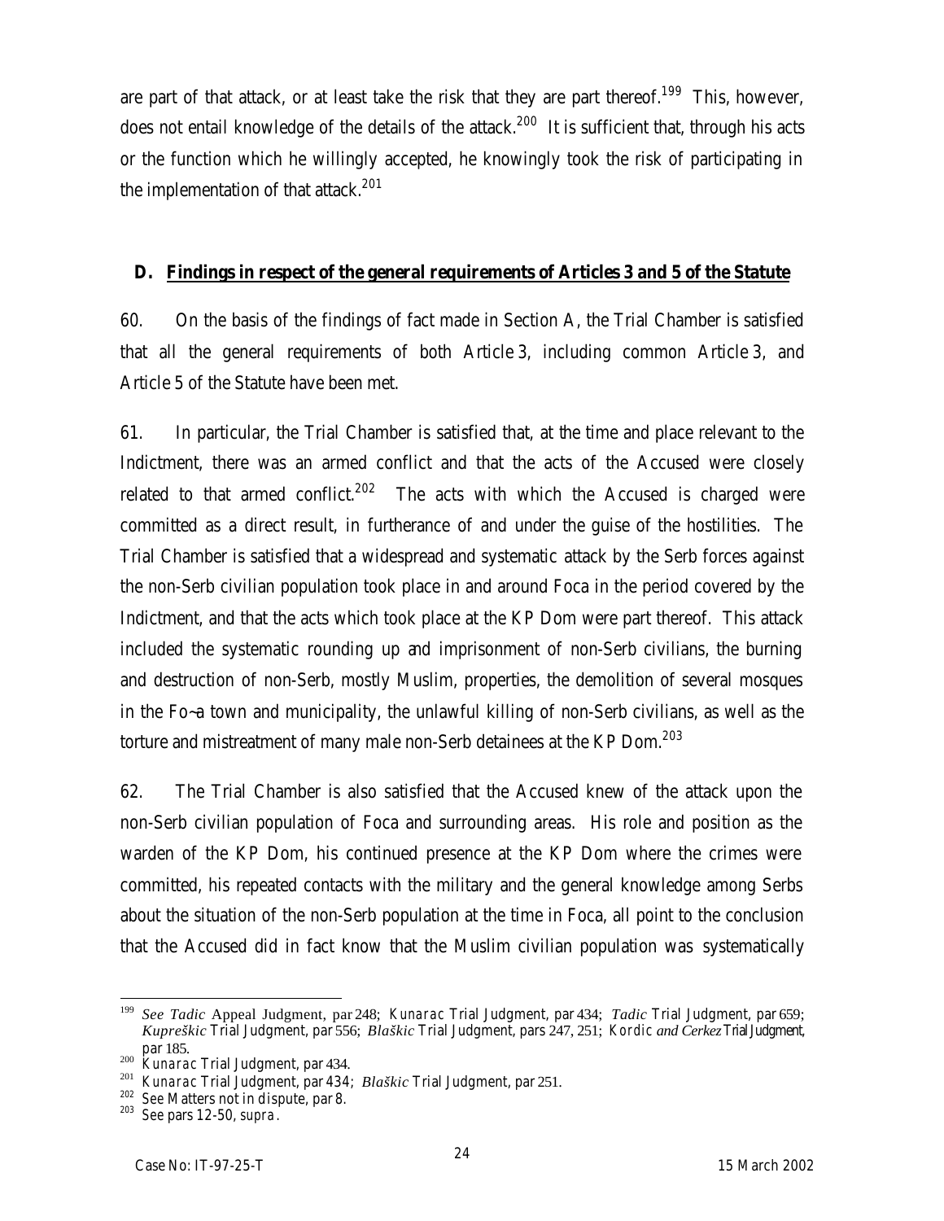are part of that attack, or at least take the risk that they are part thereof.[199] This, however, does not entail knowledge of the details of the attack.[200] It is sufficient that, through his acts or the function which he willingly accepted, he knowingly took the risk of participating in the implementation of that attack.[201]

## D. Findings in respect of the general requirements of Articles 3 and 5 of the Statute

60. On the basis of the findings of fact made in Section A, the Trial Chamber is satisfied that all the general requirements of both Article 3, including common Article 3, and Article 5 of the Statute have been met.

61. In particular, the Trial Chamber is satisfied that, at the time and place relevant to the Indictment, there was an armed conflict and that the acts of the Accused were closely related to that armed conflict.[202] The acts with which the Accused is charged were committed as a direct result, in furtherance of and under the guise of the hostilities. The Trial Chamber is satisfied that a widespread and systematic attack by the Serb forces against the non-Serb civilian population took place in and around Foca in the period covered by the Indictment, and that the acts which took place at the KP Dom were part thereof. This attack included the systematic rounding up and imprisonment of non-Serb civilians, the burning and destruction of non-Serb, mostly Muslim, properties, the demolition of several mosques in the Fo¬a town and municipality, the unlawful killing of non-Serb civilians, as well as the torture and mistreatment of many male non-Serb detainees at the KP Dom.[203]

62. The Trial Chamber is also satisfied that the Accused knew of the attack upon the non-Serb civilian population of Foca and surrounding areas. His role and position as the warden of the KP Dom, his continued presence at the KP Dom where the crimes were committed, his repeated contacts with the military and the general knowledge among Serbs about the situation of the non-Serb population at the time in Foca, all point to the conclusion that the Accused did in fact know that the Muslim civilian population was systematically

---

[199] *See Tadic* Appeal Judgment, par 248; *Kunarac* Trial Judgment, par 434; *Tadic* Trial Judgment, par 659; *Kupreškic* Trial Judgment, par 556; *Blaškic* Trial Judgment, pars 247, 251; *Kordic and Cerkez* Trial Judgment, par 185.

[200] *Kunarac* Trial Judgment, par 434.

[201] *Kunarac* Trial Judgment, par 434; *Blaškic* Trial Judgment, par 251.

[202] See Matters not in dispute, par 8.

[203] See pars 12-50, *supra*.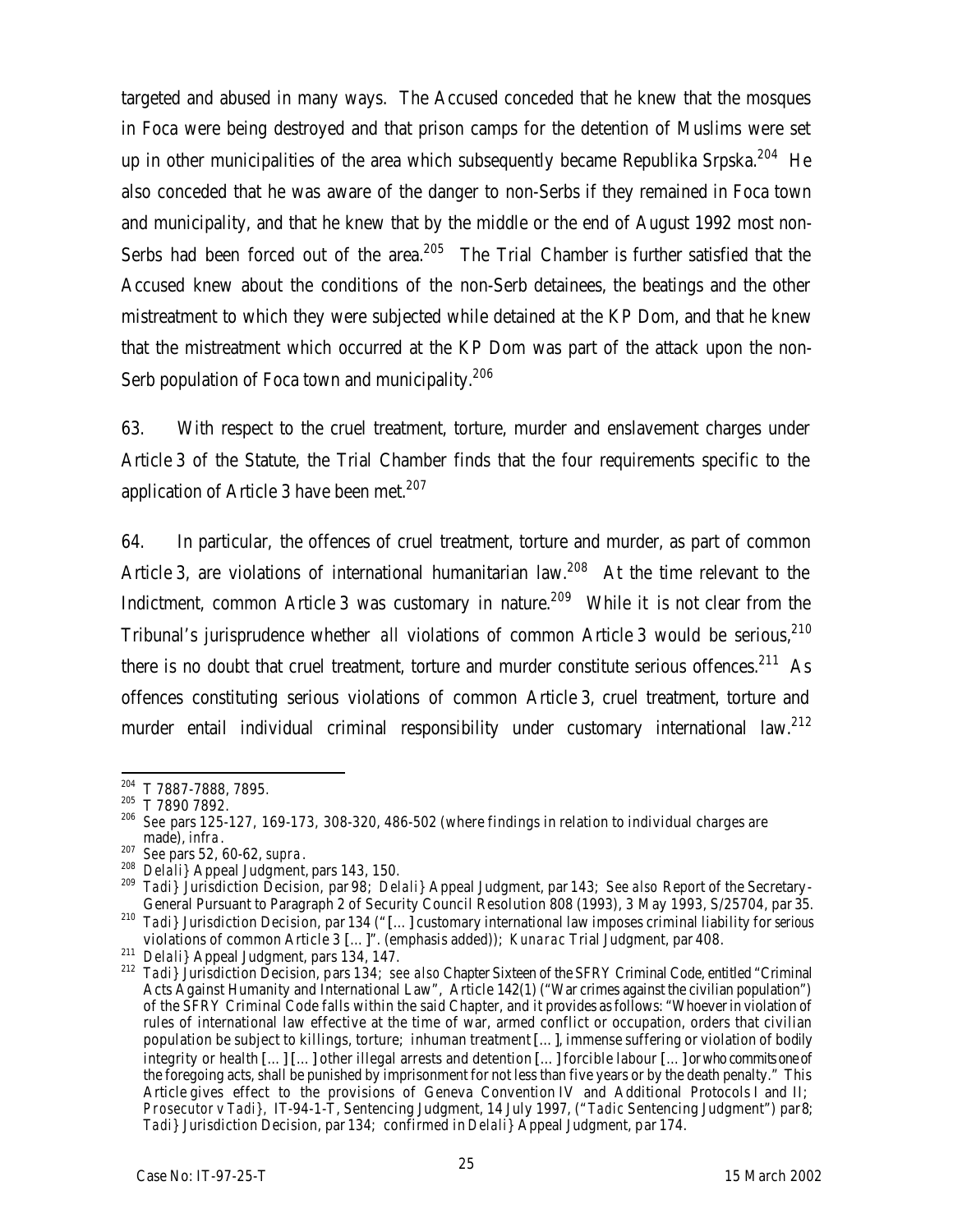targeted and abused in many ways. The Accused conceded that he knew that the mosques in Foca were being destroyed and that prison camps for the detention of Muslims were set up in other municipalities of the area which subsequently became Republika Srpska.[204] He also conceded that he was aware of the danger to non-Serbs if they remained in Foca town and municipality, and that he knew that by the middle or the end of August 1992 most non-Serbs had been forced out of the area.[205] The Trial Chamber is further satisfied that the Accused knew about the conditions of the non-Serb detainees, the beatings and the other mistreatment to which they were subjected while detained at the KP Dom, and that he knew that the mistreatment which occurred at the KP Dom was part of the attack upon the non-Serb population of Foca town and municipality.[206]

63. With respect to the cruel treatment, torture, murder and enslavement charges under Article 3 of the Statute, the Trial Chamber finds that the four requirements specific to the application of Article 3 have been met.[207]

64. In particular, the offences of cruel treatment, torture and murder, as part of common Article 3, are violations of international humanitarian law.[208] At the time relevant to the Indictment, common Article 3 was customary in nature.[209] While it is not clear from the Tribunal's jurisprudence whether *all* violations of common Article 3 would be serious,[210] there is no doubt that cruel treatment, torture and murder constitute serious offences.[211] As offences constituting serious violations of common Article 3, cruel treatment, torture and murder entail individual criminal responsibility under customary international law.[212]

---

[204] T 7887-7888, 7895.

[205] T 7890 7892.

[206] *See* pars 125-127, 169-173, 308-320, 486-502 (where findings in relation to individual charges are made), *infra*.

[207] *See* pars 52, 60-62, *supra*.

[208] *Delali}* Appeal Judgment, pars 143, 150.

[209] *Tadi}* Jurisdiction Decision, par 98; *Delali}* Appeal Judgment, par 143; *See also* Report of the Secretary-General Pursuant to Paragraph 2 of Security Council Resolution 808 (1993), 3 May 1993, S/25704, par 35.

[210] *Tadi}* Jurisdiction Decision, par 134 ("[…] customary international law imposes criminal liability for *serious* violations of common Article 3 […]". (emphasis added)); *Kunarac* Trial Judgment, par 408.

[211] *Delali}* Appeal Judgment, pars 134, 147.

[212] *Tadi}* Jurisdiction Decision, pars 134; *see also* Chapter Sixteen of the SFRY Criminal Code, entitled "Criminal Acts Against Humanity and International Law", Article 142(1) ("War crimes against the civilian population") of the SFRY Criminal Code falls within the said Chapter, and it provides as follows: "Whoever in violation of rules of international law effective at the time of war, armed conflict or occupation, orders that civilian population be subject to killings, torture; inhuman treatment […], immense suffering or violation of bodily integrity or health […] […] other illegal arrests and detention […] forcible labour […] or who commits one of the foregoing acts, shall be punished by imprisonment for not less than five years or by the death penalty." This Article gives effect to the provisions of Geneva Convention IV and Additional Protocols I and II; *Prosecutor v Tadi}*, IT-94-1-T, Sentencing Judgment, 14 July 1997, ("*Tadic* Sentencing Judgment") par 8; *Tadi}* Jurisdiction Decision, par 134; confirmed in *Delali}* Appeal Judgment, par 174.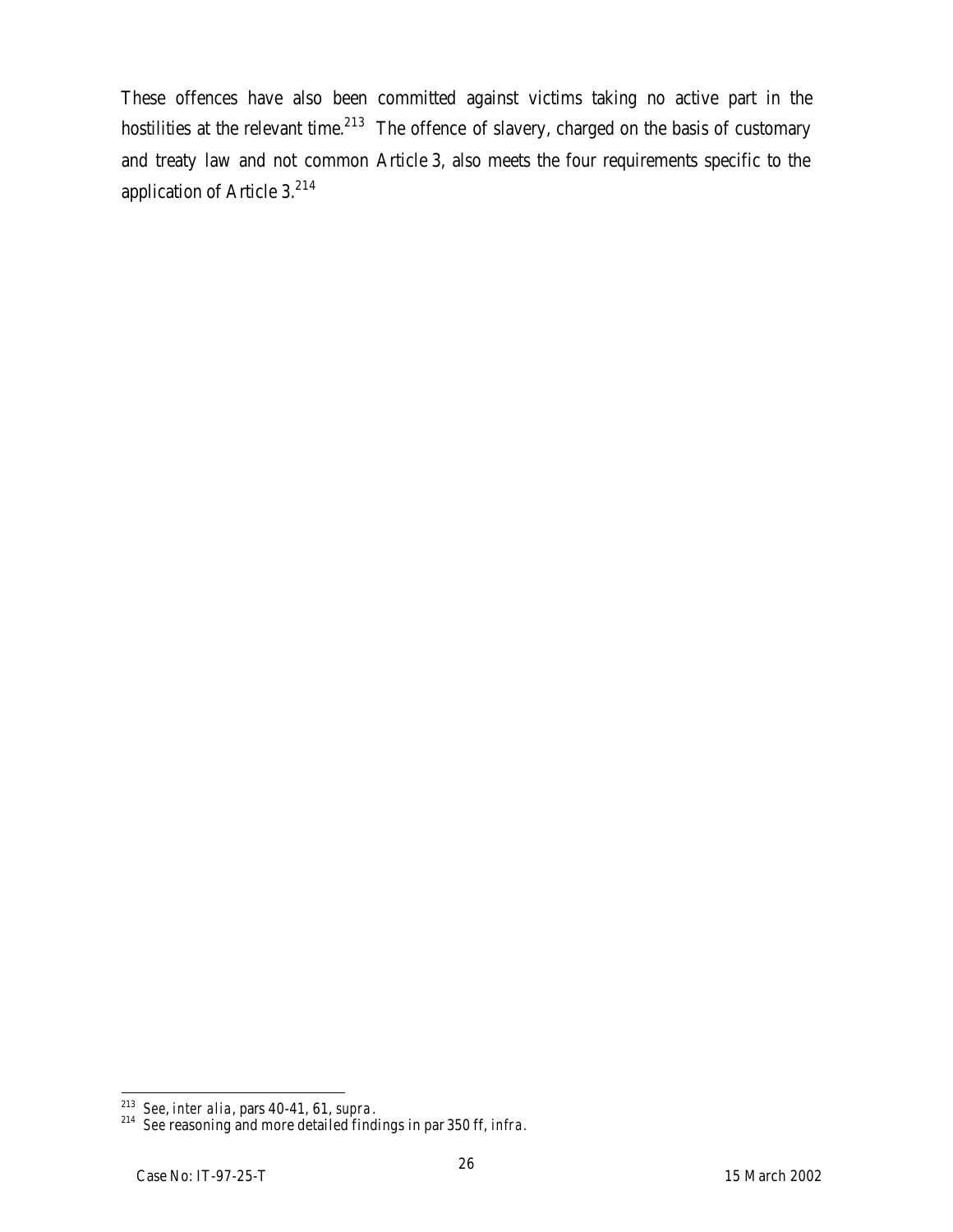These offences have also been committed against victims taking no active part in the hostilities at the relevant time.[213] The offence of slavery, charged on the basis of customary and treaty law and not common Article 3, also meets the four requirements specific to the application of Article 3.[214]

---

[213] See, *inter alia*, pars 40-41, 61, *supra*.

[214] See reasoning and more detailed findings in par 350 ff, *infra*.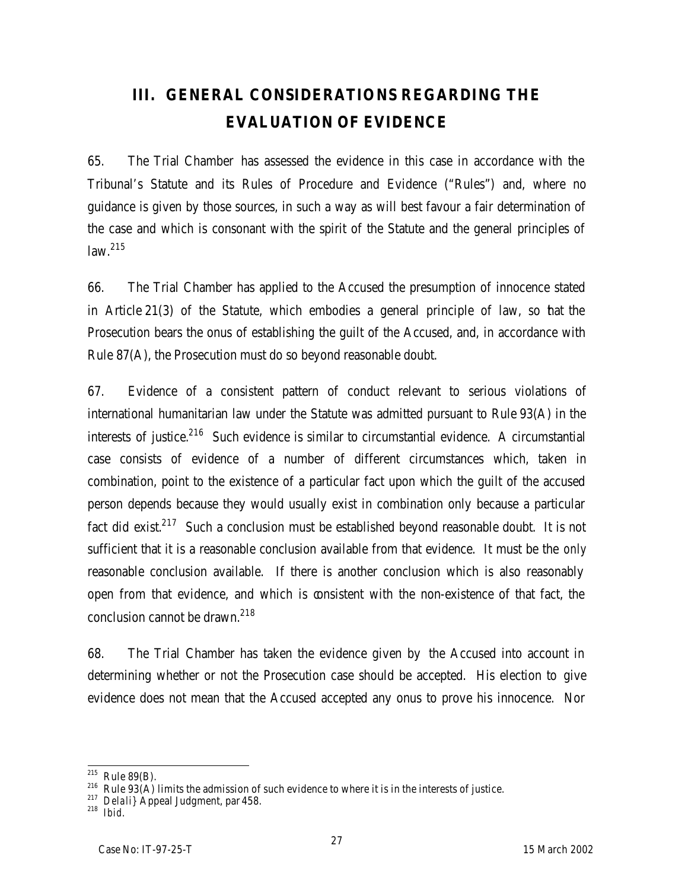# III. GENERAL CONSIDERATIONS REGARDING THE EVALUATION OF EVIDENCE

65. The Trial Chamber has assessed the evidence in this case in accordance with the Tribunal's Statute and its Rules of Procedure and Evidence ("Rules") and, where no guidance is given by those sources, in such a way as will best favour a fair determination of the case and which is consonant with the spirit of the Statute and the general principles of law.[215]

66. The Trial Chamber has applied to the Accused the presumption of innocence stated in Article 21(3) of the Statute, which embodies a general principle of law, so that the Prosecution bears the onus of establishing the guilt of the Accused, and, in accordance with Rule 87(A), the Prosecution must do so beyond reasonable doubt.

67. Evidence of a consistent pattern of conduct relevant to serious violations of international humanitarian law under the Statute was admitted pursuant to Rule 93(A) in the interests of justice.[216] Such evidence is similar to circumstantial evidence. A circumstantial case consists of evidence of a number of different circumstances which, taken in combination, point to the existence of a particular fact upon which the guilt of the accused person depends because they would usually exist in combination only because a particular fact did exist.[217] Such a conclusion must be established beyond reasonable doubt. It is not sufficient that it is a reasonable conclusion available from that evidence. It must be the *only* reasonable conclusion available. If there is another conclusion which is also reasonably open from that evidence, and which is consistent with the non-existence of that fact, the conclusion cannot be drawn.[218]

68. The Trial Chamber has taken the evidence given by the Accused into account in determining whether or not the Prosecution case should be accepted. His election to give evidence does not mean that the Accused accepted any onus to prove his innocence. Nor

---

[215] Rule 89(B).

[216] Rule 93(A) limits the admission of such evidence to where it is in the interests of justice.

[217] *Delali}* Appeal Judgment, par 458.

[218] *Ibid.*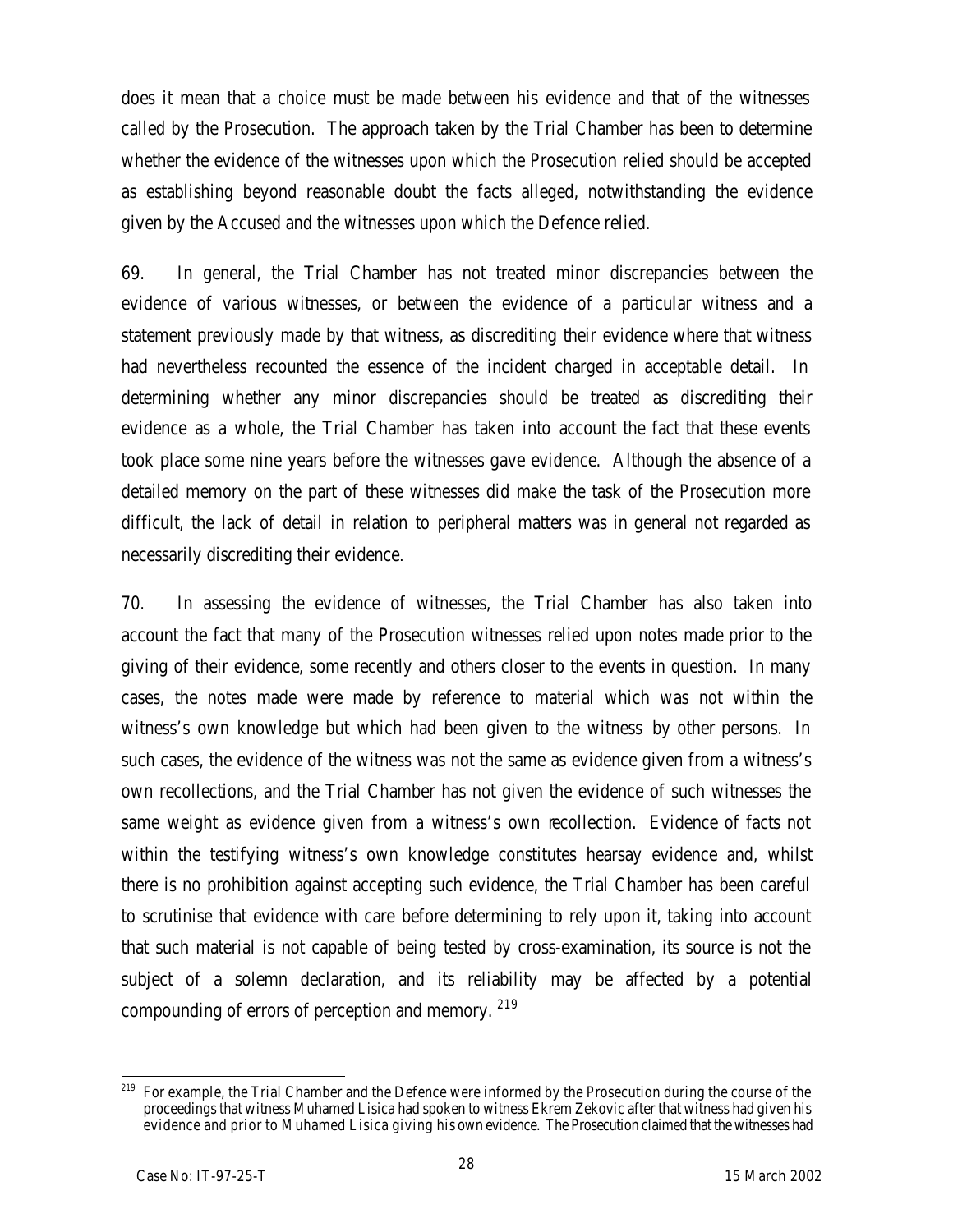does it mean that a choice must be made between his evidence and that of the witnesses called by the Prosecution. The approach taken by the Trial Chamber has been to determine whether the evidence of the witnesses upon which the Prosecution relied should be accepted as establishing beyond reasonable doubt the facts alleged, notwithstanding the evidence given by the Accused and the witnesses upon which the Defence relied.

69. In general, the Trial Chamber has not treated minor discrepancies between the evidence of various witnesses, or between the evidence of a particular witness and a statement previously made by that witness, as discrediting their evidence where that witness had nevertheless recounted the essence of the incident charged in acceptable detail. In determining whether any minor discrepancies should be treated as discrediting their evidence as a whole, the Trial Chamber has taken into account the fact that these events took place some nine years before the witnesses gave evidence. Although the absence of a detailed memory on the part of these witnesses did make the task of the Prosecution more difficult, the lack of detail in relation to peripheral matters was in general not regarded as necessarily discrediting their evidence.

70. In assessing the evidence of witnesses, the Trial Chamber has also taken into account the fact that many of the Prosecution witnesses relied upon notes made prior to the giving of their evidence, some recently and others closer to the events in question. In many cases, the notes made were made by reference to material which was not within the witness's own knowledge but which had been given to the witness by other persons. In such cases, the evidence of the witness was not the same as evidence given from a witness's own recollections, and the Trial Chamber has not given the evidence of such witnesses the same weight as evidence given from a witness's own recollection. Evidence of facts not within the testifying witness's own knowledge constitutes hearsay evidence and, whilst there is no prohibition against accepting such evidence, the Trial Chamber has been careful to scrutinise that evidence with care before determining to rely upon it, taking into account that such material is not capable of being tested by cross-examination, its source is not the subject of a solemn declaration, and its reliability may be affected by a potential compounding of errors of perception and memory. [219]

---

[219] For example, the Trial Chamber and the Defence were informed by the Prosecution during the course of the proceedings that witness Muhamed Lisica had spoken to witness Ekrem Zekovic after that witness had given his evidence and prior to Muhamed Lisica giving his own evidence. The Prosecution claimed that the witnesses had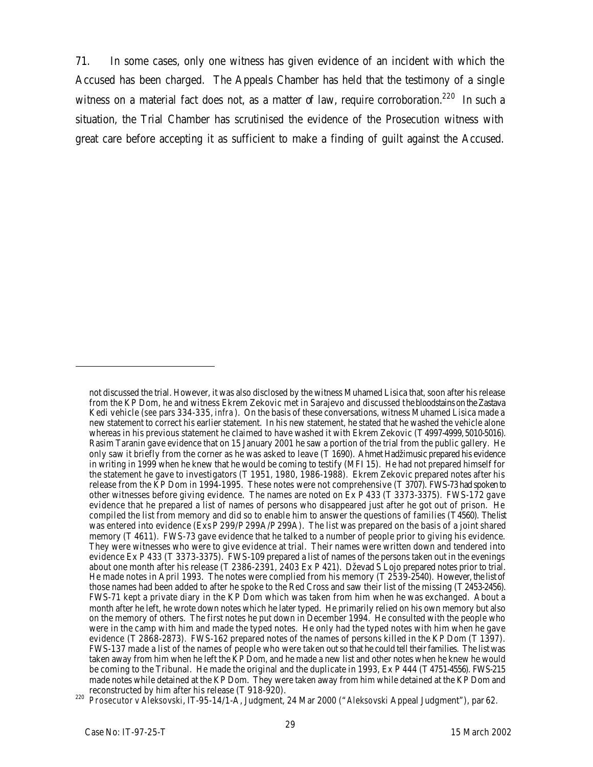71. In some cases, only one witness has given evidence of an incident with which the Accused has been charged. The Appeals Chamber has held that the testimony of a single witness on a material fact does not, as a matter of law, require corroboration.[220] In such a situation, the Trial Chamber has scrutinised the evidence of the Prosecution witness with great care before accepting it as sufficient to make a finding of guilt against the Accused.

---

not discussed the trial. However, it was also disclosed by the witness Muhamed Lisica that, soon after his release from the KP Dom, he and witness Ekrem Zekovic met in Sarajevo and discussed the bloodstains on the Zastava Kedi vehicle (*see* pars 334-335, *infra*). On the basis of these conversations, witness Muhamed Lisica made a new statement to correct his earlier statement. In his new statement, he stated that he washed the vehicle alone whereas in his previous statement he claimed to have washed it with Ekrem Zekovic (T 4997-4999, 5010-5016). Rasim Taranin gave evidence that on 15 January 2001 he saw a portion of the trial from the public gallery. He only saw it briefly from the corner as he was asked to leave (T 1690). Ahmet Hadžimusic prepared his evidence in writing in 1999 when he knew that he would be coming to testify (MFI 15). He had not prepared himself for the statement he gave to investigators (T 1951, 1980, 1986-1988). Ekrem Zekovic prepared notes after his release from the KP Dom in 1994-1995. These notes were not comprehensive (T 3707). FWS-73 had spoken to other witnesses before giving evidence. The names are noted on Ex P 433 (T 3373-3375). FWS-172 gave evidence that he prepared a list of names of persons who disappeared just after he got out of prison. He compiled the list from memory and did so to enable him to answer the questions of families (T 4560). The list was entered into evidence (Exs P 299/P 299A/P 299A). The list was prepared on the basis of a joint shared memory (T 4611). FWS-73 gave evidence that he talked to a number of people prior to giving his evidence. They were witnesses who were to give evidence at trial. Their names were written down and tendered into evidence Ex P 433 (T 3373-3375). FWS-109 prepared a list of names of the persons taken out in the evenings about one month after his release (T 2386-2391, 2403 Ex P 421). Dževad S Lojo prepared notes prior to trial. He made notes in April 1993. The notes were complied from his memory (T 2539-2540). However, the list of those names had been added to after he spoke to the Red Cross and saw their list of the missing (T 2453-2456). FWS-71 kept a private diary in the KP Dom which was taken from him when he was exchanged. About a month after he left, he wrote down notes which he later typed. He primarily relied on his own memory but also on the memory of others. The first notes he put down in December 1994. He consulted with the people who were in the camp with him and made the typed notes. He only had the typed notes with him when he gave evidence (T 2868-2873). FWS-162 prepared notes of the names of persons killed in the KP Dom (T 1397). FWS-137 made a list of the names of people who were taken out so that he could tell their families. The list was taken away from him when he left the KP Dom, and he made a new list and other notes when he knew he would be coming to the Tribunal. He made the original and the duplicate in 1993, Ex P 444 (T 4751-4556). FWS-215 made notes while detained at the KP Dom. They were taken away from him while detained at the KP Dom and reconstructed by him after his release (T 918-920).

[220] *Prosecutor v Aleksovski*, IT-95-14/1-A, Judgment, 24 Mar 2000 ("*Aleksovski* Appeal Judgment"), par 62.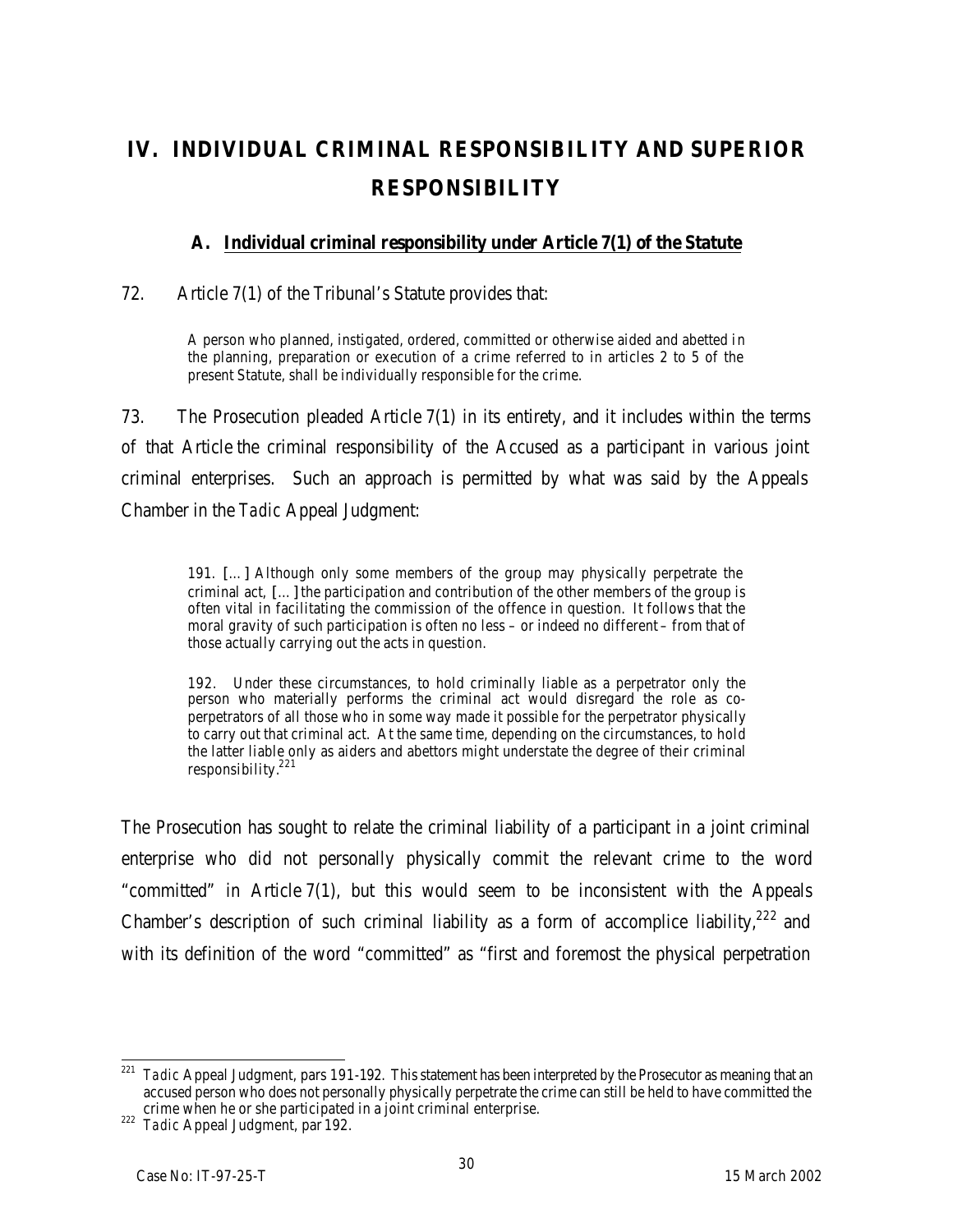# IV. INDIVIDUAL CRIMINAL RESPONSIBILITY AND SUPERIOR RESPONSIBILITY

## A. Individual criminal responsibility under Article 7(1) of the Statute

72. Article 7(1) of the Tribunal's Statute provides that:

> A person who planned, instigated, ordered, committed or otherwise aided and abetted in the planning, preparation or execution of a crime referred to in articles 2 to 5 of the present Statute, shall be individually responsible for the crime.

73. The Prosecution pleaded Article 7(1) in its entirety, and it includes within the terms of that Article the criminal responsibility of the Accused as a participant in various joint criminal enterprises. Such an approach is permitted by what was said by the Appeals Chamber in the *Tadic* Appeal Judgment:

> 191. [...] Although only some members of the group may physically perpetrate the criminal act, [...] the participation and contribution of the other members of the group is often vital in facilitating the commission of the offence in question. It follows that the moral gravity of such participation is often no less – or indeed no different – from that of those actually carrying out the acts in question.
>
> 192. Under these circumstances, to hold criminally liable as a perpetrator only the person who materially performs the criminal act would disregard the role as co-perpetrators of all those who in some way made it possible for the perpetrator physically to carry out that criminal act. At the same time, depending on the circumstances, to hold the latter liable only as aiders and abettors might understate the degree of their criminal responsibility.[221]

The Prosecution has sought to relate the criminal liability of a participant in a joint criminal enterprise who did not personally physically commit the relevant crime to the word "committed" in Article 7(1), but this would seem to be inconsistent with the Appeals Chamber's description of such criminal liability as a form of accomplice liability,[222] and with its definition of the word "committed" as "first and foremost the physical perpetration

---

[221] *Tadic* Appeal Judgment, pars 191-192. This statement has been interpreted by the Prosecutor as meaning that an accused person who does not personally physically perpetrate the crime can still be held to have committed the crime when he or she participated in a joint criminal enterprise.

[222] *Tadic* Appeal Judgment, par 192.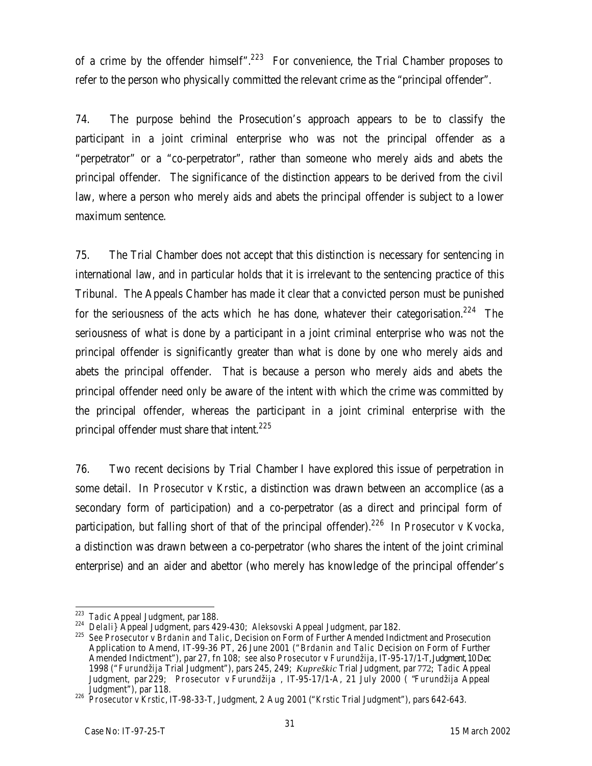of a crime by the offender himself".[223] For convenience, the Trial Chamber proposes to refer to the person who physically committed the relevant crime as the "principal offender".

74. The purpose behind the Prosecution's approach appears to be to classify the participant in a joint criminal enterprise who was not the principal offender as a "perpetrator" or a "co-perpetrator", rather than someone who merely aids and abets the principal offender. The significance of the distinction appears to be derived from the civil law, where a person who merely aids and abets the principal offender is subject to a lower maximum sentence.

75. The Trial Chamber does not accept that this distinction is necessary for sentencing in international law, and in particular holds that it is irrelevant to the sentencing practice of this Tribunal. The Appeals Chamber has made it clear that a convicted person must be punished for the seriousness of the acts which he has done, whatever their categorisation.[224] The seriousness of what is done by a participant in a joint criminal enterprise who was not the principal offender is significantly greater than what is done by one who merely aids and abets the principal offender. That is because a person who merely aids and abets the principal offender need only be aware of the intent with which the crime was committed by the principal offender, whereas the participant in a joint criminal enterprise with the principal offender must share that intent.[225]

76. Two recent decisions by Trial Chamber I have explored this issue of perpetration in some detail. In *Prosecutor v Krstic*, a distinction was drawn between an accomplice (as a secondary form of participation) and a co-perpetrator (as a direct and principal form of participation, but falling short of that of the principal offender).[226] In *Prosecutor v Kvocka*, a distinction was drawn between a co-perpetrator (who shares the intent of the joint criminal enterprise) and an aider and abettor (who merely has knowledge of the principal offender's

---

[223] *Tadic* Appeal Judgment, par 188.

[224] *Delali}* Appeal Judgment, pars 429-430; *Aleksovski* Appeal Judgment, par 182.

[225] See *Prosecutor v Brdanin and Talic*, Decision on Form of Further Amended Indictment and Prosecution Application to Amend, IT-99-36 PT, 26 June 2001 ("*Brdanin and Talic* Decision on Form of Further Amended Indictment"), par 27, fn 108; see also *Prosecutor v Furundžija*, IT-95-17/1-T, Judgment, 10 Dec 1998 ("*Furundžija* Trial Judgment"), pars 245, 249; *Kupreškic* Trial Judgment, par 772; *Tadic* Appeal Judgment, par 229; *Prosecutor v Furundžija* , IT-95-17/1-A, 21 July 2000 ( "*Furundžija* Appeal Judgment"), par 118.

[226] *Prosecutor v Krstic*, IT-98-33-T, Judgment, 2 Aug 2001 ("*Krstic* Trial Judgment"), pars 642-643.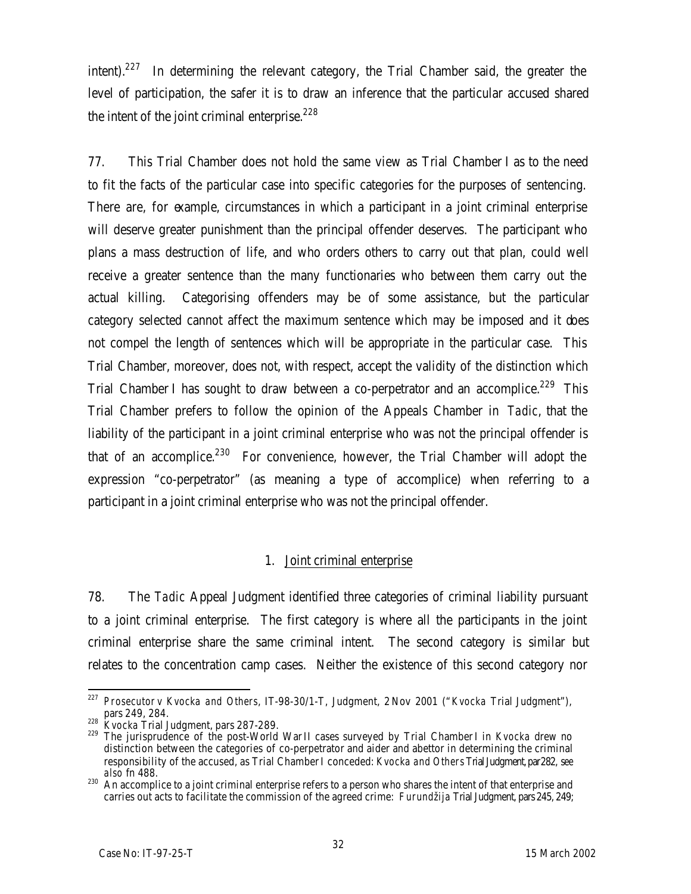intent).[227] In determining the relevant category, the Trial Chamber said, the greater the level of participation, the safer it is to draw an inference that the particular accused shared the intent of the joint criminal enterprise.[228]

77. This Trial Chamber does not hold the same view as Trial Chamber I as to the need to fit the facts of the particular case into specific categories for the purposes of sentencing. There are, for example, circumstances in which a participant in a joint criminal enterprise will deserve greater punishment than the principal offender deserves. The participant who plans a mass destruction of life, and who orders others to carry out that plan, could well receive a greater sentence than the many functionaries who between them carry out the actual killing. Categorising offenders may be of some assistance, but the particular category selected cannot affect the maximum sentence which may be imposed and it does not compel the length of sentences which will be appropriate in the particular case. This Trial Chamber, moreover, does not, with respect, accept the validity of the distinction which Trial Chamber I has sought to draw between a co-perpetrator and an accomplice.[229] This Trial Chamber prefers to follow the opinion of the Appeals Chamber in *Tadic*, that the liability of the participant in a joint criminal enterprise who was not the principal offender is that of an accomplice.[230] For convenience, however, the Trial Chamber will adopt the expression "co-perpetrator" (as meaning a type of accomplice) when referring to a participant in a joint criminal enterprise who was not the principal offender.

### 1. Joint criminal enterprise

78. The *Tadic* Appeal Judgment identified three categories of criminal liability pursuant to a joint criminal enterprise. The first category is where all the participants in the joint criminal enterprise share the same criminal intent. The second category is similar but relates to the concentration camp cases. Neither the existence of this second category nor

---

[227] *Prosecutor v Kvocka and Others*, IT-98-30/1-T, Judgment, 2 Nov 2001 ("*Kvocka* Trial Judgment"), pars 249, 284.

[228] *Kvocka* Trial Judgment, pars 287-289.

[229] The jurisprudence of the post-World War II cases surveyed by Trial Chamber I in *Kvocka* drew no distinction between the categories of co-perpetrator and aider and abettor in determining the criminal responsibility of the accused, as Trial Chamber I conceded: *Kvocka and Others* Trial Judgment, par 282, *see also* fn 488.

[230] An accomplice to a joint criminal enterprise refers to a person who shares the intent of that enterprise and carries out acts to facilitate the commission of the agreed crime: *Furundžija* Trial Judgment, pars 245, 249;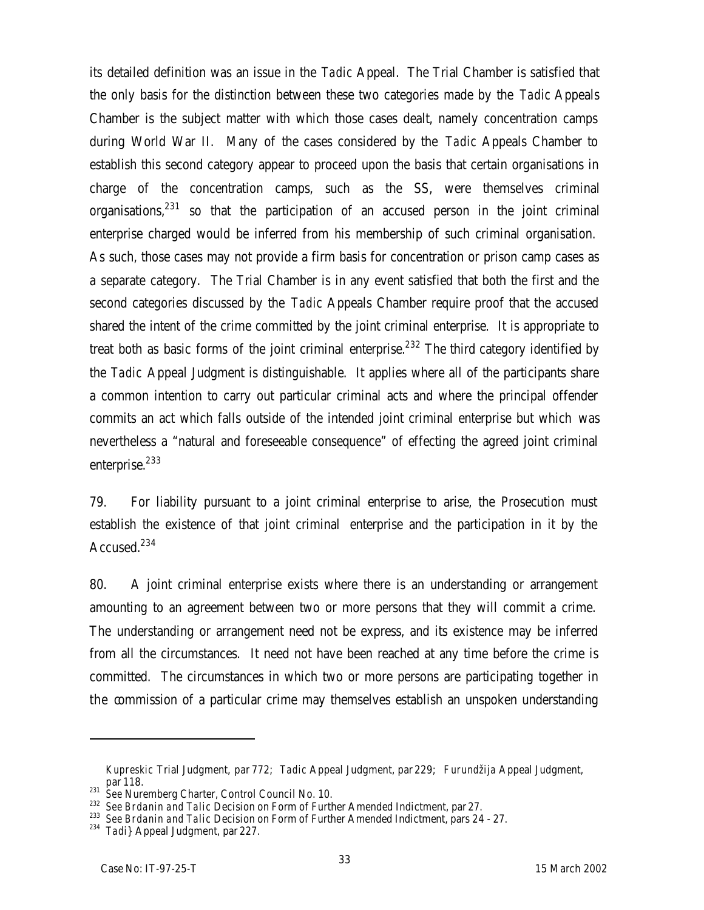its detailed definition was an issue in the *Tadic* Appeal. The Trial Chamber is satisfied that the only basis for the distinction between these two categories made by the *Tadic* Appeals Chamber is the subject matter with which those cases dealt, namely concentration camps during World War II. Many of the cases considered by the *Tadic* Appeals Chamber to establish this second category appear to proceed upon the basis that certain organisations in charge of the concentration camps, such as the SS, were themselves criminal organisations,[231] so that the participation of an accused person in the joint criminal enterprise charged would be inferred from his membership of such criminal organisation. As such, those cases may not provide a firm basis for concentration or prison camp cases as a separate category. The Trial Chamber is in any event satisfied that both the first and the second categories discussed by the *Tadic* Appeals Chamber require proof that the accused shared the intent of the crime committed by the joint criminal enterprise. It is appropriate to treat both as basic forms of the joint criminal enterprise.[232] The third category identified by the *Tadic* Appeal Judgment is distinguishable. It applies where all of the participants share a common intention to carry out particular criminal acts and where the principal offender commits an act which falls outside of the intended joint criminal enterprise but which was nevertheless a "natural and foreseeable consequence" of effecting the agreed joint criminal enterprise.[233]

79. For liability pursuant to a joint criminal enterprise to arise, the Prosecution must establish the existence of that joint criminal enterprise and the participation in it by the Accused.[234]

80. A joint criminal enterprise exists where there is an understanding or arrangement amounting to an agreement between two or more persons that they will commit a crime. The understanding or arrangement need not be express, and its existence may be inferred from all the circumstances. It need not have been reached at any time before the crime is committed. The circumstances in which two or more persons are participating together in the commission of a particular crime may themselves establish an unspoken understanding

---

*Kupreskic* Trial Judgment, par 772; *Tadic* Appeal Judgment, par 229; *Furundžija* Appeal Judgment, par 118.

[231] See Nuremberg Charter, Control Council No. 10.

[232] See *Brdanin and Talic* Decision on Form of Further Amended Indictment, par 27.

[233] See *Brdanin and Talic* Decision on Form of Further Amended Indictment, pars 24 - 27.

[234] *Tadi}* Appeal Judgment, par 227.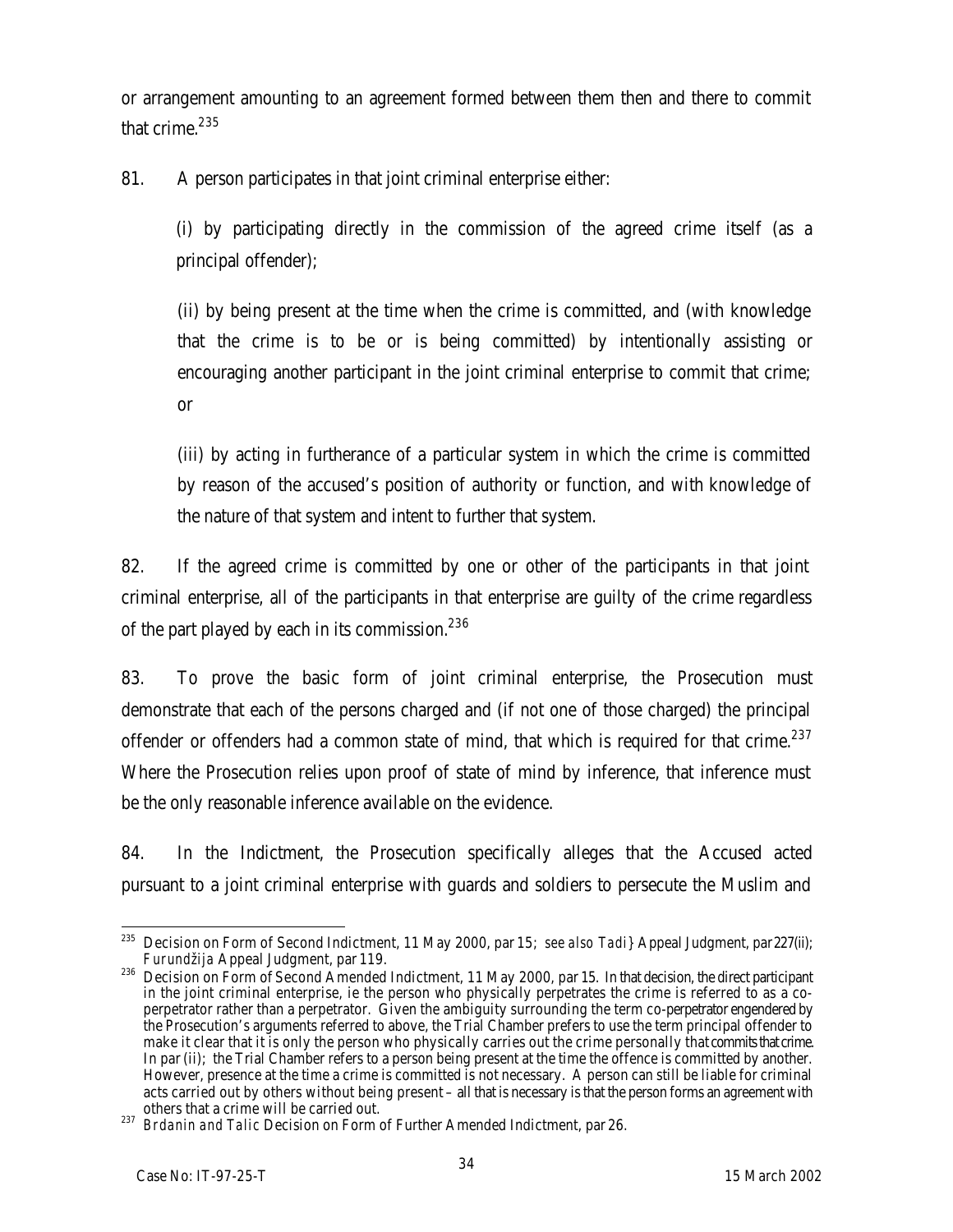or arrangement amounting to an agreement formed between them then and there to commit that crime.[235]

81. A person participates in that joint criminal enterprise either:

(i) by participating directly in the commission of the agreed crime itself (as a principal offender);

(ii) by being present at the time when the crime is committed, and (with knowledge that the crime is to be or is being committed) by intentionally assisting or encouraging another participant in the joint criminal enterprise to commit that crime; or

(iii) by acting in furtherance of a particular system in which the crime is committed by reason of the accused's position of authority or function, and with knowledge of the nature of that system and intent to further that system.

82. If the agreed crime is committed by one or other of the participants in that joint criminal enterprise, all of the participants in that enterprise are guilty of the crime regardless of the part played by each in its commission.[236]

83. To prove the basic form of joint criminal enterprise, the Prosecution must demonstrate that each of the persons charged and (if not one of those charged) the principal offender or offenders had a common state of mind, that which is required for that crime.[237] Where the Prosecution relies upon proof of state of mind by inference, that inference must be the only reasonable inference available on the evidence.

84. In the Indictment, the Prosecution specifically alleges that the Accused acted pursuant to a joint criminal enterprise with guards and soldiers to persecute the Muslim and

---

[235] Decision on Form of Second Indictment, 11 May 2000, par 15; *see also Tadi}* Appeal Judgment, par 227(ii); *Furundžija* Appeal Judgment, par 119.

[236] Decision on Form of Second Amended Indictment, 11 May 2000, par 15. In that decision, the direct participant in the joint criminal enterprise, ie the person who physically perpetrates the crime is referred to as a co-perpetrator rather than a perpetrator. Given the ambiguity surrounding the term co-perpetrator engendered by the Prosecution's arguments referred to above, the Trial Chamber prefers to use the term principal offender to make it clear that it is only the person who physically carries out the crime personally that commits that crime. In par (ii); the Trial Chamber refers to a person being present at the time the offence is committed by another. However, presence at the time a crime is committed is not necessary. A person can still be liable for criminal acts carried out by others without being present – all that is necessary is that the person forms an agreement with others that a crime will be carried out.

[237] *Brdanin and Talic* Decision on Form of Further Amended Indictment, par 26.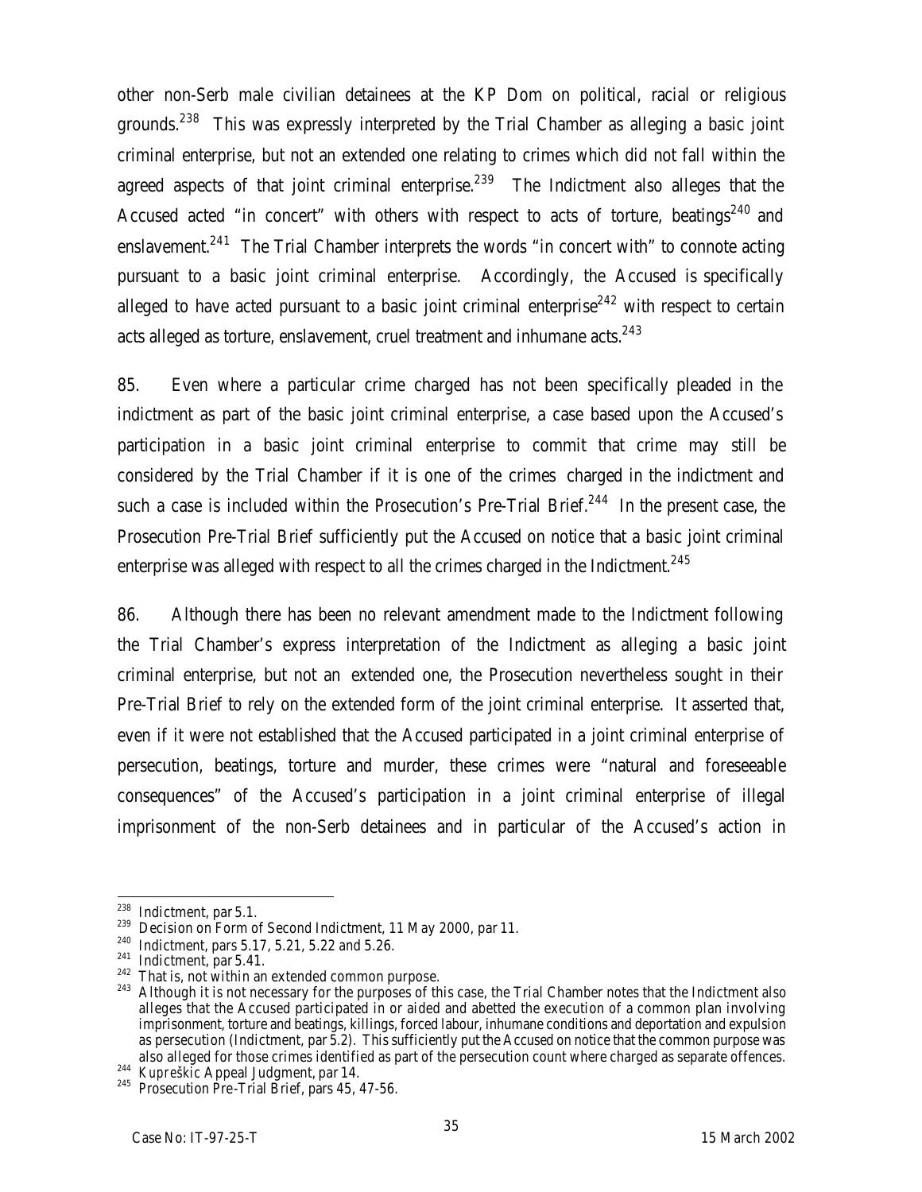other non-Serb male civilian detainees at the KP Dom on political, racial or religious grounds.[238] This was expressly interpreted by the Trial Chamber as alleging a basic joint criminal enterprise, but not an extended one relating to crimes which did not fall within the agreed aspects of that joint criminal enterprise.[239] The Indictment also alleges that the Accused acted "in concert" with others with respect to acts of torture, beatings[240] and enslavement.[241] The Trial Chamber interprets the words "in concert with" to connote acting pursuant to a basic joint criminal enterprise. Accordingly, the Accused is specifically alleged to have acted pursuant to a basic joint criminal enterprise[242] with respect to certain acts alleged as torture, enslavement, cruel treatment and inhumane acts.[243]

85. Even where a particular crime charged has not been specifically pleaded in the indictment as part of the basic joint criminal enterprise, a case based upon the Accused's participation in a basic joint criminal enterprise to commit that crime may still be considered by the Trial Chamber if it is one of the crimes charged in the indictment and such a case is included within the Prosecution's Pre-Trial Brief.[244] In the present case, the Prosecution Pre-Trial Brief sufficiently put the Accused on notice that a basic joint criminal enterprise was alleged with respect to all the crimes charged in the Indictment.[245]

86. Although there has been no relevant amendment made to the Indictment following the Trial Chamber's express interpretation of the Indictment as alleging a basic joint criminal enterprise, but not an extended one, the Prosecution nevertheless sought in their Pre-Trial Brief to rely on the extended form of the joint criminal enterprise. It asserted that, even if it were not established that the Accused participated in a joint criminal enterprise of persecution, beatings, torture and murder, these crimes were "natural and foreseeable consequences" of the Accused's participation in a joint criminal enterprise of illegal imprisonment of the non-Serb detainees and in particular of the Accused's action in

---

[238] Indictment, par 5.1.

[239] Decision on Form of Second Indictment, 11 May 2000, par 11.

[240] Indictment, pars 5.17, 5.21, 5.22 and 5.26.

[241] Indictment, par 5.41.

[242] That is, not within an extended common purpose.

[243] Although it is not necessary for the purposes of this case, the Trial Chamber notes that the Indictment also alleges that the Accused participated in or aided and abetted the execution of a common plan involving imprisonment, torture and beatings, killings, forced labour, inhumane conditions and deportation and expulsion as persecution (Indictment, par 5.2). This sufficiently put the Accused on notice that the common purpose was also alleged for those crimes identified as part of the persecution count where charged as separate offences.

[244] *Kupreškic* Appeal Judgment, par 14.

[245] Prosecution Pre-Trial Brief, pars 45, 47-56.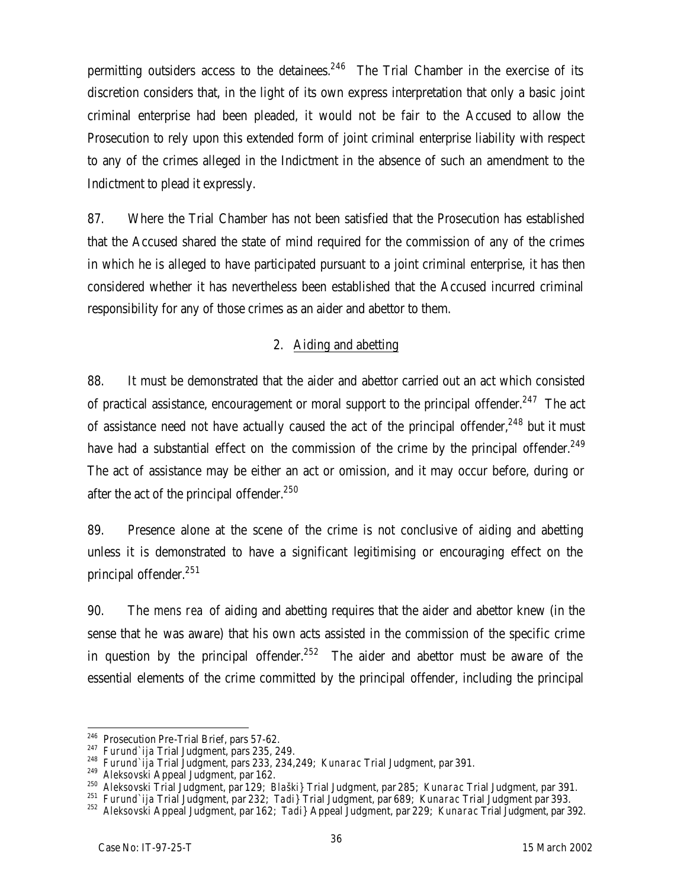permitting outsiders access to the detainees.[246] The Trial Chamber in the exercise of its discretion considers that, in the light of its own express interpretation that only a basic joint criminal enterprise had been pleaded, it would not be fair to the Accused to allow the Prosecution to rely upon this extended form of joint criminal enterprise liability with respect to any of the crimes alleged in the Indictment in the absence of such an amendment to the Indictment to plead it expressly.

87. Where the Trial Chamber has not been satisfied that the Prosecution has established that the Accused shared the state of mind required for the commission of any of the crimes in which he is alleged to have participated pursuant to a joint criminal enterprise, it has then considered whether it has nevertheless been established that the Accused incurred criminal responsibility for any of those crimes as an aider and abettor to them.

## 2. Aiding and abetting

88. It must be demonstrated that the aider and abettor carried out an act which consisted of practical assistance, encouragement or moral support to the principal offender.[247] The act of assistance need not have actually caused the act of the principal offender,[248] but it must have had a substantial effect on the commission of the crime by the principal offender.[249] The act of assistance may be either an act or omission, and it may occur before, during or after the act of the principal offender.[250]

89. Presence alone at the scene of the crime is not conclusive of aiding and abetting unless it is demonstrated to have a significant legitimising or encouraging effect on the principal offender.[251]

90. The *mens rea* of aiding and abetting requires that the aider and abettor knew (in the sense that he was aware) that his own acts assisted in the commission of the specific crime in question by the principal offender.[252] The aider and abettor must be aware of the essential elements of the crime committed by the principal offender, including the principal

---

[246] Prosecution Pre-Trial Brief, pars 57-62.

[247] *Furund`ija* Trial Judgment, pars 235, 249.

[248] *Furund`ija* Trial Judgment, pars 233, 234,249; *Kunarac* Trial Judgment, par 391.

[249] Aleksovski Appeal Judgment, par 162.

[250] Aleksovski Trial Judgment, par 129; *Blaški}* Trial Judgment, par 285; *Kunarac* Trial Judgment, par 391.

[251] *Furund`ija* Trial Judgment, par 232; *Tadi}* Trial Judgment, par 689; *Kunarac* Trial Judgment par 393.

[252] Aleksovski Appeal Judgment, par 162; *Tadi}* Appeal Judgment, par 229; *Kunarac* Trial Judgment, par 392.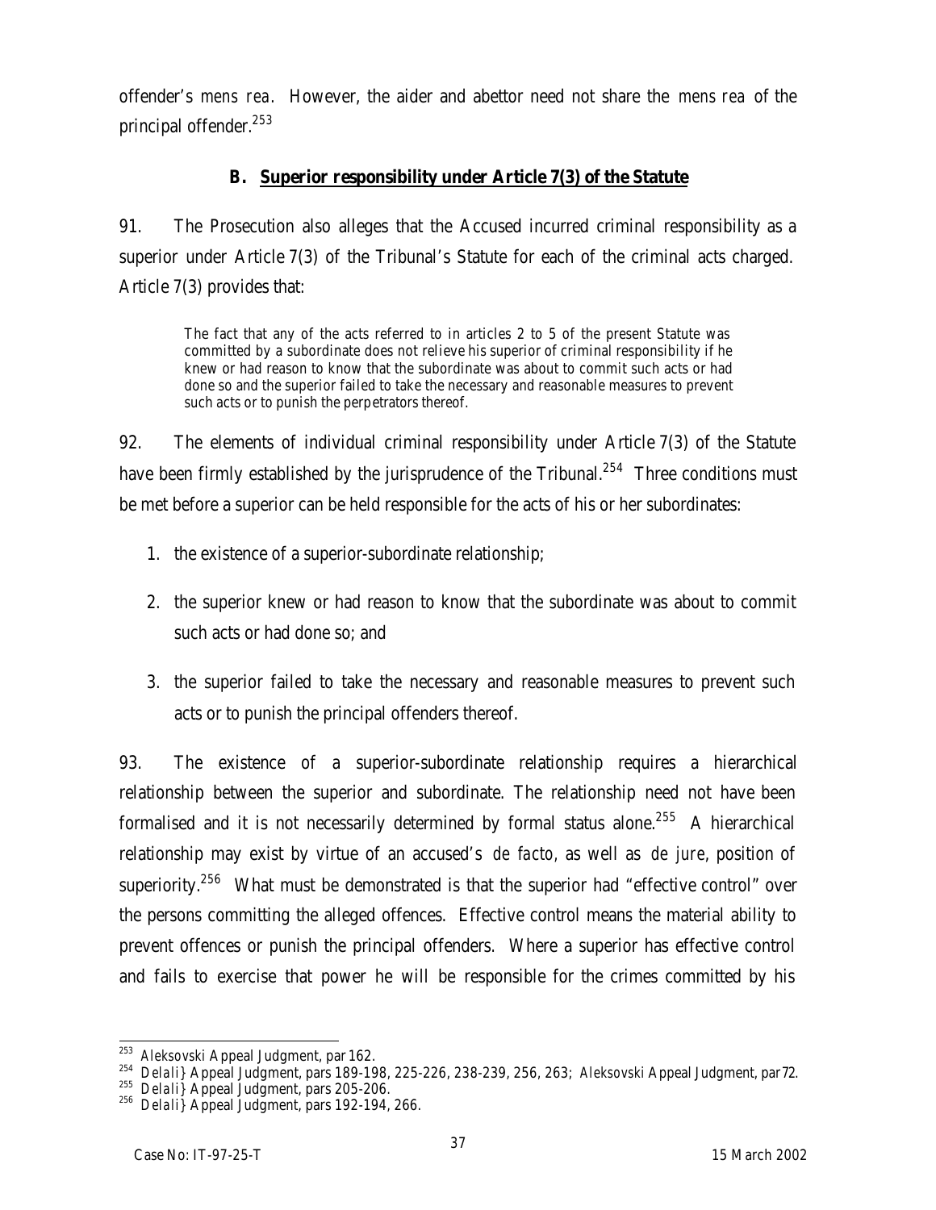offender's *mens rea*. However, the aider and abettor need not share the *mens rea* of the principal offender.[253]

## B. **Superior responsibility under Article 7(3) of the Statute**

91. The Prosecution also alleges that the Accused incurred criminal responsibility as a superior under Article 7(3) of the Tribunal's Statute for each of the criminal acts charged. Article 7(3) provides that:

> The fact that any of the acts referred to in articles 2 to 5 of the present Statute was committed by a subordinate does not relieve his superior of criminal responsibility if he knew or had reason to know that the subordinate was about to commit such acts or had done so and the superior failed to take the necessary and reasonable measures to prevent such acts or to punish the perpetrators thereof.

92. The elements of individual criminal responsibility under Article 7(3) of the Statute have been firmly established by the jurisprudence of the Tribunal.[254] Three conditions must be met before a superior can be held responsible for the acts of his or her subordinates:

1. the existence of a superior-subordinate relationship;
2. the superior knew or had reason to know that the subordinate was about to commit such acts or had done so; and
3. the superior failed to take the necessary and reasonable measures to prevent such acts or to punish the principal offenders thereof.

93. The existence of a superior-subordinate relationship requires a hierarchical relationship between the superior and subordinate. The relationship need not have been formalised and it is not necessarily determined by formal status alone.[255] A hierarchical relationship may exist by virtue of an accused's *de facto*, as well as *de jure*, position of superiority.[256] What must be demonstrated is that the superior had "effective control" over the persons committing the alleged offences. Effective control means the material ability to prevent offences or punish the principal offenders. Where a superior has effective control and fails to exercise that power he will be responsible for the crimes committed by his

---

[253] *Aleksovski* Appeal Judgment, par 162.
[254] *Delali}* Appeal Judgment, pars 189-198, 225-226, 238-239, 256, 263; *Aleksovski* Appeal Judgment, par72.
[255] *Delali}* Appeal Judgment, pars 205-206.
[256] *Delali}* Appeal Judgment, pars 192-194, 266.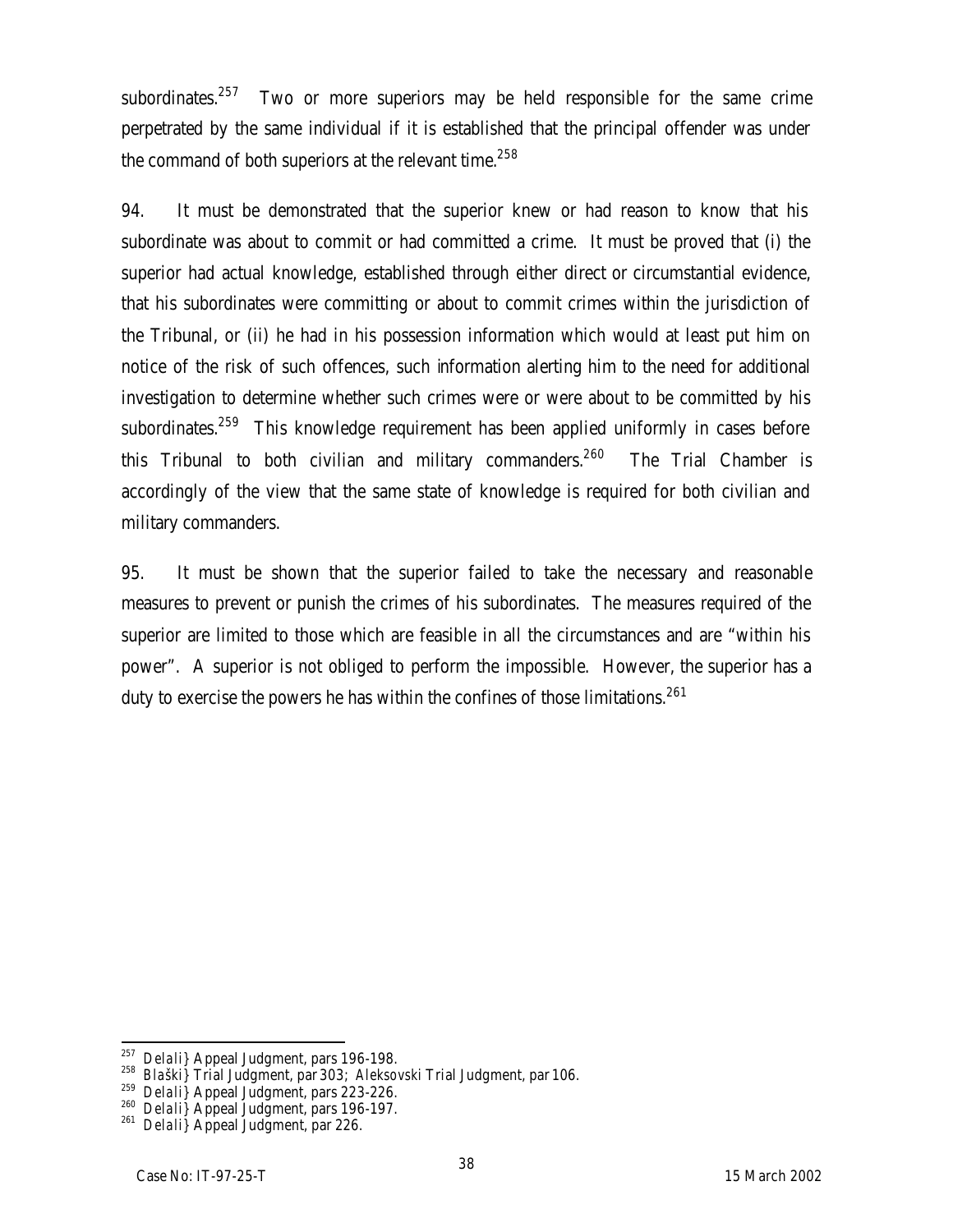subordinates.[257] Two or more superiors may be held responsible for the same crime perpetrated by the same individual if it is established that the principal offender was under the command of both superiors at the relevant time.[258]

94. It must be demonstrated that the superior knew or had reason to know that his subordinate was about to commit or had committed a crime. It must be proved that (i) the superior had actual knowledge, established through either direct or circumstantial evidence, that his subordinates were committing or about to commit crimes within the jurisdiction of the Tribunal, or (ii) he had in his possession information which would at least put him on notice of the risk of such offences, such information alerting him to the need for additional investigation to determine whether such crimes were or were about to be committed by his subordinates.[259] This knowledge requirement has been applied uniformly in cases before this Tribunal to both civilian and military commanders.[260] The Trial Chamber is accordingly of the view that the same state of knowledge is required for both civilian and military commanders.

95. It must be shown that the superior failed to take the necessary and reasonable measures to prevent or punish the crimes of his subordinates. The measures required of the superior are limited to those which are feasible in all the circumstances and are "within his power". A superior is not obliged to perform the impossible. However, the superior has a duty to exercise the powers he has within the confines of those limitations.[261]

---

[257] *Delali}* Appeal Judgment, pars 196-198.
[258] *Blaški}* Trial Judgment, par 303; *Aleksovski* Trial Judgment, par 106.
[259] *Delali}* Appeal Judgment, pars 223-226.
[260] *Delali}* Appeal Judgment, pars 196-197.
[261] *Delali}* Appeal Judgment, par 226.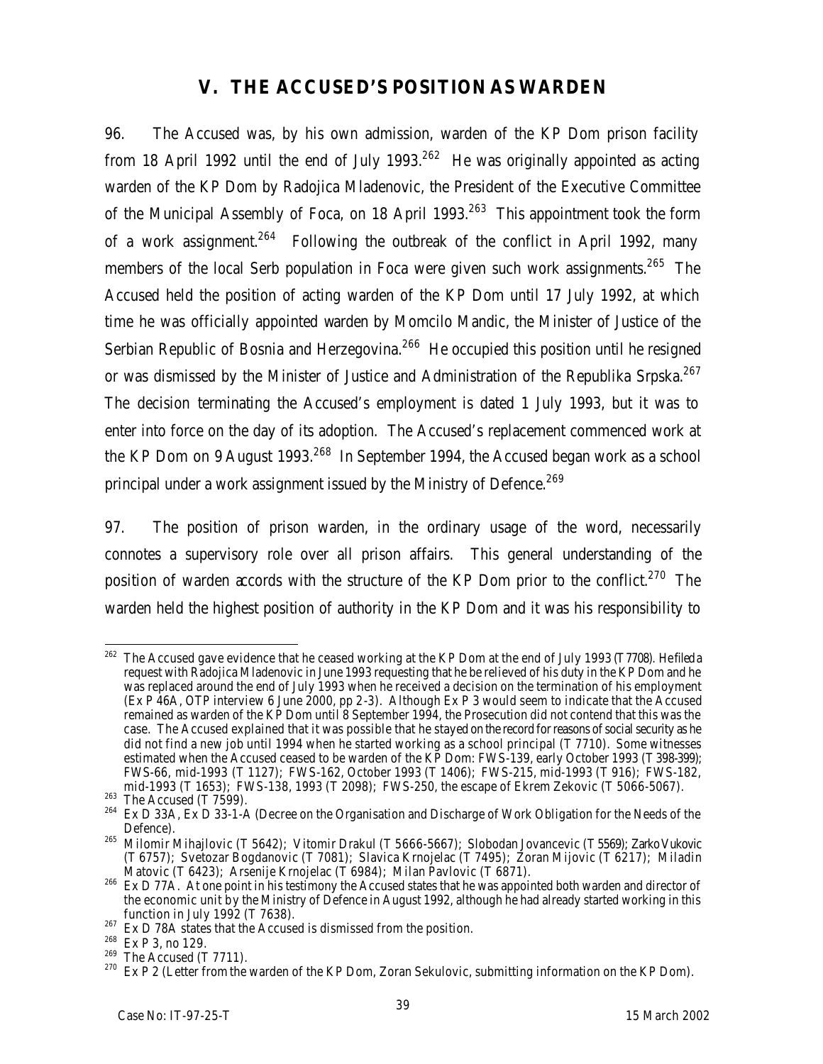## V. THE ACCUSED'S POSITION AS WARDEN

96. The Accused was, by his own admission, warden of the KP Dom prison facility from 18 April 1992 until the end of July 1993.[262] He was originally appointed as acting warden of the KP Dom by Radojica Mladenovic, the President of the Executive Committee of the Municipal Assembly of Foca, on 18 April 1993.[263] This appointment took the form of a work assignment.[264] Following the outbreak of the conflict in April 1992, many members of the local Serb population in Foca were given such work assignments.[265] The Accused held the position of acting warden of the KP Dom until 17 July 1992, at which time he was officially appointed warden by Momcilo Mandic, the Minister of Justice of the Serbian Republic of Bosnia and Herzegovina.[266] He occupied this position until he resigned or was dismissed by the Minister of Justice and Administration of the Republika Srpska.[267] The decision terminating the Accused's employment is dated 1 July 1993, but it was to enter into force on the day of its adoption. The Accused's replacement commenced work at the KP Dom on 9 August 1993.[268] In September 1994, the Accused began work as a school principal under a work assignment issued by the Ministry of Defence.[269]

97. The position of prison warden, in the ordinary usage of the word, necessarily connotes a supervisory role over all prison affairs. This general understanding of the position of warden accords with the structure of the KP Dom prior to the conflict.[270] The warden held the highest position of authority in the KP Dom and it was his responsibility to

---

[262] The Accused gave evidence that he ceased working at the KP Dom at the end of July 1993 (T 7708). He filed a request with Radojica Mladenovic in June 1993 requesting that he be relieved of his duty in the KP Dom and he was replaced around the end of July 1993 when he received a decision on the termination of his employment (Ex P 46A, OTP interview 6 June 2000, pp 2-3). Although Ex P 3 would seem to indicate that the Accused remained as warden of the KP Dom until 8 September 1994, the Prosecution did not contend that this was the case. The Accused explained that it was possible that he stayed on the record for reasons of social security as he did not find a new job until 1994 when he started working as a school principal (T 7710). Some witnesses estimated when the Accused ceased to be warden of the KP Dom: FWS-139, early October 1993 (T 398-399); FWS-66, mid-1993 (T 1127); FWS-162, October 1993 (T 1406); FWS-215, mid-1993 (T 916); FWS-182, mid-1993 (T 1653); FWS-138, 1993 (T 2098); FWS-250, the escape of Ekrem Zekovic (T 5066-5067).

[263] The Accused (T 7599).

[264] Ex D 33A, Ex D 33-1-A (Decree on the Organisation and Discharge of Work Obligation for the Needs of the Defence).

[265] Milomir Mihajlovic (T 5642); Vitomir Drakul (T 5666-5667); Slobodan Jovancevic (T 5569); Zarko Vukovic (T 6757); Svetozar Bogdanovic (T 7081); Slavica Krnojelac (T 7495); Zoran Mijovic (T 6217); Miladin Matovic (T 6423); Arsenije Krnojelac (T 6984); Milan Pavlovic (T 6871).

[266] Ex D 77A. At one point in his testimony the Accused states that he was appointed both warden and director of the economic unit by the Ministry of Defence in August 1992, although he had already started working in this function in July 1992 (T 7638).

[267] Ex D 78A states that the Accused is dismissed from the position.

[268] Ex P 3, no 129.

[269] The Accused (T 7711).

[270] Ex P 2 (Letter from the warden of the KP Dom, Zoran Sekulovic, submitting information on the KP Dom).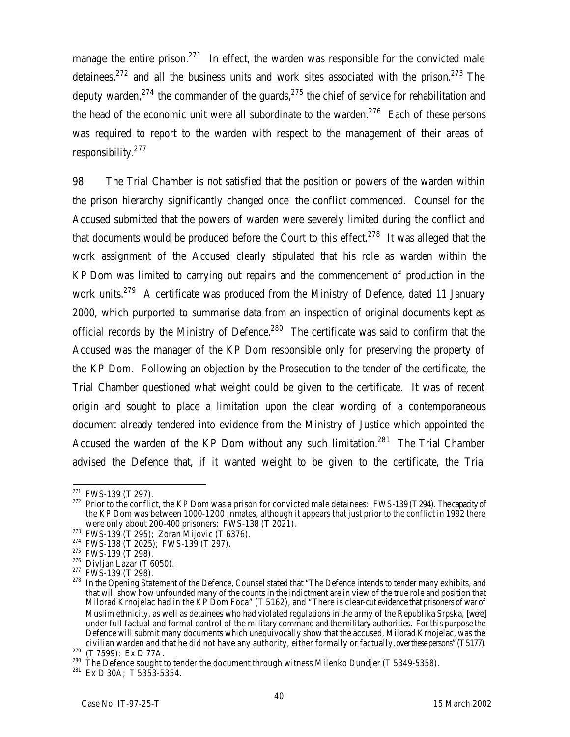manage the entire prison.[271] In effect, the warden was responsible for the convicted male detainees,[272] and all the business units and work sites associated with the prison.[273] The deputy warden,[274] the commander of the guards,[275] the chief of service for rehabilitation and the head of the economic unit were all subordinate to the warden.[276] Each of these persons was required to report to the warden with respect to the management of their areas of responsibility.[277]

98. The Trial Chamber is not satisfied that the position or powers of the warden within the prison hierarchy significantly changed once the conflict commenced. Counsel for the Accused submitted that the powers of warden were severely limited during the conflict and that documents would be produced before the Court to this effect.[278] It was alleged that the work assignment of the Accused clearly stipulated that his role as warden within the KP Dom was limited to carrying out repairs and the commencement of production in the work units.[279] A certificate was produced from the Ministry of Defence, dated 11 January 2000, which purported to summarise data from an inspection of original documents kept as official records by the Ministry of Defence.[280] The certificate was said to confirm that the Accused was the manager of the KP Dom responsible only for preserving the property of the KP Dom. Following an objection by the Prosecution to the tender of the certificate, the Trial Chamber questioned what weight could be given to the certificate. It was of recent origin and sought to place a limitation upon the clear wording of a contemporaneous document already tendered into evidence from the Ministry of Justice which appointed the Accused the warden of the KP Dom without any such limitation.[281] The Trial Chamber advised the Defence that, if it wanted weight to be given to the certificate, the Trial

---

[271] FWS-139 (T 297).

[272] Prior to the conflict, the KP Dom was a prison for convicted male detainees: FWS-139 (T 294). The capacity of the KP Dom was between 1000-1200 inmates, although it appears that just prior to the conflict in 1992 there were only about 200-400 prisoners: FWS-138 (T 2021).

[273] FWS-139 (T 295); Zoran Mijovic (T 6376).

[274] FWS-138 (T 2025); FWS-139 (T 297).

[275] FWS-139 (T 298).

[276] Divljan Lazar (T 6050).

[277] FWS-139 (T 298).

[278] In the Opening Statement of the Defence, Counsel stated that "The Defence intends to tender many exhibits, and that will show how unfounded many of the counts in the indictment are in view of the true role and position that Milorad Krnojelac had in the KP Dom Foca" (T 5162), and "There is clear-cut evidence that prisoners of war of Muslim ethnicity, as well as detainees who had violated regulations in the army of the Republika Srpska, [were] under full factual and formal control of the military command and the military authorities. For this purpose the Defence will submit many documents which unequivocally show that the accused, Milorad Krnojelac, was the civilian warden and that he did not have any authority, either formally or factually, over these persons" (T 5177).

[279] (T 7599); Ex D 77A.

[280] The Defence sought to tender the document through witness Milenko Dundjer (T 5349-5358).

[281] Ex D 30A; T 5353-5354.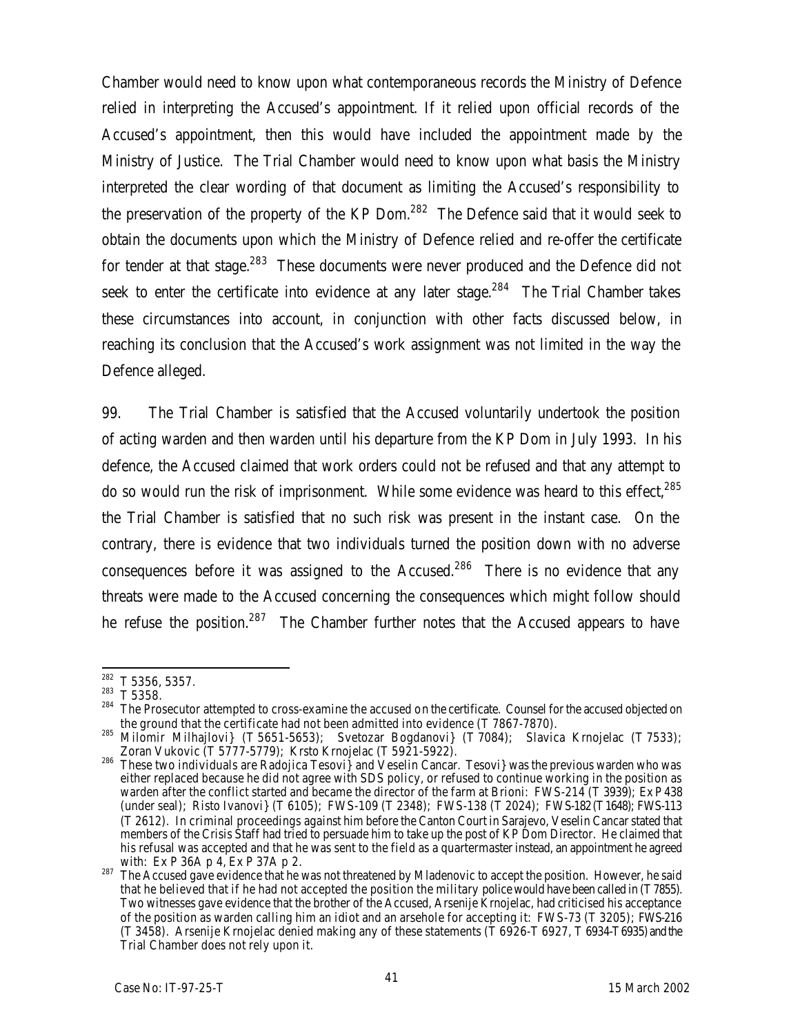Chamber would need to know upon what contemporaneous records the Ministry of Defence relied in interpreting the Accused's appointment. If it relied upon official records of the Accused's appointment, then this would have included the appointment made by the Ministry of Justice. The Trial Chamber would need to know upon what basis the Ministry interpreted the clear wording of that document as limiting the Accused's responsibility to the preservation of the property of the KP Dom.[282] The Defence said that it would seek to obtain the documents upon which the Ministry of Defence relied and re-offer the certificate for tender at that stage.[283] These documents were never produced and the Defence did not seek to enter the certificate into evidence at any later stage.[284] The Trial Chamber takes these circumstances into account, in conjunction with other facts discussed below, in reaching its conclusion that the Accused's work assignment was not limited in the way the Defence alleged.

99. The Trial Chamber is satisfied that the Accused voluntarily undertook the position of acting warden and then warden until his departure from the KP Dom in July 1993. In his defence, the Accused claimed that work orders could not be refused and that any attempt to do so would run the risk of imprisonment. While some evidence was heard to this effect,[285] the Trial Chamber is satisfied that no such risk was present in the instant case. On the contrary, there is evidence that two individuals turned the position down with no adverse consequences before it was assigned to the Accused.[286] There is no evidence that any threats were made to the Accused concerning the consequences which might follow should he refuse the position.[287] The Chamber further notes that the Accused appears to have

---

[282] T 5356, 5357.

[283] T 5358.

[284] The Prosecutor attempted to cross-examine the accused on the certificate. Counsel for the accused objected on the ground that the certificate had not been admitted into evidence (T 7867-7870).

[285] Milomir Milhajlovi} (T 5651-5653); Svetozar Bogdanovi} (T 7084); Slavica Krnojelac (T 7533); Zoran Vukovic (T 5777-5779); Krsto Krnojelac (T 5921-5922).

[286] These two individuals are Radojica Tesovi} and Veselin Cancar. Tesovi} was the previous warden who was either replaced because he did not agree with SDS policy, or refused to continue working in the position as warden after the conflict started and became the director of the farm at Brioni: FWS-214 (T 3939); Ex P 438 (under seal); Risto Ivanovi} (T 6105); FWS-109 (T 2348); FWS-138 (T 2024); FWS-182 (T 1648); FWS-113 (T 2612). In criminal proceedings against him before the Canton Court in Sarajevo, Veselin Cancar stated that members of the Crisis Staff had tried to persuade him to take up the post of KP Dom Director. He claimed that his refusal was accepted and that he was sent to the field as a quartermaster instead, an appointment he agreed with: Ex P 36A p 4, Ex P 37A p 2.

[287] The Accused gave evidence that he was not threatened by Mladenovic to accept the position. However, he said that he believed that if he had not accepted the position the military police would have been called in (T 7855). Two witnesses gave evidence that the brother of the Accused, Arsenije Krnojelac, had criticised his acceptance of the position as warden calling him an idiot and an arsehole for accepting it: FWS-73 (T 3205); FWS-216 (T 3458). Arsenije Krnojelac denied making any of these statements (T 6926-T 6927, T 6934-T 6935) and the Trial Chamber does not rely upon it.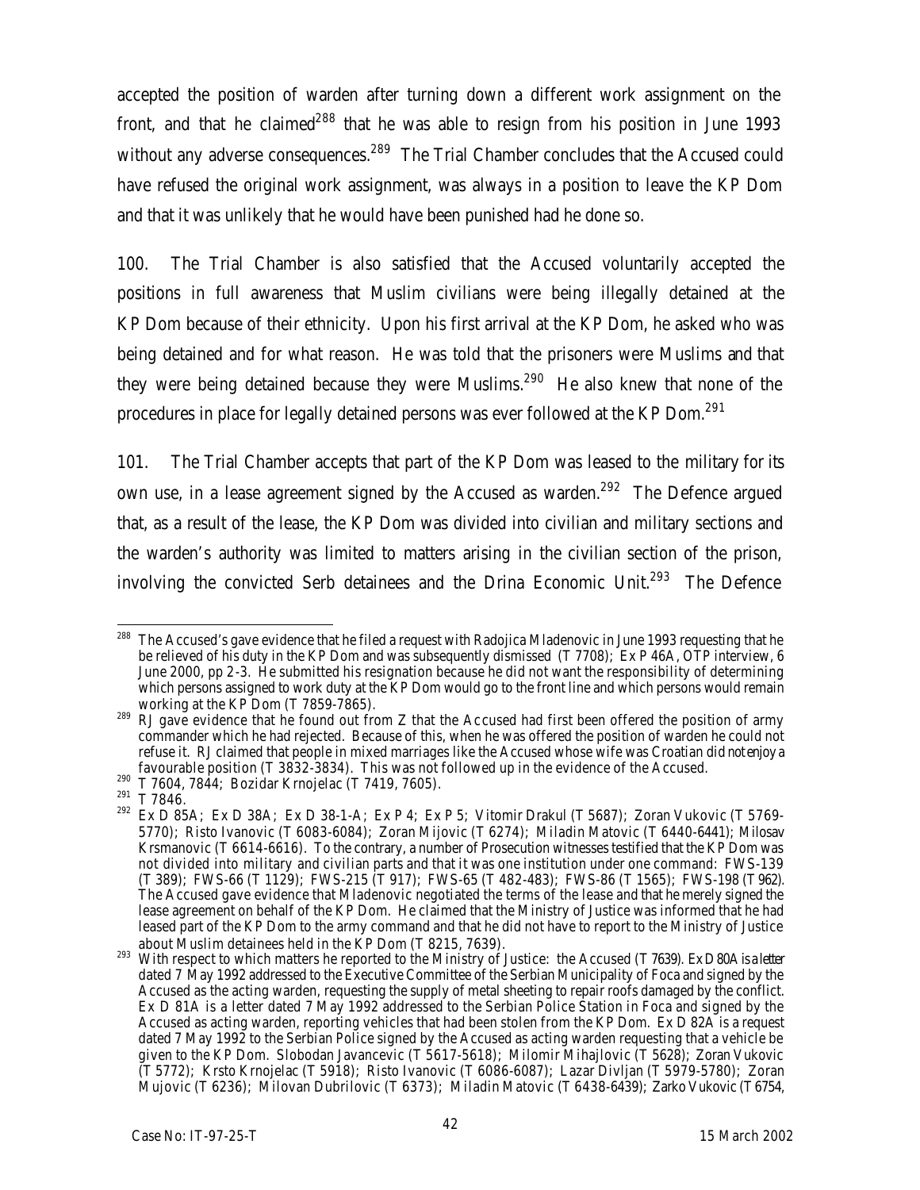accepted the position of warden after turning down a different work assignment on the front, and that he claimed[288] that he was able to resign from his position in June 1993 without any adverse consequences.[289] The Trial Chamber concludes that the Accused could have refused the original work assignment, was always in a position to leave the KP Dom and that it was unlikely that he would have been punished had he done so.

100. The Trial Chamber is also satisfied that the Accused voluntarily accepted the positions in full awareness that Muslim civilians were being illegally detained at the KP Dom because of their ethnicity. Upon his first arrival at the KP Dom, he asked who was being detained and for what reason. He was told that the prisoners were Muslims and that they were being detained because they were Muslims.[290] He also knew that none of the procedures in place for legally detained persons was ever followed at the KP Dom.[291]

101. The Trial Chamber accepts that part of the KP Dom was leased to the military for its own use, in a lease agreement signed by the Accused as warden.[292] The Defence argued that, as a result of the lease, the KP Dom was divided into civilian and military sections and the warden's authority was limited to matters arising in the civilian section of the prison, involving the convicted Serb detainees and the Drina Economic Unit.[293] The Defence

---

[288] The Accused's gave evidence that he filed a request with Radojica Mladenovic in June 1993 requesting that he be relieved of his duty in the KP Dom and was subsequently dismissed (T 7708); Ex P 46A, OTP interview, 6 June 2000, pp 2-3. He submitted his resignation because he did not want the responsibility of determining which persons assigned to work duty at the KP Dom would go to the front line and which persons would remain working at the KP Dom (T 7859-7865).

[289] RJ gave evidence that he found out from Z that the Accused had first been offered the position of army commander which he had rejected. Because of this, when he was offered the position of warden he could not refuse it. RJ claimed that people in mixed marriages like the Accused whose wife was Croatian did not enjoy a favourable position (T 3832-3834). This was not followed up in the evidence of the Accused.

[290] T 7604, 7844; Bozidar Krnojelac (T 7419, 7605).

[291] T 7846.

[292] Ex D 85A; Ex D 38A; Ex D 38-1-A; Ex P 4; Ex P 5; Vitomir Drakul (T 5687); Zoran Vukovic (T 5769-5770); Risto Ivanovic (T 6083-6084); Zoran Mijovic (T 6274); Miladin Matovic (T 6440-6441); Milosav Krsmanovic (T 6614-6616). To the contrary, a number of Prosecution witnesses testified that the KP Dom was not divided into military and civilian parts and that it was one institution under one command: FWS-139 (T 389); FWS-66 (T 1129); FWS-215 (T 917); FWS-65 (T 482-483); FWS-86 (T 1565); FWS-198 (T 962). The Accused gave evidence that Mladenovic negotiated the terms of the lease and that he merely signed the lease agreement on behalf of the KP Dom. He claimed that the Ministry of Justice was informed that he had leased part of the KP Dom to the army command and that he did not have to report to the Ministry of Justice about Muslim detainees held in the KP Dom (T 8215, 7639).

[293] With respect to which matters he reported to the Ministry of Justice: the Accused (T 7639). Ex D 80A is a letter dated 7 May 1992 addressed to the Executive Committee of the Serbian Municipality of Foca and signed by the Accused as the acting warden, requesting the supply of metal sheeting to repair roofs damaged by the conflict. Ex D 81A is a letter dated 7 May 1992 addressed to the Serbian Police Station in Foca and signed by the Accused as acting warden, reporting vehicles that had been stolen from the KP Dom. Ex D 82A is a request dated 7 May 1992 to the Serbian Police signed by the Accused as acting warden requesting that a vehicle be given to the KP Dom. Slobodan Javancevic (T 5617-5618); Milomir Mihajlovic (T 5628); Zoran Vukovic (T 5772); Krsto Krnojelac (T 5918); Risto Ivanovic (T 6086-6087); Lazar Divljan (T 5979-5780); Zoran Mujovic (T 6236); Milovan Dubrilovic (T 6373); Miladin Matovic (T 6438-6439); Zarko Vukovic (T 6754,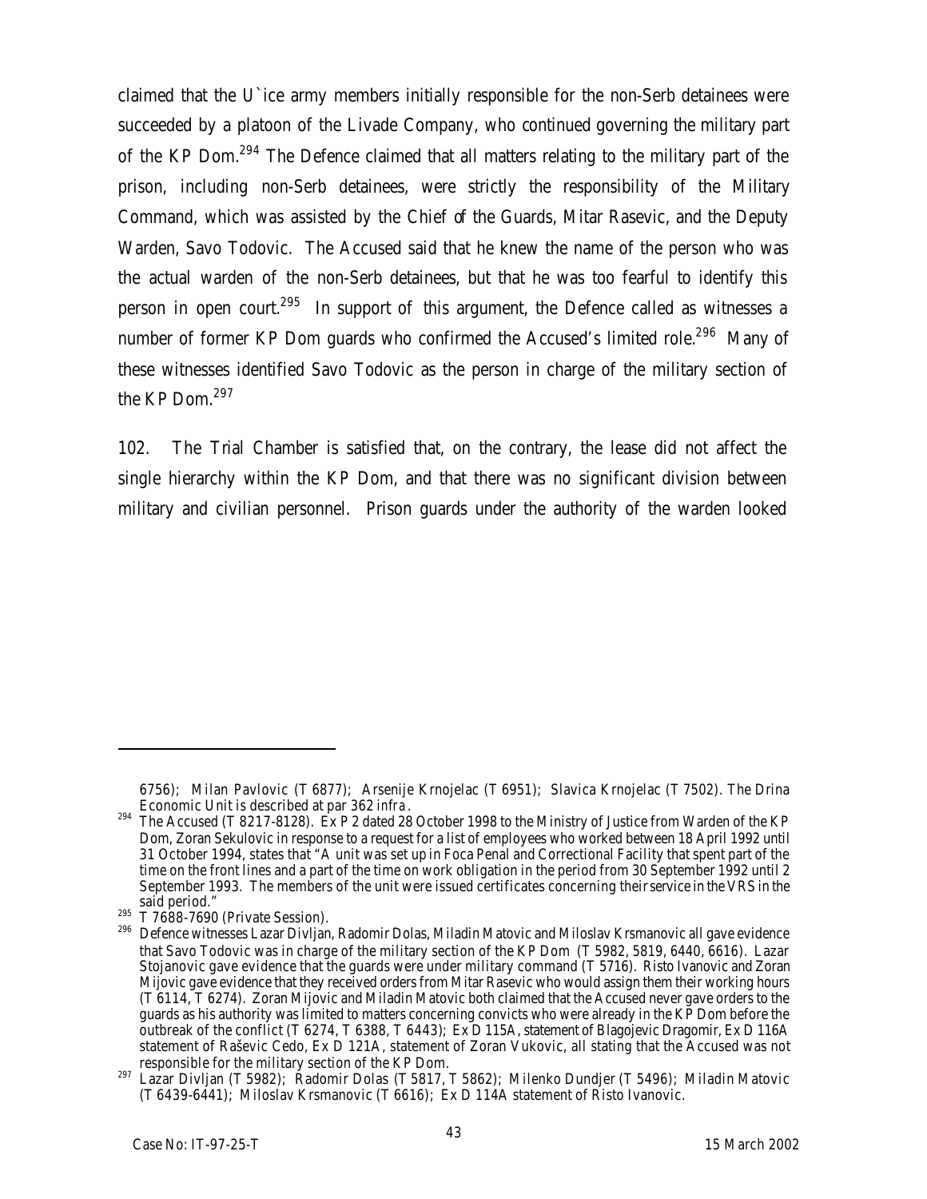claimed that the U`ice army members initially responsible for the non-Serb detainees were succeeded by a platoon of the Livade Company, who continued governing the military part of the KP Dom.[294] The Defence claimed that all matters relating to the military part of the prison, including non-Serb detainees, were strictly the responsibility of the Military Command, which was assisted by the Chief of the Guards, Mitar Rasevic, and the Deputy Warden, Savo Todovic. The Accused said that he knew the name of the person who was the actual warden of the non-Serb detainees, but that he was too fearful to identify this person in open court.[295] In support of this argument, the Defence called as witnesses a number of former KP Dom guards who confirmed the Accused's limited role.[296] Many of these witnesses identified Savo Todovic as the person in charge of the military section of the KP Dom.[297]

102. The Trial Chamber is satisfied that, on the contrary, the lease did not affect the single hierarchy within the KP Dom, and that there was no significant division between military and civilian personnel. Prison guards under the authority of the warden looked

---

6756); Milan Pavlovic (T 6877); Arsenije Krnojelac (T 6951); Slavica Krnojelac (T 7502). The Drina Economic Unit is described at par 362 *infra*.

[294] The Accused (T 8217-8128). Ex P 2 dated 28 October 1998 to the Ministry of Justice from Warden of the KP Dom, Zoran Sekulovic in response to a request for a list of employees who worked between 18 April 1992 until 31 October 1994, states that "A unit was set up in Foca Penal and Correctional Facility that spent part of the time on the front lines and a part of the time on work obligation in the period from 30 September 1992 until 2 September 1993. The members of the unit were issued certificates concerning their service in the VRS in the said period."

[295] T 7688-7690 (Private Session).

[296] Defence witnesses Lazar Divljan, Radomir Dolas, Miladin Matovic and Miloslav Krsmanovic all gave evidence that Savo Todovic was in charge of the military section of the KP Dom (T 5982, 5819, 6440, 6616). Lazar Stojanovic gave evidence that the guards were under military command (T 5716). Risto Ivanovic and Zoran Mijovic gave evidence that they received orders from Mitar Rasevic who would assign them their working hours (T 6114, T 6274). Zoran Mijovic and Miladin Matovic both claimed that the Accused never gave orders to the guards as his authority was limited to matters concerning convicts who were already in the KP Dom before the outbreak of the conflict (T 6274, T 6388, T 6443); Ex D 115A, statement of Blagojevic Dragomir, Ex D 116A statement of Raševic Cedo, Ex D 121A, statement of Zoran Vukovic, all stating that the Accused was not responsible for the military section of the KP Dom.

[297] Lazar Divljan (T 5982); Radomir Dolas (T 5817, T 5862); Milenko Dundjer (T 5496); Miladin Matovic (T 6439-6441); Miloslav Krsmanovic (T 6616); Ex D 114A statement of Risto Ivanovic.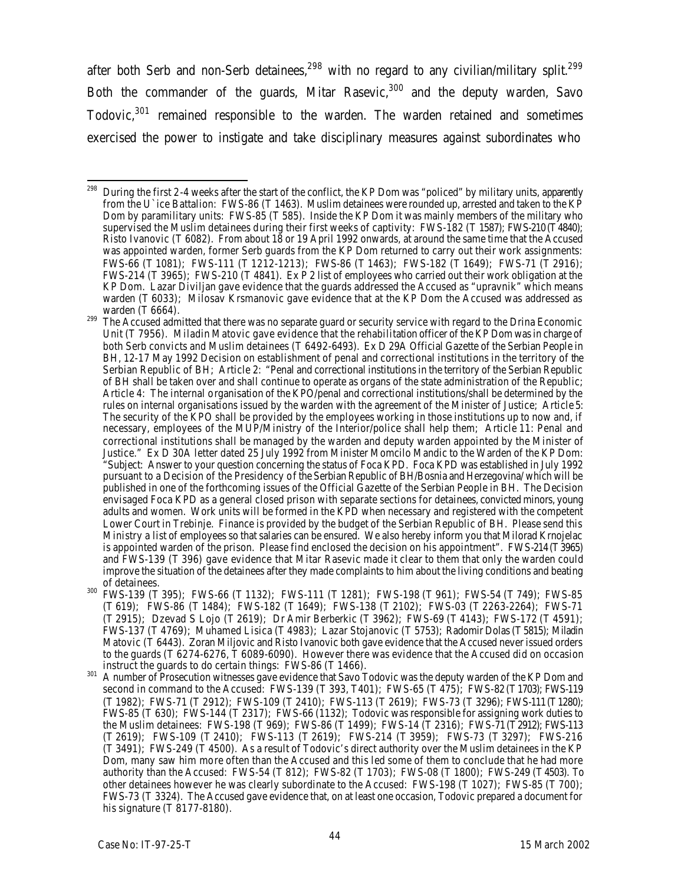after both Serb and non-Serb detainees,[298] with no regard to any civilian/military split.[299] Both the commander of the guards, Mitar Rasevic,[300] and the deputy warden, Savo Todovic,[301] remained responsible to the warden. The warden retained and sometimes exercised the power to instigate and take disciplinary measures against subordinates who

---

[298] During the first 2-4 weeks after the start of the conflict, the KP Dom was "policed" by military units, apparently from the U`ice Battalion: FWS-86 (T 1463). Muslim detainees were rounded up, arrested and taken to the KP Dom by paramilitary units: FWS-85 (T 585). Inside the KP Dom it was mainly members of the military who supervised the Muslim detainees during their first weeks of captivity: FWS-182 (T 1587); FWS-210 (T 4840); Risto Ivanovic (T 6082). From about 18 or 19 April 1992 onwards, at around the same time that the Accused was appointed warden, former Serb guards from the KP Dom returned to carry out their work assignments: FWS-66 (T 1081); FWS-111 (T 1212-1213); FWS-86 (T 1463); FWS-182 (T 1649); FWS-71 (T 2916); FWS-214 (T 3965); FWS-210 (T 4841). Ex P 2 list of employees who carried out their work obligation at the KP Dom. Lazar Diviljan gave evidence that the guards addressed the Accused as "upravnik" which means warden (T 6033); Milosav Krsmanovic gave evidence that at the KP Dom the Accused was addressed as warden (T 6664).

[299] The Accused admitted that there was no separate guard or security service with regard to the Drina Economic Unit (T 7956). Miladin Matovic gave evidence that the rehabilitation officer of the KP Dom was in charge of both Serb convicts and Muslim detainees (T 6492-6493). Ex D 29A Official Gazette of the Serbian People in BH, 12-17 May 1992 Decision on establishment of penal and correctional institutions in the territory of the Serbian Republic of BH; Article 2: "Penal and correctional institutions in the territory of the Serbian Republic of BH shall be taken over and shall continue to operate as organs of the state administration of the Republic; Article 4: The internal organisation of the KPO/penal and correctional institutions/shall be determined by the rules on internal organisations issued by the warden with the agreement of the Minister of Justice; Article 5: The security of the KPO shall be provided by the employees working in those institutions up to now and, if necessary, employees of the MUP/Ministry of the Interior/police shall help them; Article 11: Penal and correctional institutions shall be managed by the warden and deputy warden appointed by the Minister of Justice." Ex D 30A letter dated 25 July 1992 from Minister Momcilo Mandic to the Warden of the KP Dom: "Subject: Answer to your question concerning the status of Foca KPD. Foca KPD was established in July 1992 pursuant to a Decision of the Presidency of the Serbian Republic of BH/Bosnia and Herzegovina/ which will be published in one of the forthcoming issues of the Official Gazette of the Serbian People in BH. The Decision envisaged Foca KPD as a general closed prison with separate sections for detainees, convicted minors, young adults and women. Work units will be formed in the KPD when necessary and registered with the competent Lower Court in Trebinje. Finance is provided by the budget of the Serbian Republic of BH. Please send this Ministry a list of employees so that salaries can be ensured. We also hereby inform you that Milorad Krnojelac is appointed warden of the prison. Please find enclosed the decision on his appointment". FWS-214 (T 3965) and FWS-139 (T 396) gave evidence that Mitar Rasevic made it clear to them that only the warden could improve the situation of the detainees after they made complaints to him about the living conditions and beating of detainees.

[300] FWS-139 (T 395); FWS-66 (T 1132); FWS-111 (T 1281); FWS-198 (T 961); FWS-54 (T 749); FWS-85 (T 619); FWS-86 (T 1484); FWS-182 (T 1649); FWS-138 (T 2102); FWS-03 (T 2263-2264); FWS-71 (T 2915); Dzevad S Lojo (T 2619); Dr Amir Berberkic (T 3962); FWS-69 (T 4143); FWS-172 (T 4591); FWS-137 (T 4769); Muhamed Lisica (T 4983); Lazar Stojanovic (T 5753); Radomir Dolas (T 5815); Miladin Matovic (T 6443). Zoran Miljovic and Risto Ivanovic both gave evidence that the Accused never issued orders to the guards (T 6274-6276, T 6089-6090). However there was evidence that the Accused did on occasion instruct the guards to do certain things: FWS-86 (T 1466).

[301] A number of Prosecution witnesses gave evidence that Savo Todovic was the deputy warden of the KP Dom and second in command to the Accused: FWS-139 (T 393, T401); FWS-65 (T 475); FWS-82 (T 1703); FWS-119 (T 1982); FWS-71 (T 2912); FWS-109 (T 2410); FWS-113 (T 2619); FWS-73 (T 3296); FWS-111 (T 1280); FWS-85 (T 630); FWS-144 (T 2317); FWS-66 (1132); Todovic was responsible for assigning work duties to the Muslim detainees: FWS-198 (T 969); FWS-86 (T 1499); FWS-14 (T 2316); FWS-71 (T 2912); FWS-113 (T 2619); FWS-109 (T 2410); FWS-113 (T 2619); FWS-214 (T 3959); FWS-73 (T 3297); FWS-216 (T 3491); FWS-249 (T 4500). As a result of Todovic's direct authority over the Muslim detainees in the KP Dom, many saw him more often than the Accused and this led some of them to conclude that he had more authority than the Accused: FWS-54 (T 812); FWS-82 (T 1703); FWS-08 (T 1800); FWS-249 (T 4503). To other detainees however he was clearly subordinate to the Accused: FWS-198 (T 1027); FWS-85 (T 700); FWS-73 (T 3324). The Accused gave evidence that, on at least one occasion, Todovic prepared a document for his signature (T 8177-8180).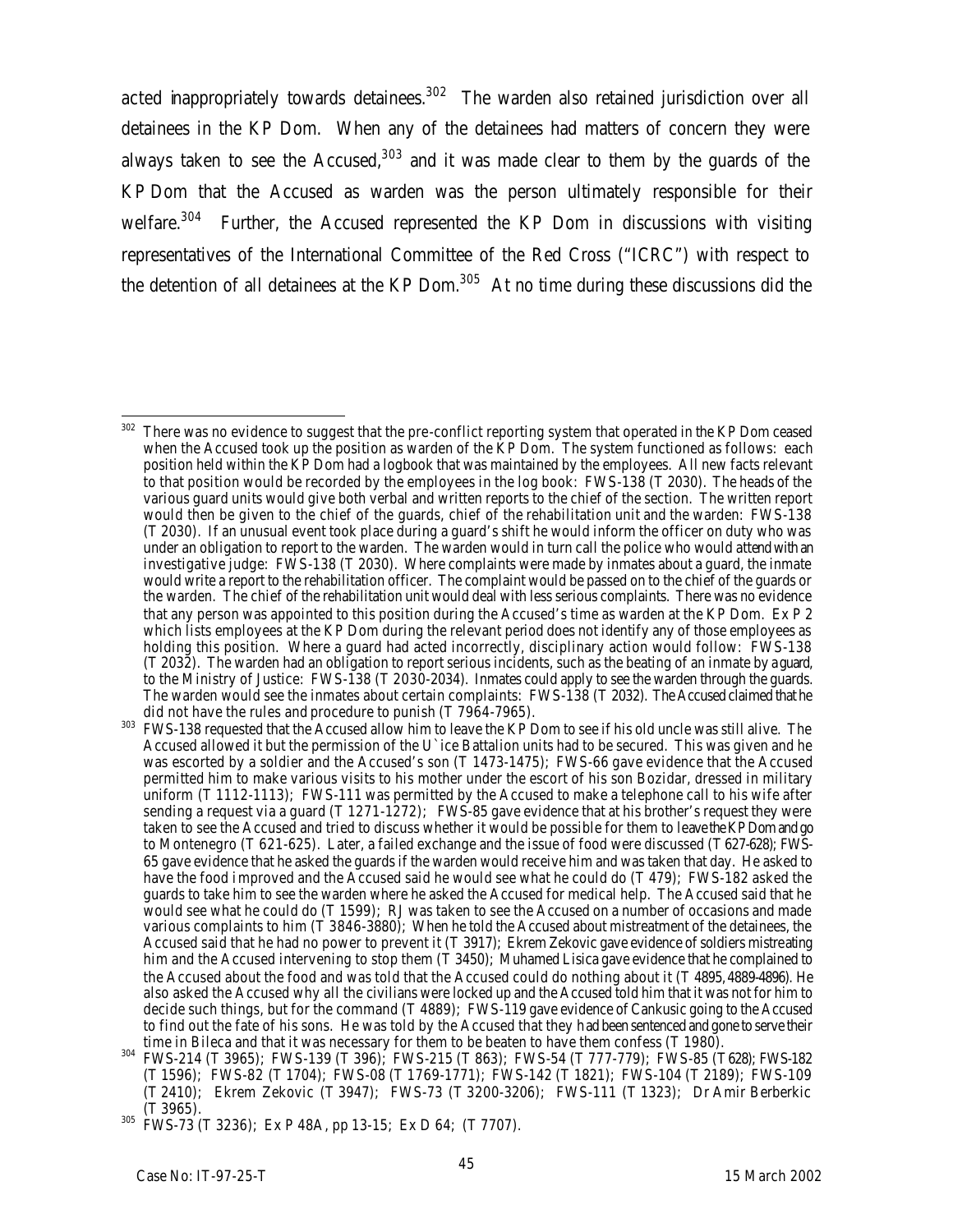acted inappropriately towards detainees.[302] The warden also retained jurisdiction over all detainees in the KP Dom. When any of the detainees had matters of concern they were always taken to see the Accused,[303] and it was made clear to them by the guards of the KP Dom that the Accused as warden was the person ultimately responsible for their welfare.[304] Further, the Accused represented the KP Dom in discussions with visiting representatives of the International Committee of the Red Cross ("ICRC") with respect to the detention of all detainees at the KP Dom.[305] At no time during these discussions did the

---

[302] There was no evidence to suggest that the pre-conflict reporting system that operated in the KP Dom ceased when the Accused took up the position as warden of the KP Dom. The system functioned as follows: each position held within the KP Dom had a logbook that was maintained by the employees. All new facts relevant to that position would be recorded by the employees in the log book: FWS-138 (T 2030). The heads of the various guard units would give both verbal and written reports to the chief of the section. The written report would then be given to the chief of the guards, chief of the rehabilitation unit and the warden: FWS-138 (T 2030). If an unusual event took place during a guard's shift he would inform the officer on duty who was under an obligation to report to the warden. The warden would in turn call the police who would attend with an investigative judge: FWS-138 (T 2030). Where complaints were made by inmates about a guard, the inmate would write a report to the rehabilitation officer. The complaint would be passed on to the chief of the guards or the warden. The chief of the rehabilitation unit would deal with less serious complaints. There was no evidence that any person was appointed to this position during the Accused's time as warden at the KP Dom. Ex P 2 which lists employees at the KP Dom during the relevant period does not identify any of those employees as holding this position. Where a guard had acted incorrectly, disciplinary action would follow: FWS-138 (T 2032). The warden had an obligation to report serious incidents, such as the beating of an inmate by a guard, to the Ministry of Justice: FWS-138 (T 2030-2034). Inmates could apply to see the warden through the guards. The warden would see the inmates about certain complaints: FWS-138 (T 2032). The Accused claimed that he did not have the rules and procedure to punish (T 7964-7965).

[303] FWS-138 requested that the Accused allow him to leave the KP Dom to see if his old uncle was still alive. The Accused allowed it but the permission of the U`ice Battalion units had to be secured. This was given and he was escorted by a soldier and the Accused's son (T 1473-1475); FWS-66 gave evidence that the Accused permitted him to make various visits to his mother under the escort of his son Bozidar, dressed in military uniform (T 1112-1113); FWS-111 was permitted by the Accused to make a telephone call to his wife after sending a request via a guard (T 1271-1272); FWS-85 gave evidence that at his brother's request they were taken to see the Accused and tried to discuss whether it would be possible for them to leave the KP Dom and go to Montenegro (T 621-625). Later, a failed exchange and the issue of food were discussed (T 627-628); FWS-65 gave evidence that he asked the guards if the warden would receive him and was taken that day. He asked to have the food improved and the Accused said he would see what he could do (T 479); FWS-182 asked the guards to take him to see the warden where he asked the Accused for medical help. The Accused said that he would see what he could do (T 1599); RJ was taken to see the Accused on a number of occasions and made various complaints to him (T 3846-3880); When he told the Accused about mistreatment of the detainees, the Accused said that he had no power to prevent it (T 3917); Ekrem Zekovic gave evidence of soldiers mistreating him and the Accused intervening to stop them (T 3450); Muhamed Lisica gave evidence that he complained to the Accused about the food and was told that the Accused could do nothing about it (T 4895, 4889-4896). He also asked the Accused why all the civilians were locked up and the Accused told him that it was not for him to decide such things, but for the command (T 4889); FWS-119 gave evidence of Cankusic going to the Accused to find out the fate of his sons. He was told by the Accused that they had been sentenced and gone to serve their time in Bileca and that it was necessary for them to be beaten to have them confess (T 1980).

[304] FWS-214 (T 3965); FWS-139 (T 396); FWS-215 (T 863); FWS-54 (T 777-779); FWS-85 (T 628); FWS-182 (T 1596); FWS-82 (T 1704); FWS-08 (T 1769-1771); FWS-142 (T 1821); FWS-104 (T 2189); FWS-109 (T 2410); Ekrem Zekovic (T 3947); FWS-73 (T 3200-3206); FWS-111 (T 1323); Dr Amir Berberkic (T 3965).

[305] FWS-73 (T 3236); Ex P 48A, pp 13-15; Ex D 64; (T 7707).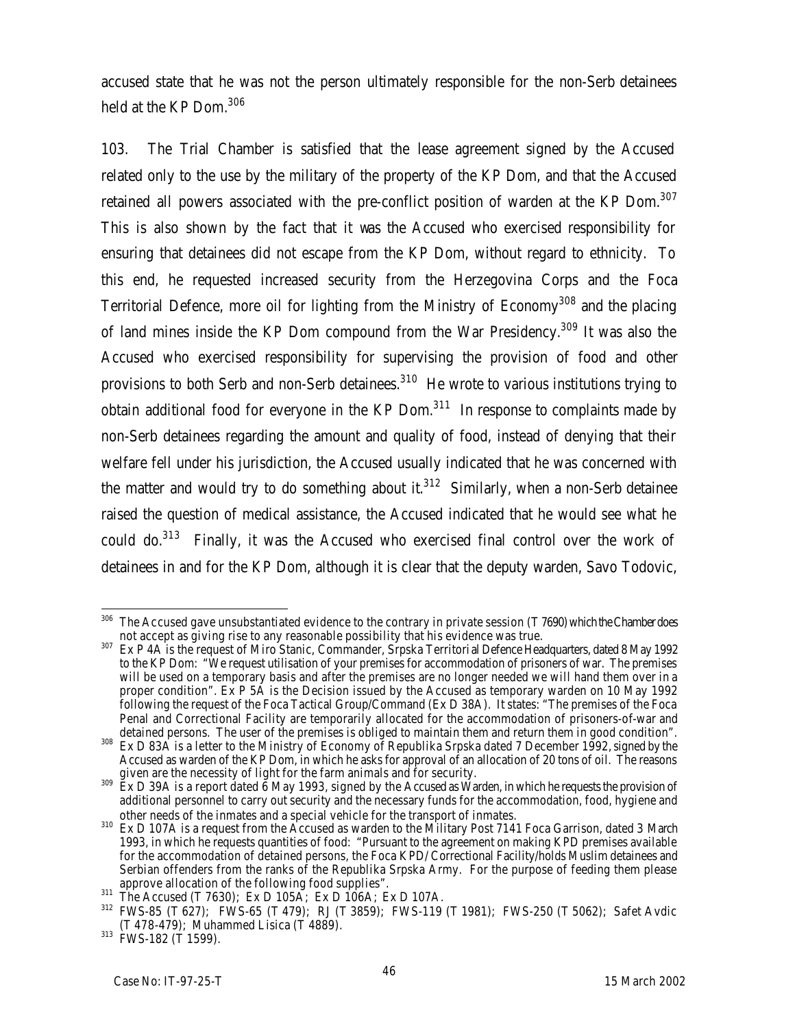accused state that he was not the person ultimately responsible for the non-Serb detainees held at the KP Dom.[306]

103. The Trial Chamber is satisfied that the lease agreement signed by the Accused related only to the use by the military of the property of the KP Dom, and that the Accused retained all powers associated with the pre-conflict position of warden at the KP Dom.[307] This is also shown by the fact that it was the Accused who exercised responsibility for ensuring that detainees did not escape from the KP Dom, without regard to ethnicity. To this end, he requested increased security from the Herzegovina Corps and the Foca Territorial Defence, more oil for lighting from the Ministry of Economy[308] and the placing of land mines inside the KP Dom compound from the War Presidency.[309] It was also the Accused who exercised responsibility for supervising the provision of food and other provisions to both Serb and non-Serb detainees.[310] He wrote to various institutions trying to obtain additional food for everyone in the KP Dom.[311] In response to complaints made by non-Serb detainees regarding the amount and quality of food, instead of denying that their welfare fell under his jurisdiction, the Accused usually indicated that he was concerned with the matter and would try to do something about it.[312] Similarly, when a non-Serb detainee raised the question of medical assistance, the Accused indicated that he would see what he could do.[313] Finally, it was the Accused who exercised final control over the work of detainees in and for the KP Dom, although it is clear that the deputy warden, Savo Todovic,

---

[306] The Accused gave unsubstantiated evidence to the contrary in private session (T 7690) which the Chamber does not accept as giving rise to any reasonable possibility that his evidence was true.

[307] Ex P 4A is the request of Miro Stanic, Commander, Srpska Territorial Defence Headquarters, dated 8 May 1992 to the KP Dom: "We request utilisation of your premises for accommodation of prisoners of war. The premises will be used on a temporary basis and after the premises are no longer needed we will hand them over in a proper condition". Ex P 5A is the Decision issued by the Accused as temporary warden on 10 May 1992 following the request of the Foca Tactical Group/Command (Ex D 38A). It states: "The premises of the Foca Penal and Correctional Facility are temporarily allocated for the accommodation of prisoners-of-war and detained persons. The user of the premises is obliged to maintain them and return them in good condition".

[308] Ex D 83A is a letter to the Ministry of Economy of Republika Srpska dated 7 December 1992, signed by the Accused as warden of the KP Dom, in which he asks for approval of an allocation of 20 tons of oil. The reasons given are the necessity of light for the farm animals and for security.

[309] Ex D 39A is a report dated 6 May 1993, signed by the Accused as Warden, in which he requests the provision of additional personnel to carry out security and the necessary funds for the accommodation, food, hygiene and other needs of the inmates and a special vehicle for the transport of inmates.

[310] Ex D 107A is a request from the Accused as warden to the Military Post 7141 Foca Garrison, dated 3 March 1993, in which he requests quantities of food: "Pursuant to the agreement on making KPD premises available for the accommodation of detained persons, the Foca KPD/Correctional Facility/holds Muslim detainees and Serbian offenders from the ranks of the Republika Srpska Army. For the purpose of feeding them please approve allocation of the following food supplies".

[311] The Accused (T 7630); Ex D 105A; Ex D 106A; Ex D 107A.

[312] FWS-85 (T 627); FWS-65 (T 479); RJ (T 3859); FWS-119 (T 1981); FWS-250 (T 5062); Safet Avdic (T 478-479); Muhammed Lisica (T 4889).

[313] FWS-182 (T 1599).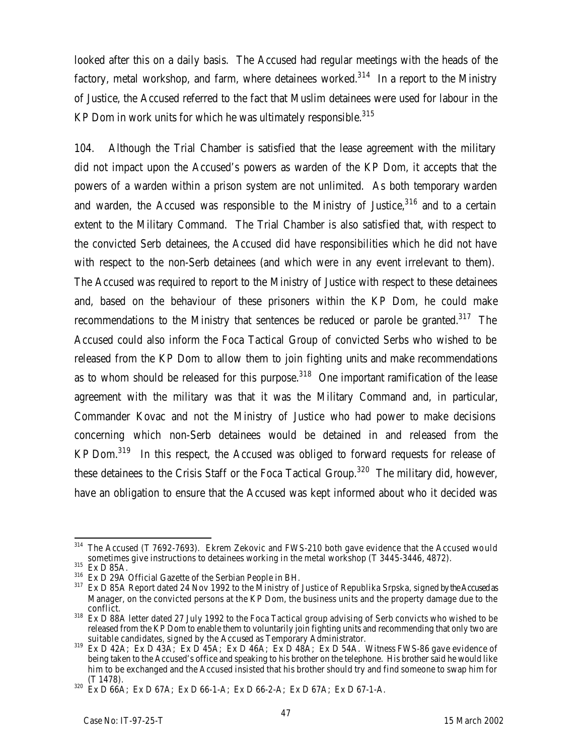looked after this on a daily basis. The Accused had regular meetings with the heads of the factory, metal workshop, and farm, where detainees worked.[314] In a report to the Ministry of Justice, the Accused referred to the fact that Muslim detainees were used for labour in the KP Dom in work units for which he was ultimately responsible.[315]

104. Although the Trial Chamber is satisfied that the lease agreement with the military did not impact upon the Accused's powers as warden of the KP Dom, it accepts that the powers of a warden within a prison system are not unlimited. As both temporary warden and warden, the Accused was responsible to the Ministry of Justice,[316] and to a certain extent to the Military Command. The Trial Chamber is also satisfied that, with respect to the convicted Serb detainees, the Accused did have responsibilities which he did not have with respect to the non-Serb detainees (and which were in any event irrelevant to them). The Accused was required to report to the Ministry of Justice with respect to these detainees and, based on the behaviour of these prisoners within the KP Dom, he could make recommendations to the Ministry that sentences be reduced or parole be granted.[317] The Accused could also inform the Foca Tactical Group of convicted Serbs who wished to be released from the KP Dom to allow them to join fighting units and make recommendations as to whom should be released for this purpose.[318] One important ramification of the lease agreement with the military was that it was the Military Command and, in particular, Commander Kovac and not the Ministry of Justice who had power to make decisions concerning which non-Serb detainees would be detained in and released from the KP Dom.[319] In this respect, the Accused was obliged to forward requests for release of these detainees to the Crisis Staff or the Foca Tactical Group.[320] The military did, however, have an obligation to ensure that the Accused was kept informed about who it decided was

---

[314] The Accused (T 7692-7693). Ekrem Zekovic and FWS-210 both gave evidence that the Accused would sometimes give instructions to detainees working in the metal workshop (T 3445-3446, 4872).

[315] Ex D 85A.

[316] Ex D 29A Official Gazette of the Serbian People in BH.

[317] Ex D 85A Report dated 24 Nov 1992 to the Ministry of Justice of Republika Srpska, signed by the Accused as Manager, on the convicted persons at the KP Dom, the business units and the property damage due to the conflict.

[318] Ex D 88A letter dated 27 July 1992 to the Foca Tactical group advising of Serb convicts who wished to be released from the KP Dom to enable them to voluntarily join fighting units and recommending that only two are suitable candidates, signed by the Accused as Temporary Administrator.

[319] Ex D 42A; Ex D 43A; Ex D 45A; Ex D 46A; Ex D 48A; Ex D 54A. Witness FWS-86 gave evidence of being taken to the Accused's office and speaking to his brother on the telephone. His brother said he would like him to be exchanged and the Accused insisted that his brother should try and find someone to swap him for (T 1478).

[320] Ex D 66A; Ex D 67A; Ex D 66-1-A; Ex D 66-2-A; Ex D 67A; Ex D 67-1-A.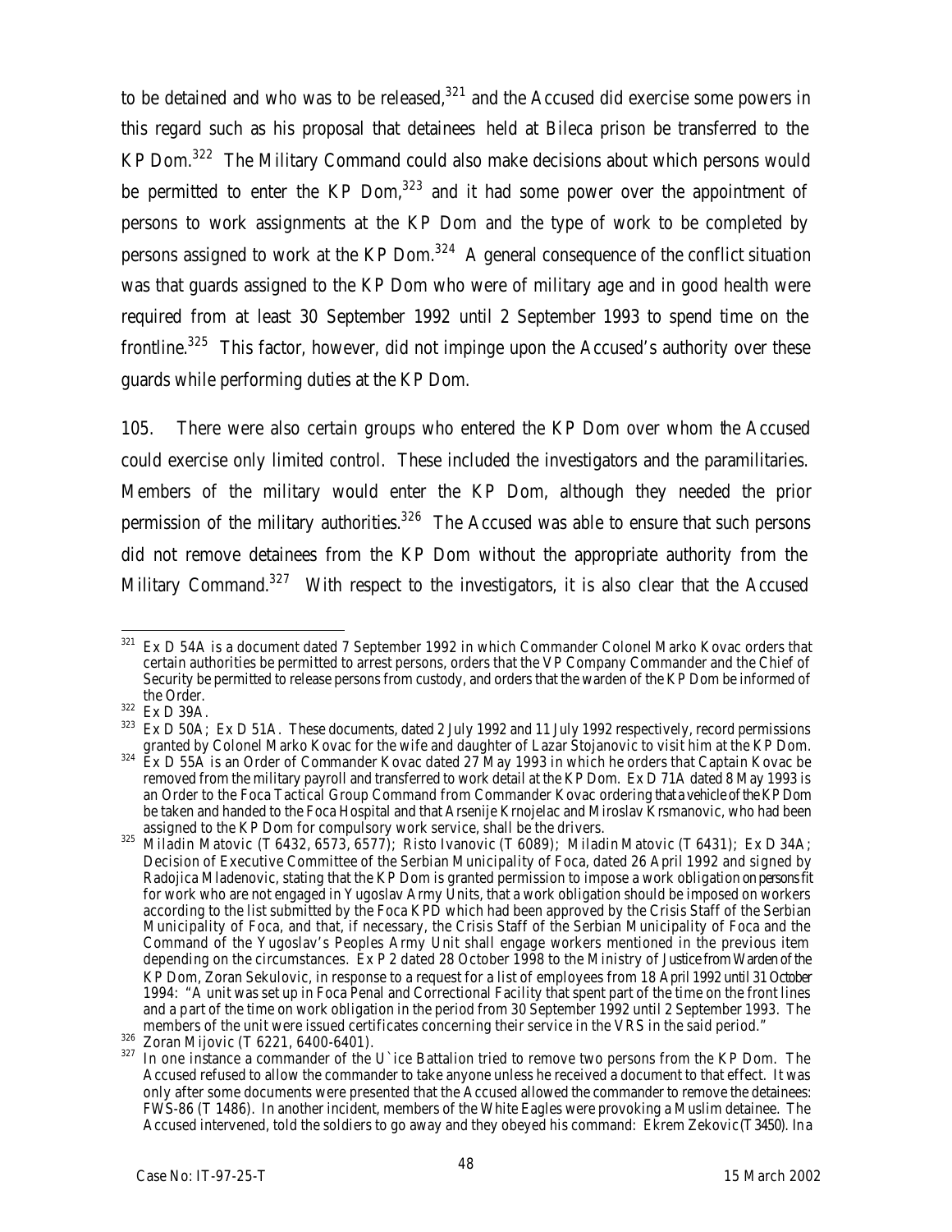to be detained and who was to be released,[321] and the Accused did exercise some powers in this regard such as his proposal that detainees held at Bileca prison be transferred to the KP Dom.[322] The Military Command could also make decisions about which persons would be permitted to enter the KP Dom,[323] and it had some power over the appointment of persons to work assignments at the KP Dom and the type of work to be completed by persons assigned to work at the KP Dom.[324] A general consequence of the conflict situation was that guards assigned to the KP Dom who were of military age and in good health were required from at least 30 September 1992 until 2 September 1993 to spend time on the frontline.[325] This factor, however, did not impinge upon the Accused's authority over these guards while performing duties at the KP Dom.

105. There were also certain groups who entered the KP Dom over whom the Accused could exercise only limited control. These included the investigators and the paramilitaries. Members of the military would enter the KP Dom, although they needed the prior permission of the military authorities.[326] The Accused was able to ensure that such persons did not remove detainees from the KP Dom without the appropriate authority from the Military Command.[327] With respect to the investigators, it is also clear that the Accused

---

[321] Ex D 54A is a document dated 7 September 1992 in which Commander Colonel Marko Kovac orders that certain authorities be permitted to arrest persons, orders that the VP Company Commander and the Chief of Security be permitted to release persons from custody, and orders that the warden of the KP Dom be informed of the Order.

[322] Ex D 39A.

[323] Ex D 50A; Ex D 51A. These documents, dated 2 July 1992 and 11 July 1992 respectively, record permissions granted by Colonel Marko Kovac for the wife and daughter of Lazar Stojanovic to visit him at the KP Dom.

[324] Ex D 55A is an Order of Commander Kovac dated 27 May 1993 in which he orders that Captain Kovac be removed from the military payroll and transferred to work detail at the KP Dom. Ex D 71A dated 8 May 1993 is an Order to the Foca Tactical Group Command from Commander Kovac ordering that a vehicle of the KP Dom be taken and handed to the Foca Hospital and that Arsenije Krnojelac and Miroslav Krsmanovic, who had been assigned to the KP Dom for compulsory work service, shall be the drivers.

[325] Miladin Matovic (T 6432, 6573, 6577); Risto Ivanovic (T 6089); Miladin Matovic (T 6431); Ex D 34A; Decision of Executive Committee of the Serbian Municipality of Foca, dated 26 April 1992 and signed by Radojica Mladenovic, stating that the KP Dom is granted permission to impose a work obligation on persons fit for work who are not engaged in Yugoslav Army Units, that a work obligation should be imposed on workers according to the list submitted by the Foca KPD which had been approved by the Crisis Staff of the Serbian Municipality of Foca, and that, if necessary, the Crisis Staff of the Serbian Municipality of Foca and the Command of the Yugoslav's Peoples Army Unit shall engage workers mentioned in the previous item depending on the circumstances. Ex P 2 dated 28 October 1998 to the Ministry of Justice from Warden of the KP Dom, Zoran Sekulovic, in response to a request for a list of employees from 18 April 1992 until 31 October 1994: "A unit was set up in Foca Penal and Correctional Facility that spent part of the time on the front lines and a part of the time on work obligation in the period from 30 September 1992 until 2 September 1993. The members of the unit were issued certificates concerning their service in the VRS in the said period."

[326] Zoran Mijovic (T 6221, 6400-6401).

[327] In one instance a commander of the U`ice Battalion tried to remove two persons from the KP Dom. The Accused refused to allow the commander to take anyone unless he received a document to that effect. It was only after some documents were presented that the Accused allowed the commander to remove the detainees: FWS-86 (T 1486). In another incident, members of the White Eagles were provoking a Muslim detainee. The Accused intervened, told the soldiers to go away and they obeyed his command: Ekrem Zekovic (T 3450). In a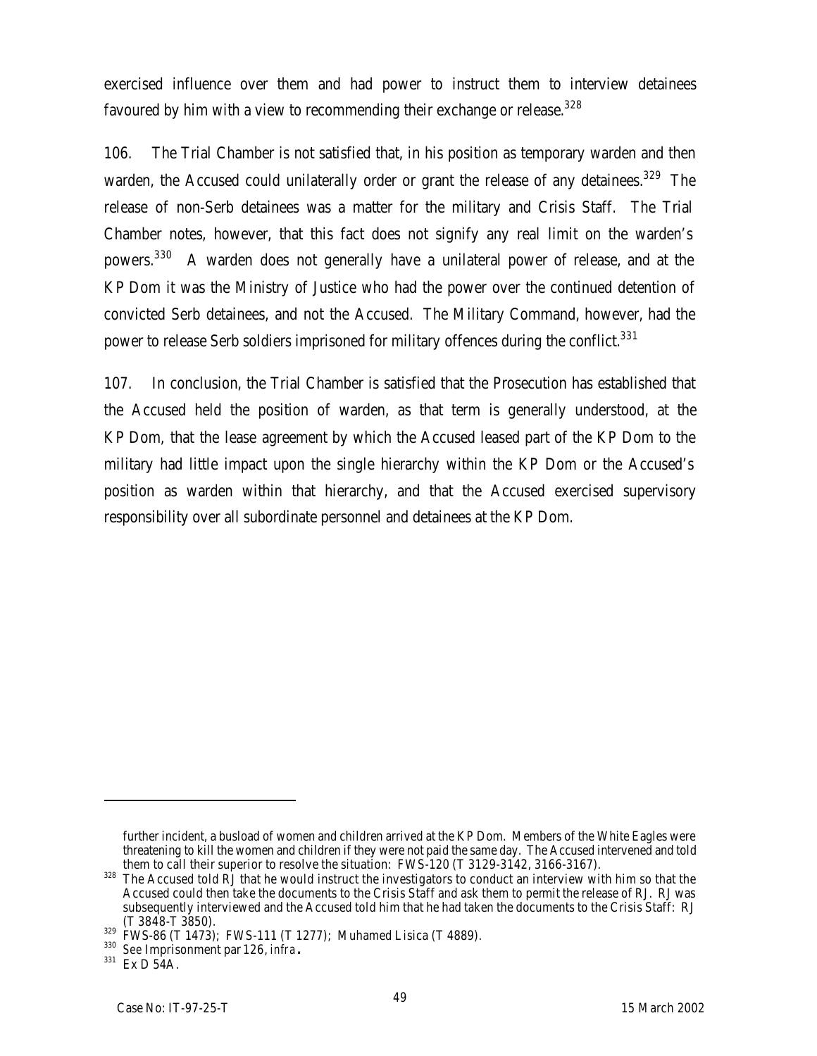exercised influence over them and had power to instruct them to interview detainees favoured by him with a view to recommending their exchange or release.[328]

106. The Trial Chamber is not satisfied that, in his position as temporary warden and then warden, the Accused could unilaterally order or grant the release of any detainees.[329] The release of non-Serb detainees was a matter for the military and Crisis Staff. The Trial Chamber notes, however, that this fact does not signify any real limit on the warden's powers.[330] A warden does not generally have a unilateral power of release, and at the KP Dom it was the Ministry of Justice who had the power over the continued detention of convicted Serb detainees, and not the Accused. The Military Command, however, had the power to release Serb soldiers imprisoned for military offences during the conflict.[331]

107. In conclusion, the Trial Chamber is satisfied that the Prosecution has established that the Accused held the position of warden, as that term is generally understood, at the KP Dom, that the lease agreement by which the Accused leased part of the KP Dom to the military had little impact upon the single hierarchy within the KP Dom or the Accused's position as warden within that hierarchy, and that the Accused exercised supervisory responsibility over all subordinate personnel and detainees at the KP Dom.

---

further incident, a busload of women and children arrived at the KP Dom. Members of the White Eagles were threatening to kill the women and children if they were not paid the same day. The Accused intervened and told them to call their superior to resolve the situation: FWS-120 (T 3129-3142, 3166-3167).

[328] The Accused told RJ that he would instruct the investigators to conduct an interview with him so that the Accused could then take the documents to the Crisis Staff and ask them to permit the release of RJ. RJ was subsequently interviewed and the Accused told him that he had taken the documents to the Crisis Staff: RJ (T 3848-T 3850).

[329] FWS-86 (T 1473); FWS-111 (T 1277); Muhamed Lisica (T 4889).

[330] See Imprisonment par 126, *infra*.

[331] Ex D 54A.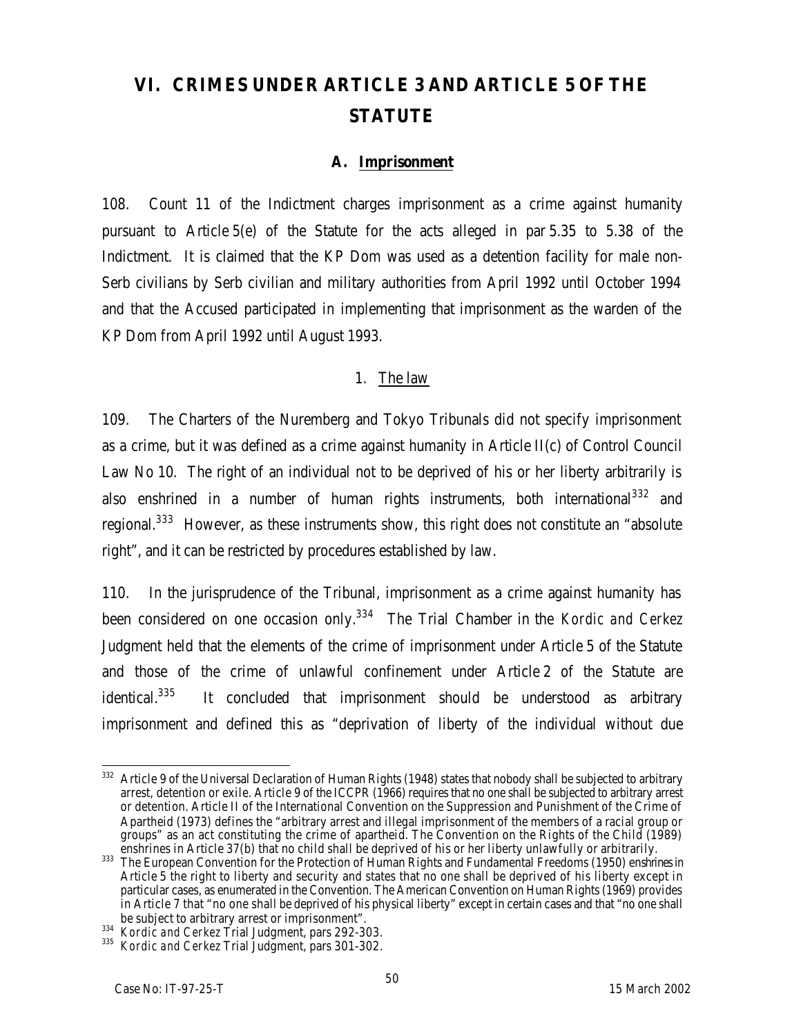# VI. CRIMES UNDER ARTICLE 3 AND ARTICLE 5 OF THE STATUTE

## A. Imprisonment

108. Count 11 of the Indictment charges imprisonment as a crime against humanity pursuant to Article 5(e) of the Statute for the acts alleged in par 5.35 to 5.38 of the Indictment. It is claimed that the KP Dom was used as a detention facility for male non-Serb civilians by Serb civilian and military authorities from April 1992 until October 1994 and that the Accused participated in implementing that imprisonment as the warden of the KP Dom from April 1992 until August 1993.

### 1. The law

109. The Charters of the Nuremberg and Tokyo Tribunals did not specify imprisonment as a crime, but it was defined as a crime against humanity in Article II(c) of Control Council Law No 10. The right of an individual not to be deprived of his or her liberty arbitrarily is also enshrined in a number of human rights instruments, both international[332] and regional.[333] However, as these instruments show, this right does not constitute an "absolute right", and it can be restricted by procedures established by law.

110. In the jurisprudence of the Tribunal, imprisonment as a crime against humanity has been considered on one occasion only.[334] The Trial Chamber in the *Kordic and Cerkez* Judgment held that the elements of the crime of imprisonment under Article 5 of the Statute and those of the crime of unlawful confinement under Article 2 of the Statute are identical.[335] It concluded that imprisonment should be understood as arbitrary imprisonment and defined this as "deprivation of liberty of the individual without due

---

[332] Article 9 of the Universal Declaration of Human Rights (1948) states that nobody shall be subjected to arbitrary arrest, detention or exile. Article 9 of the ICCPR (1966) requires that no one shall be subjected to arbitrary arrest or detention. Article II of the International Convention on the Suppression and Punishment of the Crime of Apartheid (1973) defines the "arbitrary arrest and illegal imprisonment of the members of a racial group or groups" as an act constituting the crime of apartheid. The Convention on the Rights of the Child (1989) enshrines in Article 37(b) that no child shall be deprived of his or her liberty unlawfully or arbitrarily.

[333] The European Convention for the Protection of Human Rights and Fundamental Freedoms (1950) enshrines in Article 5 the right to liberty and security and states that no one shall be deprived of his liberty except in particular cases, as enumerated in the Convention. The American Convention on Human Rights (1969) provides in Article 7 that "no one shall be deprived of his physical liberty" except in certain cases and that "no one shall be subject to arbitrary arrest or imprisonment".

[334] *Kordic and Cerkez* Trial Judgment, pars 292-303.

[335] *Kordic and Cerkez* Trial Judgment, pars 301-302.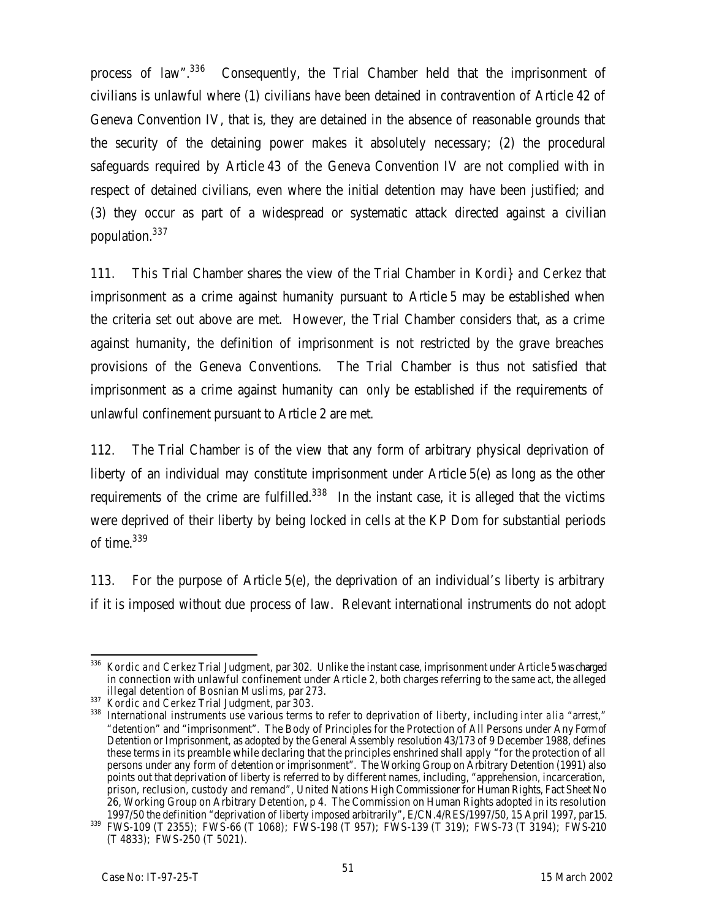process of law".[336] Consequently, the Trial Chamber held that the imprisonment of civilians is unlawful where (1) civilians have been detained in contravention of Article 42 of Geneva Convention IV, that is, they are detained in the absence of reasonable grounds that the security of the detaining power makes it absolutely necessary; (2) the procedural safeguards required by Article 43 of the Geneva Convention IV are not complied with in respect of detained civilians, even where the initial detention may have been justified; and (3) they occur as part of a widespread or systematic attack directed against a civilian population.[337]

111. This Trial Chamber shares the view of the Trial Chamber in *Kordi} and Cerkez* that imprisonment as a crime against humanity pursuant to Article 5 may be established when the criteria set out above are met. However, the Trial Chamber considers that, as a crime against humanity, the definition of imprisonment is not restricted by the grave breaches provisions of the Geneva Conventions. The Trial Chamber is thus not satisfied that imprisonment as a crime against humanity can *only* be established if the requirements of unlawful confinement pursuant to Article 2 are met.

112. The Trial Chamber is of the view that any form of arbitrary physical deprivation of liberty of an individual may constitute imprisonment under Article 5(e) as long as the other requirements of the crime are fulfilled.[338] In the instant case, it is alleged that the victims were deprived of their liberty by being locked in cells at the KP Dom for substantial periods of time.[339]

113. For the purpose of Article 5(e), the deprivation of an individual's liberty is arbitrary if it is imposed without due process of law. Relevant international instruments do not adopt

---

[336] *Kordic and Cerkez* Trial Judgment, par 302. Unlike the instant case, imprisonment under Article 5 was charged in connection with unlawful confinement under Article 2, both charges referring to the same act, the alleged illegal detention of Bosnian Muslims, par 273.

[337] *Kordic and Cerkez* Trial Judgment, par 303.

[338] International instruments use various terms to refer to deprivation of liberty, including *inter alia* "arrest," "detention" and "imprisonment". The Body of Principles for the Protection of All Persons under Any Form of Detention or Imprisonment, as adopted by the General Assembly resolution 43/173 of 9 December 1988, defines these terms in its preamble while declaring that the principles enshrined shall apply "for the protection of all persons under any form of detention or imprisonment". The Working Group on Arbitrary Detention (1991) also points out that deprivation of liberty is referred to by different names, including, "apprehension, incarceration, prison, reclusion, custody and remand", United Nations High Commissioner for Human Rights, Fact Sheet No 26, Working Group on Arbitrary Detention, p 4. The Commission on Human Rights adopted in its resolution 1997/50 the definition "deprivation of liberty imposed arbitrarily", E/CN.4/RES/1997/50, 15 April 1997, par 15.

[339] FWS-109 (T 2355); FWS-66 (T 1068); FWS-198 (T 957); FWS-139 (T 319); FWS-73 (T 3194); FWS-210 (T 4833); FWS-250 (T 5021).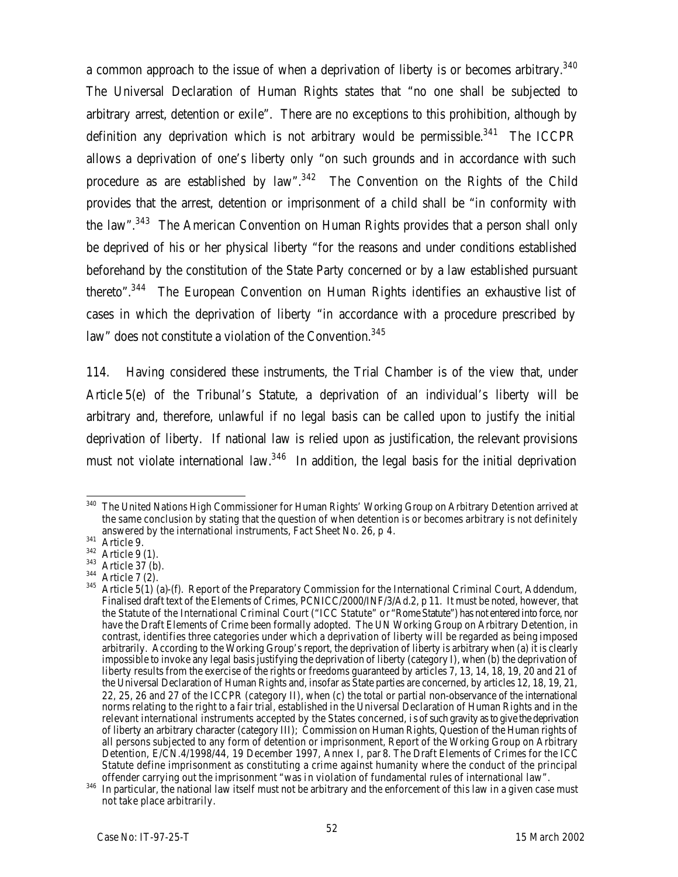a common approach to the issue of when a deprivation of liberty is or becomes arbitrary.[340] The Universal Declaration of Human Rights states that "no one shall be subjected to arbitrary arrest, detention or exile". There are no exceptions to this prohibition, although by definition any deprivation which is not arbitrary would be permissible.[341] The ICCPR allows a deprivation of one's liberty only "on such grounds and in accordance with such procedure as are established by law".[342] The Convention on the Rights of the Child provides that the arrest, detention or imprisonment of a child shall be "in conformity with the law".[343] The American Convention on Human Rights provides that a person shall only be deprived of his or her physical liberty "for the reasons and under conditions established beforehand by the constitution of the State Party concerned or by a law established pursuant thereto".[344] The European Convention on Human Rights identifies an exhaustive list of cases in which the deprivation of liberty "in accordance with a procedure prescribed by law" does not constitute a violation of the Convention.[345]

114. Having considered these instruments, the Trial Chamber is of the view that, under Article 5(e) of the Tribunal's Statute, a deprivation of an individual's liberty will be arbitrary and, therefore, unlawful if no legal basis can be called upon to justify the initial deprivation of liberty. If national law is relied upon as justification, the relevant provisions must not violate international law.[346] In addition, the legal basis for the initial deprivation

---

[340] The United Nations High Commissioner for Human Rights' Working Group on Arbitrary Detention arrived at the same conclusion by stating that the question of when detention is or becomes arbitrary is not definitely answered by the international instruments, Fact Sheet No. 26, p 4.

[341] Article 9.

[342] Article 9 (1).

[343] Article 37 (b).

[344] Article 7 (2).

[345] Article 5(1) (a)-(f). Report of the Preparatory Commission for the International Criminal Court, Addendum, Finalised draft text of the Elements of Crimes, PCNICC/2000/INF/3/Ad.2, p 11. It must be noted, however, that the Statute of the International Criminal Court ("ICC Statute" or "Rome Statute") has not entered into force, nor have the Draft Elements of Crime been formally adopted. The UN Working Group on Arbitrary Detention, in contrast, identifies three categories under which a deprivation of liberty will be regarded as being imposed arbitrarily. According to the Working Group's report, the deprivation of liberty is arbitrary when (a) it is clearly impossible to invoke any legal basis justifying the deprivation of liberty (category I), when (b) the deprivation of liberty results from the exercise of the rights or freedoms guaranteed by articles 7, 13, 14, 18, 19, 20 and 21 of the Universal Declaration of Human Rights and, insofar as State parties are concerned, by articles 12, 18, 19, 21, 22, 25, 26 and 27 of the ICCPR (category II), when (c) the total or partial non-observance of the international norms relating to the right to a fair trial, established in the Universal Declaration of Human Rights and in the relevant international instruments accepted by the States concerned, is of such gravity as to give the deprivation of liberty an arbitrary character (category III); Commission on Human Rights, Question of the Human rights of all persons subjected to any form of detention or imprisonment, Report of the Working Group on Arbitrary Detention, E/CN.4/1998/44, 19 December 1997, Annex I, par 8. The Draft Elements of Crimes for the ICC Statute define imprisonment as constituting a crime against humanity where the conduct of the principal offender carrying out the imprisonment "was in violation of fundamental rules of international law".

[346] In particular, the national law itself must not be arbitrary and the enforcement of this law in a given case must not take place arbitrarily.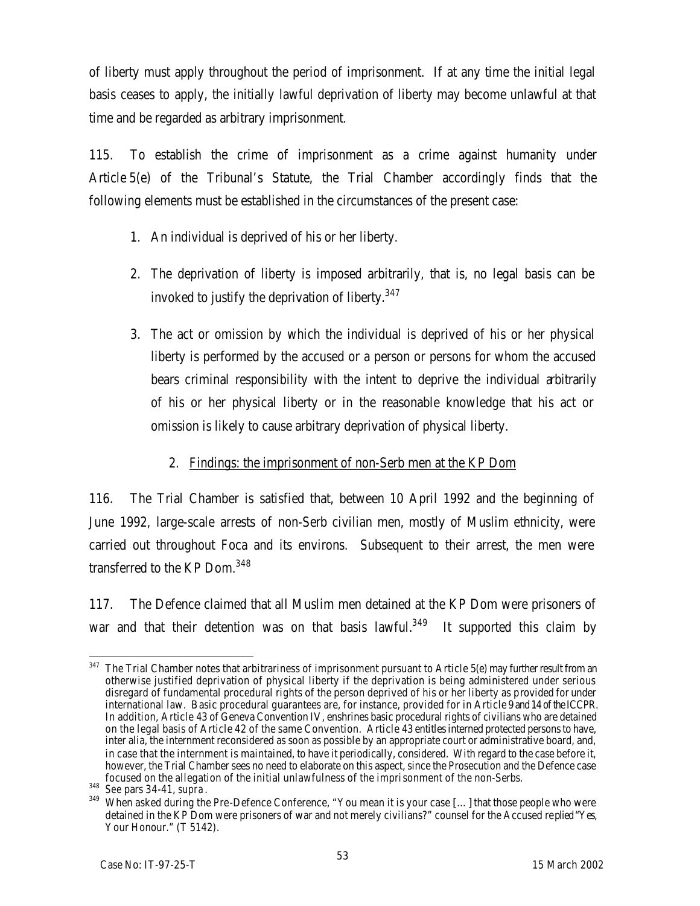of liberty must apply throughout the period of imprisonment. If at any time the initial legal basis ceases to apply, the initially lawful deprivation of liberty may become unlawful at that time and be regarded as arbitrary imprisonment.

115. To establish the crime of imprisonment as a crime against humanity under Article 5(e) of the Tribunal's Statute, the Trial Chamber accordingly finds that the following elements must be established in the circumstances of the present case:

1. An individual is deprived of his or her liberty.

2. The deprivation of liberty is imposed arbitrarily, that is, no legal basis can be invoked to justify the deprivation of liberty.[347]

3. The act or omission by which the individual is deprived of his or her physical liberty is performed by the accused or a person or persons for whom the accused bears criminal responsibility with the intent to deprive the individual arbitrarily of his or her physical liberty or in the reasonable knowledge that his act or omission is likely to cause arbitrary deprivation of physical liberty.

### 2. Findings: the imprisonment of non-Serb men at the KP Dom

116. The Trial Chamber is satisfied that, between 10 April 1992 and the beginning of June 1992, large-scale arrests of non-Serb civilian men, mostly of Muslim ethnicity, were carried out throughout Foca and its environs. Subsequent to their arrest, the men were transferred to the KP Dom.[348]

117. The Defence claimed that all Muslim men detained at the KP Dom were prisoners of war and that their detention was on that basis lawful.[349] It supported this claim by

---

[347] The Trial Chamber notes that arbitrariness of imprisonment pursuant to Article 5(e) may further result from an otherwise justified deprivation of physical liberty if the deprivation is being administered under serious disregard of fundamental procedural rights of the person deprived of his or her liberty as provided for under international law. Basic procedural guarantees are, for instance, provided for in Article 9 and 14 of the ICCPR. In addition, Article 43 of Geneva Convention IV, enshrines basic procedural rights of civilians who are detained on the legal basis of Article 42 of the same Convention. Article 43 entitles interned protected persons to have, inter alia, the internment reconsidered as soon as possible by an appropriate court or administrative board, and, in case that the internment is maintained, to have it periodically, considered. With regard to the case before it, however, the Trial Chamber sees no need to elaborate on this aspect, since the Prosecution and the Defence case focused on the allegation of the initial unlawfulness of the imprisonment of the non-Serbs.

[348] *See* pars 34-41, *supra*.

[349] When asked during the Pre-Defence Conference, "You mean it is your case […] that those people who were detained in the KP Dom were prisoners of war and not merely civilians?" counsel for the Accused replied "Yes, Your Honour." (T 5142).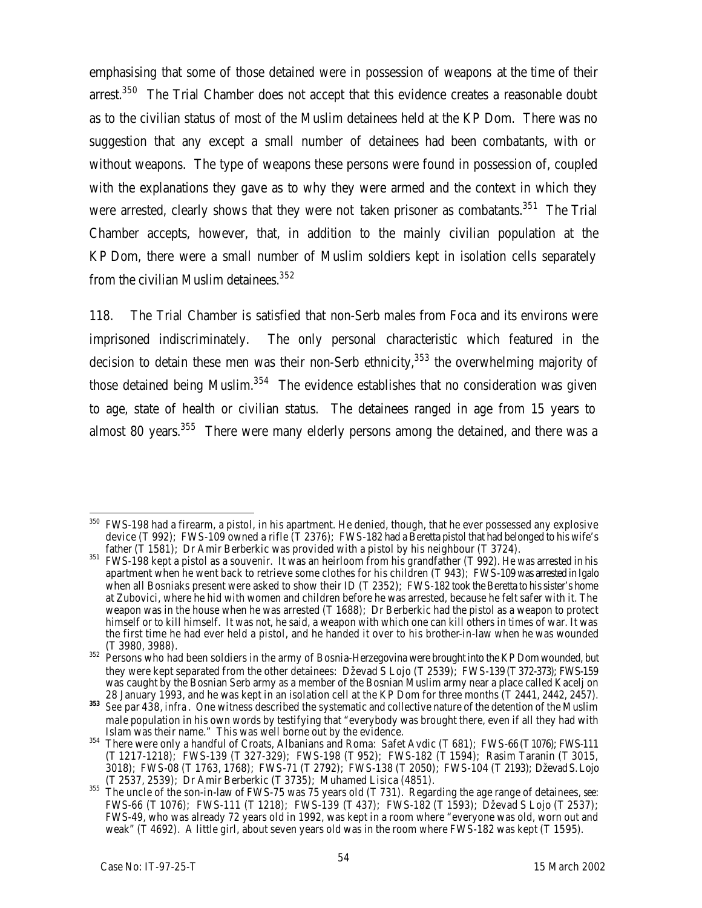emphasising that some of those detained were in possession of weapons at the time of their arrest.[350] The Trial Chamber does not accept that this evidence creates a reasonable doubt as to the civilian status of most of the Muslim detainees held at the KP Dom. There was no suggestion that any except a small number of detainees had been combatants, with or without weapons. The type of weapons these persons were found in possession of, coupled with the explanations they gave as to why they were armed and the context in which they were arrested, clearly shows that they were not taken prisoner as combatants.[351] The Trial Chamber accepts, however, that, in addition to the mainly civilian population at the KP Dom, there were a small number of Muslim soldiers kept in isolation cells separately from the civilian Muslim detainees.[352]

118. The Trial Chamber is satisfied that non-Serb males from Foca and its environs were imprisoned indiscriminately. The only personal characteristic which featured in the decision to detain these men was their non-Serb ethnicity,[353] the overwhelming majority of those detained being Muslim.[354] The evidence establishes that no consideration was given to age, state of health or civilian status. The detainees ranged in age from 15 years to almost 80 years.[355] There were many elderly persons among the detained, and there was a

---

[350] FWS-198 had a firearm, a pistol, in his apartment. He denied, though, that he ever possessed any explosive device (T 992); FWS-109 owned a rifle (T 2376); FWS-182 had a Beretta pistol that had belonged to his wife's father (T 1581); Dr Amir Berberkic was provided with a pistol by his neighbour (T 3724).

[351] FWS-198 kept a pistol as a souvenir. It was an heirloom from his grandfather (T 992). He was arrested in his apartment when he went back to retrieve some clothes for his children (T 943); FWS-109 was arrested in Igalo when all Bosniaks present were asked to show their ID (T 2352); FWS-182 took the Beretta to his sister's home at Zubovici, where he hid with women and children before he was arrested, because he felt safer with it. The weapon was in the house when he was arrested (T 1688); Dr Berberkic had the pistol as a weapon to protect himself or to kill himself. It was not, he said, a weapon with which one can kill others in times of war. It was the first time he had ever held a pistol, and he handed it over to his brother-in-law when he was wounded (T 3980, 3988).

[352] Persons who had been soldiers in the army of Bosnia-Herzegovina were brought into the KP Dom wounded, but they were kept separated from the other detainees: Dževad S Lojo (T 2539); FWS-139 (T 372-373); FWS-159 was caught by the Bosnian Serb army as a member of the Bosnian Muslim army near a place called Kacelj on 28 January 1993, and he was kept in an isolation cell at the KP Dom for three months (T 2441, 2442, 2457).

[353] See par 438, *infra*. One witness described the systematic and collective nature of the detention of the Muslim male population in his own words by testifying that "everybody was brought there, even if all they had with Islam was their name." This was well borne out by the evidence.

[354] There were only a handful of Croats, Albanians and Roma: Safet Avdic (T 681); FWS-66 (T 1076); FWS-111 (T 1217-1218); FWS-139 (T 327-329); FWS-198 (T 952); FWS-182 (T 1594); Rasim Taranin (T 3015, 3018); FWS-08 (T 1763, 1768); FWS-71 (T 2792); FWS-138 (T 2050); FWS-104 (T 2193); Dževad S. Lojo (T 2537, 2539); Dr Amir Berberkic (T 3735); Muhamed Lisica (4851).

[355] The uncle of the son-in-law of FWS-75 was 75 years old (T 731). Regarding the age range of detainees, *see*: FWS-66 (T 1076); FWS-111 (T 1218); FWS-139 (T 437); FWS-182 (T 1593); Dževad S Lojo (T 2537); FWS-49, who was already 72 years old in 1992, was kept in a room where "everyone was old, worn out and weak" (T 4692). A little girl, about seven years old was in the room where FWS-182 was kept (T 1595).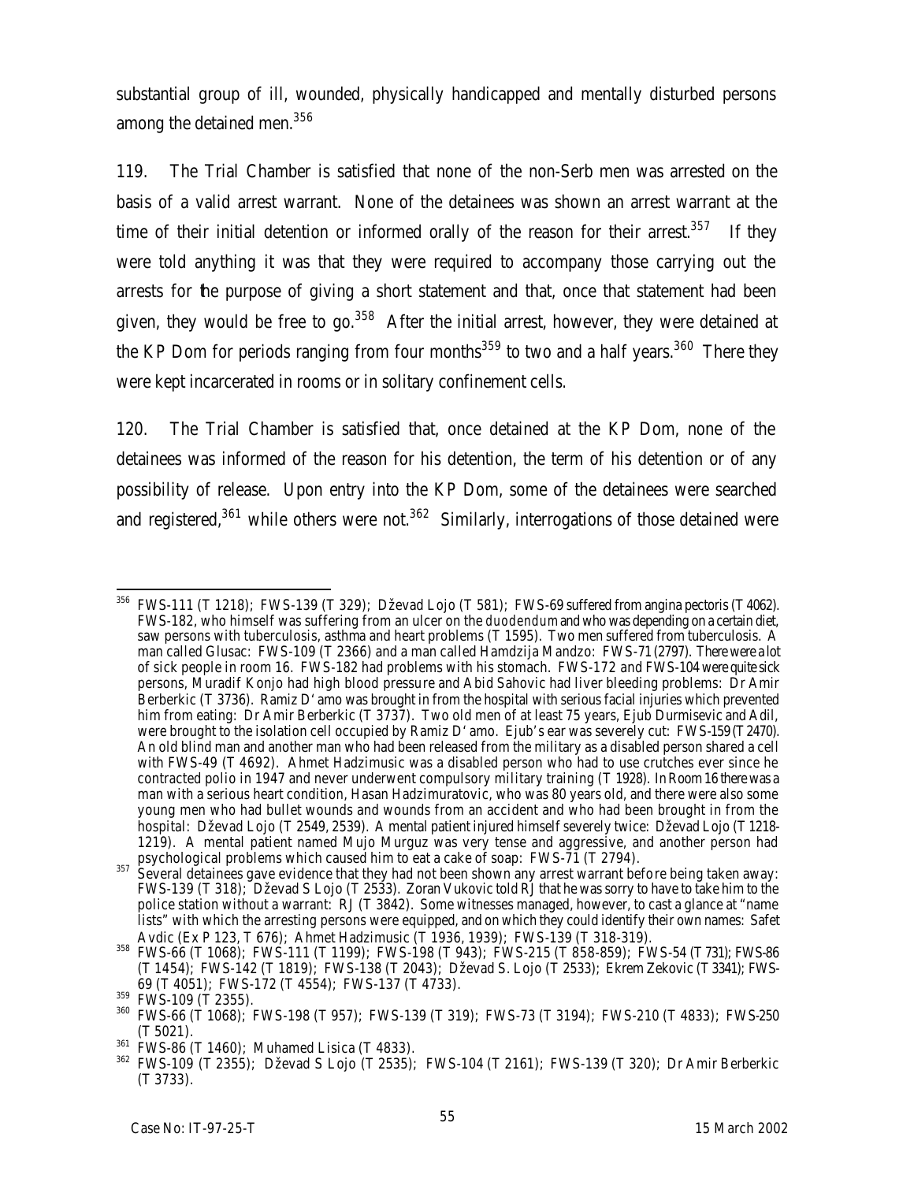substantial group of ill, wounded, physically handicapped and mentally disturbed persons among the detained men.[356]

119. The Trial Chamber is satisfied that none of the non-Serb men was arrested on the basis of a valid arrest warrant. None of the detainees was shown an arrest warrant at the time of their initial detention or informed orally of the reason for their arrest.[357] If they were told anything it was that they were required to accompany those carrying out the arrests for the purpose of giving a short statement and that, once that statement had been given, they would be free to go.[358] After the initial arrest, however, they were detained at the KP Dom for periods ranging from four months[359] to two and a half years.[360] There they were kept incarcerated in rooms or in solitary confinement cells.

120. The Trial Chamber is satisfied that, once detained at the KP Dom, none of the detainees was informed of the reason for his detention, the term of his detention or of any possibility of release. Upon entry into the KP Dom, some of the detainees were searched and registered,[361] while others were not.[362] Similarly, interrogations of those detained were

---

[356] FWS-111 (T 1218); FWS-139 (T 329); Dževad Lojo (T 581); FWS-69 suffered from angina pectoris (T 4062). FWS-182, who himself was suffering from an ulcer on the *duodendum* and who was depending on a certain diet, saw persons with tuberculosis, asthma and heart problems (T 1595). Two men suffered from tuberculosis. A man called Glusac: FWS-109 (T 2366) and a man called Hamdzija Mandzo: FWS-71 (2797). There were a lot of sick people in room 16. FWS-182 had problems with his stomach. FWS-172 and FWS-104 were quite sick persons, Muradif Konjo had high blood pressure and Abid Sahovic had liver bleeding problems: Dr Amir Berberkic (T 3736). Ramiz D'amo was brought in from the hospital with serious facial injuries which prevented him from eating: Dr Amir Berberkic (T 3737). Two old men of at least 75 years, Ejub Durmisevic and Adil, were brought to the isolation cell occupied by Ramiz D'amo. Ejub's ear was severely cut: FWS-159 (T 2470). An old blind man and another man who had been released from the military as a disabled person shared a cell with FWS-49 (T 4692). Ahmet Hadzimusic was a disabled person who had to use crutches ever since he contracted polio in 1947 and never underwent compulsory military training (T 1928). In Room 16 there was a man with a serious heart condition, Hasan Hadzimuratovic, who was 80 years old, and there were also some young men who had bullet wounds and wounds from an accident and who had been brought in from the hospital: Dževad Lojo (T 2549, 2539). A mental patient injured himself severely twice: Dževad Lojo (T 1218-1219). A mental patient named Mujo Murguz was very tense and aggressive, and another person had psychological problems which caused him to eat a cake of soap: FWS-71 (T 2794).

[357] Several detainees gave evidence that they had not been shown any arrest warrant before being taken away: FWS-139 (T 318); Dževad S Lojo (T 2533). Zoran Vukovic told RJ that he was sorry to have to take him to the police station without a warrant: RJ (T 3842). Some witnesses managed, however, to cast a glance at "name lists" with which the arresting persons were equipped, and on which they could identify their own names: Safet Avdic (Ex P 123, T 676); Ahmet Hadzimusic (T 1936, 1939); FWS-139 (T 318-319).

[358] FWS-66 (T 1068); FWS-111 (T 1199); FWS-198 (T 943); FWS-215 (T 858-859); FWS-54 (T 731); FWS-86 (T 1454); FWS-142 (T 1819); FWS-138 (T 2043); Dževad S. Lojo (T 2533); Ekrem Zekovic (T 3341); FWS-69 (T 4051); FWS-172 (T 4554); FWS-137 (T 4733).

[359] FWS-109 (T 2355).

[360] FWS-66 (T 1068); FWS-198 (T 957); FWS-139 (T 319); FWS-73 (T 3194); FWS-210 (T 4833); FWS-250 (T 5021).

[361] FWS-86 (T 1460); Muhamed Lisica (T 4833).

[362] FWS-109 (T 2355); Dževad S Lojo (T 2535); FWS-104 (T 2161); FWS-139 (T 320); Dr Amir Berberkic (T 3733).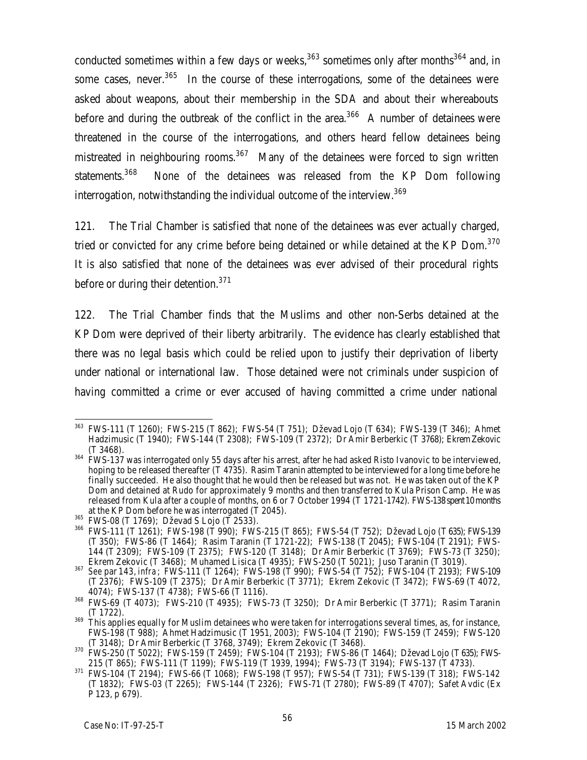conducted sometimes within a few days or weeks,[363] sometimes only after months[364] and, in some cases, never.[365] In the course of these interrogations, some of the detainees were asked about weapons, about their membership in the SDA and about their whereabouts before and during the outbreak of the conflict in the area.[366] A number of detainees were threatened in the course of the interrogations, and others heard fellow detainees being mistreated in neighbouring rooms.[367] Many of the detainees were forced to sign written statements.[368] None of the detainees was released from the KP Dom following interrogation, notwithstanding the individual outcome of the interview.[369]

121. The Trial Chamber is satisfied that none of the detainees was ever actually charged, tried or convicted for any crime before being detained or while detained at the KP Dom.[370] It is also satisfied that none of the detainees was ever advised of their procedural rights before or during their detention.[371]

122. The Trial Chamber finds that the Muslims and other non-Serbs detained at the KP Dom were deprived of their liberty arbitrarily. The evidence has clearly established that there was no legal basis which could be relied upon to justify their deprivation of liberty under national or international law. Those detained were not criminals under suspicion of having committed a crime or ever accused of having committed a crime under national

---

[363] FWS-111 (T 1260); FWS-215 (T 862); FWS-54 (T 751); Dževad Lojo (T 634); FWS-139 (T 346); Ahmet Hadzimusic (T 1940); FWS-144 (T 2308); FWS-109 (T 2372); Dr Amir Berberkic (T 3768); Ekrem Zekovic (T 3468).

[364] FWS-137 was interrogated only 55 days after his arrest, after he had asked Risto Ivanovic to be interviewed, hoping to be released thereafter (T 4735). Rasim Taranin attempted to be interviewed for a long time before he finally succeeded. He also thought that he would then be released but was not. He was taken out of the KP Dom and detained at Rudo for approximately 9 months and then transferred to Kula Prison Camp. He was released from Kula after a couple of months, on 6 or 7 October 1994 (T 1721-1742). FWS-138 spent 10 months at the KP Dom before he was interrogated (T 2045).

[365] FWS-08 (T 1769); Dževad S Lojo (T 2533).

[366] FWS-111 (T 1261); FWS-198 (T 990); FWS-215 (T 865); FWS-54 (T 752); Dževad Lojo (T 635); FWS-139 (T 350); FWS-86 (T 1464); Rasim Taranin (T 1721-22); FWS-138 (T 2045); FWS-104 (T 2191); FWS-144 (T 2309); FWS-109 (T 2375); FWS-120 (T 3148); Dr Amir Berberkic (T 3769); FWS-73 (T 3250); Ekrem Zekovic (T 3468); Muhamed Lisica (T 4935); FWS-250 (T 5021); Juso Taranin (T 3019).

[367] See par 143, *infra*; FWS-111 (T 1264); FWS-198 (T 990); FWS-54 (T 752); FWS-104 (T 2193); FWS-109 (T 2376); FWS-109 (T 2375); Dr Amir Berberkic (T 3771); Ekrem Zekovic (T 3472); FWS-69 (T 4072, 4074); FWS-137 (T 4738); FWS-66 (T 1116).

[368] FWS-69 (T 4073); FWS-210 (T 4935); FWS-73 (T 3250); Dr Amir Berberkic (T 3771); Rasim Taranin (T 1722).

[369] This applies equally for Muslim detainees who were taken for interrogations several times, as, for instance, FWS-198 (T 988); Ahmet Hadzimusic (T 1951, 2003); FWS-104 (T 2190); FWS-159 (T 2459); FWS-120 (T 3148); Dr Amir Berberkic (T 3768, 3749); Ekrem Zekovic (T 3468).

[370] FWS-250 (T 5022); FWS-159 (T 2459); FWS-104 (T 2193); FWS-86 (T 1464); Dževad Lojo (T 635); FWS-215 (T 865); FWS-111 (T 1199); FWS-119 (T 1939, 1994); FWS-73 (T 3194); FWS-137 (T 4733).

[371] FWS-104 (T 2194); FWS-66 (T 1068); FWS-198 (T 957); FWS-54 (T 731); FWS-139 (T 318); FWS-142 (T 1832); FWS-03 (T 2265); FWS-144 (T 2326); FWS-71 (T 2780); FWS-89 (T 4707); Safet Avdic (Ex P 123, p 679).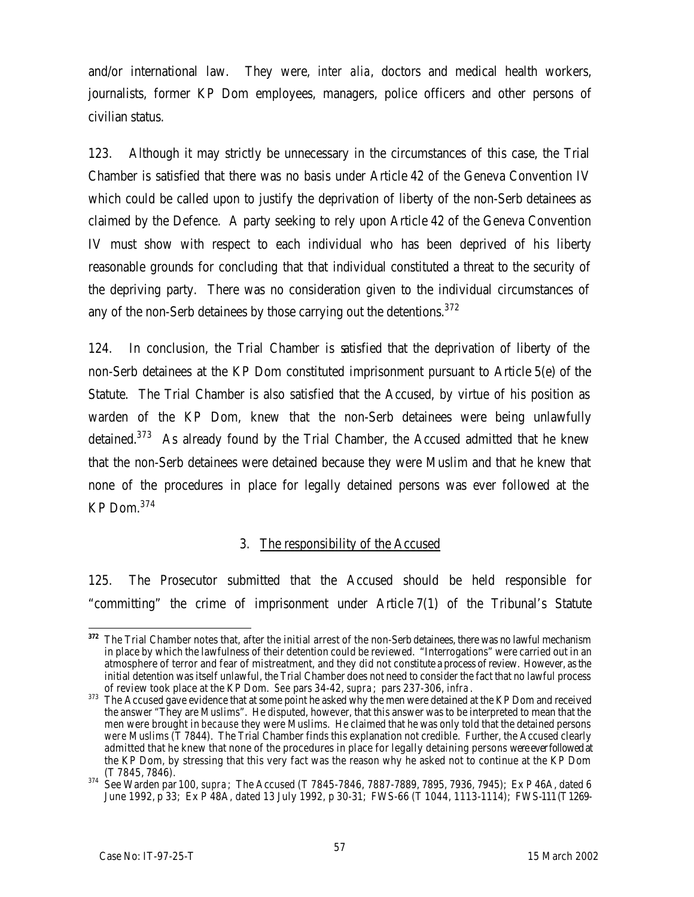and/or international law. They were, *inter alia*, doctors and medical health workers, journalists, former KP Dom employees, managers, police officers and other persons of civilian status.

123. Although it may strictly be unnecessary in the circumstances of this case, the Trial Chamber is satisfied that there was no basis under Article 42 of the Geneva Convention IV which could be called upon to justify the deprivation of liberty of the non-Serb detainees as claimed by the Defence. A party seeking to rely upon Article 42 of the Geneva Convention IV must show with respect to each individual who has been deprived of his liberty reasonable grounds for concluding that that individual constituted a threat to the security of the depriving party. There was no consideration given to the individual circumstances of any of the non-Serb detainees by those carrying out the detentions.[372]

124. In conclusion, the Trial Chamber is satisfied that the deprivation of liberty of the non-Serb detainees at the KP Dom constituted imprisonment pursuant to Article 5(e) of the Statute. The Trial Chamber is also satisfied that the Accused, by virtue of his position as warden of the KP Dom, knew that the non-Serb detainees were being unlawfully detained.[373] As already found by the Trial Chamber, the Accused admitted that he knew that the non-Serb detainees were detained because they were Muslim and that he knew that none of the procedures in place for legally detained persons was ever followed at the KP Dom.[374]

### 3. The responsibility of the Accused

125. The Prosecutor submitted that the Accused should be held responsible for "committing" the crime of imprisonment under Article 7(1) of the Tribunal's Statute

---

[372] The Trial Chamber notes that, after the initial arrest of the non-Serb detainees, there was no lawful mechanism in place by which the lawfulness of their detention could be reviewed. "Interrogations" were carried out in an atmosphere of terror and fear of mistreatment, and they did not constitute a process of review. However, as the initial detention was itself unlawful, the Trial Chamber does not need to consider the fact that no lawful process of review took place at the KP Dom. *See* pars 34-42, *supra*; pars 237-306, *infra*.

[373] The Accused gave evidence that at some point he asked why the men were detained at the KP Dom and received the answer "They are Muslims". He disputed, however, that this answer was to be interpreted to mean that the men were brought in *because* they were Muslims. He claimed that he was only told that the detained persons *were* Muslims (T 7844). The Trial Chamber finds this explanation not credible. Further, the Accused clearly admitted that he knew that none of the procedures in place for legally detaining persons were ever followed at the KP Dom, by stressing that this very fact was the reason why he asked not to continue at the KP Dom (T 7845, 7846).

[374] See Warden par 100, *supra*; The Accused (T 7845-7846, 7887-7889, 7895, 7936, 7945); Ex P 46A, dated 6 June 1992, p 33; Ex P 48A, dated 13 July 1992, p 30-31; FWS-66 (T 1044, 1113-1114); FWS-111 (T 1269-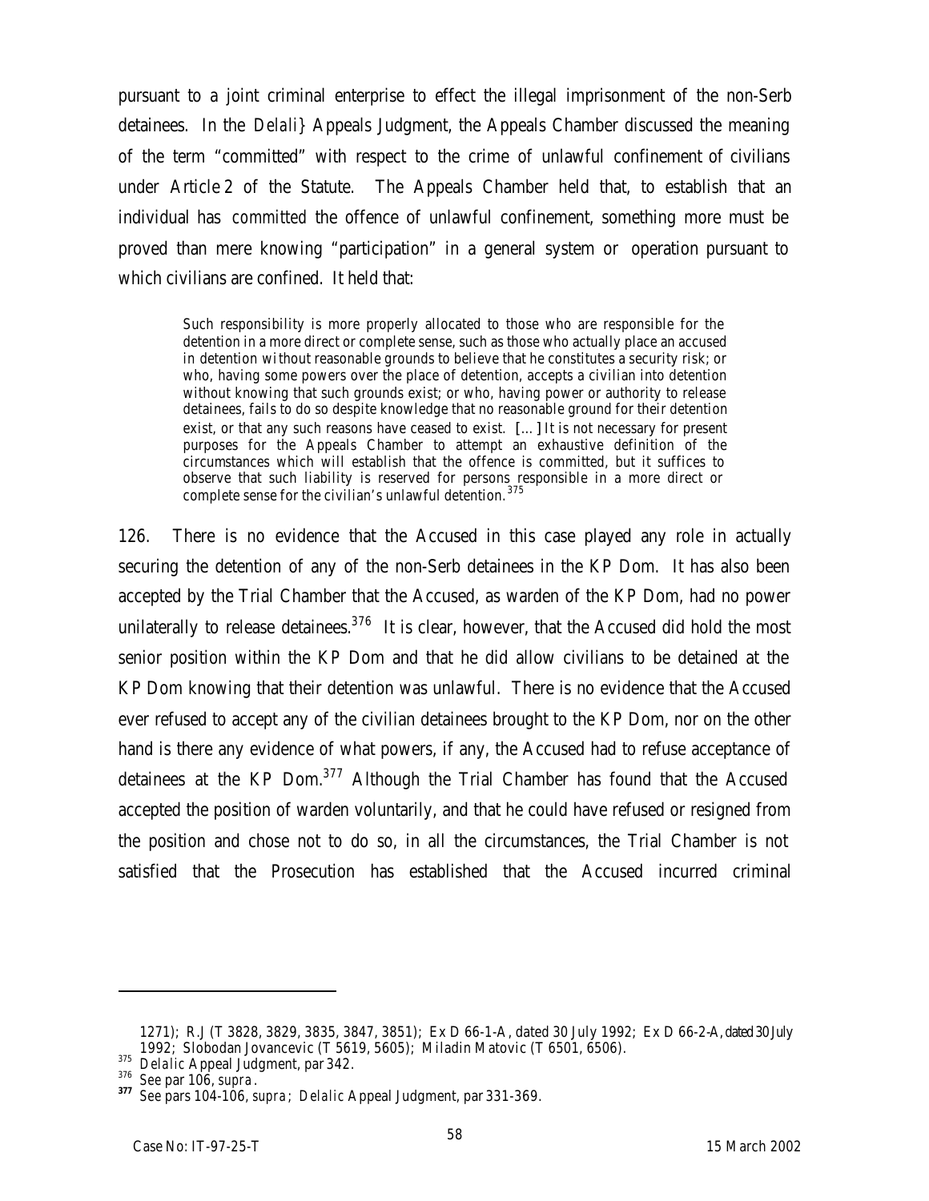pursuant to a joint criminal enterprise to effect the illegal imprisonment of the non-Serb detainees. In the *Delali}* Appeals Judgment, the Appeals Chamber discussed the meaning of the term "committed" with respect to the crime of unlawful confinement of civilians under Article 2 of the Statute. The Appeals Chamber held that, to establish that an individual has *committed* the offence of unlawful confinement, something more must be proved than mere knowing "participation" in a general system or operation pursuant to which civilians are confined. It held that:

> Such responsibility is more properly allocated to those who are responsible for the detention in a more direct or complete sense, such as those who actually place an accused in detention without reasonable grounds to believe that he constitutes a security risk; or who, having some powers over the place of detention, accepts a civilian into detention without knowing that such grounds exist; or who, having power or authority to release detainees, fails to do so despite knowledge that no reasonable ground for their detention exist, or that any such reasons have ceased to exist. [...] It is not necessary for present purposes for the Appeals Chamber to attempt an exhaustive definition of the circumstances which will establish that the offence is committed, but it suffices to observe that such liability is reserved for persons responsible in a more direct or complete sense for the civilian's unlawful detention.[375]

126. There is no evidence that the Accused in this case played any role in actually securing the detention of any of the non-Serb detainees in the KP Dom. It has also been accepted by the Trial Chamber that the Accused, as warden of the KP Dom, had no power unilaterally to release detainees.[376] It is clear, however, that the Accused did hold the most senior position within the KP Dom and that he did allow civilians to be detained at the KP Dom knowing that their detention was unlawful. There is no evidence that the Accused ever refused to accept any of the civilian detainees brought to the KP Dom, nor on the other hand is there any evidence of what powers, if any, the Accused had to refuse acceptance of detainees at the KP Dom.[377] Although the Trial Chamber has found that the Accused accepted the position of warden voluntarily, and that he could have refused or resigned from the position and chose not to do so, in all the circumstances, the Trial Chamber is not satisfied that the Prosecution has established that the Accused incurred criminal

---

1271); RJ (T 3828, 3829, 3835, 3847, 3851); Ex D 66-1-A, dated 30 July 1992; Ex D 66-2-A, dated 30 July 1992; Slobodan Jovancevic (T 5619, 5605); Miladin Matovic (T 6501, 6506).

[375] *Delalic* Appeal Judgment, par 342.

[376] See par 106, *supra*.

[377] See pars 104-106, *supra*; *Delalic* Appeal Judgment, par 331-369.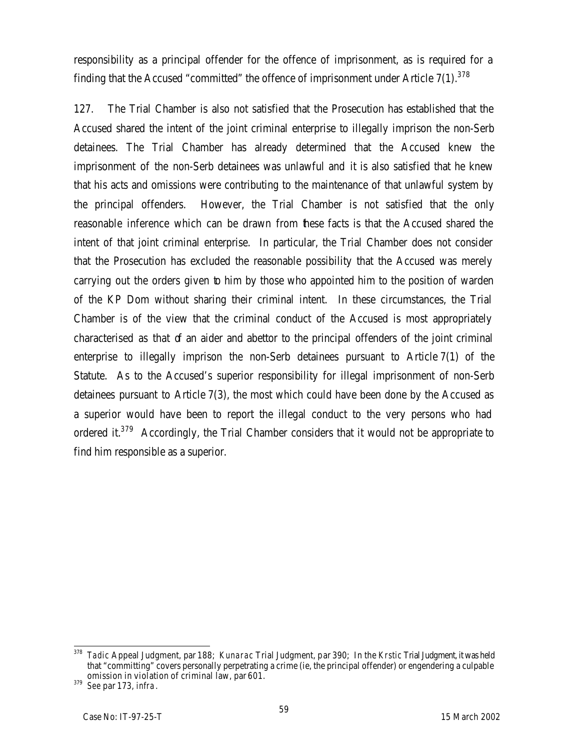responsibility as a principal offender for the offence of imprisonment, as is required for a finding that the Accused "committed" the offence of imprisonment under Article 7(1).[378]

127. The Trial Chamber is also not satisfied that the Prosecution has established that the Accused shared the intent of the joint criminal enterprise to illegally imprison the non-Serb detainees. The Trial Chamber has already determined that the Accused knew the imprisonment of the non-Serb detainees was unlawful and it is also satisfied that he knew that his acts and omissions were contributing to the maintenance of that unlawful system by the principal offenders. However, the Trial Chamber is not satisfied that the only reasonable inference which can be drawn from these facts is that the Accused shared the intent of that joint criminal enterprise. In particular, the Trial Chamber does not consider that the Prosecution has excluded the reasonable possibility that the Accused was merely carrying out the orders given to him by those who appointed him to the position of warden of the KP Dom without sharing their criminal intent. In these circumstances, the Trial Chamber is of the view that the criminal conduct of the Accused is most appropriately characterised as that of an aider and abettor to the principal offenders of the joint criminal enterprise to illegally imprison the non-Serb detainees pursuant to Article 7(1) of the Statute. As to the Accused's superior responsibility for illegal imprisonment of non-Serb detainees pursuant to Article 7(3), the most which could have been done by the Accused as a superior would have been to report the illegal conduct to the very persons who had ordered it.[379] Accordingly, the Trial Chamber considers that it would not be appropriate to find him responsible as a superior.

---

[378] *Tadic* Appeal Judgment, par 188; *Kunarac* Trial Judgment, par 390; In the *Krstic* Trial Judgment, it was held that "committing" covers personally perpetrating a crime (ie, the principal offender) or engendering a culpable omission in violation of criminal law, par 601.

[379] See par 173, *infra*.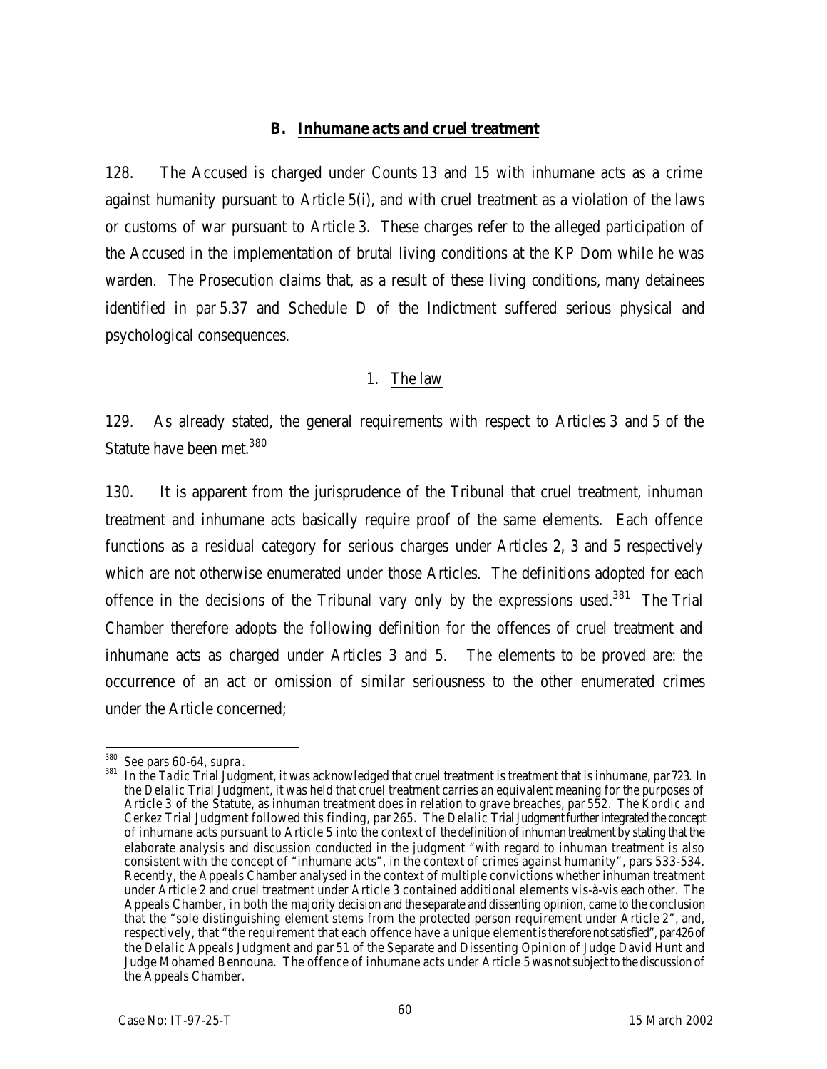## B. Inhumane acts and cruel treatment

128. The Accused is charged under Counts 13 and 15 with inhumane acts as a crime against humanity pursuant to Article 5(i), and with cruel treatment as a violation of the laws or customs of war pursuant to Article 3. These charges refer to the alleged participation of the Accused in the implementation of brutal living conditions at the KP Dom while he was warden. The Prosecution claims that, as a result of these living conditions, many detainees identified in par 5.37 and Schedule D of the Indictment suffered serious physical and psychological consequences.

### 1. The law

129. As already stated, the general requirements with respect to Articles 3 and 5 of the Statute have been met.[380]

130. It is apparent from the jurisprudence of the Tribunal that cruel treatment, inhuman treatment and inhumane acts basically require proof of the same elements. Each offence functions as a residual category for serious charges under Articles 2, 3 and 5 respectively which are not otherwise enumerated under those Articles. The definitions adopted for each offence in the decisions of the Tribunal vary only by the expressions used.[381] The Trial Chamber therefore adopts the following definition for the offences of cruel treatment and inhumane acts as charged under Articles 3 and 5. The elements to be proved are: the occurrence of an act or omission of similar seriousness to the other enumerated crimes under the Article concerned;

---

[380] See pars 60-64, *supra*.

[381] In the *Tadic* Trial Judgment, it was acknowledged that cruel treatment is treatment that is inhumane, par 723. In the *Delalic* Trial Judgment, it was held that cruel treatment carries an equivalent meaning for the purposes of Article 3 of the Statute, as inhuman treatment does in relation to grave breaches, par 552. The *Kordic and Cerkez* Trial Judgment followed this finding, par 265. The *Delalic* Trial Judgment further integrated the concept of inhumane acts pursuant to Article 5 into the context of the definition of inhuman treatment by stating that the elaborate analysis and discussion conducted in the judgment "with regard to inhuman treatment is also consistent with the concept of "inhumane acts", in the context of crimes against humanity", pars 533-534. Recently, the Appeals Chamber analysed in the context of multiple convictions whether inhuman treatment under Article 2 and cruel treatment under Article 3 contained additional elements vis-à-vis each other. The Appeals Chamber, in both the majority decision and the separate and dissenting opinion, came to the conclusion that the "sole distinguishing element stems from the protected person requirement under Article 2", and, respectively, that "the requirement that each offence have a unique element is therefore not satisfied", par 426 of the *Delalic* Appeals Judgment and par 51 of the Separate and Dissenting Opinion of Judge David Hunt and Judge Mohamed Bennouna. The offence of inhumane acts under Article 5 was not subject to the discussion of the Appeals Chamber.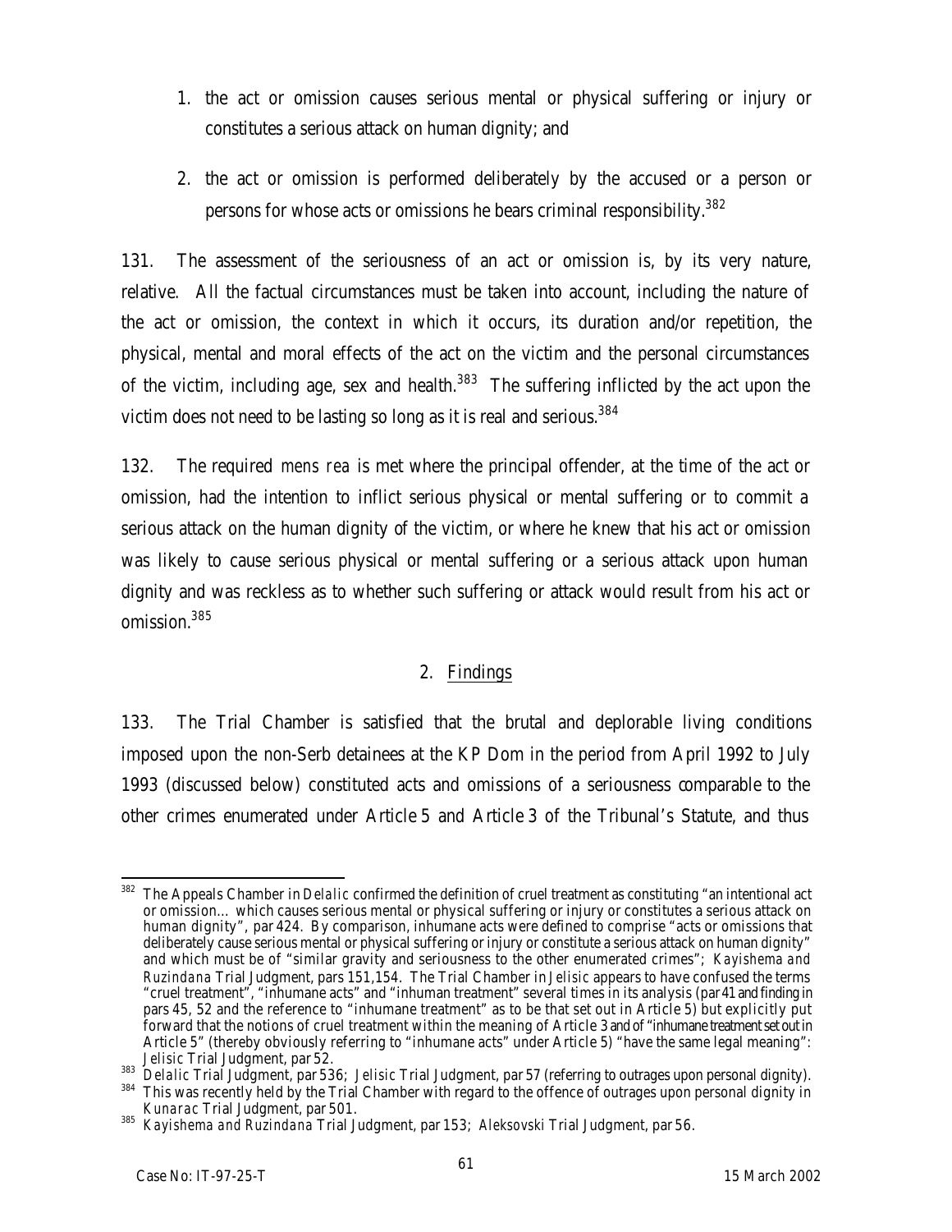1. the act or omission causes serious mental or physical suffering or injury or constitutes a serious attack on human dignity; and
2. the act or omission is performed deliberately by the accused or a person or persons for whose acts or omissions he bears criminal responsibility.[382]

131. The assessment of the seriousness of an act or omission is, by its very nature, relative. All the factual circumstances must be taken into account, including the nature of the act or omission, the context in which it occurs, its duration and/or repetition, the physical, mental and moral effects of the act on the victim and the personal circumstances of the victim, including age, sex and health.[383] The suffering inflicted by the act upon the victim does not need to be lasting so long as it is real and serious.[384]

132. The required *mens rea* is met where the principal offender, at the time of the act or omission, had the intention to inflict serious physical or mental suffering or to commit a serious attack on the human dignity of the victim, or where he knew that his act or omission was likely to cause serious physical or mental suffering or a serious attack upon human dignity and was reckless as to whether such suffering or attack would result from his act or omission.[385]

## 2. Findings

133. The Trial Chamber is satisfied that the brutal and deplorable living conditions imposed upon the non-Serb detainees at the KP Dom in the period from April 1992 to July 1993 (discussed below) constituted acts and omissions of a seriousness comparable to the other crimes enumerated under Article 5 and Article 3 of the Tribunal's Statute, and thus

---

[382] The Appeals Chamber in *Delalic* confirmed the definition of cruel treatment as constituting "an intentional act or omission… which causes serious mental or physical suffering or injury or constitutes a serious attack on human dignity", par 424. By comparison, inhumane acts were defined to comprise "acts or omissions that deliberately cause serious mental or physical suffering or injury or constitute a serious attack on human dignity" and which must be of "similar gravity and seriousness to the other enumerated crimes"; *Kayishema and Ruzindana* Trial Judgment, pars 151,154. The Trial Chamber in *Jelisic* appears to have confused the terms "cruel treatment", "inhumane acts" and "inhuman treatment" several times in its analysis (par 41 and finding in pars 45, 52 and the reference to "inhumane treatment" as to be that set out in Article 5) but explicitly put forward that the notions of cruel treatment within the meaning of Article 3 and of "inhumane treatment set out in Article 5" (thereby obviously referring to "inhumane acts" under Article 5) "have the same legal meaning": *Jelisic* Trial Judgment, par 52.

[383] *Delalic* Trial Judgment, par 536; *Jelisic* Trial Judgment, par 57 (referring to outrages upon personal dignity).

[384] This was recently held by the Trial Chamber with regard to the offence of outrages upon personal dignity in *Kunarac* Trial Judgment, par 501.

[385] *Kayishema and Ruzindana* Trial Judgment, par 153; *Aleksovski* Trial Judgment, par 56.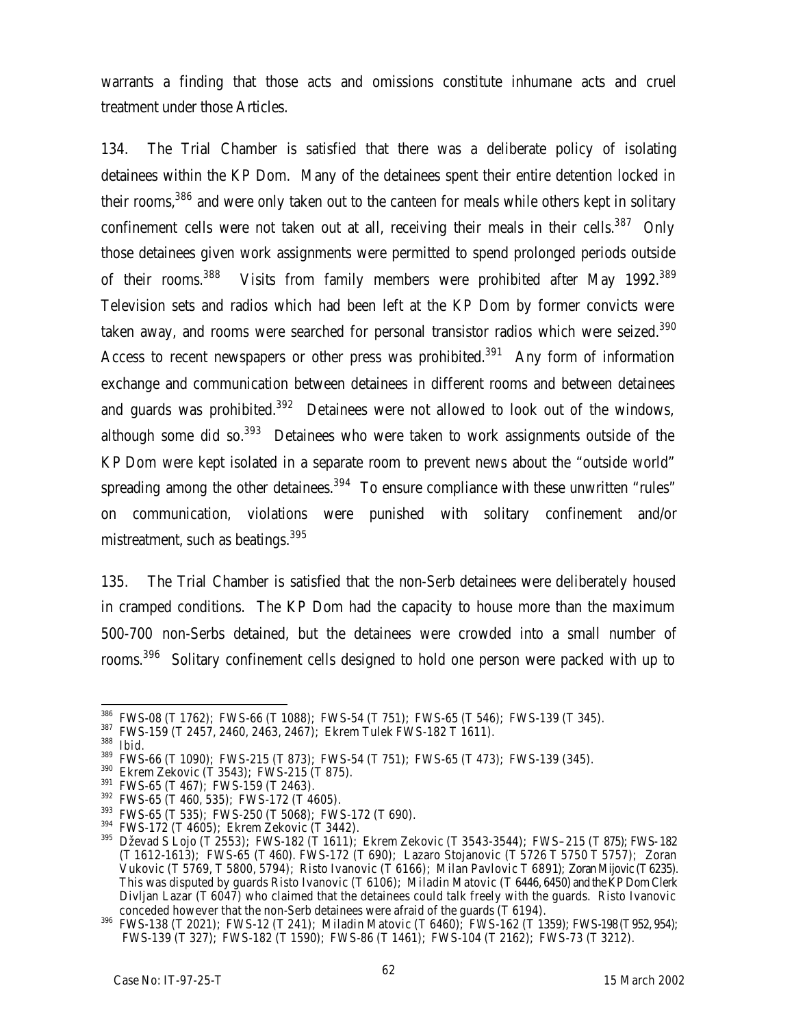warrants a finding that those acts and omissions constitute inhumane acts and cruel treatment under those Articles.

134. The Trial Chamber is satisfied that there was a deliberate policy of isolating detainees within the KP Dom. Many of the detainees spent their entire detention locked in their rooms,[386] and were only taken out to the canteen for meals while others kept in solitary confinement cells were not taken out at all, receiving their meals in their cells.[387] Only those detainees given work assignments were permitted to spend prolonged periods outside of their rooms.[388] Visits from family members were prohibited after May 1992.[389] Television sets and radios which had been left at the KP Dom by former convicts were taken away, and rooms were searched for personal transistor radios which were seized.[390] Access to recent newspapers or other press was prohibited.[391] Any form of information exchange and communication between detainees in different rooms and between detainees and guards was prohibited.[392] Detainees were not allowed to look out of the windows, although some did so.[393] Detainees who were taken to work assignments outside of the KP Dom were kept isolated in a separate room to prevent news about the "outside world" spreading among the other detainees.[394] To ensure compliance with these unwritten "rules" on communication, violations were punished with solitary confinement and/or mistreatment, such as beatings.[395]

135. The Trial Chamber is satisfied that the non-Serb detainees were deliberately housed in cramped conditions. The KP Dom had the capacity to house more than the maximum 500-700 non-Serbs detained, but the detainees were crowded into a small number of rooms.[396] Solitary confinement cells designed to hold one person were packed with up to

---

[386] FWS-08 (T 1762); FWS-66 (T 1088); FWS-54 (T 751); FWS-65 (T 546); FWS-139 (T 345).

[387] FWS-159 (T 2457, 2460, 2463, 2467); Ekrem Tulek FWS-182 T 1611).

[388] *Ibid*.

[389] FWS-66 (T 1090); FWS-215 (T 873); FWS-54 (T 751); FWS-65 (T 473); FWS-139 (345).

[390] Ekrem Zekovic (T 3543); FWS-215 (T 875).

[391] FWS-65 (T 467); FWS-159 (T 2463).

[392] FWS-65 (T 460, 535); FWS-172 (T 4605).

[393] FWS-65 (T 535); FWS-250 (T 5068); FWS-172 (T 690).

[394] FWS-172 (T 4605); Ekrem Zekovic (T 3442).

[395] Dževad S Lojo (T 2553); FWS-182 (T 1611); Ekrem Zekovic (T 3543-3544); FWS–215 (T 875); FWS-182 (T 1612-1613); FWS-65 (T 460). FWS-172 (T 690); Lazaro Stojanovic (T 5726 T 5750 T 5757); Zoran Vukovic (T 5769, T 5800, 5794); Risto Ivanovic (T 6166); Milan Pavlovic T 6891); Zoran Mijovic (T 6235). This was disputed by guards Risto Ivanovic (T 6106); Miladin Matovic (T 6446, 6450) and the KP Dom Clerk Divljan Lazar (T 6047) who claimed that the detainees could talk freely with the guards. Risto Ivanovic conceded however that the non-Serb detainees were afraid of the guards (T 6194).

[396] FWS-138 (T 2021); FWS-12 (T 241); Miladin Matovic (T 6460); FWS-162 (T 1359); FWS-198 (T 952, 954); FWS-139 (T 327); FWS-182 (T 1590); FWS-86 (T 1461); FWS-104 (T 2162); FWS-73 (T 3212).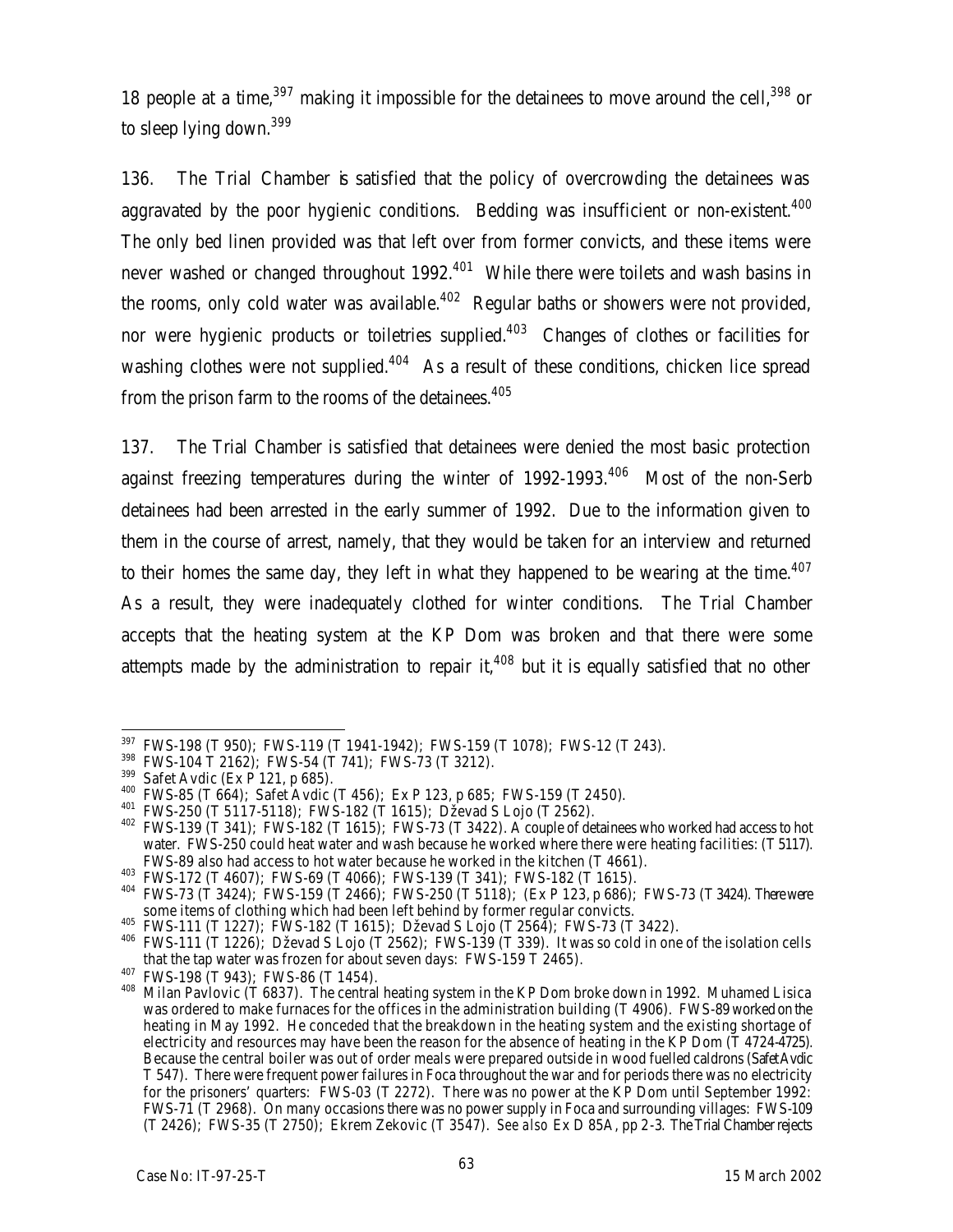18 people at a time,[397] making it impossible for the detainees to move around the cell,[398] or to sleep lying down.[399]

136. The Trial Chamber is satisfied that the policy of overcrowding the detainees was aggravated by the poor hygienic conditions. Bedding was insufficient or non-existent.[400] The only bed linen provided was that left over from former convicts, and these items were never washed or changed throughout 1992.[401] While there were toilets and wash basins in the rooms, only cold water was available.[402] Regular baths or showers were not provided, nor were hygienic products or toiletries supplied.[403] Changes of clothes or facilities for washing clothes were not supplied.[404] As a result of these conditions, chicken lice spread from the prison farm to the rooms of the detainees.[405]

137. The Trial Chamber is satisfied that detainees were denied the most basic protection against freezing temperatures during the winter of 1992-1993.[406] Most of the non-Serb detainees had been arrested in the early summer of 1992. Due to the information given to them in the course of arrest, namely, that they would be taken for an interview and returned to their homes the same day, they left in what they happened to be wearing at the time.[407] As a result, they were inadequately clothed for winter conditions. The Trial Chamber accepts that the heating system at the KP Dom was broken and that there were some attempts made by the administration to repair it,[408] but it is equally satisfied that no other

---

[397] FWS-198 (T 950); FWS-119 (T 1941-1942); FWS-159 (T 1078); FWS-12 (T 243).

[398] FWS-104 T 2162); FWS-54 (T 741); FWS-73 (T 3212).

[399] Safet Avdic (Ex P 121, p 685).

[400] FWS-85 (T 664); Safet Avdic (T 456); Ex P 123, p 685; FWS-159 (T 2450).

[401] FWS-250 (T 5117-5118); FWS-182 (T 1615); Dževad S Lojo (T 2562).

[402] FWS-139 (T 341); FWS-182 (T 1615); FWS-73 (T 3422). A couple of detainees who worked had access to hot water. FWS-250 could heat water and wash because he worked where there were heating facilities: (T 5117). FWS-89 also had access to hot water because he worked in the kitchen (T 4661).

[403] FWS-172 (T 4607); FWS-69 (T 4066); FWS-139 (T 341); FWS-182 (T 1615).

[404] FWS-73 (T 3424); FWS-159 (T 2466); FWS-250 (T 5118); (Ex P 123, p 686); FWS-73 (T 3424). There were some items of clothing which had been left behind by former regular convicts.

[405] FWS-111 (T 1227); FWS-182 (T 1615); Dževad S Lojo (T 2564); FWS-73 (T 3422).

[406] FWS-111 (T 1226); Dževad S Lojo (T 2562); FWS-139 (T 339). It was so cold in one of the isolation cells that the tap water was frozen for about seven days: FWS-159 T 2465).

[407] FWS-198 (T 943); FWS-86 (T 1454).

[408] Milan Pavlovic (T 6837). The central heating system in the KP Dom broke down in 1992. Muhamed Lisica was ordered to make furnaces for the offices in the administration building (T 4906). FWS-89 worked on the heating in May 1992. He conceded that the breakdown in the heating system and the existing shortage of electricity and resources may have been the reason for the absence of heating in the KP Dom (T 4724-4725). Because the central boiler was out of order meals were prepared outside in wood fuelled caldrons (Safet Avdic T 547). There were frequent power failures in Foca throughout the war and for periods there was no electricity for the prisoners' quarters: FWS-03 (T 2272). There was no power at the KP Dom until September 1992: FWS-71 (T 2968). On many occasions there was no power supply in Foca and surrounding villages: FWS-109 (T 2426); FWS-35 (T 2750); Ekrem Zekovic (T 3547). *See also* Ex D 85A, pp 2-3. The Trial Chamber rejects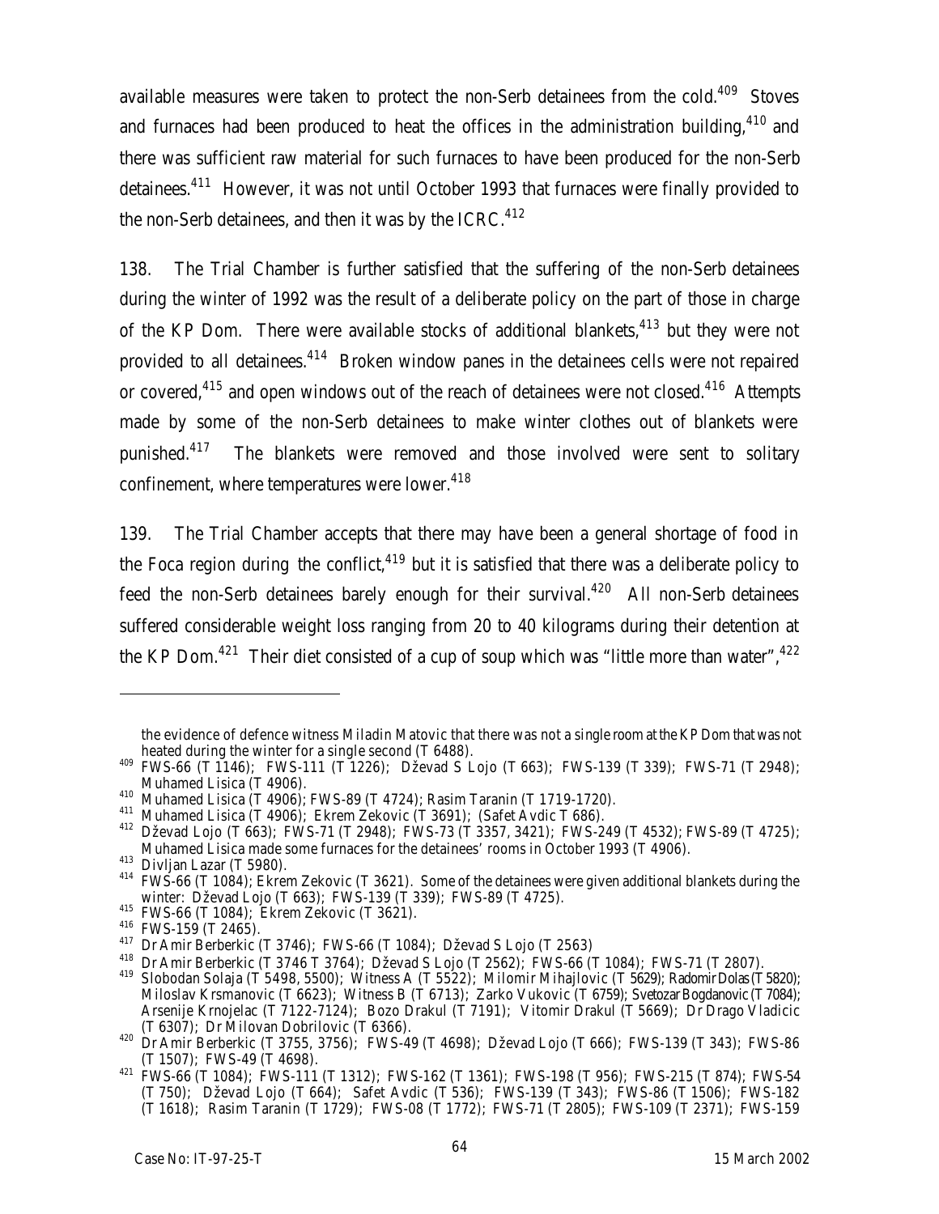available measures were taken to protect the non-Serb detainees from the cold.[409] Stoves and furnaces had been produced to heat the offices in the administration building,[410] and there was sufficient raw material for such furnaces to have been produced for the non-Serb detainees.[411] However, it was not until October 1993 that furnaces were finally provided to the non-Serb detainees, and then it was by the ICRC.[412]

138. The Trial Chamber is further satisfied that the suffering of the non-Serb detainees during the winter of 1992 was the result of a deliberate policy on the part of those in charge of the KP Dom. There were available stocks of additional blankets,[413] but they were not provided to all detainees.[414] Broken window panes in the detainees cells were not repaired or covered,[415] and open windows out of the reach of detainees were not closed.[416] Attempts made by some of the non-Serb detainees to make winter clothes out of blankets were punished.[417] The blankets were removed and those involved were sent to solitary confinement, where temperatures were lower.[418]

139. The Trial Chamber accepts that there may have been a general shortage of food in the Foca region during the conflict,[419] but it is satisfied that there was a deliberate policy to feed the non-Serb detainees barely enough for their survival.[420] All non-Serb detainees suffered considerable weight loss ranging from 20 to 40 kilograms during their detention at the KP Dom.[421] Their diet consisted of a cup of soup which was "little more than water",[422]

---

the evidence of defence witness Miladin Matovic that there was not a single room at the KP Dom that was not heated during the winter for a single second (T 6488).

[409] FWS-66 (T 1146); FWS-111 (T 1226); Dževad S Lojo (T 663); FWS-139 (T 339); FWS-71 (T 2948); Muhamed Lisica (T 4906).

[410] Muhamed Lisica (T 4906); FWS-89 (T 4724); Rasim Taranin (T 1719-1720).

[411] Muhamed Lisica (T 4906); Ekrem Zekovic (T 3691); (Safet Avdic T 686).

[412] Dževad Lojo (T 663); FWS-71 (T 2948); FWS-73 (T 3357, 3421); FWS-249 (T 4532); FWS-89 (T 4725); Muhamed Lisica made some furnaces for the detainees' rooms in October 1993 (T 4906).

[413] Divljan Lazar (T 5980).

[414] FWS-66 (T 1084); Ekrem Zekovic (T 3621). Some of the detainees were given additional blankets during the winter: Dževad Lojo (T 663); FWS-139 (T 339); FWS-89 (T 4725).

[415] FWS-66 (T 1084); Ekrem Zekovic (T 3621).

[416] FWS-159 (T 2465).

[417] Dr Amir Berberkic (T 3746); FWS-66 (T 1084); Dževad S Lojo (T 2563)

[418] Dr Amir Berberkic (T 3746 T 3764); Dževad S Lojo (T 2562); FWS-66 (T 1084); FWS-71 (T 2807).

[419] Slobodan Solaja (T 5498, 5500); Witness A (T 5522); Milomir Mihajlovic (T 5629); Radomir Dolas (T 5820); Miloslav Krsmanovic (T 6623); Witness B (T 6713); Zarko Vukovic (T 6759); Svetozar Bogdanovic (T 7084); Arsenije Krnojelac (T 7122-7124); Bozo Drakul (T 7191); Vitomir Drakul (T 5669); Dr Drago Vladicic (T 6307); Dr Milovan Dobrilovic (T 6366).

[420] Dr Amir Berberkic (T 3755, 3756); FWS-49 (T 4698); Dževad Lojo (T 666); FWS-139 (T 343); FWS-86 (T 1507); FWS-49 (T 4698).

[421] FWS-66 (T 1084); FWS-111 (T 1312); FWS-162 (T 1361); FWS-198 (T 956); FWS-215 (T 874); FWS-54 (T 750); Dževad Lojo (T 664); Safet Avdic (T 536); FWS-139 (T 343); FWS-86 (T 1506); FWS-182 (T 1618); Rasim Taranin (T 1729); FWS-08 (T 1772); FWS-71 (T 2805); FWS-109 (T 2371); FWS-159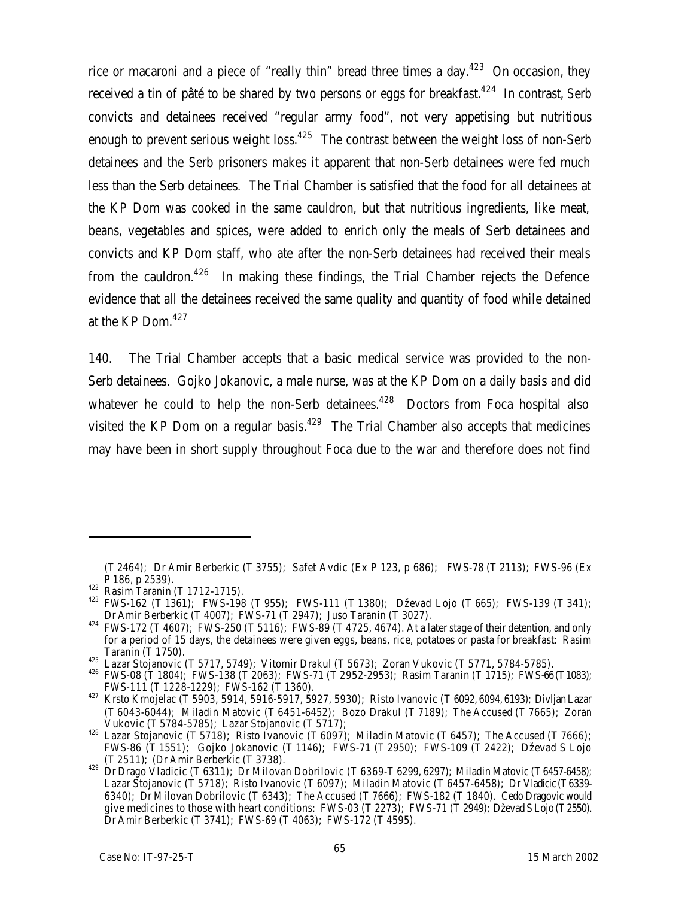rice or macaroni and a piece of "really thin" bread three times a day.[423] On occasion, they received a tin of pâté to be shared by two persons or eggs for breakfast.[424] In contrast, Serb convicts and detainees received "regular army food", not very appetising but nutritious enough to prevent serious weight loss.[425] The contrast between the weight loss of non-Serb detainees and the Serb prisoners makes it apparent that non-Serb detainees were fed much less than the Serb detainees. The Trial Chamber is satisfied that the food for all detainees at the KP Dom was cooked in the same cauldron, but that nutritious ingredients, like meat, beans, vegetables and spices, were added to enrich only the meals of Serb detainees and convicts and KP Dom staff, who ate after the non-Serb detainees had received their meals from the cauldron.[426] In making these findings, the Trial Chamber rejects the Defence evidence that all the detainees received the same quality and quantity of food while detained at the KP Dom.[427]

140. The Trial Chamber accepts that a basic medical service was provided to the non-Serb detainees. Gojko Jokanovic, a male nurse, was at the KP Dom on a daily basis and did whatever he could to help the non-Serb detainees.[428] Doctors from Foca hospital also visited the KP Dom on a regular basis.[429] The Trial Chamber also accepts that medicines may have been in short supply throughout Foca due to the war and therefore does not find

---

(T 2464); Dr Amir Berberkic (T 3755); Safet Avdic (Ex P 123, p 686); FWS-78 (T 2113); FWS-96 (Ex P 186, p 2539).

[422] Rasim Taranin (T 1712-1715).

[423] FWS-162 (T 1361); FWS-198 (T 955); FWS-111 (T 1380); Dževad Lojo (T 665); FWS-139 (T 341); Dr Amir Berberkic (T 4007); FWS-71 (T 2947); Juso Taranin (T 3027).

[424] FWS-172 (T 4607); FWS-250 (T 5116); FWS-89 (T 4725, 4674). At a later stage of their detention, and only for a period of 15 days, the detainees were given eggs, beans, rice, potatoes or pasta for breakfast: Rasim Taranin (T 1750).

[425] Lazar Stojanovic (T 5717, 5749); Vitomir Drakul (T 5673); Zoran Vukovic (T 5771, 5784-5785).

[426] FWS-08 (T 1804); FWS-138 (T 2063); FWS-71 (T 2952-2953); Rasim Taranin (T 1715); FWS-66 (T 1083); FWS-111 (T 1228-1229); FWS-162 (T 1360).

[427] Krsto Krnojelac (T 5903, 5914, 5916-5917, 5927, 5930); Risto Ivanovic (T 6092, 6094, 6193); Divljan Lazar (T 6043-6044); Miladin Matovic (T 6451-6452); Bozo Drakul (T 7189); The Accused (T 7665); Zoran Vukovic (T 5784-5785); Lazar Stojanovic (T 5717);

[428] Lazar Stojanovic (T 5718); Risto Ivanovic (T 6097); Miladin Matovic (T 6457); The Accused (T 7666); FWS-86 (T 1551); Gojko Jokanovic (T 1146); FWS-71 (T 2950); FWS-109 (T 2422); Dževad S Lojo (T 2511); (Dr Amir Berberkic (T 3738).

[429] Dr Drago Vladicic (T 6311); Dr Milovan Dobrilovic (T 6369-T 6299, 6297); Miladin Matovic (T 6457-6458); Lazar Stojanovic (T 5718); Risto Ivanovic (T 6097); Miladin Matovic (T 6457-6458); Dr Vladicic (T 6339-6340); Dr Milovan Dobrilovic (T 6343); The Accused (T 7666); FWS-182 (T 1840). Cedo Dragovic would give medicines to those with heart conditions: FWS-03 (T 2273); FWS-71 (T 2949); Dževad S Lojo (T 2550). Dr Amir Berberkic (T 3741); FWS-69 (T 4063); FWS-172 (T 4595).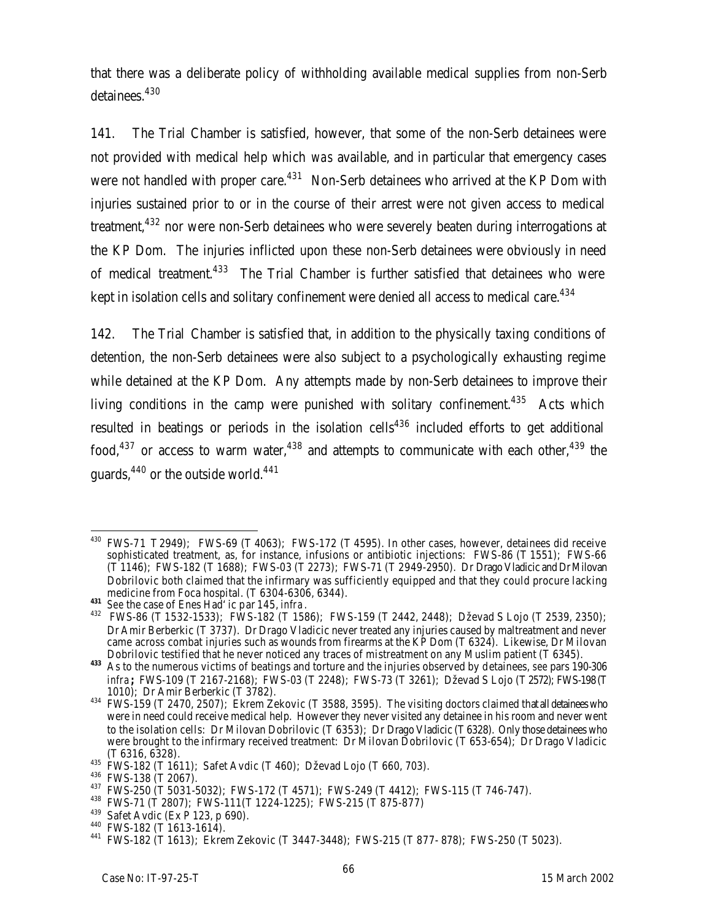that there was a deliberate policy of withholding available medical supplies from non-Serb detainees.[430]

141. The Trial Chamber is satisfied, however, that some of the non-Serb detainees were not provided with medical help which *was* available, and in particular that emergency cases were not handled with proper care.[431] Non-Serb detainees who arrived at the KP Dom with injuries sustained prior to or in the course of their arrest were not given access to medical treatment,[432] nor were non-Serb detainees who were severely beaten during interrogations at the KP Dom. The injuries inflicted upon these non-Serb detainees were obviously in need of medical treatment.[433] The Trial Chamber is further satisfied that detainees who were kept in isolation cells and solitary confinement were denied all access to medical care.[434]

142. The Trial Chamber is satisfied that, in addition to the physically taxing conditions of detention, the non-Serb detainees were also subject to a psychologically exhausting regime while detained at the KP Dom. Any attempts made by non-Serb detainees to improve their living conditions in the camp were punished with solitary confinement.[435] Acts which resulted in beatings or periods in the isolation cells[436] included efforts to get additional food,[437] or access to warm water,[438] and attempts to communicate with each other,[439] the guards,[440] or the outside world.[441]

---

[430] FWS-71 T 2949); FWS-69 (T 4063); FWS-172 (T 4595). In other cases, however, detainees did receive sophisticated treatment, as, for instance, infusions or antibiotic injections: FWS-86 (T 1551); FWS-66 (T 1146); FWS-182 (T 1688); FWS-03 (T 2273); FWS-71 (T 2949-2950). Dr Drago Vladicic and Dr Milovan Dobrilovic both claimed that the infirmary was sufficiently equipped and that they could procure lacking medicine from Foca hospital. (T 6304-6306, 6344).

[431] See the case of Enes Had'ic par 145, *infra*.

[432] FWS-86 (T 1532-1533); FWS-182 (T 1586); FWS-159 (T 2442, 2448); Dževad S Lojo (T 2539, 2350); Dr Amir Berberkic (T 3737). Dr Drago Vladicic never treated any injuries caused by maltreatment and never came across combat injuries such as wounds from firearms at the KP Dom (T 6324). Likewise, Dr Milovan Dobrilovic testified that he never noticed any traces of mistreatment on any Muslim patient (T 6345).

[433] As to the numerous victims of beatings and torture and the injuries observed by detainees, see pars 190-306 *infra*; FWS-109 (T 2167-2168); FWS-03 (T 2248); FWS-73 (T 3261); Dževad S Lojo (T 2572); FWS-198 (T 1010); Dr Amir Berberkic (T 3782).

[434] FWS-159 (T 2470, 2507); Ekrem Zekovic (T 3588, 3595). The visiting doctors claimed that all detainees who were in need could receive medical help. However they never visited any detainee in his room and never went to the isolation cells: Dr Milovan Dobrilovic (T 6353); Dr Drago Vladicic (T 6328). Only those detainees who were brought to the infirmary received treatment: Dr Milovan Dobrilovic (T 653-654); Dr Drago Vladicic (T 6316, 6328).

[435] FWS-182 (T 1611); Safet Avdic (T 460); Dževad Lojo (T 660, 703).

[436] FWS-138 (T 2067).

[437] FWS-250 (T 5031-5032); FWS-172 (T 4571); FWS-249 (T 4412); FWS-115 (T 746-747).

[438] FWS-71 (T 2807); FWS-111(T 1224-1225); FWS-215 (T 875-877)

[439] Safet Avdic (Ex P 123, p 690).

[440] FWS-182 (T 1613-1614).

[441] FWS-182 (T 1613); Ekrem Zekovic (T 3447-3448); FWS-215 (T 877- 878); FWS-250 (T 5023).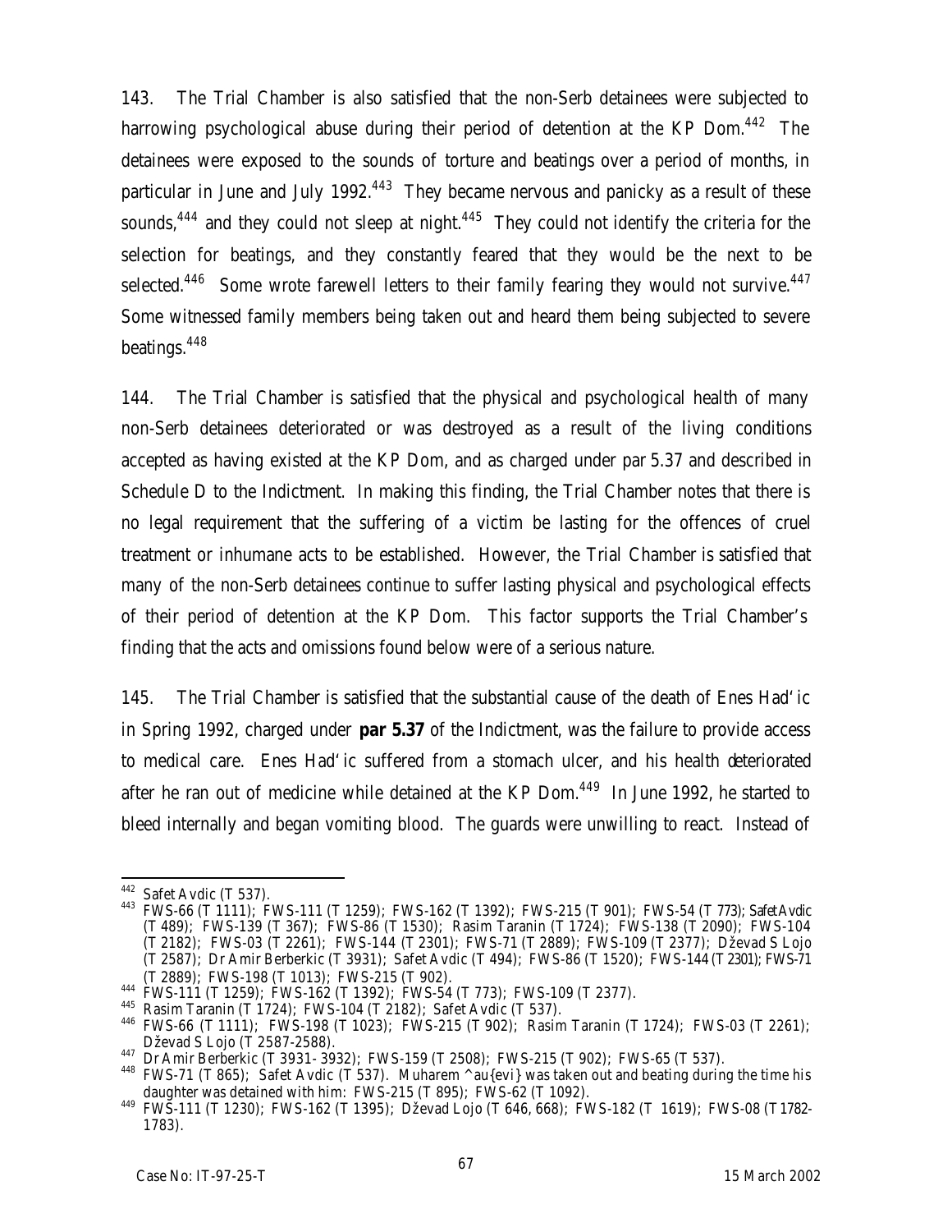143. The Trial Chamber is also satisfied that the non-Serb detainees were subjected to harrowing psychological abuse during their period of detention at the KP Dom.[442] The detainees were exposed to the sounds of torture and beatings over a period of months, in particular in June and July 1992.[443] They became nervous and panicky as a result of these sounds,[444] and they could not sleep at night.[445] They could not identify the criteria for the selection for beatings, and they constantly feared that they would be the next to be selected.[446] Some wrote farewell letters to their family fearing they would not survive.[447] Some witnessed family members being taken out and heard them being subjected to severe beatings.[448]

144. The Trial Chamber is satisfied that the physical and psychological health of many non-Serb detainees deteriorated or was destroyed as a result of the living conditions accepted as having existed at the KP Dom, and as charged under par 5.37 and described in Schedule D to the Indictment. In making this finding, the Trial Chamber notes that there is no legal requirement that the suffering of a victim be lasting for the offences of cruel treatment or inhumane acts to be established. However, the Trial Chamber is satisfied that many of the non-Serb detainees continue to suffer lasting physical and psychological effects of their period of detention at the KP Dom. This factor supports the Trial Chamber's finding that the acts and omissions found below were of a serious nature.

145. The Trial Chamber is satisfied that the substantial cause of the death of Enes Had'ic in Spring 1992, charged under **par 5.37** of the Indictment, was the failure to provide access to medical care. Enes Had'ic suffered from a stomach ulcer, and his health deteriorated after he ran out of medicine while detained at the KP Dom.[449] In June 1992, he started to bleed internally and began vomiting blood. The guards were unwilling to react. Instead of

---

442 Safet Avdic (T 537).

443 FWS-66 (T 1111); FWS-111 (T 1259); FWS-162 (T 1392); FWS-215 (T 901); FWS-54 (T 773); Safet Avdic (T 489); FWS-139 (T 367); FWS-86 (T 1530); Rasim Taranin (T 1724); FWS-138 (T 2090); FWS-104 (T 2182); FWS-03 (T 2261); FWS-144 (T 2301); FWS-71 (T 2889); FWS-109 (T 2377); Dževad S Lojo (T 2587); Dr Amir Berberkic (T 3931); Safet Avdic (T 494); FWS-86 (T 1520); FWS-144 (T 2301); FWS-71 (T 2889); FWS-198 (T 1013); FWS-215 (T 902).

444 FWS-111 (T 1259); FWS-162 (T 1392); FWS-54 (T 773); FWS-109 (T 2377).

445 Rasim Taranin (T 1724); FWS-104 (T 2182); Safet Avdic (T 537).

446 FWS-66 (T 1111); FWS-198 (T 1023); FWS-215 (T 902); Rasim Taranin (T 1724); FWS-03 (T 2261); Dževad S Lojo (T 2587-2588).

447 Dr Amir Berberkic (T 3931- 3932); FWS-159 (T 2508); FWS-215 (T 902); FWS-65 (T 537).

448 FWS-71 (T 865); Safet Avdic (T 537). Muharem ^au{evi} was taken out and beating during the time his daughter was detained with him: FWS-215 (T 895); FWS-62 (T 1092).

449 FWS-111 (T 1230); FWS-162 (T 1395); Dževad Lojo (T 646, 668); FWS-182 (T 1619); FWS-08 (T 1782-1783).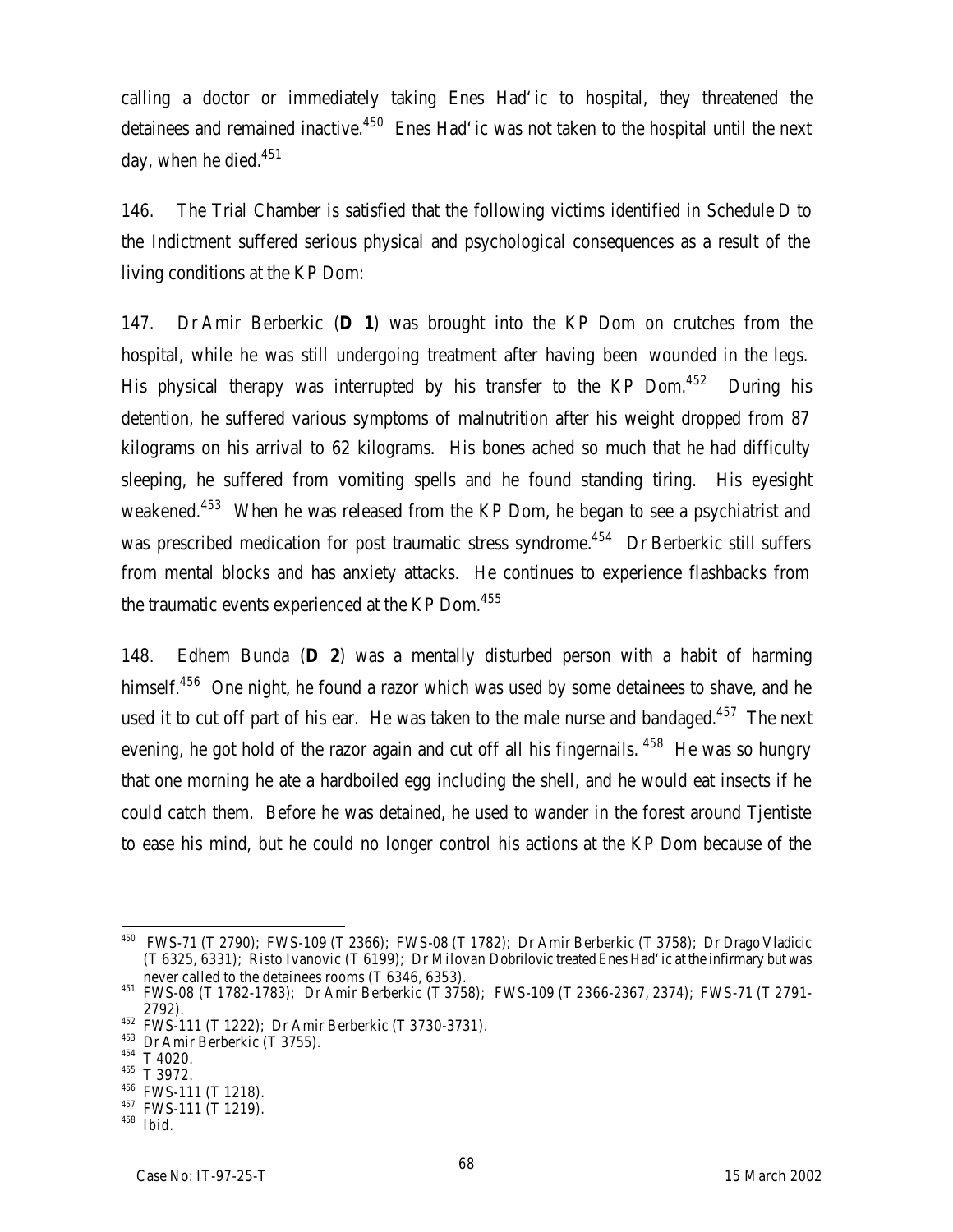calling a doctor or immediately taking Enes Had'ic to hospital, they threatened the detainees and remained inactive.[450] Enes Had'ic was not taken to the hospital until the next day, when he died.[451]

146. The Trial Chamber is satisfied that the following victims identified in Schedule D to the Indictment suffered serious physical and psychological consequences as a result of the living conditions at the KP Dom:

147. Dr Amir Berberkic (**D 1**) was brought into the KP Dom on crutches from the hospital, while he was still undergoing treatment after having been wounded in the legs. His physical therapy was interrupted by his transfer to the KP Dom.[452] During his detention, he suffered various symptoms of malnutrition after his weight dropped from 87 kilograms on his arrival to 62 kilograms. His bones ached so much that he had difficulty sleeping, he suffered from vomiting spells and he found standing tiring. His eyesight weakened.[453] When he was released from the KP Dom, he began to see a psychiatrist and was prescribed medication for post traumatic stress syndrome.[454] Dr Berberkic still suffers from mental blocks and has anxiety attacks. He continues to experience flashbacks from the traumatic events experienced at the KP Dom.[455]

148. Edhem Bunda (**D 2**) was a mentally disturbed person with a habit of harming himself.[456] One night, he found a razor which was used by some detainees to shave, and he used it to cut off part of his ear. He was taken to the male nurse and bandaged.[457] The next evening, he got hold of the razor again and cut off all his fingernails.[458] He was so hungry that one morning he ate a hardboiled egg including the shell, and he would eat insects if he could catch them. Before he was detained, he used to wander in the forest around Tjentiste to ease his mind, but he could no longer control his actions at the KP Dom because of the

---

[450] FWS-71 (T 2790); FWS-109 (T 2366); FWS-08 (T 1782); Dr Amir Berberkic (T 3758); Dr Drago Vladicic (T 6325, 6331); Risto Ivanovic (T 6199); Dr Milovan Dobrilovic treated Enes Had'ic at the infirmary but was never called to the detainees rooms (T 6346, 6353).

[451] FWS-08 (T 1782-1783); Dr Amir Berberkic (T 3758); FWS-109 (T 2366-2367, 2374); FWS-71 (T 2791-2792).

[452] FWS-111 (T 1222); Dr Amir Berberkic (T 3730-3731).

[453] Dr Amir Berberkic (T 3755).

[454] T 4020.

[455] T 3972.

[456] FWS-111 (T 1218).

[457] FWS-111 (T 1219).

[458] *Ibid.*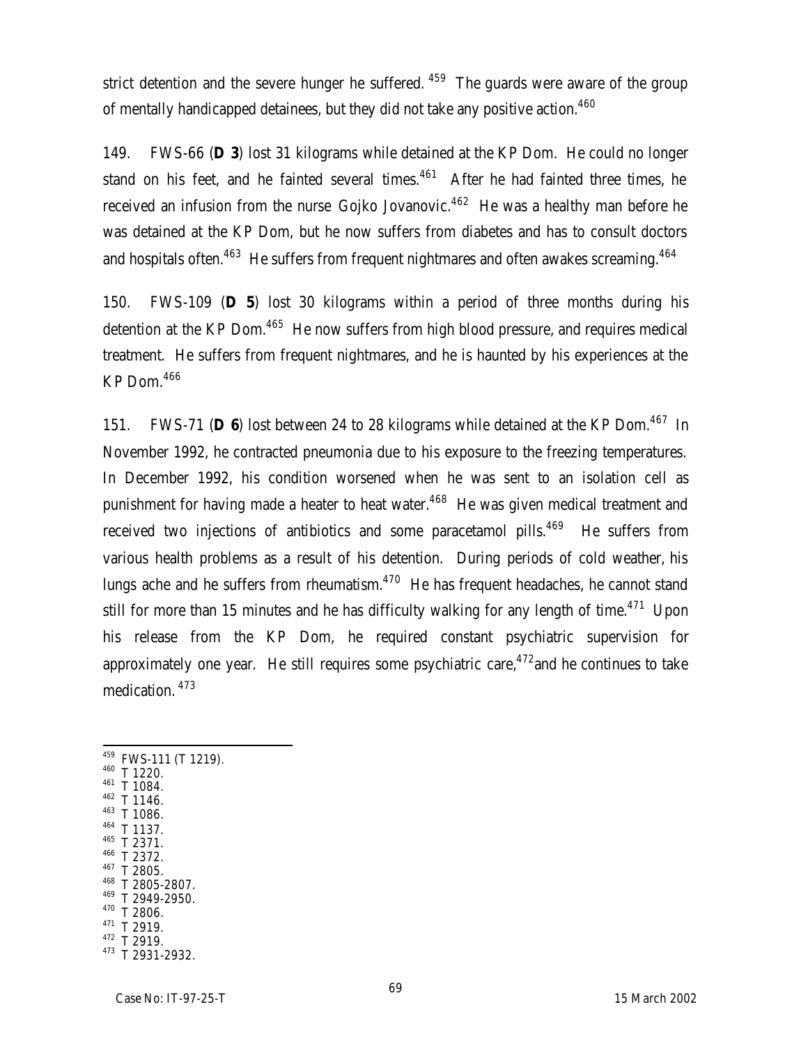strict detention and the severe hunger he suffered.[459] The guards were aware of the group of mentally handicapped detainees, but they did not take any positive action.[460]

149. FWS-66 (**D 3**) lost 31 kilograms while detained at the KP Dom. He could no longer stand on his feet, and he fainted several times.[461] After he had fainted three times, he received an infusion from the nurse Gojko Jovanovic.[462] He was a healthy man before he was detained at the KP Dom, but he now suffers from diabetes and has to consult doctors and hospitals often.[463] He suffers from frequent nightmares and often awakes screaming.[464]

150. FWS-109 (**D 5**) lost 30 kilograms within a period of three months during his detention at the KP Dom.[465] He now suffers from high blood pressure, and requires medical treatment. He suffers from frequent nightmares, and he is haunted by his experiences at the KP Dom.[466]

151. FWS-71 (**D 6**) lost between 24 to 28 kilograms while detained at the KP Dom.[467] In November 1992, he contracted pneumonia due to his exposure to the freezing temperatures. In December 1992, his condition worsened when he was sent to an isolation cell as punishment for having made a heater to heat water.[468] He was given medical treatment and received two injections of antibiotics and some paracetamol pills.[469] He suffers from various health problems as a result of his detention. During periods of cold weather, his lungs ache and he suffers from rheumatism.[470] He has frequent headaches, he cannot stand still for more than 15 minutes and he has difficulty walking for any length of time.[471] Upon his release from the KP Dom, he required constant psychiatric supervision for approximately one year. He still requires some psychiatric care,[472] and he continues to take medication.[473]

---

[459] FWS-111 (T 1219).
[460] T 1220.
[461] T 1084.
[462] T 1146.
[463] T 1086.
[464] T 1137.
[465] T 2371.
[466] T 2372.
[467] T 2805.
[468] T 2805-2807.
[469] T 2949-2950.
[470] T 2806.
[471] T 2919.
[472] T 2919.
[473] T 2931-2932.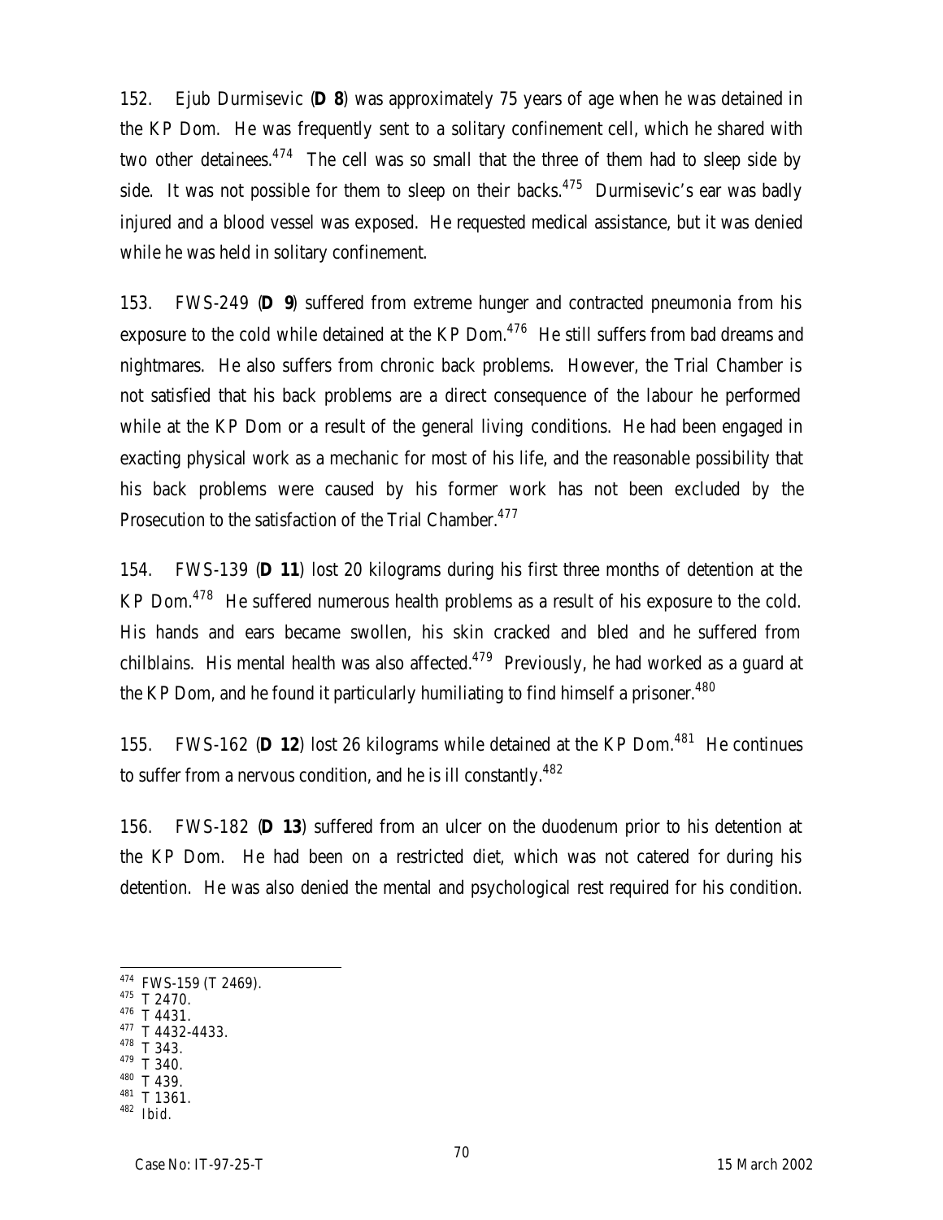152. Ejub Durmisevic (**D 8**) was approximately 75 years of age when he was detained in the KP Dom. He was frequently sent to a solitary confinement cell, which he shared with two other detainees.[474] The cell was so small that the three of them had to sleep side by side. It was not possible for them to sleep on their backs.[475] Durmisevic's ear was badly injured and a blood vessel was exposed. He requested medical assistance, but it was denied while he was held in solitary confinement.

153. FWS-249 (**D 9**) suffered from extreme hunger and contracted pneumonia from his exposure to the cold while detained at the KP Dom.[476] He still suffers from bad dreams and nightmares. He also suffers from chronic back problems. However, the Trial Chamber is not satisfied that his back problems are a direct consequence of the labour he performed while at the KP Dom or a result of the general living conditions. He had been engaged in exacting physical work as a mechanic for most of his life, and the reasonable possibility that his back problems were caused by his former work has not been excluded by the Prosecution to the satisfaction of the Trial Chamber.[477]

154. FWS-139 (**D 11**) lost 20 kilograms during his first three months of detention at the KP Dom.[478] He suffered numerous health problems as a result of his exposure to the cold. His hands and ears became swollen, his skin cracked and bled and he suffered from chilblains. His mental health was also affected.[479] Previously, he had worked as a guard at the KP Dom, and he found it particularly humiliating to find himself a prisoner.[480]

155. FWS-162 (**D 12**) lost 26 kilograms while detained at the KP Dom.[481] He continues to suffer from a nervous condition, and he is ill constantly.[482]

156. FWS-182 (**D 13**) suffered from an ulcer on the duodenum prior to his detention at the KP Dom. He had been on a restricted diet, which was not catered for during his detention. He was also denied the mental and psychological rest required for his condition.

---

[474] FWS-159 (T 2469).
[475] T 2470.
[476] T 4431.
[477] T 4432-4433.
[478] T 343.
[479] T 340.
[480] T 439.
[481] T 1361.
[482] *Ibid.*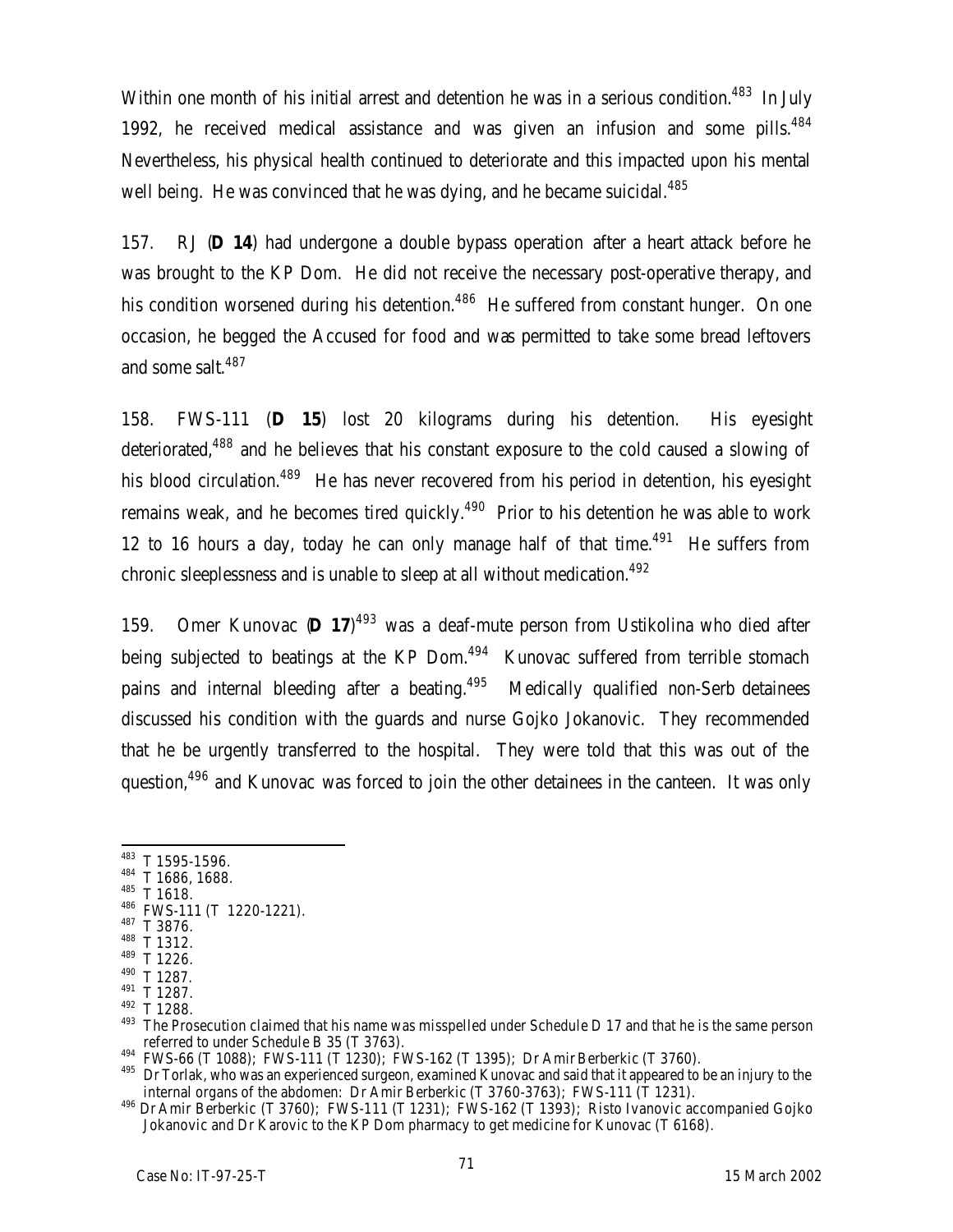Within one month of his initial arrest and detention he was in a serious condition.[483] In July 1992, he received medical assistance and was given an infusion and some pills.[484] Nevertheless, his physical health continued to deteriorate and this impacted upon his mental well being. He was convinced that he was dying, and he became suicidal.[485]

157. RJ (**D 14**) had undergone a double bypass operation after a heart attack before he was brought to the KP Dom. He did not receive the necessary post-operative therapy, and his condition worsened during his detention.[486] He suffered from constant hunger. On one occasion, he begged the Accused for food and was permitted to take some bread leftovers and some salt.[487]

158. FWS-111 (**D 15**) lost 20 kilograms during his detention. His eyesight deteriorated,[488] and he believes that his constant exposure to the cold caused a slowing of his blood circulation.[489] He has never recovered from his period in detention, his eyesight remains weak, and he becomes tired quickly.[490] Prior to his detention he was able to work 12 to 16 hours a day, today he can only manage half of that time.[491] He suffers from chronic sleeplessness and is unable to sleep at all without medication.[492]

159. Omer Kunovac (**D 17**)[493] was a deaf-mute person from Ustikolina who died after being subjected to beatings at the KP Dom.[494] Kunovac suffered from terrible stomach pains and internal bleeding after a beating.[495] Medically qualified non-Serb detainees discussed his condition with the guards and nurse Gojko Jokanovic. They recommended that he be urgently transferred to the hospital. They were told that this was out of the question,[496] and Kunovac was forced to join the other detainees in the canteen. It was only

---

[483] T 1595-1596.

[484] T 1686, 1688.

[485] T 1618.

[486] FWS-111 (T 1220-1221).

[487] T 3876.

[488] T 1312.

[489] T 1226.

[490] T 1287.

[491] T 1287.

[492] T 1288.

[493] The Prosecution claimed that his name was misspelled under Schedule D 17 and that he is the same person referred to under Schedule B 35 (T 3763).

[494] FWS-66 (T 1088); FWS-111 (T 1230); FWS-162 (T 1395); Dr Amir Berberkic (T 3760).

[495] Dr Torlak, who was an experienced surgeon, examined Kunovac and said that it appeared to be an injury to the internal organs of the abdomen: Dr Amir Berberkic (T 3760-3763); FWS-111 (T 1231).

[496] Dr Amir Berberkic (T 3760); FWS-111 (T 1231); FWS-162 (T 1393); Risto Ivanovic accompanied Gojko Jokanovic and Dr Karovic to the KP Dom pharmacy to get medicine for Kunovac (T 6168).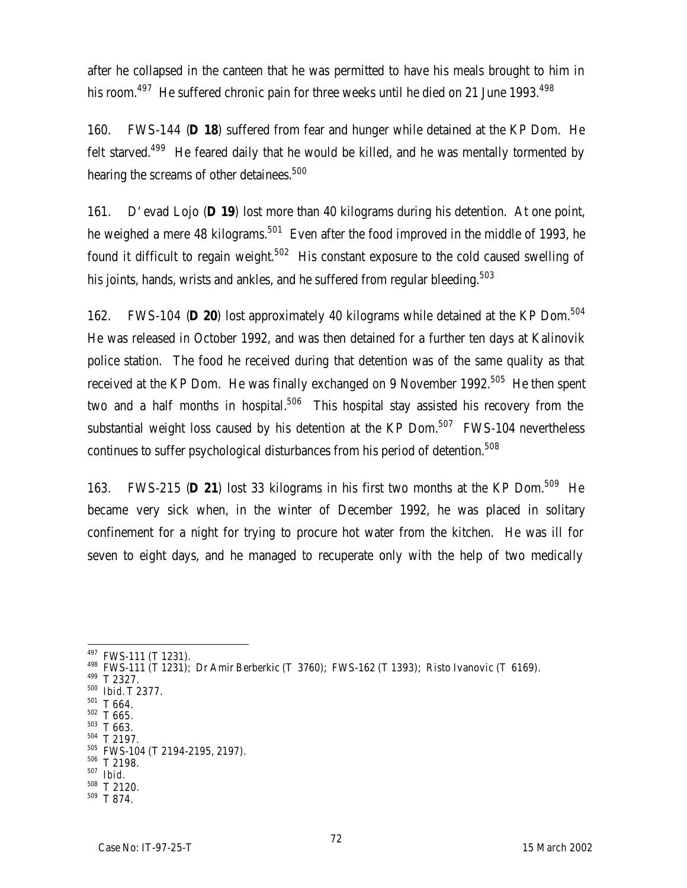after he collapsed in the canteen that he was permitted to have his meals brought to him in his room.[497] He suffered chronic pain for three weeks until he died on 21 June 1993.[498]

160. FWS-144 (**D 18**) suffered from fear and hunger while detained at the KP Dom. He felt starved.[499] He feared daily that he would be killed, and he was mentally tormented by hearing the screams of other detainees.[500]

161. D'evad Lojo (**D 19**) lost more than 40 kilograms during his detention. At one point, he weighed a mere 48 kilograms.[501] Even after the food improved in the middle of 1993, he found it difficult to regain weight.[502] His constant exposure to the cold caused swelling of his joints, hands, wrists and ankles, and he suffered from regular bleeding.[503]

162. FWS-104 (**D 20**) lost approximately 40 kilograms while detained at the KP Dom.[504] He was released in October 1992, and was then detained for a further ten days at Kalinovik police station. The food he received during that detention was of the same quality as that received at the KP Dom. He was finally exchanged on 9 November 1992.[505] He then spent two and a half months in hospital.[506] This hospital stay assisted his recovery from the substantial weight loss caused by his detention at the KP Dom.[507] FWS-104 nevertheless continues to suffer psychological disturbances from his period of detention.[508]

163. FWS-215 (**D 21**) lost 33 kilograms in his first two months at the KP Dom.[509] He became very sick when, in the winter of December 1992, he was placed in solitary confinement for a night for trying to procure hot water from the kitchen. He was ill for seven to eight days, and he managed to recuperate only with the help of two medically

---

[497] FWS-111 (T 1231).
[498] FWS-111 (T 1231); Dr Amir Berberkic (T 3760); FWS-162 (T 1393); Risto Ivanovic (T 6169).
[499] T 2327.
[500] *Ibid.* T 2377.
[501] T 664.
[502] T 665.
[503] T 663.
[504] T 2197.
[505] FWS-104 (T 2194-2195, 2197).
[506] T 2198.
[507] *Ibid.*
[508] T 2120.
[509] T 874.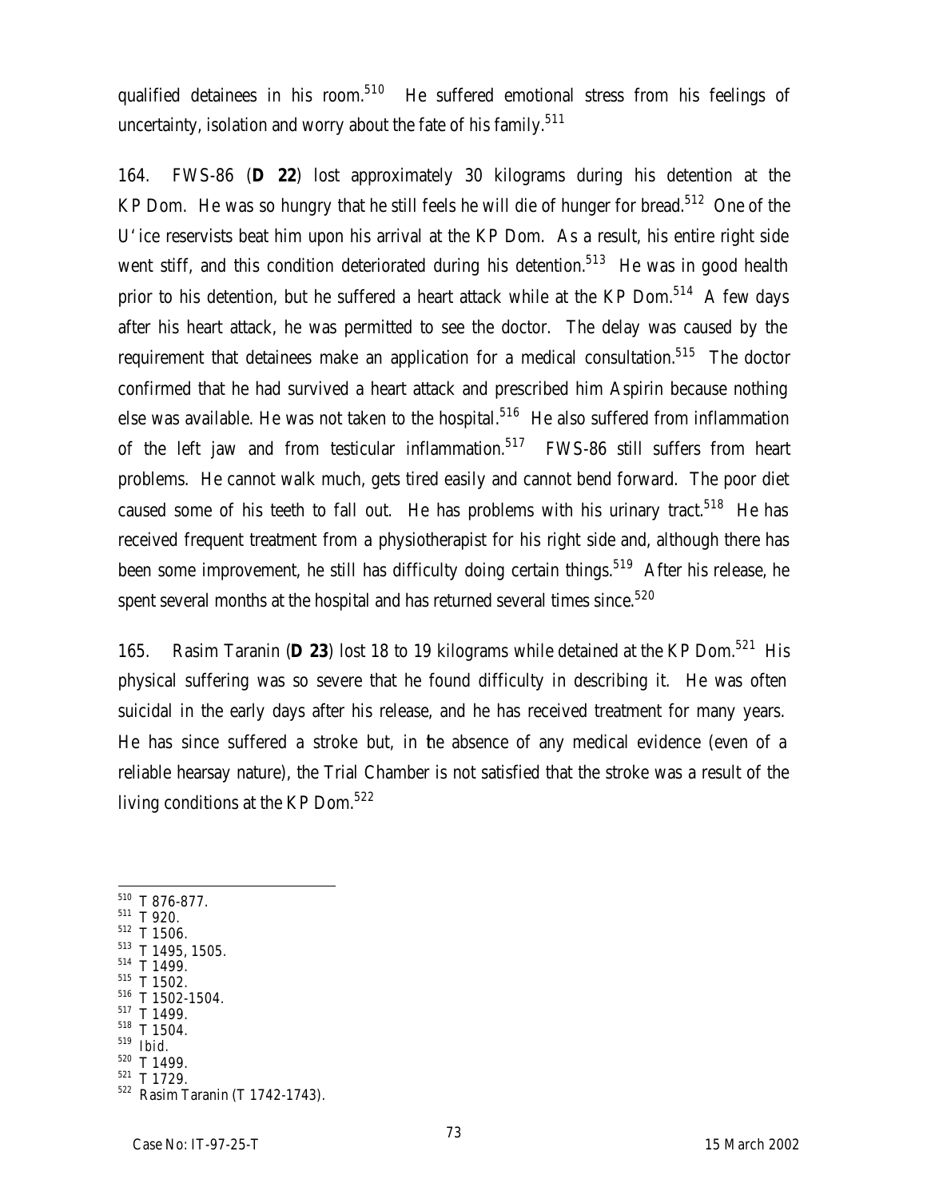qualified detainees in his room.[510] He suffered emotional stress from his feelings of uncertainty, isolation and worry about the fate of his family.[511]

164. FWS-86 (**D 22**) lost approximately 30 kilograms during his detention at the KP Dom. He was so hungry that he still feels he will die of hunger for bread.[512] One of the U'ice reservists beat him upon his arrival at the KP Dom. As a result, his entire right side went stiff, and this condition deteriorated during his detention.[513] He was in good health prior to his detention, but he suffered a heart attack while at the KP Dom.[514] A few days after his heart attack, he was permitted to see the doctor. The delay was caused by the requirement that detainees make an application for a medical consultation.[515] The doctor confirmed that he had survived a heart attack and prescribed him Aspirin because nothing else was available. He was not taken to the hospital.[516] He also suffered from inflammation of the left jaw and from testicular inflammation.[517] FWS-86 still suffers from heart problems. He cannot walk much, gets tired easily and cannot bend forward. The poor diet caused some of his teeth to fall out. He has problems with his urinary tract.[518] He has received frequent treatment from a physiotherapist for his right side and, although there has been some improvement, he still has difficulty doing certain things.[519] After his release, he spent several months at the hospital and has returned several times since.[520]

165. Rasim Taranin (**D 23**) lost 18 to 19 kilograms while detained at the KP Dom.[521] His physical suffering was so severe that he found difficulty in describing it. He was often suicidal in the early days after his release, and he has received treatment for many years. He has since suffered a stroke but, in the absence of any medical evidence (even of a reliable hearsay nature), the Trial Chamber is not satisfied that the stroke was a result of the living conditions at the KP Dom.[522]

---

[510] T 876-877.
[511] T 920.
[512] T 1506.
[513] T 1495, 1505.
[514] T 1499.
[515] T 1502.
[516] T 1502-1504.
[517] T 1499.
[518] T 1504.
[519] *Ibid.*
[520] T 1499.
[521] T 1729.
[522] Rasim Taranin (T 1742-1743).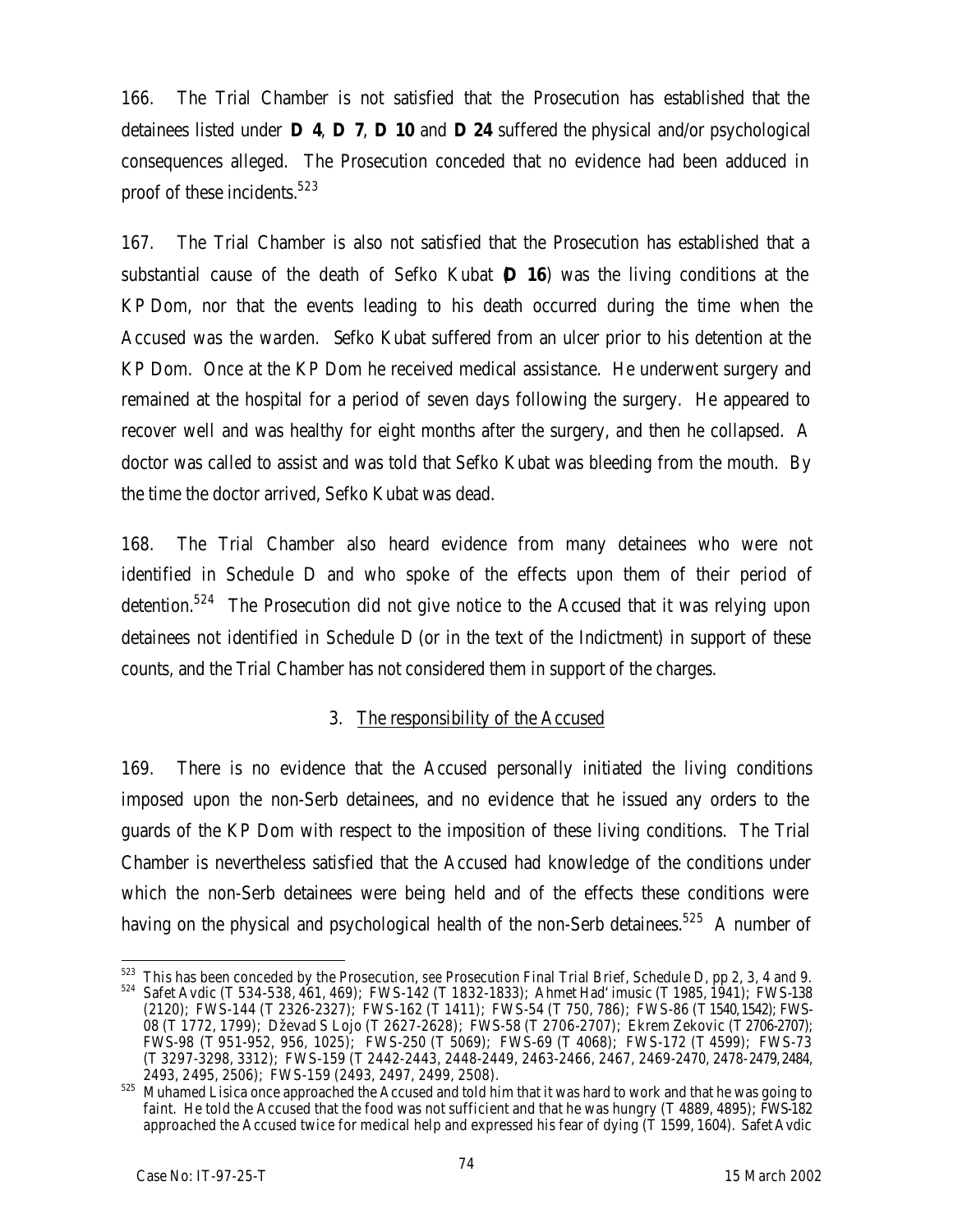166. The Trial Chamber is not satisfied that the Prosecution has established that the detainees listed under **D 4**, **D 7**, **D 10** and **D 24** suffered the physical and/or psychological consequences alleged. The Prosecution conceded that no evidence had been adduced in proof of these incidents.[523]

167. The Trial Chamber is also not satisfied that the Prosecution has established that a substantial cause of the death of Sefko Kubat (**D 16**) was the living conditions at the KP Dom, nor that the events leading to his death occurred during the time when the Accused was the warden. Sefko Kubat suffered from an ulcer prior to his detention at the KP Dom. Once at the KP Dom he received medical assistance. He underwent surgery and remained at the hospital for a period of seven days following the surgery. He appeared to recover well and was healthy for eight months after the surgery, and then he collapsed. A doctor was called to assist and was told that Sefko Kubat was bleeding from the mouth. By the time the doctor arrived, Sefko Kubat was dead.

168. The Trial Chamber also heard evidence from many detainees who were not identified in Schedule D and who spoke of the effects upon them of their period of detention.[524] The Prosecution did not give notice to the Accused that it was relying upon detainees not identified in Schedule D (or in the text of the Indictment) in support of these counts, and the Trial Chamber has not considered them in support of the charges.

### 3. The responsibility of the Accused

169. There is no evidence that the Accused personally initiated the living conditions imposed upon the non-Serb detainees, and no evidence that he issued any orders to the guards of the KP Dom with respect to the imposition of these living conditions. The Trial Chamber is nevertheless satisfied that the Accused had knowledge of the conditions under which the non-Serb detainees were being held and of the effects these conditions were having on the physical and psychological health of the non-Serb detainees.[525] A number of

---

[523] This has been conceded by the Prosecution, *see* Prosecution Final Trial Brief, Schedule D, pp 2, 3, 4 and 9.

[524] Safet Avdic (T 534-538, 461, 469); FWS-142 (T 1832-1833); Ahmet Had'imusic (T 1985, 1941); FWS-138 (2120); FWS-144 (T 2326-2327); FWS-162 (T 1411); FWS-54 (T 750, 786); FWS-86 (T 1540, 1542); FWS-08 (T 1772, 1799); Dževad S Lojo (T 2627-2628); FWS-58 (T 2706-2707); Ekrem Zekovic (T 2706-2707); FWS-98 (T 951-952, 956, 1025); FWS-250 (T 5069); FWS-69 (T 4068); FWS-172 (T 4599); FWS-73 (T 3297-3298, 3312); FWS-159 (T 2442-2443, 2448-2449, 2463-2466, 2467, 2469-2470, 2478-2479, 2484, 2493, 2495, 2506); FWS-159 (2493, 2497, 2499, 2508).

[525] Muhamed Lisica once approached the Accused and told him that it was hard to work and that he was going to faint. He told the Accused that the food was not sufficient and that he was hungry (T 4889, 4895); FWS-182 approached the Accused twice for medical help and expressed his fear of dying (T 1599, 1604). Safet Avdic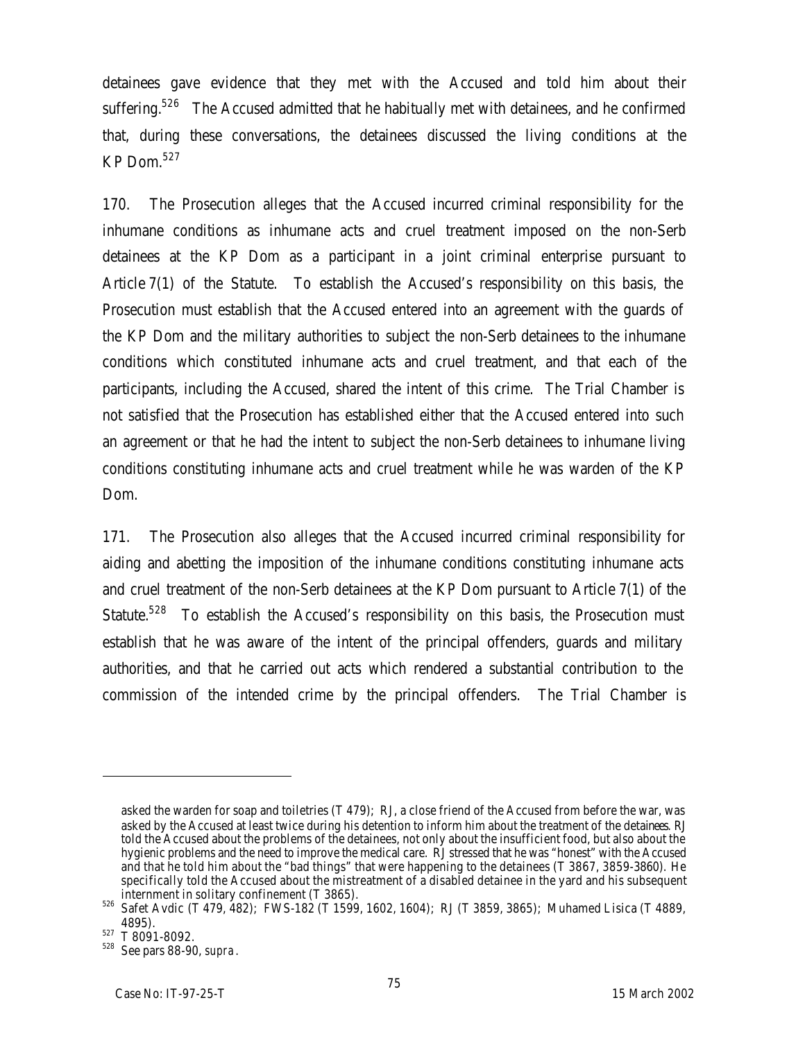detainees gave evidence that they met with the Accused and told him about their suffering.[526] The Accused admitted that he habitually met with detainees, and he confirmed that, during these conversations, the detainees discussed the living conditions at the KP Dom.[527]

170. The Prosecution alleges that the Accused incurred criminal responsibility for the inhumane conditions as inhumane acts and cruel treatment imposed on the non-Serb detainees at the KP Dom as a participant in a joint criminal enterprise pursuant to Article 7(1) of the Statute. To establish the Accused's responsibility on this basis, the Prosecution must establish that the Accused entered into an agreement with the guards of the KP Dom and the military authorities to subject the non-Serb detainees to the inhumane conditions which constituted inhumane acts and cruel treatment, and that each of the participants, including the Accused, shared the intent of this crime. The Trial Chamber is not satisfied that the Prosecution has established either that the Accused entered into such an agreement or that he had the intent to subject the non-Serb detainees to inhumane living conditions constituting inhumane acts and cruel treatment while he was warden of the KP Dom.

171. The Prosecution also alleges that the Accused incurred criminal responsibility for aiding and abetting the imposition of the inhumane conditions constituting inhumane acts and cruel treatment of the non-Serb detainees at the KP Dom pursuant to Article 7(1) of the Statute.[528] To establish the Accused's responsibility on this basis, the Prosecution must establish that he was aware of the intent of the principal offenders, guards and military authorities, and that he carried out acts which rendered a substantial contribution to the commission of the intended crime by the principal offenders. The Trial Chamber is

---

asked the warden for soap and toiletries (T 479); RJ, a close friend of the Accused from before the war, was asked by the Accused at least twice during his detention to inform him about the treatment of the detainees. RJ told the Accused about the problems of the detainees, not only about the insufficient food, but also about the hygienic problems and the need to improve the medical care. RJ stressed that he was "honest" with the Accused and that he told him about the "bad things" that were happening to the detainees (T 3867, 3859-3860). He specifically told the Accused about the mistreatment of a disabled detainee in the yard and his subsequent internment in solitary confinement (T 3865).

[526] Safet Avdic (T 479, 482); FWS-182 (T 1599, 1602, 1604); RJ (T 3859, 3865); Muhamed Lisica (T 4889, 4895).

[527] T 8091-8092.

[528] See pars 88-90, *supra*.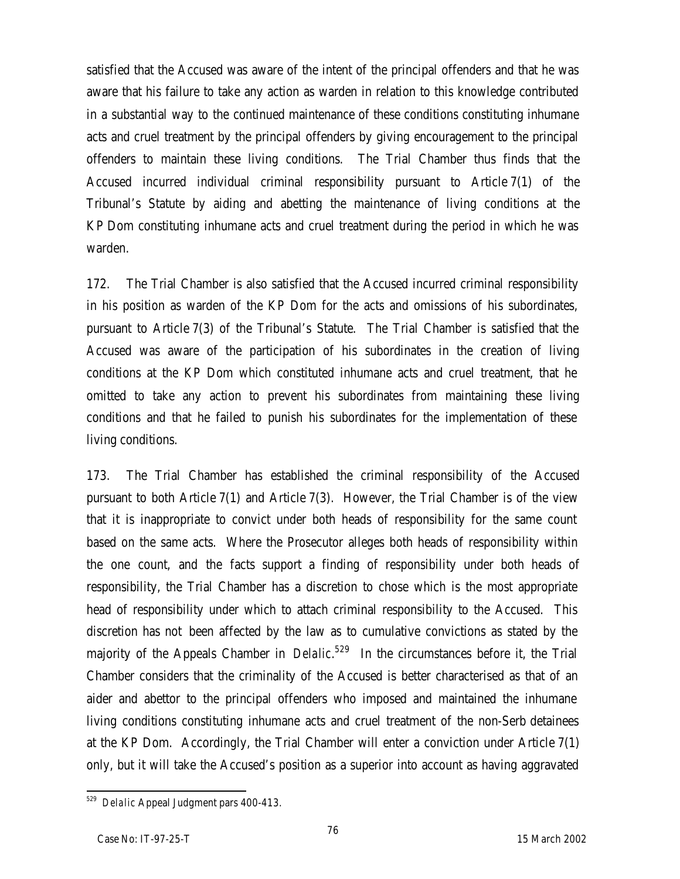satisfied that the Accused was aware of the intent of the principal offenders and that he was aware that his failure to take any action as warden in relation to this knowledge contributed in a substantial way to the continued maintenance of these conditions constituting inhumane acts and cruel treatment by the principal offenders by giving encouragement to the principal offenders to maintain these living conditions. The Trial Chamber thus finds that the Accused incurred individual criminal responsibility pursuant to Article 7(1) of the Tribunal's Statute by aiding and abetting the maintenance of living conditions at the KP Dom constituting inhumane acts and cruel treatment during the period in which he was warden.

172. The Trial Chamber is also satisfied that the Accused incurred criminal responsibility in his position as warden of the KP Dom for the acts and omissions of his subordinates, pursuant to Article 7(3) of the Tribunal's Statute. The Trial Chamber is satisfied that the Accused was aware of the participation of his subordinates in the creation of living conditions at the KP Dom which constituted inhumane acts and cruel treatment, that he omitted to take any action to prevent his subordinates from maintaining these living conditions and that he failed to punish his subordinates for the implementation of these living conditions.

173. The Trial Chamber has established the criminal responsibility of the Accused pursuant to both Article 7(1) and Article 7(3). However, the Trial Chamber is of the view that it is inappropriate to convict under both heads of responsibility for the same count based on the same acts. Where the Prosecutor alleges both heads of responsibility within the one count, and the facts support a finding of responsibility under both heads of responsibility, the Trial Chamber has a discretion to chose which is the most appropriate head of responsibility under which to attach criminal responsibility to the Accused. This discretion has not been affected by the law as to cumulative convictions as stated by the majority of the Appeals Chamber in *Delalic*.[529] In the circumstances before it, the Trial Chamber considers that the criminality of the Accused is better characterised as that of an aider and abettor to the principal offenders who imposed and maintained the inhumane living conditions constituting inhumane acts and cruel treatment of the non-Serb detainees at the KP Dom. Accordingly, the Trial Chamber will enter a conviction under Article 7(1) only, but it will take the Accused's position as a superior into account as having aggravated

[529] *Delalic* Appeal Judgment pars 400-413.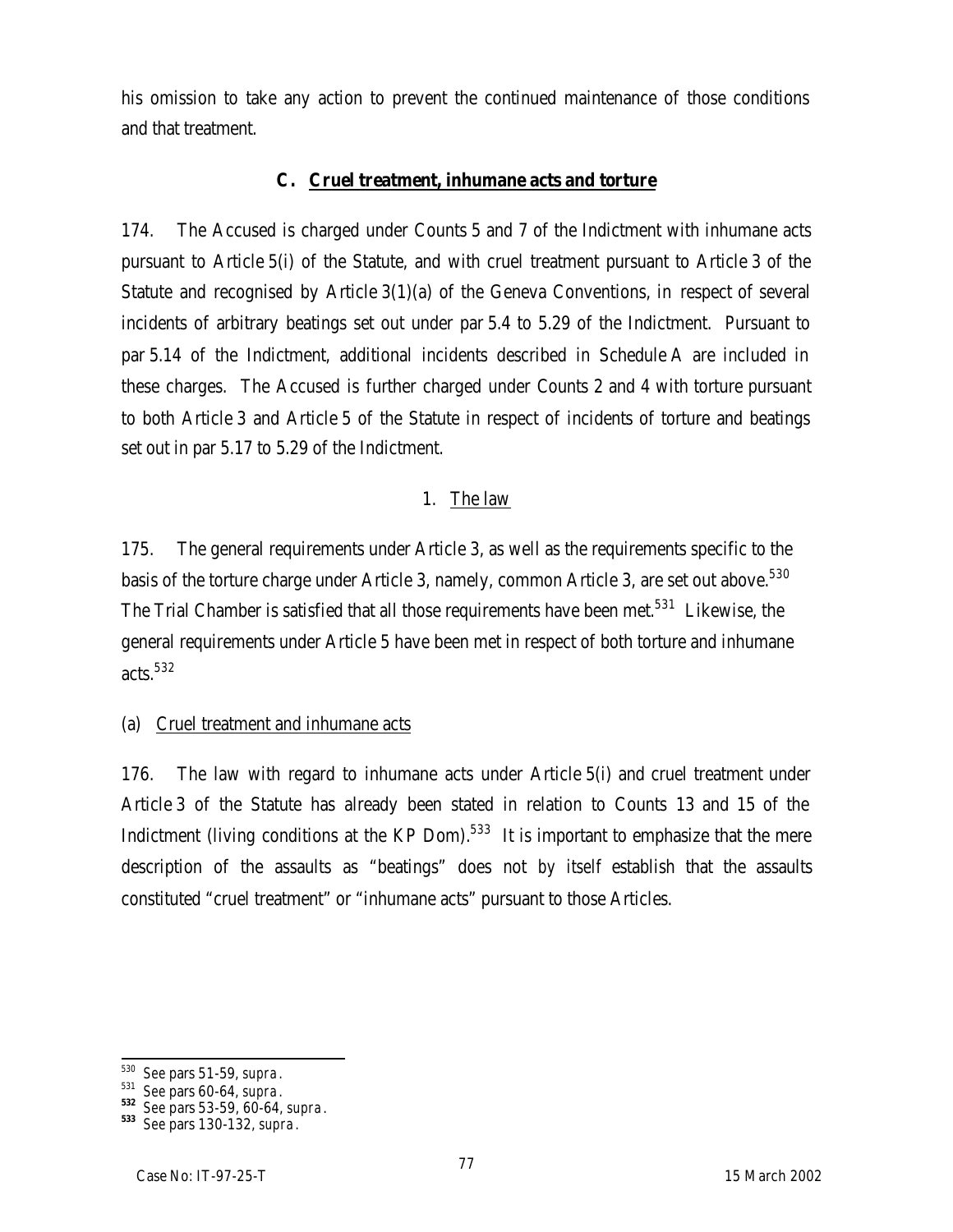his omission to take any action to prevent the continued maintenance of those conditions and that treatment.

## C. Cruel treatment, inhumane acts and torture

174. The Accused is charged under Counts 5 and 7 of the Indictment with inhumane acts pursuant to Article 5(i) of the Statute, and with cruel treatment pursuant to Article 3 of the Statute and recognised by Article 3(1)(a) of the Geneva Conventions, in respect of several incidents of arbitrary beatings set out under par 5.4 to 5.29 of the Indictment. Pursuant to par 5.14 of the Indictment, additional incidents described in Schedule A are included in these charges. The Accused is further charged under Counts 2 and 4 with torture pursuant to both Article 3 and Article 5 of the Statute in respect of incidents of torture and beatings set out in par 5.17 to 5.29 of the Indictment.

### 1. The law

175. The general requirements under Article 3, as well as the requirements specific to the basis of the torture charge under Article 3, namely, common Article 3, are set out above.[530] The Trial Chamber is satisfied that all those requirements have been met.[531] Likewise, the general requirements under Article 5 have been met in respect of both torture and inhumane acts.[532]

#### (a) Cruel treatment and inhumane acts

176. The law with regard to inhumane acts under Article 5(i) and cruel treatment under Article 3 of the Statute has already been stated in relation to Counts 13 and 15 of the Indictment (living conditions at the KP Dom).[533] It is important to emphasize that the mere description of the assaults as "beatings" does not *by itself* establish that the assaults constituted "cruel treatment" or "inhumane acts" pursuant to those Articles.

---

[530] See pars 51-59, *supra*.

[531] See pars 60-64, *supra*.

[532] See pars 53-59, 60-64, *supra*.

[533] See pars 130-132, *supra*.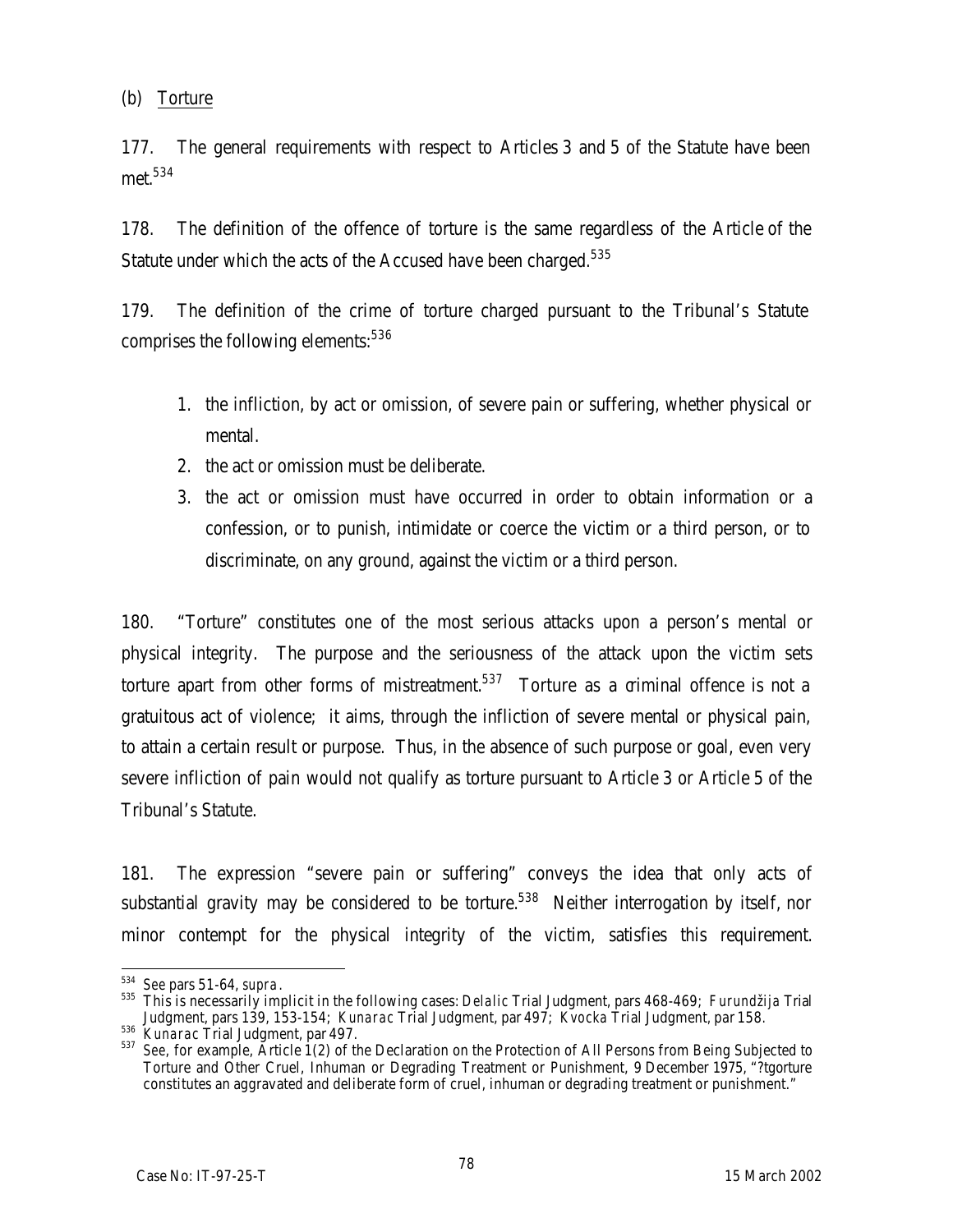(b) Torture

177. The general requirements with respect to Articles 3 and 5 of the Statute have been met.[534]

178. The definition of the offence of torture is the same regardless of the Article of the Statute under which the acts of the Accused have been charged.[535]

179. The definition of the crime of torture charged pursuant to the Tribunal's Statute comprises the following elements:[536]

1. the infliction, by act or omission, of severe pain or suffering, whether physical or mental.
2. the act or omission must be deliberate.
3. the act or omission must have occurred in order to obtain information or a confession, or to punish, intimidate or coerce the victim or a third person, or to discriminate, on any ground, against the victim or a third person.

180. "Torture" constitutes one of the most serious attacks upon a person's mental or physical integrity. The purpose and the seriousness of the attack upon the victim sets torture apart from other forms of mistreatment.[537] Torture as a criminal offence is not a gratuitous act of violence; it aims, through the infliction of severe mental or physical pain, to attain a certain result or purpose. Thus, in the absence of such purpose or goal, even very severe infliction of pain would not qualify as torture pursuant to Article 3 or Article 5 of the Tribunal's Statute.

181. The expression "severe pain or suffering" conveys the idea that only acts of substantial gravity may be considered to be torture.[538] Neither interrogation by itself, nor minor contempt for the physical integrity of the victim, satisfies this requirement.

---

[534] See pars 51-64, *supra*.

[535] This is necessarily implicit in the following cases: *Delalic* Trial Judgment, pars 468-469; *Furundžija* Trial Judgment, pars 139, 153-154; *Kunarac* Trial Judgment, par 497; *Kvocka* Trial Judgment, par 158.

[536] *Kunarac* Trial Judgment, par 497.

[537] See, for example, Article 1(2) of the Declaration on the Protection of All Persons from Being Subjected to Torture and Other Cruel, Inhuman or Degrading Treatment or Punishment, 9 December 1975, "?tgorture constitutes an aggravated and deliberate form of cruel, inhuman or degrading treatment or punishment."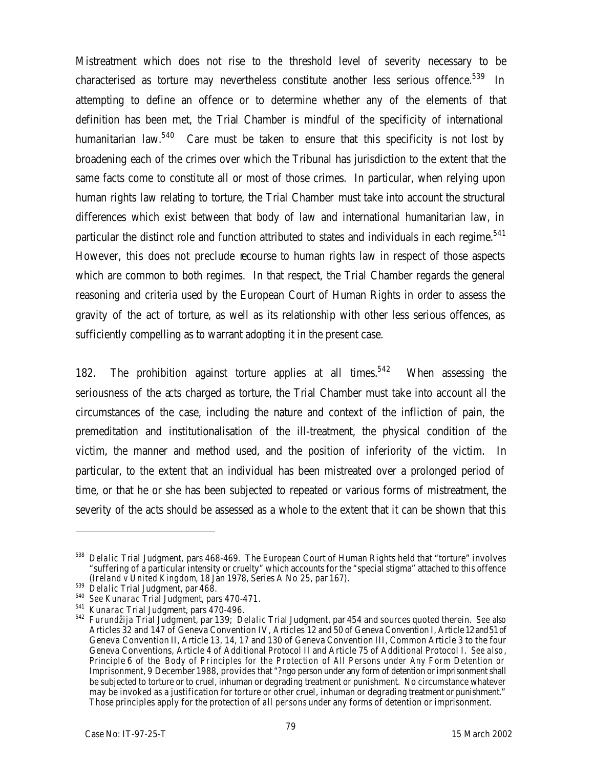Mistreatment which does not rise to the threshold level of severity necessary to be characterised as torture may nevertheless constitute another less serious offence.[539] In attempting to define an offence or to determine whether any of the elements of that definition has been met, the Trial Chamber is mindful of the specificity of international humanitarian law.[540] Care must be taken to ensure that this specificity is not lost by broadening each of the crimes over which the Tribunal has jurisdiction to the extent that the same facts come to constitute all or most of those crimes. In particular, when relying upon human rights law relating to torture, the Trial Chamber must take into account the structural differences which exist between that body of law and international humanitarian law, in particular the distinct role and function attributed to states and individuals in each regime.[541] However, this does not preclude recourse to human rights law in respect of those aspects which are common to both regimes. In that respect, the Trial Chamber regards the general reasoning and criteria used by the European Court of Human Rights in order to assess the gravity of the act of torture, as well as its relationship with other less serious offences, as sufficiently compelling as to warrant adopting it in the present case.

182. The prohibition against torture applies at all times.[542] When assessing the seriousness of the acts charged as torture, the Trial Chamber must take into account all the circumstances of the case, including the nature and context of the infliction of pain, the premeditation and institutionalisation of the ill-treatment, the physical condition of the victim, the manner and method used, and the position of inferiority of the victim. In particular, to the extent that an individual has been mistreated over a prolonged period of time, or that he or she has been subjected to repeated or various forms of mistreatment, the severity of the acts should be assessed as a whole to the extent that it can be shown that this

---

[538] *Delalic* Trial Judgment, pars 468-469. The European Court of Human Rights held that "torture" involves "suffering of a particular intensity or cruelty" which accounts for the "special stigma" attached to this offence (*Ireland v United Kingdom*, 18 Jan 1978, Series A No 25, par 167).

[539] *Delalic* Trial Judgment, par 468.

[540] *See Kunarac* Trial Judgment, pars 470-471.

[541] *Kunarac* Trial Judgment, pars 470-496.

[542] *Furundžija* Trial Judgment, par 139; *Delalic* Trial Judgment, par 454 and sources quoted therein. *See also* Articles 32 and 147 of Geneva Convention IV, Articles 12 and 50 of Geneva Convention I, Article 12 and 51 of Geneva Convention II, Article 13, 14, 17 and 130 of Geneva Convention III, Common Article 3 to the four Geneva Conventions, Article 4 of Additional Protocol II and Article 75 of Additional Protocol I. *See also*, Principle 6 of the *Body of Principles for the Protection of All Persons under Any Form Detention or Imprisonment*, 9 December 1988, provides that "?ngo person under any form of detention or imprisonment shall be subjected to torture or to cruel, inhuman or degrading treatment or punishment. No circumstance whatever may be invoked as a justification for torture or other cruel, inhuman or degrading treatment or punishment." Those principles apply for the protection of *all persons* under any forms of detention or imprisonment.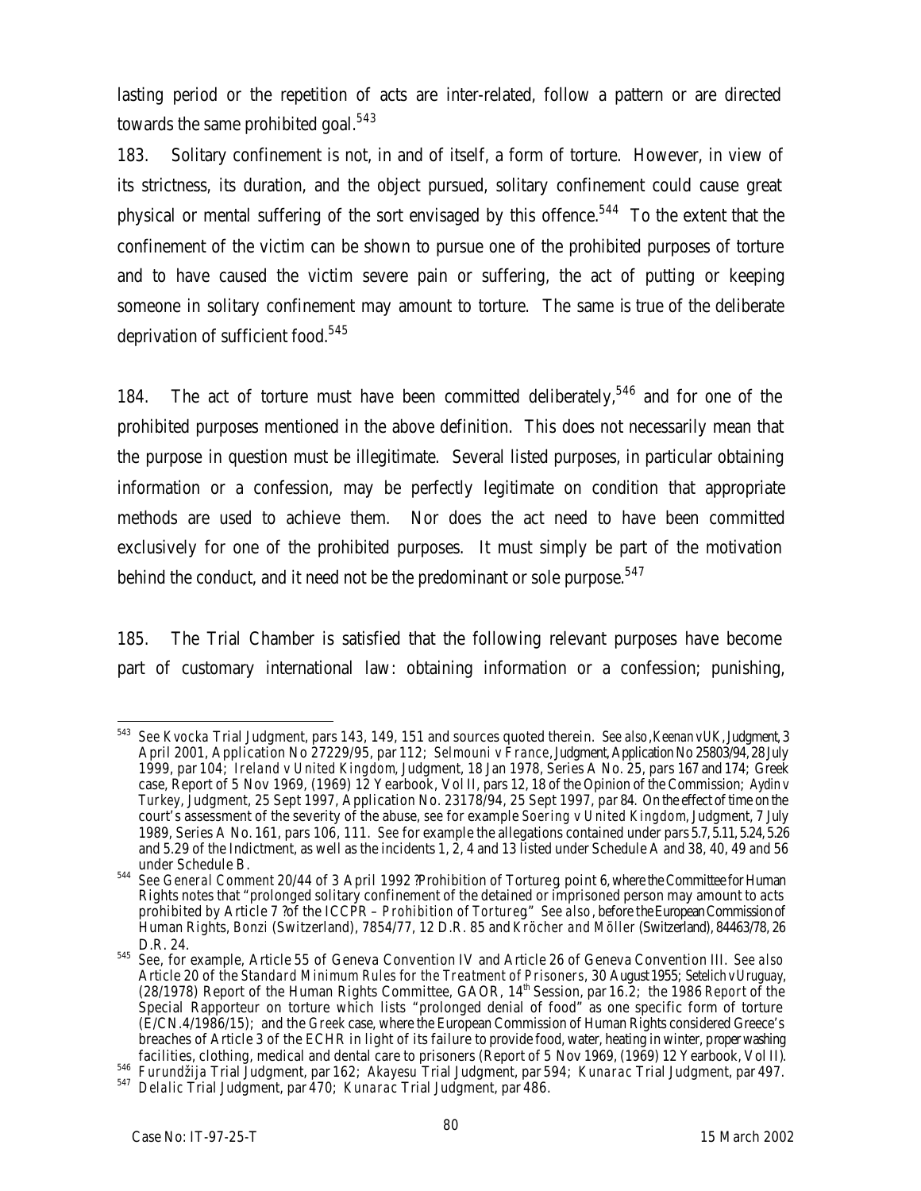lasting period or the repetition of acts are inter-related, follow a pattern or are directed towards the same prohibited goal.[543]

183. Solitary confinement is not, in and of itself, a form of torture. However, in view of its strictness, its duration, and the object pursued, solitary confinement could cause great physical or mental suffering of the sort envisaged by this offence.[544] To the extent that the confinement of the victim can be shown to pursue one of the prohibited purposes of torture and to have caused the victim severe pain or suffering, the act of putting or keeping someone in solitary confinement may amount to torture. The same is true of the deliberate deprivation of sufficient food.[545]

184. The act of torture must have been committed deliberately,[546] and for one of the prohibited purposes mentioned in the above definition. This does not necessarily mean that the purpose in question must be illegitimate. Several listed purposes, in particular obtaining information or a confession, may be perfectly legitimate on condition that appropriate methods are used to achieve them. Nor does the act need to have been committed exclusively for one of the prohibited purposes. It must simply be part of the motivation behind the conduct, and it need not be the predominant or sole purpose.[547]

185. The Trial Chamber is satisfied that the following relevant purposes have become part of customary international law: obtaining information or a confession; punishing,

---

[543] See *Kvocka* Trial Judgment, pars 143, 149, 151 and sources quoted therein. *See also*, *Keenan v UK*, Judgment, 3 April 2001, Application No 27229/95, par 112; *Selmouni v France*, Judgment, Application No 25803/94, 28 July 1999, par 104; *Ireland v United Kingdom*, Judgment, 18 Jan 1978, Series A No. 25, pars 167 and 174; Greek case, Report of 5 Nov 1969, (1969) 12 Yearbook, Vol II, pars 12, 18 of the Opinion of the Commission; *Aydin v Turkey*, Judgment, 25 Sept 1997, Application No. 23178/94, 25 Sept 1997, par 84. On the effect of time on the court's assessment of the severity of the abuse, *see* for example *Soering v United Kingdom*, Judgment, 7 July 1989, Series A No. 161, pars 106, 111. *See* for example the allegations contained under pars 5.7, 5.11, 5.24, 5.26 and 5.29 of the Indictment, as well as the incidents 1, 2, 4 and 13 listed under Schedule A and 38, 40, 49 and 56 under Schedule B.

[544] *See General Comment* 20/44 of 3 April 1992 ?Prohibition of Tortureq, point 6, where the Committee for Human Rights notes that "prolonged solitary confinement of the detained or imprisoned person may amount to acts prohibited by Article 7 ?of the ICCPR – *Prohibition of Torture*q" *See also*, before the European Commission of Human Rights, *Bonzi* (Switzerland), 7854/77, 12 D.R. 85 and *Kröcher and Möller* (Switzerland), 84463/78, 26 D.R. 24.

[545] See, for example, Article 55 of Geneva Convention IV and Article 26 of Geneva Convention III. *See also* Article 20 of the *Standard Minimum Rules for the Treatment of Prisoners*, 30 August 1955; *Setelich v Uruguay*, (28/1978) Report of the Human Rights Committee, GAOR, 14th Session, par 16.2; the 1986 *Report* of the Special Rapporteur on torture which lists "prolonged denial of food" as one specific form of torture (E/CN.4/1986/15); and the *Greek* case, where the European Commission of Human Rights considered Greece's breaches of Article 3 of the ECHR in light of its failure to provide food, water, heating in winter, proper washing facilities, clothing, medical and dental care to prisoners (Report of 5 Nov 1969, (1969) 12 Yearbook, Vol II).

[546] *Furundžija* Trial Judgment, par 162; *Akayesu* Trial Judgment, par 594; *Kunarac* Trial Judgment, par 497.

[547] *Delalic* Trial Judgment, par 470; *Kunarac* Trial Judgment, par 486.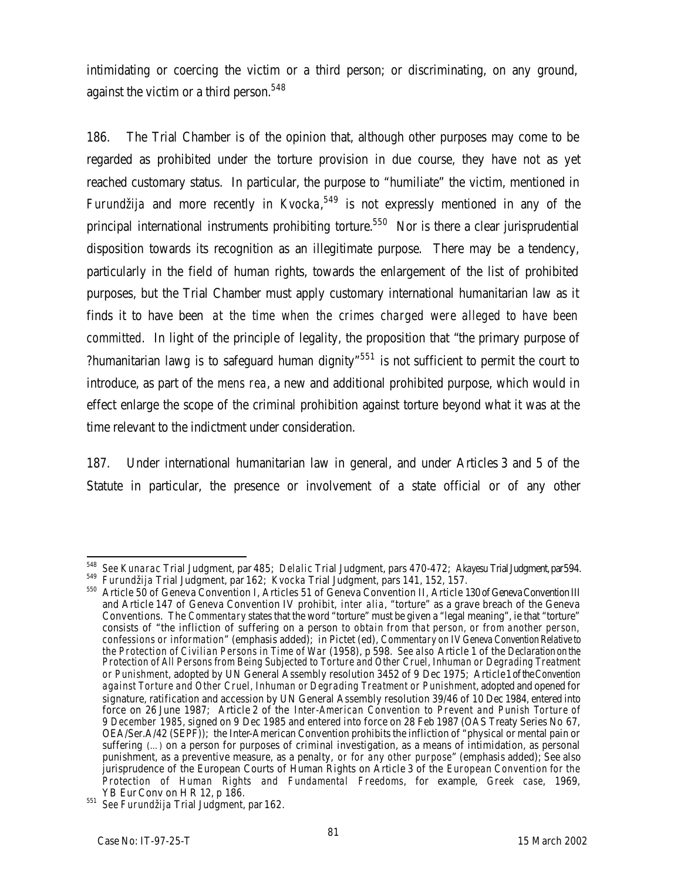intimidating or coercing the victim or a third person; or discriminating, on any ground, against the victim or a third person.[548]

186. The Trial Chamber is of the opinion that, although other purposes may come to be regarded as prohibited under the torture provision in due course, they have not as yet reached customary status. In particular, the purpose to "humiliate" the victim, mentioned in *Furundžija* and more recently in *Kvocka*,[549] is not expressly mentioned in any of the principal international instruments prohibiting torture.[550] Nor is there a clear jurisprudential disposition towards its recognition as an illegitimate purpose. There may be a tendency, particularly in the field of human rights, towards the enlargement of the list of prohibited purposes, but the Trial Chamber must apply customary international humanitarian law as it finds it to have been *at the time when the crimes charged were alleged to have been committed*. In light of the principle of legality, the proposition that "the primary purpose of ?humanitarian lawg is to safeguard human dignity"[551] is not sufficient to permit the court to introduce, as part of the *mens rea*, a new and additional prohibited purpose, which would in effect enlarge the scope of the criminal prohibition against torture beyond what it was at the time relevant to the indictment under consideration.

187. Under international humanitarian law in general, and under Articles 3 and 5 of the Statute in particular, the presence or involvement of a state official or of any other

---

548 *See Kunarac* Trial Judgment, par 485; *Delalic* Trial Judgment, pars 470-472; *Akayesu* Trial Judgment, par 594.

549 *Furundžija* Trial Judgment, par 162; *Kvocka* Trial Judgment, pars 141, 152, 157.

550 Article 50 of Geneva Convention I, Articles 51 of Geneva Convention II, Article 130 of Geneva Convention III and Article 147 of Geneva Convention IV prohibit, *inter alia*, "torture" as a grave breach of the Geneva Conventions. The *Commentary* states that the word "torture" must be given a "legal meaning", ie that "torture" consists of "the infliction of suffering on a person *to obtain from that person, or from another person, confessions or information*" (emphasis added); in Pictet (ed), *Commentary on IV Geneva Convention Relative to the Protection of Civilian Persons in Time of War* (1958), p 598. *See also* Article 1 of the *Declaration on the Protection of All Persons from Being Subjected to Torture and Other Cruel, Inhuman or Degrading Treatment or Punishment*, adopted by UN General Assembly resolution 3452 of 9 Dec 1975; Article 1 of the *Convention against Torture and Other Cruel, Inhuman or Degrading Treatment or Punishment*, adopted and opened for signature, ratification and accession by UN General Assembly resolution 39/46 of 10 Dec 1984, entered into force on 26 June 1987; Article 2 of the *Inter-American Convention to Prevent and Punish Torture of 9 December 1985*, signed on 9 Dec 1985 and entered into force on 28 Feb 1987 (OAS Treaty Series No 67, OEA/Ser.A/42 (SEPF)); the Inter-American Convention prohibits the infliction of "physical or mental pain or suffering *(…)* on a person for purposes of criminal investigation, as a means of intimidation, as personal punishment, as a preventive measure, as a penalty, *or for any other purpose*" (emphasis added); See also jurisprudence of the European Courts of Human Rights on Article 3 of the *European Convention for the Protection of Human Rights and Fundamental Freedoms*, for example, *Greek case*, 1969, YB Eur Conv on H R 12, p 186.

551 *See Furundžija* Trial Judgment, par 162.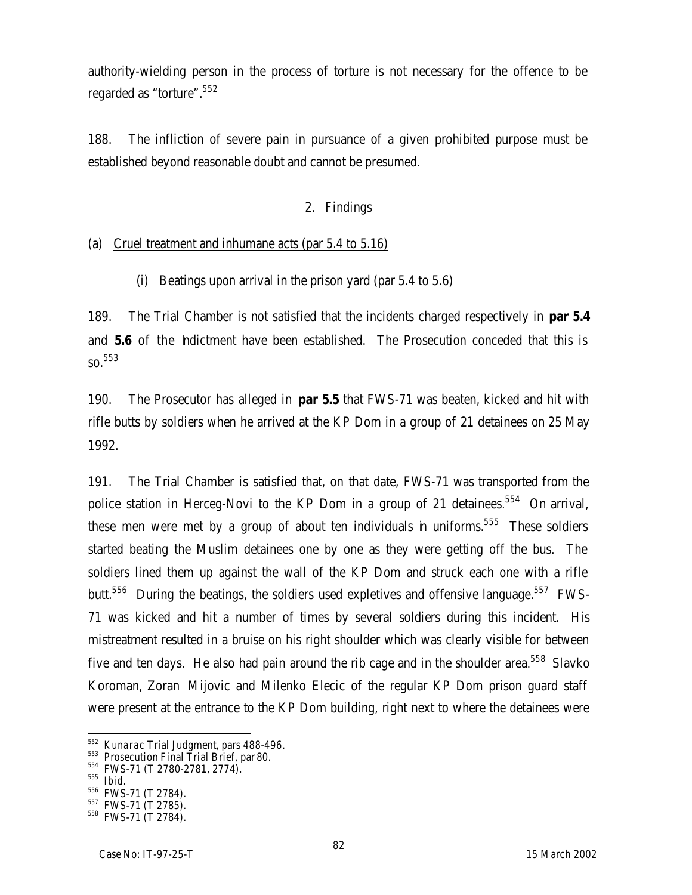authority-wielding person in the process of torture is not necessary for the offence to be regarded as "torture".[552]

188. The infliction of severe pain in pursuance of a given prohibited purpose must be established beyond reasonable doubt and cannot be presumed.

## 2. Findings

### (a) Cruel treatment and inhumane acts (par 5.4 to 5.16)

#### (i) Beatings upon arrival in the prison yard (par 5.4 to 5.6)

189. The Trial Chamber is not satisfied that the incidents charged respectively in **par 5.4** and **5.6** of the Indictment have been established. The Prosecution conceded that this is so.[553]

190. The Prosecutor has alleged in **par 5.5** that FWS-71 was beaten, kicked and hit with rifle butts by soldiers when he arrived at the KP Dom in a group of 21 detainees on 25 May 1992.

191. The Trial Chamber is satisfied that, on that date, FWS-71 was transported from the police station in Herceg-Novi to the KP Dom in a group of 21 detainees.[554] On arrival, these men were met by a group of about ten individuals in uniforms.[555] These soldiers started beating the Muslim detainees one by one as they were getting off the bus. The soldiers lined them up against the wall of the KP Dom and struck each one with a rifle butt.[556] During the beatings, the soldiers used expletives and offensive language.[557] FWS-71 was kicked and hit a number of times by several soldiers during this incident. His mistreatment resulted in a bruise on his right shoulder which was clearly visible for between five and ten days. He also had pain around the rib cage and in the shoulder area.[558] Slavko Koroman, Zoran Mijovic and Milenko Elecic of the regular KP Dom prison guard staff were present at the entrance to the KP Dom building, right next to where the detainees were

---

552 *Kunarac* Trial Judgment, pars 488-496.
553 Prosecution Final Trial Brief, par 80.
554 FWS-71 (T 2780-2781, 2774).
555 *Ibid.*
556 FWS-71 (T 2784).
557 FWS-71 (T 2785).
558 FWS-71 (T 2784).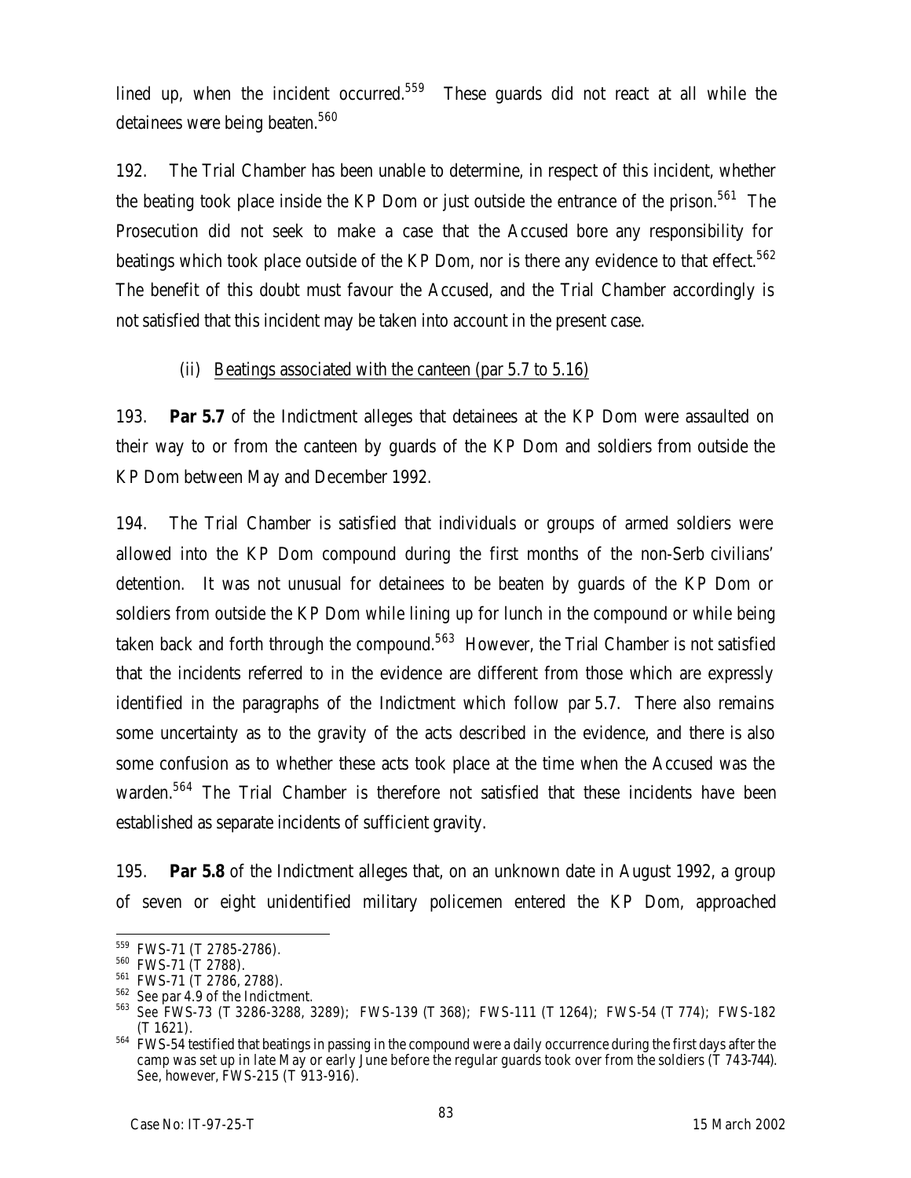lined up, when the incident occurred.[559] These guards did not react at all while the detainees were being beaten.[560]

192. The Trial Chamber has been unable to determine, in respect of this incident, whether the beating took place inside the KP Dom or just outside the entrance of the prison.[561] The Prosecution did not seek to make a case that the Accused bore any responsibility for beatings which took place outside of the KP Dom, nor is there any evidence to that effect.[562] The benefit of this doubt must favour the Accused, and the Trial Chamber accordingly is not satisfied that this incident may be taken into account in the present case.

(ii) Beatings associated with the canteen (par 5.7 to 5.16)

193. **Par 5.7** of the Indictment alleges that detainees at the KP Dom were assaulted on their way to or from the canteen by guards of the KP Dom and soldiers from outside the KP Dom between May and December 1992.

194. The Trial Chamber is satisfied that individuals or groups of armed soldiers were allowed into the KP Dom compound during the first months of the non-Serb civilians' detention. It was not unusual for detainees to be beaten by guards of the KP Dom or soldiers from outside the KP Dom while lining up for lunch in the compound or while being taken back and forth through the compound.[563] However, the Trial Chamber is not satisfied that the incidents referred to in the evidence are different from those which are expressly identified in the paragraphs of the Indictment which follow par 5.7. There also remains some uncertainty as to the gravity of the acts described in the evidence, and there is also some confusion as to whether these acts took place at the time when the Accused was the warden.[564] The Trial Chamber is therefore not satisfied that these incidents have been established as separate incidents of sufficient gravity.

195. **Par 5.8** of the Indictment alleges that, on an unknown date in August 1992, a group of seven or eight unidentified military policemen entered the KP Dom, approached

---

559 FWS-71 (T 2785-2786).

560 FWS-71 (T 2788).

561 FWS-71 (T 2786, 2788).

562 See par 4.9 of the Indictment.

563 See FWS-73 (T 3286-3288, 3289); FWS-139 (T 368); FWS-111 (T 1264); FWS-54 (T 774); FWS-182 (T 1621).

564 FWS-54 testified that beatings in passing in the compound were a daily occurrence during the first days after the camp was set up in late May or early June before the regular guards took over from the soldiers (T 743-744). See, however, FWS-215 (T 913-916).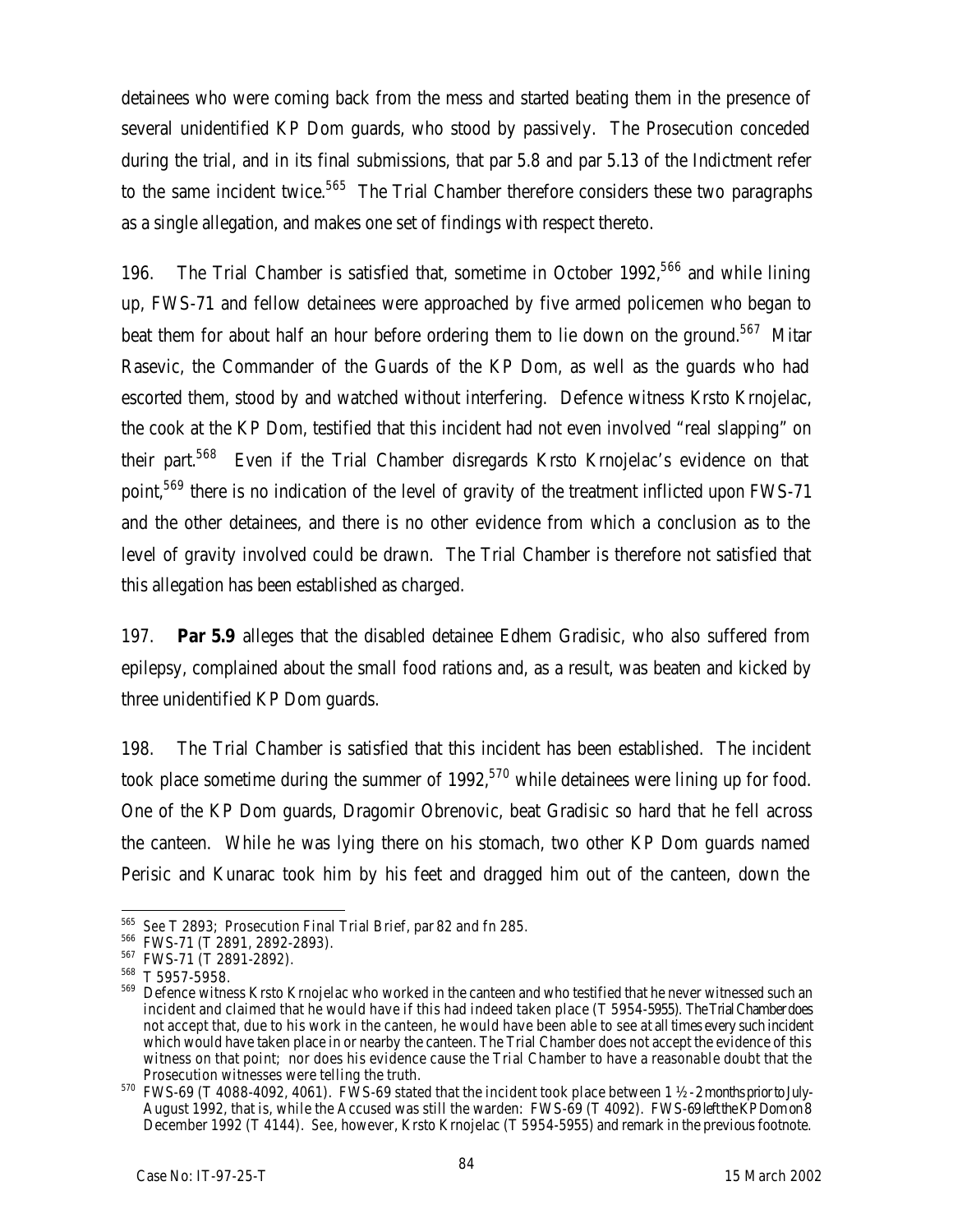detainees who were coming back from the mess and started beating them in the presence of several unidentified KP Dom guards, who stood by passively. The Prosecution conceded during the trial, and in its final submissions, that par 5.8 and par 5.13 of the Indictment refer to the same incident twice.[565] The Trial Chamber therefore considers these two paragraphs as a single allegation, and makes one set of findings with respect thereto.

196. The Trial Chamber is satisfied that, sometime in October 1992,[566] and while lining up, FWS-71 and fellow detainees were approached by five armed policemen who began to beat them for about half an hour before ordering them to lie down on the ground.[567] Mitar Rasevic, the Commander of the Guards of the KP Dom, as well as the guards who had escorted them, stood by and watched without interfering. Defence witness Krsto Krnojelac, the cook at the KP Dom, testified that this incident had not even involved "real slapping" on their part.[568] Even if the Trial Chamber disregards Krsto Krnojelac's evidence on that point,[569] there is no indication of the level of gravity of the treatment inflicted upon FWS-71 and the other detainees, and there is no other evidence from which a conclusion as to the level of gravity involved could be drawn. The Trial Chamber is therefore not satisfied that this allegation has been established as charged.

197. **Par 5.9** alleges that the disabled detainee Edhem Gradisic, who also suffered from epilepsy, complained about the small food rations and, as a result, was beaten and kicked by three unidentified KP Dom guards.

198. The Trial Chamber is satisfied that this incident has been established. The incident took place sometime during the summer of 1992,[570] while detainees were lining up for food. One of the KP Dom guards, Dragomir Obrenovic, beat Gradisic so hard that he fell across the canteen. While he was lying there on his stomach, two other KP Dom guards named Perisic and Kunarac took him by his feet and dragged him out of the canteen, down the

---

[565] *See* T 2893; Prosecution Final Trial Brief, par 82 and fn 285.

[566] FWS-71 (T 2891, 2892-2893).

[567] FWS-71 (T 2891-2892).

[568] T 5957-5958.

[569] Defence witness Krsto Krnojelac who worked in the canteen and who testified that he never witnessed such an incident and claimed that he would have if this had indeed taken place (T 5954-5955). The Trial Chamber does not accept that, due to his work in the canteen, he would have been able to see at all times every such incident which would have taken place in or nearby the canteen. The Trial Chamber does not accept the evidence of this witness on that point; nor does his evidence cause the Trial Chamber to have a reasonable doubt that the Prosecution witnesses were telling the truth.

[570] FWS-69 (T 4088-4092, 4061). FWS-69 stated that the incident took place between 1 ½ - 2 months prior to July-August 1992, that is, while the Accused was still the warden: FWS-69 (T 4092). FWS-69 left the KP Dom on 8 December 1992 (T 4144). *See*, however, Krsto Krnojelac (T 5954-5955) and remark in the previous footnote.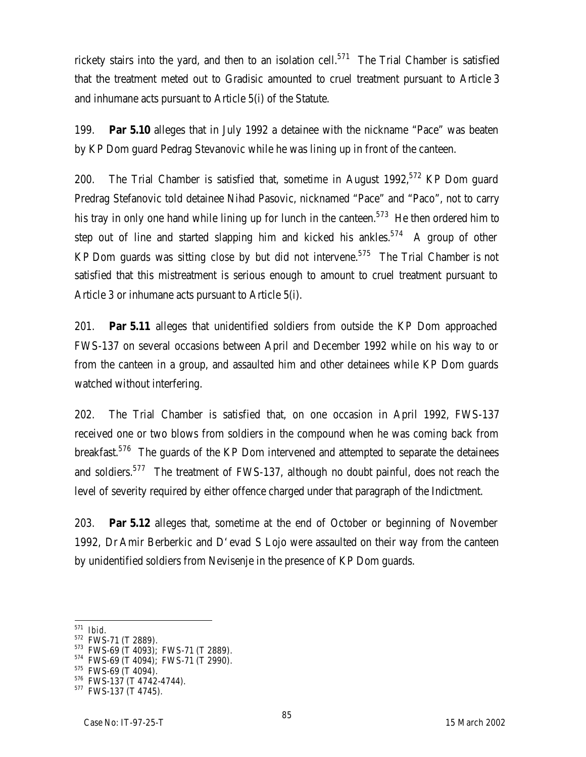rickety stairs into the yard, and then to an isolation cell.[571] The Trial Chamber is satisfied that the treatment meted out to Gradisic amounted to cruel treatment pursuant to Article 3 and inhumane acts pursuant to Article 5(i) of the Statute.

199. **Par 5.10** alleges that in July 1992 a detainee with the nickname "Pace" was beaten by KP Dom guard Pedrag Stevanovic while he was lining up in front of the canteen.

200. The Trial Chamber is satisfied that, sometime in August 1992,[572] KP Dom guard Predrag Stefanovic told detainee Nihad Pasovic, nicknamed "Pace" and "Paco", not to carry his tray in only one hand while lining up for lunch in the canteen.[573] He then ordered him to step out of line and started slapping him and kicked his ankles.[574] A group of other KP Dom guards was sitting close by but did not intervene.[575] The Trial Chamber is not satisfied that this mistreatment is serious enough to amount to cruel treatment pursuant to Article 3 or inhumane acts pursuant to Article 5(i).

201. **Par 5.11** alleges that unidentified soldiers from outside the KP Dom approached FWS-137 on several occasions between April and December 1992 while on his way to or from the canteen in a group, and assaulted him and other detainees while KP Dom guards watched without interfering.

202. The Trial Chamber is satisfied that, on one occasion in April 1992, FWS-137 received one or two blows from soldiers in the compound when he was coming back from breakfast.[576] The guards of the KP Dom intervened and attempted to separate the detainees and soldiers.[577] The treatment of FWS-137, although no doubt painful, does not reach the level of severity required by either offence charged under that paragraph of the Indictment.

203. **Par 5.12** alleges that, sometime at the end of October or beginning of November 1992, Dr Amir Berberkic and D'evad S Lojo were assaulted on their way from the canteen by unidentified soldiers from Nevisenje in the presence of KP Dom guards.

---

[571] *Ibid.*

[572] FWS-71 (T 2889).

[573] FWS-69 (T 4093); FWS-71 (T 2889).

[574] FWS-69 (T 4094); FWS-71 (T 2990).

[575] FWS-69 (T 4094).

[576] FWS-137 (T 4742-4744).

[577] FWS-137 (T 4745).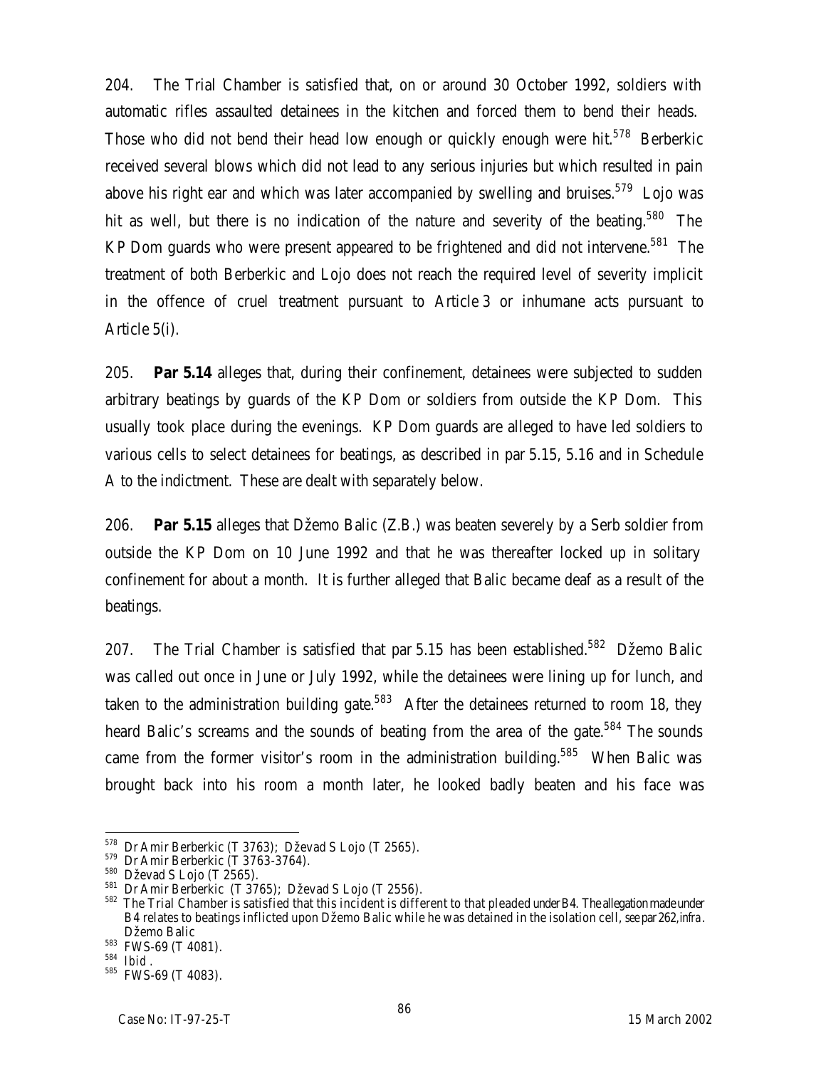204. The Trial Chamber is satisfied that, on or around 30 October 1992, soldiers with automatic rifles assaulted detainees in the kitchen and forced them to bend their heads. Those who did not bend their head low enough or quickly enough were hit.[578] Berberkic received several blows which did not lead to any serious injuries but which resulted in pain above his right ear and which was later accompanied by swelling and bruises.[579] Lojo was hit as well, but there is no indication of the nature and severity of the beating.[580] The KP Dom guards who were present appeared to be frightened and did not intervene.[581] The treatment of both Berberkic and Lojo does not reach the required level of severity implicit in the offence of cruel treatment pursuant to Article 3 or inhumane acts pursuant to Article 5(i).

205. **Par 5.14** alleges that, during their confinement, detainees were subjected to sudden arbitrary beatings by guards of the KP Dom or soldiers from outside the KP Dom. This usually took place during the evenings. KP Dom guards are alleged to have led soldiers to various cells to select detainees for beatings, as described in par 5.15, 5.16 and in Schedule A to the indictment. These are dealt with separately below.

206. **Par 5.15** alleges that Džemo Balic (Z.B.) was beaten severely by a Serb soldier from outside the KP Dom on 10 June 1992 and that he was thereafter locked up in solitary confinement for about a month. It is further alleged that Balic became deaf as a result of the beatings.

207. The Trial Chamber is satisfied that par 5.15 has been established.[582] Džemo Balic was called out once in June or July 1992, while the detainees were lining up for lunch, and taken to the administration building gate.[583] After the detainees returned to room 18, they heard Balic's screams and the sounds of beating from the area of the gate.[584] The sounds came from the former visitor's room in the administration building.[585] When Balic was brought back into his room a month later, he looked badly beaten and his face was

---

[578] Dr Amir Berberkic (T 3763); Dževad S Lojo (T 2565).

[579] Dr Amir Berberkic (T 3763-3764).

[580] Dževad S Lojo (T 2565).

[581] Dr Amir Berberkic (T 3765); Dževad S Lojo (T 2556).

[582] The Trial Chamber is satisfied that this incident is different to that pleaded under B4. The allegation made under B4 relates to beatings inflicted upon Džemo Balic while he was detained in the isolation cell, *see* par 262, *infra*. Džemo Balic

[583] FWS-69 (T 4081).

[584] *Ibid* .

[585] FWS-69 (T 4083).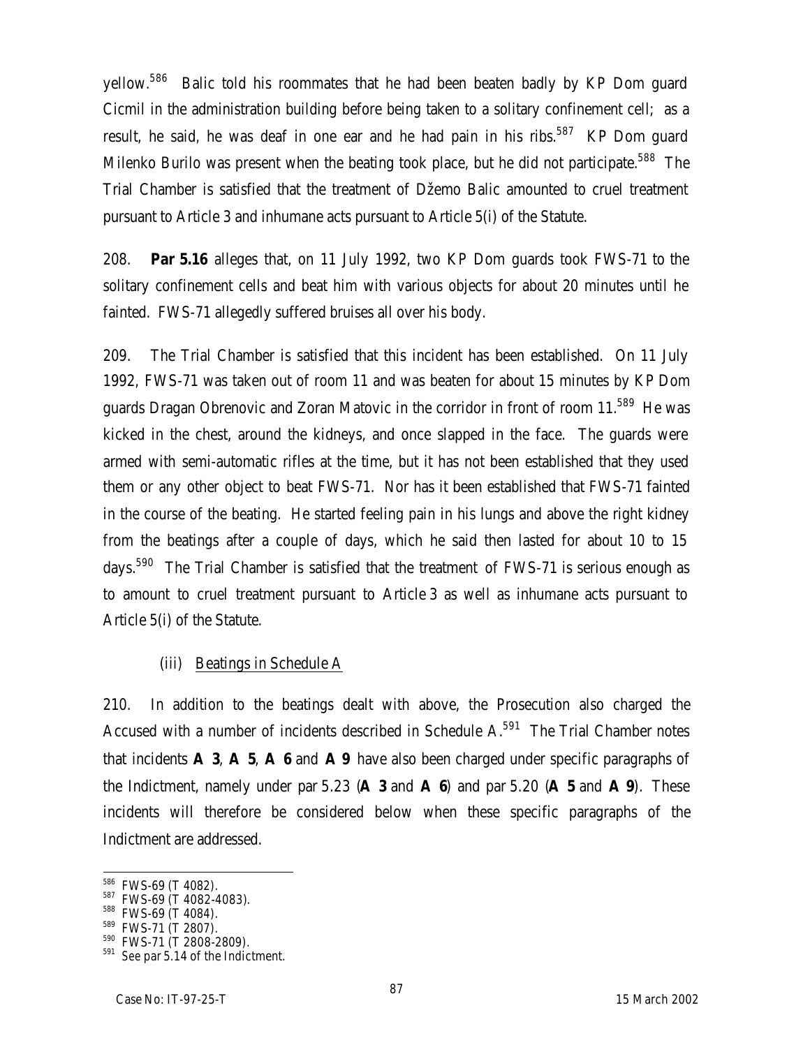yellow.[586] Balic told his roommates that he had been beaten badly by KP Dom guard Cicmil in the administration building before being taken to a solitary confinement cell; as a result, he said, he was deaf in one ear and he had pain in his ribs.[587] KP Dom guard Milenko Burilo was present when the beating took place, but he did not participate.[588] The Trial Chamber is satisfied that the treatment of Džemo Balic amounted to cruel treatment pursuant to Article 3 and inhumane acts pursuant to Article 5(i) of the Statute.

208. **Par 5.16** alleges that, on 11 July 1992, two KP Dom guards took FWS-71 to the solitary confinement cells and beat him with various objects for about 20 minutes until he fainted. FWS-71 allegedly suffered bruises all over his body.

209. The Trial Chamber is satisfied that this incident has been established. On 11 July 1992, FWS-71 was taken out of room 11 and was beaten for about 15 minutes by KP Dom guards Dragan Obrenovic and Zoran Matovic in the corridor in front of room 11.[589] He was kicked in the chest, around the kidneys, and once slapped in the face. The guards were armed with semi-automatic rifles at the time, but it has not been established that they used them or any other object to beat FWS-71. Nor has it been established that FWS-71 fainted in the course of the beating. He started feeling pain in his lungs and above the right kidney from the beatings after a couple of days, which he said then lasted for about 10 to 15 days.[590] The Trial Chamber is satisfied that the treatment of FWS-71 is serious enough as to amount to cruel treatment pursuant to Article 3 as well as inhumane acts pursuant to Article 5(i) of the Statute.

(iii) Beatings in Schedule A

210. In addition to the beatings dealt with above, the Prosecution also charged the Accused with a number of incidents described in Schedule A.[591] The Trial Chamber notes that incidents **A 3**, **A 5**, **A 6** and **A 9** have also been charged under specific paragraphs of the Indictment, namely under par 5.23 (**A 3** and **A 6**) and par 5.20 (**A 5** and **A 9**). These incidents will therefore be considered below when these specific paragraphs of the Indictment are addressed.

---

[586] FWS-69 (T 4082).
[587] FWS-69 (T 4082-4083).
[588] FWS-69 (T 4084).
[589] FWS-71 (T 2807).
[590] FWS-71 (T 2808-2809).
[591] See par 5.14 of the Indictment.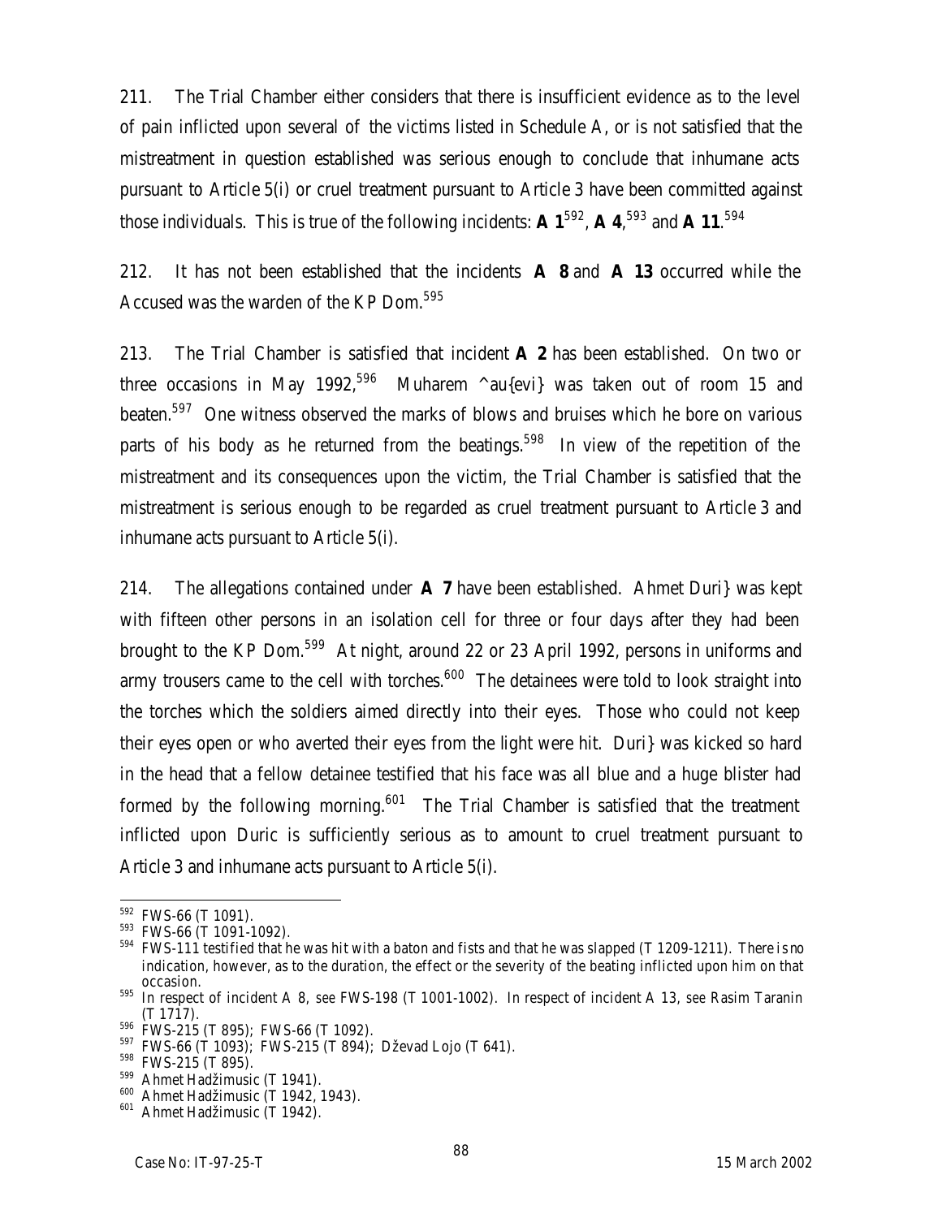211. The Trial Chamber either considers that there is insufficient evidence as to the level of pain inflicted upon several of the victims listed in Schedule A, or is not satisfied that the mistreatment in question established was serious enough to conclude that inhumane acts pursuant to Article 5(i) or cruel treatment pursuant to Article 3 have been committed against those individuals. This is true of the following incidents: **A 1**[592], **A 4**,[593] and **A 11**.[594]

212. It has not been established that the incidents **A 8** and **A 13** occurred while the Accused was the warden of the KP Dom.[595]

213. The Trial Chamber is satisfied that incident **A 2** has been established. On two or three occasions in May 1992,[596] Muharem ^au{evi} was taken out of room 15 and beaten.[597] One witness observed the marks of blows and bruises which he bore on various parts of his body as he returned from the beatings.[598] In view of the repetition of the mistreatment and its consequences upon the victim, the Trial Chamber is satisfied that the mistreatment is serious enough to be regarded as cruel treatment pursuant to Article 3 and inhumane acts pursuant to Article 5(i).

214. The allegations contained under **A 7** have been established. Ahmet Duri} was kept with fifteen other persons in an isolation cell for three or four days after they had been brought to the KP Dom.[599] At night, around 22 or 23 April 1992, persons in uniforms and army trousers came to the cell with torches.[600] The detainees were told to look straight into the torches which the soldiers aimed directly into their eyes. Those who could not keep their eyes open or who averted their eyes from the light were hit. Duri} was kicked so hard in the head that a fellow detainee testified that his face was all blue and a huge blister had formed by the following morning.[601] The Trial Chamber is satisfied that the treatment inflicted upon Duric is sufficiently serious as to amount to cruel treatment pursuant to Article 3 and inhumane acts pursuant to Article 5(i).

---

[592] FWS-66 (T 1091).

[593] FWS-66 (T 1091-1092).

[594] FWS-111 testified that he was hit with a baton and fists and that he was slapped (T 1209-1211). There is no indication, however, as to the duration, the effect or the severity of the beating inflicted upon him on that occasion.

[595] In respect of incident A 8, *see* FWS-198 (T 1001-1002). In respect of incident A 13, *see* Rasim Taranin (T 1717).

[596] FWS-215 (T 895); FWS-66 (T 1092).

[597] FWS-66 (T 1093); FWS-215 (T 894); Dževad Lojo (T 641).

[598] FWS-215 (T 895).

[599] Ahmet Hadžimusic (T 1941).

[600] Ahmet Hadžimusic (T 1942, 1943).

[601] Ahmet Hadžimusic (T 1942).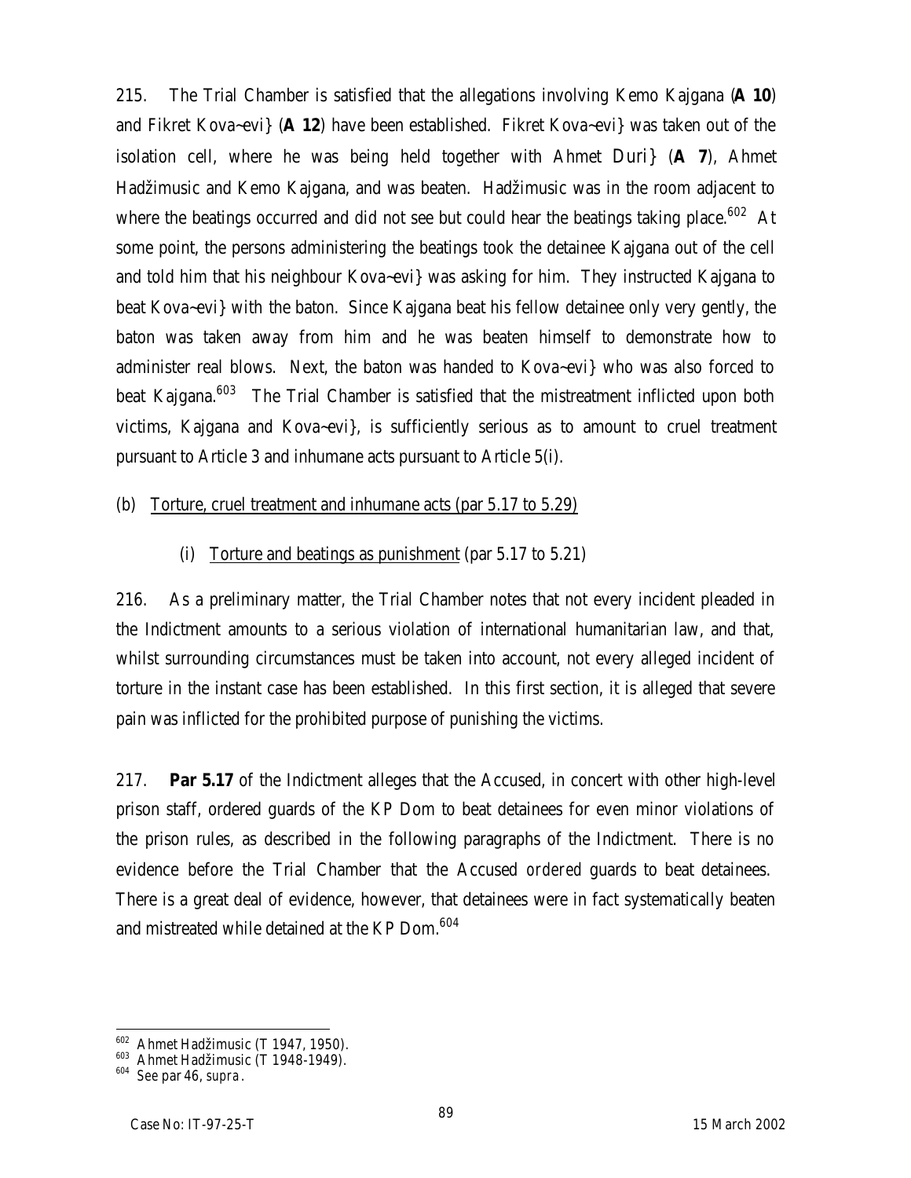215. The Trial Chamber is satisfied that the allegations involving Kemo Kajgana (**A 10**) and Fikret Kova~evi} (**A 12**) have been established. Fikret Kova~evi} was taken out of the isolation cell, where he was being held together with Ahmet Duri} (**A 7**), Ahmet Hadžimusic and Kemo Kajgana, and was beaten. Hadžimusic was in the room adjacent to where the beatings occurred and did not see but could hear the beatings taking place.[602] At some point, the persons administering the beatings took the detainee Kajgana out of the cell and told him that his neighbour Kova~evi} was asking for him. They instructed Kajgana to beat Kova~evi} with the baton. Since Kajgana beat his fellow detainee only very gently, the baton was taken away from him and he was beaten himself to demonstrate how to administer real blows. Next, the baton was handed to Kova~evi} who was also forced to beat Kajgana.[603] The Trial Chamber is satisfied that the mistreatment inflicted upon both victims, Kajgana and Kova~evi}, is sufficiently serious as to amount to cruel treatment pursuant to Article 3 and inhumane acts pursuant to Article 5(i).

(b) Torture, cruel treatment and inhumane acts (par 5.17 to 5.29)

(i) Torture and beatings as punishment (par 5.17 to 5.21)

216. As a preliminary matter, the Trial Chamber notes that not every incident pleaded in the Indictment amounts to a serious violation of international humanitarian law, and that, whilst surrounding circumstances must be taken into account, not every alleged incident of torture in the instant case has been established. In this first section, it is alleged that severe pain was inflicted for the prohibited purpose of punishing the victims.

217. **Par 5.17** of the Indictment alleges that the Accused, in concert with other high-level prison staff, ordered guards of the KP Dom to beat detainees for even minor violations of the prison rules, as described in the following paragraphs of the Indictment. There is no evidence before the Trial Chamber that the Accused *ordered* guards to beat detainees. There is a great deal of evidence, however, that detainees were in fact systematically beaten and mistreated while detained at the KP Dom.[604]

---

[602] Ahmet Hadžimusic (T 1947, 1950).

[603] Ahmet Hadžimusic (T 1948-1949).

[604] See par 46, *supra*.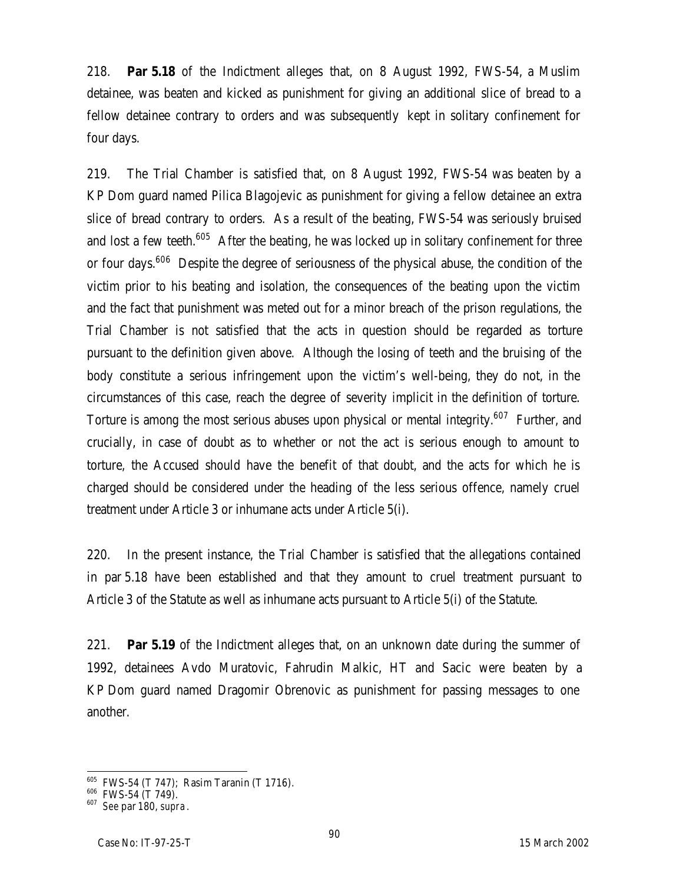218. **Par 5.18** of the Indictment alleges that, on 8 August 1992, FWS-54, a Muslim detainee, was beaten and kicked as punishment for giving an additional slice of bread to a fellow detainee contrary to orders and was subsequently kept in solitary confinement for four days.

219. The Trial Chamber is satisfied that, on 8 August 1992, FWS-54 was beaten by a KP Dom guard named Pilica Blagojevic as punishment for giving a fellow detainee an extra slice of bread contrary to orders. As a result of the beating, FWS-54 was seriously bruised and lost a few teeth.[605] After the beating, he was locked up in solitary confinement for three or four days.[606] Despite the degree of seriousness of the physical abuse, the condition of the victim prior to his beating and isolation, the consequences of the beating upon the victim and the fact that punishment was meted out for a minor breach of the prison regulations, the Trial Chamber is not satisfied that the acts in question should be regarded as torture pursuant to the definition given above. Although the losing of teeth and the bruising of the body constitute a serious infringement upon the victim's well-being, they do not, in the circumstances of this case, reach the degree of severity implicit in the definition of torture. Torture is among the most serious abuses upon physical or mental integrity.[607] Further, and crucially, in case of doubt as to whether or not the act is serious enough to amount to torture, the Accused should have the benefit of that doubt, and the acts for which he is charged should be considered under the heading of the less serious offence, namely cruel treatment under Article 3 or inhumane acts under Article 5(i).

220. In the present instance, the Trial Chamber is satisfied that the allegations contained in par 5.18 have been established and that they amount to cruel treatment pursuant to Article 3 of the Statute as well as inhumane acts pursuant to Article 5(i) of the Statute.

221. **Par 5.19** of the Indictment alleges that, on an unknown date during the summer of 1992, detainees Avdo Muratovic, Fahrudin Malkic, HT and Sacic were beaten by a KP Dom guard named Dragomir Obrenovic as punishment for passing messages to one another.

---

[605] FWS-54 (T 747); Rasim Taranin (T 1716).

[606] FWS-54 (T 749).

[607] *See* par 180, *supra*.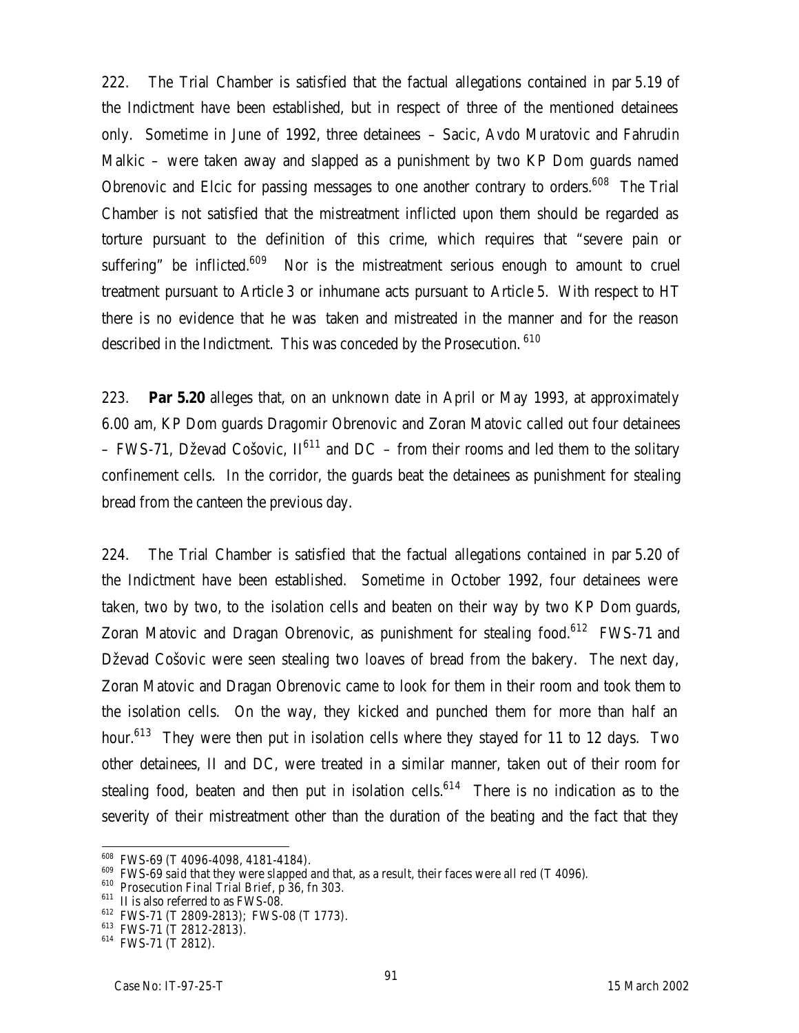222. The Trial Chamber is satisfied that the factual allegations contained in par 5.19 of the Indictment have been established, but in respect of three of the mentioned detainees only. Sometime in June of 1992, three detainees – Sacic, Avdo Muratovic and Fahrudin Malkic – were taken away and slapped as a punishment by two KP Dom guards named Obrenovic and Elcic for passing messages to one another contrary to orders.[608] The Trial Chamber is not satisfied that the mistreatment inflicted upon them should be regarded as torture pursuant to the definition of this crime, which requires that "severe pain or suffering" be inflicted.[609] Nor is the mistreatment serious enough to amount to cruel treatment pursuant to Article 3 or inhumane acts pursuant to Article 5. With respect to HT there is no evidence that he was taken and mistreated in the manner and for the reason described in the Indictment. This was conceded by the Prosecution.[610]

223. **Par 5.20** alleges that, on an unknown date in April or May 1993, at approximately 6.00 am, KP Dom guards Dragomir Obrenovic and Zoran Matovic called out four detainees – FWS-71, Dževad Cošovic, II[611] and DC – from their rooms and led them to the solitary confinement cells. In the corridor, the guards beat the detainees as punishment for stealing bread from the canteen the previous day.

224. The Trial Chamber is satisfied that the factual allegations contained in par 5.20 of the Indictment have been established. Sometime in October 1992, four detainees were taken, two by two, to the isolation cells and beaten on their way by two KP Dom guards, Zoran Matovic and Dragan Obrenovic, as punishment for stealing food.[612] FWS-71 and Dževad Cošovic were seen stealing two loaves of bread from the bakery. The next day, Zoran Matovic and Dragan Obrenovic came to look for them in their room and took them to the isolation cells. On the way, they kicked and punched them for more than half an hour.[613] They were then put in isolation cells where they stayed for 11 to 12 days. Two other detainees, II and DC, were treated in a similar manner, taken out of their room for stealing food, beaten and then put in isolation cells.[614] There is no indication as to the severity of their mistreatment other than the duration of the beating and the fact that they

---

[608] FWS-69 (T 4096-4098, 4181-4184).

[609] FWS-69 said that they were slapped and that, as a result, their faces were all red (T 4096).

[610] Prosecution Final Trial Brief, p 36, fn 303.

[611] II is also referred to as FWS-08.

[612] FWS-71 (T 2809-2813); FWS-08 (T 1773).

[613] FWS-71 (T 2812-2813).

[614] FWS-71 (T 2812).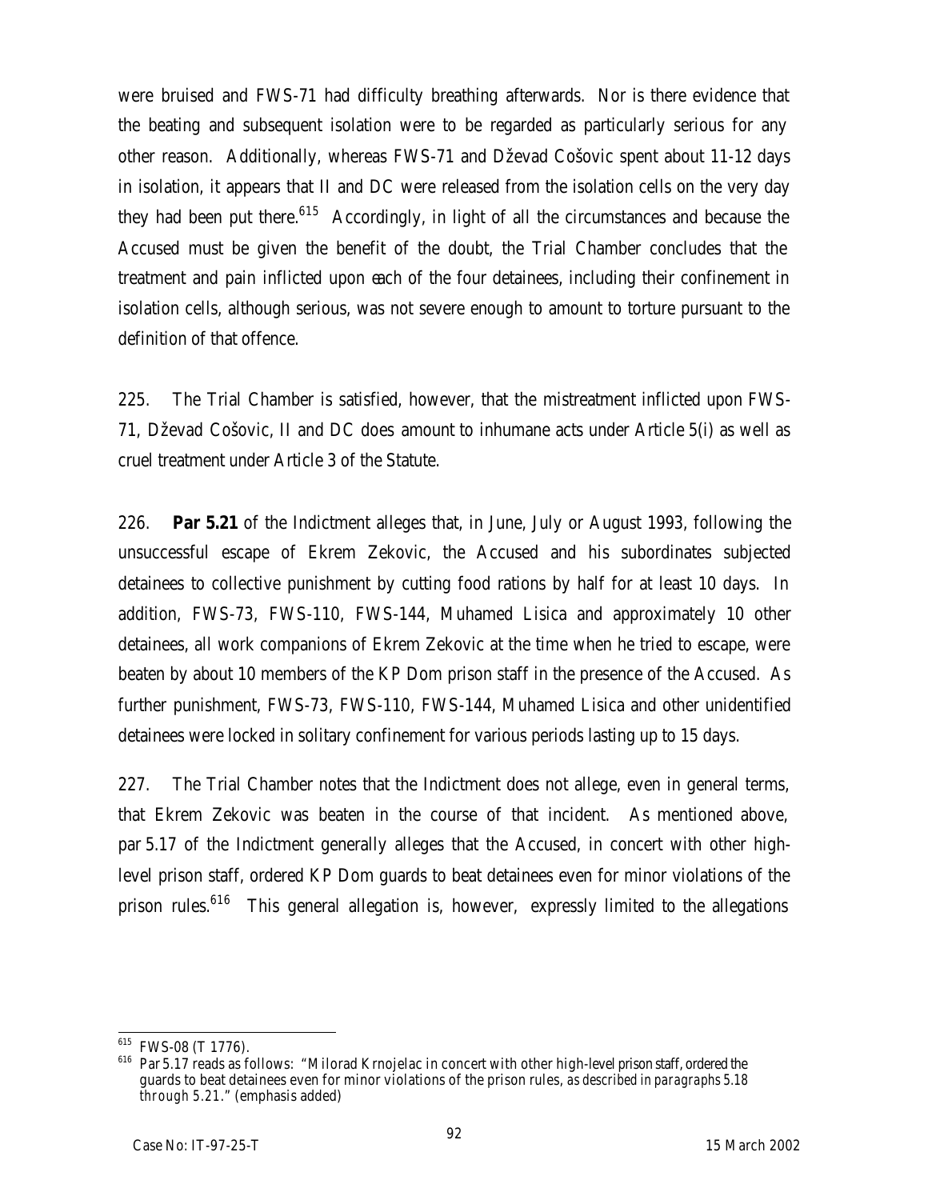were bruised and FWS-71 had difficulty breathing afterwards. Nor is there evidence that the beating and subsequent isolation were to be regarded as particularly serious for any other reason. Additionally, whereas FWS-71 and Dževad Cošovic spent about 11-12 days in isolation, it appears that II and DC were released from the isolation cells on the very day they had been put there.[615] Accordingly, in light of all the circumstances and because the Accused must be given the benefit of the doubt, the Trial Chamber concludes that the treatment and pain inflicted upon each of the four detainees, including their confinement in isolation cells, although serious, was not severe enough to amount to torture pursuant to the definition of that offence.

225. The Trial Chamber is satisfied, however, that the mistreatment inflicted upon FWS-71, Dževad Cošovic, II and DC does amount to inhumane acts under Article 5(i) as well as cruel treatment under Article 3 of the Statute.

226. **Par 5.21** of the Indictment alleges that, in June, July or August 1993, following the unsuccessful escape of Ekrem Zekovic, the Accused and his subordinates subjected detainees to collective punishment by cutting food rations by half for at least 10 days. In addition, FWS-73, FWS-110, FWS-144, Muhamed Lisica and approximately 10 other detainees, all work companions of Ekrem Zekovic at the time when he tried to escape, were beaten by about 10 members of the KP Dom prison staff in the presence of the Accused. As further punishment, FWS-73, FWS-110, FWS-144, Muhamed Lisica and other unidentified detainees were locked in solitary confinement for various periods lasting up to 15 days.

227. The Trial Chamber notes that the Indictment does not allege, even in general terms, that Ekrem Zekovic was beaten in the course of that incident. As mentioned above, par 5.17 of the Indictment generally alleges that the Accused, in concert with other high-level prison staff, ordered KP Dom guards to beat detainees even for minor violations of the prison rules.[616] This general allegation is, however, expressly limited to the allegations

---

[615] FWS-08 (T 1776).

[616] Par 5.17 reads as follows: "Milorad Krnojelac in concert with other high-level prison staff, ordered the guards to beat detainees even for minor violations of the prison rules, *as described in paragraphs 5.18 through 5.21*." (emphasis added)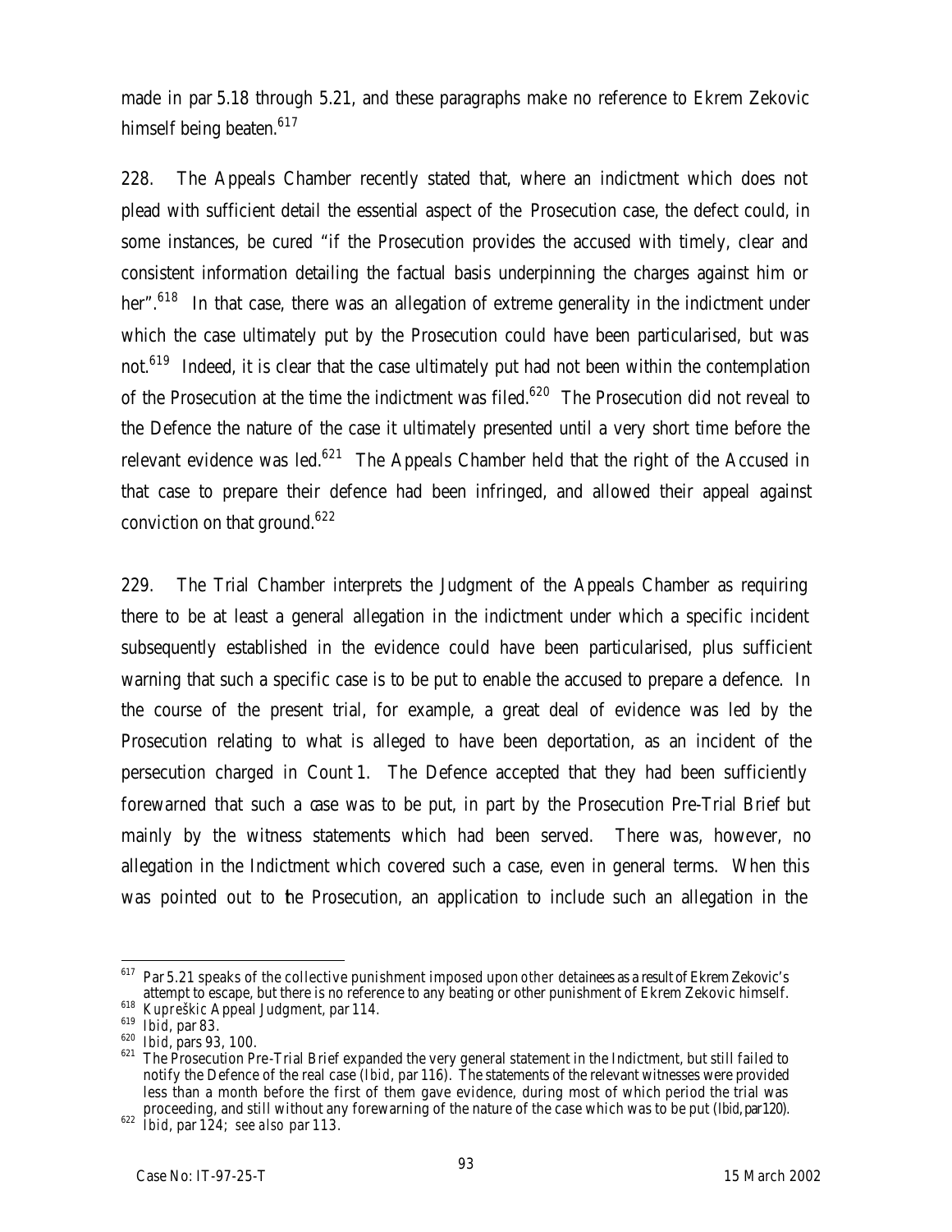made in par 5.18 through 5.21, and these paragraphs make no reference to Ekrem Zekovic himself being beaten.[617]

228. The Appeals Chamber recently stated that, where an indictment which does not plead with sufficient detail the essential aspect of the Prosecution case, the defect could, in some instances, be cured "if the Prosecution provides the accused with timely, clear and consistent information detailing the factual basis underpinning the charges against him or her".[618] In that case, there was an allegation of extreme generality in the indictment under which the case ultimately put by the Prosecution could have been particularised, but was not.[619] Indeed, it is clear that the case ultimately put had not been within the contemplation of the Prosecution at the time the indictment was filed.[620] The Prosecution did not reveal to the Defence the nature of the case it ultimately presented until a very short time before the relevant evidence was led.[621] The Appeals Chamber held that the right of the Accused in that case to prepare their defence had been infringed, and allowed their appeal against conviction on that ground.[622]

229. The Trial Chamber interprets the Judgment of the Appeals Chamber as requiring there to be at least a general allegation in the indictment under which a specific incident subsequently established in the evidence could have been particularised, plus sufficient warning that such a specific case is to be put to enable the accused to prepare a defence. In the course of the present trial, for example, a great deal of evidence was led by the Prosecution relating to what is alleged to have been deportation, as an incident of the persecution charged in Count 1. The Defence accepted that they had been sufficiently forewarned that such a case was to be put, in part by the Prosecution Pre-Trial Brief but mainly by the witness statements which had been served. There was, however, no allegation in the Indictment which covered such a case, even in general terms. When this was pointed out to the Prosecution, an application to include such an allegation in the

---

[617] Par 5.21 speaks of the collective punishment imposed upon *other* detainees as a result of Ekrem Zekovic's attempt to escape, but there is no reference to any beating or other punishment of Ekrem Zekovic himself.

[618] *Kupreškic* Appeal Judgment, par 114.

[619] *Ibid*, par 83.

[620] *Ibid*, pars 93, 100.

[621] The Prosecution Pre-Trial Brief expanded the very general statement in the Indictment, but still failed to notify the Defence of the real case (*Ibid*, par 116). The statements of the relevant witnesses were provided less than a month before the first of them gave evidence, during most of which period the trial was proceeding, and still without any forewarning of the nature of the case which was to be put (*Ibid*, par 120).

[622] *Ibid*, par 124; *see also* par 113.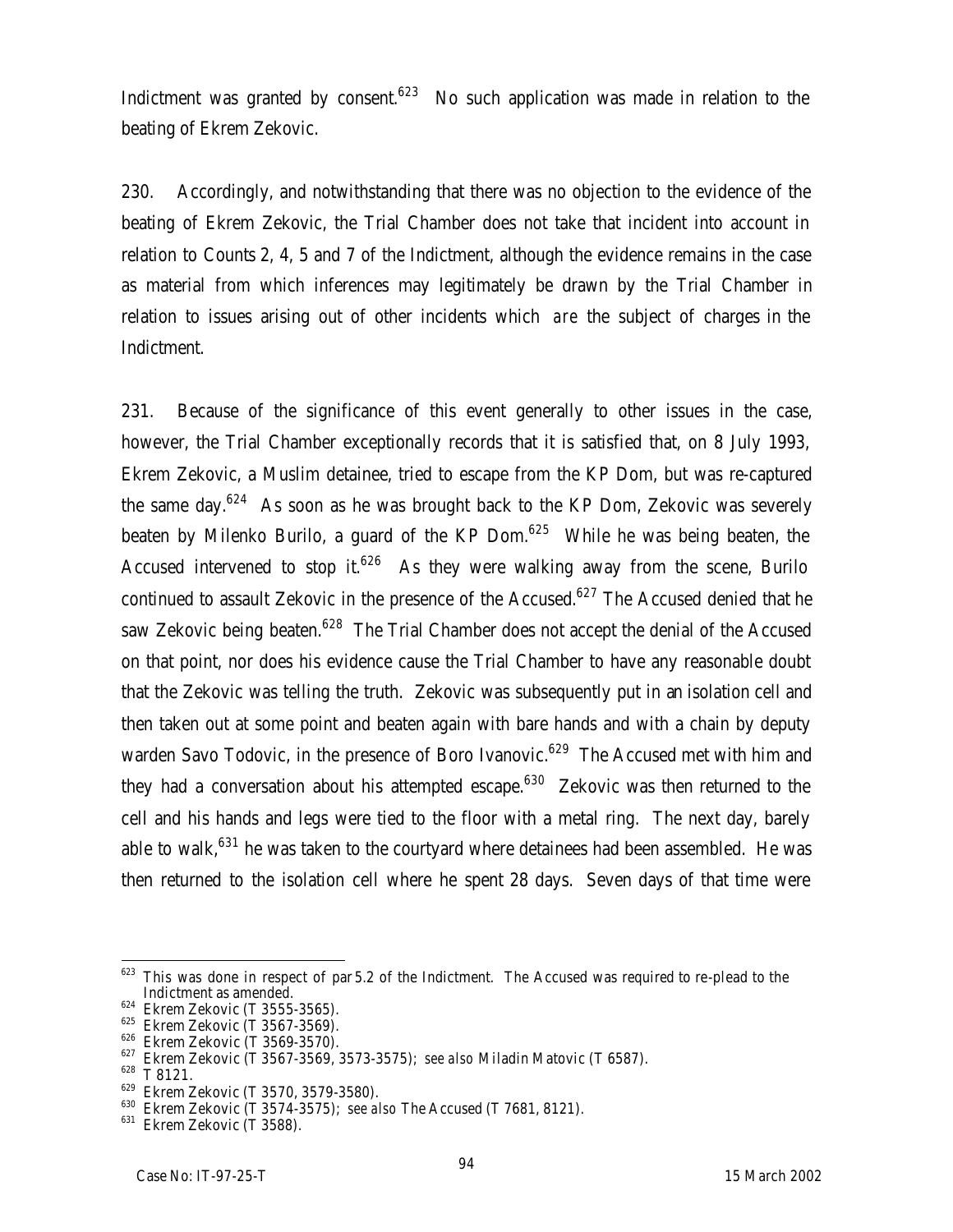Indictment was granted by consent.[623] No such application was made in relation to the beating of Ekrem Zekovic.

230. Accordingly, and notwithstanding that there was no objection to the evidence of the beating of Ekrem Zekovic, the Trial Chamber does not take that incident into account in relation to Counts 2, 4, 5 and 7 of the Indictment, although the evidence remains in the case as material from which inferences may legitimately be drawn by the Trial Chamber in relation to issues arising out of other incidents which *are* the subject of charges in the Indictment.

231. Because of the significance of this event generally to other issues in the case, however, the Trial Chamber exceptionally records that it is satisfied that, on 8 July 1993, Ekrem Zekovic, a Muslim detainee, tried to escape from the KP Dom, but was re-captured the same day.[624] As soon as he was brought back to the KP Dom, Zekovic was severely beaten by Milenko Burilo, a guard of the KP Dom.[625] While he was being beaten, the Accused intervened to stop it.[626] As they were walking away from the scene, Burilo continued to assault Zekovic in the presence of the Accused.[627] The Accused denied that he saw Zekovic being beaten.[628] The Trial Chamber does not accept the denial of the Accused on that point, nor does his evidence cause the Trial Chamber to have any reasonable doubt that the Zekovic was telling the truth. Zekovic was subsequently put in an isolation cell and then taken out at some point and beaten again with bare hands and with a chain by deputy warden Savo Todovic, in the presence of Boro Ivanovic.[629] The Accused met with him and they had a conversation about his attempted escape.[630] Zekovic was then returned to the cell and his hands and legs were tied to the floor with a metal ring. The next day, barely able to walk,[631] he was taken to the courtyard where detainees had been assembled. He was then returned to the isolation cell where he spent 28 days. Seven days of that time were

---

[623] This was done in respect of par 5.2 of the Indictment. The Accused was required to re-plead to the Indictment as amended.

[624] Ekrem Zekovic (T 3555-3565).

[625] Ekrem Zekovic (T 3567-3569).

[626] Ekrem Zekovic (T 3569-3570).

[627] Ekrem Zekovic (T 3567-3569, 3573-3575); *see also* Miladin Matovic (T 6587).

[628] T 8121.

[629] Ekrem Zekovic (T 3570, 3579-3580).

[630] Ekrem Zekovic (T 3574-3575); *see also* The Accused (T 7681, 8121).

[631] Ekrem Zekovic (T 3588).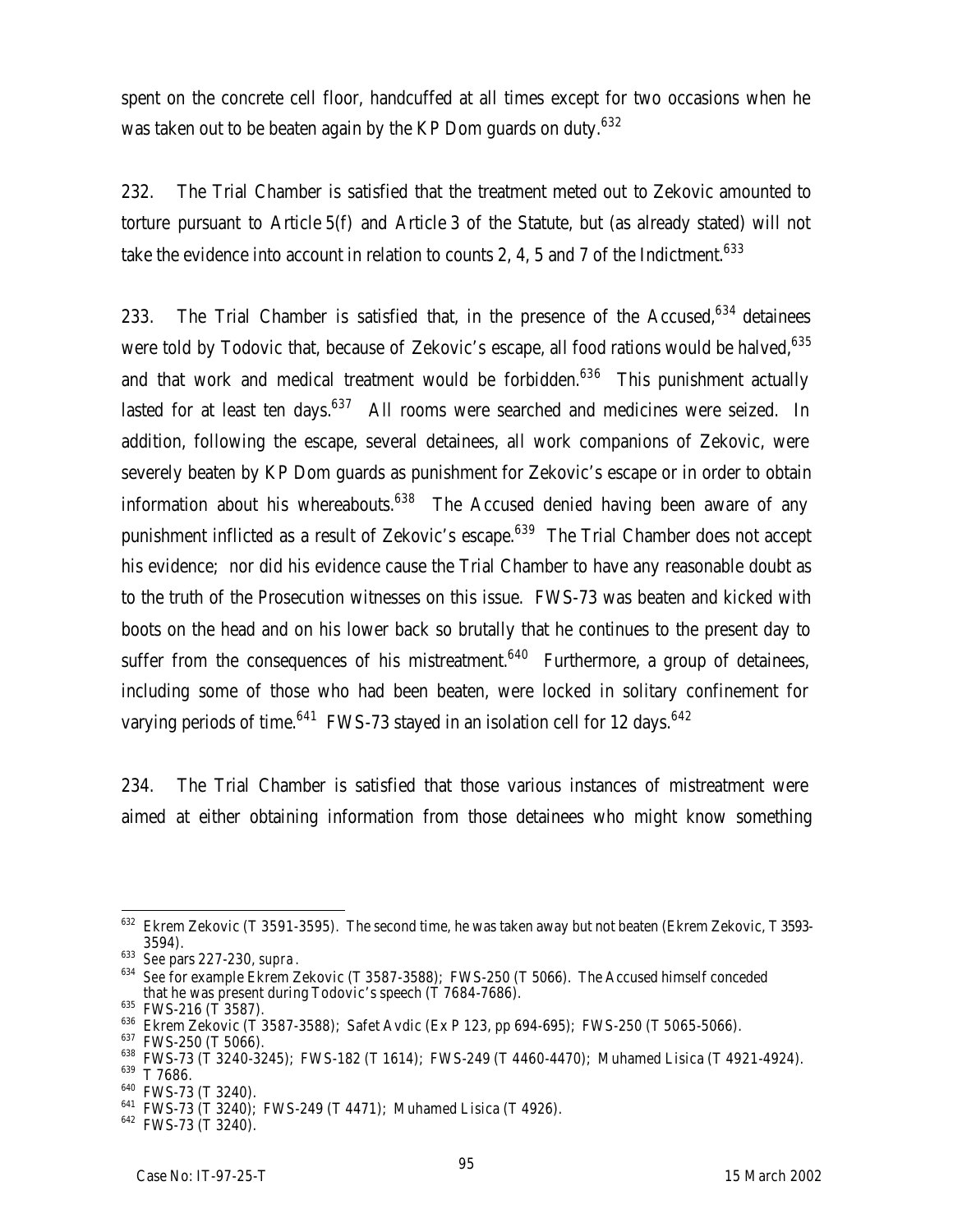spent on the concrete cell floor, handcuffed at all times except for two occasions when he was taken out to be beaten again by the KP Dom guards on duty.[632]

232. The Trial Chamber is satisfied that the treatment meted out to Zekovic amounted to torture pursuant to Article 5(f) and Article 3 of the Statute, but (as already stated) will not take the evidence into account in relation to counts 2, 4, 5 and 7 of the Indictment.[633]

233. The Trial Chamber is satisfied that, in the presence of the Accused,[634] detainees were told by Todovic that, because of Zekovic's escape, all food rations would be halved,[635] and that work and medical treatment would be forbidden.[636] This punishment actually lasted for at least ten days.[637] All rooms were searched and medicines were seized. In addition, following the escape, several detainees, all work companions of Zekovic, were severely beaten by KP Dom guards as punishment for Zekovic's escape or in order to obtain information about his whereabouts.[638] The Accused denied having been aware of any punishment inflicted as a result of Zekovic's escape.[639] The Trial Chamber does not accept his evidence; nor did his evidence cause the Trial Chamber to have any reasonable doubt as to the truth of the Prosecution witnesses on this issue. FWS-73 was beaten and kicked with boots on the head and on his lower back so brutally that he continues to the present day to suffer from the consequences of his mistreatment.[640] Furthermore, a group of detainees, including some of those who had been beaten, were locked in solitary confinement for varying periods of time.[641] FWS-73 stayed in an isolation cell for 12 days.[642]

234. The Trial Chamber is satisfied that those various instances of mistreatment were aimed at either obtaining information from those detainees who might know something

---

[632] Ekrem Zekovic (T 3591-3595). The second time, he was taken away but not beaten (Ekrem Zekovic, T 3593-3594).

[633] See pars 227-230, *supra*.

[634] See for example Ekrem Zekovic (T 3587-3588); FWS-250 (T 5066). The Accused himself conceded that he was present during Todovic's speech (T 7684-7686).

[635] FWS-216 (T 3587).

[636] Ekrem Zekovic (T 3587-3588); Safet Avdic (Ex P 123, pp 694-695); FWS-250 (T 5065-5066).

[637] FWS-250 (T 5066).

[638] FWS-73 (T 3240-3245); FWS-182 (T 1614); FWS-249 (T 4460-4470); Muhamed Lisica (T 4921-4924).

[639] T 7686.

[640] FWS-73 (T 3240).

[641] FWS-73 (T 3240); FWS-249 (T 4471); Muhamed Lisica (T 4926).

[642] FWS-73 (T 3240).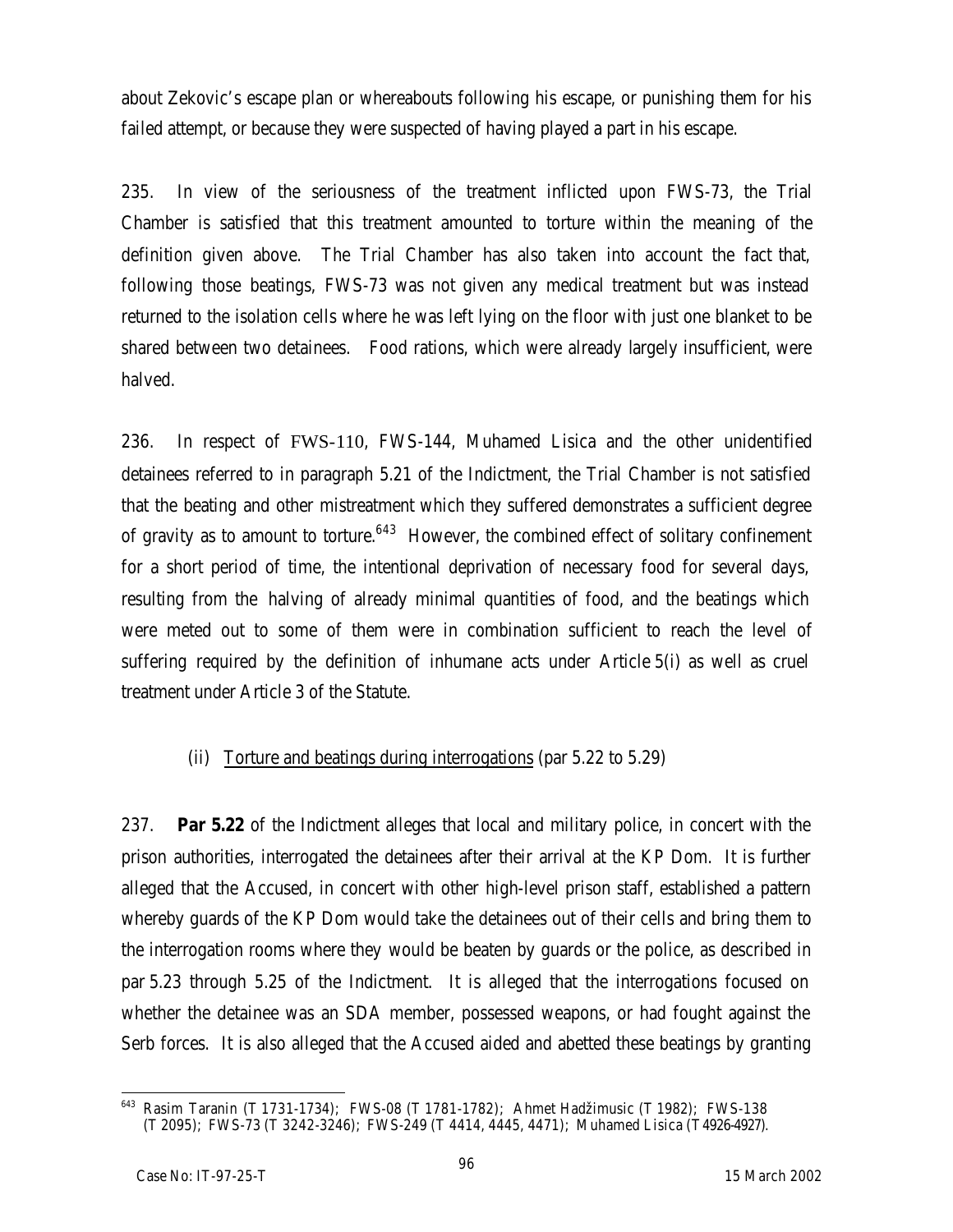about Zekovic's escape plan or whereabouts following his escape, or punishing them for his failed attempt, or because they were suspected of having played a part in his escape.

235. In view of the seriousness of the treatment inflicted upon FWS-73, the Trial Chamber is satisfied that this treatment amounted to torture within the meaning of the definition given above. The Trial Chamber has also taken into account the fact that, following those beatings, FWS-73 was not given any medical treatment but was instead returned to the isolation cells where he was left lying on the floor with just one blanket to be shared between two detainees. Food rations, which were already largely insufficient, were halved.

236. In respect of FWS-110, FWS-144, Muhamed Lisica and the other unidentified detainees referred to in paragraph 5.21 of the Indictment, the Trial Chamber is not satisfied that the beating and other mistreatment which they suffered demonstrates a sufficient degree of gravity as to amount to torture.[643] However, the combined effect of solitary confinement for a short period of time, the intentional deprivation of necessary food for several days, resulting from the halving of already minimal quantities of food, and the beatings which were meted out to some of them were in combination sufficient to reach the level of suffering required by the definition of inhumane acts under Article 5(i) as well as cruel treatment under Article 3 of the Statute.

(ii) <u>Torture and beatings during interrogations</u> (par 5.22 to 5.29)

237. **Par 5.22** of the Indictment alleges that local and military police, in concert with the prison authorities, interrogated the detainees after their arrival at the KP Dom. It is further alleged that the Accused, in concert with other high-level prison staff, established a pattern whereby guards of the KP Dom would take the detainees out of their cells and bring them to the interrogation rooms where they would be beaten by guards or the police, as described in par 5.23 through 5.25 of the Indictment. It is alleged that the interrogations focused on whether the detainee was an SDA member, possessed weapons, or had fought against the Serb forces. It is also alleged that the Accused aided and abetted these beatings by granting

---

[643] Rasim Taranin (T 1731-1734); FWS-08 (T 1781-1782); Ahmet Hadžimusic (T 1982); FWS-138 (T 2095); FWS-73 (T 3242-3246); FWS-249 (T 4414, 4445, 4471); Muhamed Lisica (T 4926-4927).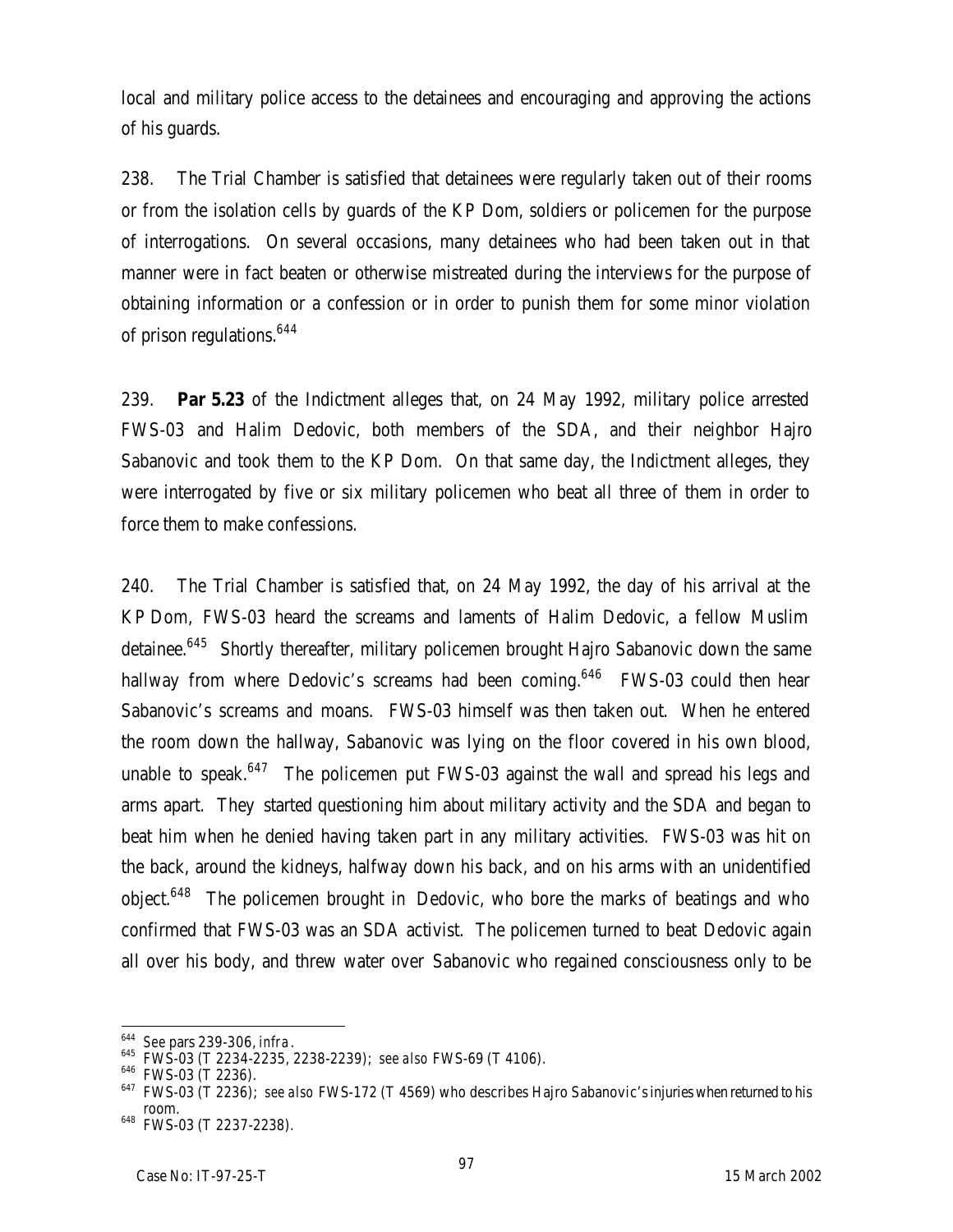local and military police access to the detainees and encouraging and approving the actions of his guards.

238. The Trial Chamber is satisfied that detainees were regularly taken out of their rooms or from the isolation cells by guards of the KP Dom, soldiers or policemen for the purpose of interrogations. On several occasions, many detainees who had been taken out in that manner were in fact beaten or otherwise mistreated during the interviews for the purpose of obtaining information or a confession or in order to punish them for some minor violation of prison regulations.[644]

239. **Par 5.23** of the Indictment alleges that, on 24 May 1992, military police arrested FWS-03 and Halim Dedovic, both members of the SDA, and their neighbor Hajro Sabanovic and took them to the KP Dom. On that same day, the Indictment alleges, they were interrogated by five or six military policemen who beat all three of them in order to force them to make confessions.

240. The Trial Chamber is satisfied that, on 24 May 1992, the day of his arrival at the KP Dom, FWS-03 heard the screams and laments of Halim Dedovic, a fellow Muslim detainee.[645] Shortly thereafter, military policemen brought Hajro Sabanovic down the same hallway from where Dedovic's screams had been coming.[646] FWS-03 could then hear Sabanovic's screams and moans. FWS-03 himself was then taken out. When he entered the room down the hallway, Sabanovic was lying on the floor covered in his own blood, unable to speak.[647] The policemen put FWS-03 against the wall and spread his legs and arms apart. They started questioning him about military activity and the SDA and began to beat him when he denied having taken part in any military activities. FWS-03 was hit on the back, around the kidneys, halfway down his back, and on his arms with an unidentified object.[648] The policemen brought in Dedovic, who bore the marks of beatings and who confirmed that FWS-03 was an SDA activist. The policemen turned to beat Dedovic again all over his body, and threw water over Sabanovic who regained consciousness only to be

---

[644] *See* pars 239-306, *infra*.

[645] FWS-03 (T 2234-2235, 2238-2239); *see also* FWS-69 (T 4106).

[646] FWS-03 (T 2236).

[647] FWS-03 (T 2236); *see also* FWS-172 (T 4569) who describes Hajro Sabanovic's injuries when returned to his room.

[648] FWS-03 (T 2237-2238).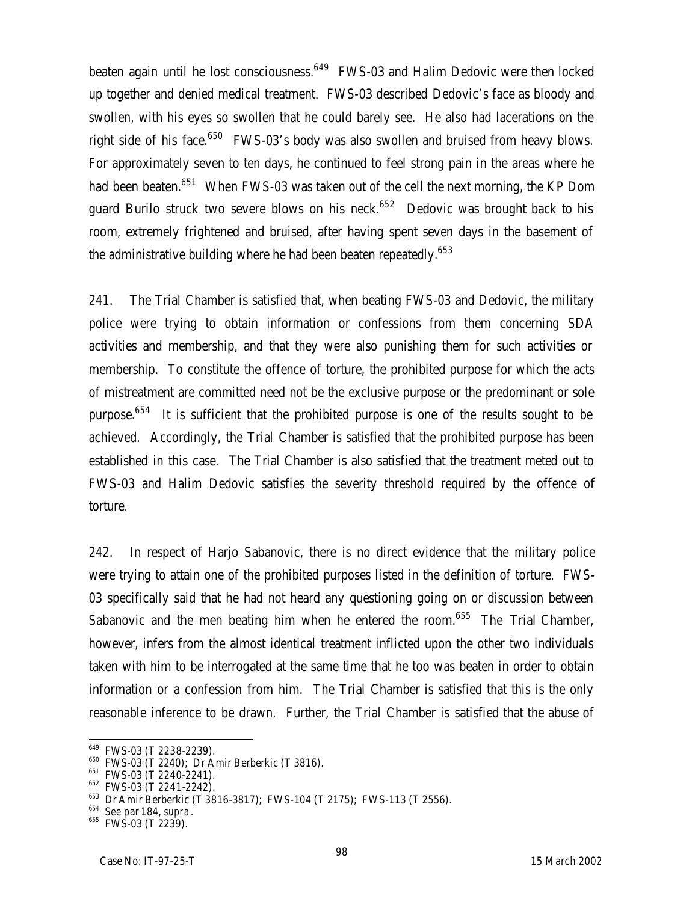beaten again until he lost consciousness.[649] FWS-03 and Halim Dedovic were then locked up together and denied medical treatment. FWS-03 described Dedovic's face as bloody and swollen, with his eyes so swollen that he could barely see. He also had lacerations on the right side of his face.[650] FWS-03's body was also swollen and bruised from heavy blows. For approximately seven to ten days, he continued to feel strong pain in the areas where he had been beaten.[651] When FWS-03 was taken out of the cell the next morning, the KP Dom guard Burilo struck two severe blows on his neck.[652] Dedovic was brought back to his room, extremely frightened and bruised, after having spent seven days in the basement of the administrative building where he had been beaten repeatedly.[653]

241. The Trial Chamber is satisfied that, when beating FWS-03 and Dedovic, the military police were trying to obtain information or confessions from them concerning SDA activities and membership, and that they were also punishing them for such activities or membership. To constitute the offence of torture, the prohibited purpose for which the acts of mistreatment are committed need not be the exclusive purpose or the predominant or sole purpose.[654] It is sufficient that the prohibited purpose is one of the results sought to be achieved. Accordingly, the Trial Chamber is satisfied that the prohibited purpose has been established in this case. The Trial Chamber is also satisfied that the treatment meted out to FWS-03 and Halim Dedovic satisfies the severity threshold required by the offence of torture.

242. In respect of Harjo Sabanovic, there is no direct evidence that the military police were trying to attain one of the prohibited purposes listed in the definition of torture. FWS-03 specifically said that he had not heard any questioning going on or discussion between Sabanovic and the men beating him when he entered the room.[655] The Trial Chamber, however, infers from the almost identical treatment inflicted upon the other two individuals taken with him to be interrogated at the same time that he too was beaten in order to obtain information or a confession from him. The Trial Chamber is satisfied that this is the only reasonable inference to be drawn. Further, the Trial Chamber is satisfied that the abuse of

---

649 FWS-03 (T 2238-2239).

650 FWS-03 (T 2240); Dr Amir Berberkic (T 3816).

651 FWS-03 (T 2240-2241).

652 FWS-03 (T 2241-2242).

653 Dr Amir Berberkic (T 3816-3817); FWS-104 (T 2175); FWS-113 (T 2556).

654 See par 184, *supra*.

655 FWS-03 (T 2239).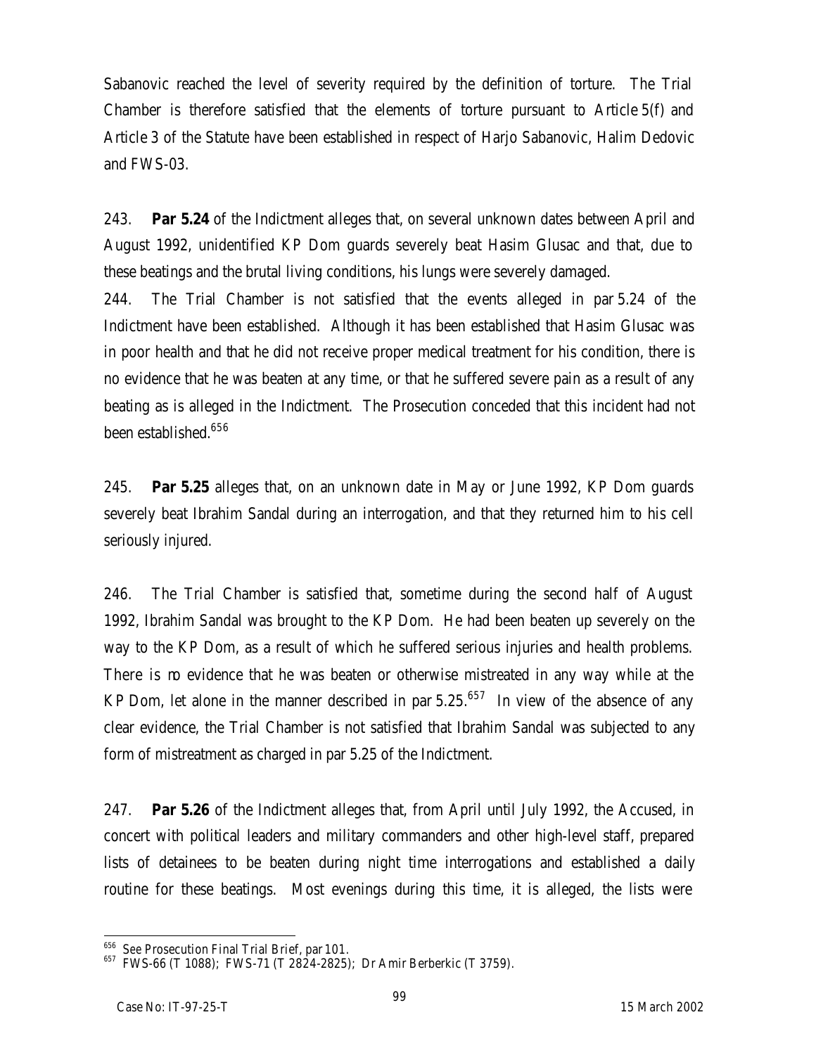Sabanovic reached the level of severity required by the definition of torture. The Trial Chamber is therefore satisfied that the elements of torture pursuant to Article 5(f) and Article 3 of the Statute have been established in respect of Harjo Sabanovic, Halim Dedovic and FWS-03.

243. **Par 5.24** of the Indictment alleges that, on several unknown dates between April and August 1992, unidentified KP Dom guards severely beat Hasim Glusac and that, due to these beatings and the brutal living conditions, his lungs were severely damaged.

244. The Trial Chamber is not satisfied that the events alleged in par 5.24 of the Indictment have been established. Although it has been established that Hasim Glusac was in poor health and that he did not receive proper medical treatment for his condition, there is no evidence that he was beaten at any time, or that he suffered severe pain as a result of any beating as is alleged in the Indictment. The Prosecution conceded that this incident had not been established.[656]

245. **Par 5.25** alleges that, on an unknown date in May or June 1992, KP Dom guards severely beat Ibrahim Sandal during an interrogation, and that they returned him to his cell seriously injured.

246. The Trial Chamber is satisfied that, sometime during the second half of August 1992, Ibrahim Sandal was brought to the KP Dom. He had been beaten up severely on the way to the KP Dom, as a result of which he suffered serious injuries and health problems. There is no evidence that he was beaten or otherwise mistreated in any way while at the KP Dom, let alone in the manner described in par 5.25.[657] In view of the absence of any clear evidence, the Trial Chamber is not satisfied that Ibrahim Sandal was subjected to any form of mistreatment as charged in par 5.25 of the Indictment.

247. **Par 5.26** of the Indictment alleges that, from April until July 1992, the Accused, in concert with political leaders and military commanders and other high-level staff, prepared lists of detainees to be beaten during night time interrogations and established a daily routine for these beatings. Most evenings during this time, it is alleged, the lists were

---

[656] See Prosecution Final Trial Brief, par 101.

[657] FWS-66 (T 1088); FWS-71 (T 2824-2825); Dr Amir Berberkic (T 3759).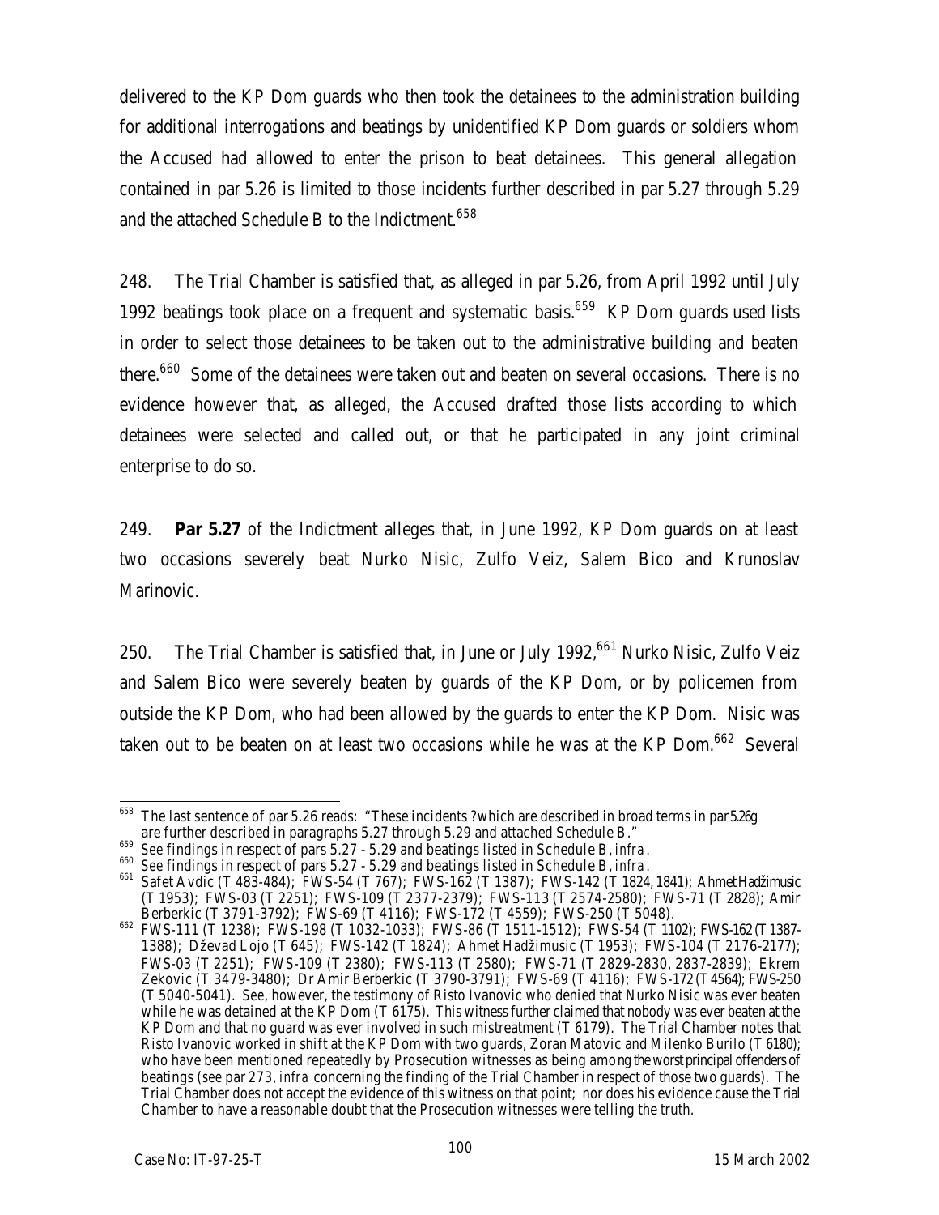delivered to the KP Dom guards who then took the detainees to the administration building for additional interrogations and beatings by unidentified KP Dom guards or soldiers whom the Accused had allowed to enter the prison to beat detainees. This general allegation contained in par 5.26 is limited to those incidents further described in par 5.27 through 5.29 and the attached Schedule B to the Indictment.[658]

248. The Trial Chamber is satisfied that, as alleged in par 5.26, from April 1992 until July 1992 beatings took place on a frequent and systematic basis.[659] KP Dom guards used lists in order to select those detainees to be taken out to the administrative building and beaten there.[660] Some of the detainees were taken out and beaten on several occasions. There is no evidence however that, as alleged, the Accused drafted those lists according to which detainees were selected and called out, or that he participated in any joint criminal enterprise to do so.

249. **Par 5.27** of the Indictment alleges that, in June 1992, KP Dom guards on at least two occasions severely beat Nurko Nisic, Zulfo Veiz, Salem Bico and Krunoslav Marinovic.

250. The Trial Chamber is satisfied that, in June or July 1992,[661] Nurko Nisic, Zulfo Veiz and Salem Bico were severely beaten by guards of the KP Dom, or by policemen from outside the KP Dom, who had been allowed by the guards to enter the KP Dom. Nisic was taken out to be beaten on at least two occasions while he was at the KP Dom.[662] Several

---

[658] The last sentence of par 5.26 reads: "These incidents ?which are described in broad terms in par 5.26g are further described in paragraphs 5.27 through 5.29 and attached Schedule B."

[659] See findings in respect of pars 5.27 - 5.29 and beatings listed in Schedule B, *infra*.

[660] See findings in respect of pars 5.27 - 5.29 and beatings listed in Schedule B, *infra*.

[661] Safet Avdic (T 483-484); FWS-54 (T 767); FWS-162 (T 1387); FWS-142 (T 1824, 1841); Ahmet Hadžimusic (T 1953); FWS-03 (T 2251); FWS-109 (T 2377-2379); FWS-113 (T 2574-2580); FWS-71 (T 2828); Amir Berberkic (T 3791-3792); FWS-69 (T 4116); FWS-172 (T 4559); FWS-250 (T 5048).

[662] FWS-111 (T 1238); FWS-198 (T 1032-1033); FWS-86 (T 1511-1512); FWS-54 (T 1102); FWS-162 (T 1387-1388); Dževad Lojo (T 645); FWS-142 (T 1824); Ahmet Hadžimusic (T 1953); FWS-104 (T 2176-2177); FWS-03 (T 2251); FWS-109 (T 2380); FWS-113 (T 2580); FWS-71 (T 2829-2830, 2837-2839); Ekrem Zekovic (T 3479-3480); Dr Amir Berberkic (T 3790-3791); FWS-69 (T 4116); FWS-172 (T 4564); FWS-250 (T 5040-5041). *See*, however, the testimony of Risto Ivanovic who denied that Nurko Nisic was ever beaten while he was detained at the KP Dom (T 6175). This witness further claimed that nobody was ever beaten at the KP Dom and that no guard was ever involved in such mistreatment (T 6179). The Trial Chamber notes that Risto Ivanovic worked in shift at the KP Dom with two guards, Zoran Matovic and Milenko Burilo (T 6180); who have been mentioned repeatedly by Prosecution witnesses as being among the worst principal offenders of beatings (*see* par 273, *infra* concerning the finding of the Trial Chamber in respect of those two guards). The Trial Chamber does not accept the evidence of this witness on that point; nor does his evidence cause the Trial Chamber to have a reasonable doubt that the Prosecution witnesses were telling the truth.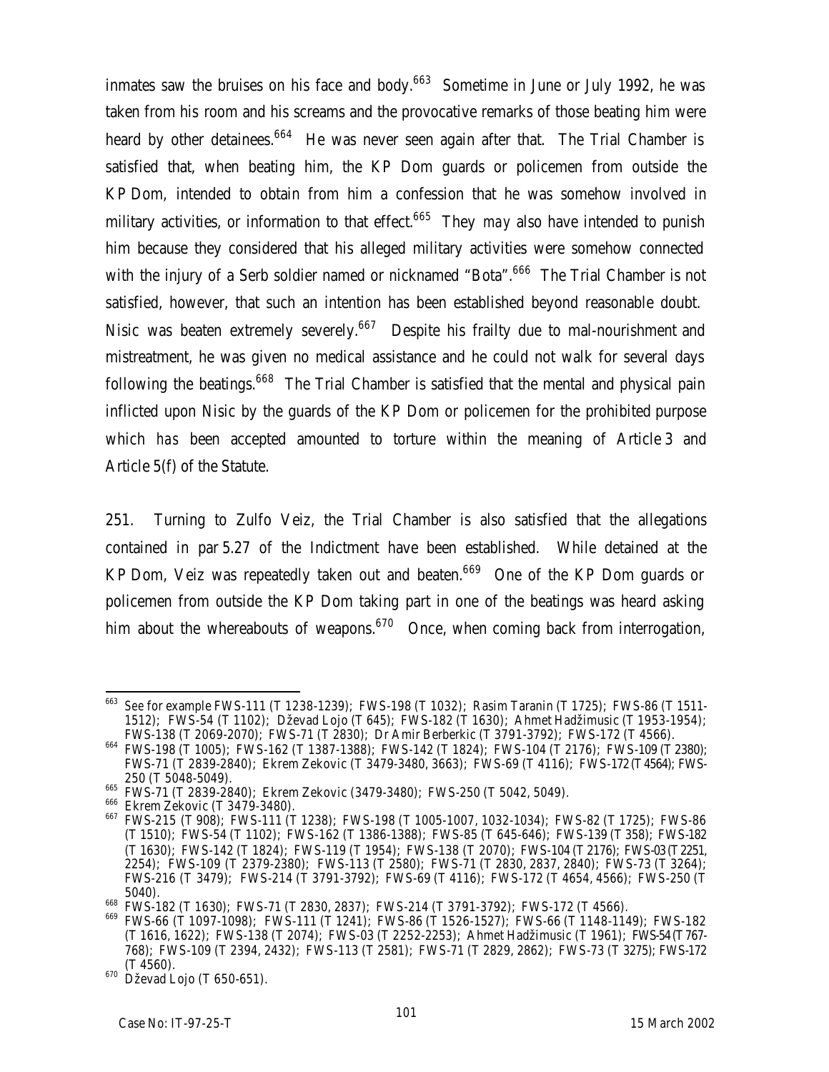inmates saw the bruises on his face and body.[663] Sometime in June or July 1992, he was taken from his room and his screams and the provocative remarks of those beating him were heard by other detainees.[664] He was never seen again after that. The Trial Chamber is satisfied that, when beating him, the KP Dom guards or policemen from outside the KP Dom, intended to obtain from him a confession that he was somehow involved in military activities, or information to that effect.[665] They *may* also have intended to punish him because they considered that his alleged military activities were somehow connected with the injury of a Serb soldier named or nicknamed "Bota".[666] The Trial Chamber is not satisfied, however, that such an intention has been established beyond reasonable doubt. Nisic was beaten extremely severely.[667] Despite his frailty due to mal-nourishment and mistreatment, he was given no medical assistance and he could not walk for several days following the beatings.[668] The Trial Chamber is satisfied that the mental and physical pain inflicted upon Nisic by the guards of the KP Dom or policemen for the prohibited purpose which *has* been accepted amounted to torture within the meaning of Article 3 and Article 5(f) of the Statute.

251. Turning to Zulfo Veiz, the Trial Chamber is also satisfied that the allegations contained in par 5.27 of the Indictment have been established. While detained at the KP Dom, Veiz was repeatedly taken out and beaten.[669] One of the KP Dom guards or policemen from outside the KP Dom taking part in one of the beatings was heard asking him about the whereabouts of weapons.[670] Once, when coming back from interrogation,

---

[663] See for example FWS-111 (T 1238-1239); FWS-198 (T 1032); Rasim Taranin (T 1725); FWS-86 (T 1511-1512); FWS-54 (T 1102); Dževad Lojo (T 645); FWS-182 (T 1630); Ahmet Hadžimusic (T 1953-1954); FWS-138 (T 2069-2070); FWS-71 (T 2830); Dr Amir Berberkic (T 3791-3792); FWS-172 (T 4566).

[664] FWS-198 (T 1005); FWS-162 (T 1387-1388); FWS-142 (T 1824); FWS-104 (T 2176); FWS-109 (T 2380); FWS-71 (T 2839-2840); Ekrem Zekovic (T 3479-3480, 3663); FWS-69 (T 4116); FWS-172 (T 4564); FWS-250 (T 5048-5049).

[665] FWS-71 (T 2839-2840); Ekrem Zekovic (3479-3480); FWS-250 (T 5042, 5049).

[666] Ekrem Zekovic (T 3479-3480).

[667] FWS-215 (T 908); FWS-111 (T 1238); FWS-198 (T 1005-1007, 1032-1034); FWS-82 (T 1725); FWS-86 (T 1510); FWS-54 (T 1102); FWS-162 (T 1386-1388); FWS-85 (T 645-646); FWS-139 (T 358); FWS-182 (T 1630); FWS-142 (T 1824); FWS-119 (T 1954); FWS-138 (T 2070); FWS-104 (T 2176); FWS-03 (T 2251, 2254); FWS-109 (T 2379-2380); FWS-113 (T 2580); FWS-71 (T 2830, 2837, 2840); FWS-73 (T 3264); FWS-216 (T 3479); FWS-214 (T 3791-3792); FWS-69 (T 4116); FWS-172 (T 4654, 4566); FWS-250 (T 5040).

[668] FWS-182 (T 1630); FWS-71 (T 2830, 2837); FWS-214 (T 3791-3792); FWS-172 (T 4566).

[669] FWS-66 (T 1097-1098); FWS-111 (T 1241); FWS-86 (T 1526-1527); FWS-66 (T 1148-1149); FWS-182 (T 1616, 1622); FWS-138 (T 2074); FWS-03 (T 2252-2253); Ahmet Hadžimusic (T 1961); FWS-54 (T 767-768); FWS-109 (T 2394, 2432); FWS-113 (T 2581); FWS-71 (T 2829, 2862); FWS-73 (T 3275); FWS-172 (T 4560).

[670] Dževad Lojo (T 650-651).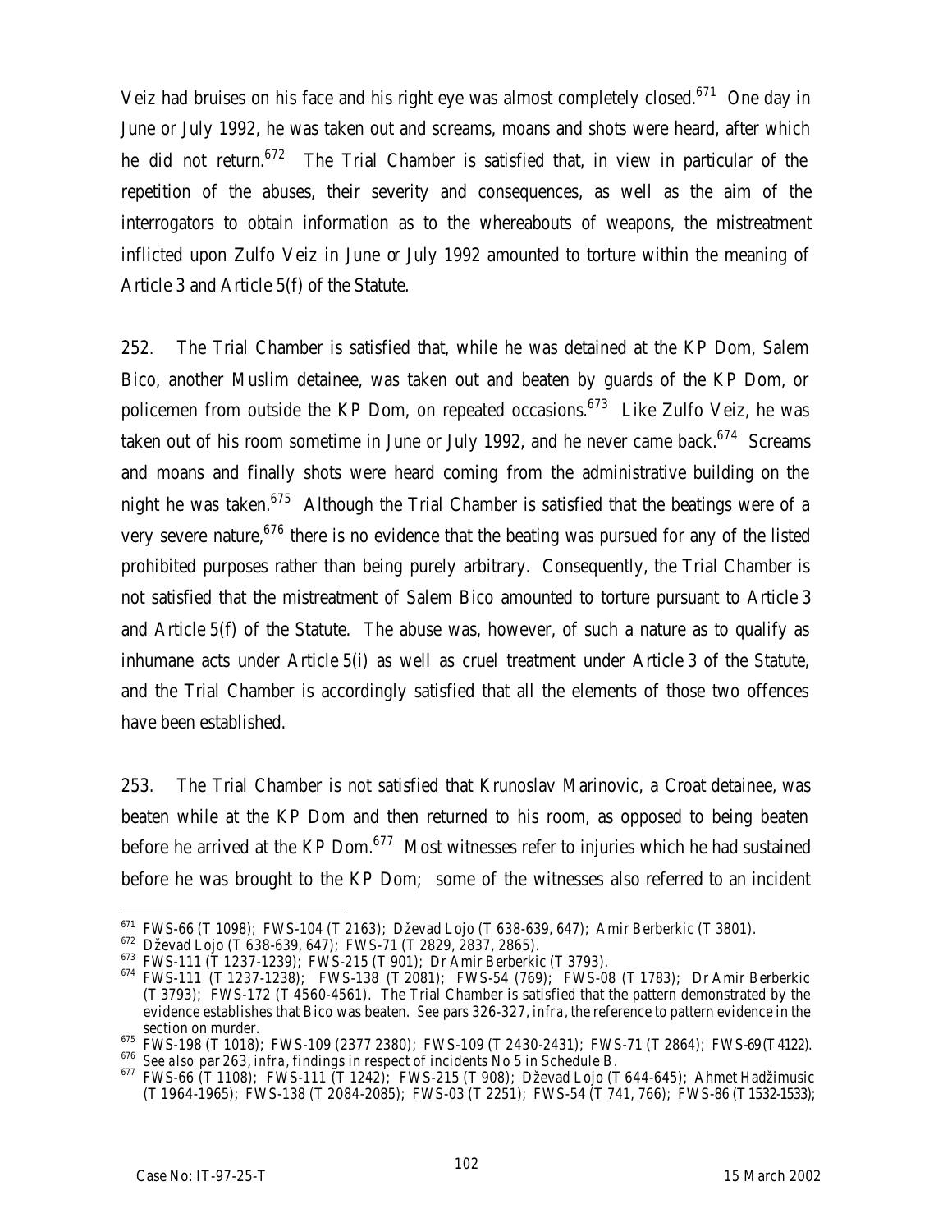Veiz had bruises on his face and his right eye was almost completely closed.[671] One day in June or July 1992, he was taken out and screams, moans and shots were heard, after which he did not return.[672] The Trial Chamber is satisfied that, in view in particular of the repetition of the abuses, their severity and consequences, as well as the aim of the interrogators to obtain information as to the whereabouts of weapons, the mistreatment inflicted upon Zulfo Veiz in June or July 1992 amounted to torture within the meaning of Article 3 and Article 5(f) of the Statute.

252. The Trial Chamber is satisfied that, while he was detained at the KP Dom, Salem Bico, another Muslim detainee, was taken out and beaten by guards of the KP Dom, or policemen from outside the KP Dom, on repeated occasions.[673] Like Zulfo Veiz, he was taken out of his room sometime in June or July 1992, and he never came back.[674] Screams and moans and finally shots were heard coming from the administrative building on the night he was taken.[675] Although the Trial Chamber is satisfied that the beatings were of a very severe nature,[676] there is no evidence that the beating was pursued for any of the listed prohibited purposes rather than being purely arbitrary. Consequently, the Trial Chamber is not satisfied that the mistreatment of Salem Bico amounted to torture pursuant to Article 3 and Article 5(f) of the Statute. The abuse was, however, of such a nature as to qualify as inhumane acts under Article 5(i) as well as cruel treatment under Article 3 of the Statute, and the Trial Chamber is accordingly satisfied that all the elements of those two offences have been established.

253. The Trial Chamber is not satisfied that Krunoslav Marinovic, a Croat detainee, was beaten while at the KP Dom and then returned to his room, as opposed to being beaten before he arrived at the KP Dom.[677] Most witnesses refer to injuries which he had sustained before he was brought to the KP Dom; some of the witnesses also referred to an incident

---

[671] FWS-66 (T 1098); FWS-104 (T 2163); Dževad Lojo (T 638-639, 647); Amir Berberkic (T 3801).

[672] Dževad Lojo (T 638-639, 647); FWS-71 (T 2829, 2837, 2865).

[673] FWS-111 (T 1237-1239); FWS-215 (T 901); Dr Amir Berberkic (T 3793).

[674] FWS-111 (T 1237-1238); FWS-138 (T 2081); FWS-54 (769); FWS-08 (T 1783); Dr Amir Berberkic (T 3793); FWS-172 (T 4560-4561). The Trial Chamber is satisfied that the pattern demonstrated by the evidence establishes that Bico was beaten. *See* pars 326-327, *infra*, the reference to pattern evidence in the section on murder.

[675] FWS-198 (T 1018); FWS-109 (2377 2380); FWS-109 (T 2430-2431); FWS-71 (T 2864); FWS-69 (T 4122).

[676] *See also* par 263, *infra*, findings in respect of incidents No 5 in Schedule B.

[677] FWS-66 (T 1108); FWS-111 (T 1242); FWS-215 (T 908); Dževad Lojo (T 644-645); Ahmet Hadžimusic (T 1964-1965); FWS-138 (T 2084-2085); FWS-03 (T 2251); FWS-54 (T 741, 766); FWS-86 (T 1532-1533);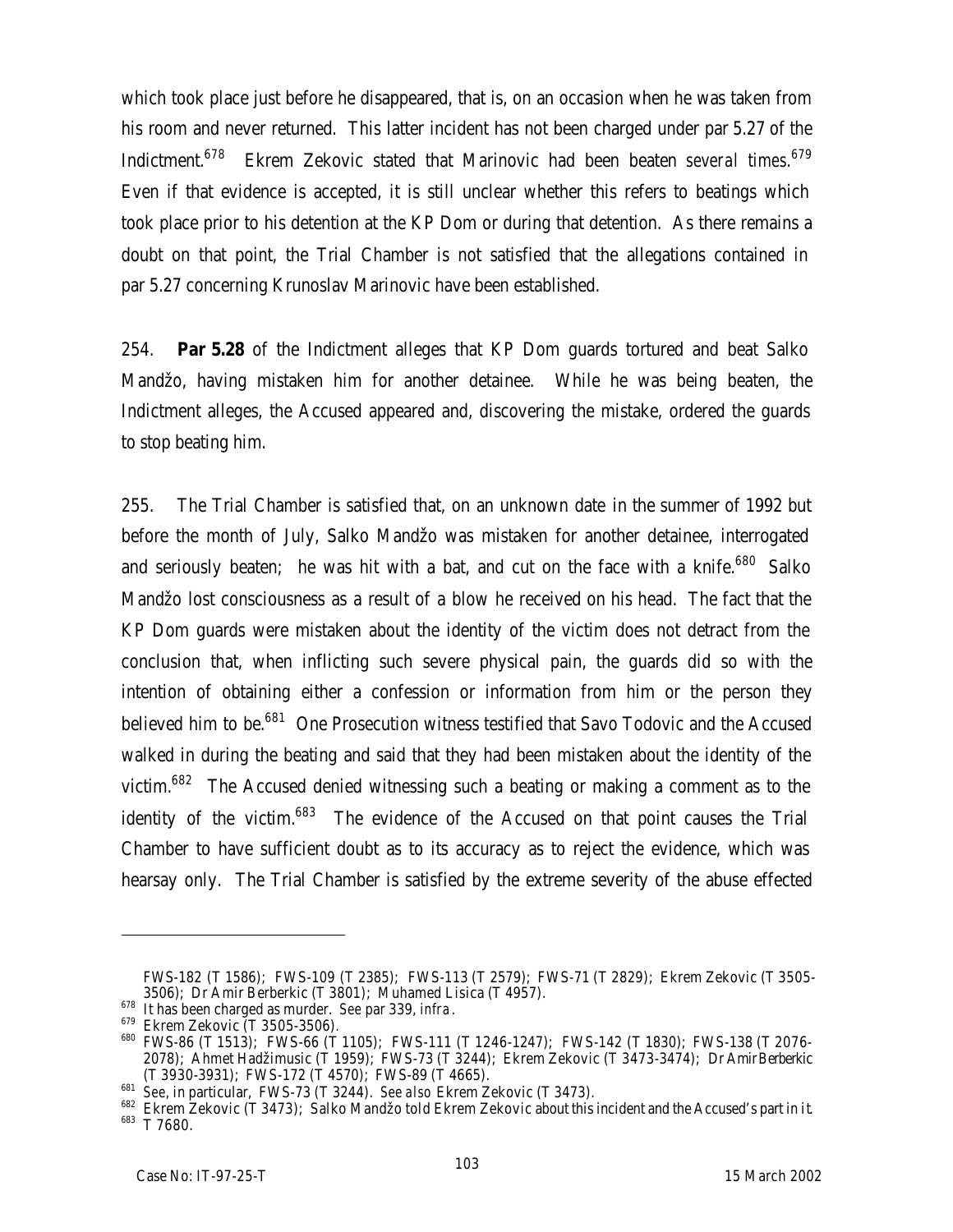which took place just before he disappeared, that is, on an occasion when he was taken from his room and never returned. This latter incident has not been charged under par 5.27 of the Indictment.[678] Ekrem Zekovic stated that Marinovic had been beaten *several times*.[679] Even if that evidence is accepted, it is still unclear whether this refers to beatings which took place prior to his detention at the KP Dom or during that detention. As there remains a doubt on that point, the Trial Chamber is not satisfied that the allegations contained in par 5.27 concerning Krunoslav Marinovic have been established.

254. **Par 5.28** of the Indictment alleges that KP Dom guards tortured and beat Salko Mandžo, having mistaken him for another detainee. While he was being beaten, the Indictment alleges, the Accused appeared and, discovering the mistake, ordered the guards to stop beating him.

255. The Trial Chamber is satisfied that, on an unknown date in the summer of 1992 but before the month of July, Salko Mandžo was mistaken for another detainee, interrogated and seriously beaten; he was hit with a bat, and cut on the face with a knife.[680] Salko Mandžo lost consciousness as a result of a blow he received on his head. The fact that the KP Dom guards were mistaken about the identity of the victim does not detract from the conclusion that, when inflicting such severe physical pain, the guards did so with the intention of obtaining either a confession or information from him or the person they believed him to be.[681] One Prosecution witness testified that Savo Todovic and the Accused walked in during the beating and said that they had been mistaken about the identity of the victim.[682] The Accused denied witnessing such a beating or making a comment as to the identity of the victim.[683] The evidence of the Accused on that point causes the Trial Chamber to have sufficient doubt as to its accuracy as to reject the evidence, which was hearsay only. The Trial Chamber is satisfied by the extreme severity of the abuse effected

---

FWS-182 (T 1586); FWS-109 (T 2385); FWS-113 (T 2579); FWS-71 (T 2829); Ekrem Zekovic (T 3505-3506); Dr Amir Berberkic (T 3801); Muhamed Lisica (T 4957).

[678] It has been charged as murder. *See* par 339, *infra*.

[679] Ekrem Zekovic (T 3505-3506).

[680] FWS-86 (T 1513); FWS-66 (T 1105); FWS-111 (T 1246-1247); FWS-142 (T 1830); FWS-138 (T 2076-2078); Ahmet Hadžimusic (T 1959); FWS-73 (T 3244); Ekrem Zekovic (T 3473-3474); Dr Amir Berberkic (T 3930-3931); FWS-172 (T 4570); FWS-89 (T 4665).

[681] *See*, in particular, FWS-73 (T 3244). *See also* Ekrem Zekovic (T 3473).

[682] Ekrem Zekovic (T 3473); Salko Mandžo told Ekrem Zekovic about this incident and the Accused's part in it.

[683] T 7680.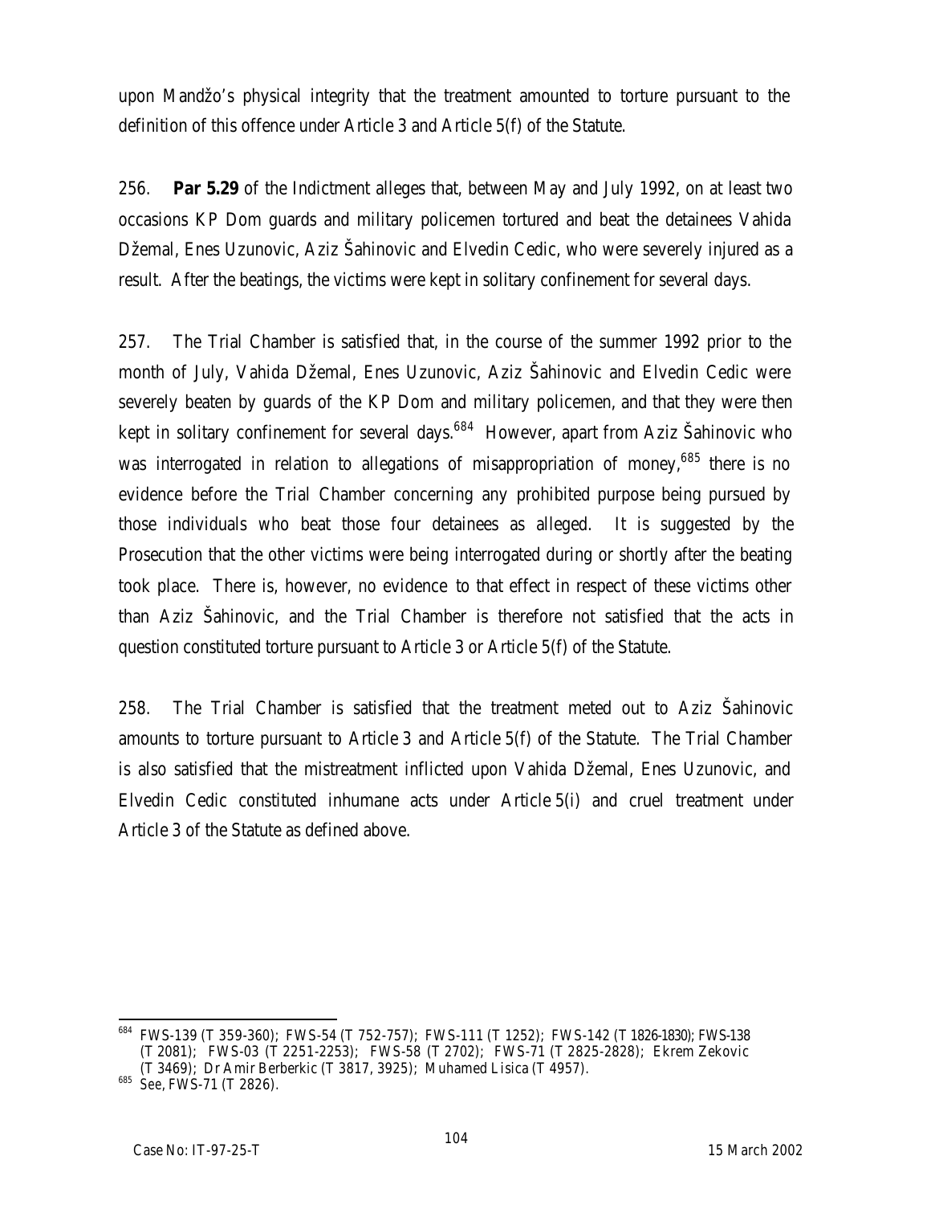upon Mandžo's physical integrity that the treatment amounted to torture pursuant to the definition of this offence under Article 3 and Article 5(f) of the Statute.

256. **Par 5.29** of the Indictment alleges that, between May and July 1992, on at least two occasions KP Dom guards and military policemen tortured and beat the detainees Vahida Džemal, Enes Uzunovic, Aziz Šahinovic and Elvedin Cedic, who were severely injured as a result. After the beatings, the victims were kept in solitary confinement for several days.

257. The Trial Chamber is satisfied that, in the course of the summer 1992 prior to the month of July, Vahida Džemal, Enes Uzunovic, Aziz Šahinovic and Elvedin Cedic were severely beaten by guards of the KP Dom and military policemen, and that they were then kept in solitary confinement for several days.[684] However, apart from Aziz Šahinovic who was interrogated in relation to allegations of misappropriation of money,[685] there is no evidence before the Trial Chamber concerning any prohibited purpose being pursued by those individuals who beat those four detainees as alleged. It is suggested by the Prosecution that the other victims were being interrogated during or shortly after the beating took place. There is, however, no evidence to that effect in respect of these victims other than Aziz Šahinovic, and the Trial Chamber is therefore not satisfied that the acts in question constituted torture pursuant to Article 3 or Article 5(f) of the Statute.

258. The Trial Chamber is satisfied that the treatment meted out to Aziz Šahinovic amounts to torture pursuant to Article 3 and Article 5(f) of the Statute. The Trial Chamber is also satisfied that the mistreatment inflicted upon Vahida Džemal, Enes Uzunovic, and Elvedin Cedic constituted inhumane acts under Article 5(i) and cruel treatment under Article 3 of the Statute as defined above.

---

[684] FWS-139 (T 359-360); FWS-54 (T 752-757); FWS-111 (T 1252); FWS-142 (T 1826-1830); FWS-138 (T 2081); FWS-03 (T 2251-2253); FWS-58 (T 2702); FWS-71 (T 2825-2828); Ekrem Zekovic (T 3469); Dr Amir Berberkic (T 3817, 3925); Muhamed Lisica (T 4957).

[685] See, FWS-71 (T 2826).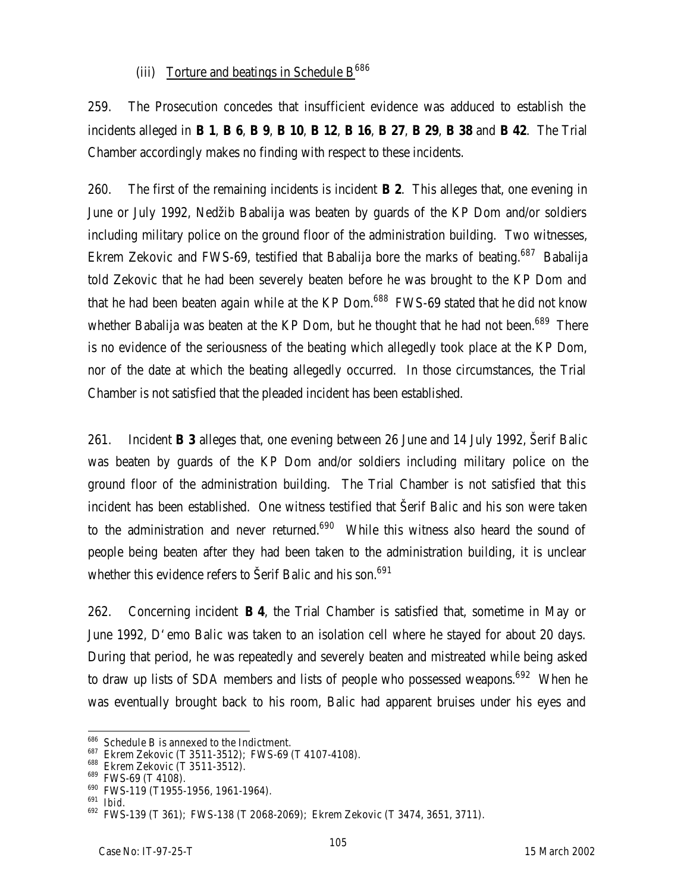### (iii) Torture and beatings in Schedule B[686]

259. The Prosecution concedes that insufficient evidence was adduced to establish the incidents alleged in **B 1**, **B 6**, **B 9**, **B 10**, **B 12**, **B 16**, **B 27**, **B 29**, **B 38** and **B 42**. The Trial Chamber accordingly makes no finding with respect to these incidents.

260. The first of the remaining incidents is incident **B 2**. This alleges that, one evening in June or July 1992, Nedžib Babalija was beaten by guards of the KP Dom and/or soldiers including military police on the ground floor of the administration building. Two witnesses, Ekrem Zekovic and FWS-69, testified that Babalija bore the marks of beating.[687] Babalija told Zekovic that he had been severely beaten before he was brought to the KP Dom and that he had been beaten again while at the KP Dom.[688] FWS-69 stated that he did not know whether Babalija was beaten at the KP Dom, but he thought that he had not been.[689] There is no evidence of the seriousness of the beating which allegedly took place at the KP Dom, nor of the date at which the beating allegedly occurred. In those circumstances, the Trial Chamber is not satisfied that the pleaded incident has been established.

261. Incident **B 3** alleges that, one evening between 26 June and 14 July 1992, Šerif Balic was beaten by guards of the KP Dom and/or soldiers including military police on the ground floor of the administration building. The Trial Chamber is not satisfied that this incident has been established. One witness testified that Šerif Balic and his son were taken to the administration and never returned.[690] While this witness also heard the sound of people being beaten after they had been taken to the administration building, it is unclear whether this evidence refers to Šerif Balic and his son.[691]

262. Concerning incident **B 4**, the Trial Chamber is satisfied that, sometime in May or June 1992, D'emo Balic was taken to an isolation cell where he stayed for about 20 days. During that period, he was repeatedly and severely beaten and mistreated while being asked to draw up lists of SDA members and lists of people who possessed weapons.[692] When he was eventually brought back to his room, Balic had apparent bruises under his eyes and

---

[686] Schedule B is annexed to the Indictment.

[687] Ekrem Zekovic (T 3511-3512); FWS-69 (T 4107-4108).

[688] Ekrem Zekovic (T 3511-3512).

[689] FWS-69 (T 4108).

[690] FWS-119 (T1955-1956, 1961-1964).

[691] *Ibid.*

[692] FWS-139 (T 361); FWS-138 (T 2068-2069); Ekrem Zekovic (T 3474, 3651, 3711).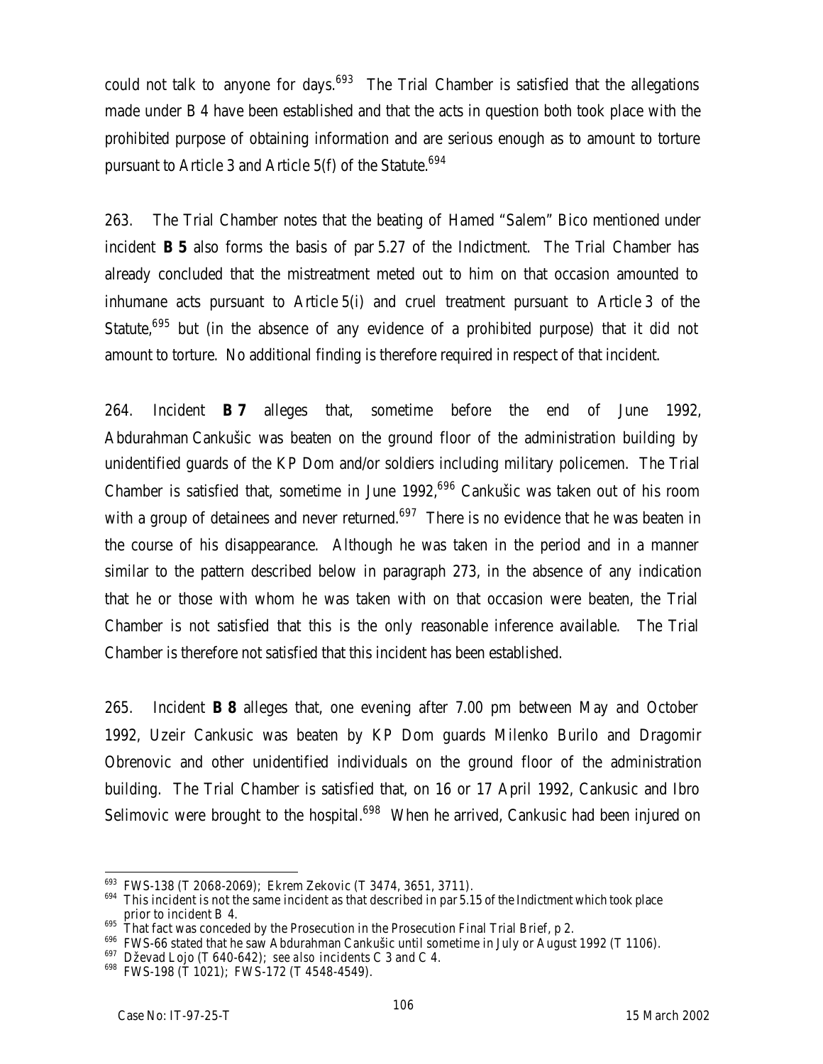could not talk to anyone for days.[693] The Trial Chamber is satisfied that the allegations made under B 4 have been established and that the acts in question both took place with the prohibited purpose of obtaining information and are serious enough as to amount to torture pursuant to Article 3 and Article 5(f) of the Statute.[694]

263. The Trial Chamber notes that the beating of Hamed "Salem" Bico mentioned under incident **B 5** also forms the basis of par 5.27 of the Indictment. The Trial Chamber has already concluded that the mistreatment meted out to him on that occasion amounted to inhumane acts pursuant to Article 5(i) and cruel treatment pursuant to Article 3 of the Statute,[695] but (in the absence of any evidence of a prohibited purpose) that it did not amount to torture. No additional finding is therefore required in respect of that incident.

264. Incident **B 7** alleges that, sometime before the end of June 1992, Abdurahman Cankušic was beaten on the ground floor of the administration building by unidentified guards of the KP Dom and/or soldiers including military policemen. The Trial Chamber is satisfied that, sometime in June 1992,[696] Cankušic was taken out of his room with a group of detainees and never returned.[697] There is no evidence that he was beaten in the course of his disappearance. Although he was taken in the period and in a manner similar to the pattern described below in paragraph 273, in the absence of any indication that he or those with whom he was taken with on that occasion were beaten, the Trial Chamber is not satisfied that this is the only reasonable inference available. The Trial Chamber is therefore not satisfied that this incident has been established.

265. Incident **B 8** alleges that, one evening after 7.00 pm between May and October 1992, Uzeir Cankusic was beaten by KP Dom guards Milenko Burilo and Dragomir Obrenovic and other unidentified individuals on the ground floor of the administration building. The Trial Chamber is satisfied that, on 16 or 17 April 1992, Cankusic and Ibro Selimovic were brought to the hospital.[698] When he arrived, Cankusic had been injured on

---

[693] FWS-138 (T 2068-2069); Ekrem Zekovic (T 3474, 3651, 3711).

[694] This incident is not the same incident as that described in par 5.15 of the Indictment which took place prior to incident B 4.

[695] That fact was conceded by the Prosecution in the Prosecution Final Trial Brief, p 2.

[696] FWS-66 stated that he saw Abdurahman Cankušic until sometime in July or August 1992 (T 1106).

[697] Dževad Lojo (T 640-642); *see also* incidents C 3 and C 4.

[698] FWS-198 (T 1021); FWS-172 (T 4548-4549).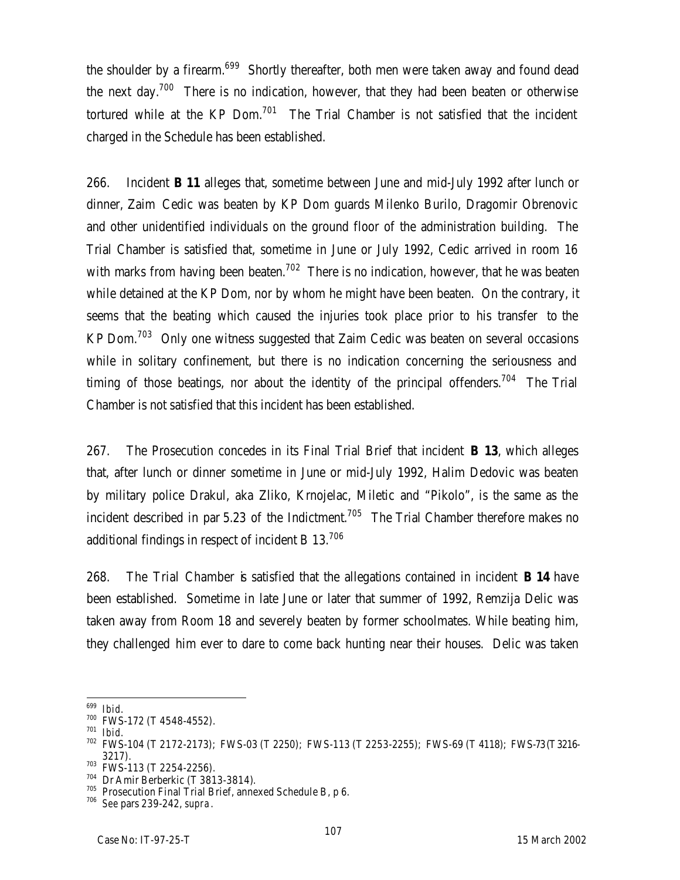the shoulder by a firearm.[699] Shortly thereafter, both men were taken away and found dead the next day.[700] There is no indication, however, that they had been beaten or otherwise tortured while at the KP Dom.[701] The Trial Chamber is not satisfied that the incident charged in the Schedule has been established.

266. Incident **B 11** alleges that, sometime between June and mid-July 1992 after lunch or dinner, Zaim Cedic was beaten by KP Dom guards Milenko Burilo, Dragomir Obrenovic and other unidentified individuals on the ground floor of the administration building. The Trial Chamber is satisfied that, sometime in June or July 1992, Cedic arrived in room 16 with marks from having been beaten.[702] There is no indication, however, that he was beaten while detained at the KP Dom, nor by whom he might have been beaten. On the contrary, it seems that the beating which caused the injuries took place prior to his transfer to the KP Dom.[703] Only one witness suggested that Zaim Cedic was beaten on several occasions while in solitary confinement, but there is no indication concerning the seriousness and timing of those beatings, nor about the identity of the principal offenders.[704] The Trial Chamber is not satisfied that this incident has been established.

267. The Prosecution concedes in its Final Trial Brief that incident **B 13**, which alleges that, after lunch or dinner sometime in June or mid-July 1992, Halim Dedovic was beaten by military police Drakul, aka Zliko, Krnojelac, Miletic and "Pikolo", is the same as the incident described in par 5.23 of the Indictment.[705] The Trial Chamber therefore makes no additional findings in respect of incident B 13.[706]

268. The Trial Chamber is satisfied that the allegations contained in incident **B 14** have been established. Sometime in late June or later that summer of 1992, Remzija Delic was taken away from Room 18 and severely beaten by former schoolmates. While beating him, they challenged him ever to dare to come back hunting near their houses. Delic was taken

---

[699] *Ibid.*

[700] FWS-172 (T 4548-4552).

[701] *Ibid.*

[702] FWS-104 (T 2172-2173); FWS-03 (T 2250); FWS-113 (T 2253-2255); FWS-69 (T 4118); FWS-73 (T 3216-3217).

[703] FWS-113 (T 2254-2256).

[704] Dr Amir Berberkic (T 3813-3814).

[705] Prosecution Final Trial Brief, annexed Schedule B, p 6.

[706] See pars 239-242, *supra*.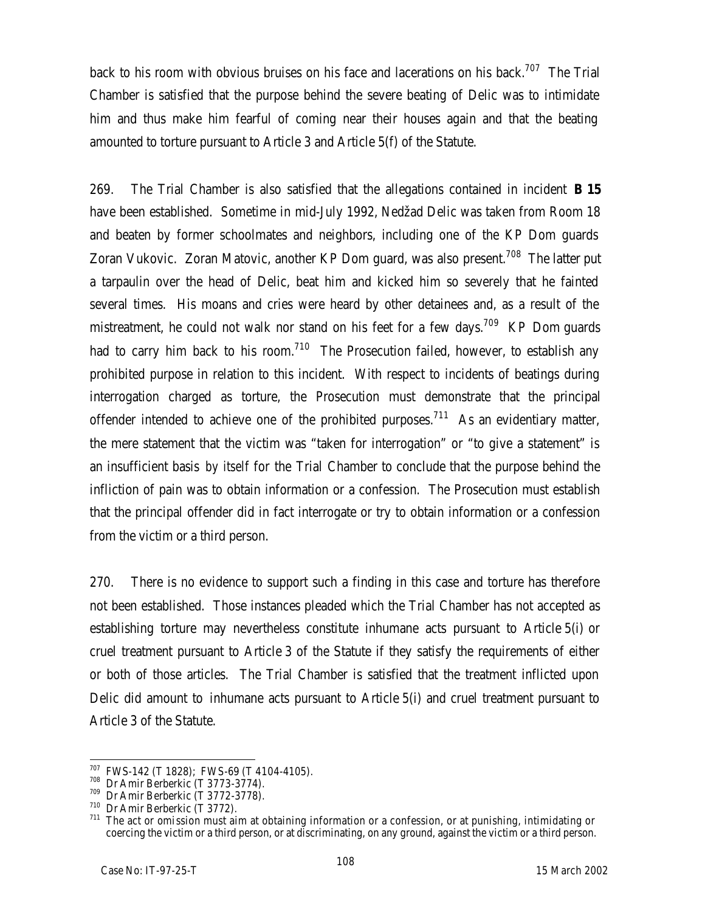back to his room with obvious bruises on his face and lacerations on his back.[707] The Trial Chamber is satisfied that the purpose behind the severe beating of Delic was to intimidate him and thus make him fearful of coming near their houses again and that the beating amounted to torture pursuant to Article 3 and Article 5(f) of the Statute.

269. The Trial Chamber is also satisfied that the allegations contained in incident **B 15** have been established. Sometime in mid-July 1992, Nedžad Delic was taken from Room 18 and beaten by former schoolmates and neighbors, including one of the KP Dom guards Zoran Vukovic. Zoran Matovic, another KP Dom guard, was also present.[708] The latter put a tarpaulin over the head of Delic, beat him and kicked him so severely that he fainted several times. His moans and cries were heard by other detainees and, as a result of the mistreatment, he could not walk nor stand on his feet for a few days.[709] KP Dom guards had to carry him back to his room.[710] The Prosecution failed, however, to establish any prohibited purpose in relation to this incident. With respect to incidents of beatings during interrogation charged as torture, the Prosecution must demonstrate that the principal offender intended to achieve one of the prohibited purposes.[711] As an evidentiary matter, the mere statement that the victim was "taken for interrogation" or "to give a statement" is an insufficient basis *by itself* for the Trial Chamber to conclude that the purpose behind the infliction of pain was to obtain information or a confession. The Prosecution must establish that the principal offender did in fact interrogate or try to obtain information or a confession from the victim or a third person.

270. There is no evidence to support such a finding in this case and torture has therefore not been established. Those instances pleaded which the Trial Chamber has not accepted as establishing torture may nevertheless constitute inhumane acts pursuant to Article 5(i) or cruel treatment pursuant to Article 3 of the Statute if they satisfy the requirements of either or both of those articles. The Trial Chamber is satisfied that the treatment inflicted upon Delic did amount to inhumane acts pursuant to Article 5(i) and cruel treatment pursuant to Article 3 of the Statute.

---

[707] FWS-142 (T 1828); FWS-69 (T 4104-4105).

[708] Dr Amir Berberkic (T 3773-3774).

[709] Dr Amir Berberkic (T 3772-3778).

[710] Dr Amir Berberkic (T 3772).

[711] The act or omission must aim at obtaining information or a confession, or at punishing, intimidating or coercing the victim or a third person, or at discriminating, on any ground, against the victim or a third person.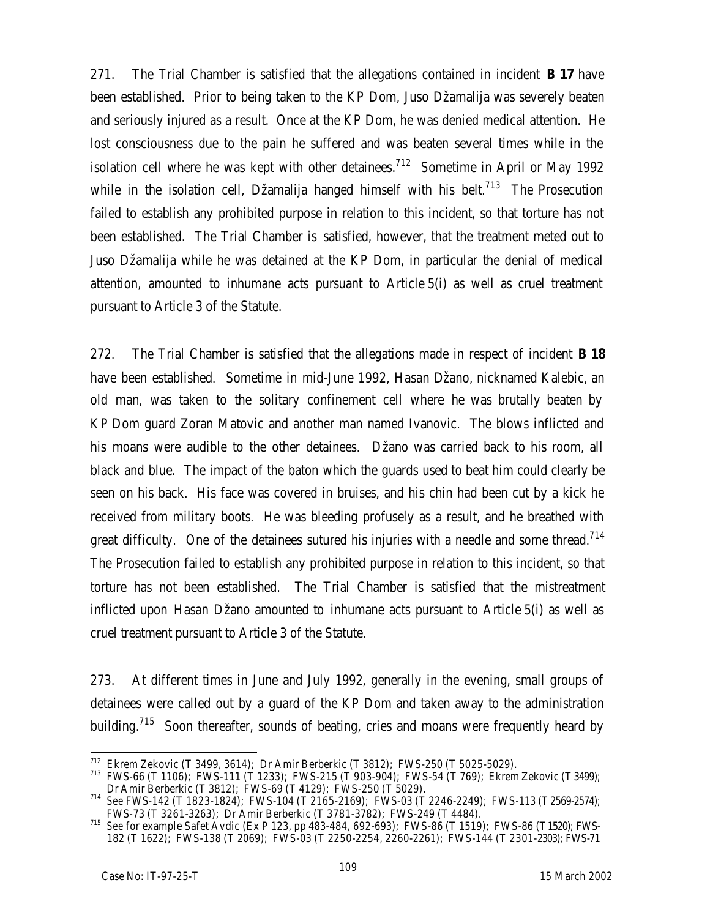271. The Trial Chamber is satisfied that the allegations contained in incident **B 17** have been established. Prior to being taken to the KP Dom, Juso Džamalija was severely beaten and seriously injured as a result. Once at the KP Dom, he was denied medical attention. He lost consciousness due to the pain he suffered and was beaten several times while in the isolation cell where he was kept with other detainees.[712] Sometime in April or May 1992 while in the isolation cell, Džamalija hanged himself with his belt.[713] The Prosecution failed to establish any prohibited purpose in relation to this incident, so that torture has not been established. The Trial Chamber is satisfied, however, that the treatment meted out to Juso Džamalija while he was detained at the KP Dom, in particular the denial of medical attention, amounted to inhumane acts pursuant to Article 5(i) as well as cruel treatment pursuant to Article 3 of the Statute.

272. The Trial Chamber is satisfied that the allegations made in respect of incident **B 18** have been established. Sometime in mid-June 1992, Hasan Džano, nicknamed Kalebic, an old man, was taken to the solitary confinement cell where he was brutally beaten by KP Dom guard Zoran Matovic and another man named Ivanovic. The blows inflicted and his moans were audible to the other detainees. Džano was carried back to his room, all black and blue. The impact of the baton which the guards used to beat him could clearly be seen on his back. His face was covered in bruises, and his chin had been cut by a kick he received from military boots. He was bleeding profusely as a result, and he breathed with great difficulty. One of the detainees sutured his injuries with a needle and some thread.[714] The Prosecution failed to establish any prohibited purpose in relation to this incident, so that torture has not been established. The Trial Chamber is satisfied that the mistreatment inflicted upon Hasan Džano amounted to inhumane acts pursuant to Article 5(i) as well as cruel treatment pursuant to Article 3 of the Statute.

273. At different times in June and July 1992, generally in the evening, small groups of detainees were called out by a guard of the KP Dom and taken away to the administration building.[715] Soon thereafter, sounds of beating, cries and moans were frequently heard by

---

[712] Ekrem Zekovic (T 3499, 3614); Dr Amir Berberkic (T 3812); FWS-250 (T 5025-5029).

[713] FWS-66 (T 1106); FWS-111 (T 1233); FWS-215 (T 903-904); FWS-54 (T 769); Ekrem Zekovic (T 3499); Dr Amir Berberkic (T 3812); FWS-69 (T 4129); FWS-250 (T 5029).

[714] See FWS-142 (T 1823-1824); FWS-104 (T 2165-2169); FWS-03 (T 2246-2249); FWS-113 (T 2569-2574); FWS-73 (T 3261-3263); Dr Amir Berberkic (T 3781-3782); FWS-249 (T 4484).

[715] See for example Safet Avdic (Ex P 123, pp 483-484, 692-693); FWS-86 (T 1519); FWS-86 (T 1520); FWS-182 (T 1622); FWS-138 (T 2069); FWS-03 (T 2250-2254, 2260-2261); FWS-144 (T 2301-2303); FWS-71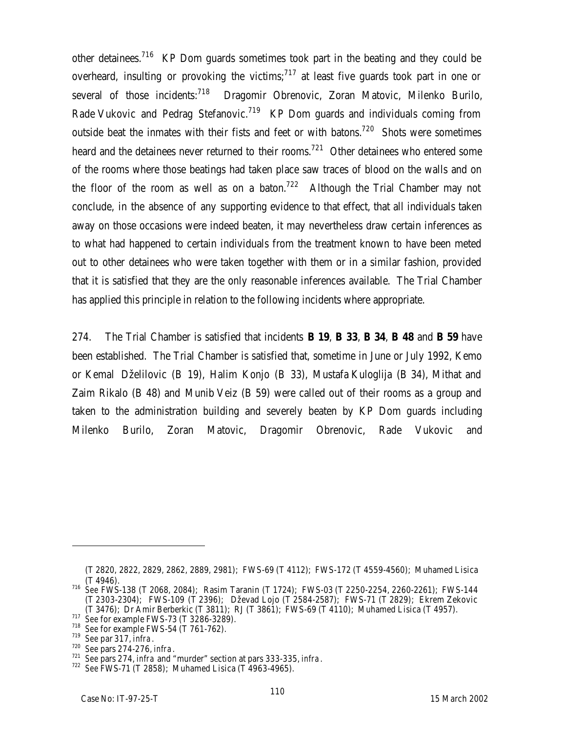other detainees.[716] KP Dom guards sometimes took part in the beating and they could be overheard, insulting or provoking the victims;[717] at least five guards took part in one or several of those incidents:[718] Dragomir Obrenovic, Zoran Matovic, Milenko Burilo, Rade Vukovic and Pedrag Stefanovic.[719] KP Dom guards and individuals coming from outside beat the inmates with their fists and feet or with batons.[720] Shots were sometimes heard and the detainees never returned to their rooms.[721] Other detainees who entered some of the rooms where those beatings had taken place saw traces of blood on the walls and on the floor of the room as well as on a baton.[722] Although the Trial Chamber may not conclude, in the absence of any supporting evidence to that effect, that all individuals taken away on those occasions were indeed beaten, it may nevertheless draw certain inferences as to what had happened to certain individuals from the treatment known to have been meted out to other detainees who were taken together with them or in a similar fashion, provided that it is satisfied that they are the only reasonable inferences available. The Trial Chamber has applied this principle in relation to the following incidents where appropriate.

274. The Trial Chamber is satisfied that incidents **B 19**, **B 33**, **B 34**, **B 48** and **B 59** have been established. The Trial Chamber is satisfied that, sometime in June or July 1992, Kemo or Kemal Dželilovic (B 19), Halim Konjo (B 33), Mustafa Kuloglija (B 34), Mithat and Zaim Rikalo (B 48) and Munib Veiz (B 59) were called out of their rooms as a group and taken to the administration building and severely beaten by KP Dom guards including Milenko Burilo, Zoran Matovic, Dragomir Obrenovic, Rade Vukovic and

---

(T 2820, 2822, 2829, 2862, 2889, 2981); FWS-69 (T 4112); FWS-172 (T 4559-4560); Muhamed Lisica (T 4946).

[716] See FWS-138 (T 2068, 2084); Rasim Taranin (T 1724); FWS-03 (T 2250-2254, 2260-2261); FWS-144 (T 2303-2304); FWS-109 (T 2396); Dževad Lojo (T 2584-2587); FWS-71 (T 2829); Ekrem Zekovic (T 3476); Dr Amir Berberkic (T 3811); RJ (T 3861); FWS-69 (T 4110); Muhamed Lisica (T 4957).

[717] See for example FWS-73 (T 3286-3289).

[718] See for example FWS-54 (T 761-762).

[719] See par 317, *infra*.

[720] See pars 274-276, *infra*.

[721] See pars 274, *infra* and "murder" section at pars 333-335, *infra*.

[722] See FWS-71 (T 2858); Muhamed Lisica (T 4963-4965).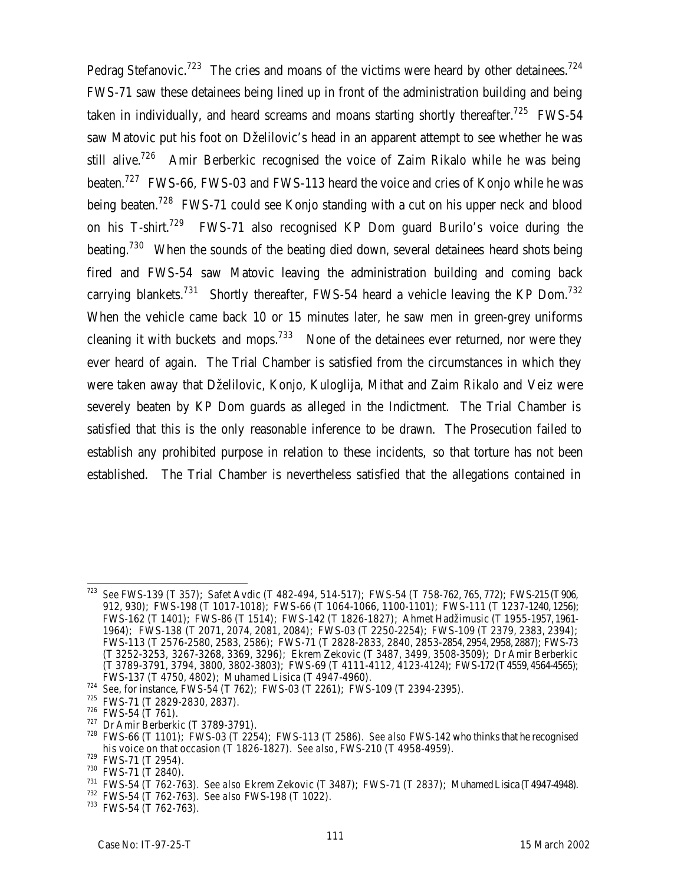Pedrag Stefanovic.[723] The cries and moans of the victims were heard by other detainees.[724] FWS-71 saw these detainees being lined up in front of the administration building and being taken in individually, and heard screams and moans starting shortly thereafter.[725] FWS-54 saw Matovic put his foot on Dželilovic's head in an apparent attempt to see whether he was still alive.[726] Amir Berberkic recognised the voice of Zaim Rikalo while he was being beaten.[727] FWS-66, FWS-03 and FWS-113 heard the voice and cries of Konjo while he was being beaten.[728] FWS-71 could see Konjo standing with a cut on his upper neck and blood on his T-shirt.[729] FWS-71 also recognised KP Dom guard Burilo's voice during the beating.[730] When the sounds of the beating died down, several detainees heard shots being fired and FWS-54 saw Matovic leaving the administration building and coming back carrying blankets.[731] Shortly thereafter, FWS-54 heard a vehicle leaving the KP Dom.[732] When the vehicle came back 10 or 15 minutes later, he saw men in green-grey uniforms cleaning it with buckets and mops.[733] None of the detainees ever returned, nor were they ever heard of again. The Trial Chamber is satisfied from the circumstances in which they were taken away that Dželilovic, Konjo, Kuloglija, Mithat and Zaim Rikalo and Veiz were severely beaten by KP Dom guards as alleged in the Indictment. The Trial Chamber is satisfied that this is the only reasonable inference to be drawn. The Prosecution failed to establish any prohibited purpose in relation to these incidents, so that torture has not been established. The Trial Chamber is nevertheless satisfied that the allegations contained in

---

[723] *See* FWS-139 (T 357); Safet Avdic (T 482-494, 514-517); FWS-54 (T 758-762, 765, 772); FWS-215 (T 906, 912, 930); FWS-198 (T 1017-1018); FWS-66 (T 1064-1066, 1100-1101); FWS-111 (T 1237-1240, 1256); FWS-162 (T 1401); FWS-86 (T 1514); FWS-142 (T 1826-1827); Ahmet Hadžimusic (T 1955-1957, 1961-1964); FWS-138 (T 2071, 2074, 2081, 2084); FWS-03 (T 2250-2254); FWS-109 (T 2379, 2383, 2394); FWS-113 (T 2576-2580, 2583, 2586); FWS-71 (T 2828-2833, 2840, 2853-2854, 2954, 2958, 2887); FWS-73 (T 3252-3253, 3267-3268, 3369, 3296); Ekrem Zekovic (T 3487, 3499, 3508-3509); Dr Amir Berberkic (T 3789-3791, 3794, 3800, 3802-3803); FWS-69 (T 4111-4112, 4123-4124); FWS-172 (T 4559, 4564-4565); FWS-137 (T 4750, 4802); Muhamed Lisica (T 4947-4960).

[724] See, for instance, FWS-54 (T 762); FWS-03 (T 2261); FWS-109 (T 2394-2395).

[725] FWS-71 (T 2829-2830, 2837).

[726] FWS-54 (T 761).

[727] Dr Amir Berberkic (T 3789-3791).

[728] FWS-66 (T 1101); FWS-03 (T 2254); FWS-113 (T 2586). *See also* FWS-142 who thinks that he recognised his voice on that occasion (T 1826-1827). *See also*, FWS-210 (T 4958-4959).

[729] FWS-71 (T 2954).

[730] FWS-71 (T 2840).

[731] FWS-54 (T 762-763). *See also* Ekrem Zekovic (T 3487); FWS-71 (T 2837); Muhamed Lisica (T 4947-4948).

[732] FWS-54 (T 762-763). *See also* FWS-198 (T 1022).

[733] FWS-54 (T 762-763).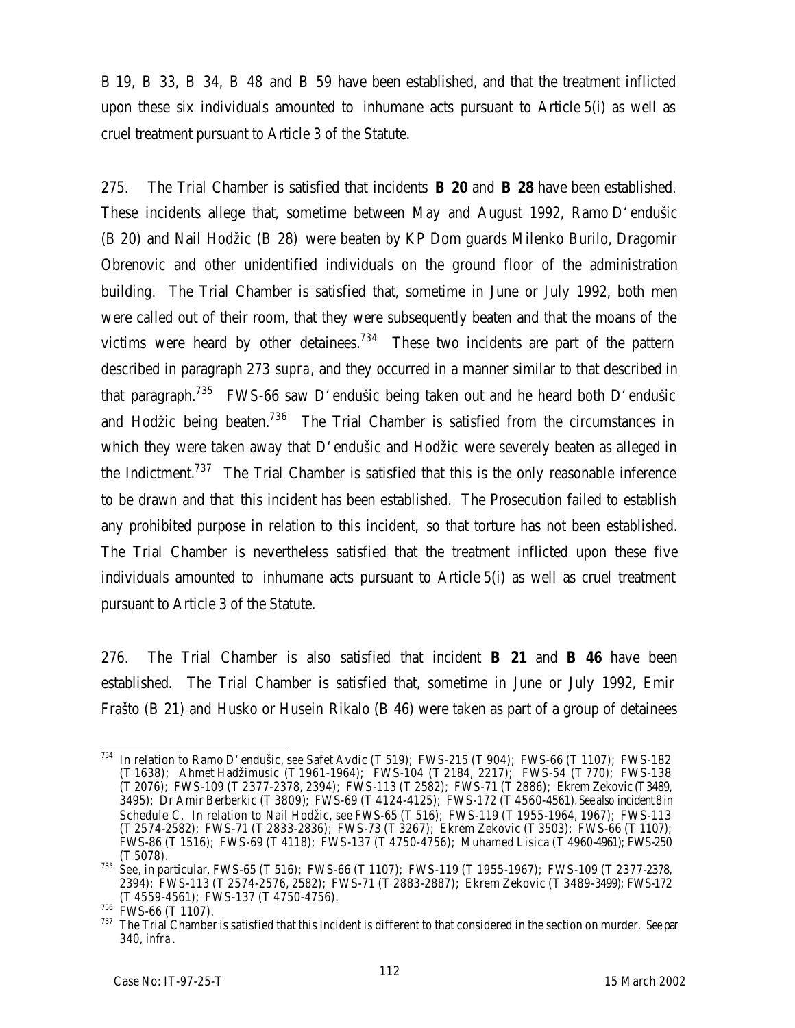B 19, B 33, B 34, B 48 and B 59 have been established, and that the treatment inflicted upon these six individuals amounted to inhumane acts pursuant to Article 5(i) as well as cruel treatment pursuant to Article 3 of the Statute.

275. The Trial Chamber is satisfied that incidents **B 20** and **B 28** have been established. These incidents allege that, sometime between May and August 1992, Ramo D'endušic (B 20) and Nail Hodžic (B 28) were beaten by KP Dom guards Milenko Burilo, Dragomir Obrenovic and other unidentified individuals on the ground floor of the administration building. The Trial Chamber is satisfied that, sometime in June or July 1992, both men were called out of their room, that they were subsequently beaten and that the moans of the victims were heard by other detainees.[734] These two incidents are part of the pattern described in paragraph 273 *supra*, and they occurred in a manner similar to that described in that paragraph.[735] FWS-66 saw D'endušic being taken out and he heard both D'endušic and Hodžic being beaten.[736] The Trial Chamber is satisfied from the circumstances in which they were taken away that D'endušic and Hodžic were severely beaten as alleged in the Indictment.[737] The Trial Chamber is satisfied that this is the only reasonable inference to be drawn and that this incident has been established. The Prosecution failed to establish any prohibited purpose in relation to this incident, so that torture has not been established. The Trial Chamber is nevertheless satisfied that the treatment inflicted upon these five individuals amounted to inhumane acts pursuant to Article 5(i) as well as cruel treatment pursuant to Article 3 of the Statute.

276. The Trial Chamber is also satisfied that incident **B 21** and **B 46** have been established. The Trial Chamber is satisfied that, sometime in June or July 1992, Emir Frašto (B 21) and Husko or Husein Rikalo (B 46) were taken as part of a group of detainees

---

[734] In relation to Ramo D'endušic, *see* Safet Avdic (T 519); FWS-215 (T 904); FWS-66 (T 1107); FWS-182 (T 1638); Ahmet Hadžimusic (T 1961-1964); FWS-104 (T 2184, 2217); FWS-54 (T 770); FWS-138 (T 2076); FWS-109 (T 2377-2378, 2394); FWS-113 (T 2582); FWS-71 (T 2886); Ekrem Zekovic (T 3489, 3495); Dr Amir Berberkic (T 3809); FWS-69 (T 4124-4125); FWS-172 (T 4560-4561). *See also* incident 8 in Schedule C. In relation to Nail Hodžic, *see* FWS-65 (T 516); FWS-119 (T 1955-1964, 1967); FWS-113 (T 2574-2582); FWS-71 (T 2833-2836); FWS-73 (T 3267); Ekrem Zekovic (T 3503); FWS-66 (T 1107); FWS-86 (T 1516); FWS-69 (T 4118); FWS-137 (T 4750-4756); Muhamed Lisica (T 4960-4961); FWS-250 (T 5078).

[735] *See*, in particular, FWS-65 (T 516); FWS-66 (T 1107); FWS-119 (T 1955-1967); FWS-109 (T 2377-2378, 2394); FWS-113 (T 2574-2576, 2582); FWS-71 (T 2883-2887); Ekrem Zekovic (T 3489-3499); FWS-172 (T 4559-4561); FWS-137 (T 4750-4756).

[736] FWS-66 (T 1107).

[737] The Trial Chamber is satisfied that this incident is different to that considered in the section on murder. *See* par 340, *infra*.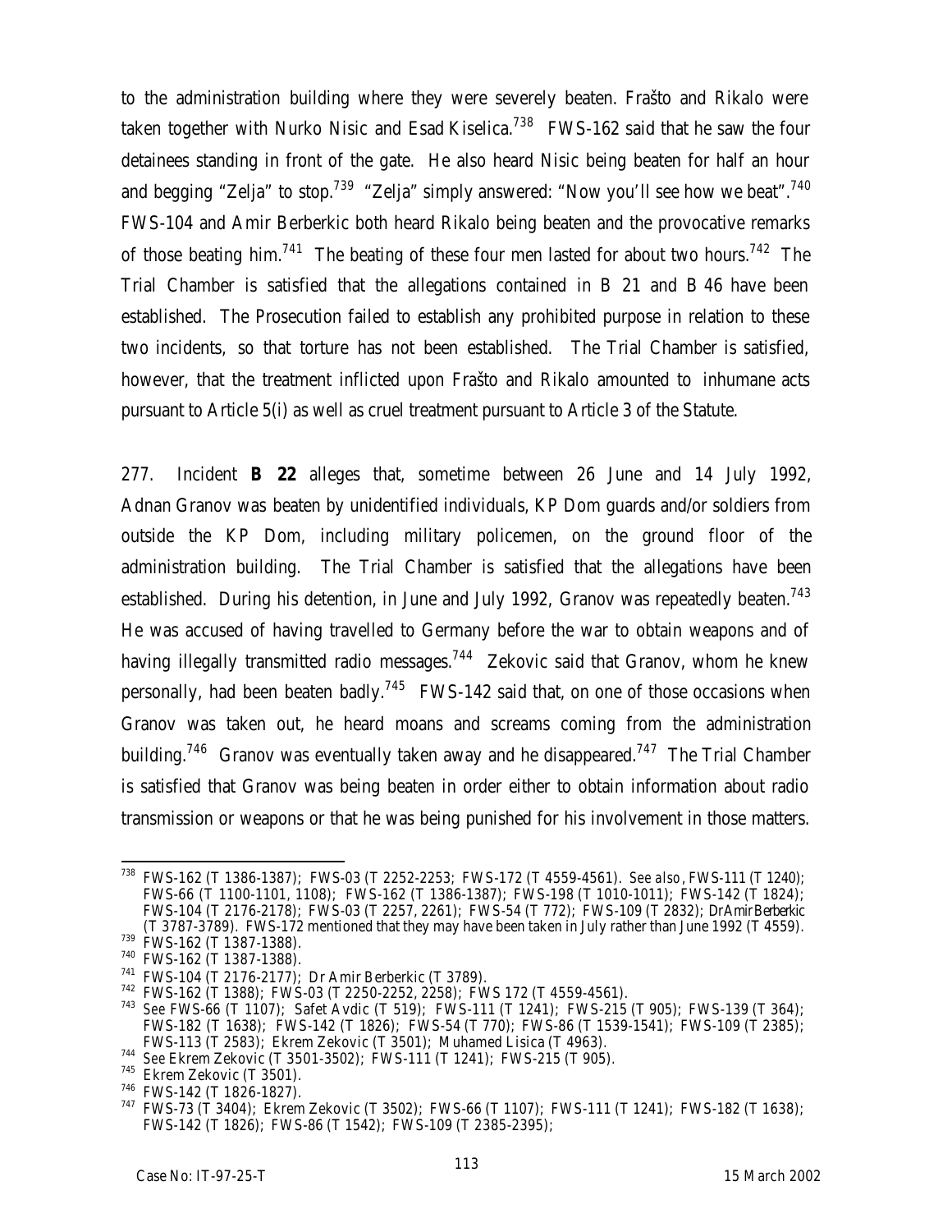to the administration building where they were severely beaten. Frašto and Rikalo were taken together with Nurko Nisic and Esad Kiselica.[738] FWS-162 said that he saw the four detainees standing in front of the gate. He also heard Nisic being beaten for half an hour and begging "Zelja" to stop.[739] "Zelja" simply answered: "Now you'll see how we beat".[740] FWS-104 and Amir Berberkic both heard Rikalo being beaten and the provocative remarks of those beating him.[741] The beating of these four men lasted for about two hours.[742] The Trial Chamber is satisfied that the allegations contained in B 21 and B 46 have been established. The Prosecution failed to establish any prohibited purpose in relation to these two incidents, so that torture has not been established. The Trial Chamber is satisfied, however, that the treatment inflicted upon Frašto and Rikalo amounted to inhumane acts pursuant to Article 5(i) as well as cruel treatment pursuant to Article 3 of the Statute.

277. Incident **B 22** alleges that, sometime between 26 June and 14 July 1992, Adnan Granov was beaten by unidentified individuals, KP Dom guards and/or soldiers from outside the KP Dom, including military policemen, on the ground floor of the administration building. The Trial Chamber is satisfied that the allegations have been established. During his detention, in June and July 1992, Granov was repeatedly beaten.[743] He was accused of having travelled to Germany before the war to obtain weapons and of having illegally transmitted radio messages.[744] Zekovic said that Granov, whom he knew personally, had been beaten badly.[745] FWS-142 said that, on one of those occasions when Granov was taken out, he heard moans and screams coming from the administration building.[746] Granov was eventually taken away and he disappeared.[747] The Trial Chamber is satisfied that Granov was being beaten in order either to obtain information about radio transmission or weapons or that he was being punished for his involvement in those matters.

---

[738] FWS-162 (T 1386-1387); FWS-03 (T 2252-2253; FWS-172 (T 4559-4561). *See also*, FWS-111 (T 1240); FWS-66 (T 1100-1101, 1108); FWS-162 (T 1386-1387); FWS-198 (T 1010-1011); FWS-142 (T 1824); FWS-104 (T 2176-2178); FWS-03 (T 2257, 2261); FWS-54 (T 772); FWS-109 (T 2832); Dr Amir Berberkic (T 3787-3789). FWS-172 mentioned that they may have been taken in July rather than June 1992 (T 4559).

[739] FWS-162 (T 1387-1388).

[740] FWS-162 (T 1387-1388).

[741] FWS-104 (T 2176-2177); Dr Amir Berberkic (T 3789).

[742] FWS-162 (T 1388); FWS-03 (T 2250-2252, 2258); FWS 172 (T 4559-4561).

[743] *See* FWS-66 (T 1107); Safet Avdic (T 519); FWS-111 (T 1241); FWS-215 (T 905); FWS-139 (T 364); FWS-182 (T 1638); FWS-142 (T 1826); FWS-54 (T 770); FWS-86 (T 1539-1541); FWS-109 (T 2385); FWS-113 (T 2583); Ekrem Zekovic (T 3501); Muhamed Lisica (T 4963).

[744] *See* Ekrem Zekovic (T 3501-3502); FWS-111 (T 1241); FWS-215 (T 905).

[745] Ekrem Zekovic (T 3501).

[746] FWS-142 (T 1826-1827).

[747] FWS-73 (T 3404); Ekrem Zekovic (T 3502); FWS-66 (T 1107); FWS-111 (T 1241); FWS-182 (T 1638); FWS-142 (T 1826); FWS-86 (T 1542); FWS-109 (T 2385-2395);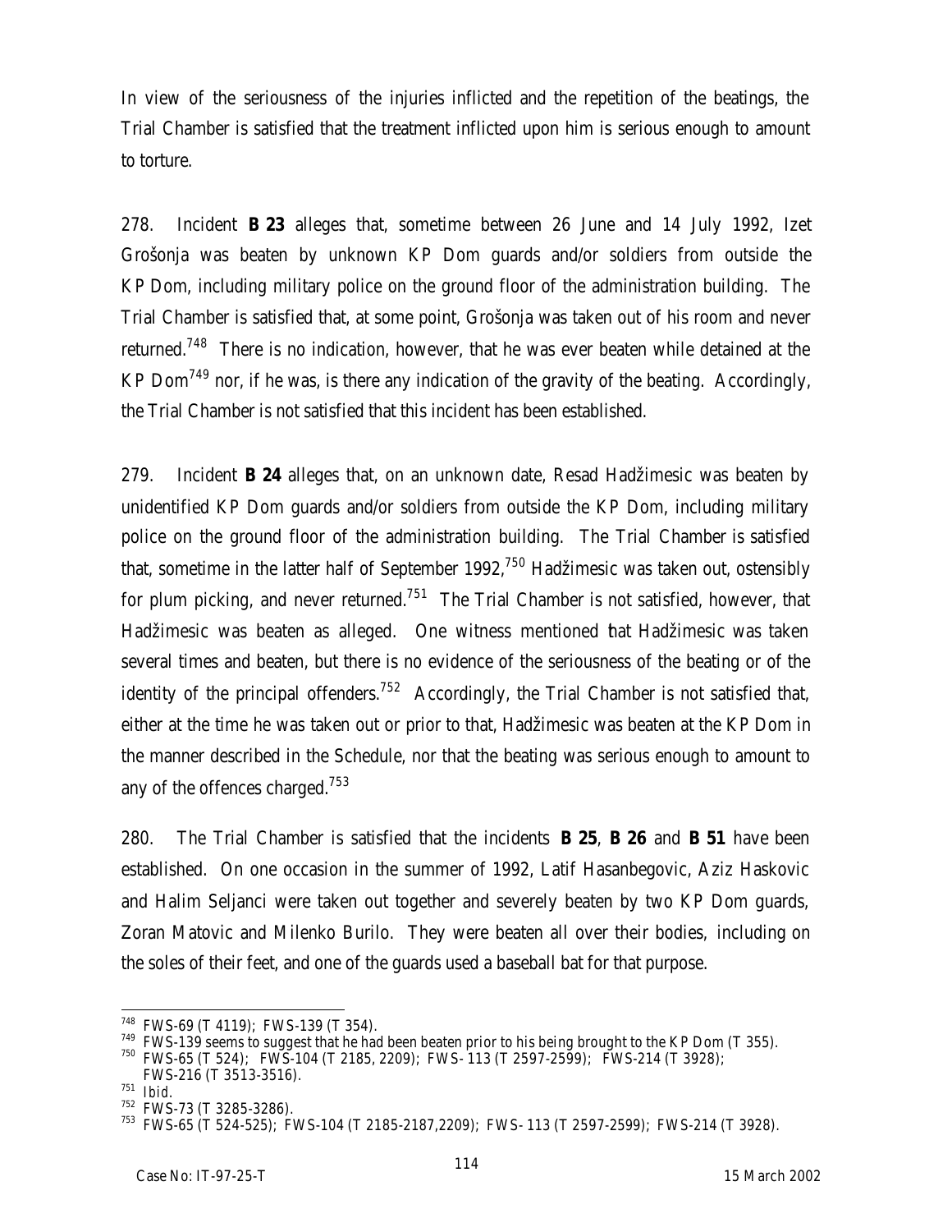In view of the seriousness of the injuries inflicted and the repetition of the beatings, the Trial Chamber is satisfied that the treatment inflicted upon him is serious enough to amount to torture.

278. Incident **B 23** alleges that, sometime between 26 June and 14 July 1992, Izet Grošonja was beaten by unknown KP Dom guards and/or soldiers from outside the KP Dom, including military police on the ground floor of the administration building. The Trial Chamber is satisfied that, at some point, Grošonja was taken out of his room and never returned.[748] There is no indication, however, that he was ever beaten while detained at the KP Dom[749] nor, if he was, is there any indication of the gravity of the beating. Accordingly, the Trial Chamber is not satisfied that this incident has been established.

279. Incident **B 24** alleges that, on an unknown date, Resad Hadžimesic was beaten by unidentified KP Dom guards and/or soldiers from outside the KP Dom, including military police on the ground floor of the administration building. The Trial Chamber is satisfied that, sometime in the latter half of September 1992,[750] Hadžimesic was taken out, ostensibly for plum picking, and never returned.[751] The Trial Chamber is not satisfied, however, that Hadžimesic was beaten as alleged. One witness mentioned that Hadžimesic was taken several times and beaten, but there is no evidence of the seriousness of the beating or of the identity of the principal offenders.[752] Accordingly, the Trial Chamber is not satisfied that, either at the time he was taken out or prior to that, Hadžimesic was beaten at the KP Dom in the manner described in the Schedule, nor that the beating was serious enough to amount to any of the offences charged.[753]

280. The Trial Chamber is satisfied that the incidents **B 25**, **B 26** and **B 51** have been established. On one occasion in the summer of 1992, Latif Hasanbegovic, Aziz Haskovic and Halim Seljanci were taken out together and severely beaten by two KP Dom guards, Zoran Matovic and Milenko Burilo. They were beaten all over their bodies, including on the soles of their feet, and one of the guards used a baseball bat for that purpose.

---

[748] FWS-69 (T 4119); FWS-139 (T 354).

[749] FWS-139 seems to suggest that he had been beaten prior to his being brought to the KP Dom (T 355).

[750] FWS-65 (T 524); FWS-104 (T 2185, 2209); FWS- 113 (T 2597-2599); FWS-214 (T 3928); FWS-216 (T 3513-3516).

[751] Ibid.

[752] FWS-73 (T 3285-3286).

[753] FWS-65 (T 524-525); FWS-104 (T 2185-2187,2209); FWS- 113 (T 2597-2599); FWS-214 (T 3928).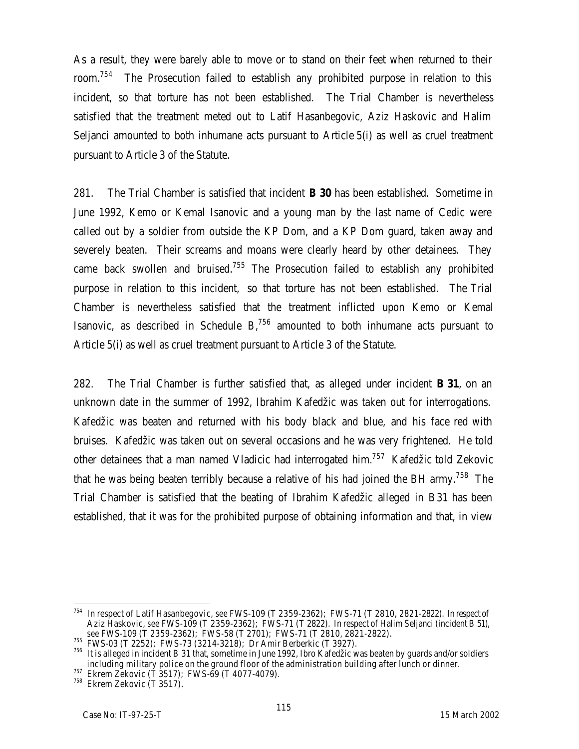As a result, they were barely able to move or to stand on their feet when returned to their room.[754] The Prosecution failed to establish any prohibited purpose in relation to this incident, so that torture has not been established. The Trial Chamber is nevertheless satisfied that the treatment meted out to Latif Hasanbegovic, Aziz Haskovic and Halim Seljanci amounted to both inhumane acts pursuant to Article 5(i) as well as cruel treatment pursuant to Article 3 of the Statute.

281. The Trial Chamber is satisfied that incident **B 30** has been established. Sometime in June 1992, Kemo or Kemal Isanovic and a young man by the last name of Cedic were called out by a soldier from outside the KP Dom, and a KP Dom guard, taken away and severely beaten. Their screams and moans were clearly heard by other detainees. They came back swollen and bruised.[755] The Prosecution failed to establish any prohibited purpose in relation to this incident, so that torture has not been established. The Trial Chamber is nevertheless satisfied that the treatment inflicted upon Kemo or Kemal Isanovic, as described in Schedule B,[756] amounted to both inhumane acts pursuant to Article 5(i) as well as cruel treatment pursuant to Article 3 of the Statute.

282. The Trial Chamber is further satisfied that, as alleged under incident **B 31**, on an unknown date in the summer of 1992, Ibrahim Kafedžic was taken out for interrogations. Kafedžic was beaten and returned with his body black and blue, and his face red with bruises. Kafedžic was taken out on several occasions and he was very frightened. He told other detainees that a man named Vladicic had interrogated him.[757] Kafedžic told Zekovic that he was being beaten terribly because a relative of his had joined the BH army.[758] The Trial Chamber is satisfied that the beating of Ibrahim Kafedžic alleged in B31 has been established, that it was for the prohibited purpose of obtaining information and that, in view

---

[754] In respect of Latif Hasanbegovic, *see* FWS-109 (T 2359-2362); FWS-71 (T 2810, 2821-2822). In respect of Aziz Haskovic, *see* FWS-109 (T 2359-2362); FWS-71 (T 2822). In respect of Halim Seljanci (incident B 51), *see* FWS-109 (T 2359-2362); FWS-58 (T 2701); FWS-71 (T 2810, 2821-2822).

[755] FWS-03 (T 2252); FWS-73 (3214-3218); Dr Amir Berberkic (T 3927).

[756] It is alleged in incident B 31 that, sometime in June 1992, Ibro Kafedžic was beaten by guards and/or soldiers including military police on the ground floor of the administration building after lunch or dinner.

[757] Ekrem Zekovic (T 3517); FWS-69 (T 4077-4079).

[758] Ekrem Zekovic (T 3517).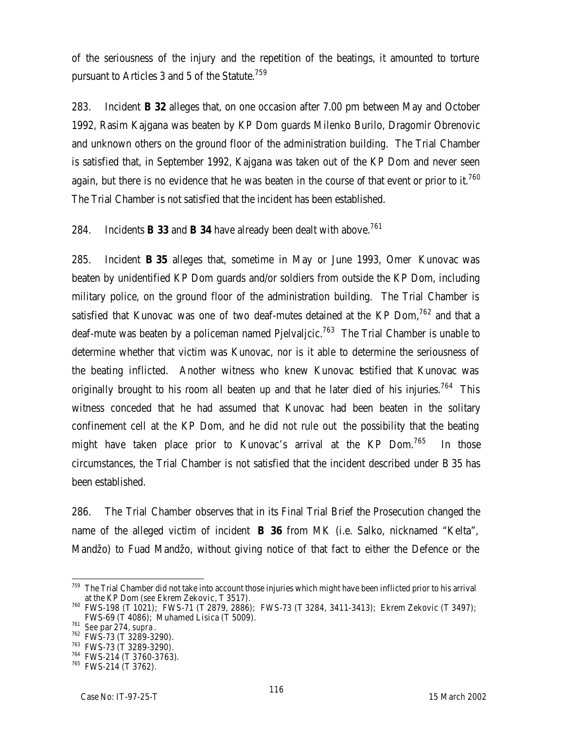of the seriousness of the injury and the repetition of the beatings, it amounted to torture pursuant to Articles 3 and 5 of the Statute.[759]

283. Incident **B 32** alleges that, on one occasion after 7.00 pm between May and October 1992, Rasim Kajgana was beaten by KP Dom guards Milenko Burilo, Dragomir Obrenovic and unknown others on the ground floor of the administration building. The Trial Chamber is satisfied that, in September 1992, Kajgana was taken out of the KP Dom and never seen again, but there is no evidence that he was beaten in the course of that event or prior to it.[760] The Trial Chamber is not satisfied that the incident has been established.

284. Incidents **B 33** and **B 34** have already been dealt with above.[761]

285. Incident **B 35** alleges that, sometime in May or June 1993, Omer Kunovac was beaten by unidentified KP Dom guards and/or soldiers from outside the KP Dom, including military police, on the ground floor of the administration building. The Trial Chamber is satisfied that Kunovac was one of two deaf-mutes detained at the KP Dom,[762] and that a deaf-mute was beaten by a policeman named Pjelvaljcic.[763] The Trial Chamber is unable to determine whether that victim was Kunovac, nor is it able to determine the seriousness of the beating inflicted. Another witness who knew Kunovac testified that Kunovac was originally brought to his room all beaten up and that he later died of his injuries.[764] This witness conceded that he had assumed that Kunovac had been beaten in the solitary confinement cell at the KP Dom, and he did not rule out the possibility that the beating might have taken place prior to Kunovac's arrival at the KP Dom.[765] In those circumstances, the Trial Chamber is not satisfied that the incident described under B 35 has been established.

286. The Trial Chamber observes that in its Final Trial Brief the Prosecution changed the name of the alleged victim of incident **B 36** from MK (i.e. Salko, nicknamed "Kelta", Mandžo) to Fuad Mandžo, without giving notice of that fact to either the Defence or the

---

[759] The Trial Chamber did not take into account those injuries which might have been inflicted prior to his arrival at the KP Dom (see Ekrem Zekovic, T 3517).

[760] FWS-198 (T 1021); FWS-71 (T 2879, 2886); FWS-73 (T 3284, 3411-3413); Ekrem Zekovic (T 3497); FWS-69 (T 4086); Muhamed Lisica (T 5009).

[761] See par 274, *supra*.

[762] FWS-73 (T 3289-3290).

[763] FWS-73 (T 3289-3290).

[764] FWS-214 (T 3760-3763).

[765] FWS-214 (T 3762).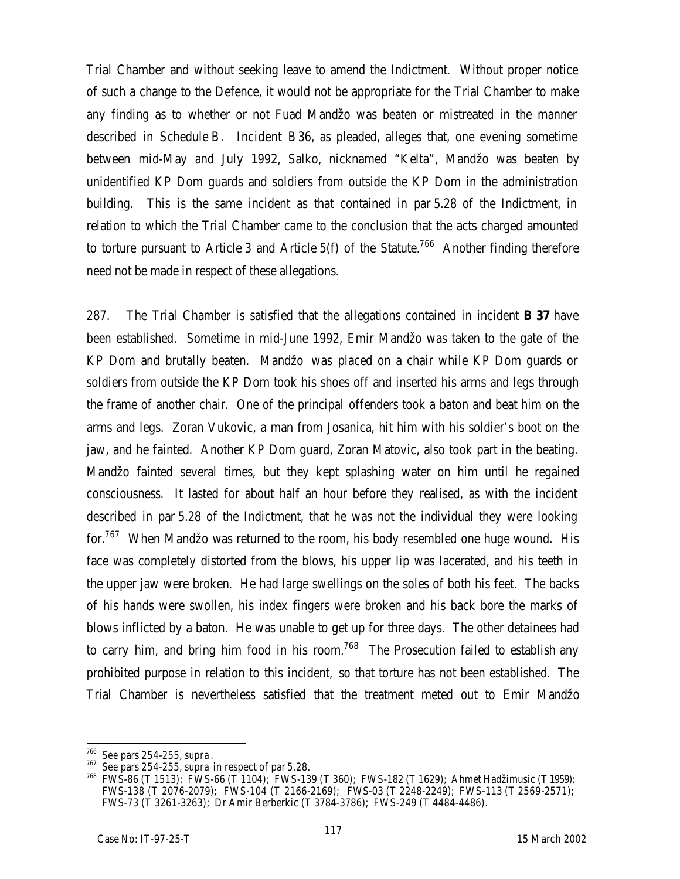Trial Chamber and without seeking leave to amend the Indictment. Without proper notice of such a change to the Defence, it would not be appropriate for the Trial Chamber to make any finding as to whether or not Fuad Mandžo was beaten or mistreated in the manner described in Schedule B. Incident B 36, as pleaded, alleges that, one evening sometime between mid-May and July 1992, Salko, nicknamed "Kelta", Mandžo was beaten by unidentified KP Dom guards and soldiers from outside the KP Dom in the administration building. This is the same incident as that contained in par 5.28 of the Indictment, in relation to which the Trial Chamber came to the conclusion that the acts charged amounted to torture pursuant to Article 3 and Article 5(f) of the Statute.[766] Another finding therefore need not be made in respect of these allegations.

287. The Trial Chamber is satisfied that the allegations contained in incident **B 37** have been established. Sometime in mid-June 1992, Emir Mandžo was taken to the gate of the KP Dom and brutally beaten. Mandžo was placed on a chair while KP Dom guards or soldiers from outside the KP Dom took his shoes off and inserted his arms and legs through the frame of another chair. One of the principal offenders took a baton and beat him on the arms and legs. Zoran Vukovic, a man from Josanica, hit him with his soldier's boot on the jaw, and he fainted. Another KP Dom guard, Zoran Matovic, also took part in the beating. Mandžo fainted several times, but they kept splashing water on him until he regained consciousness. It lasted for about half an hour before they realised, as with the incident described in par 5.28 of the Indictment, that he was not the individual they were looking for.[767] When Mandžo was returned to the room, his body resembled one huge wound. His face was completely distorted from the blows, his upper lip was lacerated, and his teeth in the upper jaw were broken. He had large swellings on the soles of both his feet. The backs of his hands were swollen, his index fingers were broken and his back bore the marks of blows inflicted by a baton. He was unable to get up for three days. The other detainees had to carry him, and bring him food in his room.[768] The Prosecution failed to establish any prohibited purpose in relation to this incident, so that torture has not been established. The Trial Chamber is nevertheless satisfied that the treatment meted out to Emir Mandžo

---

[766] See pars 254-255, *supra*.

[767] See pars 254-255, *supra* in respect of par 5.28.

[768] FWS-86 (T 1513); FWS-66 (T 1104); FWS-139 (T 360); FWS-182 (T 1629); Ahmet Hadžimusic (T 1959); FWS-138 (T 2076-2079); FWS-104 (T 2166-2169); FWS-03 (T 2248-2249); FWS-113 (T 2569-2571); FWS-73 (T 3261-3263); Dr Amir Berberkic (T 3784-3786); FWS-249 (T 4484-4486).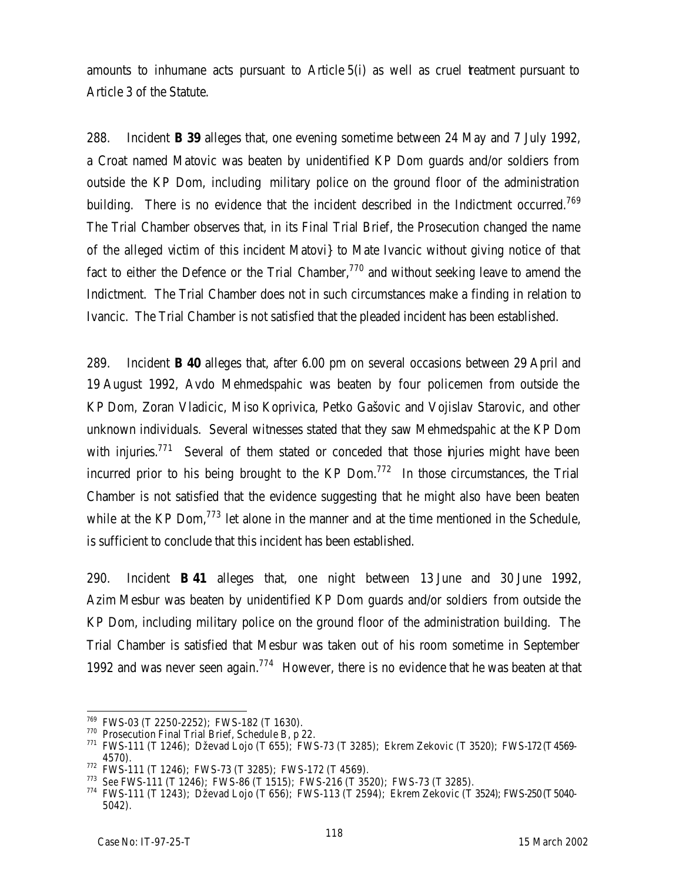amounts to inhumane acts pursuant to Article 5(i) as well as cruel treatment pursuant to Article 3 of the Statute.

288. Incident **B 39** alleges that, one evening sometime between 24 May and 7 July 1992, a Croat named Matovic was beaten by unidentified KP Dom guards and/or soldiers from outside the KP Dom, including military police on the ground floor of the administration building. There is no evidence that the incident described in the Indictment occurred.[769] The Trial Chamber observes that, in its Final Trial Brief, the Prosecution changed the name of the alleged victim of this incident Matovi} to Mate Ivancic without giving notice of that fact to either the Defence or the Trial Chamber,[770] and without seeking leave to amend the Indictment. The Trial Chamber does not in such circumstances make a finding in relation to Ivancic. The Trial Chamber is not satisfied that the pleaded incident has been established.

289. Incident **B 40** alleges that, after 6.00 pm on several occasions between 29 April and 19 August 1992, Avdo Mehmedspahic was beaten by four policemen from outside the KP Dom, Zoran Vladicic, Miso Koprivica, Petko Gašovic and Vojislav Starovic, and other unknown individuals. Several witnesses stated that they saw Mehmedspahic at the KP Dom with injuries.[771] Several of them stated or conceded that those injuries might have been incurred prior to his being brought to the KP Dom.[772] In those circumstances, the Trial Chamber is not satisfied that the evidence suggesting that he might also have been beaten while at the KP Dom,[773] let alone in the manner and at the time mentioned in the Schedule, is sufficient to conclude that this incident has been established.

290. Incident **B 41** alleges that, one night between 13 June and 30 June 1992, Azim Mesbur was beaten by unidentified KP Dom guards and/or soldiers from outside the KP Dom, including military police on the ground floor of the administration building. The Trial Chamber is satisfied that Mesbur was taken out of his room sometime in September 1992 and was never seen again.[774] However, there is no evidence that he was beaten at that

---

[769] FWS-03 (T 2250-2252); FWS-182 (T 1630).

[770] Prosecution Final Trial Brief, Schedule B, p 22.

[771] FWS-111 (T 1246); Dževad Lojo (T 655); FWS-73 (T 3285); Ekrem Zekovic (T 3520); FWS-172 (T 4569-4570).

[772] FWS-111 (T 1246); FWS-73 (T 3285); FWS-172 (T 4569).

[773] See FWS-111 (T 1246); FWS-86 (T 1515); FWS-216 (T 3520); FWS-73 (T 3285).

[774] FWS-111 (T 1243); Dževad Lojo (T 656); FWS-113 (T 2594); Ekrem Zekovic (T 3524); FWS-250 (T 5040-5042).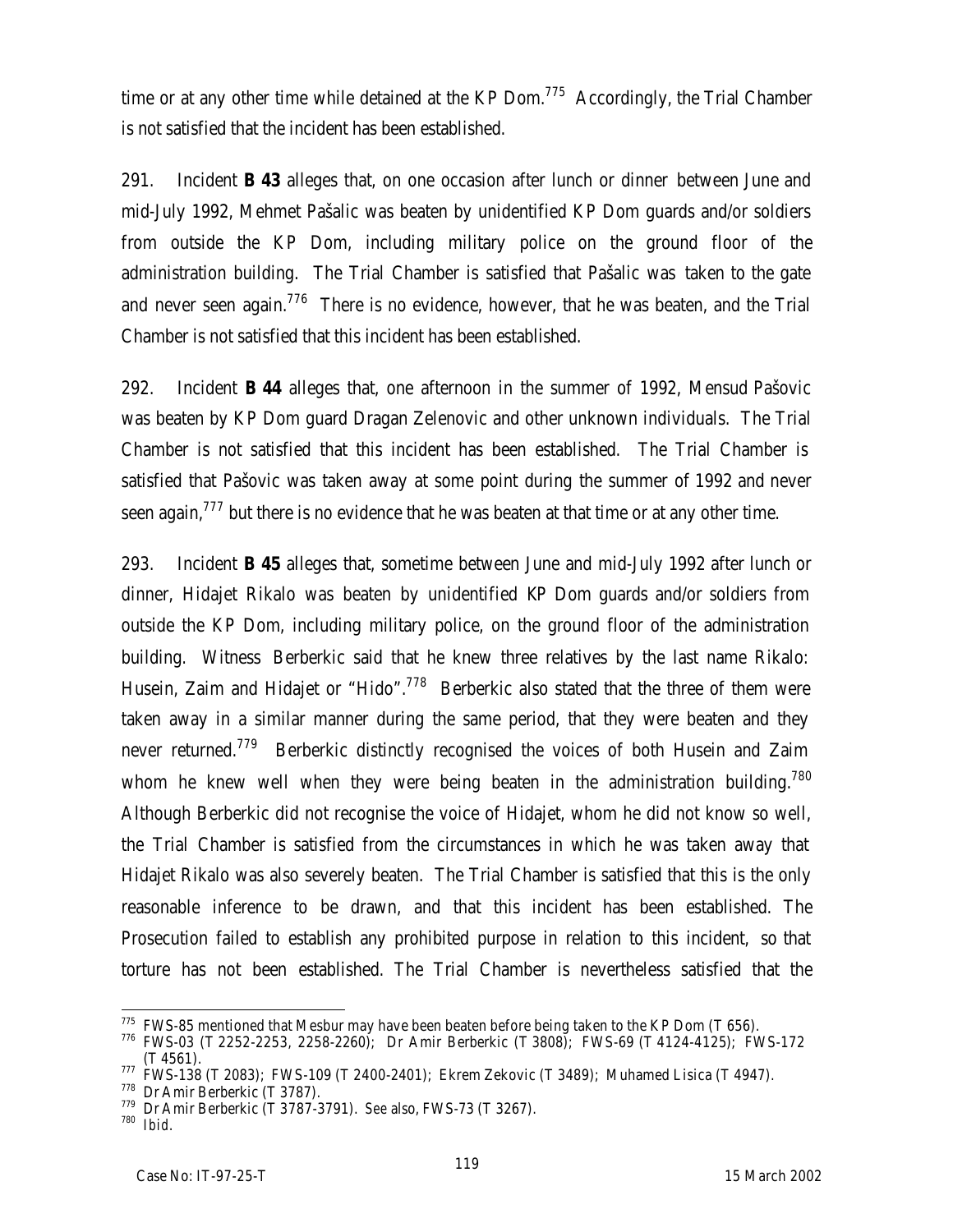time or at any other time while detained at the KP Dom.[775] Accordingly, the Trial Chamber is not satisfied that the incident has been established.

291. Incident **B 43** alleges that, on one occasion after lunch or dinner between June and mid-July 1992, Mehmet Pašalic was beaten by unidentified KP Dom guards and/or soldiers from outside the KP Dom, including military police on the ground floor of the administration building. The Trial Chamber is satisfied that Pašalic was taken to the gate and never seen again.[776] There is no evidence, however, that he was beaten, and the Trial Chamber is not satisfied that this incident has been established.

292. Incident **B 44** alleges that, one afternoon in the summer of 1992, Mensud Pašovic was beaten by KP Dom guard Dragan Zelenovic and other unknown individuals. The Trial Chamber is not satisfied that this incident has been established. The Trial Chamber is satisfied that Pašovic was taken away at some point during the summer of 1992 and never seen again,[777] but there is no evidence that he was beaten at that time or at any other time.

293. Incident **B 45** alleges that, sometime between June and mid-July 1992 after lunch or dinner, Hidajet Rikalo was beaten by unidentified KP Dom guards and/or soldiers from outside the KP Dom, including military police, on the ground floor of the administration building. Witness Berberkic said that he knew three relatives by the last name Rikalo: Husein, Zaim and Hidajet or "Hido".[778] Berberkic also stated that the three of them were taken away in a similar manner during the same period, that they were beaten and they never returned.[779] Berberkic distinctly recognised the voices of both Husein and Zaim whom he knew well when they were being beaten in the administration building.[780] Although Berberkic did not recognise the voice of Hidajet, whom he did not know so well, the Trial Chamber is satisfied from the circumstances in which he was taken away that Hidajet Rikalo was also severely beaten. The Trial Chamber is satisfied that this is the only reasonable inference to be drawn, and that this incident has been established. The Prosecution failed to establish any prohibited purpose in relation to this incident, so that torture has not been established. The Trial Chamber is nevertheless satisfied that the

---

[775] FWS-85 mentioned that Mesbur may have been beaten before being taken to the KP Dom (T 656).

[776] FWS-03 (T 2252-2253, 2258-2260); Dr Amir Berberkic (T 3808); FWS-69 (T 4124-4125); FWS-172 (T 4561).

[777] FWS-138 (T 2083); FWS-109 (T 2400-2401); Ekrem Zekovic (T 3489); Muhamed Lisica (T 4947).

[778] Dr Amir Berberkic (T 3787).

[779] Dr Amir Berberkic (T 3787-3791). *See also*, FWS-73 (T 3267).

[780] *Ibid*.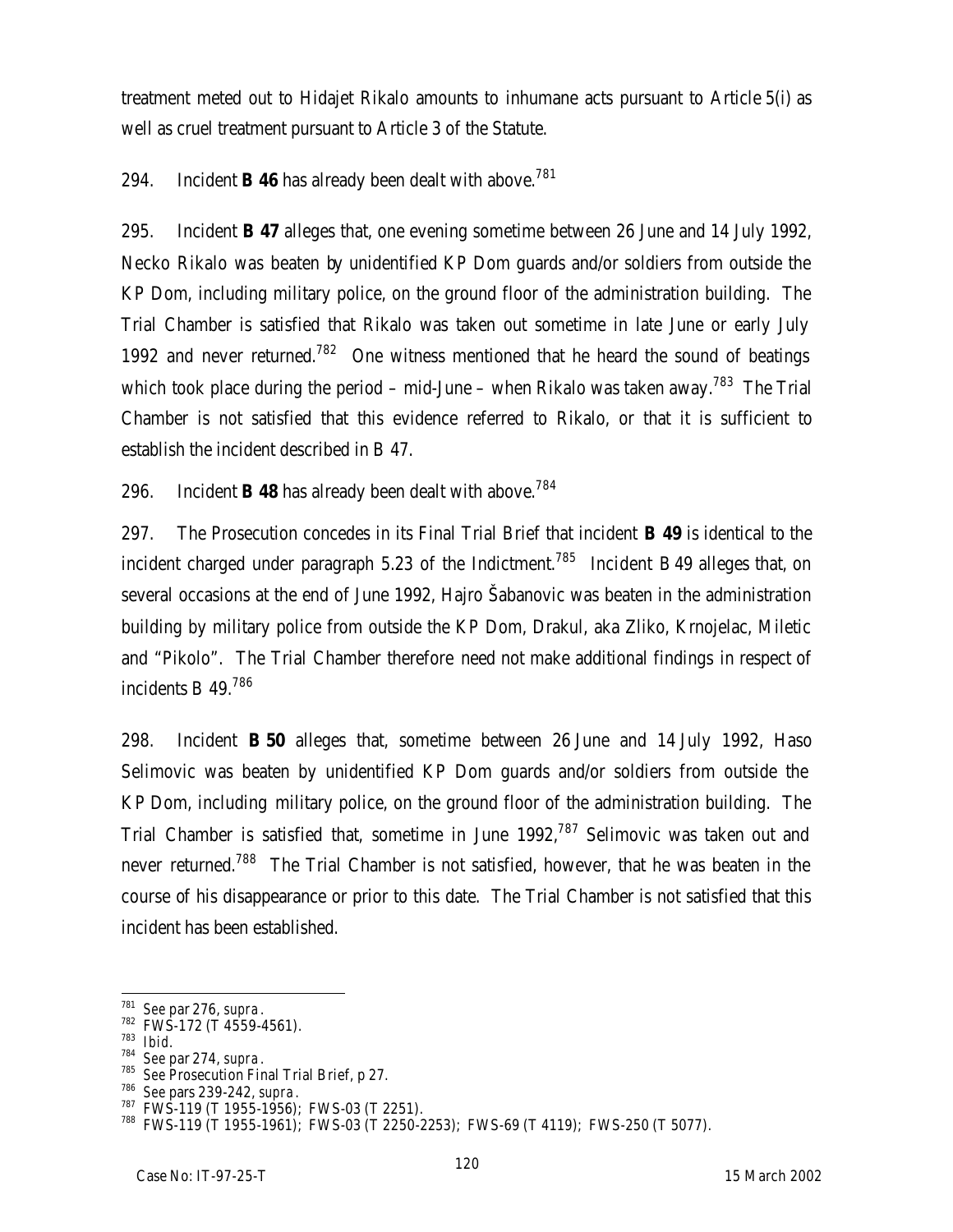treatment meted out to Hidajet Rikalo amounts to inhumane acts pursuant to Article 5(i) as well as cruel treatment pursuant to Article 3 of the Statute.

294. Incident **B 46** has already been dealt with above.[781]

295. Incident **B 47** alleges that, one evening sometime between 26 June and 14 July 1992, Necko Rikalo was beaten by unidentified KP Dom guards and/or soldiers from outside the KP Dom, including military police, on the ground floor of the administration building. The Trial Chamber is satisfied that Rikalo was taken out sometime in late June or early July 1992 and never returned.[782] One witness mentioned that he heard the sound of beatings which took place during the period – mid-June – when Rikalo was taken away.[783] The Trial Chamber is not satisfied that this evidence referred to Rikalo, or that it is sufficient to establish the incident described in B 47.

296. Incident **B 48** has already been dealt with above.[784]

297. The Prosecution concedes in its Final Trial Brief that incident **B 49** is identical to the incident charged under paragraph 5.23 of the Indictment.[785] Incident B 49 alleges that, on several occasions at the end of June 1992, Hajro Šabanovic was beaten in the administration building by military police from outside the KP Dom, Drakul, aka Zliko, Krnojelac, Miletic and "Pikolo". The Trial Chamber therefore need not make additional findings in respect of incidents B 49.[786]

298. Incident **B 50** alleges that, sometime between 26 June and 14 July 1992, Haso Selimovic was beaten by unidentified KP Dom guards and/or soldiers from outside the KP Dom, including military police, on the ground floor of the administration building. The Trial Chamber is satisfied that, sometime in June 1992,[787] Selimovic was taken out and never returned.[788] The Trial Chamber is not satisfied, however, that he was beaten in the course of his disappearance or prior to this date. The Trial Chamber is not satisfied that this incident has been established.

---

[781] See par 276, *supra*.
[782] FWS-172 (T 4559-4561).
[783] *Ibid*.
[784] See par 274, *supra*.
[785] See Prosecution Final Trial Brief, p 27.
[786] See pars 239-242, *supra*.
[787] FWS-119 (T 1955-1956); FWS-03 (T 2251).
[788] FWS-119 (T 1955-1961); FWS-03 (T 2250-2253); FWS-69 (T 4119); FWS-250 (T 5077).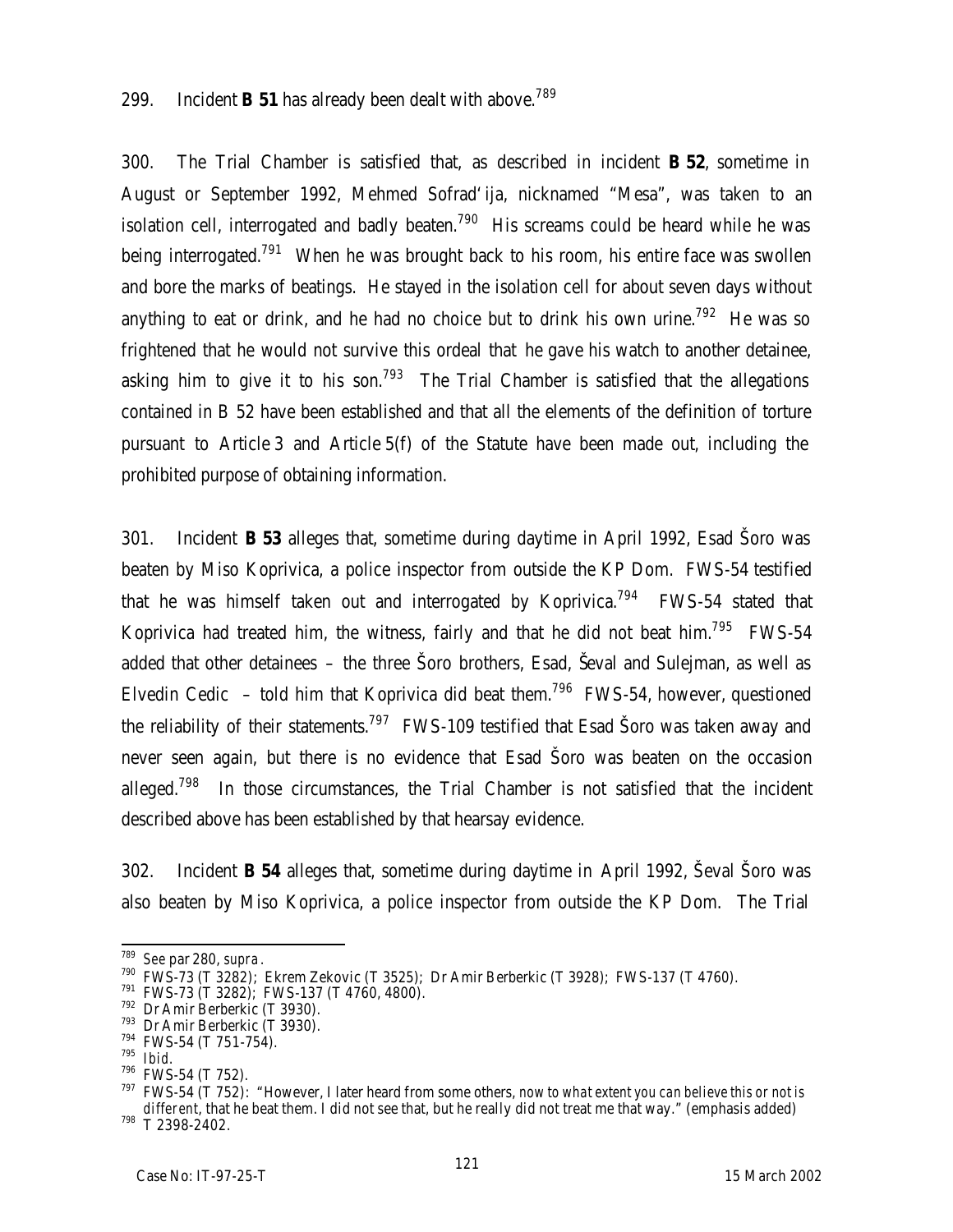299. Incident **B 51** has already been dealt with above.[789]

300. The Trial Chamber is satisfied that, as described in incident **B 52**, sometime in August or September 1992, Mehmed Sofrad'ija, nicknamed "Mesa", was taken to an isolation cell, interrogated and badly beaten.[790] His screams could be heard while he was being interrogated.[791] When he was brought back to his room, his entire face was swollen and bore the marks of beatings. He stayed in the isolation cell for about seven days without anything to eat or drink, and he had no choice but to drink his own urine.[792] He was so frightened that he would not survive this ordeal that he gave his watch to another detainee, asking him to give it to his son.[793] The Trial Chamber is satisfied that the allegations contained in B 52 have been established and that all the elements of the definition of torture pursuant to Article 3 and Article 5(f) of the Statute have been made out, including the prohibited purpose of obtaining information.

301. Incident **B 53** alleges that, sometime during daytime in April 1992, Esad Šoro was beaten by Miso Koprivica, a police inspector from outside the KP Dom. FWS-54 testified that he was himself taken out and interrogated by Koprivica.[794] FWS-54 stated that Koprivica had treated him, the witness, fairly and that he did not beat him.[795] FWS-54 added that other detainees – the three Šoro brothers, Esad, Ševal and Sulejman, as well as Elvedin Cedic – told him that Koprivica did beat them.[796] FWS-54, however, questioned the reliability of their statements.[797] FWS-109 testified that Esad Šoro was taken away and never seen again, but there is no evidence that Esad Šoro was beaten on the occasion alleged.[798] In those circumstances, the Trial Chamber is not satisfied that the incident described above has been established by that hearsay evidence.

302. Incident **B 54** alleges that, sometime during daytime in April 1992, Ševal Šoro was also beaten by Miso Koprivica, a police inspector from outside the KP Dom. The Trial

---

[789] *See* par 280, *supra*.

[790] FWS-73 (T 3282); Ekrem Zekovic (T 3525); Dr Amir Berberkic (T 3928); FWS-137 (T 4760).

[791] FWS-73 (T 3282); FWS-137 (T 4760, 4800).

[792] Dr Amir Berberkic (T 3930).

[793] Dr Amir Berberkic (T 3930).

[794] FWS-54 (T 751-754).

[795] *Ibid*.

[796] FWS-54 (T 752).

[797] FWS-54 (T 752): "However, I later heard from some others, *now to what extent you can believe this or not is different*, that he beat them. I did not see that, but he really did not treat me that way." (emphasis added)

[798] T 2398-2402.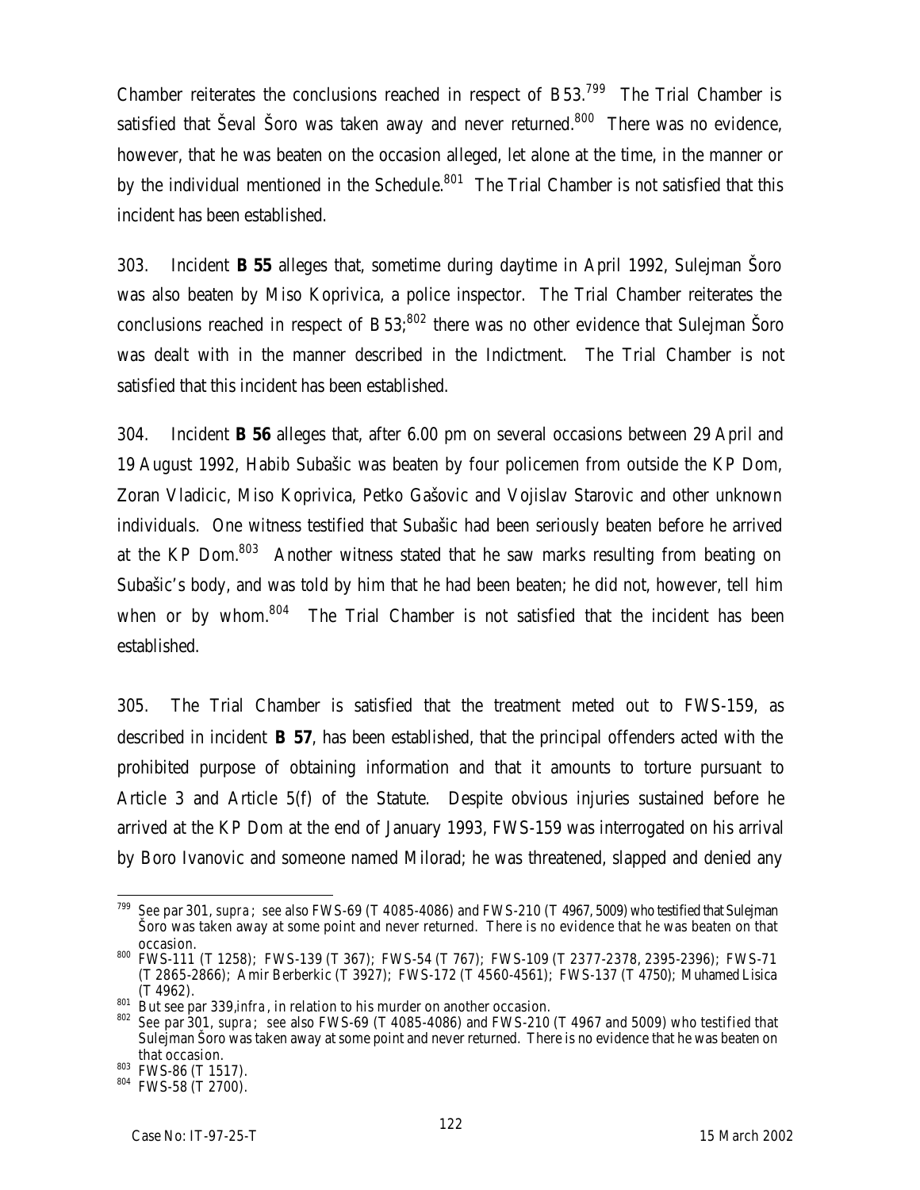Chamber reiterates the conclusions reached in respect of B53.[799] The Trial Chamber is satisfied that Ševal Šoro was taken away and never returned.[800] There was no evidence, however, that he was beaten on the occasion alleged, let alone at the time, in the manner or by the individual mentioned in the Schedule.[801] The Trial Chamber is not satisfied that this incident has been established.

303. Incident **B 55** alleges that, sometime during daytime in April 1992, Sulejman Šoro was also beaten by Miso Koprivica, a police inspector. The Trial Chamber reiterates the conclusions reached in respect of B 53;[802] there was no other evidence that Sulejman Šoro was dealt with in the manner described in the Indictment. The Trial Chamber is not satisfied that this incident has been established.

304. Incident **B 56** alleges that, after 6.00 pm on several occasions between 29 April and 19 August 1992, Habib Subašic was beaten by four policemen from outside the KP Dom, Zoran Vladicic, Miso Koprivica, Petko Gašovic and Vojislav Starovic and other unknown individuals. One witness testified that Subašic had been seriously beaten before he arrived at the KP Dom.[803] Another witness stated that he saw marks resulting from beating on Subašic's body, and was told by him that he had been beaten; he did not, however, tell him when or by whom.[804] The Trial Chamber is not satisfied that the incident has been established.

305. The Trial Chamber is satisfied that the treatment meted out to FWS-159, as described in incident **B 57**, has been established, that the principal offenders acted with the prohibited purpose of obtaining information and that it amounts to torture pursuant to Article 3 and Article 5(f) of the Statute. Despite obvious injuries sustained before he arrived at the KP Dom at the end of January 1993, FWS-159 was interrogated on his arrival by Boro Ivanovic and someone named Milorad; he was threatened, slapped and denied any

---

[799] *See* par 301, *supra*; *see also* FWS-69 (T 4085-4086) and FWS-210 (T 4967, 5009) who testified that Sulejman Šoro was taken away at some point and never returned. There is no evidence that he was beaten on that occasion.

[800] FWS-111 (T 1258); FWS-139 (T 367); FWS-54 (T 767); FWS-109 (T 2377-2378, 2395-2396); FWS-71 (T 2865-2866); Amir Berberkic (T 3927); FWS-172 (T 4560-4561); FWS-137 (T 4750); Muhamed Lisica (T 4962).

[801] But see par 339,*infra*, in relation to his murder on another occasion.

[802] *See* par 301, *supra*; *see also* FWS-69 (T 4085-4086) and FWS-210 (T 4967 and 5009) who testified that Sulejman Šoro was taken away at some point and never returned. There is no evidence that he was beaten on that occasion.

[803] FWS-86 (T 1517).

[804] FWS-58 (T 2700).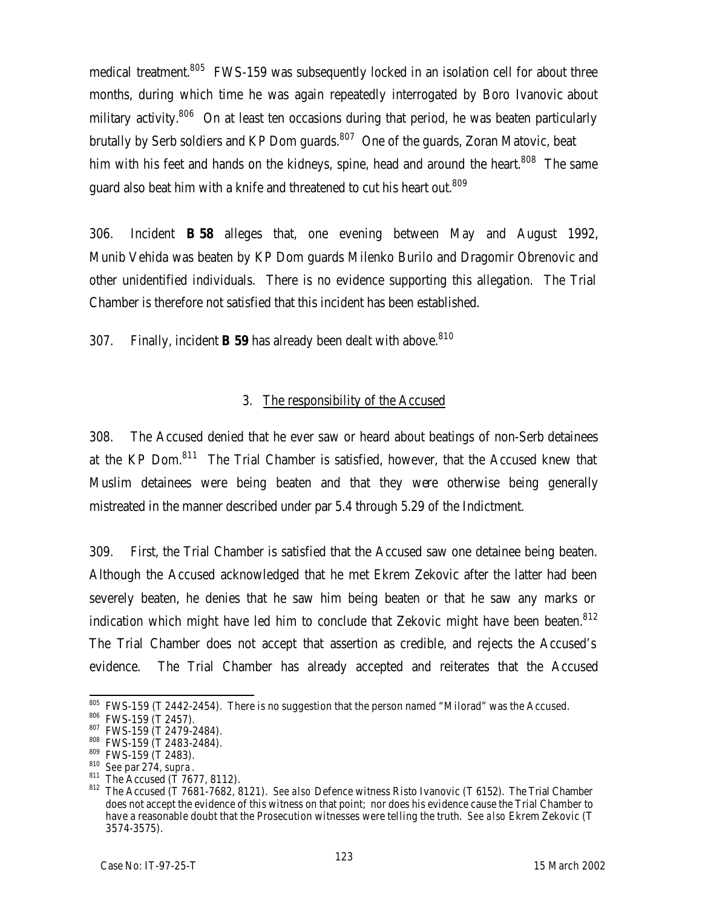medical treatment.[805] FWS-159 was subsequently locked in an isolation cell for about three months, during which time he was again repeatedly interrogated by Boro Ivanovic about military activity.[806] On at least ten occasions during that period, he was beaten particularly brutally by Serb soldiers and KP Dom guards.[807] One of the guards, Zoran Matovic, beat him with his feet and hands on the kidneys, spine, head and around the heart.[808] The same guard also beat him with a knife and threatened to cut his heart out.[809]

306. Incident **B 58** alleges that, one evening between May and August 1992, Munib Vehida was beaten by KP Dom guards Milenko Burilo and Dragomir Obrenovic and other unidentified individuals. There is no evidence supporting this allegation. The Trial Chamber is therefore not satisfied that this incident has been established.

307. Finally, incident **B 59** has already been dealt with above.[810]

### 3. The responsibility of the Accused

308. The Accused denied that he ever saw or heard about beatings of non-Serb detainees at the KP Dom.[811] The Trial Chamber is satisfied, however, that the Accused knew that Muslim detainees were being beaten and that they were otherwise being generally mistreated in the manner described under par 5.4 through 5.29 of the Indictment.

309. First, the Trial Chamber is satisfied that the Accused saw one detainee being beaten. Although the Accused acknowledged that he met Ekrem Zekovic after the latter had been severely beaten, he denies that he saw him being beaten or that he saw any marks or indication which might have led him to conclude that Zekovic might have been beaten.[812] The Trial Chamber does not accept that assertion as credible, and rejects the Accused's evidence. The Trial Chamber has already accepted and reiterates that the Accused

---

[805] FWS-159 (T 2442-2454). There is no suggestion that the person named "Milorad" was the Accused.

[806] FWS-159 (T 2457).

[807] FWS-159 (T 2479-2484).

[808] FWS-159 (T 2483-2484).

[809] FWS-159 (T 2483).

[810] *See* par 274, *supra*.

[811] The Accused (T 7677, 8112).

[812] The Accused (T 7681-7682, 8121). *See also* Defence witness Risto Ivanovic (T 6152). The Trial Chamber does not accept the evidence of this witness on that point; nor does his evidence cause the Trial Chamber to have a reasonable doubt that the Prosecution witnesses were telling the truth. *See also* Ekrem Zekovic (T 3574-3575).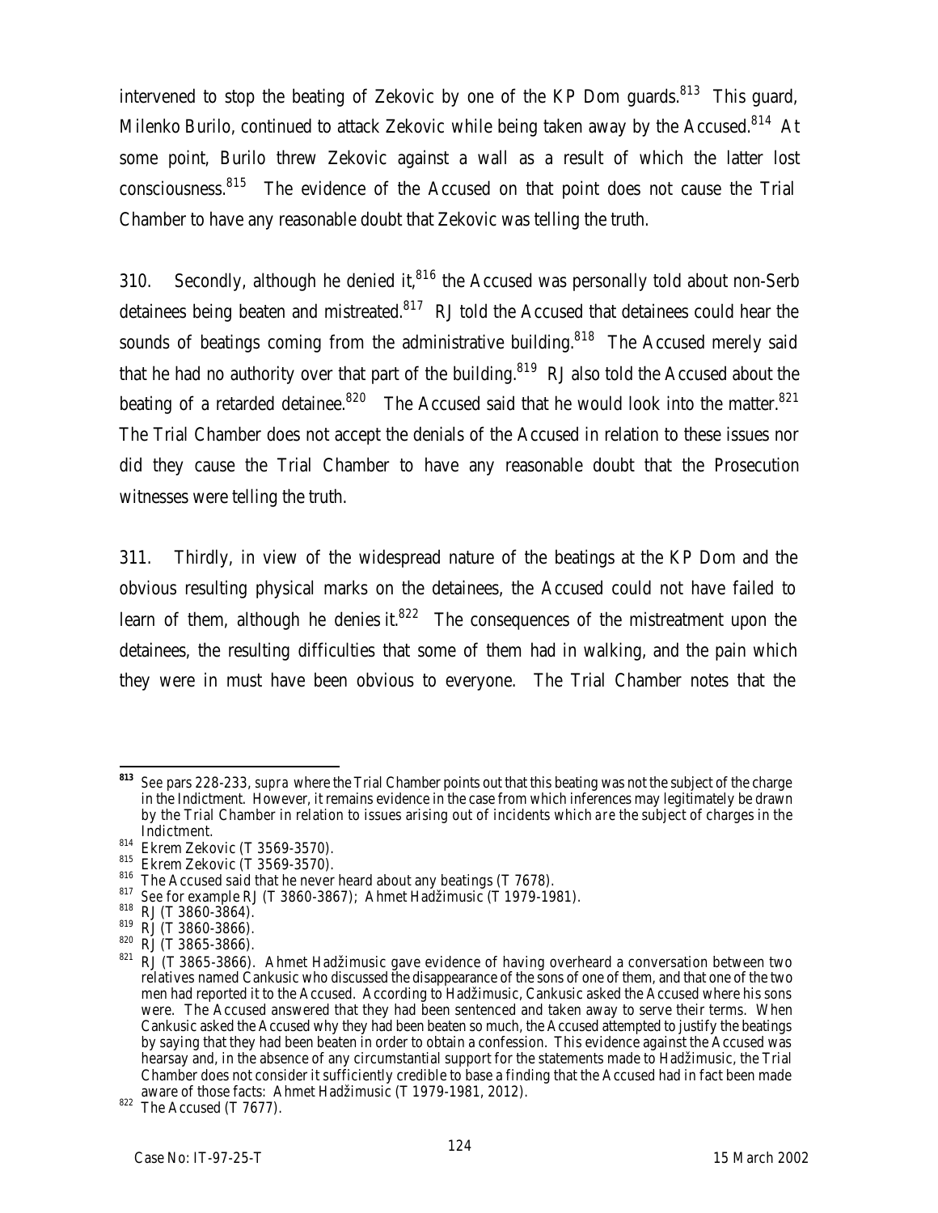intervened to stop the beating of Zekovic by one of the KP Dom guards.[813] This guard, Milenko Burilo, continued to attack Zekovic while being taken away by the Accused.[814] At some point, Burilo threw Zekovic against a wall as a result of which the latter lost consciousness.[815] The evidence of the Accused on that point does not cause the Trial Chamber to have any reasonable doubt that Zekovic was telling the truth.

310. Secondly, although he denied it,[816] the Accused was personally told about non-Serb detainees being beaten and mistreated.[817] RJ told the Accused that detainees could hear the sounds of beatings coming from the administrative building.[818] The Accused merely said that he had no authority over that part of the building.[819] RJ also told the Accused about the beating of a retarded detainee.[820] The Accused said that he would look into the matter.[821] The Trial Chamber does not accept the denials of the Accused in relation to these issues nor did they cause the Trial Chamber to have any reasonable doubt that the Prosecution witnesses were telling the truth.

311. Thirdly, in view of the widespread nature of the beatings at the KP Dom and the obvious resulting physical marks on the detainees, the Accused could not have failed to learn of them, although he denies it.[822] The consequences of the mistreatment upon the detainees, the resulting difficulties that some of them had in walking, and the pain which they were in must have been obvious to everyone. The Trial Chamber notes that the

---

[813] See pars 228-233, *supra* where the Trial Chamber points out that this beating was not the subject of the charge in the Indictment. However, it remains evidence in the case from which inferences may legitimately be drawn by the Trial Chamber in relation to issues arising out of incidents which *are* the subject of charges in the Indictment.

[814] Ekrem Zekovic (T 3569-3570).

[815] Ekrem Zekovic (T 3569-3570).

[816] The Accused said that he never heard about any beatings (T 7678).

[817] See for example RJ (T 3860-3867); Ahmet Hadžimusic (T 1979-1981).

[818] RJ (T 3860-3864).

[819] RJ (T 3860-3866).

[820] RJ (T 3865-3866).

[821] RJ (T 3865-3866). Ahmet Hadžimusic gave evidence of having overheard a conversation between two relatives named Cankusic who discussed the disappearance of the sons of one of them, and that one of the two men had reported it to the Accused. According to Hadžimusic, Cankusic asked the Accused where his sons were. The Accused answered that they had been sentenced and taken away to serve their terms. When Cankusic asked the Accused why they had been beaten so much, the Accused attempted to justify the beatings by saying that they had been beaten in order to obtain a confession. This evidence against the Accused was hearsay and, in the absence of any circumstantial support for the statements made to Hadžimusic, the Trial Chamber does not consider it sufficiently credible to base a finding that the Accused had in fact been made aware of those facts: Ahmet Hadžimusic (T 1979-1981, 2012).

[822] The Accused (T 7677).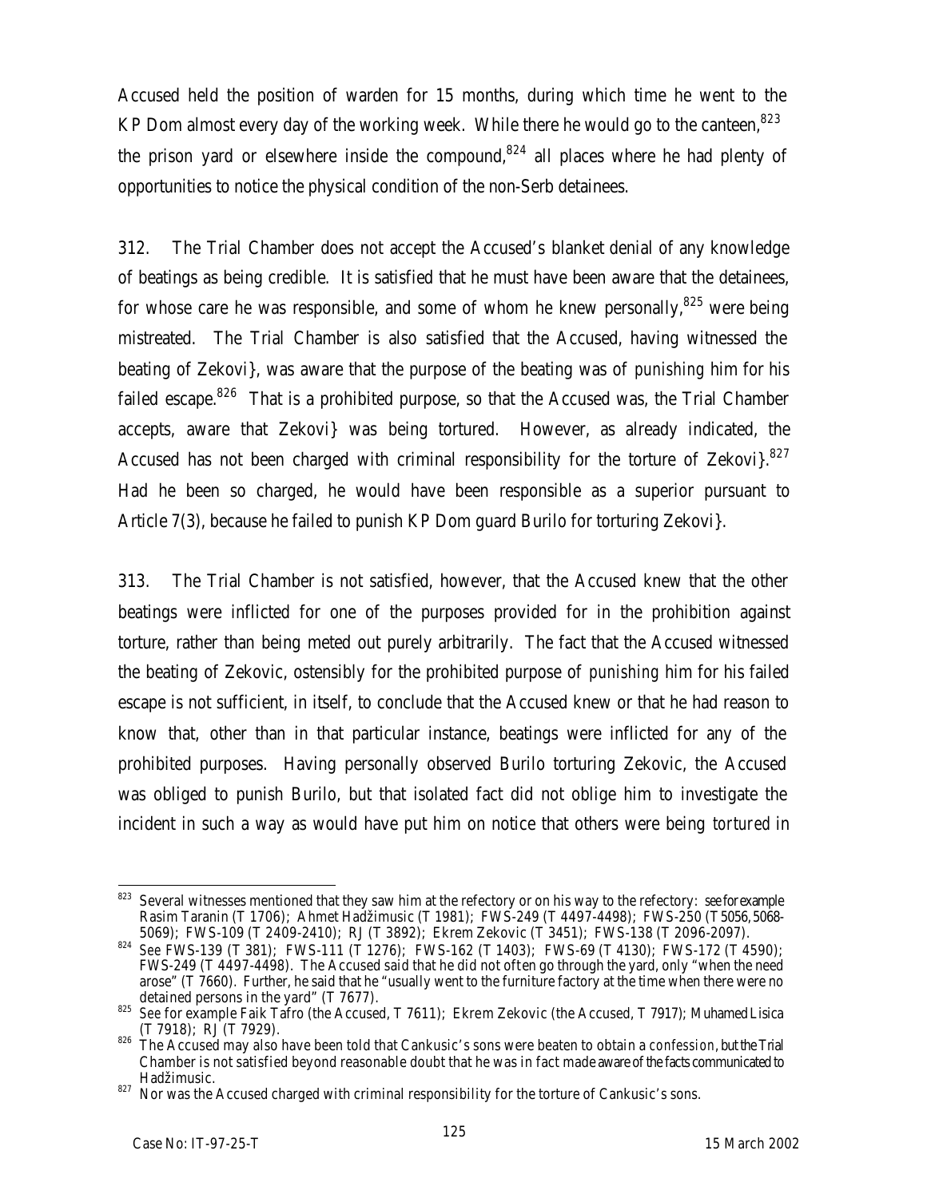Accused held the position of warden for 15 months, during which time he went to the KP Dom almost every day of the working week. While there he would go to the canteen,[823] the prison yard or elsewhere inside the compound,[824] all places where he had plenty of opportunities to notice the physical condition of the non-Serb detainees.

312. The Trial Chamber does not accept the Accused's blanket denial of any knowledge of beatings as being credible. It is satisfied that he must have been aware that the detainees, for whose care he was responsible, and some of whom he knew personally,[825] were being mistreated. The Trial Chamber is also satisfied that the Accused, having witnessed the beating of Zekovi}, was aware that the purpose of the beating was of *punishing* him for his failed escape.[826] That is a prohibited purpose, so that the Accused was, the Trial Chamber accepts, aware that Zekovi} was being tortured. However, as already indicated, the Accused has not been charged with criminal responsibility for the torture of Zekovi}.[827] Had he been so charged, he would have been responsible as a superior pursuant to Article 7(3), because he failed to punish KP Dom guard Burilo for torturing Zekovi}.

313. The Trial Chamber is not satisfied, however, that the Accused knew that the other beatings were inflicted for one of the purposes provided for in the prohibition against torture, rather than being meted out purely arbitrarily. The fact that the Accused witnessed the beating of Zekovic, ostensibly for the prohibited purpose of *punishing* him for his failed escape is not sufficient, in itself, to conclude that the Accused knew or that he had reason to know that, other than in that particular instance, beatings were inflicted for any of the prohibited purposes. Having personally observed Burilo torturing Zekovic, the Accused was obliged to punish Burilo, but that isolated fact did not oblige him to investigate the incident in such a way as would have put him on notice that others were being *tortured* in

---

[823] Several witnesses mentioned that they saw him at the refectory or on his way to the refectory: *see for example* Rasim Taranin (T 1706); Ahmet Hadžimusic (T 1981); FWS-249 (T 4497-4498); FWS-250 (T 5056, 5068-5069); FWS-109 (T 2409-2410); RJ (T 3892); Ekrem Zekovic (T 3451); FWS-138 (T 2096-2097).

[824] *See* FWS-139 (T 381); FWS-111 (T 1276); FWS-162 (T 1403); FWS-69 (T 4130); FWS-172 (T 4590); FWS-249 (T 4497-4498). The Accused said that he did not often go through the yard, only "when the need arose" (T 7660). Further, he said that he "usually went to the furniture factory at the time when there were no detained persons in the yard" (T 7677).

[825] *See for example* Faik Tafro (the Accused, T 7611); Ekrem Zekovic (the Accused, T 7917); Muhamed Lisica (T 7918); RJ (T 7929).

[826] The Accused may also have been told that Cankusic's sons were beaten to obtain a *confession*, but the Trial Chamber is not satisfied beyond reasonable doubt that he was in fact made aware of the facts communicated to Hadžimusic.

[827] Nor was the Accused charged with criminal responsibility for the torture of Cankusic's sons.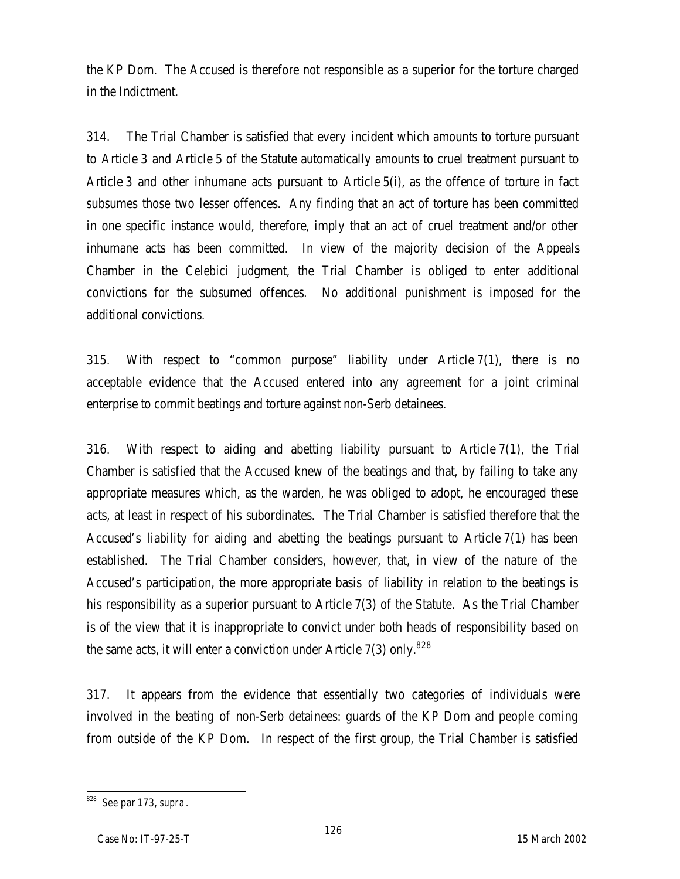the KP Dom. The Accused is therefore not responsible as a superior for the torture charged in the Indictment.

314. The Trial Chamber is satisfied that every incident which amounts to torture pursuant to Article 3 and Article 5 of the Statute automatically amounts to cruel treatment pursuant to Article 3 and other inhumane acts pursuant to Article 5(i), as the offence of torture in fact subsumes those two lesser offences. Any finding that an act of torture has been committed in one specific instance would, therefore, imply that an act of cruel treatment and/or other inhumane acts has been committed. In view of the majority decision of the Appeals Chamber in the *Celebici* judgment, the Trial Chamber is obliged to enter additional convictions for the subsumed offences. No additional punishment is imposed for the additional convictions.

315. With respect to "common purpose" liability under Article 7(1), there is no acceptable evidence that the Accused entered into any agreement for a joint criminal enterprise to commit beatings and torture against non-Serb detainees.

316. With respect to aiding and abetting liability pursuant to Article 7(1), the Trial Chamber is satisfied that the Accused knew of the beatings and that, by failing to take any appropriate measures which, as the warden, he was obliged to adopt, he encouraged these acts, at least in respect of his subordinates. The Trial Chamber is satisfied therefore that the Accused's liability for aiding and abetting the beatings pursuant to Article 7(1) has been established. The Trial Chamber considers, however, that, in view of the nature of the Accused's participation, the more appropriate basis of liability in relation to the beatings is his responsibility as a superior pursuant to Article 7(3) of the Statute. As the Trial Chamber is of the view that it is inappropriate to convict under both heads of responsibility based on the same acts, it will enter a conviction under Article 7(3) only.[828]

317. It appears from the evidence that essentially two categories of individuals were involved in the beating of non-Serb detainees: guards of the KP Dom and people coming from outside of the KP Dom. In respect of the first group, the Trial Chamber is satisfied

---

[828] See par 173, *supra*.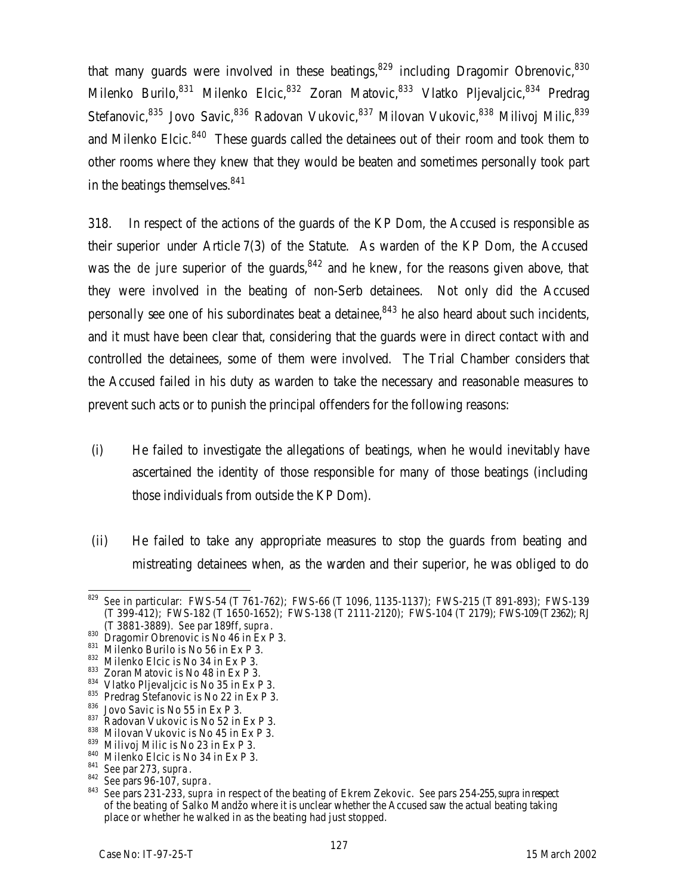that many guards were involved in these beatings,[829] including Dragomir Obrenovic,[830] Milenko Burilo,[831] Milenko Elcic,[832] Zoran Matovic,[833] Vlatko Pljevaljcic,[834] Predrag Stefanovic,[835] Jovo Savic,[836] Radovan Vukovic,[837] Milovan Vukovic,[838] Milivoj Milic,[839] and Milenko Elcic.[840] These guards called the detainees out of their room and took them to other rooms where they knew that they would be beaten and sometimes personally took part in the beatings themselves.[841]

318. In respect of the actions of the guards of the KP Dom, the Accused is responsible as their superior under Article 7(3) of the Statute. As warden of the KP Dom, the Accused was the *de jure* superior of the guards,[842] and he knew, for the reasons given above, that they were involved in the beating of non-Serb detainees. Not only did the Accused personally see one of his subordinates beat a detainee,[843] he also heard about such incidents, and it must have been clear that, considering that the guards were in direct contact with and controlled the detainees, some of them were involved. The Trial Chamber considers that the Accused failed in his duty as warden to take the necessary and reasonable measures to prevent such acts or to punish the principal offenders for the following reasons:

(i) He failed to investigate the allegations of beatings, when he would inevitably have ascertained the identity of those responsible for many of those beatings (including those individuals from outside the KP Dom).

(ii) He failed to take any appropriate measures to stop the guards from beating and mistreating detainees when, as the warden and their superior, he was obliged to do

---

[829] See in particular: FWS-54 (T 761-762); FWS-66 (T 1096, 1135-1137); FWS-215 (T 891-893); FWS-139 (T 399-412); FWS-182 (T 1650-1652); FWS-138 (T 2111-2120); FWS-104 (T 2179); FWS-109 (T 2362); RJ (T 3881-3889). See par 189ff, *supra*.

[830] Dragomir Obrenovic is No 46 in Ex P 3.

[831] Milenko Burilo is No 56 in Ex P 3.

[832] Milenko Elcic is No 34 in Ex P 3.

[833] Zoran Matovic is No 48 in Ex P 3.

[834] Vlatko Pljevaljcic is No 35 in Ex P 3.

[835] Predrag Stefanovic is No 22 in Ex P 3.

[836] Jovo Savic is No 55 in Ex P 3.

[837] Radovan Vukovic is No 52 in Ex P 3.

[838] Milovan Vukovic is No 45 in Ex P 3.

[839] Milivoj Milic is No 23 in Ex P 3.

[840] Milenko Elcic is No 34 in Ex P 3.

[841] See par 273, *supra*.

[842] See pars 96-107, *supra*.

[843] See pars 231-233, *supra* in respect of the beating of Ekrem Zekovic. See pars 254-255, *supra* in respect of the beating of Salko Mandžo where it is unclear whether the Accused saw the actual beating taking place or whether he walked in as the beating had just stopped.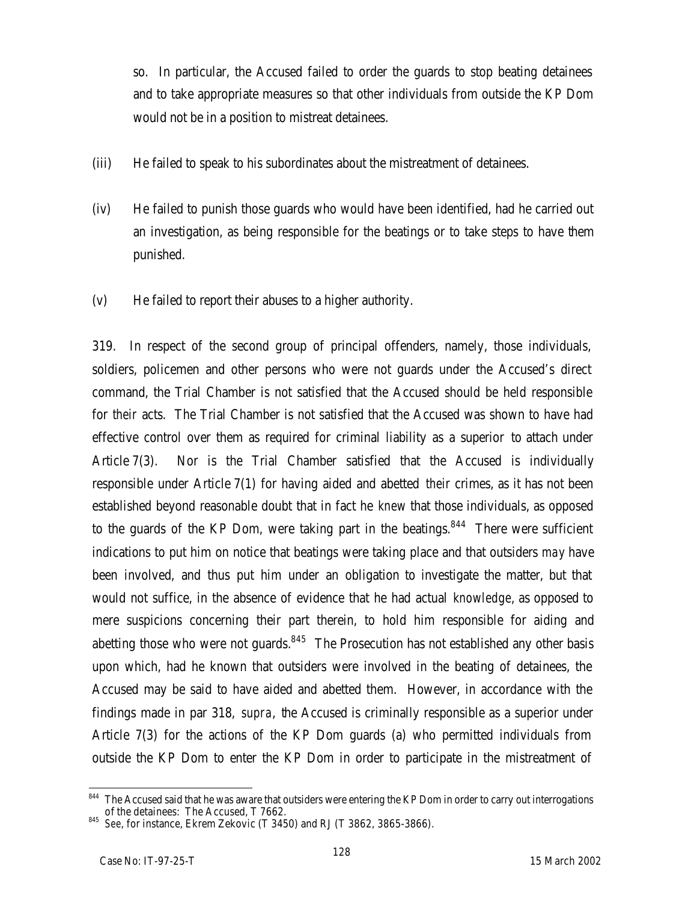so. In particular, the Accused failed to order the guards to stop beating detainees and to take appropriate measures so that other individuals from outside the KP Dom would not be in a position to mistreat detainees.

(iii) He failed to speak to his subordinates about the mistreatment of detainees.

(iv) He failed to punish those guards who would have been identified, had he carried out an investigation, as being responsible for the beatings or to take steps to have them punished.

(v) He failed to report their abuses to a higher authority.

319. In respect of the second group of principal offenders, namely, those individuals, soldiers, policemen and other persons who were not guards under the Accused's direct command, the Trial Chamber is not satisfied that the Accused should be held responsible for *their* acts. The Trial Chamber is not satisfied that the Accused was shown to have had effective control over them as required for criminal liability as a superior to attach under Article 7(3). Nor is the Trial Chamber satisfied that the Accused is individually responsible under Article 7(1) for having aided and abetted *their* crimes, as it has not been established beyond reasonable doubt that in fact he *knew* that those individuals, as opposed to the guards of the KP Dom, were taking part in the beatings.[844] There were sufficient indications to put him on notice that beatings were taking place and that outsiders *may* have been involved, and thus put him under an obligation to investigate the matter, but that would not suffice, in the absence of evidence that he had actual *knowledge*, as opposed to mere suspicions concerning their part therein, to hold him responsible for aiding and abetting those who were not guards.[845] The Prosecution has not established any other basis upon which, had he known that outsiders were involved in the beating of detainees, the Accused may be said to have aided and abetted them. However, in accordance with the findings made in par 318, *supra*, the Accused is criminally responsible as a superior under Article 7(3) for the actions of the KP Dom guards (a) who permitted individuals from outside the KP Dom to enter the KP Dom in order to participate in the mistreatment of

---

[844] The Accused said that he was aware that outsiders were entering the KP Dom in order to carry out interrogations of the detainees: The Accused, T 7662.

[845] See, for instance, Ekrem Zekovic (T 3450) and RJ (T 3862, 3865-3866).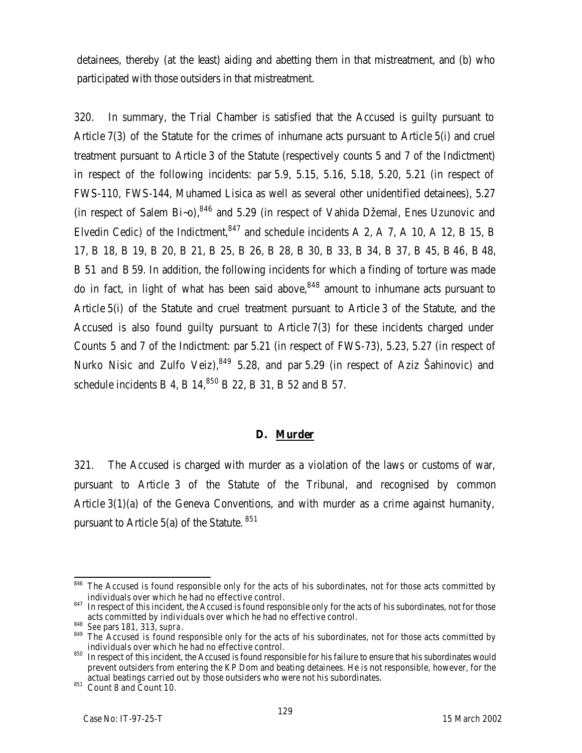detainees, thereby (at the least) aiding and abetting them in that mistreatment, and (b) who participated with those outsiders in that mistreatment.

320. In summary, the Trial Chamber is satisfied that the Accused is guilty pursuant to Article 7(3) of the Statute for the crimes of inhumane acts pursuant to Article 5(i) and cruel treatment pursuant to Article 3 of the Statute (respectively counts 5 and 7 of the Indictment) in respect of the following incidents: par 5.9, 5.15, 5.16, 5.18, 5.20, 5.21 (in respect of FWS-110, FWS-144, Muhamed Lisica as well as several other unidentified detainees), 5.27 (in respect of Salem Bi~o),[846] and 5.29 (in respect of Vahida Džemal, Enes Uzunovic and Elvedin Cedic) of the Indictment,[847] and schedule incidents A 2, A 7, A 10, A 12, B 15, B 17, B 18, B 19, B 20, B 21, B 25, B 26, B 28, B 30, B 33, B 34, B 37, B 45, B 46, B 48, B 51 and B 59. In addition, the following incidents for which a finding of torture was made do in fact, in light of what has been said above,[848] amount to inhumane acts pursuant to Article 5(i) of the Statute and cruel treatment pursuant to Article 3 of the Statute, and the Accused is also found guilty pursuant to Article 7(3) for these incidents charged under Counts 5 and 7 of the Indictment: par 5.21 (in respect of FWS-73), 5.23, 5.27 (in respect of Nurko Nisic and Zulfo Veiz),[849] 5.28, and par 5.29 (in respect of Aziz Šahinovic) and schedule incidents B 4, B 14,[850] B 22, B 31, B 52 and B 57.

### D. Murder

321. The Accused is charged with murder as a violation of the laws or customs of war, pursuant to Article 3 of the Statute of the Tribunal, and recognised by common Article 3(1)(a) of the Geneva Conventions, and with murder as a crime against humanity, pursuant to Article 5(a) of the Statute.[851]

---

[846] The Accused is found responsible only for the acts of his subordinates, not for those acts committed by individuals over which he had no effective control.

[847] In respect of this incident, the Accused is found responsible only for the acts of his subordinates, not for those acts committed by individuals over which he had no effective control.

[848] See pars 181, 313, *supra*.

[849] The Accused is found responsible only for the acts of his subordinates, not for those acts committed by individuals over which he had no effective control.

[850] In respect of this incident, the Accused is found responsible for his failure to ensure that his subordinates would prevent outsiders from entering the KP Dom and beating detainees. He is not responsible, however, for the actual beatings carried out by those outsiders who were not his subordinates.

[851] Count 8 and Count 10.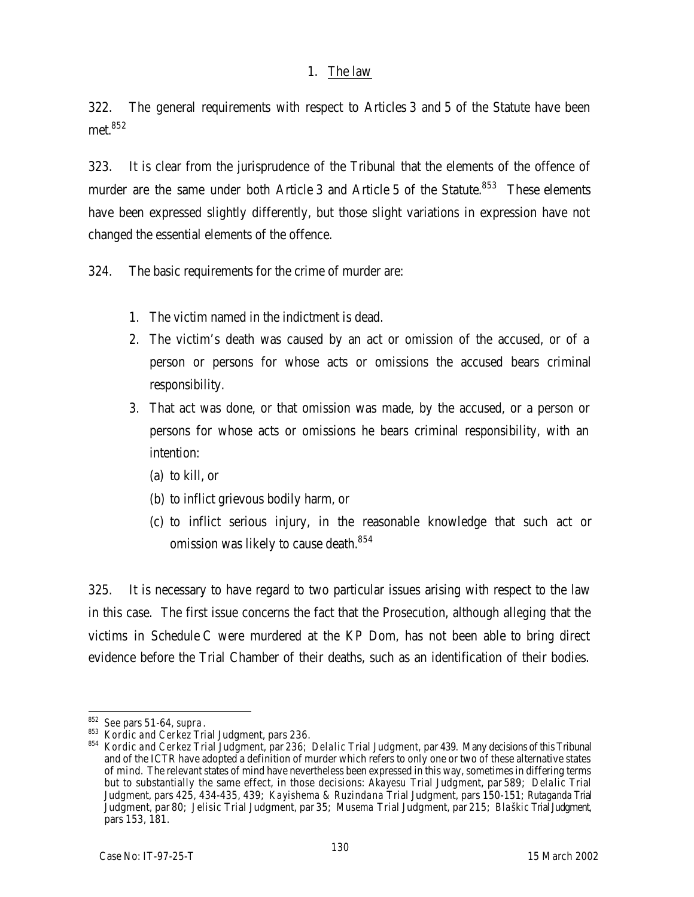## 1. The law

322. The general requirements with respect to Articles 3 and 5 of the Statute have been met.[852]

323. It is clear from the jurisprudence of the Tribunal that the elements of the offence of murder are the same under both Article 3 and Article 5 of the Statute.[853] These elements have been expressed slightly differently, but those slight variations in expression have not changed the essential elements of the offence.

324. The basic requirements for the crime of murder are:

1. The victim named in the indictment is dead.
2. The victim's death was caused by an act or omission of the accused, or of a person or persons for whose acts or omissions the accused bears criminal responsibility.
3. That act was done, or that omission was made, by the accused, or a person or persons for whose acts or omissions he bears criminal responsibility, with an intention:
   (a) to kill, or
   (b) to inflict grievous bodily harm, or
   (c) to inflict serious injury, in the reasonable knowledge that such act or omission was likely to cause death.[854]

325. It is necessary to have regard to two particular issues arising with respect to the law in this case. The first issue concerns the fact that the Prosecution, although alleging that the victims in Schedule C were murdered at the KP Dom, has not been able to bring direct evidence before the Trial Chamber of their deaths, such as an identification of their bodies.

---

[852] See pars 51-64, *supra*.

[853] *Kordic and Cerkez* Trial Judgment, pars 236.

[854] *Kordic and Cerkez* Trial Judgment, par 236; *Delalic* Trial Judgment, par 439. Many decisions of this Tribunal and of the ICTR have adopted a definition of murder which refers to only one or two of these alternative states of mind. The relevant states of mind have nevertheless been expressed in this way, sometimes in differing terms but to substantially the same effect, in those decisions: *Akayesu* Trial Judgment, par 589; *Delalic* Trial Judgment, pars 425, 434-435, 439; *Kayishema & Ruzindana* Trial Judgment, pars 150-151; *Rutaganda* Trial Judgment, par 80; *Jelisic* Trial Judgment, par 35; *Musema* Trial Judgment, par 215; *Blaškic* Trial Judgment, pars 153, 181.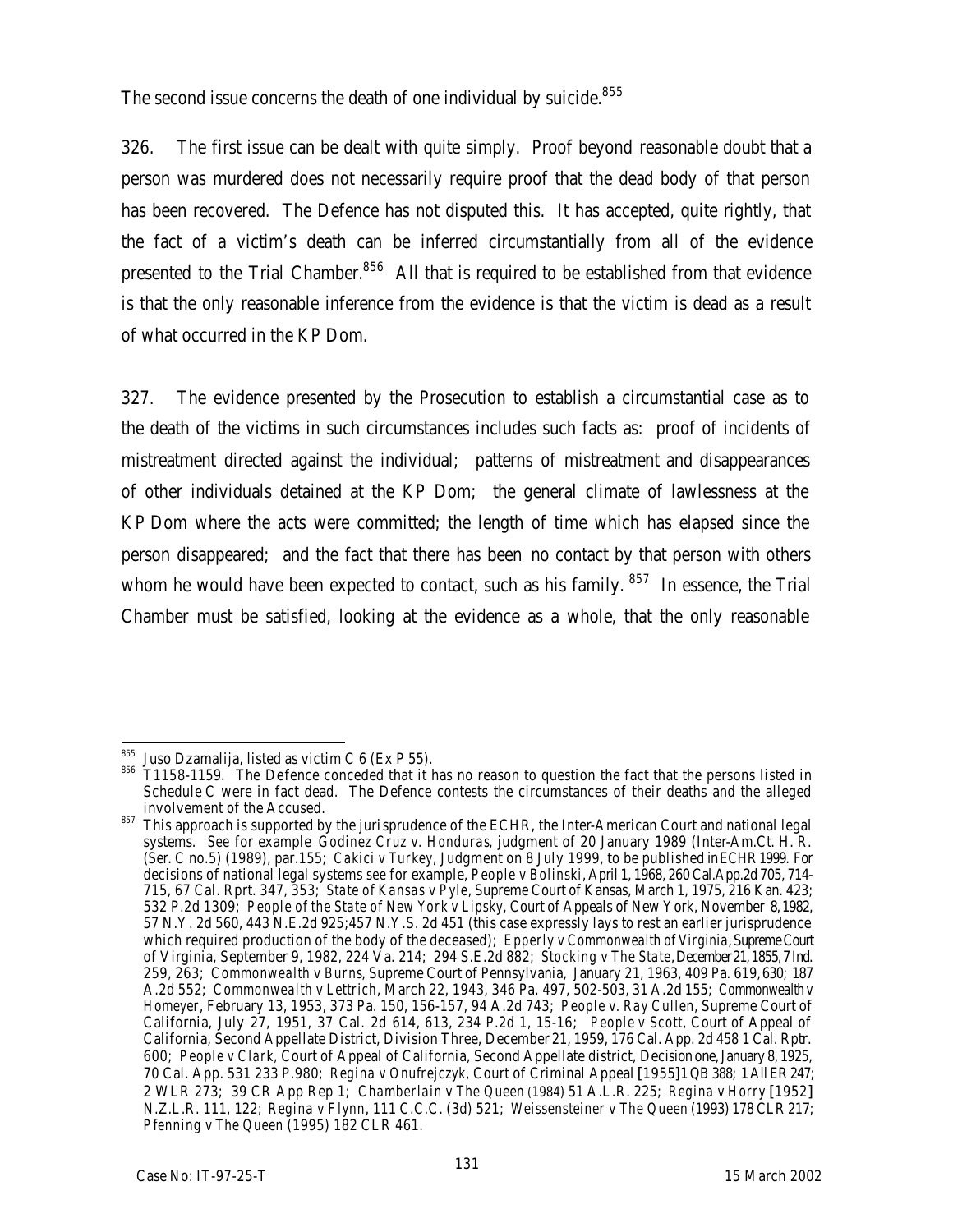The second issue concerns the death of one individual by suicide.[855]

326. The first issue can be dealt with quite simply. Proof beyond reasonable doubt that a person was murdered does not necessarily require proof that the dead body of that person has been recovered. The Defence has not disputed this. It has accepted, quite rightly, that the fact of a victim's death can be inferred circumstantially from all of the evidence presented to the Trial Chamber.[856] All that is required to be established from that evidence is that the only reasonable inference from the evidence is that the victim is dead as a result of what occurred in the KP Dom.

327. The evidence presented by the Prosecution to establish a circumstantial case as to the death of the victims in such circumstances includes such facts as: proof of incidents of mistreatment directed against the individual; patterns of mistreatment and disappearances of other individuals detained at the KP Dom; the general climate of lawlessness at the KP Dom where the acts were committed; the length of time which has elapsed since the person disappeared; and the fact that there has been no contact by that person with others whom he would have been expected to contact, such as his family.[857] In essence, the Trial Chamber must be satisfied, looking at the evidence as a whole, that the only reasonable

---

[855] Juso Dzamalija, listed as victim C 6 (Ex P 55).

[856] T1158-1159. The Defence conceded that it has no reason to question the fact that the persons listed in Schedule C were in fact dead. The Defence contests the circumstances of their deaths and the alleged involvement of the Accused.

[857] This approach is supported by the jurisprudence of the ECHR, the Inter-American Court and national legal systems. *See* for example *Godinez Cruz v. Honduras*, judgment of 20 January 1989 (Inter-Am.Ct. H. R. (Ser. C no.5) (1989), par.155; *Cakici v Turkey*, Judgment on 8 July 1999, to be published in *ECHR* 1999. For decisions of national legal systems *see* for example, *People v Bolinski*, April 1, 1968, 260 Cal.App.2d 705, 714-715, 67 Cal. Rprt. 347, 353; *State of Kansas v Pyle*, Supreme Court of Kansas, March 1, 1975, 216 Kan. 423; 532 P.2d 1309; *People of the State of New York v Lipsky*, Court of Appeals of New York, November 8, 1982, 57 N.Y. 2d 560, 443 N.E.2d 925;457 N.Y.S. 2d 451 (this case expressly lays to rest an earlier jurisprudence which required production of the body of the deceased); *Epperly v Commonwealth of Virginia*, Supreme Court of Virginia, September 9, 1982, 224 Va. 214; 294 S.E.2d 882; *Stocking v The State*, December 21, 1855, 7 Ind. 259, 263; *Commonwealth v Burns*, Supreme Court of Pennsylvania, January 21, 1963, 409 Pa. 619, 630; 187 A.2d 552; *Commonwealth v Lettrich*, March 22, 1943, 346 Pa. 497, 502-503, 31 A.2d 155; *Commonwealth v Homeyer*, February 13, 1953, 373 Pa. 150, 156-157, 94 A.2d 743; *People v. Ray Cullen*, Supreme Court of California, July 27, 1951, 37 Cal. 2d 614, 613, 234 P.2d 1, 15-16; *People v Scott*, Court of Appeal of California, Second Appellate District, Division Three, December 21, 1959, 176 Cal. App. 2d 458 1 Cal. Rptr. 600; *People v Clark*, Court of Appeal of California, Second Appellate district, Decision one, January 8, 1925, 70 Cal. App. 531 233 P.980; *Regina v Onufrejczyk*, Court of Criminal Appeal [1955]1 QB 388; 1 All ER 247; 2 WLR 273; 39 CR App Rep 1; *Chamberlain v The Queen* (1984) 51 A.L.R. 225; *Regina v Horry* [1952] N.Z.L.R. 111, 122; *Regina v Flynn*, 111 C.C.C. (3d) 521; *Weissensteiner v The Queen* (1993) 178 CLR 217; *Pfenning v The Queen* (1995) 182 CLR 461.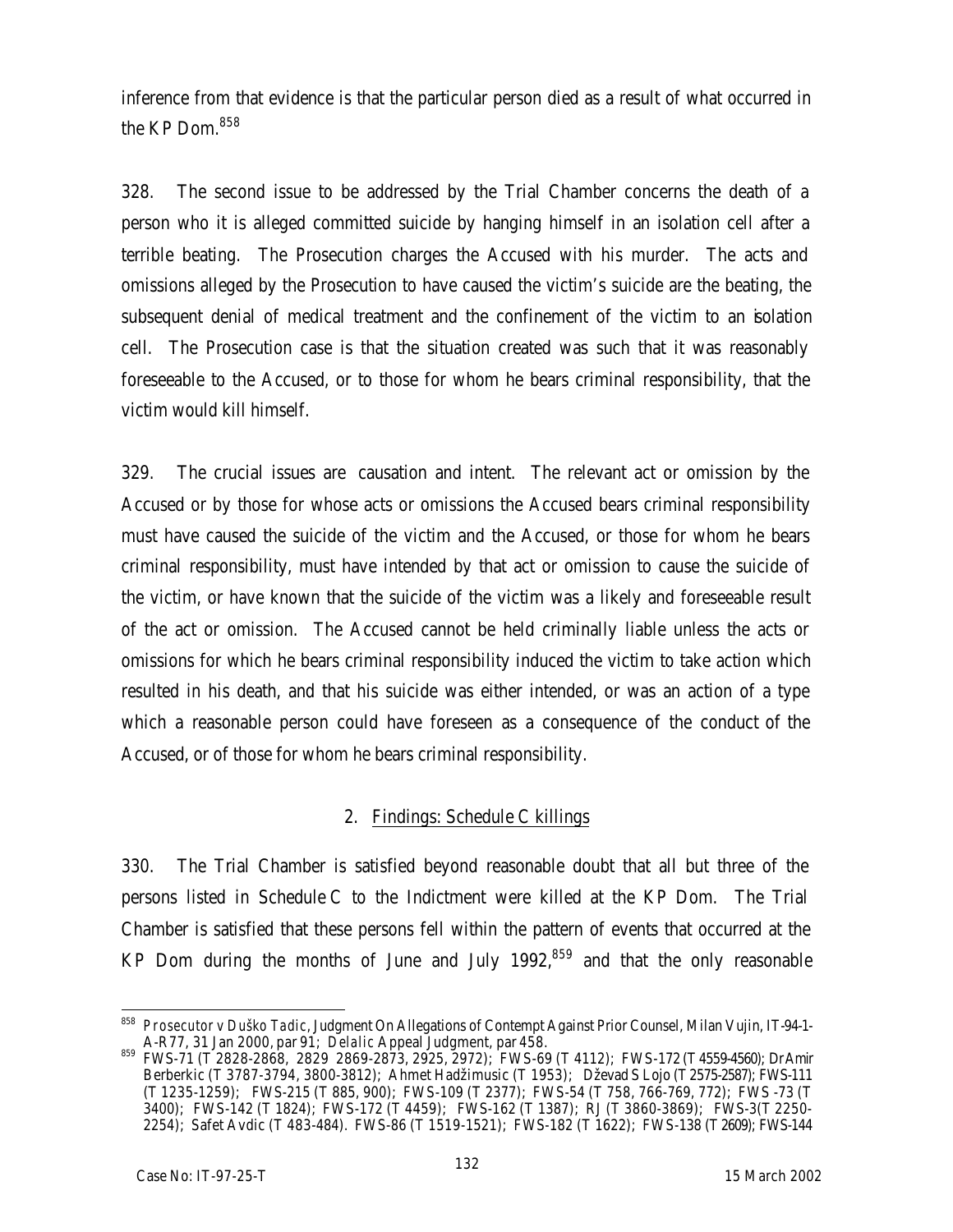inference from that evidence is that the particular person died as a result of what occurred in the KP Dom.[858]

328. The second issue to be addressed by the Trial Chamber concerns the death of a person who it is alleged committed suicide by hanging himself in an isolation cell after a terrible beating. The Prosecution charges the Accused with his murder. The acts and omissions alleged by the Prosecution to have caused the victim's suicide are the beating, the subsequent denial of medical treatment and the confinement of the victim to an isolation cell. The Prosecution case is that the situation created was such that it was reasonably foreseeable to the Accused, or to those for whom he bears criminal responsibility, that the victim would kill himself.

329. The crucial issues are causation and intent. The relevant act or omission by the Accused or by those for whose acts or omissions the Accused bears criminal responsibility must have caused the suicide of the victim and the Accused, or those for whom he bears criminal responsibility, must have intended by that act or omission to cause the suicide of the victim, or have known that the suicide of the victim was a likely and foreseeable result of the act or omission. The Accused cannot be held criminally liable unless the acts or omissions for which he bears criminal responsibility induced the victim to take action which resulted in his death, and that his suicide was either intended, or was an action of a type which a reasonable person could have foreseen as a consequence of the conduct of the Accused, or of those for whom he bears criminal responsibility.

## 2. Findings: Schedule C killings

330. The Trial Chamber is satisfied beyond reasonable doubt that all but three of the persons listed in Schedule C to the Indictment were killed at the KP Dom. The Trial Chamber is satisfied that these persons fell within the pattern of events that occurred at the KP Dom during the months of June and July 1992,[859] and that the only reasonable

---

[858] *Prosecutor v Duško Tadic*, Judgment On Allegations of Contempt Against Prior Counsel, Milan Vujin, IT-94-1-A-R77, 31 Jan 2000, par 91; *Delalic* Appeal Judgment, par 458.

[859] FWS-71 (T 2828-2868, 2829 2869-2873, 2925, 2972); FWS-69 (T 4112); FWS-172 (T 4559-4560); Dr Amir Berberkic (T 3787-3794, 3800-3812); Ahmet Hadžimusic (T 1953); Dževad S Lojo (T 2575-2587); FWS-111 (T 1235-1259); FWS-215 (T 885, 900); FWS-109 (T 2377); FWS-54 (T 758, 766-769, 772); FWS -73 (T 3400); FWS-142 (T 1824); FWS-172 (T 4459); FWS-162 (T 1387); RJ (T 3860-3869); FWS-3(T 2250-2254); Safet Avdic (T 483-484). FWS-86 (T 1519-1521); FWS-182 (T 1622); FWS-138 (T 2609); FWS-144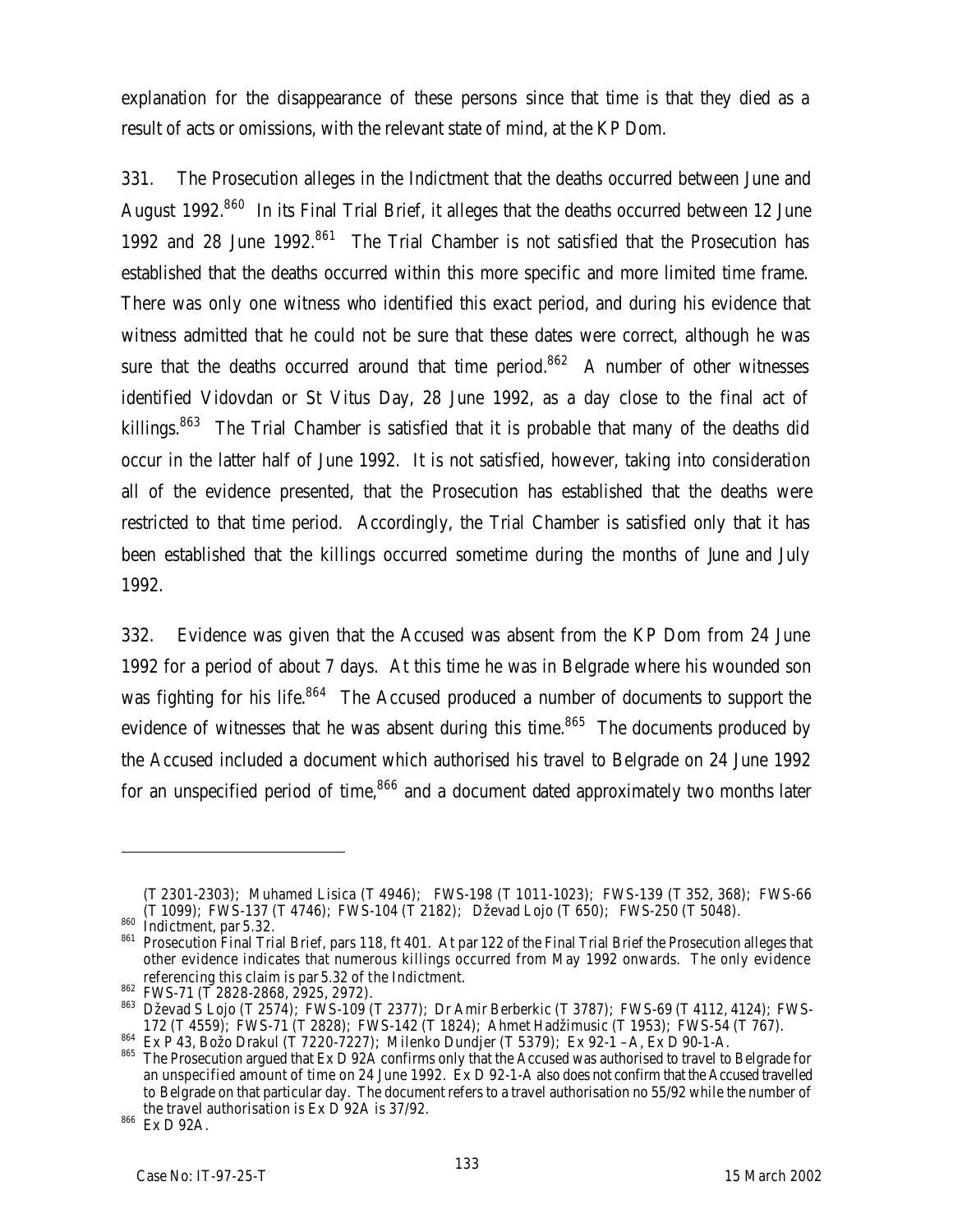explanation for the disappearance of these persons since that time is that they died as a result of acts or omissions, with the relevant state of mind, at the KP Dom.

331. The Prosecution alleges in the Indictment that the deaths occurred between June and August 1992.[860] In its Final Trial Brief, it alleges that the deaths occurred between 12 June 1992 and 28 June 1992.[861] The Trial Chamber is not satisfied that the Prosecution has established that the deaths occurred within this more specific and more limited time frame. There was only one witness who identified this exact period, and during his evidence that witness admitted that he could not be sure that these dates were correct, although he was sure that the deaths occurred around that time period.[862] A number of other witnesses identified Vidovdan or St Vitus Day, 28 June 1992, as a day close to the final act of killings.[863] The Trial Chamber is satisfied that it is probable that many of the deaths did occur in the latter half of June 1992. It is not satisfied, however, taking into consideration all of the evidence presented, that the Prosecution has established that the deaths were restricted to that time period. Accordingly, the Trial Chamber is satisfied only that it has been established that the killings occurred sometime during the months of June and July 1992.

332. Evidence was given that the Accused was absent from the KP Dom from 24 June 1992 for a period of about 7 days. At this time he was in Belgrade where his wounded son was fighting for his life.[864] The Accused produced a number of documents to support the evidence of witnesses that he was absent during this time.[865] The documents produced by the Accused included a document which authorised his travel to Belgrade on 24 June 1992 for an unspecified period of time,[866] and a document dated approximately two months later

---

(T 2301-2303); Muhamed Lisica (T 4946); FWS-198 (T 1011-1023); FWS-139 (T 352, 368); FWS-66 (T 1099); FWS-137 (T 4746); FWS-104 (T 2182); Dževad Lojo (T 650); FWS-250 (T 5048).

[860] Indictment, par 5.32.

[861] Prosecution Final Trial Brief, pars 118, ft 401. At par 122 of the Final Trial Brief the Prosecution alleges that other evidence indicates that numerous killings occurred from May 1992 onwards. The only evidence referencing this claim is par 5.32 of the Indictment.

[862] FWS-71 (T 2828-2868, 2925, 2972).

[863] Dževad S Lojo (T 2574); FWS-109 (T 2377); Dr Amir Berberkic (T 3787); FWS-69 (T 4112, 4124); FWS-172 (T 4559); FWS-71 (T 2828); FWS-142 (T 1824); Ahmet Hadžimusic (T 1953); FWS-54 (T 767).

[864] Ex P 43, Božo Drakul (T 7220-7227); Milenko Dundjer (T 5379); Ex 92-1 –A, Ex D 90-1-A.

[865] The Prosecution argued that Ex D 92A confirms only that the Accused was authorised to travel to Belgrade for an unspecified amount of time on 24 June 1992. Ex D 92-1-A also does not confirm that the Accused travelled to Belgrade on that particular day. The document refers to a travel authorisation no 55/92 while the number of the travel authorisation is Ex D 92A is 37/92.

[866] Ex D 92A.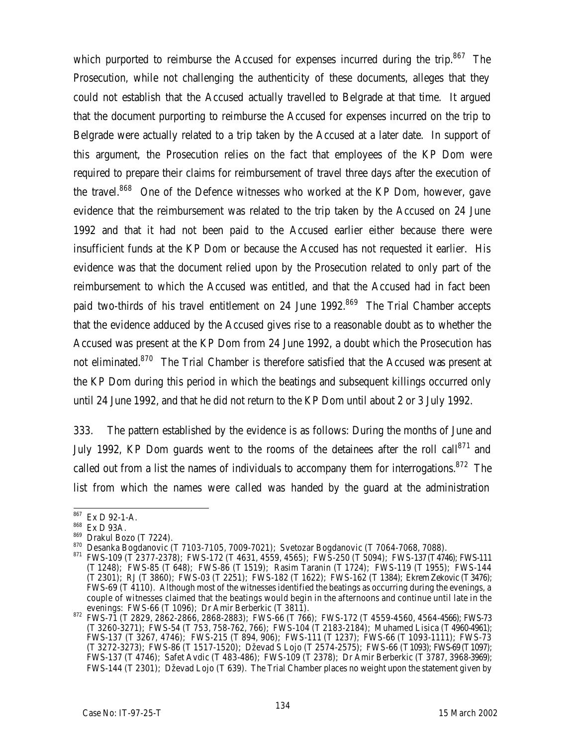which purported to reimburse the Accused for expenses incurred during the trip.[867] The Prosecution, while not challenging the authenticity of these documents, alleges that they could not establish that the Accused actually travelled to Belgrade at that time. It argued that the document purporting to reimburse the Accused for expenses incurred on the trip to Belgrade were actually related to a trip taken by the Accused at a later date. In support of this argument, the Prosecution relies on the fact that employees of the KP Dom were required to prepare their claims for reimbursement of travel three days after the execution of the travel.[868] One of the Defence witnesses who worked at the KP Dom, however, gave evidence that the reimbursement was related to the trip taken by the Accused on 24 June 1992 and that it had not been paid to the Accused earlier either because there were insufficient funds at the KP Dom or because the Accused has not requested it earlier. His evidence was that the document relied upon by the Prosecution related to only part of the reimbursement to which the Accused was entitled, and that the Accused had in fact been paid two-thirds of his travel entitlement on 24 June 1992.[869] The Trial Chamber accepts that the evidence adduced by the Accused gives rise to a reasonable doubt as to whether the Accused was present at the KP Dom from 24 June 1992, a doubt which the Prosecution has not eliminated.[870] The Trial Chamber is therefore satisfied that the Accused was present at the KP Dom during this period in which the beatings and subsequent killings occurred only until 24 June 1992, and that he did not return to the KP Dom until about 2 or 3 July 1992.

333. The pattern established by the evidence is as follows: During the months of June and July 1992, KP Dom guards went to the rooms of the detainees after the roll call[871] and called out from a list the names of individuals to accompany them for interrogations.[872] The list from which the names were called was handed by the guard at the administration

---

[867] Ex D 92-1-A.

[868] Ex D 93A.

[869] Drakul Bozo (T 7224).

[870] Desanka Bogdanovic (T 7103-7105, 7009-7021); Svetozar Bogdanovic (T 7064-7068, 7088).

[871] FWS-109 (T 2377-2378); FWS-172 (T 4631, 4559, 4565); FWS-250 (T 5094); FWS-137 (T 4746); FWS-111 (T 1248); FWS-85 (T 648); FWS-86 (T 1519); Rasim Taranin (T 1724); FWS-119 (T 1955); FWS-144 (T 2301); RJ (T 3860); FWS-03 (T 2251); FWS-182 (T 1622); FWS-162 (T 1384); Ekrem Zekovic (T 3476); FWS-69 (T 4110). Although most of the witnesses identified the beatings as occurring during the evenings, a couple of witnesses claimed that the beatings would begin in the afternoons and continue until late in the evenings: FWS-66 (T 1096); Dr Amir Berberkic (T 3811).

[872] FWS-71 (T 2829, 2862-2866, 2868-2883); FWS-66 (T 766); FWS-172 (T 4559-4560, 4564-4566); FWS-73 (T 3260-3271); FWS-54 (T 753, 758-762, 766); FWS-104 (T 2183-2184); Muhamed Lisica (T 4960-4961); FWS-137 (T 3267, 4746); FWS-215 (T 894, 906); FWS-111 (T 1237); FWS-66 (T 1093-1111); FWS-73 (T 3272-3273); FWS-86 (T 1517-1520); Dževad S Lojo (T 2574-2575); FWS-66 (T 1093); FWS-69 (T 1097); FWS-137 (T 4746); Safet Avdic (T 483-486); FWS-109 (T 2378); Dr Amir Berberkic (T 3787, 3968-3969); FWS-144 (T 2301); Dževad Lojo (T 639). The Trial Chamber places no weight upon the statement given by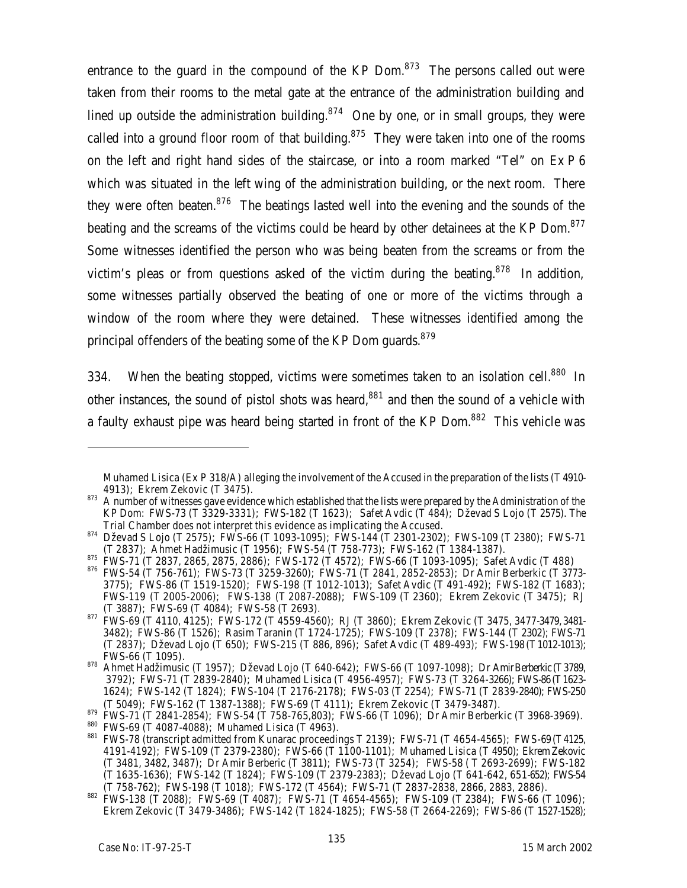entrance to the guard in the compound of the KP Dom.[873] The persons called out were taken from their rooms to the metal gate at the entrance of the administration building and lined up outside the administration building.[874] One by one, or in small groups, they were called into a ground floor room of that building.[875] They were taken into one of the rooms on the left and right hand sides of the staircase, or into a room marked "Tel" on Ex P 6 which was situated in the left wing of the administration building, or the next room. There they were often beaten.[876] The beatings lasted well into the evening and the sounds of the beating and the screams of the victims could be heard by other detainees at the KP Dom.[877] Some witnesses identified the person who was being beaten from the screams or from the victim's pleas or from questions asked of the victim during the beating.[878] In addition, some witnesses partially observed the beating of one or more of the victims through a window of the room where they were detained. These witnesses identified among the principal offenders of the beating some of the KP Dom guards.[879]

334. When the beating stopped, victims were sometimes taken to an isolation cell.[880] In other instances, the sound of pistol shots was heard,[881] and then the sound of a vehicle with a faulty exhaust pipe was heard being started in front of the KP Dom.[882] This vehicle was

---

Muhamed Lisica (Ex P 318/A) alleging the involvement of the Accused in the preparation of the lists (T 4910-4913); Ekrem Zekovic (T 3475).

[873] A number of witnesses gave evidence which established that the lists were prepared by the Administration of the KP Dom: FWS-73 (T 3329-3331); FWS-182 (T 1623); Safet Avdic (T 484); Dževad S Lojo (T 2575). The Trial Chamber does not interpret this evidence as implicating the Accused.

[874] Dževad S Lojo (T 2575); FWS-66 (T 1093-1095); FWS-144 (T 2301-2302); FWS-109 (T 2380); FWS-71 (T 2837); Ahmet Hadžimusic (T 1956); FWS-54 (T 758-773); FWS-162 (T 1384-1387).

[875] FWS-71 (T 2837, 2865, 2875, 2886); FWS-172 (T 4572); FWS-66 (T 1093-1095); Safet Avdic (T 488)

[876] FWS-54 (T 756-761); FWS-73 (T 3259-3260); FWS-71 (T 2841, 2852-2853); Dr Amir Berberkic (T 3773-3775); FWS-86 (T 1519-1520); FWS-198 (T 1012-1013); Safet Avdic (T 491-492); FWS-182 (T 1683); FWS-119 (T 2005-2006); FWS-138 (T 2087-2088); FWS-109 (T 2360); Ekrem Zekovic (T 3475); RJ (T 3887); FWS-69 (T 4084); FWS-58 (T 2693).

[877] FWS-69 (T 4110, 4125); FWS-172 (T 4559-4560); RJ (T 3860); Ekrem Zekovic (T 3475, 3477-3479, 3481-3482); FWS-86 (T 1526); Rasim Taranin (T 1724-1725); FWS-109 (T 2378); FWS-144 (T 2302); FWS-71 (T 2837); Dževad Lojo (T 650); FWS-215 (T 886, 896); Safet Avdic (T 489-493); FWS-198 (T 1012-1013); FWS-66 (T 1095).

[878] Ahmet Hadžimusic (T 1957); Dževad Lojo (T 640-642); FWS-66 (T 1097-1098); Dr Amir Berberkic (T 3789, 3792); FWS-71 (T 2839-2840); Muhamed Lisica (T 4956-4957); FWS-73 (T 3264-3266); FWS-86 (T 1623-1624); FWS-142 (T 1824); FWS-104 (T 2176-2178); FWS-03 (T 2254); FWS-71 (T 2839-2840); FWS-250 (T 5049); FWS-162 (T 1387-1388); FWS-69 (T 4111); Ekrem Zekovic (T 3479-3487).

[879] FWS-71 (T 2841-2854); FWS-54 (T 758-765,803); FWS-66 (T 1096); Dr Amir Berberkic (T 3968-3969).

[880] FWS-69 (T 4087-4088); Muhamed Lisica (T 4963).

[881] FWS-78 (transcript admitted from Kunarac proceedings T 2139); FWS-71 (T 4654-4565); FWS-69 (T 4125, 4191-4192); FWS-109 (T 2379-2380); FWS-66 (T 1100-1101); Muhamed Lisica (T 4950); Ekrem Zekovic (T 3481, 3482, 3487); Dr Amir Berberic (T 3811); FWS-73 (T 3254); FWS-58 ( T 2693-2699); FWS-182 (T 1635-1636); FWS-142 (T 1824); FWS-109 (T 2379-2383); Dževad Lojo (T 641-642, 651-652); FWS-54 (T 758-762); FWS-198 (T 1018); FWS-172 (T 4564); FWS-71 (T 2837-2838, 2866, 2883, 2886).

[882] FWS-138 (T 2088); FWS-69 (T 4087); FWS-71 (T 4654-4565); FWS-109 (T 2384); FWS-66 (T 1096); Ekrem Zekovic (T 3479-3486); FWS-142 (T 1824-1825); FWS-58 (T 2664-2269); FWS-86 (T 1527-1528);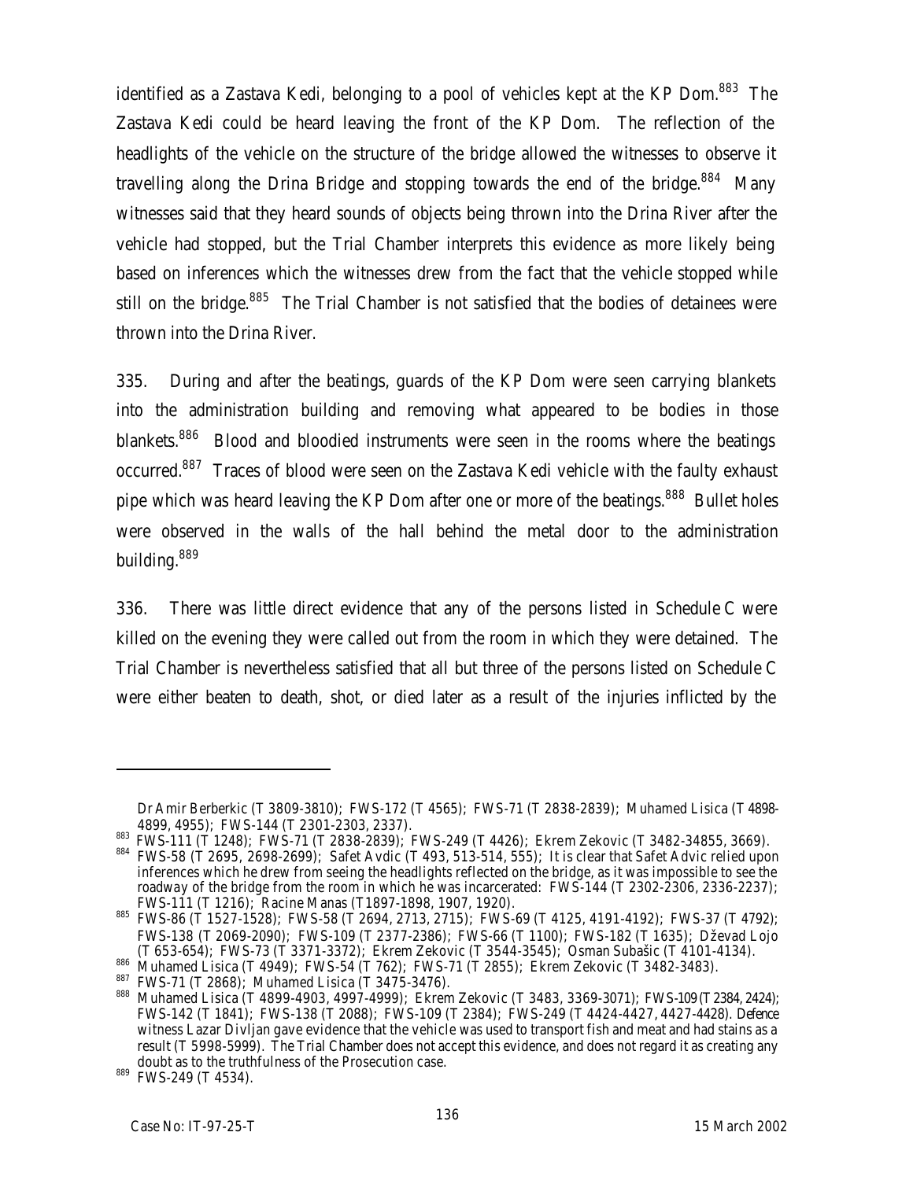identified as a Zastava Kedi, belonging to a pool of vehicles kept at the KP Dom.[883] The Zastava Kedi could be heard leaving the front of the KP Dom. The reflection of the headlights of the vehicle on the structure of the bridge allowed the witnesses to observe it travelling along the Drina Bridge and stopping towards the end of the bridge.[884] Many witnesses said that they heard sounds of objects being thrown into the Drina River after the vehicle had stopped, but the Trial Chamber interprets this evidence as more likely being based on inferences which the witnesses drew from the fact that the vehicle stopped while still on the bridge.[885] The Trial Chamber is not satisfied that the bodies of detainees were thrown into the Drina River.

335. During and after the beatings, guards of the KP Dom were seen carrying blankets into the administration building and removing what appeared to be bodies in those blankets.[886] Blood and bloodied instruments were seen in the rooms where the beatings occurred.[887] Traces of blood were seen on the Zastava Kedi vehicle with the faulty exhaust pipe which was heard leaving the KP Dom after one or more of the beatings.[888] Bullet holes were observed in the walls of the hall behind the metal door to the administration building.[889]

336. There was little direct evidence that any of the persons listed in Schedule C were killed on the evening they were called out from the room in which they were detained. The Trial Chamber is nevertheless satisfied that all but three of the persons listed on Schedule C were either beaten to death, shot, or died later as a result of the injuries inflicted by the

---

Dr Amir Berberkic (T 3809-3810); FWS-172 (T 4565); FWS-71 (T 2838-2839); Muhamed Lisica (T 4898-4899, 4955); FWS-144 (T 2301-2303, 2337).

[883] FWS-111 (T 1248); FWS-71 (T 2838-2839); FWS-249 (T 4426); Ekrem Zekovic (T 3482-34855, 3669).

[884] FWS-58 (T 2695, 2698-2699); Safet Avdic (T 493, 513-514, 555); It is clear that Safet Advic relied upon inferences which he drew from seeing the headlights reflected on the bridge, as it was impossible to see the roadway of the bridge from the room in which he was incarcerated: FWS-144 (T 2302-2306, 2336-2237); FWS-111 (T 1216); Racine Manas (T1897-1898, 1907, 1920).

[885] FWS-86 (T 1527-1528); FWS-58 (T 2694, 2713, 2715); FWS-69 (T 4125, 4191-4192); FWS-37 (T 4792); FWS-138 (T 2069-2090); FWS-109 (T 2377-2386); FWS-66 (T 1100); FWS-182 (T 1635); Dževad Lojo (T 653-654); FWS-73 (T 3371-3372); Ekrem Zekovic (T 3544-3545); Osman Subašic (T 4101-4134).

[886] Muhamed Lisica (T 4949); FWS-54 (T 762); FWS-71 (T 2855); Ekrem Zekovic (T 3482-3483).

[887] FWS-71 (T 2868); Muhamed Lisica (T 3475-3476).

[888] Muhamed Lisica (T 4899-4903, 4997-4999); Ekrem Zekovic (T 3483, 3369-3071); FWS-109 (T 2384, 2424); FWS-142 (T 1841); FWS-138 (T 2088); FWS-109 (T 2384); FWS-249 (T 4424-4427, 4427-4428). Defence witness Lazar Divljan gave evidence that the vehicle was used to transport fish and meat and had stains as a result (T 5998-5999). The Trial Chamber does not accept this evidence, and does not regard it as creating any doubt as to the truthfulness of the Prosecution case.

[889] FWS-249 (T 4534).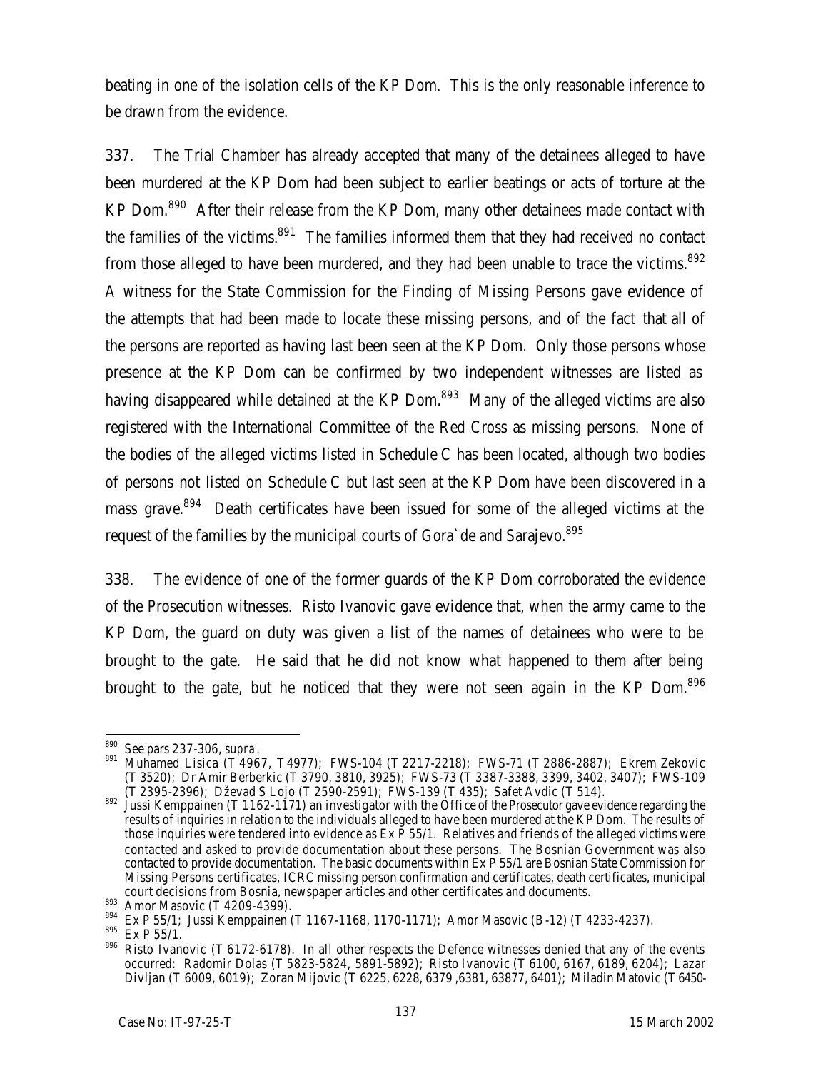beating in one of the isolation cells of the KP Dom. This is the only reasonable inference to be drawn from the evidence.

337. The Trial Chamber has already accepted that many of the detainees alleged to have been murdered at the KP Dom had been subject to earlier beatings or acts of torture at the KP Dom.[890] After their release from the KP Dom, many other detainees made contact with the families of the victims.[891] The families informed them that they had received no contact from those alleged to have been murdered, and they had been unable to trace the victims.[892] A witness for the State Commission for the Finding of Missing Persons gave evidence of the attempts that had been made to locate these missing persons, and of the fact that all of the persons are reported as having last been seen at the KP Dom. Only those persons whose presence at the KP Dom can be confirmed by two independent witnesses are listed as having disappeared while detained at the KP Dom.[893] Many of the alleged victims are also registered with the International Committee of the Red Cross as missing persons. None of the bodies of the alleged victims listed in Schedule C has been located, although two bodies of persons not listed on Schedule C but last seen at the KP Dom have been discovered in a mass grave.[894] Death certificates have been issued for some of the alleged victims at the request of the families by the municipal courts of Gora`de and Sarajevo.[895]

338. The evidence of one of the former guards of the KP Dom corroborated the evidence of the Prosecution witnesses. Risto Ivanovic gave evidence that, when the army came to the KP Dom, the guard on duty was given a list of the names of detainees who were to be brought to the gate. He said that he did not know what happened to them after being brought to the gate, but he noticed that they were not seen again in the KP Dom.[896]

---

[890] See pars 237-306, *supra*.

[891] Muhamed Lisica (T 4967, T 4977); FWS-104 (T 2217-2218); FWS-71 (T 2886-2887); Ekrem Zekovic (T 3520); Dr Amir Berberkic (T 3790, 3810, 3925); FWS-73 (T 3387-3388, 3399, 3402, 3407); FWS-109 (T 2395-2396); Dževad S Lojo (T 2590-2591); FWS-139 (T 435); Safet Avdic (T 514).

[892] Jussi Kemppainen (T 1162-1171) an investigator with the Office of the Prosecutor gave evidence regarding the results of inquiries in relation to the individuals alleged to have been murdered at the KP Dom. The results of those inquiries were tendered into evidence as Ex P 55/1. Relatives and friends of the alleged victims were contacted and asked to provide documentation about these persons. The Bosnian Government was also contacted to provide documentation. The basic documents within Ex P 55/1 are Bosnian State Commission for Missing Persons certificates, ICRC missing person confirmation and certificates, death certificates, municipal court decisions from Bosnia, newspaper articles and other certificates and documents.

[893] Amor Masovic (T 4209-4399).

[894] Ex P 55/1; Jussi Kemppainen (T 1167-1168, 1170-1171); Amor Masovic (B-12) (T 4233-4237).

[895] Ex P 55/1.

[896] Risto Ivanovic (T 6172-6178). In all other respects the Defence witnesses denied that any of the events occurred: Radomir Dolas (T 5823-5824, 5891-5892); Risto Ivanovic (T 6100, 6167, 6189, 6204); Lazar Divljan (T 6009, 6019); Zoran Mijovic (T 6225, 6228, 6379 ,6381, 63877, 6401); Miladin Matovic (T 6450-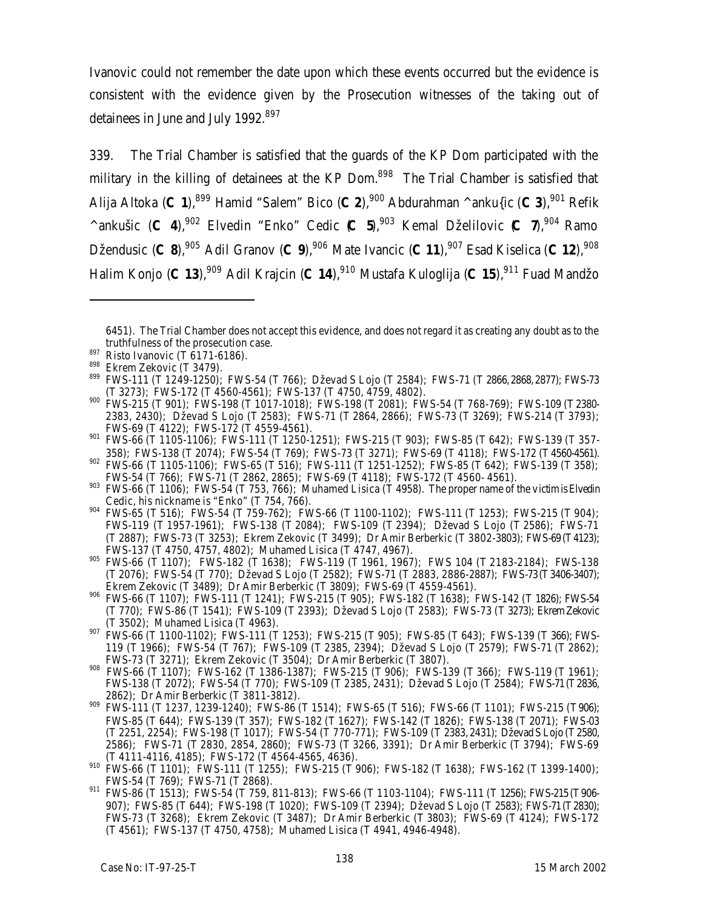Ivanovic could not remember the date upon which these events occurred but the evidence is consistent with the evidence given by the Prosecution witnesses of the taking out of detainees in June and July 1992.[897]

339. The Trial Chamber is satisfied that the guards of the KP Dom participated with the military in the killing of detainees at the KP Dom.[898] The Trial Chamber is satisfied that Alija Altoka (**C 1**),[899] Hamid "Salem" Bico (**C 2**),[900] Abdurahman ^anku{ic (**C 3**),[901] Refik ^ankušic (**C 4**),[902] Elvedin "Enko" Cedic (**C 5**),[903] Kemal Dželilovic (**C 7**),[904] Ramo Džendusic (**C 8**),[905] Adil Granov (**C 9**),[906] Mate Ivancic (**C 11**),[907] Esad Kiselica (**C 12**),[908] Halim Konjo (**C 13**),[909] Adil Krajcin (**C 14**),[910] Mustafa Kuloglija (**C 15**),[911] Fuad Mandžo

---

6451). The Trial Chamber does not accept this evidence, and does not regard it as creating any doubt as to the truthfulness of the prosecution case.

[897] Risto Ivanovic (T 6171-6186).

[898] Ekrem Zekovic (T 3479).

[899] FWS-111 (T 1249-1250); FWS-54 (T 766); Dževad S Lojo (T 2584); FWS-71 (T 2866, 2868, 2877); FWS-73 (T 3273); FWS-172 (T 4560-4561); FWS-137 (T 4750, 4759, 4802).

[900] FWS-215 (T 901); FWS-198 (T 1017-1018); FWS-198 (T 2081); FWS-54 (T 768-769); FWS-109 (T 2380-2383, 2430); Dževad S Lojo (T 2583); FWS-71 (T 2864, 2866); FWS-73 (T 3269); FWS-214 (T 3793); FWS-69 (T 4122); FWS-172 (T 4559-4561).

[901] FWS-66 (T 1105-1106); FWS-111 (T 1250-1251); FWS-215 (T 903); FWS-85 (T 642); FWS-139 (T 357-358); FWS-138 (T 2074); FWS-54 (T 769); FWS-73 (T 3271); FWS-69 (T 4118); FWS-172 (T 4560-4561).

[902] FWS-66 (T 1105-1106); FWS-65 (T 516); FWS-111 (T 1251-1252); FWS-85 (T 642); FWS-139 (T 358); FWS-54 (T 766); FWS-71 (T 2862, 2865); FWS-69 (T 4118); FWS-172 (T 4560- 4561).

[903] FWS-66 (T 1106); FWS-54 (T 753, 766); Muhamed Lisica (T 4958). The proper name of the victim is Elvedin Cedic, his nickname is "Enko" (T 754, 766).

[904] FWS-65 (T 516); FWS-54 (T 759-762); FWS-66 (T 1100-1102); FWS-111 (T 1253); FWS-215 (T 904); FWS-119 (T 1957-1961); FWS-138 (T 2084); FWS-109 (T 2394); Dževad S Lojo (T 2586); FWS-71 (T 2887); FWS-73 (T 3253); Ekrem Zekovic (T 3499); Dr Amir Berberkic (T 3802-3803); FWS-69 (T 4123); FWS-137 (T 4750, 4757, 4802); Muhamed Lisica (T 4747, 4967).

[905] FWS-66 (T 1107); FWS-182 (T 1638); FWS-119 (T 1961, 1967); FWS 104 (T 2183-2184); FWS-138 (T 2076); FWS-54 (T 770); Dževad S Lojo (T 2582); FWS-71 (T 2883, 2886-2887); FWS-73 (T 3406-3407); Ekrem Zekovic (T 3489); Dr Amir Berberkic (T 3809); FWS-69 (T 4559-4561).

[906] FWS-66 (T 1107); FWS-111 (T 1241); FWS-215 (T 905); FWS-182 (T 1638); FWS-142 (T 1826); FWS-54 (T 770); FWS-86 (T 1541); FWS-109 (T 2393); Dževad S Lojo (T 2583); FWS-73 (T 3273); Ekrem Zekovic (T 3502); Muhamed Lisica (T 4963).

[907] FWS-66 (T 1100-1102); FWS-111 (T 1253); FWS-215 (T 905); FWS-85 (T 643); FWS-139 (T 366); FWS-119 (T 1966); FWS-54 (T 767); FWS-109 (T 2385, 2394); Dževad S Lojo (T 2579); FWS-71 (T 2862); FWS-73 (T 3271); Ekrem Zekovic (T 3504); Dr Amir Berberkic (T 3807).

[908] FWS-66 (T 1107); FWS-162 (T 1386-1387); FWS-215 (T 906); FWS-139 (T 366); FWS-119 (T 1961); FWS-138 (T 2072); FWS-54 (T 770); FWS-109 (T 2385, 2431); Dževad S Lojo (T 2584); FWS-71 (T 2836, 2862); Dr Amir Berberkic (T 3811-3812).

[909] FWS-111 (T 1237, 1239-1240); FWS-86 (T 1514); FWS-65 (T 516); FWS-66 (T 1101); FWS-215 (T 906); FWS-85 (T 644); FWS-139 (T 357); FWS-182 (T 1627); FWS-142 (T 1826); FWS-138 (T 2071); FWS-03 (T 2251, 2254); FWS-198 (T 1017); FWS-54 (T 770-771); FWS-109 (T 2383, 2431); Dževad S Lojo (T 2580, 2586); FWS-71 (T 2830, 2854, 2860); FWS-73 (T 3266, 3391); Dr Amir Berberkic (T 3794); FWS-69 (T 4111-4116, 4185); FWS-172 (T 4564-4565, 4636).

[910] FWS-66 (T 1101); FWS-111 (T 1255); FWS-215 (T 906); FWS-182 (T 1638); FWS-162 (T 1399-1400); FWS-54 (T 769); FWS-71 (T 2868).

[911] FWS-86 (T 1513); FWS-54 (T 759, 811-813); FWS-66 (T 1103-1104); FWS-111 (T 1256); FWS-215 (T 906-907); FWS-85 (T 644); FWS-198 (T 1020); FWS-109 (T 2394); Dževad S Lojo (T 2583); FWS-71 (T 2830); FWS-73 (T 3268); Ekrem Zekovic (T 3487); Dr Amir Berberkic (T 3803); FWS-69 (T 4124); FWS-172 (T 4561); FWS-137 (T 4750, 4758); Muhamed Lisica (T 4941, 4946-4948).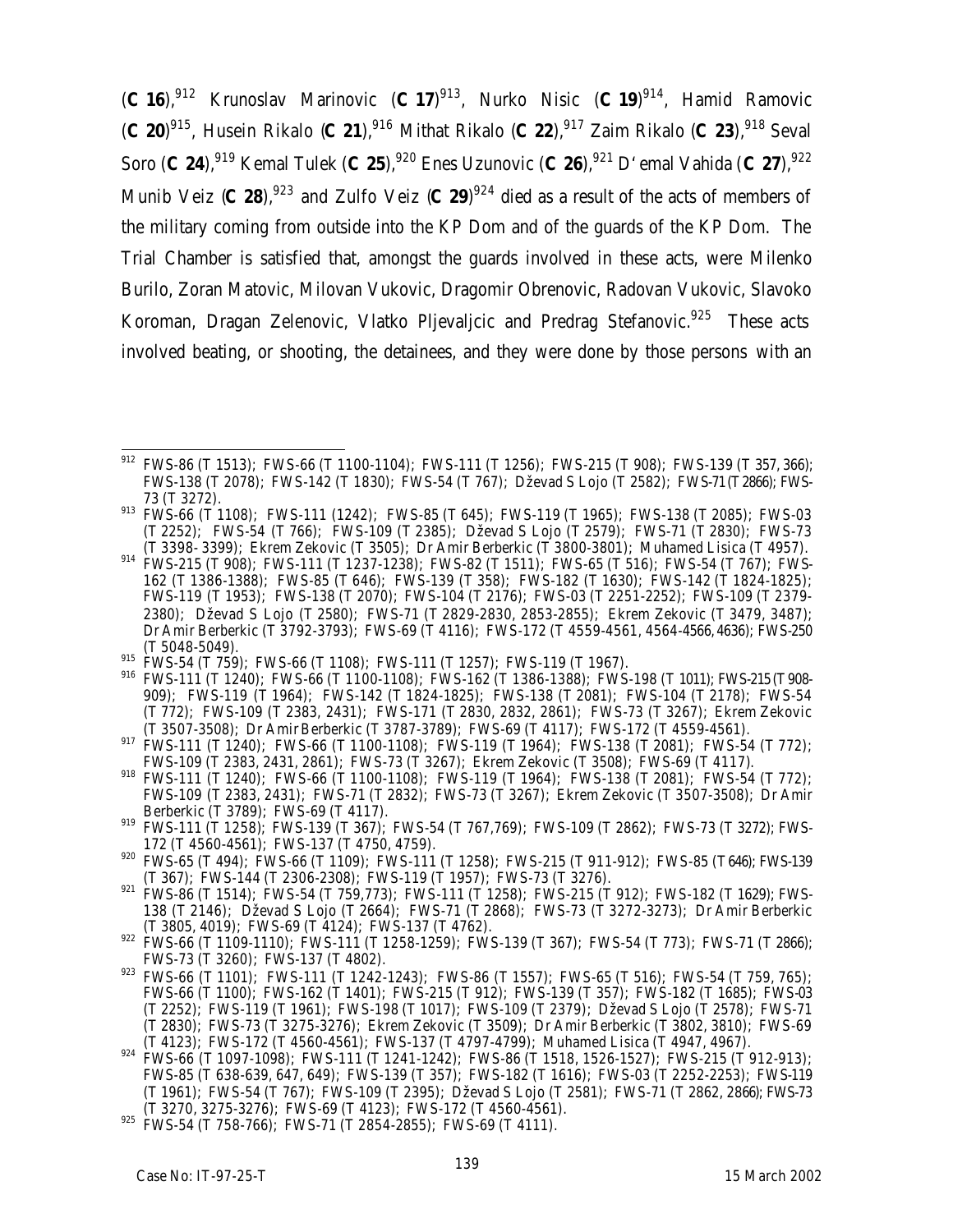(**C 16**),[912] Krunoslav Marinovic (**C 17**)[913], Nurko Nisic (**C 19**)[914], Hamid Ramovic (**C 20**)[915], Husein Rikalo (**C 21**),[916] Mithat Rikalo (**C 22**),[917] Zaim Rikalo (**C 23**),[918] Seval Soro (**C 24**),[919] Kemal Tulek (**C 25**),[920] Enes Uzunovic (**C 26**),[921] D'emal Vahida (**C 27**),[922] Munib Veiz (**C 28**),[923] and Zulfo Veiz (**C 29**)[924] died as a result of the acts of members of the military coming from outside into the KP Dom and of the guards of the KP Dom. The Trial Chamber is satisfied that, amongst the guards involved in these acts, were Milenko Burilo, Zoran Matovic, Milovan Vukovic, Dragomir Obrenovic, Radovan Vukovic, Slavoko Koroman, Dragan Zelenovic, Vlatko Pljevaljcic and Predrag Stefanovic.[925] These acts involved beating, or shooting, the detainees, and they were done by those persons with an

---

[912] FWS-86 (T 1513); FWS-66 (T 1100-1104); FWS-111 (T 1256); FWS-215 (T 908); FWS-139 (T 357, 366); FWS-138 (T 2078); FWS-142 (T 1830); FWS-54 (T 767); Dževad S Lojo (T 2582); FWS-71 (T 2866); FWS-73 (T 3272).

[913] FWS-66 (T 1108); FWS-111 (1242); FWS-85 (T 645); FWS-119 (T 1965); FWS-138 (T 2085); FWS-03 (T 2252); FWS-54 (T 766); FWS-109 (T 2385); Dževad S Lojo (T 2579); FWS-71 (T 2830); FWS-73 (T 3398- 3399); Ekrem Zekovic (T 3505); Dr Amir Berberkic (T 3800-3801); Muhamed Lisica (T 4957).

[914] FWS-215 (T 908); FWS-111 (T 1237-1238); FWS-82 (T 1511); FWS-65 (T 516); FWS-54 (T 767); FWS-162 (T 1386-1388); FWS-85 (T 646); FWS-139 (T 358); FWS-182 (T 1630); FWS-142 (T 1824-1825); FWS-119 (T 1953); FWS-138 (T 2070); FWS-104 (T 2176); FWS-03 (T 2251-2252); FWS-109 (T 2379-2380); Dževad S Lojo (T 2580); FWS-71 (T 2829-2830, 2853-2855); Ekrem Zekovic (T 3479, 3487); Dr Amir Berberkic (T 3792-3793); FWS-69 (T 4116); FWS-172 (T 4559-4561, 4564-4566, 4636); FWS-250 (T 5048-5049).

[915] FWS-54 (T 759); FWS-66 (T 1108); FWS-111 (T 1257); FWS-119 (T 1967).

[916] FWS-111 (T 1240); FWS-66 (T 1100-1108); FWS-162 (T 1386-1388); FWS-198 (T 1011); FWS-215 (T 908-909); FWS-119 (T 1964); FWS-142 (T 1824-1825); FWS-138 (T 2081); FWS-104 (T 2178); FWS-54 (T 772); FWS-109 (T 2383, 2431); FWS-171 (T 2830, 2832, 2861); FWS-73 (T 3267); Ekrem Zekovic (T 3507-3508); Dr Amir Berberkic (T 3787-3789); FWS-69 (T 4117); FWS-172 (T 4559-4561).

[917] FWS-111 (T 1240); FWS-66 (T 1100-1108); FWS-119 (T 1964); FWS-138 (T 2081); FWS-54 (T 772); FWS-109 (T 2383, 2431, 2861); FWS-73 (T 3267); Ekrem Zekovic (T 3508); FWS-69 (T 4117).

[918] FWS-111 (T 1240); FWS-66 (T 1100-1108); FWS-119 (T 1964); FWS-138 (T 2081); FWS-54 (T 772); FWS-109 (T 2383, 2431); FWS-71 (T 2832); FWS-73 (T 3267); Ekrem Zekovic (T 3507-3508); Dr Amir Berberkic (T 3789); FWS-69 (T 4117).

[919] FWS-111 (T 1258); FWS-139 (T 367); FWS-54 (T 767,769); FWS-109 (T 2862); FWS-73 (T 3272); FWS-172 (T 4560-4561); FWS-137 (T 4750, 4759).

[920] FWS-65 (T 494); FWS-66 (T 1109); FWS-111 (T 1258); FWS-215 (T 911-912); FWS-85 (T 646); FWS-139 (T 367); FWS-144 (T 2306-2308); FWS-119 (T 1957); FWS-73 (T 3276).

[921] FWS-86 (T 1514); FWS-54 (T 759,773); FWS-111 (T 1258); FWS-215 (T 912); FWS-182 (T 1629); FWS-138 (T 2146); Dževad S Lojo (T 2664); FWS-71 (T 2868); FWS-73 (T 3272-3273); Dr Amir Berberkic (T 3805, 4019); FWS-69 (T 4124); FWS-137 (T 4762).

[922] FWS-66 (T 1109-1110); FWS-111 (T 1258-1259); FWS-139 (T 367); FWS-54 (T 773); FWS-71 (T 2866); FWS-73 (T 3260); FWS-137 (T 4802).

[923] FWS-66 (T 1101); FWS-111 (T 1242-1243); FWS-86 (T 1557); FWS-65 (T 516); FWS-54 (T 759, 765); FWS-66 (T 1100); FWS-162 (T 1401); FWS-215 (T 912); FWS-139 (T 357); FWS-182 (T 1685); FWS-03 (T 2252); FWS-119 (T 1961); FWS-198 (T 1017); FWS-109 (T 2379); Dževad S Lojo (T 2578); FWS-71 (T 2830); FWS-73 (T 3275-3276); Ekrem Zekovic (T 3509); Dr Amir Berberkic (T 3802, 3810); FWS-69 (T 4123); FWS-172 (T 4560-4561); FWS-137 (T 4797-4799); Muhamed Lisica (T 4947, 4967).

[924] FWS-66 (T 1097-1098); FWS-111 (T 1241-1242); FWS-86 (T 1518, 1526-1527); FWS-215 (T 912-913); FWS-85 (T 638-639, 647, 649); FWS-139 (T 357); FWS-182 (T 1616); FWS-03 (T 2252-2253); FWS-119 (T 1961); FWS-54 (T 767); FWS-109 (T 2395); Dževad S Lojo (T 2581); FWS-71 (T 2862, 2866); FWS-73 (T 3270, 3275-3276); FWS-69 (T 4123); FWS-172 (T 4560-4561).

[925] FWS-54 (T 758-766); FWS-71 (T 2854-2855); FWS-69 (T 4111).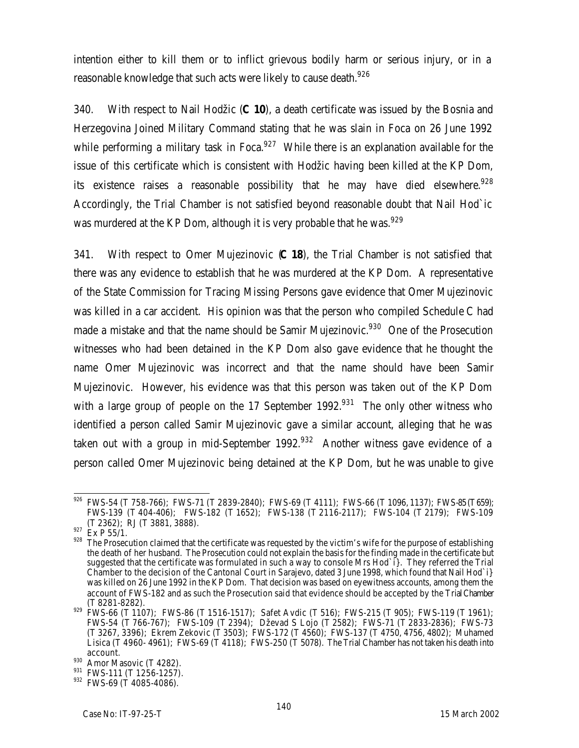intention either to kill them or to inflict grievous bodily harm or serious injury, or in a reasonable knowledge that such acts were likely to cause death.[926]

340. With respect to Nail Hodžic (**C 10**), a death certificate was issued by the Bosnia and Herzegovina Joined Military Command stating that he was slain in Foca on 26 June 1992 while performing a military task in Foca.[927] While there is an explanation available for the issue of this certificate which is consistent with Hodžic having been killed at the KP Dom, its existence raises a reasonable possibility that he may have died elsewhere.[928] Accordingly, the Trial Chamber is not satisfied beyond reasonable doubt that Nail Hod`ic was murdered at the KP Dom, although it is very probable that he was.[929]

341. With respect to Omer Mujezinovic (**C 18**), the Trial Chamber is not satisfied that there was any evidence to establish that he was murdered at the KP Dom. A representative of the State Commission for Tracing Missing Persons gave evidence that Omer Mujezinovic was killed in a car accident. His opinion was that the person who compiled Schedule C had made a mistake and that the name should be Samir Mujezinovic.[930] One of the Prosecution witnesses who had been detained in the KP Dom also gave evidence that he thought the name Omer Mujezinovic was incorrect and that the name should have been Samir Mujezinovic. However, his evidence was that this person was taken out of the KP Dom with a large group of people on the 17 September 1992.[931] The only other witness who identified a person called Samir Mujezinovic gave a similar account, alleging that he was taken out with a group in mid-September 1992.[932] Another witness gave evidence of a person called Omer Mujezinovic being detained at the KP Dom, but he was unable to give

---

[926] FWS-54 (T 758-766); FWS-71 (T 2839-2840); FWS-69 (T 4111); FWS-66 (T 1096, 1137); FWS-85 (T 659); FWS-139 (T 404-406); FWS-182 (T 1652); FWS-138 (T 2116-2117); FWS-104 (T 2179); FWS-109 (T 2362); RJ (T 3881, 3888).

[927] Ex P 55/1.

[928] The Prosecution claimed that the certificate was requested by the victim's wife for the purpose of establishing the death of her husband. The Prosecution could not explain the basis for the finding made in the certificate but suggested that the certificate was formulated in such a way to console Mrs Hod`i}. They referred the Trial Chamber to the decision of the Cantonal Court in Sarajevo, dated 3 June 1998, which found that Nail Hod`i} was killed on 26 June 1992 in the KP Dom. That decision was based on eyewitness accounts, among them the account of FWS-182 and as such the Prosecution said that evidence should be accepted by the Trial Chamber (T 8281-8282).

[929] FWS-66 (T 1107); FWS-86 (T 1516-1517); Safet Avdic (T 516); FWS-215 (T 905); FWS-119 (T 1961); FWS-54 (T 766-767); FWS-109 (T 2394); Dževad S Lojo (T 2582); FWS-71 (T 2833-2836); FWS-73 (T 3267, 3396); Ekrem Zekovic (T 3503); FWS-172 (T 4560); FWS-137 (T 4750, 4756, 4802); Muhamed Lisica (T 4960- 4961); FWS-69 (T 4118); FWS-250 (T 5078). The Trial Chamber has not taken his death into account.

[930] Amor Masovic (T 4282).

[931] FWS-111 (T 1256-1257).

[932] FWS-69 (T 4085-4086).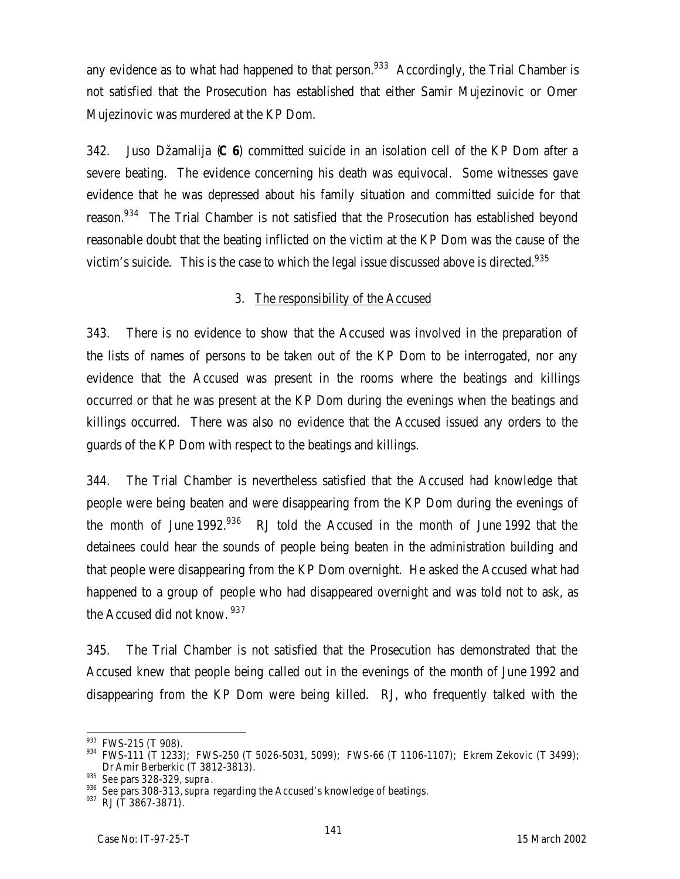any evidence as to what had happened to that person.[933] Accordingly, the Trial Chamber is not satisfied that the Prosecution has established that either Samir Mujezinovic or Omer Mujezinovic was murdered at the KP Dom.

342. Juso Džamalija (**C 6**) committed suicide in an isolation cell of the KP Dom after a severe beating. The evidence concerning his death was equivocal. Some witnesses gave evidence that he was depressed about his family situation and committed suicide for that reason.[934] The Trial Chamber is not satisfied that the Prosecution has established beyond reasonable doubt that the beating inflicted on the victim at the KP Dom was the cause of the victim's suicide. This is the case to which the legal issue discussed above is directed.[935]

### 3. The responsibility of the Accused

343. There is no evidence to show that the Accused was involved in the preparation of the lists of names of persons to be taken out of the KP Dom to be interrogated, nor any evidence that the Accused was present in the rooms where the beatings and killings occurred or that he was present at the KP Dom during the evenings when the beatings and killings occurred. There was also no evidence that the Accused issued any orders to the guards of the KP Dom with respect to the beatings and killings.

344. The Trial Chamber is nevertheless satisfied that the Accused had knowledge that people were being beaten and were disappearing from the KP Dom during the evenings of the month of June 1992.[936] RJ told the Accused in the month of June 1992 that the detainees could hear the sounds of people being beaten in the administration building and that people were disappearing from the KP Dom overnight. He asked the Accused what had happened to a group of people who had disappeared overnight and was told not to ask, as the Accused did not know.[937]

345. The Trial Chamber is not satisfied that the Prosecution has demonstrated that the Accused knew that people being called out in the evenings of the month of June 1992 and disappearing from the KP Dom were being killed. RJ, who frequently talked with the

---

[933] FWS-215 (T 908).

[934] FWS-111 (T 1233); FWS-250 (T 5026-5031, 5099); FWS-66 (T 1106-1107); Ekrem Zekovic (T 3499); Dr Amir Berberkic (T 3812-3813).

[935] See pars 328-329, *supra*.

[936] See pars 308-313, *supra* regarding the Accused's knowledge of beatings.

[937] RJ (T 3867-3871).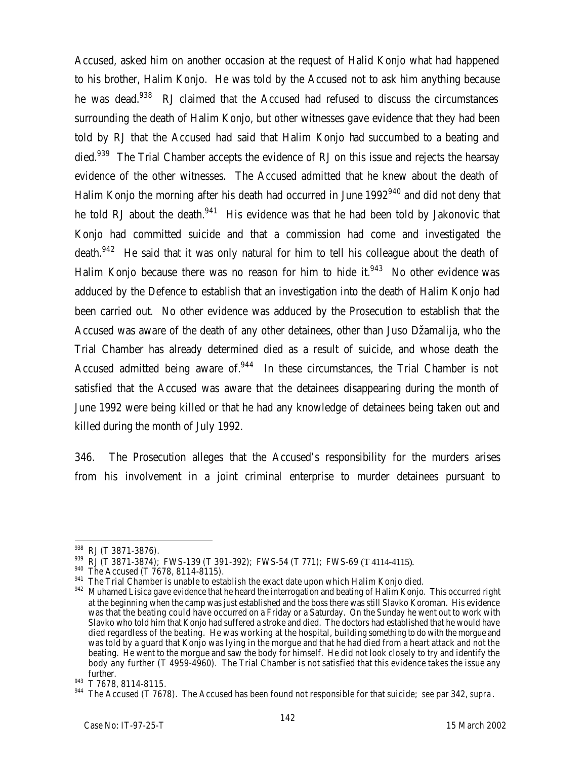Accused, asked him on another occasion at the request of Halid Konjo what had happened to his brother, Halim Konjo. He was told by the Accused not to ask him anything because he was dead.[938] RJ claimed that the Accused had refused to discuss the circumstances surrounding the death of Halim Konjo, but other witnesses gave evidence that they had been told by RJ that the Accused had said that Halim Konjo had succumbed to a beating and died.[939] The Trial Chamber accepts the evidence of RJ on this issue and rejects the hearsay evidence of the other witnesses. The Accused admitted that he knew about the death of Halim Konjo the morning after his death had occurred in June 1992[940] and did not deny that he told RJ about the death.[941] His evidence was that he had been told by Jakonovic that Konjo had committed suicide and that a commission had come and investigated the death.[942] He said that it was only natural for him to tell his colleague about the death of Halim Konjo because there was no reason for him to hide it.[943] No other evidence was adduced by the Defence to establish that an investigation into the death of Halim Konjo had been carried out. No other evidence was adduced by the Prosecution to establish that the Accused was aware of the death of any other detainees, other than Juso Džamalija, who the Trial Chamber has already determined died as a result of suicide, and whose death the Accused admitted being aware of.[944] In these circumstances, the Trial Chamber is not satisfied that the Accused was aware that the detainees disappearing during the month of June 1992 were being killed or that he had any knowledge of detainees being taken out and killed during the month of July 1992.

346. The Prosecution alleges that the Accused's responsibility for the murders arises from his involvement in a joint criminal enterprise to murder detainees pursuant to

---

[938] RJ (T 3871-3876).

[939] RJ (T 3871-3874); FWS-139 (T 391-392); FWS-54 (T 771); FWS-69 (T 4114-4115).

[940] The Accused (T 7678, 8114-8115).

[941] The Trial Chamber is unable to establish the exact date upon which Halim Konjo died.

[942] Muhamed Lisica gave evidence that he heard the interrogation and beating of Halim Konjo. This occurred right at the beginning when the camp was just established and the boss there was still Slavko Koroman. His evidence was that the beating could have occurred on a Friday or a Saturday. On the Sunday he went out to work with Slavko who told him that Konjo had suffered a stroke and died. The doctors had established that he would have died regardless of the beating. He was working at the hospital, building something to do with the morgue and was told by a guard that Konjo was lying in the morgue and that he had died from a heart attack and not the beating. He went to the morgue and saw the body for himself. He did not look closely to try and identify the body any further (T 4959-4960). The Trial Chamber is not satisfied that this evidence takes the issue any further.

[943] T 7678, 8114-8115.

[944] The Accused (T 7678). The Accused has been found not responsible for that suicide; *see* par 342, *supra*.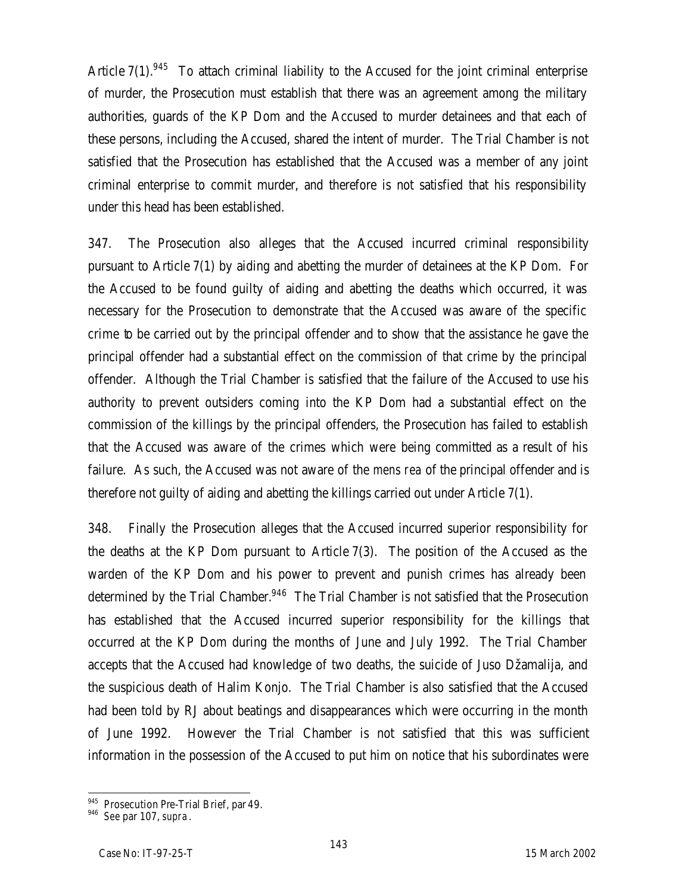Article 7(1).[945] To attach criminal liability to the Accused for the joint criminal enterprise of murder, the Prosecution must establish that there was an agreement among the military authorities, guards of the KP Dom and the Accused to murder detainees and that each of these persons, including the Accused, shared the intent of murder. The Trial Chamber is not satisfied that the Prosecution has established that the Accused was a member of any joint criminal enterprise to commit murder, and therefore is not satisfied that his responsibility under this head has been established.

347. The Prosecution also alleges that the Accused incurred criminal responsibility pursuant to Article 7(1) by aiding and abetting the murder of detainees at the KP Dom. For the Accused to be found guilty of aiding and abetting the deaths which occurred, it was necessary for the Prosecution to demonstrate that the Accused was aware of the specific crime to be carried out by the principal offender and to show that the assistance he gave the principal offender had a substantial effect on the commission of that crime by the principal offender. Although the Trial Chamber is satisfied that the failure of the Accused to use his authority to prevent outsiders coming into the KP Dom had a substantial effect on the commission of the killings by the principal offenders, the Prosecution has failed to establish that the Accused was aware of the crimes which were being committed as a result of his failure. As such, the Accused was not aware of the *mens rea* of the principal offender and is therefore not guilty of aiding and abetting the killings carried out under Article 7(1).

348. Finally the Prosecution alleges that the Accused incurred superior responsibility for the deaths at the KP Dom pursuant to Article 7(3). The position of the Accused as the warden of the KP Dom and his power to prevent and punish crimes has already been determined by the Trial Chamber.[946] The Trial Chamber is not satisfied that the Prosecution has established that the Accused incurred superior responsibility for the killings that occurred at the KP Dom during the months of June and July 1992. The Trial Chamber accepts that the Accused had knowledge of two deaths, the suicide of Juso Džamalija, and the suspicious death of Halim Konjo. The Trial Chamber is also satisfied that the Accused had been told by RJ about beatings and disappearances which were occurring in the month of June 1992. However the Trial Chamber is not satisfied that this was sufficient information in the possession of the Accused to put him on notice that his subordinates were

---

[945] Prosecution Pre-Trial Brief, par 49.

[946] See par 107, *supra*.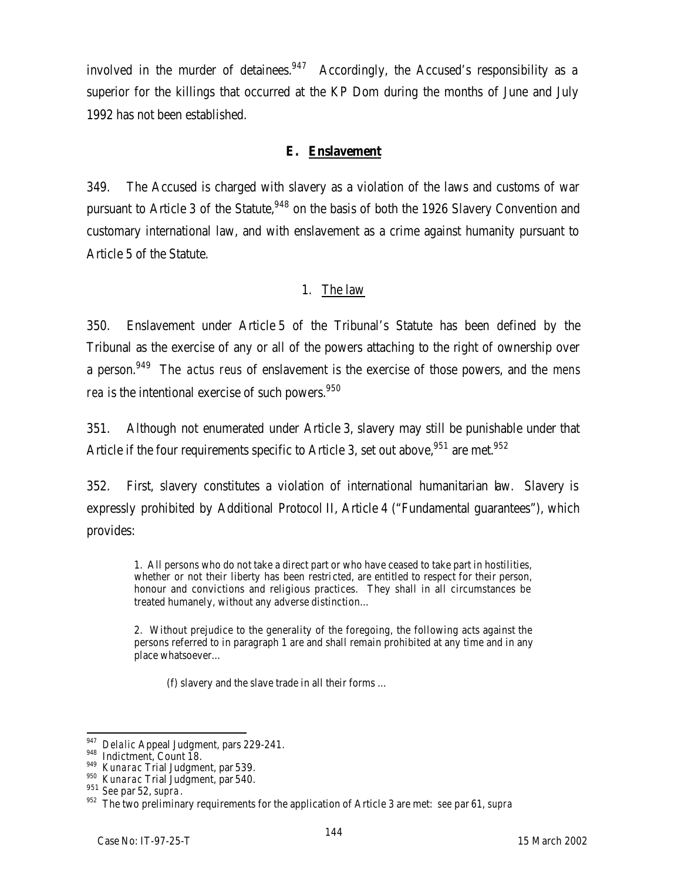involved in the murder of detainees.[947] Accordingly, the Accused's responsibility as a superior for the killings that occurred at the KP Dom during the months of June and July 1992 has not been established.

### E. Enslavement

349. The Accused is charged with slavery as a violation of the laws and customs of war pursuant to Article 3 of the Statute,[948] on the basis of both the 1926 Slavery Convention and customary international law, and with enslavement as a crime against humanity pursuant to Article 5 of the Statute.

#### 1. The law

350. Enslavement under Article 5 of the Tribunal's Statute has been defined by the Tribunal as the exercise of any or all of the powers attaching to the right of ownership over a person.[949] The *actus reus* of enslavement is the exercise of those powers, and the *mens rea* is the intentional exercise of such powers.[950]

351. Although not enumerated under Article 3, slavery may still be punishable under that Article if the four requirements specific to Article 3, set out above,[951] are met.[952]

352. First, slavery constitutes a violation of international humanitarian law. Slavery is expressly prohibited by Additional Protocol II, Article 4 ("Fundamental guarantees"), which provides:

> 1. All persons who do not take a direct part or who have ceased to take part in hostilities, whether or not their liberty has been restricted, are entitled to respect for their person, honour and convictions and religious practices. They shall in all circumstances be treated humanely, without any adverse distinction…
>
> 2. Without prejudice to the generality of the foregoing, the following acts against the persons referred to in paragraph 1 are and shall remain prohibited at any time and in any place whatsoever…
>
> (f) slavery and the slave trade in all their forms …

---

[947] *Delalic* Appeal Judgment, pars 229-241.

[948] Indictment, Count 18.

[949] *Kunarac* Trial Judgment, par 539.

[950] *Kunarac* Trial Judgment, par 540.

[951] *See* par 52, *supra*.

[952] The two preliminary requirements for the application of Article 3 are met: see par 61, *supra*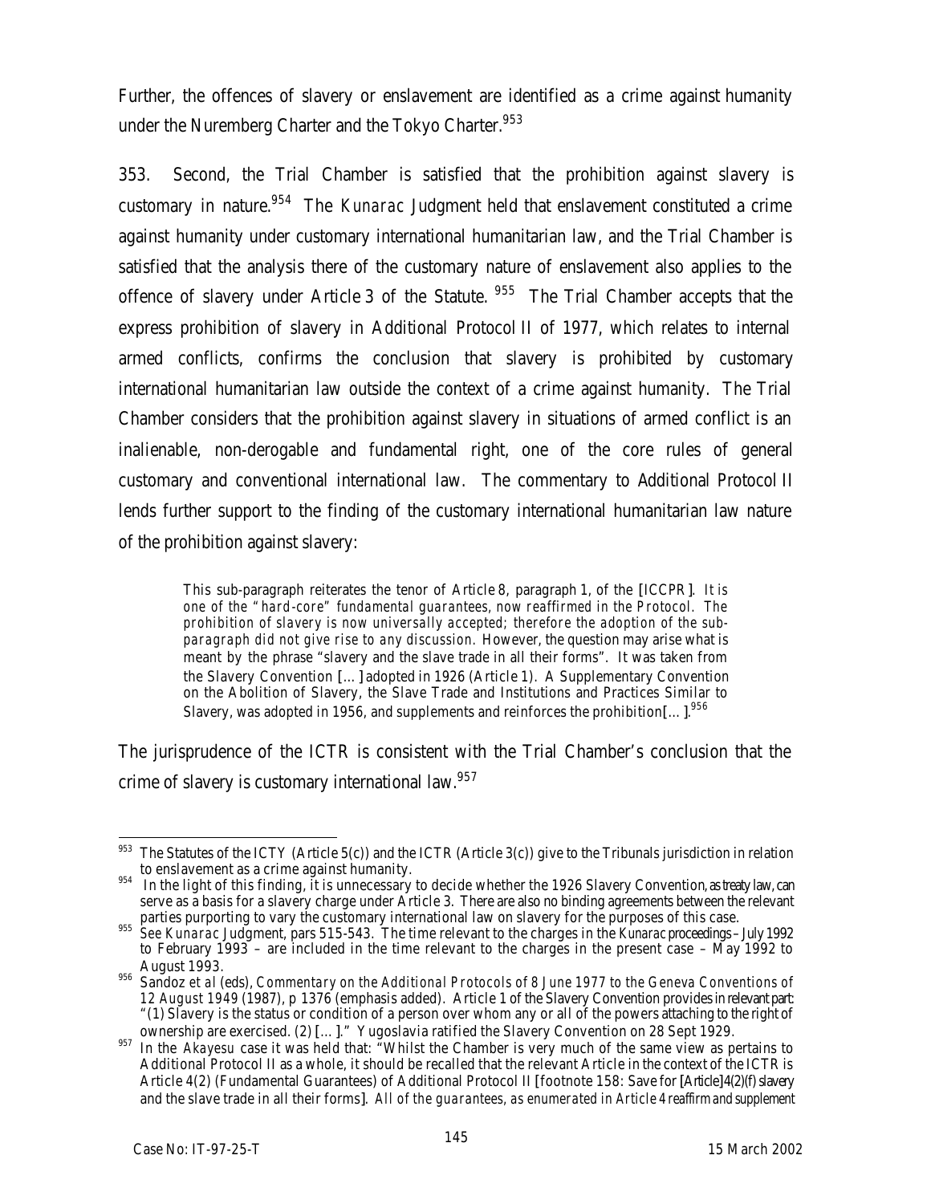Further, the offences of slavery or enslavement are identified as a crime against humanity under the Nuremberg Charter and the Tokyo Charter.[953]

353. Second, the Trial Chamber is satisfied that the prohibition against slavery is customary in nature.[954] The *Kunarac* Judgment held that enslavement constituted a crime against humanity under customary international humanitarian law, and the Trial Chamber is satisfied that the analysis there of the customary nature of enslavement also applies to the offence of slavery under Article 3 of the Statute.[955] The Trial Chamber accepts that the express prohibition of slavery in Additional Protocol II of 1977, which relates to internal armed conflicts, confirms the conclusion that slavery is prohibited by customary international humanitarian law outside the context of a crime against humanity. The Trial Chamber considers that the prohibition against slavery in situations of armed conflict is an inalienable, non-derogable and fundamental right, one of the core rules of general customary and conventional international law. The commentary to Additional Protocol II lends further support to the finding of the customary international humanitarian law nature of the prohibition against slavery:

> This sub-paragraph reiterates the tenor of Article 8, paragraph 1, of the [ICCPR]. *It is one of the "hard-core" fundamental guarantees, now reaffirmed in the Protocol. The prohibition of slavery is now universally accepted; therefore the adoption of the sub-paragraph did not give rise to any discussion.* However, the question may arise what is meant by the phrase "slavery and the slave trade in all their forms". It was taken from the Slavery Convention [...] adopted in 1926 (Article 1). A Supplementary Convention on the Abolition of Slavery, the Slave Trade and Institutions and Practices Similar to Slavery, was adopted in 1956, and supplements and reinforces the prohibition[...].[956]

The jurisprudence of the ICTR is consistent with the Trial Chamber's conclusion that the crime of slavery is customary international law.[957]

---

[953] The Statutes of the ICTY (Article 5(c)) and the ICTR (Article 3(c)) give to the Tribunals jurisdiction in relation to enslavement as a crime against humanity.

[954] In the light of this finding, it is unnecessary to decide whether the 1926 Slavery Convention, as treaty law, can serve as a basis for a slavery charge under Article 3. There are also no binding agreements between the relevant parties purporting to vary the customary international law on slavery for the purposes of this case.

[955] *See Kunarac* Judgment, pars 515-543. The time relevant to the charges in the *Kunarac* proceedings – July 1992 to February 1993 – are included in the time relevant to the charges in the present case – May 1992 to August 1993.

[956] Sandoz *et al* (eds), *Commentary on the Additional Protocols of 8 June 1977 to the Geneva Conventions of 12 August 1949* (1987), p 1376 (emphasis added). Article 1 of the Slavery Convention provides in relevant part: "(1) Slavery is the status or condition of a person over whom any or all of the powers attaching to the right of ownership are exercised. (2) [...]." Yugoslavia ratified the Slavery Convention on 28 Sept 1929.

[957] In the *Akayesu* case it was held that: "Whilst the Chamber is very much of the same view as pertains to Additional Protocol II as a whole, it should be recalled that the relevant Article in the context of the ICTR is Article 4(2) (Fundamental Guarantees) of Additional Protocol II [footnote 158: Save for [Article] 4(2)(f) slavery and the slave trade in all their forms]. *All of the guarantees, as enumerated in Article 4 reaffirm and supplement*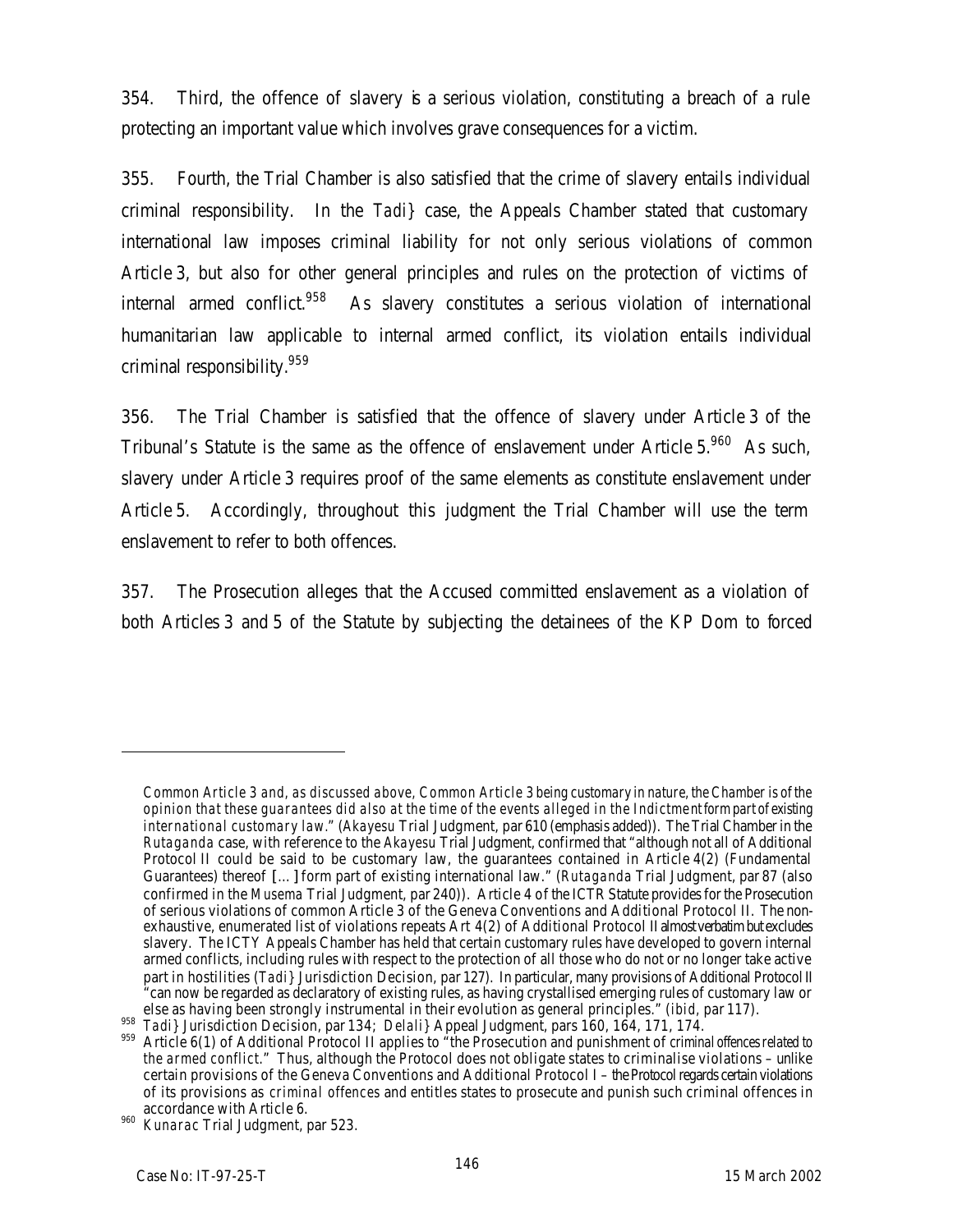354. Third, the offence of slavery is a serious violation, constituting a breach of a rule protecting an important value which involves grave consequences for a victim.

355. Fourth, the Trial Chamber is also satisfied that the crime of slavery entails individual criminal responsibility. In the *Tadi}* case, the Appeals Chamber stated that customary international law imposes criminal liability for not only serious violations of common Article 3, but also for other general principles and rules on the protection of victims of internal armed conflict.[958] As slavery constitutes a serious violation of international humanitarian law applicable to internal armed conflict, its violation entails individual criminal responsibility.[959]

356. The Trial Chamber is satisfied that the offence of slavery under Article 3 of the Tribunal's Statute is the same as the offence of enslavement under Article 5.[960] As such, slavery under Article 3 requires proof of the same elements as constitute enslavement under Article 5. Accordingly, throughout this judgment the Trial Chamber will use the term enslavement to refer to both offences.

357. The Prosecution alleges that the Accused committed enslavement as a violation of both Articles 3 and 5 of the Statute by subjecting the detainees of the KP Dom to forced

---

*Common Article 3 and, as discussed above, Common Article 3 being customary in nature, the Chamber is of the opinion that these guarantees did also at the time of the events alleged in the Indictment form part of existing international customary law.*" (*Akayesu* Trial Judgment, par 610 (emphasis added)). The Trial Chamber in the *Rutaganda* case, with reference to the *Akayesu* Trial Judgment, confirmed that "although not all of Additional Protocol II could be said to be customary law, the guarantees contained in Article 4(2) (Fundamental Guarantees) thereof […] form part of existing international law." (*Rutaganda* Trial Judgment, par 87 (also confirmed in the *Musema* Trial Judgment, par 240)). Article 4 of the ICTR Statute provides for the Prosecution of serious violations of common Article 3 of the Geneva Conventions and Additional Protocol II. The non-exhaustive, enumerated list of violations repeats Art 4(2) of Additional Protocol II almost verbatim but excludes slavery. The ICTY Appeals Chamber has held that certain customary rules have developed to govern internal armed conflicts, including rules with respect to the protection of all those who do not or no longer take active part in hostilities (*Tadi}* Jurisdiction Decision, par 127). In particular, many provisions of Additional Protocol II "can now be regarded as declaratory of existing rules, as having crystallised emerging rules of customary law or else as having been strongly instrumental in their evolution as general principles." (*ibid*, par 117).

958 *Tadi}* Jurisdiction Decision, par 134; *Delali}* Appeal Judgment, pars 160, 164, 171, 174.

959 Article 6(1) of Additional Protocol II applies to "the Prosecution and punishment of *criminal offences related to the armed conflict*." Thus, although the Protocol does not obligate states to criminalise violations – unlike certain provisions of the Geneva Conventions and Additional Protocol I – the Protocol regards certain violations of its provisions as *criminal offences* and entitles states to prosecute and punish such criminal offences in accordance with Article 6.

960 *Kunarac* Trial Judgment, par 523.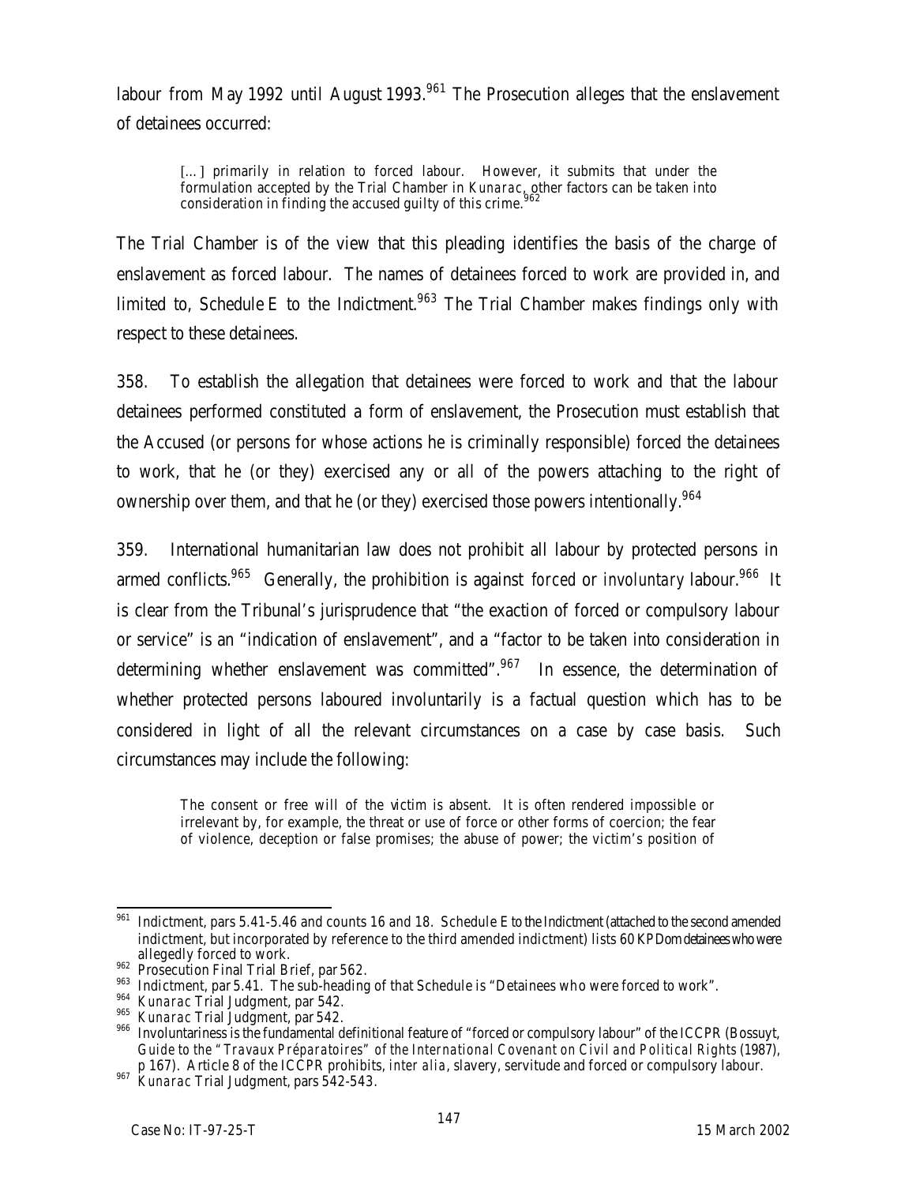labour from May 1992 until August 1993.[961] The Prosecution alleges that the enslavement of detainees occurred:

> […] primarily in relation to forced labour. However, it submits that under the formulation accepted by the Trial Chamber in *Kunarac*, other factors can be taken into consideration in finding the accused guilty of this crime.[962]

The Trial Chamber is of the view that this pleading identifies the basis of the charge of enslavement as forced labour. The names of detainees forced to work are provided in, and limited to, Schedule E to the Indictment.[963] The Trial Chamber makes findings only with respect to these detainees.

358. To establish the allegation that detainees were forced to work and that the labour detainees performed constituted a form of enslavement, the Prosecution must establish that the Accused (or persons for whose actions he is criminally responsible) forced the detainees to work, that he (or they) exercised any or all of the powers attaching to the right of ownership over them, and that he (or they) exercised those powers intentionally.[964]

359. International humanitarian law does not prohibit all labour by protected persons in armed conflicts.[965] Generally, the prohibition is against *forced* or *involuntary* labour.[966] It is clear from the Tribunal's jurisprudence that "the exaction of forced or compulsory labour or service" is an "indication of enslavement", and a "factor to be taken into consideration in determining whether enslavement was committed".[967] In essence, the determination of whether protected persons laboured involuntarily is a factual question which has to be considered in light of all the relevant circumstances on a case by case basis. Such circumstances may include the following:

> The consent or free will of the victim is absent. It is often rendered impossible or irrelevant by, for example, the threat or use of force or other forms of coercion; the fear of violence, deception or false promises; the abuse of power; the victim's position of

---

[961] Indictment, pars 5.41-5.46 and counts 16 and 18. Schedule E to the Indictment (attached to the second amended indictment, but incorporated by reference to the third amended indictment) lists 60 KP Dom detainees who were allegedly forced to work.

[962] Prosecution Final Trial Brief, par 562.

[963] Indictment, par 5.41. The sub-heading of that Schedule is "Detainees who were forced to work".

[964] *Kunarac* Trial Judgment, par 542.

[965] *Kunarac* Trial Judgment, par 542.

[966] Involuntariness is the fundamental definitional feature of "forced or compulsory labour" of the ICCPR (Bossuyt, *Guide to the "Travaux Préparatoires" of the International Covenant on Civil and Political Rights* (1987), p 167). Article 8 of the ICCPR prohibits, *inter alia*, slavery, servitude and forced or compulsory labour.

[967] *Kunarac* Trial Judgment, pars 542-543.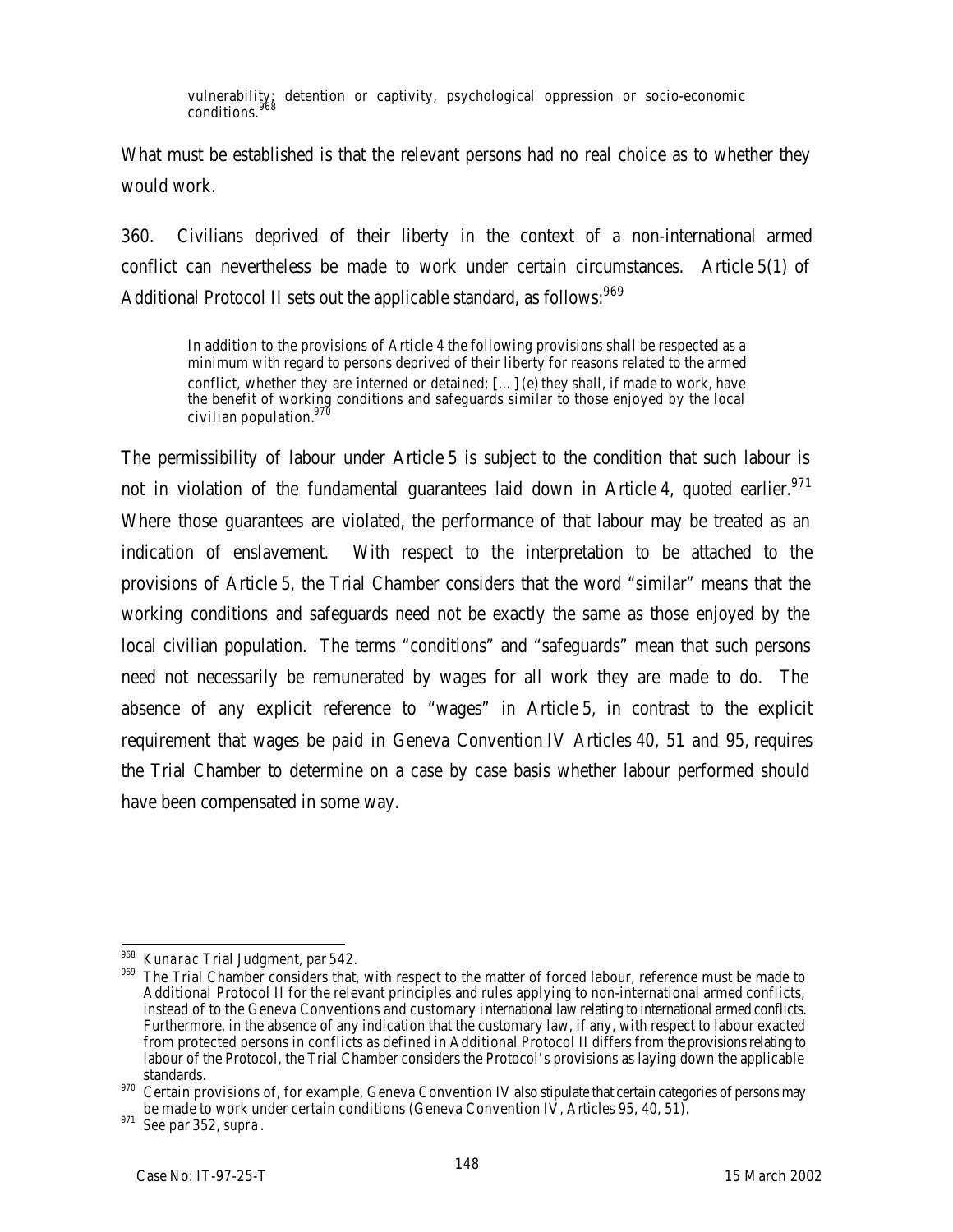> vulnerability; detention or captivity, psychological oppression or socio-economic conditions.[968]

What must be established is that the relevant persons had no real choice as to whether they would work.

360. Civilians deprived of their liberty in the context of a non-international armed conflict can nevertheless be made to work under certain circumstances. Article 5(1) of Additional Protocol II sets out the applicable standard, as follows:[969]

> In addition to the provisions of Article 4 the following provisions shall be respected as a minimum with regard to persons deprived of their liberty for reasons related to the armed conflict, whether they are interned or detained; [...] (e) they shall, if made to work, have the benefit of working conditions and safeguards similar to those enjoyed by the local civilian population.[970]

The permissibility of labour under Article 5 is subject to the condition that such labour is not in violation of the fundamental guarantees laid down in Article 4, quoted earlier.[971] Where those guarantees are violated, the performance of that labour may be treated as an indication of enslavement. With respect to the interpretation to be attached to the provisions of Article 5, the Trial Chamber considers that the word "similar" means that the working conditions and safeguards need not be exactly the same as those enjoyed by the local civilian population. The terms "conditions" and "safeguards" mean that such persons need not necessarily be remunerated by wages for all work they are made to do. The absence of any explicit reference to "wages" in Article 5, in contrast to the explicit requirement that wages be paid in Geneva Convention IV Articles 40, 51 and 95, requires the Trial Chamber to determine on a case by case basis whether labour performed should have been compensated in some way.

---

[968] *Kunarac* Trial Judgment, par 542.

[969] The Trial Chamber considers that, with respect to the matter of forced labour, reference must be made to Additional Protocol II for the relevant principles and rules applying to non-international armed conflicts, instead of to the Geneva Conventions and customary international law relating to international armed conflicts. Furthermore, in the absence of any indication that the customary law, if any, with respect to labour exacted from protected persons in conflicts as defined in Additional Protocol II differs from the provisions relating to labour of the Protocol, the Trial Chamber considers the Protocol's provisions as laying down the applicable standards.

[970] Certain provisions of, for example, Geneva Convention IV also stipulate that certain categories of persons may be made to work under certain conditions (Geneva Convention IV, Articles 95, 40, 51).

[971] *See* par 352, *supra*.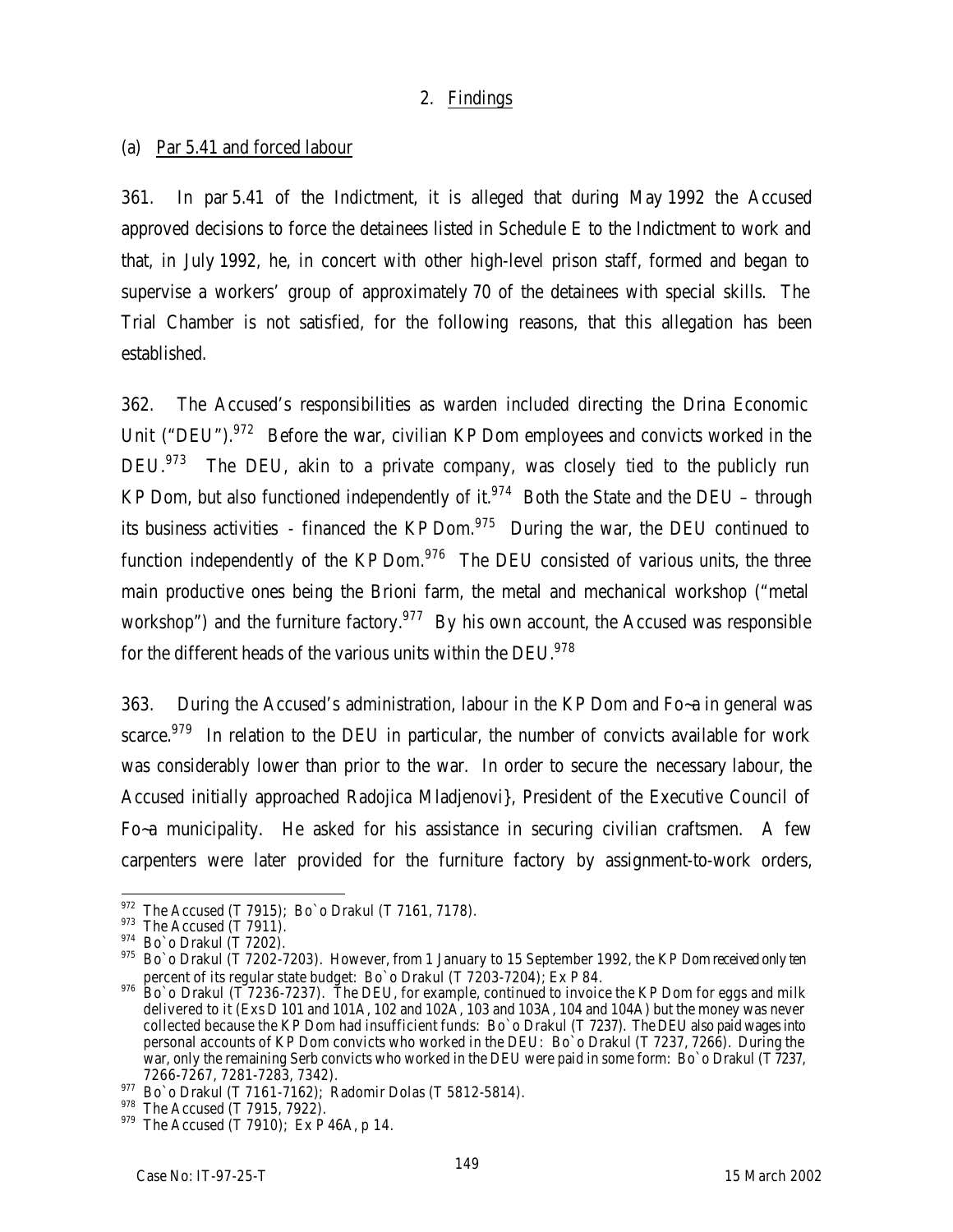## 2. Findings

### (a) Par 5.41 and forced labour

361. In par 5.41 of the Indictment, it is alleged that during May 1992 the Accused approved decisions to force the detainees listed in Schedule E to the Indictment to work and that, in July 1992, he, in concert with other high-level prison staff, formed and began to supervise a workers' group of approximately 70 of the detainees with special skills. The Trial Chamber is not satisfied, for the following reasons, that this allegation has been established.

362. The Accused's responsibilities as warden included directing the Drina Economic Unit ("DEU").[972] Before the war, civilian KP Dom employees and convicts worked in the DEU.[973] The DEU, akin to a private company, was closely tied to the publicly run KP Dom, but also functioned independently of it.[974] Both the State and the DEU – through its business activities - financed the KP Dom.[975] During the war, the DEU continued to function independently of the KP Dom.[976] The DEU consisted of various units, the three main productive ones being the Brioni farm, the metal and mechanical workshop ("metal workshop") and the furniture factory.[977] By his own account, the Accused was responsible for the different heads of the various units within the DEU.[978]

363. During the Accused's administration, labour in the KP Dom and Fo~a in general was scarce.[979] In relation to the DEU in particular, the number of convicts available for work was considerably lower than prior to the war. In order to secure the necessary labour, the Accused initially approached Radojica Mladjenovi}, President of the Executive Council of Fo~a municipality. He asked for his assistance in securing civilian craftsmen. A few carpenters were later provided for the furniture factory by assignment-to-work orders,

---

[972] The Accused (T 7915); Bo`o Drakul (T 7161, 7178).

[973] The Accused (T 7911).

[974] Bo`o Drakul (T 7202).

[975] Bo`o Drakul (T 7202-7203). However, from 1 January to 15 September 1992, the KP Dom received only ten percent of its regular state budget: Bo`o Drakul (T 7203-7204); Ex P 84.

[976] Bo`o Drakul (T 7236-7237). The DEU, for example, continued to invoice the KP Dom for eggs and milk delivered to it (Exs D 101 and 101A, 102 and 102A, 103 and 103A, 104 and 104A) but the money was never collected because the KP Dom had insufficient funds: Bo`o Drakul (T 7237). The DEU also paid wages into personal accounts of KP Dom convicts who worked in the DEU: Bo`o Drakul (T 7237, 7266). During the war, only the remaining Serb convicts who worked in the DEU were paid in some form: Bo`o Drakul (T 7237, 7266-7267, 7281-7283, 7342).

[977] Bo`o Drakul (T 7161-7162); Radomir Dolas (T 5812-5814).

[978] The Accused (T 7915, 7922).

[979] The Accused (T 7910); Ex P 46A, p 14.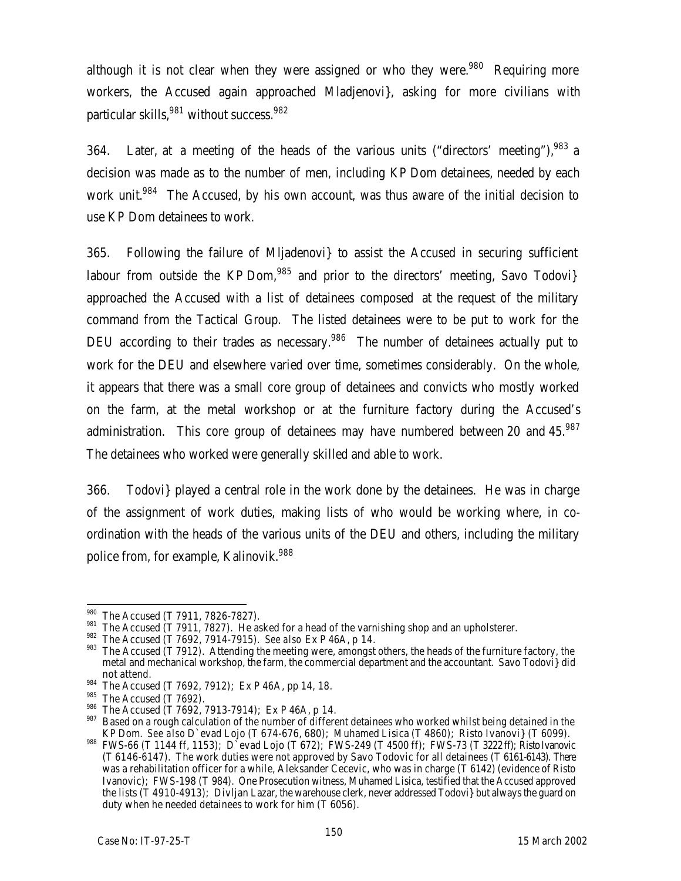although it is not clear when they were assigned or who they were.[980] Requiring more workers, the Accused again approached Mladjenovi}, asking for more civilians with particular skills,[981] without success.[982]

364. Later, at a meeting of the heads of the various units ("directors' meeting"),[983] a decision was made as to the number of men, including KP Dom detainees, needed by each work unit.[984] The Accused, by his own account, was thus aware of the initial decision to use KP Dom detainees to work.

365. Following the failure of Mljadenovi} to assist the Accused in securing sufficient labour from outside the KP Dom,[985] and prior to the directors' meeting, Savo Todovi} approached the Accused with a list of detainees composed at the request of the military command from the Tactical Group. The listed detainees were to be put to work for the DEU according to their trades as necessary.[986] The number of detainees actually put to work for the DEU and elsewhere varied over time, sometimes considerably. On the whole, it appears that there was a small core group of detainees and convicts who mostly worked on the farm, at the metal workshop or at the furniture factory during the Accused's administration. This core group of detainees may have numbered between 20 and 45.[987] The detainees who worked were generally skilled and able to work.

366. Todovi} played a central role in the work done by the detainees. He was in charge of the assignment of work duties, making lists of who would be working where, in co-ordination with the heads of the various units of the DEU and others, including the military police from, for example, Kalinovik.[988]

---

[980] The Accused (T 7911, 7826-7827).

[981] The Accused (T 7911, 7827). He asked for a head of the varnishing shop and an upholsterer.

[982] The Accused (T 7692, 7914-7915). *See also* Ex P 46A, p 14.

[983] The Accused (T 7912). Attending the meeting were, amongst others, the heads of the furniture factory, the metal and mechanical workshop, the farm, the commercial department and the accountant. Savo Todovi} did not attend.

[984] The Accused (T 7692, 7912); Ex P 46A, pp 14, 18.

[985] The Accused (T 7692).

[986] The Accused (T 7692, 7913-7914); Ex P 46A, p 14.

[987] Based on a rough calculation of the number of different detainees who worked whilst being detained in the KP Dom. *See also* D`evad Lojo (T 674-676, 680); Muhamed Lisica (T 4860); Risto Ivanovi} (T 6099).

[988] FWS-66 (T 1144 ff, 1153); D`evad Lojo (T 672); FWS-249 (T 4500 ff); FWS-73 (T 3222 ff); Risto Ivanovic (T 6146-6147). The work duties were not approved by Savo Todovic for all detainees (T 6161-6143). There was a rehabilitation officer for a while, Aleksander Cecevic, who was in charge (T 6142) (evidence of Risto Ivanovic); FWS-198 (T 984). One Prosecution witness, Muhamed Lisica, testified that the Accused approved the lists (T 4910-4913); Divljan Lazar, the warehouse clerk, never addressed Todovi} but always the guard on duty when he needed detainees to work for him (T 6056).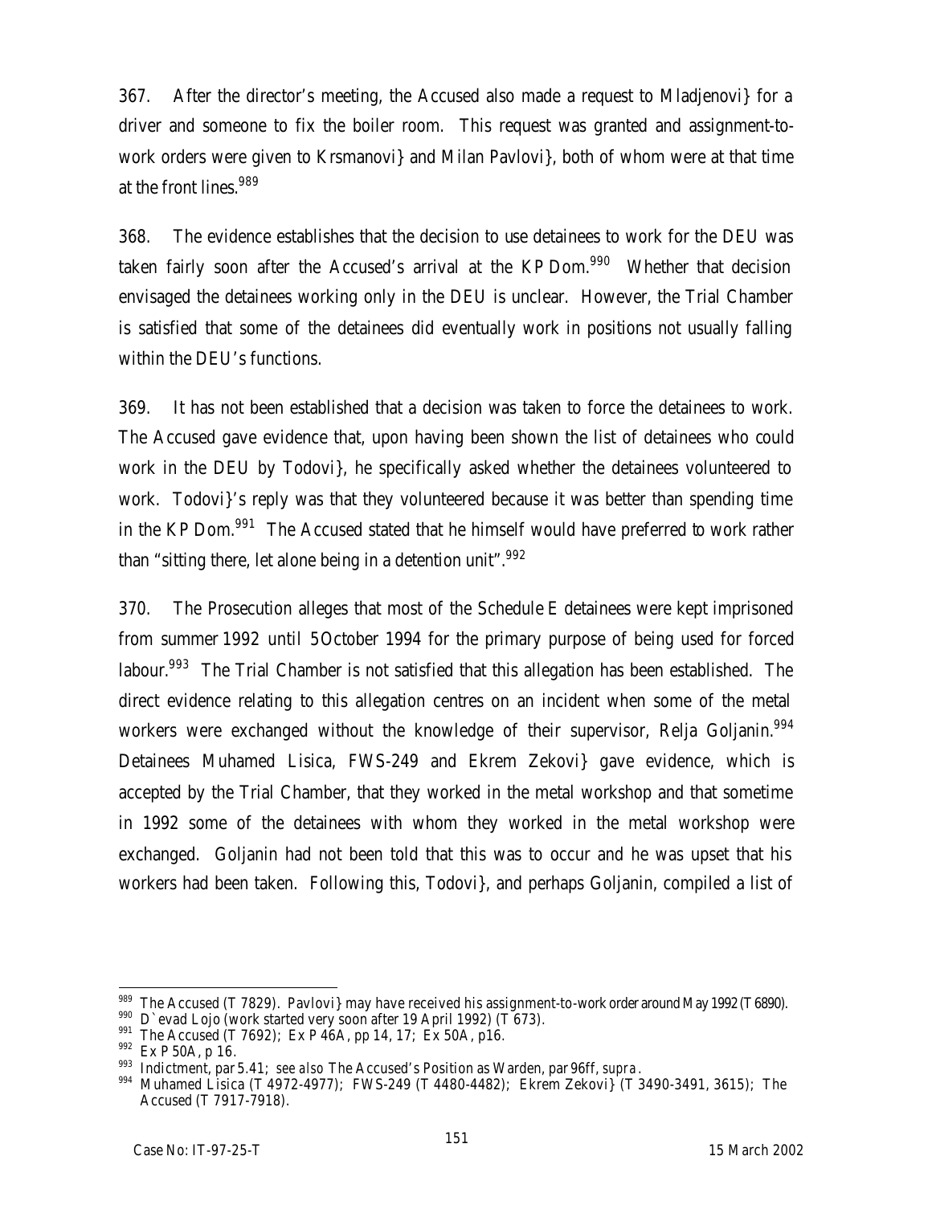367. After the director's meeting, the Accused also made a request to Mladjenovi} for a driver and someone to fix the boiler room. This request was granted and assignment-to-work orders were given to Krsmanovi} and Milan Pavlovi}, both of whom were at that time at the front lines.[989]

368. The evidence establishes that the decision to use detainees to work for the DEU was taken fairly soon after the Accused's arrival at the KP Dom.[990] Whether that decision envisaged the detainees working only in the DEU is unclear. However, the Trial Chamber is satisfied that some of the detainees did eventually work in positions not usually falling within the DEU's functions.

369. It has not been established that a decision was taken to force the detainees to work. The Accused gave evidence that, upon having been shown the list of detainees who could work in the DEU by Todovi}, he specifically asked whether the detainees volunteered to work. Todovi}'s reply was that they volunteered because it was better than spending time in the KP Dom.[991] The Accused stated that he himself would have preferred to work rather than "sitting there, let alone being in a detention unit".[992]

370. The Prosecution alleges that most of the Schedule E detainees were kept imprisoned from summer 1992 until 5 October 1994 for the primary purpose of being used for forced labour.[993] The Trial Chamber is not satisfied that this allegation has been established. The direct evidence relating to this allegation centres on an incident when some of the metal workers were exchanged without the knowledge of their supervisor, Relja Goljanin.[994] Detainees Muhamed Lisica, FWS-249 and Ekrem Zekovi} gave evidence, which is accepted by the Trial Chamber, that they worked in the metal workshop and that sometime in 1992 some of the detainees with whom they worked in the metal workshop were exchanged. Goljanin had not been told that this was to occur and he was upset that his workers had been taken. Following this, Todovi}, and perhaps Goljanin, compiled a list of

---

[989] The Accused (T 7829). Pavlovi} may have received his assignment-to-work order around May 1992 (T 6890).

[990] D`evad Lojo (work started very soon after 19 April 1992) (T 673).

[991] The Accused (T 7692); Ex P 46A, pp 14, 17; Ex 50A, p16.

[992] Ex P 50A, p 16.

[993] Indictment, par 5.41; *see also* The Accused's Position as Warden, par 96ff, *supra*.

[994] Muhamed Lisica (T 4972-4977); FWS-249 (T 4480-4482); Ekrem Zekovi} (T 3490-3491, 3615); The Accused (T 7917-7918).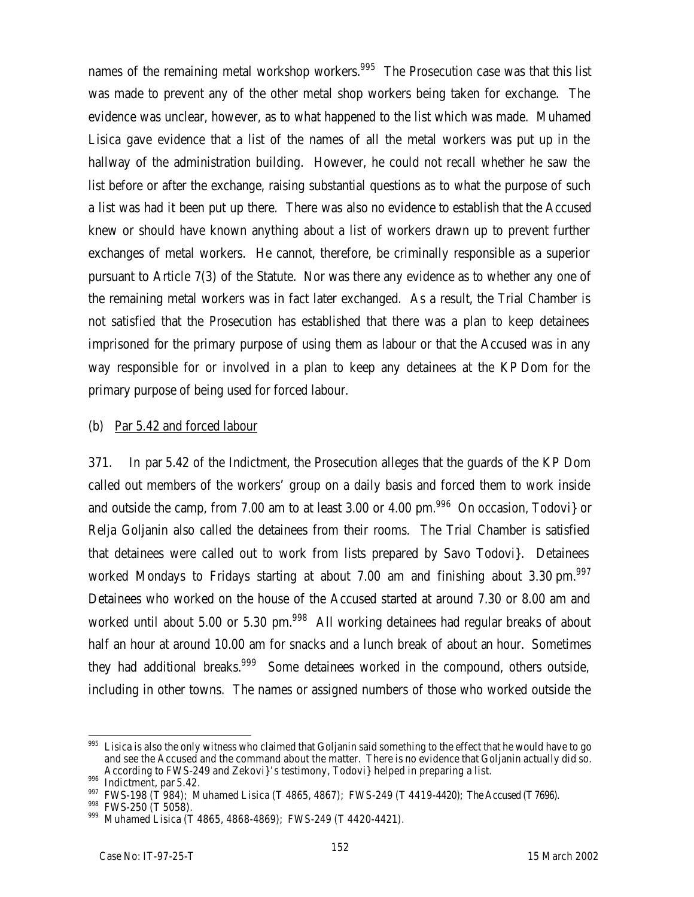names of the remaining metal workshop workers.[995] The Prosecution case was that this list was made to prevent any of the other metal shop workers being taken for exchange. The evidence was unclear, however, as to what happened to the list which was made. Muhamed Lisica gave evidence that a list of the names of all the metal workers was put up in the hallway of the administration building. However, he could not recall whether he saw the list before or after the exchange, raising substantial questions as to what the purpose of such a list was had it been put up there. There was also no evidence to establish that the Accused knew or should have known anything about a list of workers drawn up to prevent further exchanges of metal workers. He cannot, therefore, be criminally responsible as a superior pursuant to Article 7(3) of the Statute. Nor was there any evidence as to whether any one of the remaining metal workers was in fact later exchanged. As a result, the Trial Chamber is not satisfied that the Prosecution has established that there was a plan to keep detainees imprisoned for the primary purpose of using them as labour or that the Accused was in any way responsible for or involved in a plan to keep any detainees at the KP Dom for the primary purpose of being used for forced labour.

(b) Par 5.42 and forced labour

371. In par 5.42 of the Indictment, the Prosecution alleges that the guards of the KP Dom called out members of the workers' group on a daily basis and forced them to work inside and outside the camp, from 7.00 am to at least 3.00 or 4.00 pm.[996] On occasion, Todovi} or Relja Goljanin also called the detainees from their rooms. The Trial Chamber is satisfied that detainees were called out to work from lists prepared by Savo Todovi}. Detainees worked Mondays to Fridays starting at about 7.00 am and finishing about 3.30 pm.[997] Detainees who worked on the house of the Accused started at around 7.30 or 8.00 am and worked until about 5.00 or 5.30 pm.[998] All working detainees had regular breaks of about half an hour at around 10.00 am for snacks and a lunch break of about an hour. Sometimes they had additional breaks.[999] Some detainees worked in the compound, others outside, including in other towns. The names or assigned numbers of those who worked outside the

---

[995] Lisica is also the only witness who claimed that Goljanin said something to the effect that he would have to go and see the Accused and the command about the matter. There is no evidence that Goljanin actually did so. According to FWS-249 and Zekovi}'s testimony, Todovi} helped in preparing a list.

[996] Indictment, par 5.42.

[997] FWS-198 (T 984); Muhamed Lisica (T 4865, 4867); FWS-249 (T 4419-4420); The Accused (T 7696).

[998] FWS-250 (T 5058).

[999] Muhamed Lisica (T 4865, 4868-4869); FWS-249 (T 4420-4421).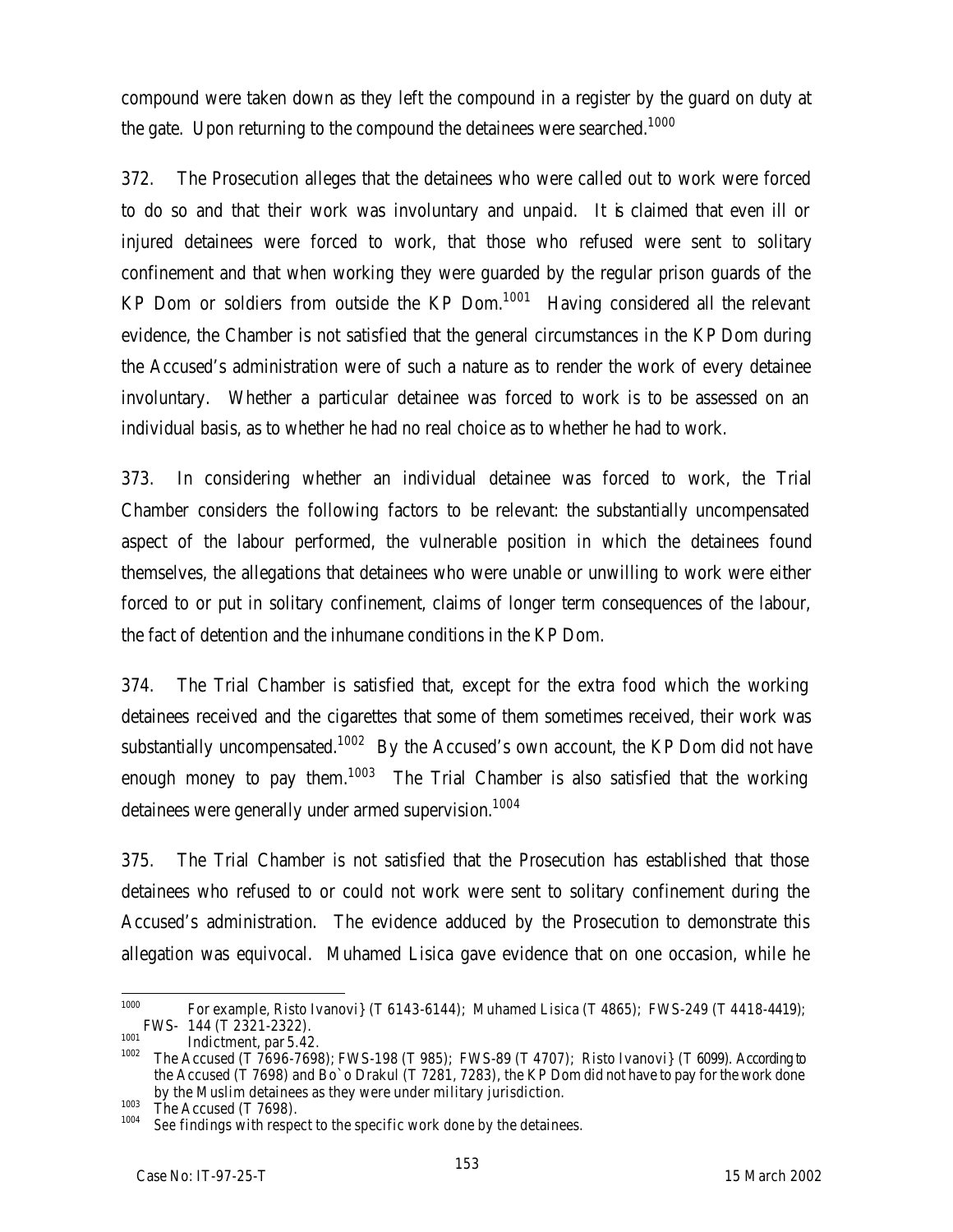compound were taken down as they left the compound in a register by the guard on duty at the gate. Upon returning to the compound the detainees were searched.[1000]

372. The Prosecution alleges that the detainees who were called out to work were forced to do so and that their work was involuntary and unpaid. It is claimed that even ill or injured detainees were forced to work, that those who refused were sent to solitary confinement and that when working they were guarded by the regular prison guards of the KP Dom or soldiers from outside the KP Dom.[1001] Having considered all the relevant evidence, the Chamber is not satisfied that the general circumstances in the KP Dom during the Accused's administration were of such a nature as to render the work of every detainee involuntary. Whether a particular detainee was forced to work is to be assessed on an individual basis, as to whether he had no real choice as to whether he had to work.

373. In considering whether an individual detainee was forced to work, the Trial Chamber considers the following factors to be relevant: the substantially uncompensated aspect of the labour performed, the vulnerable position in which the detainees found themselves, the allegations that detainees who were unable or unwilling to work were either forced to or put in solitary confinement, claims of longer term consequences of the labour, the fact of detention and the inhumane conditions in the KP Dom.

374. The Trial Chamber is satisfied that, except for the extra food which the working detainees received and the cigarettes that some of them sometimes received, their work was substantially uncompensated.[1002] By the Accused's own account, the KP Dom did not have enough money to pay them.[1003] The Trial Chamber is also satisfied that the working detainees were generally under armed supervision.[1004]

375. The Trial Chamber is not satisfied that the Prosecution has established that those detainees who refused to or could not work were sent to solitary confinement during the Accused's administration. The evidence adduced by the Prosecution to demonstrate this allegation was equivocal. Muhamed Lisica gave evidence that on one occasion, while he

---

[1000] For example, Risto Ivanovi} (T 6143-6144); Muhamed Lisica (T 4865); FWS-249 (T 4418-4419); FWS- 144 (T 2321-2322).

[1001] Indictment, par 5.42.

[1002] The Accused (T 7696-7698); FWS-198 (T 985); FWS-89 (T 4707); Risto Ivanovi} (T 6099). According to the Accused (T 7698) and Bo`o Drakul (T 7281, 7283), the KP Dom did not have to pay for the work done by the Muslim detainees as they were under military jurisdiction.

[1003] The Accused (T 7698).

[1004] See findings with respect to the specific work done by the detainees.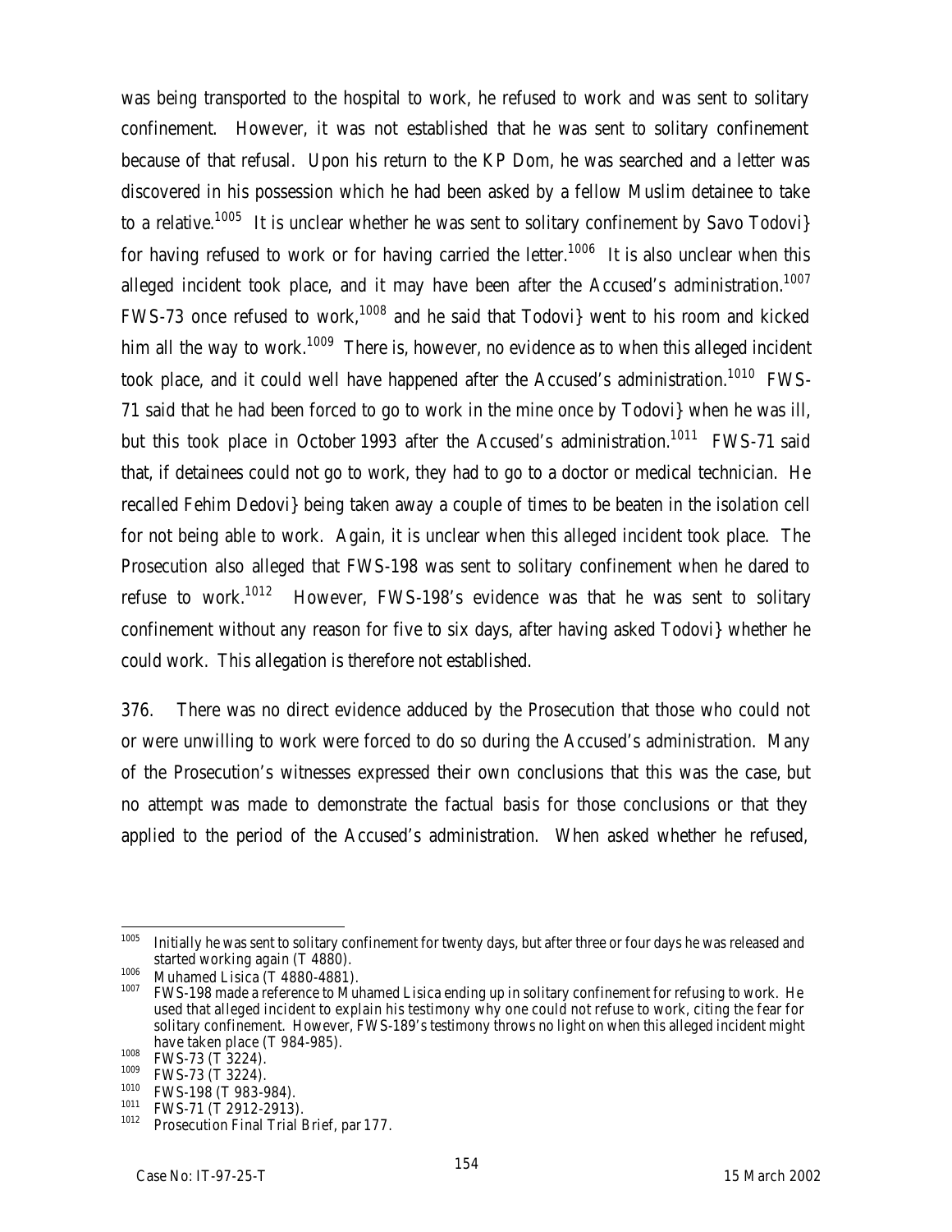was being transported to the hospital to work, he refused to work and was sent to solitary confinement. However, it was not established that he was sent to solitary confinement because of that refusal. Upon his return to the KP Dom, he was searched and a letter was discovered in his possession which he had been asked by a fellow Muslim detainee to take to a relative.[1005] It is unclear whether he was sent to solitary confinement by Savo Todovi} for having refused to work or for having carried the letter.[1006] It is also unclear when this alleged incident took place, and it may have been after the Accused's administration.[1007] FWS-73 once refused to work,[1008] and he said that Todovi} went to his room and kicked him all the way to work.[1009] There is, however, no evidence as to when this alleged incident took place, and it could well have happened after the Accused's administration.[1010] FWS-71 said that he had been forced to go to work in the mine once by Todovi} when he was ill, but this took place in October 1993 after the Accused's administration.[1011] FWS-71 said that, if detainees could not go to work, they had to go to a doctor or medical technician. He recalled Fehim Dedovi} being taken away a couple of times to be beaten in the isolation cell for not being able to work. Again, it is unclear when this alleged incident took place. The Prosecution also alleged that FWS-198 was sent to solitary confinement when he dared to refuse to work.[1012] However, FWS-198's evidence was that he was sent to solitary confinement without any reason for five to six days, after having asked Todovi} whether he could work. This allegation is therefore not established.

376. There was no direct evidence adduced by the Prosecution that those who could not or were unwilling to work were forced to do so during the Accused's administration. Many of the Prosecution's witnesses expressed their own conclusions that this was the case, but no attempt was made to demonstrate the factual basis for those conclusions or that they applied to the period of the Accused's administration. When asked whether he refused,

---

[1005] Initially he was sent to solitary confinement for twenty days, but after three or four days he was released and started working again (T 4880).

[1006] Muhamed Lisica (T 4880-4881).

[1007] FWS-198 made a reference to Muhamed Lisica ending up in solitary confinement for refusing to work. He used that alleged incident to explain his testimony why one could not refuse to work, citing the fear for solitary confinement. However, FWS-189's testimony throws no light on when this alleged incident might have taken place (T 984-985).

[1008] FWS-73 (T 3224).

[1009] FWS-73 (T 3224).

[1010] FWS-198 (T 983-984).

[1011] FWS-71 (T 2912-2913).

[1012] Prosecution Final Trial Brief, par 177.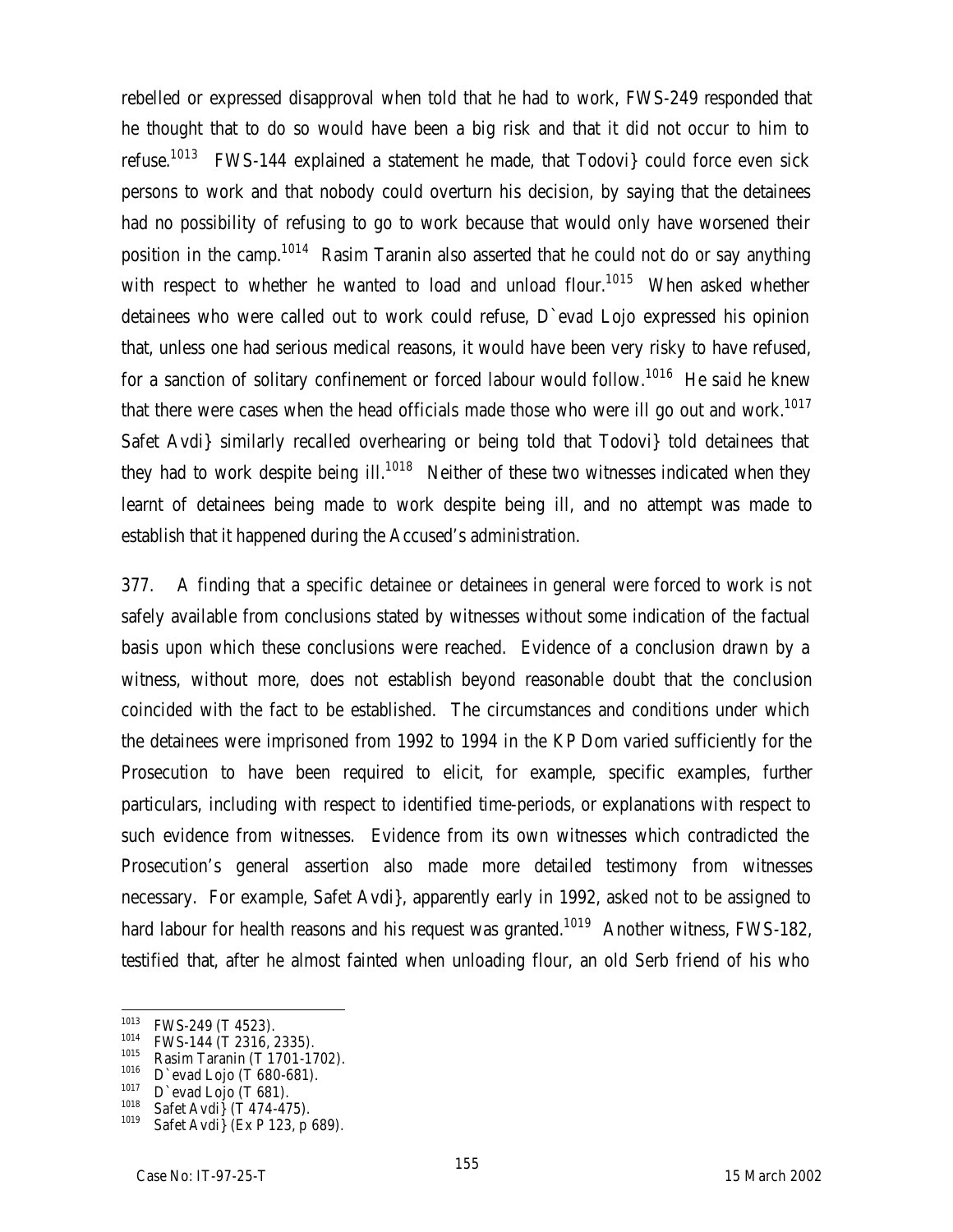rebelled or expressed disapproval when told that he had to work, FWS-249 responded that he thought that to do so would have been a big risk and that it did not occur to him to refuse.[1013] FWS-144 explained a statement he made, that Todovi} could force even sick persons to work and that nobody could overturn his decision, by saying that the detainees had no possibility of refusing to go to work because that would only have worsened their position in the camp.[1014] Rasim Taranin also asserted that he could not do or say anything with respect to whether he wanted to load and unload flour.[1015] When asked whether detainees who were called out to work could refuse, D`evad Lojo expressed his opinion that, unless one had serious medical reasons, it would have been very risky to have refused, for a sanction of solitary confinement or forced labour would follow.[1016] He said he knew that there were cases when the head officials made those who were ill go out and work.[1017] Safet Avdi} similarly recalled overhearing or being told that Todovi} told detainees that they had to work despite being ill.[1018] Neither of these two witnesses indicated when they learnt of detainees being made to work despite being ill, and no attempt was made to establish that it happened during the Accused's administration.

377. A finding that a specific detainee or detainees in general were forced to work is not safely available from conclusions stated by witnesses without some indication of the factual basis upon which these conclusions were reached. Evidence of a conclusion drawn by a witness, without more, does not establish beyond reasonable doubt that the conclusion coincided with the fact to be established. The circumstances and conditions under which the detainees were imprisoned from 1992 to 1994 in the KP Dom varied sufficiently for the Prosecution to have been required to elicit, for example, specific examples, further particulars, including with respect to identified time-periods, or explanations with respect to such evidence from witnesses. Evidence from its own witnesses which contradicted the Prosecution's general assertion also made more detailed testimony from witnesses necessary. For example, Safet Avdi}, apparently early in 1992, asked not to be assigned to hard labour for health reasons and his request was granted.[1019] Another witness, FWS-182, testified that, after he almost fainted when unloading flour, an old Serb friend of his who

---

[1013] FWS-249 (T 4523).
[1014] FWS-144 (T 2316, 2335).
[1015] Rasim Taranin (T 1701-1702).
[1016] D`evad Lojo (T 680-681).
[1017] D`evad Lojo (T 681).
[1018] Safet Avdi} (T 474-475).
[1019] Safet Avdi} (Ex P 123, p 689).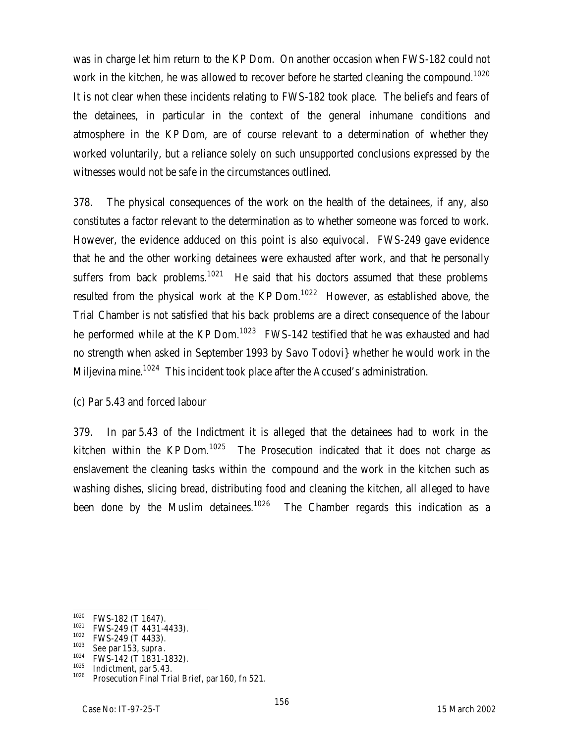was in charge let him return to the KP Dom. On another occasion when FWS-182 could not work in the kitchen, he was allowed to recover before he started cleaning the compound.[1020] It is not clear when these incidents relating to FWS-182 took place. The beliefs and fears of the detainees, in particular in the context of the general inhumane conditions and atmosphere in the KP Dom, are of course relevant to a determination of whether they worked voluntarily, but a reliance solely on such unsupported conclusions expressed by the witnesses would not be safe in the circumstances outlined.

378. The physical consequences of the work on the health of the detainees, if any, also constitutes a factor relevant to the determination as to whether someone was forced to work. However, the evidence adduced on this point is also equivocal. FWS-249 gave evidence that he and the other working detainees were exhausted after work, and that he personally suffers from back problems.[1021] He said that his doctors assumed that these problems resulted from the physical work at the KP Dom.[1022] However, as established above, the Trial Chamber is not satisfied that his back problems are a direct consequence of the labour he performed while at the KP Dom.[1023] FWS-142 testified that he was exhausted and had no strength when asked in September 1993 by Savo Todovi} whether he would work in the Miljevina mine.[1024] This incident took place after the Accused's administration.

(c) Par 5.43 and forced labour

379. In par 5.43 of the Indictment it is alleged that the detainees had to work in the kitchen within the KP Dom.[1025] The Prosecution indicated that it does not charge as enslavement the cleaning tasks within the compound and the work in the kitchen such as washing dishes, slicing bread, distributing food and cleaning the kitchen, all alleged to have been done by the Muslim detainees.[1026] The Chamber regards this indication as a

---

[1020] FWS-182 (T 1647).
[1021] FWS-249 (T 4431-4433).
[1022] FWS-249 (T 4433).
[1023] See par 153, *supra*.
[1024] FWS-142 (T 1831-1832).
[1025] Indictment, par 5.43.
[1026] Prosecution Final Trial Brief, par 160, fn 521.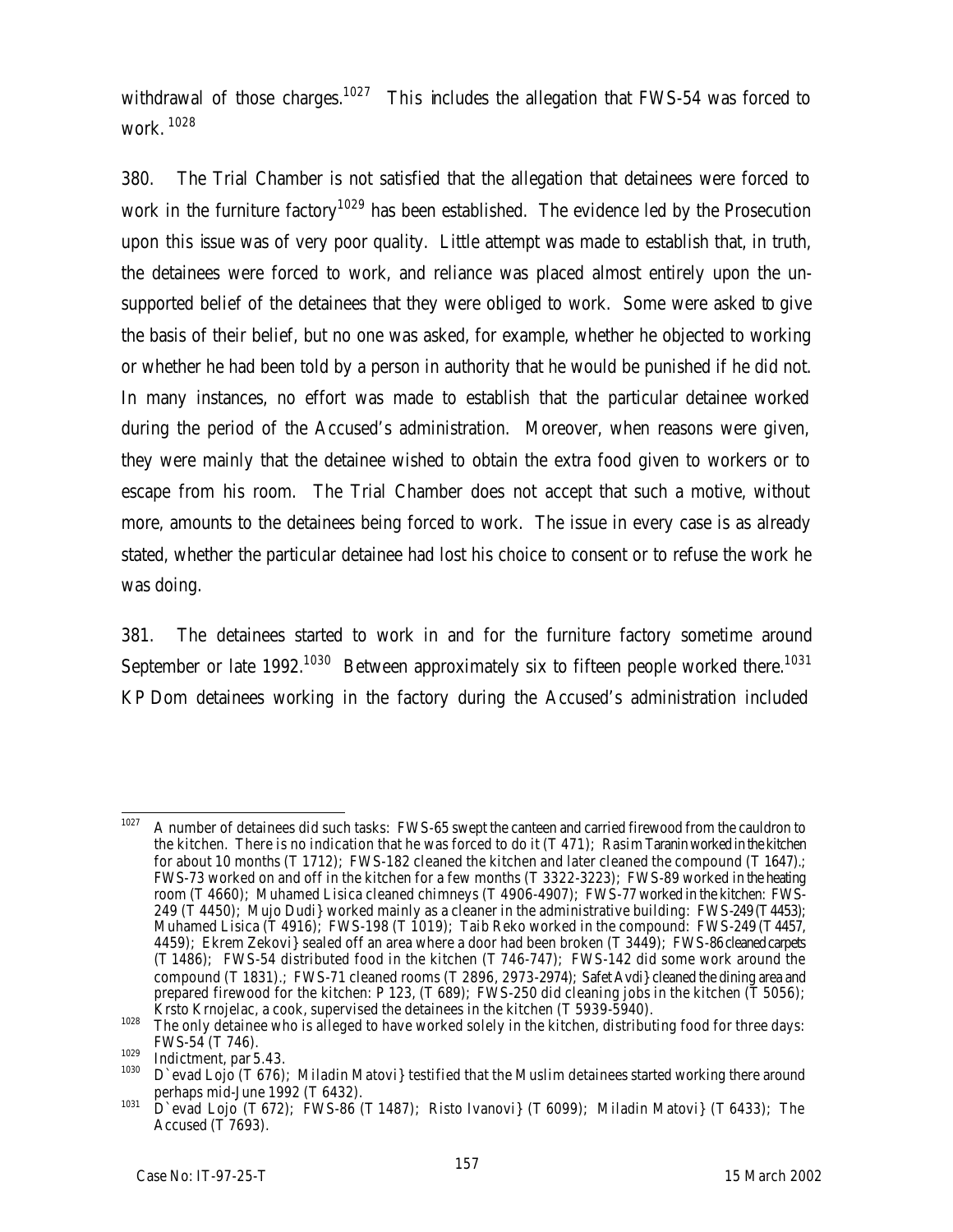withdrawal of those charges.[1027] This includes the allegation that FWS-54 was forced to work. [1028]

380. The Trial Chamber is not satisfied that the allegation that detainees were forced to work in the furniture factory[1029] has been established. The evidence led by the Prosecution upon this issue was of very poor quality. Little attempt was made to establish that, in truth, the detainees were forced to work, and reliance was placed almost entirely upon the un-supported belief of the detainees that they were obliged to work. Some were asked to give the basis of their belief, but no one was asked, for example, whether he objected to working or whether he had been told by a person in authority that he would be punished if he did not. In many instances, no effort was made to establish that the particular detainee worked during the period of the Accused's administration. Moreover, when reasons were given, they were mainly that the detainee wished to obtain the extra food given to workers or to escape from his room. The Trial Chamber does not accept that such a motive, without more, amounts to the detainees being forced to work. The issue in every case is as already stated, whether the particular detainee had lost his choice to consent or to refuse the work he was doing.

381. The detainees started to work in and for the furniture factory sometime around September or late 1992.[1030] Between approximately six to fifteen people worked there.[1031] KP Dom detainees working in the factory during the Accused's administration included

---

[1027] A number of detainees did such tasks: FWS-65 swept the canteen and carried firewood from the cauldron to the kitchen. There is no indication that he was forced to do it (T 471); Rasim Taranin worked in the kitchen for about 10 months (T 1712); FWS-182 cleaned the kitchen and later cleaned the compound (T 1647).; FWS-73 worked on and off in the kitchen for a few months (T 3322-3223); FWS-89 worked in the heating room (T 4660); Muhamed Lisica cleaned chimneys (T 4906-4907); FWS-77 worked in the kitchen: FWS-249 (T 4450); Mujo Dudi} worked mainly as a cleaner in the administrative building: FWS-249 (T 4453); Muhamed Lisica (T 4916); FWS-198 (T 1019); Taib Reko worked in the compound: FWS-249 (T 4457, 4459); Ekrem Zekovi} sealed off an area where a door had been broken (T 3449); FWS-86 cleaned carpets (T 1486); FWS-54 distributed food in the kitchen (T 746-747); FWS-142 did some work around the compound (T 1831).; FWS-71 cleaned rooms (T 2896, 2973-2974); Safet Avdi} cleaned the dining area and prepared firewood for the kitchen: P 123, (T 689); FWS-250 did cleaning jobs in the kitchen (T 5056); Krsto Krnojelac, a cook, supervised the detainees in the kitchen (T 5939-5940).

[1028] The only detainee who is alleged to have worked solely in the kitchen, distributing food for three days: FWS-54 (T 746).

[1029] Indictment, par 5.43.

[1030] D`evad Lojo (T 676); Miladin Matovi} testified that the Muslim detainees started working there around perhaps mid-June 1992 (T 6432).

[1031] D`evad Lojo (T 672); FWS-86 (T 1487); Risto Ivanovi} (T 6099); Miladin Matovi} (T 6433); The Accused (T 7693).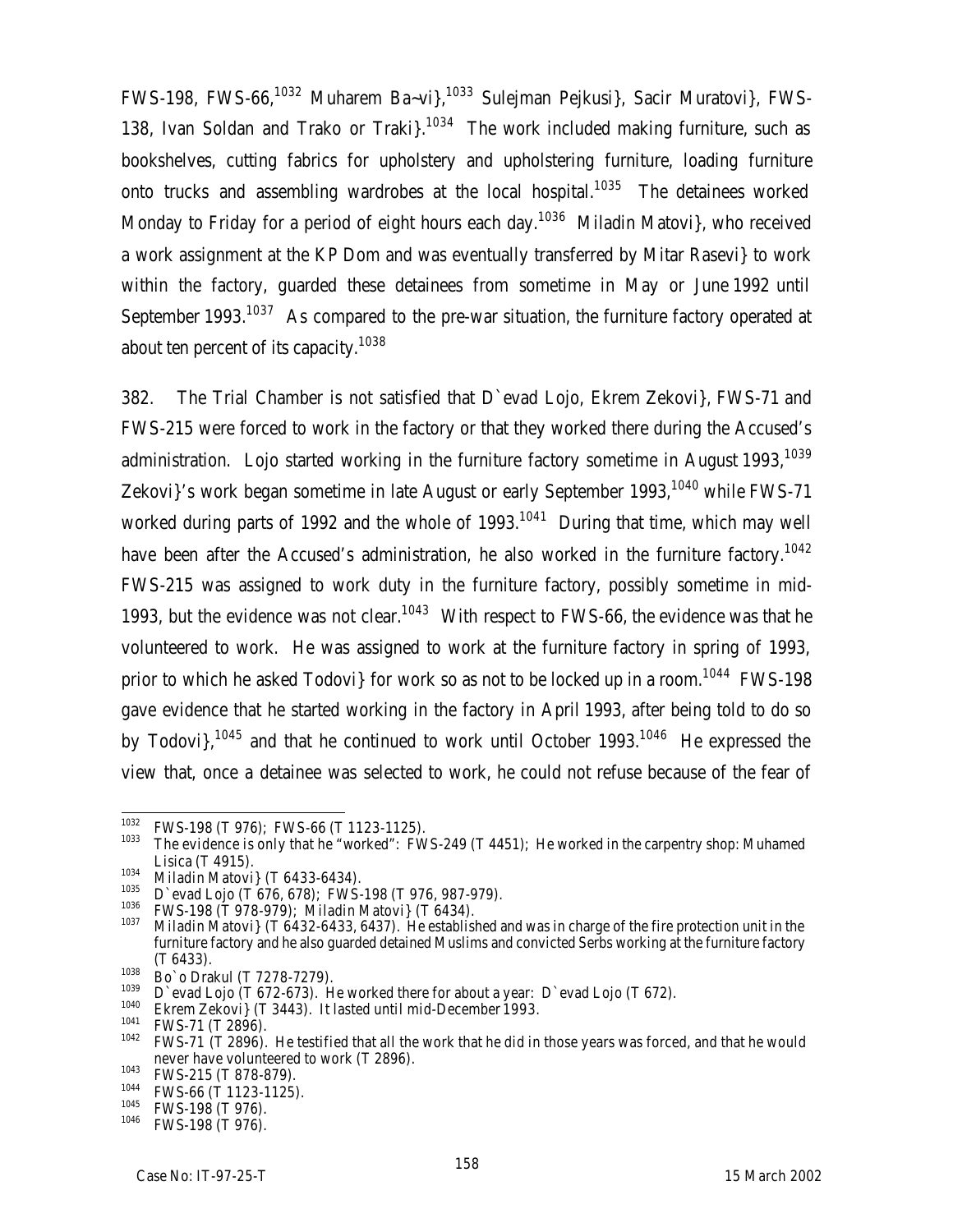FWS-198, FWS-66,[1032] Muharem Ba~vi},[1033] Sulejman Pejkusi}, Sacir Muratovi}, FWS-138, Ivan Soldan and Trako or Traki}.[1034] The work included making furniture, such as bookshelves, cutting fabrics for upholstery and upholstering furniture, loading furniture onto trucks and assembling wardrobes at the local hospital.[1035] The detainees worked Monday to Friday for a period of eight hours each day.[1036] Miladin Matovi}, who received a work assignment at the KP Dom and was eventually transferred by Mitar Rasevi} to work within the factory, guarded these detainees from sometime in May or June 1992 until September 1993.[1037] As compared to the pre-war situation, the furniture factory operated at about ten percent of its capacity.[1038]

382. The Trial Chamber is not satisfied that D`evad Lojo, Ekrem Zekovi}, FWS-71 and FWS-215 were forced to work in the factory or that they worked there during the Accused's administration. Lojo started working in the furniture factory sometime in August 1993,[1039] Zekovi}'s work began sometime in late August or early September 1993,[1040] while FWS-71 worked during parts of 1992 and the whole of 1993.[1041] During that time, which may well have been after the Accused's administration, he also worked in the furniture factory.[1042] FWS-215 was assigned to work duty in the furniture factory, possibly sometime in mid-1993, but the evidence was not clear.[1043] With respect to FWS-66, the evidence was that he volunteered to work. He was assigned to work at the furniture factory in spring of 1993, prior to which he asked Todovi} for work so as not to be locked up in a room.[1044] FWS-198 gave evidence that he started working in the factory in April 1993, after being told to do so by Todovi},[1045] and that he continued to work until October 1993.[1046] He expressed the view that, once a detainee was selected to work, he could not refuse because of the fear of

---

[1032] FWS-198 (T 976); FWS-66 (T 1123-1125).

[1033] The evidence is only that he "worked": FWS-249 (T 4451); He worked in the carpentry shop: Muhamed Lisica (T 4915).

[1034] Miladin Matovi} (T 6433-6434).

[1035] D`evad Lojo (T 676, 678); FWS-198 (T 976, 987-979).

[1036] FWS-198 (T 978-979); Miladin Matovi} (T 6434).

[1037] Miladin Matovi} (T 6432-6433, 6437). He established and was in charge of the fire protection unit in the furniture factory and he also guarded detained Muslims and convicted Serbs working at the furniture factory (T 6433).

[1038] Bo`o Drakul (T 7278-7279).

[1039] D`evad Lojo (T 672-673). He worked there for about a year: D`evad Lojo (T 672).

[1040] Ekrem Zekovi} (T 3443). It lasted until mid-December 1993.

[1041] FWS-71 (T 2896).

[1042] FWS-71 (T 2896). He testified that all the work that he did in those years was forced, and that he would never have volunteered to work (T 2896).

[1043] FWS-215 (T 878-879).

[1044] FWS-66 (T 1123-1125).

[1045] FWS-198 (T 976).

[1046] FWS-198 (T 976).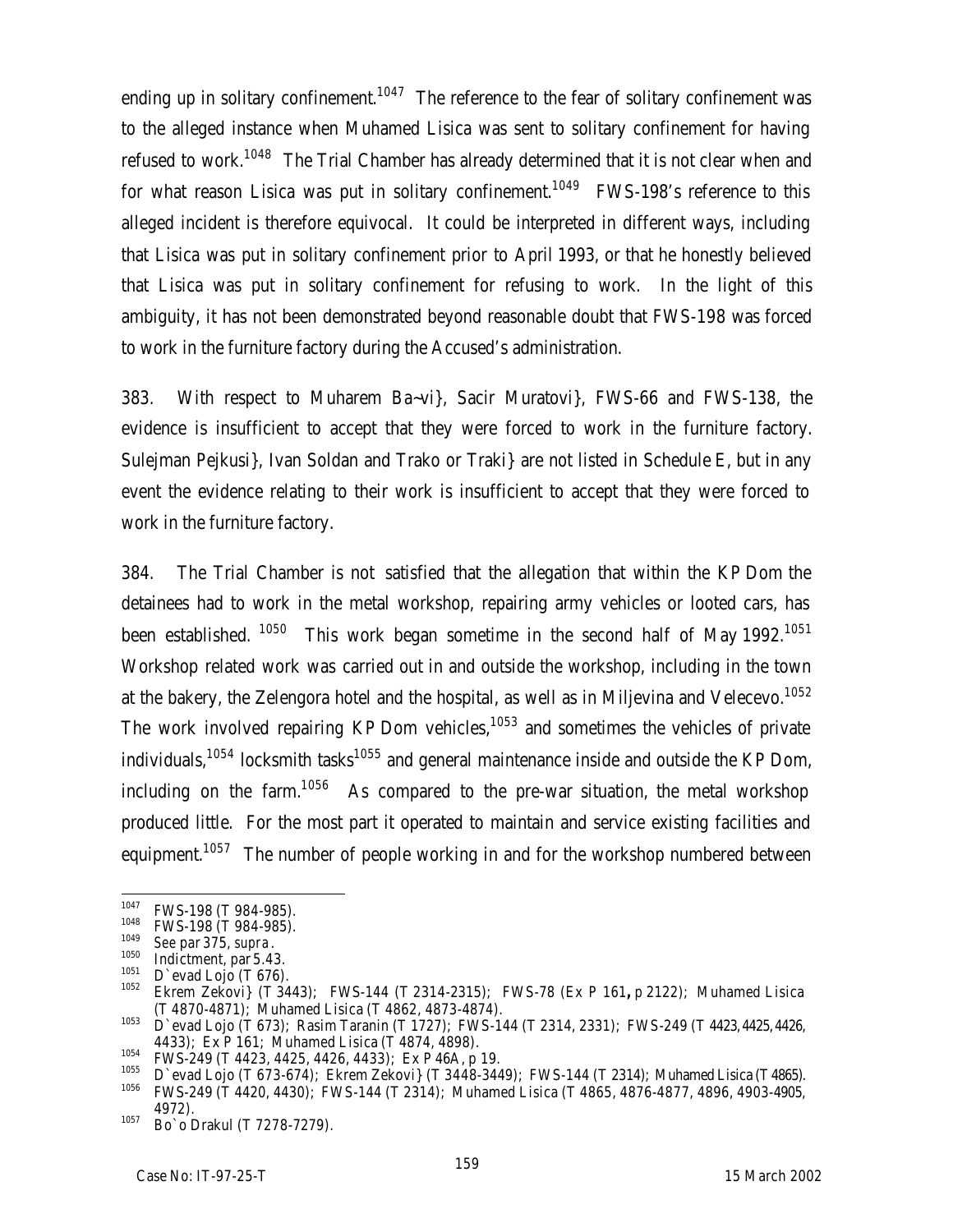ending up in solitary confinement.[1047] The reference to the fear of solitary confinement was to the alleged instance when Muhamed Lisica was sent to solitary confinement for having refused to work.[1048] The Trial Chamber has already determined that it is not clear when and for what reason Lisica was put in solitary confinement.[1049] FWS-198's reference to this alleged incident is therefore equivocal. It could be interpreted in different ways, including that Lisica was put in solitary confinement prior to April 1993, or that he honestly believed that Lisica was put in solitary confinement for refusing to work. In the light of this ambiguity, it has not been demonstrated beyond reasonable doubt that FWS-198 was forced to work in the furniture factory during the Accused's administration.

383. With respect to Muharem Ba~vi}, Sacir Muratovi}, FWS-66 and FWS-138, the evidence is insufficient to accept that they were forced to work in the furniture factory. Sulejman Pejkusi}, Ivan Soldan and Trako or Traki} are not listed in Schedule E, but in any event the evidence relating to their work is insufficient to accept that they were forced to work in the furniture factory.

384. The Trial Chamber is not satisfied that the allegation that within the KP Dom the detainees had to work in the metal workshop, repairing army vehicles or looted cars, has been established.[1050] This work began sometime in the second half of May 1992.[1051] Workshop related work was carried out in and outside the workshop, including in the town at the bakery, the Zelengora hotel and the hospital, as well as in Miljevina and Velecevo.[1052] The work involved repairing KP Dom vehicles,[1053] and sometimes the vehicles of private individuals,[1054] locksmith tasks[1055] and general maintenance inside and outside the KP Dom, including on the farm.[1056] As compared to the pre-war situation, the metal workshop produced little. For the most part it operated to maintain and service existing facilities and equipment.[1057] The number of people working in and for the workshop numbered between

---

[1047] FWS-198 (T 984-985).

[1048] FWS-198 (T 984-985).

[1049] See par 375, *supra*.

[1050] Indictment, par 5.43.

[1051] D`evad Lojo (T 676).

[1052] Ekrem Zekovi} (T 3443); FWS-144 (T 2314-2315); FWS-78 (Ex P 161**,** p 2122); Muhamed Lisica (T 4870-4871); Muhamed Lisica (T 4862, 4873-4874).

[1053] D`evad Lojo (T 673); Rasim Taranin (T 1727); FWS-144 (T 2314, 2331); FWS-249 (T 4423, 4425, 4426, 4433); Ex P 161; Muhamed Lisica (T 4874, 4898).

[1054] FWS-249 (T 4423, 4425, 4426, 4433); Ex P 46A, p 19.

[1055] D`evad Lojo (T 673-674); Ekrem Zekovi} (T 3448-3449); FWS-144 (T 2314); Muhamed Lisica (T 4865).

[1056] FWS-249 (T 4420, 4430); FWS-144 (T 2314); Muhamed Lisica (T 4865, 4876-4877, 4896, 4903-4905, 4972).

[1057] Bo`o Drakul (T 7278-7279).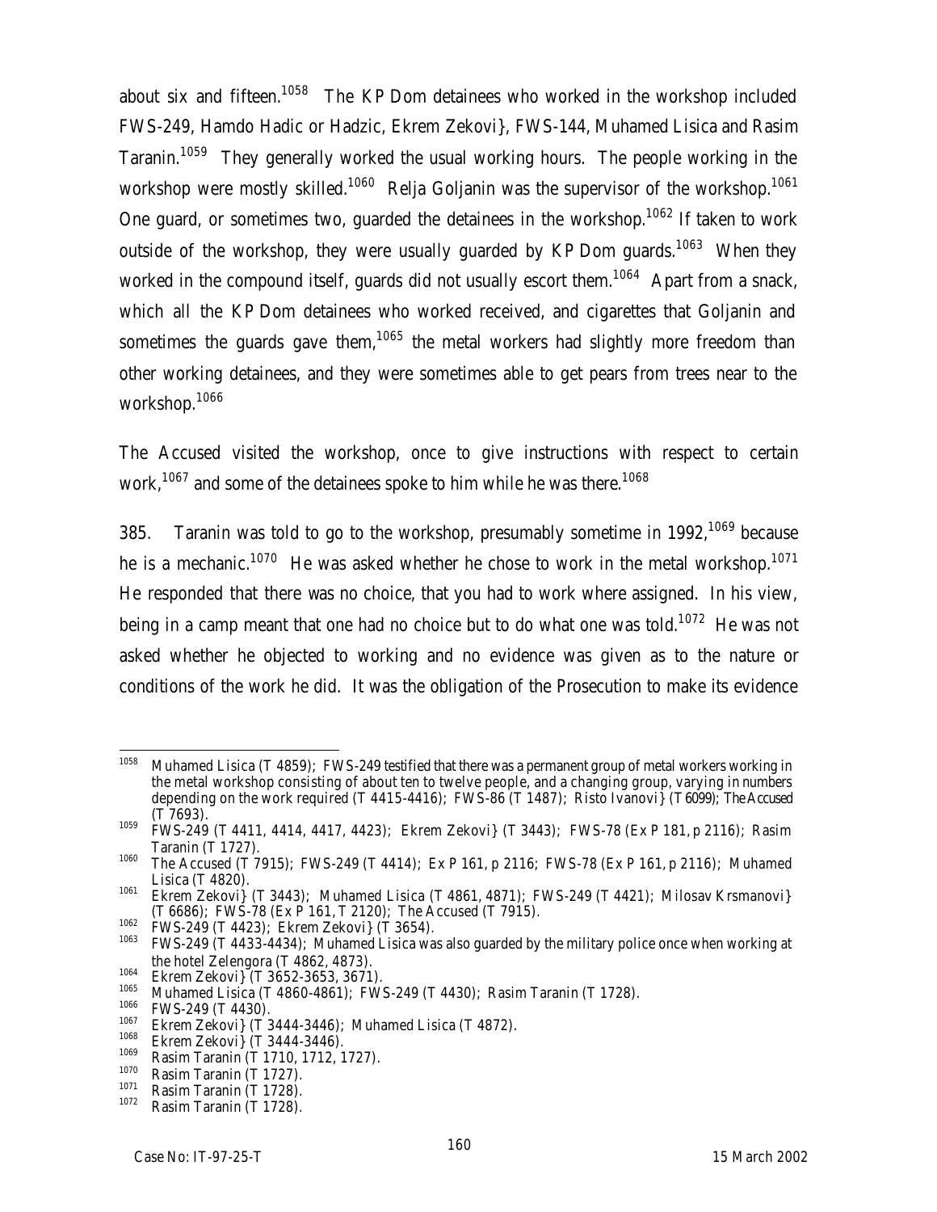about six and fifteen.[1058] The KP Dom detainees who worked in the workshop included FWS-249, Hamdo Hadic or Hadzic, Ekrem Zekovi}, FWS-144, Muhamed Lisica and Rasim Taranin.[1059] They generally worked the usual working hours. The people working in the workshop were mostly skilled.[1060] Relja Goljanin was the supervisor of the workshop.[1061] One guard, or sometimes two, guarded the detainees in the workshop.[1062] If taken to work outside of the workshop, they were usually guarded by KP Dom guards.[1063] When they worked in the compound itself, guards did not usually escort them.[1064] Apart from a snack, which all the KP Dom detainees who worked received, and cigarettes that Goljanin and sometimes the guards gave them,[1065] the metal workers had slightly more freedom than other working detainees, and they were sometimes able to get pears from trees near to the workshop.[1066]

The Accused visited the workshop, once to give instructions with respect to certain work,[1067] and some of the detainees spoke to him while he was there.[1068]

385. Taranin was told to go to the workshop, presumably sometime in 1992,[1069] because he is a mechanic.[1070] He was asked whether he chose to work in the metal workshop.[1071] He responded that there was no choice, that you had to work where assigned. In his view, being in a camp meant that one had no choice but to do what one was told.[1072] He was not asked whether he objected to working and no evidence was given as to the nature or conditions of the work he did. It was the obligation of the Prosecution to make its evidence

---

[1058] Muhamed Lisica (T 4859); FWS-249 testified that there was a permanent group of metal workers working in the metal workshop consisting of about ten to twelve people, and a changing group, varying in numbers depending on the work required (T 4415-4416); FWS-86 (T 1487); Risto Ivanovi} (T 6099); The Accused (T 7693).

[1059] FWS-249 (T 4411, 4414, 4417, 4423); Ekrem Zekovi} (T 3443); FWS-78 (Ex P 181, p 2116); Rasim Taranin (T 1727).

[1060] The Accused (T 7915); FWS-249 (T 4414); Ex P 161, p 2116; FWS-78 (Ex P 161, p 2116); Muhamed Lisica (T 4820).

[1061] Ekrem Zekovi} (T 3443); Muhamed Lisica (T 4861, 4871); FWS-249 (T 4421); Milosav Krsmanovi} (T 6686); FWS-78 (Ex P 161, T 2120); The Accused (T 7915).

[1062] FWS-249 (T 4423); Ekrem Zekovi} (T 3654).

[1063] FWS-249 (T 4433-4434); Muhamed Lisica was also guarded by the military police once when working at the hotel Zelengora (T 4862, 4873).

[1064] Ekrem Zekovi} (T 3652-3653, 3671).

[1065] Muhamed Lisica (T 4860-4861); FWS-249 (T 4430); Rasim Taranin (T 1728).

[1066] FWS-249 (T 4430).

[1067] Ekrem Zekovi} (T 3444-3446); Muhamed Lisica (T 4872).

[1068] Ekrem Zekovi} (T 3444-3446).

[1069] Rasim Taranin (T 1710, 1712, 1727).

[1070] Rasim Taranin (T 1727).

[1071] Rasim Taranin (T 1728).

[1072] Rasim Taranin (T 1728).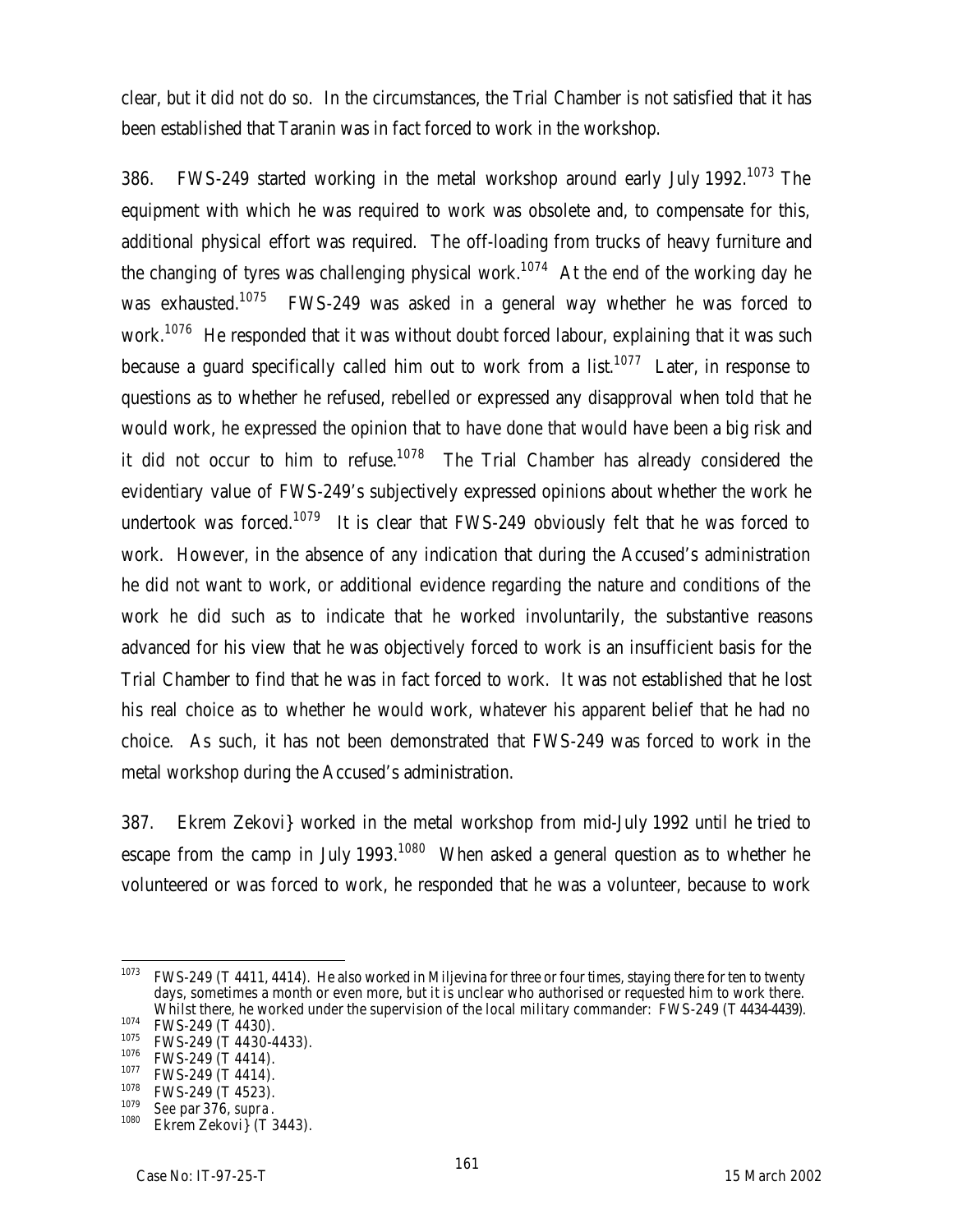clear, but it did not do so. In the circumstances, the Trial Chamber is not satisfied that it has been established that Taranin was in fact forced to work in the workshop.

386. FWS-249 started working in the metal workshop around early July 1992.[1073] The equipment with which he was required to work was obsolete and, to compensate for this, additional physical effort was required. The off-loading from trucks of heavy furniture and the changing of tyres was challenging physical work.[1074] At the end of the working day he was exhausted.[1075] FWS-249 was asked in a general way whether he was forced to work.[1076] He responded that it was without doubt forced labour, explaining that it was such because a guard specifically called him out to work from a list.[1077] Later, in response to questions as to whether he refused, rebelled or expressed any disapproval when told that he would work, he expressed the opinion that to have done that would have been a big risk and it did not occur to him to refuse.[1078] The Trial Chamber has already considered the evidentiary value of FWS-249's subjectively expressed opinions about whether the work he undertook was forced.[1079] It is clear that FWS-249 obviously felt that he was forced to work. However, in the absence of any indication that during the Accused's administration he did not want to work, or additional evidence regarding the nature and conditions of the work he did such as to indicate that he worked involuntarily, the substantive reasons advanced for his view that he was objectively forced to work is an insufficient basis for the Trial Chamber to find that he was in fact forced to work. It was not established that he lost his real choice as to whether he would work, whatever his apparent belief that he had no choice. As such, it has not been demonstrated that FWS-249 was forced to work in the metal workshop during the Accused's administration.

387. Ekrem Zekovi} worked in the metal workshop from mid-July 1992 until he tried to escape from the camp in July 1993.[1080] When asked a general question as to whether he volunteered or was forced to work, he responded that he was a volunteer, because to work

---

1073 FWS-249 (T 4411, 4414). He also worked in Miljevina for three or four times, staying there for ten to twenty days, sometimes a month or even more, but it is unclear who authorised or requested him to work there. Whilst there, he worked under the supervision of the local military commander: FWS-249 (T 4434-4439).

1074 FWS-249 (T 4430).

1075 FWS-249 (T 4430-4433).

1076 FWS-249 (T 4414).

1077 FWS-249 (T 4414).

1078 FWS-249 (T 4523).

1079 See par 376, *supra*.

1080 Ekrem Zekovi} (T 3443).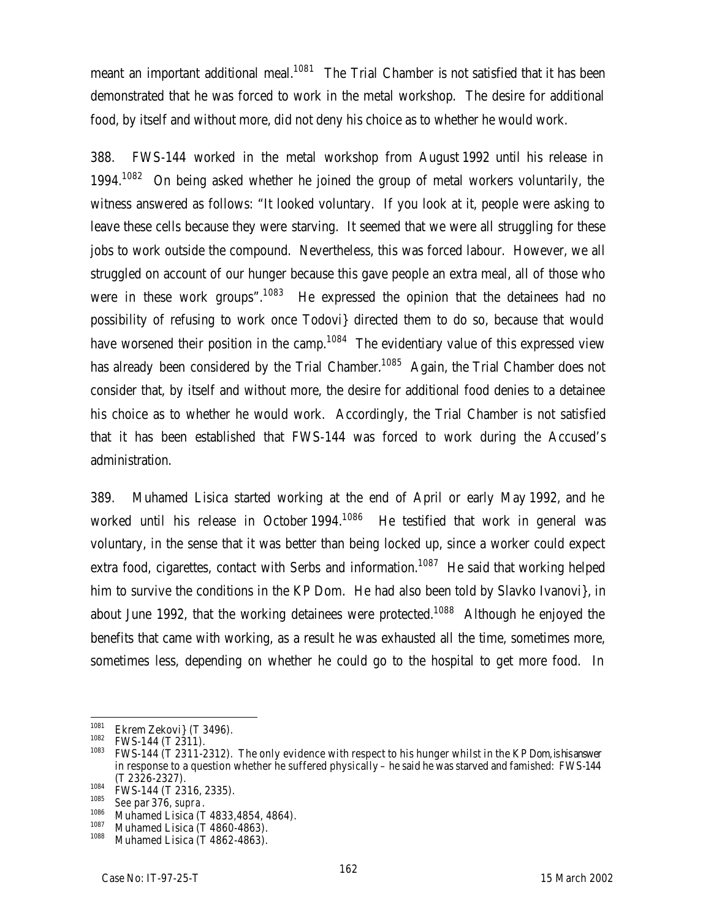meant an important additional meal.[1081] The Trial Chamber is not satisfied that it has been demonstrated that he was forced to work in the metal workshop. The desire for additional food, by itself and without more, did not deny his choice as to whether he would work.

388. FWS-144 worked in the metal workshop from August 1992 until his release in 1994.[1082] On being asked whether he joined the group of metal workers voluntarily, the witness answered as follows: "It looked voluntary. If you look at it, people were asking to leave these cells because they were starving. It seemed that we were all struggling for these jobs to work outside the compound. Nevertheless, this was forced labour. However, we all struggled on account of our hunger because this gave people an extra meal, all of those who were in these work groups".[1083] He expressed the opinion that the detainees had no possibility of refusing to work once Todovi} directed them to do so, because that would have worsened their position in the camp.[1084] The evidentiary value of this expressed view has already been considered by the Trial Chamber.[1085] Again, the Trial Chamber does not consider that, by itself and without more, the desire for additional food denies to a detainee his choice as to whether he would work. Accordingly, the Trial Chamber is not satisfied that it has been established that FWS-144 was forced to work during the Accused's administration.

389. Muhamed Lisica started working at the end of April or early May 1992, and he worked until his release in October 1994.[1086] He testified that work in general was voluntary, in the sense that it was better than being locked up, since a worker could expect extra food, cigarettes, contact with Serbs and information.[1087] He said that working helped him to survive the conditions in the KP Dom. He had also been told by Slavko Ivanovi}, in about June 1992, that the working detainees were protected.[1088] Although he enjoyed the benefits that came with working, as a result he was exhausted all the time, sometimes more, sometimes less, depending on whether he could go to the hospital to get more food. In

---

[1081] Ekrem Zekovi} (T 3496).

[1082] FWS-144 (T 2311).

[1083] FWS-144 (T 2311-2312). The only evidence with respect to his hunger whilst in the KP Dom, is his answer in response to a question whether he suffered physically – he said he was starved and famished: FWS-144 (T 2326-2327).

[1084] FWS-144 (T 2316, 2335).

[1085] *See* par 376, *supra*.

[1086] Muhamed Lisica (T 4833,4854, 4864).

[1087] Muhamed Lisica (T 4860-4863).

[1088] Muhamed Lisica (T 4862-4863).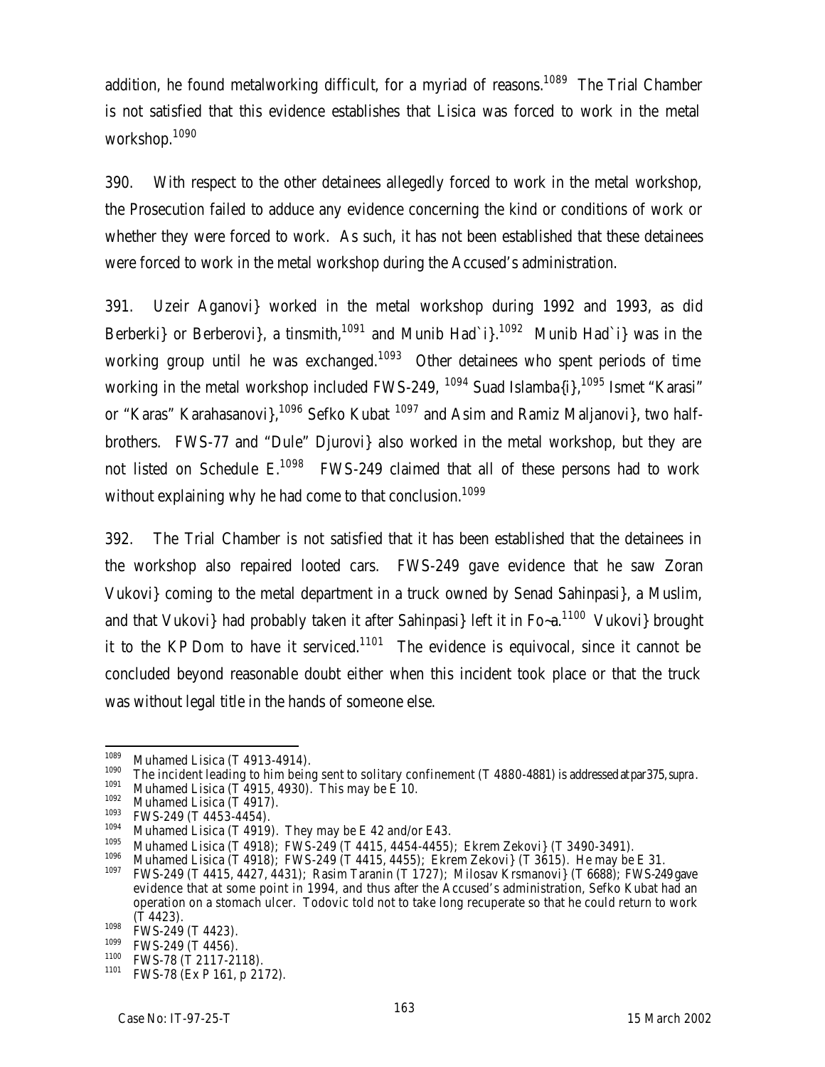addition, he found metalworking difficult, for a myriad of reasons.[1089] The Trial Chamber is not satisfied that this evidence establishes that Lisica was forced to work in the metal workshop.[1090]

390. With respect to the other detainees allegedly forced to work in the metal workshop, the Prosecution failed to adduce any evidence concerning the kind or conditions of work or whether they were forced to work. As such, it has not been established that these detainees were forced to work in the metal workshop during the Accused's administration.

391. Uzeir Aganovi} worked in the metal workshop during 1992 and 1993, as did Berberki} or Berberovi}, a tinsmith,[1091] and Munib Had`i}.[1092] Munib Had`i} was in the working group until he was exchanged.[1093] Other detainees who spent periods of time working in the metal workshop included FWS-249, [1094] Suad Islamba{i},[1095] Ismet "Karasi" or "Karas" Karahasanovi},[1096] Sefko Kubat [1097] and Asim and Ramiz Maljanovi}, two half-brothers. FWS-77 and "Dule" Djurovi} also worked in the metal workshop, but they are not listed on Schedule E.[1098] FWS-249 claimed that all of these persons had to work without explaining why he had come to that conclusion.[1099]

392. The Trial Chamber is not satisfied that it has been established that the detainees in the workshop also repaired looted cars. FWS-249 gave evidence that he saw Zoran Vukovi} coming to the metal department in a truck owned by Senad Sahinpasi}, a Muslim, and that Vukovi} had probably taken it after Sahinpasi} left it in Fo~a.[1100] Vukovi} brought it to the KP Dom to have it serviced.[1101] The evidence is equivocal, since it cannot be concluded beyond reasonable doubt either when this incident took place or that the truck was without legal title in the hands of someone else.

---

1089 Muhamed Lisica (T 4913-4914).
1090 The incident leading to him being sent to solitary confinement (T 4880-4881) is addressed at par 375, *supra*.
1091 Muhamed Lisica (T 4915, 4930). This may be E 10.
1092 Muhamed Lisica (T 4917).
1093 FWS-249 (T 4453-4454).
1094 Muhamed Lisica (T 4919). They may be E 42 and/or E43.
1095 Muhamed Lisica (T 4918); FWS-249 (T 4415, 4454-4455); Ekrem Zekovi} (T 3490-3491).
1096 Muhamed Lisica (T 4918); FWS-249 (T 4415, 4455); Ekrem Zekovi} (T 3615). He may be E 31.
1097 FWS-249 (T 4415, 4427, 4431); Rasim Taranin (T 1727); Milosav Krsmanovi} (T 6688); FWS-249 gave evidence that at some point in 1994, and thus after the Accused's administration, Sefko Kubat had an operation on a stomach ulcer. Todovic told not to take long recuperate so that he could return to work (T 4423).
1098 FWS-249 (T 4423).
1099 FWS-249 (T 4456).
1100 FWS-78 (T 2117-2118).
1101 FWS-78 (Ex P 161, p 2172).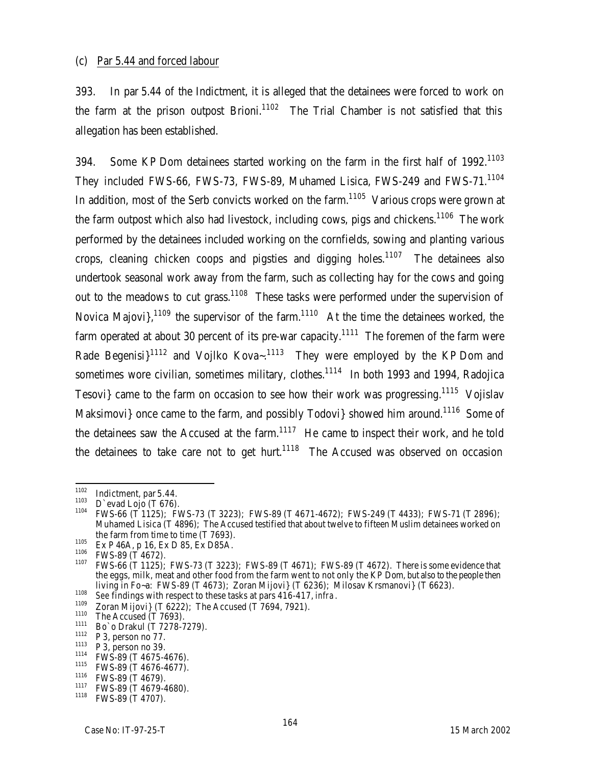(c) Par 5.44 and forced labour

393. In par 5.44 of the Indictment, it is alleged that the detainees were forced to work on the farm at the prison outpost Brioni.[1102] The Trial Chamber is not satisfied that this allegation has been established.

394. Some KP Dom detainees started working on the farm in the first half of 1992.[1103] They included FWS-66, FWS-73, FWS-89, Muhamed Lisica, FWS-249 and FWS-71.[1104] In addition, most of the Serb convicts worked on the farm.[1105] Various crops were grown at the farm outpost which also had livestock, including cows, pigs and chickens.[1106] The work performed by the detainees included working on the cornfields, sowing and planting various crops, cleaning chicken coops and pigsties and digging holes.[1107] The detainees also undertook seasonal work away from the farm, such as collecting hay for the cows and going out to the meadows to cut grass.[1108] These tasks were performed under the supervision of Novica Majovi},[1109] the supervisor of the farm.[1110] At the time the detainees worked, the farm operated at about 30 percent of its pre-war capacity.[1111] The foremen of the farm were Rade Begenisi}[1112] and Vojlko Kova~.[1113] They were employed by the KP Dom and sometimes wore civilian, sometimes military, clothes.[1114] In both 1993 and 1994, Radojica Tesovi} came to the farm on occasion to see how their work was progressing.[1115] Vojislav Maksimovi} once came to the farm, and possibly Todovi} showed him around.[1116] Some of the detainees saw the Accused at the farm.[1117] He came to inspect their work, and he told the detainees to take care not to get hurt.[1118] The Accused was observed on occasion

---

[1102] Indictment, par 5.44.

[1103] D`evad Lojo (T 676).

[1104] FWS-66 (T 1125); FWS-73 (T 3223); FWS-89 (T 4671-4672); FWS-249 (T 4433); FWS-71 (T 2896); Muhamed Lisica (T 4896); The Accused testified that about twelve to fifteen Muslim detainees worked on the farm from time to time (T 7693).

[1105] Ex P 46A, p 16, Ex D 85, Ex D85A.

[1106] FWS-89 (T 4672).

[1107] FWS-66 (T 1125); FWS-73 (T 3223); FWS-89 (T 4671); FWS-89 (T 4672). There is some evidence that the eggs, milk, meat and other food from the farm went to not only the KP Dom, but also to the people then living in Fo~a: FWS-89 (T 4673); Zoran Mijovi} (T 6236); Milosav Krsmanovi} (T 6623).

[1108] See findings with respect to these tasks at pars 416-417, *infra*.

[1109] Zoran Mijovi} (T 6222); The Accused (T 7694, 7921).

[1110] The Accused (T 7693).

[1111] Bo`o Drakul (T 7278-7279).

[1112] P 3, person no 77.

[1113] P 3, person no 39.

[1114] FWS-89 (T 4675-4676).

[1115] FWS-89 (T 4676-4677).

[1116] FWS-89 (T 4679).

[1117] FWS-89 (T 4679-4680).

[1118] FWS-89 (T 4707).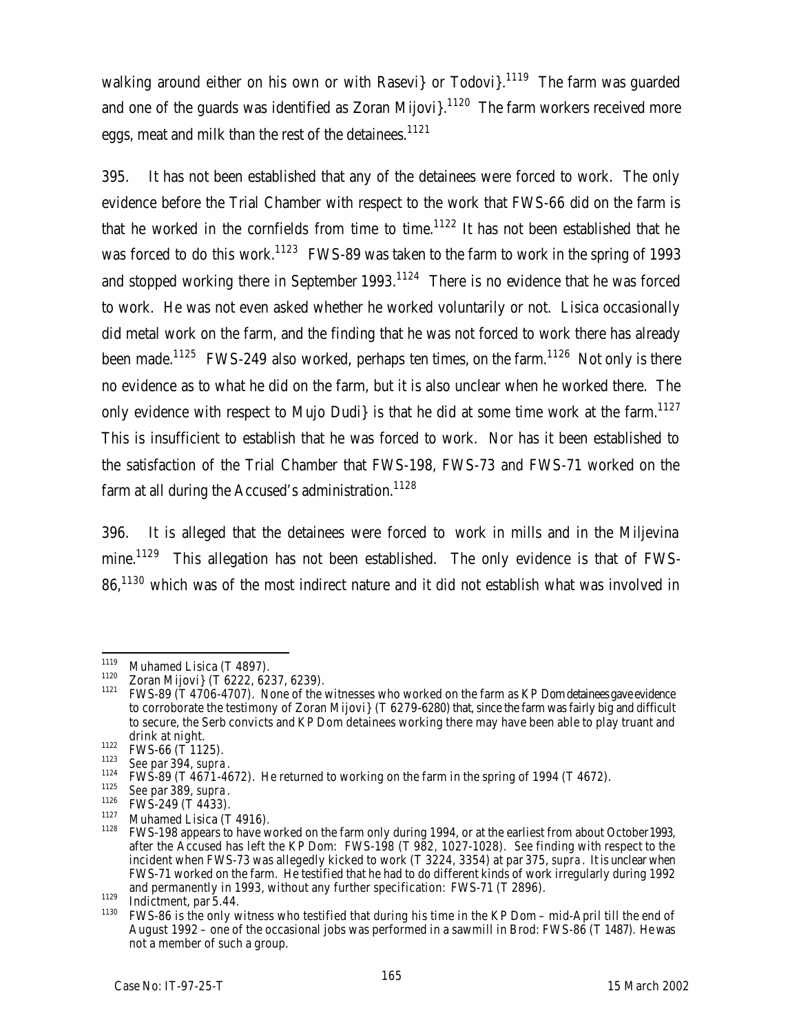walking around either on his own or with Rasevi} or Todovi}.[1119] The farm was guarded and one of the guards was identified as Zoran Mijovi}.[1120] The farm workers received more eggs, meat and milk than the rest of the detainees.[1121]

395. It has not been established that any of the detainees were forced to work. The only evidence before the Trial Chamber with respect to the work that FWS-66 did on the farm is that he worked in the cornfields from time to time.[1122] It has not been established that he was forced to do this work.[1123] FWS-89 was taken to the farm to work in the spring of 1993 and stopped working there in September 1993.[1124] There is no evidence that he was forced to work. He was not even asked whether he worked voluntarily or not. Lisica occasionally did metal work on the farm, and the finding that he was not forced to work there has already been made.[1125] FWS-249 also worked, perhaps ten times, on the farm.[1126] Not only is there no evidence as to what he did on the farm, but it is also unclear when he worked there. The only evidence with respect to Mujo Dudi} is that he did at some time work at the farm.[1127] This is insufficient to establish that he was forced to work. Nor has it been established to the satisfaction of the Trial Chamber that FWS-198, FWS-73 and FWS-71 worked on the farm at all during the Accused's administration.[1128]

396. It is alleged that the detainees were forced to work in mills and in the Miljevina mine.[1129] This allegation has not been established. The only evidence is that of FWS-86,[1130] which was of the most indirect nature and it did not establish what was involved in

---

[1119] Muhamed Lisica (T 4897).

[1120] Zoran Mijovi} (T 6222, 6237, 6239).

[1121] FWS-89 (T 4706-4707). None of the witnesses who worked on the farm as KP Dom detainees gave evidence to corroborate the testimony of Zoran Mijovi} (T 6279-6280) that, since the farm was fairly big and difficult to secure, the Serb convicts and KP Dom detainees working there may have been able to play truant and drink at night.

[1122] FWS-66 (T 1125).

[1123] *See* par 394, *supra*.

[1124] FWS-89 (T 4671-4672). He returned to working on the farm in the spring of 1994 (T 4672).

[1125] *See* par 389, *supra*.

[1126] FWS-249 (T 4433).

[1127] Muhamed Lisica (T 4916).

[1128] FWS-198 appears to have worked on the farm only during 1994, or at the earliest from about October 1993, after the Accused has left the KP Dom: FWS-198 (T 982, 1027-1028). *See* finding with respect to the incident when FWS-73 was allegedly kicked to work (T 3224, 3354) at par 375, *supra*. It is unclear when FWS-71 worked on the farm. He testified that he had to do different kinds of work irregularly during 1992 and permanently in 1993, without any further specification: FWS-71 (T 2896).

[1129] Indictment, par 5.44.

[1130] FWS-86 is the only witness who testified that during his time in the KP Dom – mid-April till the end of August 1992 – one of the occasional jobs was performed in a sawmill in Brod: FWS-86 (T 1487). He was not a member of such a group.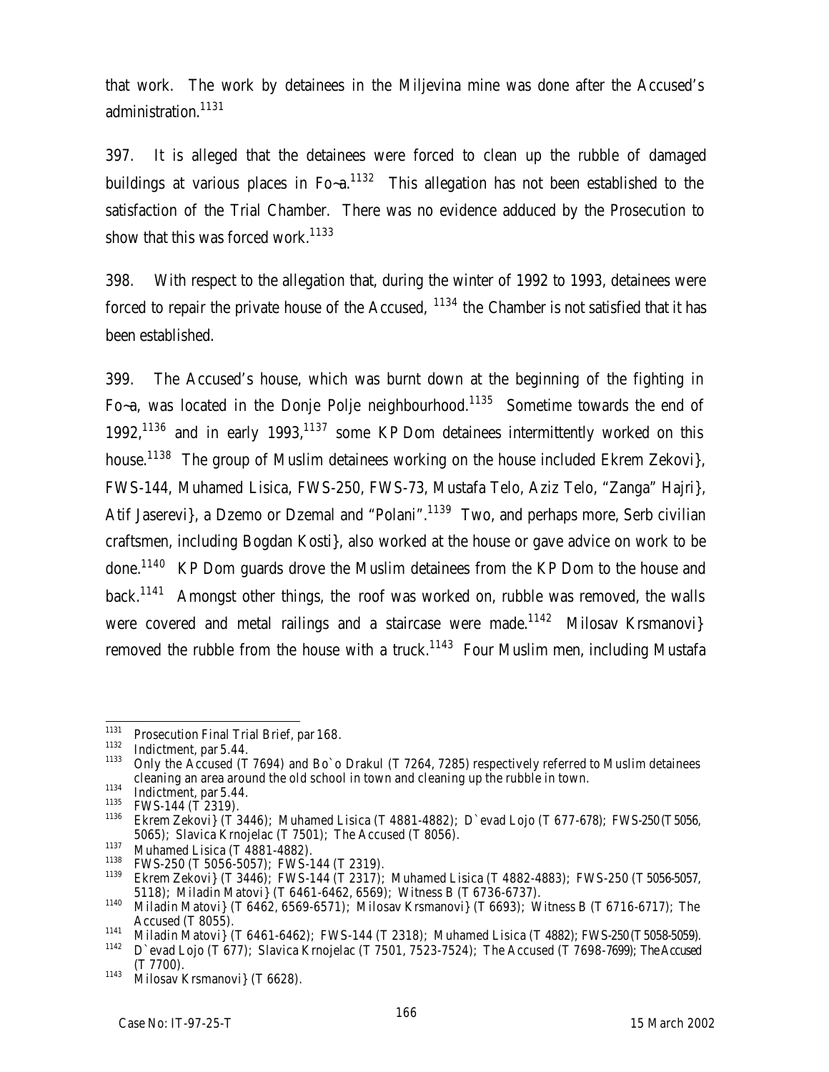that work. The work by detainees in the Miljevina mine was done after the Accused's administration.[1131]

397. It is alleged that the detainees were forced to clean up the rubble of damaged buildings at various places in Fo~a.[1132] This allegation has not been established to the satisfaction of the Trial Chamber. There was no evidence adduced by the Prosecution to show that this was forced work.[1133]

398. With respect to the allegation that, during the winter of 1992 to 1993, detainees were forced to repair the private house of the Accused, [1134] the Chamber is not satisfied that it has been established.

399. The Accused's house, which was burnt down at the beginning of the fighting in Fo~a, was located in the Donje Polje neighbourhood.[1135] Sometime towards the end of 1992,[1136] and in early 1993,[1137] some KP Dom detainees intermittently worked on this house.[1138] The group of Muslim detainees working on the house included Ekrem Zekovi}, FWS-144, Muhamed Lisica, FWS-250, FWS-73, Mustafa Telo, Aziz Telo, "Zanga" Hajri}, Atif Jaserevi}, a Dzemo or Dzemal and "Polani".[1139] Two, and perhaps more, Serb civilian craftsmen, including Bogdan Kosti}, also worked at the house or gave advice on work to be done.[1140] KP Dom guards drove the Muslim detainees from the KP Dom to the house and back.[1141] Amongst other things, the roof was worked on, rubble was removed, the walls were covered and metal railings and a staircase were made.[1142] Milosav Krsmanovi} removed the rubble from the house with a truck.[1143] Four Muslim men, including Mustafa

---

[1131] Prosecution Final Trial Brief, par 168.

[1132] Indictment, par 5.44.

[1133] Only the Accused (T 7694) and Bo`o Drakul (T 7264, 7285) respectively referred to Muslim detainees cleaning an area around the old school in town and cleaning up the rubble in town.

[1134] Indictment, par 5.44.

[1135] FWS-144 (T 2319).

[1136] Ekrem Zekovi} (T 3446); Muhamed Lisica (T 4881-4882); D`evad Lojo (T 677-678); FWS-250 (T 5056, 5065); Slavica Krnojelac (T 7501); The Accused (T 8056).

[1137] Muhamed Lisica (T 4881-4882).

[1138] FWS-250 (T 5056-5057); FWS-144 (T 2319).

[1139] Ekrem Zekovi} (T 3446); FWS-144 (T 2317); Muhamed Lisica (T 4882-4883); FWS-250 (T 5056-5057, 5118); Miladin Matovi} (T 6461-6462, 6569); Witness B (T 6736-6737).

[1140] Miladin Matovi} (T 6462, 6569-6571); Milosav Krsmanovi} (T 6693); Witness B (T 6716-6717); The Accused (T 8055).

[1141] Miladin Matovi} (T 6461-6462); FWS-144 (T 2318); Muhamed Lisica (T 4882); FWS-250 (T 5058-5059).

[1142] D`evad Lojo (T 677); Slavica Krnojelac (T 7501, 7523-7524); The Accused (T 7698-7699); The Accused (T 7700).

[1143] Milosav Krsmanovi} (T 6628).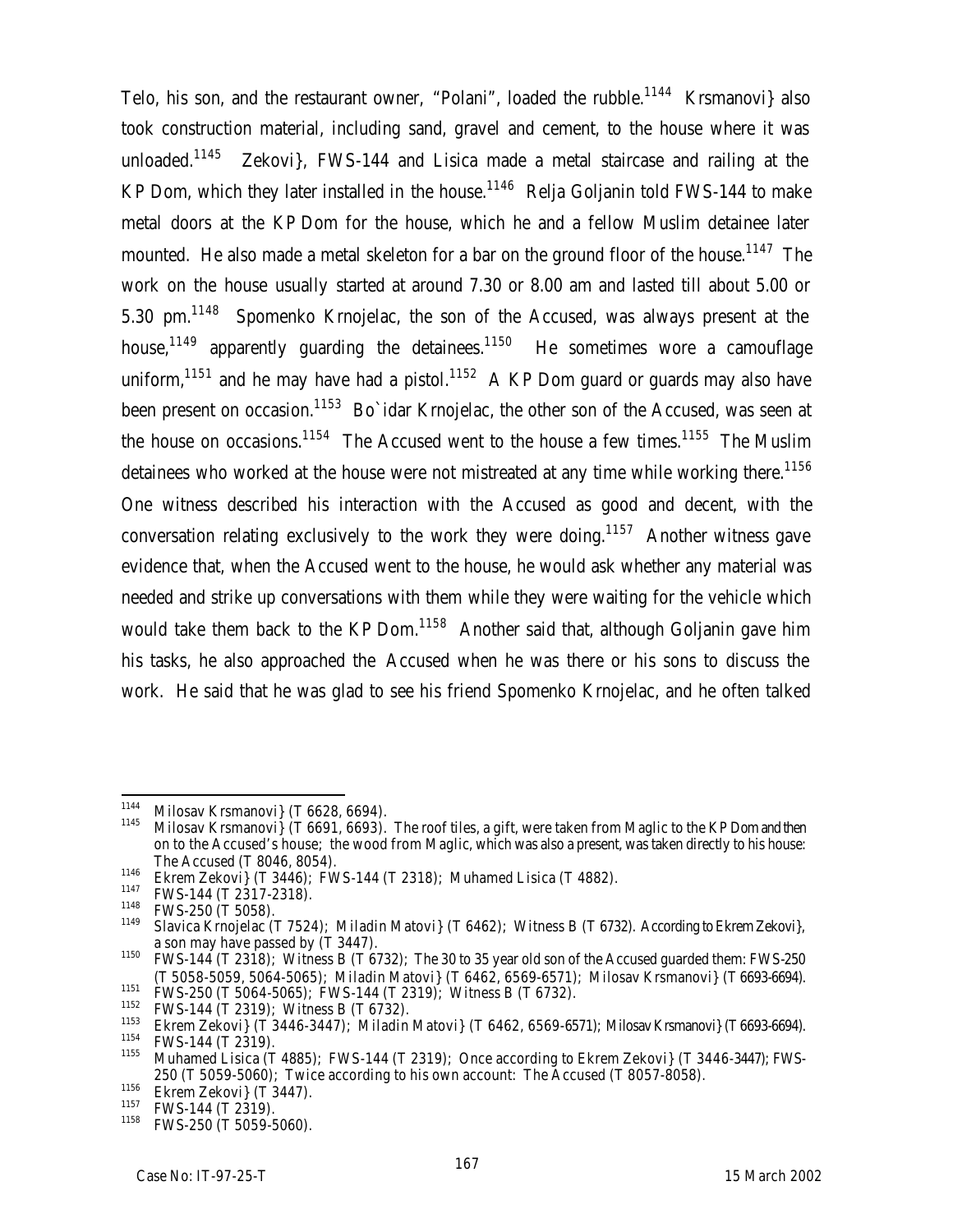Telo, his son, and the restaurant owner, "Polani", loaded the rubble.[1144] Krsmanovi} also took construction material, including sand, gravel and cement, to the house where it was unloaded.[1145] Zekovi}, FWS-144 and Lisica made a metal staircase and railing at the KP Dom, which they later installed in the house.[1146] Relja Goljanin told FWS-144 to make metal doors at the KP Dom for the house, which he and a fellow Muslim detainee later mounted. He also made a metal skeleton for a bar on the ground floor of the house.[1147] The work on the house usually started at around 7.30 or 8.00 am and lasted till about 5.00 or 5.30 pm.[1148] Spomenko Krnojelac, the son of the Accused, was always present at the house,[1149] apparently guarding the detainees.[1150] He sometimes wore a camouflage uniform,[1151] and he may have had a pistol.[1152] A KP Dom guard or guards may also have been present on occasion.[1153] Bo`idar Krnojelac, the other son of the Accused, was seen at the house on occasions.[1154] The Accused went to the house a few times.[1155] The Muslim detainees who worked at the house were not mistreated at any time while working there.[1156] One witness described his interaction with the Accused as good and decent, with the conversation relating exclusively to the work they were doing.[1157] Another witness gave evidence that, when the Accused went to the house, he would ask whether any material was needed and strike up conversations with them while they were waiting for the vehicle which would take them back to the KP Dom.[1158] Another said that, although Goljanin gave him his tasks, he also approached the Accused when he was there or his sons to discuss the work. He said that he was glad to see his friend Spomenko Krnojelac, and he often talked

---

[1144] Milosav Krsmanovi} (T 6628, 6694).

[1145] Milosav Krsmanovi} (T 6691, 6693). The roof tiles, a gift, were taken from Maglic to the KP Dom and then on to the Accused's house; the wood from Maglic, which was also a present, was taken directly to his house: The Accused (T 8046, 8054).

[1146] Ekrem Zekovi} (T 3446); FWS-144 (T 2318); Muhamed Lisica (T 4882).

[1147] FWS-144 (T 2317-2318).

[1148] FWS-250 (T 5058).

[1149] Slavica Krnojelac (T 7524); Miladin Matovi} (T 6462); Witness B (T 6732). According to Ekrem Zekovi}, a son may have passed by (T 3447).

[1150] FWS-144 (T 2318); Witness B (T 6732); The 30 to 35 year old son of the Accused guarded them: FWS-250 (T 5058-5059, 5064-5065); Miladin Matovi} (T 6462, 6569-6571); Milosav Krsmanovi} (T 6693-6694).

[1151] FWS-250 (T 5064-5065); FWS-144 (T 2319); Witness B (T 6732).

[1152] FWS-144 (T 2319); Witness B (T 6732).

[1153] Ekrem Zekovi} (T 3446-3447); Miladin Matovi} (T 6462, 6569-6571); Milosav Krsmanovi} (T 6693-6694).

[1154] FWS-144 (T 2319).

[1155] Muhamed Lisica (T 4885); FWS-144 (T 2319); Once according to Ekrem Zekovi} (T 3446-3447); FWS-250 (T 5059-5060); Twice according to his own account: The Accused (T 8057-8058).

[1156] Ekrem Zekovi} (T 3447).

[1157] FWS-144 (T 2319).

[1158] FWS-250 (T 5059-5060).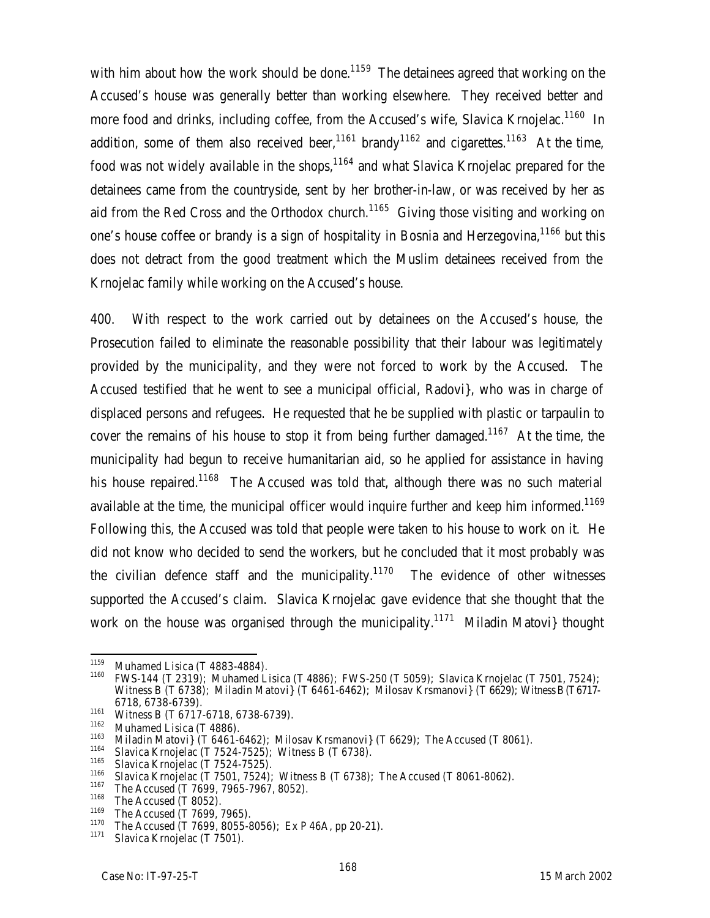with him about how the work should be done.[1159] The detainees agreed that working on the Accused's house was generally better than working elsewhere. They received better and more food and drinks, including coffee, from the Accused's wife, Slavica Krnojelac.[1160] In addition, some of them also received beer,[1161] brandy[1162] and cigarettes.[1163] At the time, food was not widely available in the shops,[1164] and what Slavica Krnojelac prepared for the detainees came from the countryside, sent by her brother-in-law, or was received by her as aid from the Red Cross and the Orthodox church.[1165] Giving those visiting and working on one's house coffee or brandy is a sign of hospitality in Bosnia and Herzegovina,[1166] but this does not detract from the good treatment which the Muslim detainees received from the Krnojelac family while working on the Accused's house.

400. With respect to the work carried out by detainees on the Accused's house, the Prosecution failed to eliminate the reasonable possibility that their labour was legitimately provided by the municipality, and they were not forced to work by the Accused. The Accused testified that he went to see a municipal official, Radovi}, who was in charge of displaced persons and refugees. He requested that he be supplied with plastic or tarpaulin to cover the remains of his house to stop it from being further damaged.[1167] At the time, the municipality had begun to receive humanitarian aid, so he applied for assistance in having his house repaired.[1168] The Accused was told that, although there was no such material available at the time, the municipal officer would inquire further and keep him informed.[1169] Following this, the Accused was told that people were taken to his house to work on it. He did not know who decided to send the workers, but he concluded that it most probably was the civilian defence staff and the municipality.[1170] The evidence of other witnesses supported the Accused's claim. Slavica Krnojelac gave evidence that she thought that the work on the house was organised through the municipality.[1171] Miladin Matovi} thought

---

[1159] Muhamed Lisica (T 4883-4884).

[1160] FWS-144 (T 2319); Muhamed Lisica (T 4886); FWS-250 (T 5059); Slavica Krnojelac (T 7501, 7524); Witness B (T 6738); Miladin Matovi} (T 6461-6462); Milosav Krsmanovi} (T 6629); Witness B (T 6717-6718, 6738-6739).

[1161] Witness B (T 6717-6718, 6738-6739).

[1162] Muhamed Lisica (T 4886).

[1163] Miladin Matovi} (T 6461-6462); Milosav Krsmanovi} (T 6629); The Accused (T 8061).

[1164] Slavica Krnojelac (T 7524-7525); Witness B (T 6738).

[1165] Slavica Krnojelac (T 7524-7525).

[1166] Slavica Krnojelac (T 7501, 7524); Witness B (T 6738); The Accused (T 8061-8062).

[1167] The Accused (T 7699, 7965-7967, 8052).

[1168] The Accused (T 8052).

[1169] The Accused (T 7699, 7965).

[1170] The Accused (T 7699, 8055-8056); Ex P 46A, pp 20-21).

[1171] Slavica Krnojelac (T 7501).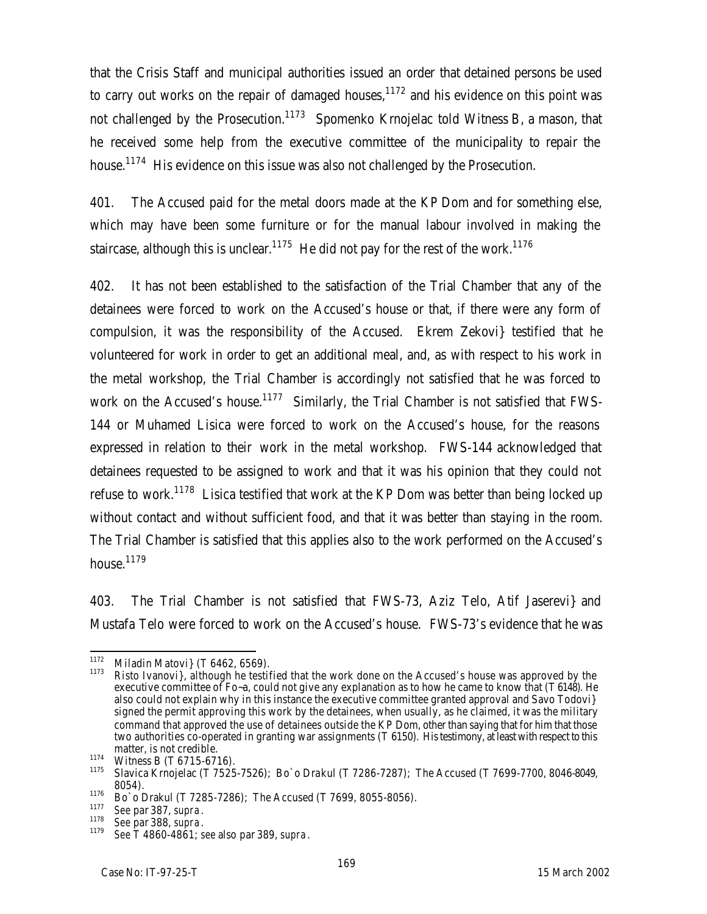that the Crisis Staff and municipal authorities issued an order that detained persons be used to carry out works on the repair of damaged houses,[1172] and his evidence on this point was not challenged by the Prosecution.[1173] Spomenko Krnojelac told Witness B, a mason, that he received some help from the executive committee of the municipality to repair the house.[1174] His evidence on this issue was also not challenged by the Prosecution.

401. The Accused paid for the metal doors made at the KP Dom and for something else, which may have been some furniture or for the manual labour involved in making the staircase, although this is unclear.[1175] He did not pay for the rest of the work.[1176]

402. It has not been established to the satisfaction of the Trial Chamber that any of the detainees were forced to work on the Accused's house or that, if there were any form of compulsion, it was the responsibility of the Accused. Ekrem Zekovi} testified that he volunteered for work in order to get an additional meal, and, as with respect to his work in the metal workshop, the Trial Chamber is accordingly not satisfied that he was forced to work on the Accused's house.[1177] Similarly, the Trial Chamber is not satisfied that FWS-144 or Muhamed Lisica were forced to work on the Accused's house, for the reasons expressed in relation to their work in the metal workshop. FWS-144 acknowledged that detainees requested to be assigned to work and that it was his opinion that they could not refuse to work.[1178] Lisica testified that work at the KP Dom was better than being locked up without contact and without sufficient food, and that it was better than staying in the room. The Trial Chamber is satisfied that this applies also to the work performed on the Accused's house.[1179]

403. The Trial Chamber is not satisfied that FWS-73, Aziz Telo, Atif Jaserevi} and Mustafa Telo were forced to work on the Accused's house. FWS-73's evidence that he was

---

1172 Miladin Matovi} (T 6462, 6569).

1173 Risto Ivanovi}, although he testified that the work done on the Accused's house was approved by the executive committee of Fo~a, could not give any explanation as to how he came to know that (T 6148). He also could not explain why in this instance the executive committee granted approval and Savo Todovi} signed the permit approving this work by the detainees, when usually, as he claimed, it was the military command that approved the use of detainees outside the KP Dom, other than saying that for him that those two authorities co-operated in granting war assignments (T 6150). His testimony, at least with respect to this matter, is not credible.

1174 Witness B (T 6715-6716).

1175 Slavica Krnojelac (T 7525-7526); Bo`o Drakul (T 7286-7287); The Accused (T 7699-7700, 8046-8049, 8054).

1176 Bo`o Drakul (T 7285-7286); The Accused (T 7699, 8055-8056).

1177 See par 387, *supra*.

1178 See par 388, *supra*.

1179 See T 4860-4861; see also par 389, *supra*.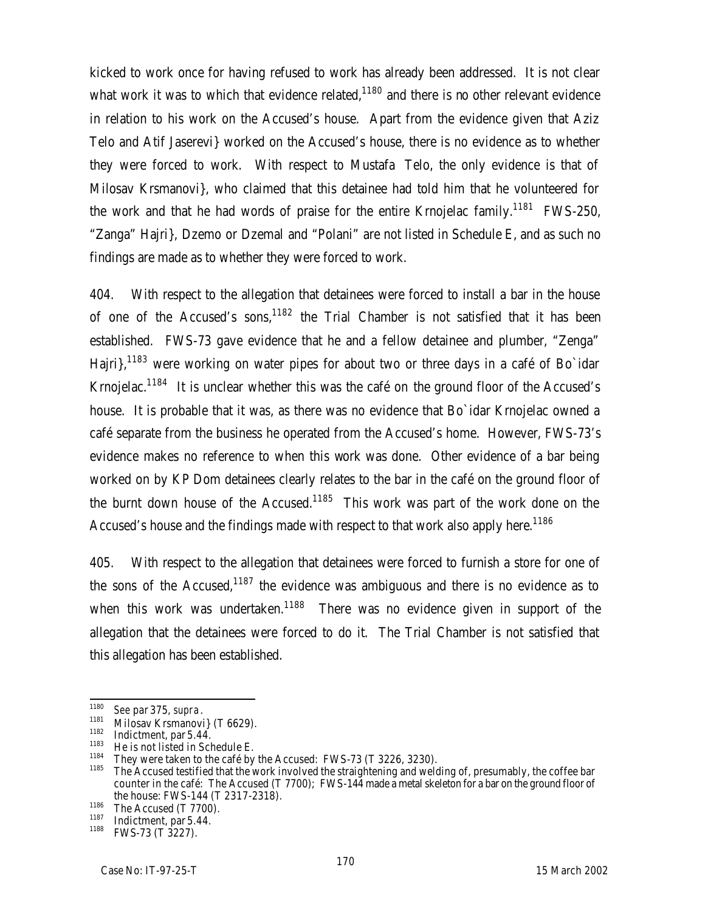kicked to work once for having refused to work has already been addressed. It is not clear what work it was to which that evidence related,[1180] and there is no other relevant evidence in relation to his work on the Accused's house. Apart from the evidence given that Aziz Telo and Atif Jaserevi} worked on the Accused's house, there is no evidence as to whether they were forced to work. With respect to Mustafa Telo, the only evidence is that of Milosav Krsmanovi}, who claimed that this detainee had told him that he volunteered for the work and that he had words of praise for the entire Krnojelac family.[1181] FWS-250, "Zanga" Hajri}, Dzemo or Dzemal and "Polani" are not listed in Schedule E, and as such no findings are made as to whether they were forced to work.

404. With respect to the allegation that detainees were forced to install a bar in the house of one of the Accused's sons,[1182] the Trial Chamber is not satisfied that it has been established. FWS-73 gave evidence that he and a fellow detainee and plumber, "Zenga" Hajri},[1183] were working on water pipes for about two or three days in a café of Bo`idar Krnojelac.[1184] It is unclear whether this was the café on the ground floor of the Accused's house. It is probable that it was, as there was no evidence that Bo`idar Krnojelac owned a café separate from the business he operated from the Accused's home. However, FWS-73's evidence makes no reference to when this work was done. Other evidence of a bar being worked on by KP Dom detainees clearly relates to the bar in the café on the ground floor of the burnt down house of the Accused.[1185] This work was part of the work done on the Accused's house and the findings made with respect to that work also apply here.[1186]

405. With respect to the allegation that detainees were forced to furnish a store for one of the sons of the Accused,[1187] the evidence was ambiguous and there is no evidence as to when this work was undertaken.[1188] There was no evidence given in support of the allegation that the detainees were forced to do it. The Trial Chamber is not satisfied that this allegation has been established.

---

[1180] See par 375, *supra*.

[1181] Milosav Krsmanovi} (T 6629).

[1182] Indictment, par 5.44.

[1183] He is not listed in Schedule E.

[1184] They were taken to the café by the Accused: FWS-73 (T 3226, 3230).

[1185] The Accused testified that the work involved the straightening and welding of, presumably, the coffee bar counter in the café: The Accused (T 7700); FWS-144 made a metal skeleton for a bar on the ground floor of the house: FWS-144 (T 2317-2318).

[1186] The Accused (T 7700).

[1187] Indictment, par 5.44.

[1188] FWS-73 (T 3227).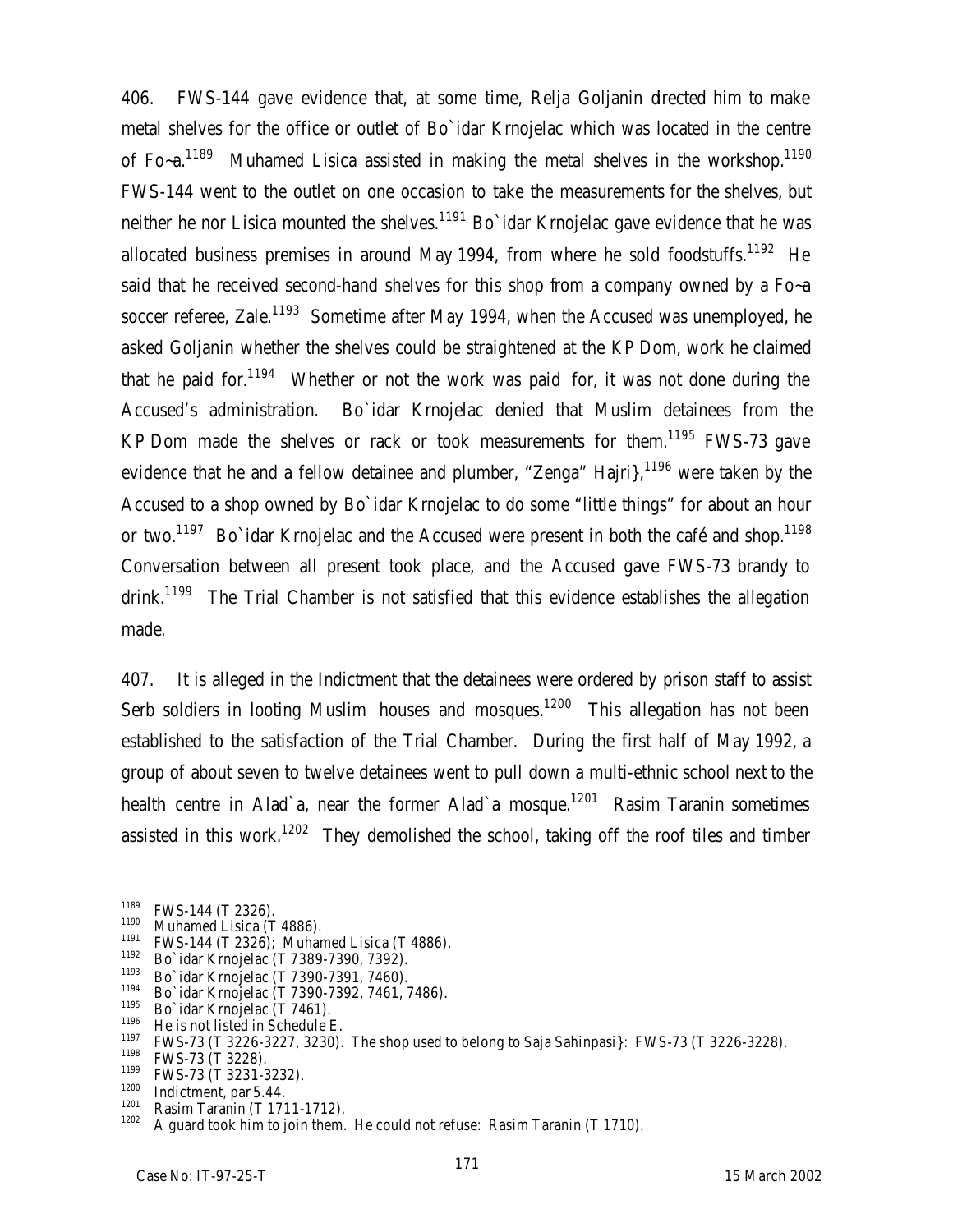406. FWS-144 gave evidence that, at some time, Relja Goljanin directed him to make metal shelves for the office or outlet of Bo`idar Krnojelac which was located in the centre of Fo~a.[1189] Muhamed Lisica assisted in making the metal shelves in the workshop.[1190] FWS-144 went to the outlet on one occasion to take the measurements for the shelves, but neither he nor Lisica mounted the shelves.[1191] Bo`idar Krnojelac gave evidence that he was allocated business premises in around May 1994, from where he sold foodstuffs.[1192] He said that he received second-hand shelves for this shop from a company owned by a Fo~a soccer referee, Zale.[1193] Sometime after May 1994, when the Accused was unemployed, he asked Goljanin whether the shelves could be straightened at the KP Dom, work he claimed that he paid for.[1194] Whether or not the work was paid for, it was not done during the Accused's administration. Bo`idar Krnojelac denied that Muslim detainees from the KP Dom made the shelves or rack or took measurements for them.[1195] FWS-73 gave evidence that he and a fellow detainee and plumber, "Zenga" Hajri},[1196] were taken by the Accused to a shop owned by Bo`idar Krnojelac to do some "little things" for about an hour or two.[1197] Bo`idar Krnojelac and the Accused were present in both the café and shop.[1198] Conversation between all present took place, and the Accused gave FWS-73 brandy to drink.[1199] The Trial Chamber is not satisfied that this evidence establishes the allegation made.

407. It is alleged in the Indictment that the detainees were ordered by prison staff to assist Serb soldiers in looting Muslim houses and mosques.[1200] This allegation has not been established to the satisfaction of the Trial Chamber. During the first half of May 1992, a group of about seven to twelve detainees went to pull down a multi-ethnic school next to the health centre in Alad`a, near the former Alad`a mosque.[1201] Rasim Taranin sometimes assisted in this work.[1202] They demolished the school, taking off the roof tiles and timber

---

[1189] FWS-144 (T 2326).
[1190] Muhamed Lisica (T 4886).
[1191] FWS-144 (T 2326); Muhamed Lisica (T 4886).
[1192] Bo`idar Krnojelac (T 7389-7390, 7392).
[1193] Bo`idar Krnojelac (T 7390-7391, 7460).
[1194] Bo`idar Krnojelac (T 7390-7392, 7461, 7486).
[1195] Bo`idar Krnojelac (T 7461).
[1196] He is not listed in Schedule E.
[1197] FWS-73 (T 3226-3227, 3230). The shop used to belong to Saja Sahinpasi}: FWS-73 (T 3226-3228).
[1198] FWS-73 (T 3228).
[1199] FWS-73 (T 3231-3232).
[1200] Indictment, par 5.44.
[1201] Rasim Taranin (T 1711-1712).
[1202] A guard took him to join them. He could not refuse: Rasim Taranin (T 1710).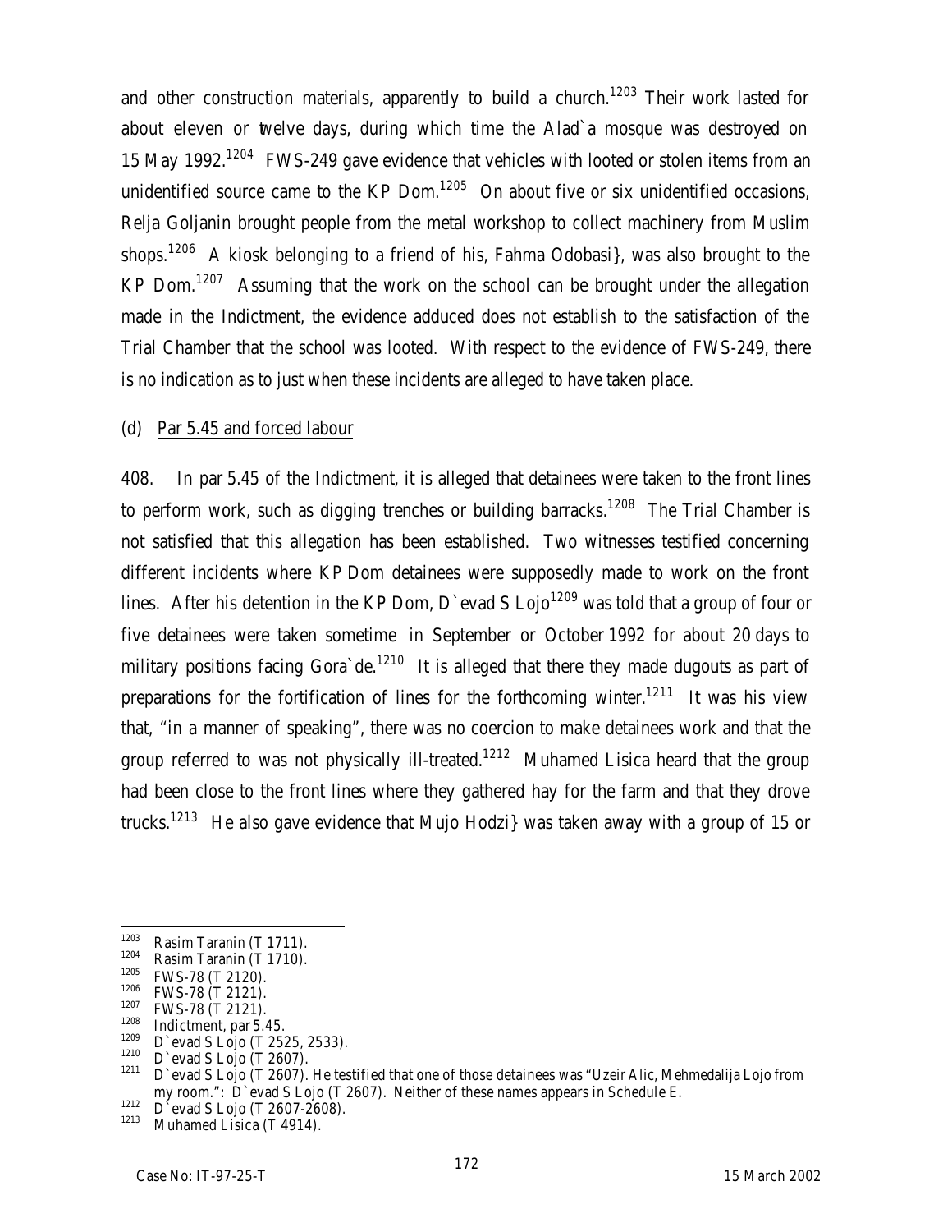and other construction materials, apparently to build a church.[1203] Their work lasted for about eleven or twelve days, during which time the Alad`a mosque was destroyed on 15 May 1992.[1204] FWS-249 gave evidence that vehicles with looted or stolen items from an unidentified source came to the KP Dom.[1205] On about five or six unidentified occasions, Relja Goljanin brought people from the metal workshop to collect machinery from Muslim shops.[1206] A kiosk belonging to a friend of his, Fahma Odobasi}, was also brought to the KP Dom.[1207] Assuming that the work on the school can be brought under the allegation made in the Indictment, the evidence adduced does not establish to the satisfaction of the Trial Chamber that the school was looted. With respect to the evidence of FWS-249, there is no indication as to just when these incidents are alleged to have taken place.

(d) Par 5.45 and forced labour

408. In par 5.45 of the Indictment, it is alleged that detainees were taken to the front lines to perform work, such as digging trenches or building barracks.[1208] The Trial Chamber is not satisfied that this allegation has been established. Two witnesses testified concerning different incidents where KP Dom detainees were supposedly made to work on the front lines. After his detention in the KP Dom, D`evad S Lojo[1209] was told that a group of four or five detainees were taken sometime in September or October 1992 for about 20 days to military positions facing Gora`de.[1210] It is alleged that there they made dugouts as part of preparations for the fortification of lines for the forthcoming winter.[1211] It was his view that, "in a manner of speaking", there was no coercion to make detainees work and that the group referred to was not physically ill-treated.[1212] Muhamed Lisica heard that the group had been close to the front lines where they gathered hay for the farm and that they drove trucks.[1213] He also gave evidence that Mujo Hodzi} was taken away with a group of 15 or

---

1203 Rasim Taranin (T 1711).
1204 Rasim Taranin (T 1710).
1205 FWS-78 (T 2120).
1206 FWS-78 (T 2121).
1207 FWS-78 (T 2121).
1208 Indictment, par 5.45.
1209 D`evad S Lojo (T 2525, 2533).
1210 D`evad S Lojo (T 2607).
1211 D`evad S Lojo (T 2607). He testified that one of those detainees was "Uzeir Alic, Mehmedalija Lojo from my room.": D`evad S Lojo (T 2607). Neither of these names appears in Schedule E.
1212 D`evad S Lojo (T 2607-2608).
1213 Muhamed Lisica (T 4914).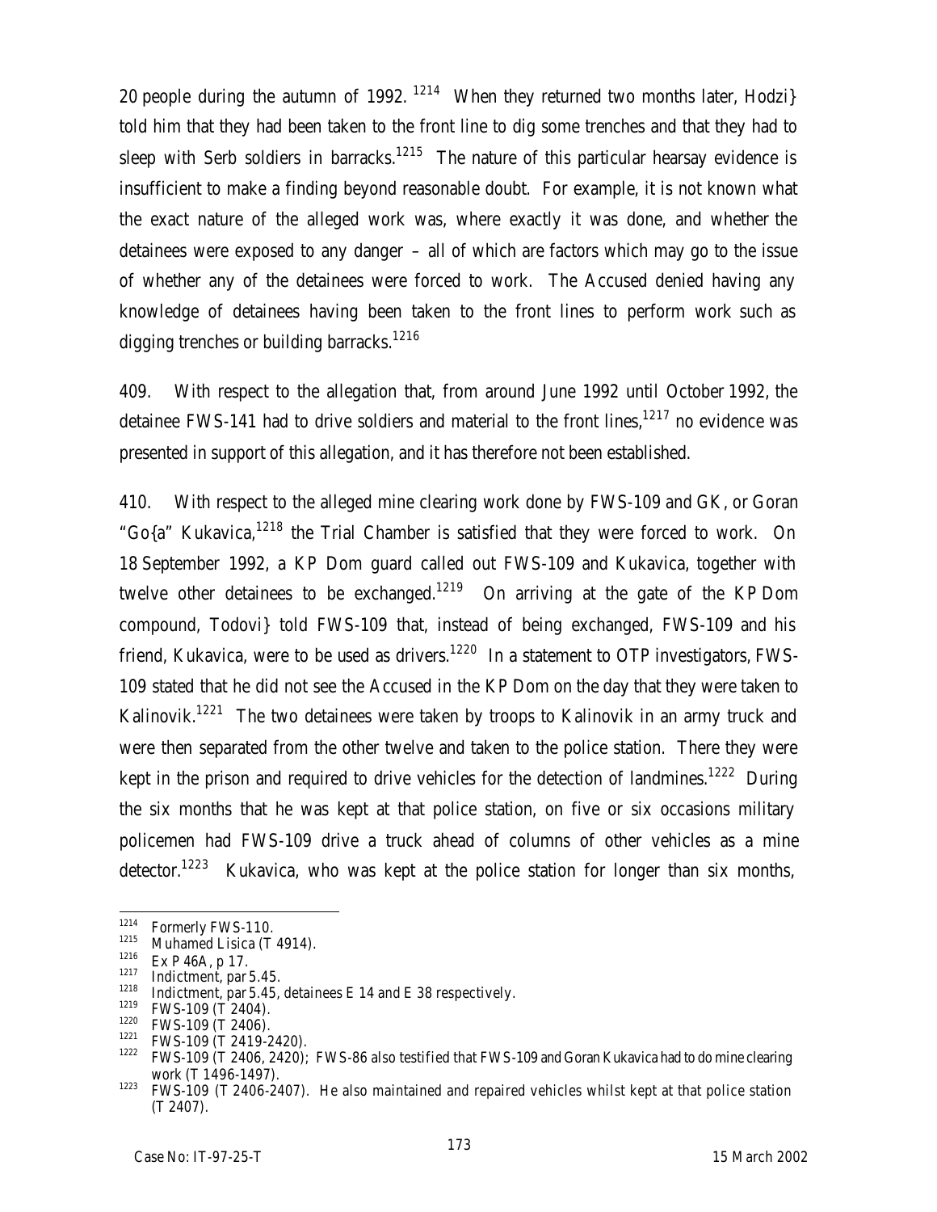20 people during the autumn of 1992. [1214] When they returned two months later, Hodzi} told him that they had been taken to the front line to dig some trenches and that they had to sleep with Serb soldiers in barracks.[1215] The nature of this particular hearsay evidence is insufficient to make a finding beyond reasonable doubt. For example, it is not known what the exact nature of the alleged work was, where exactly it was done, and whether the detainees were exposed to any danger – all of which are factors which may go to the issue of whether any of the detainees were forced to work. The Accused denied having any knowledge of detainees having been taken to the front lines to perform work such as digging trenches or building barracks.[1216]

409. With respect to the allegation that, from around June 1992 until October 1992, the detainee FWS-141 had to drive soldiers and material to the front lines,[1217] no evidence was presented in support of this allegation, and it has therefore not been established.

410. With respect to the alleged mine clearing work done by FWS-109 and GK, or Goran "Go{a" Kukavica,[1218] the Trial Chamber is satisfied that they were forced to work. On 18 September 1992, a KP Dom guard called out FWS-109 and Kukavica, together with twelve other detainees to be exchanged.[1219] On arriving at the gate of the KP Dom compound, Todovi} told FWS-109 that, instead of being exchanged, FWS-109 and his friend, Kukavica, were to be used as drivers.[1220] In a statement to OTP investigators, FWS-109 stated that he did not see the Accused in the KP Dom on the day that they were taken to Kalinovik.[1221] The two detainees were taken by troops to Kalinovik in an army truck and were then separated from the other twelve and taken to the police station. There they were kept in the prison and required to drive vehicles for the detection of landmines.[1222] During the six months that he was kept at that police station, on five or six occasions military policemen had FWS-109 drive a truck ahead of columns of other vehicles as a mine detector.[1223] Kukavica, who was kept at the police station for longer than six months,

---

[1214] Formerly FWS-110.

[1215] Muhamed Lisica (T 4914).

[1216] Ex P 46A, p 17.

[1217] Indictment, par 5.45.

[1218] Indictment, par 5.45, detainees E 14 and E 38 respectively.

[1219] FWS-109 (T 2404).

[1220] FWS-109 (T 2406).

[1221] FWS-109 (T 2419-2420).

[1222] FWS-109 (T 2406, 2420); FWS-86 also testified that FWS-109 and Goran Kukavica had to do mine clearing work (T 1496-1497).

[1223] FWS-109 (T 2406-2407). He also maintained and repaired vehicles whilst kept at that police station (T 2407).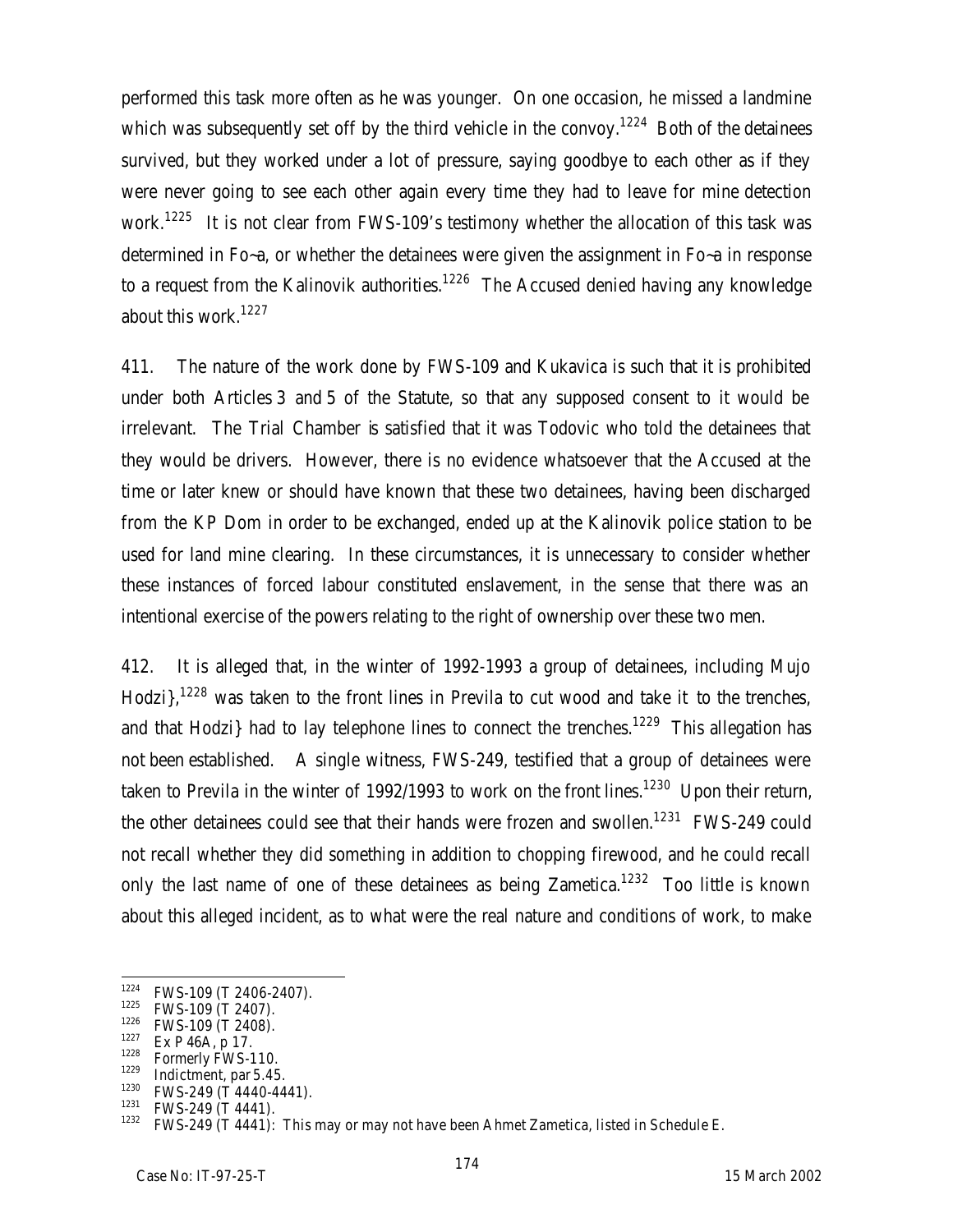performed this task more often as he was younger. On one occasion, he missed a landmine which was subsequently set off by the third vehicle in the convoy.[1224] Both of the detainees survived, but they worked under a lot of pressure, saying goodbye to each other as if they were never going to see each other again every time they had to leave for mine detection work.[1225] It is not clear from FWS-109's testimony whether the allocation of this task was determined in Fo~a, or whether the detainees were given the assignment in Fo~a in response to a request from the Kalinovik authorities.[1226] The Accused denied having any knowledge about this work.[1227]

411. The nature of the work done by FWS-109 and Kukavica is such that it is prohibited under both Articles 3 and 5 of the Statute, so that any supposed consent to it would be irrelevant. The Trial Chamber is satisfied that it was Todovic who told the detainees that they would be drivers. However, there is no evidence whatsoever that the Accused at the time or later knew or should have known that these two detainees, having been discharged from the KP Dom in order to be exchanged, ended up at the Kalinovik police station to be used for land mine clearing. In these circumstances, it is unnecessary to consider whether these instances of forced labour constituted enslavement, in the sense that there was an intentional exercise of the powers relating to the right of ownership over these two men.

412. It is alleged that, in the winter of 1992-1993 a group of detainees, including Mujo Hodzi},[1228] was taken to the front lines in Previla to cut wood and take it to the trenches, and that Hodzi} had to lay telephone lines to connect the trenches.[1229] This allegation has not been established. A single witness, FWS-249, testified that a group of detainees were taken to Previla in the winter of 1992/1993 to work on the front lines.[1230] Upon their return, the other detainees could see that their hands were frozen and swollen.[1231] FWS-249 could not recall whether they did something in addition to chopping firewood, and he could recall only the last name of one of these detainees as being Zametica.[1232] Too little is known about this alleged incident, as to what were the real nature and conditions of work, to make

---

[1224] FWS-109 (T 2406-2407).

[1225] FWS-109 (T 2407).

[1226] FWS-109 (T 2408).

[1227] Ex P 46A, p 17.

[1228] Formerly FWS-110.

[1229] Indictment, par 5.45.

[1230] FWS-249 (T 4440-4441).

[1231] FWS-249 (T 4441).

[1232] FWS-249 (T 4441): This may or may not have been Ahmet Zametica, listed in Schedule E.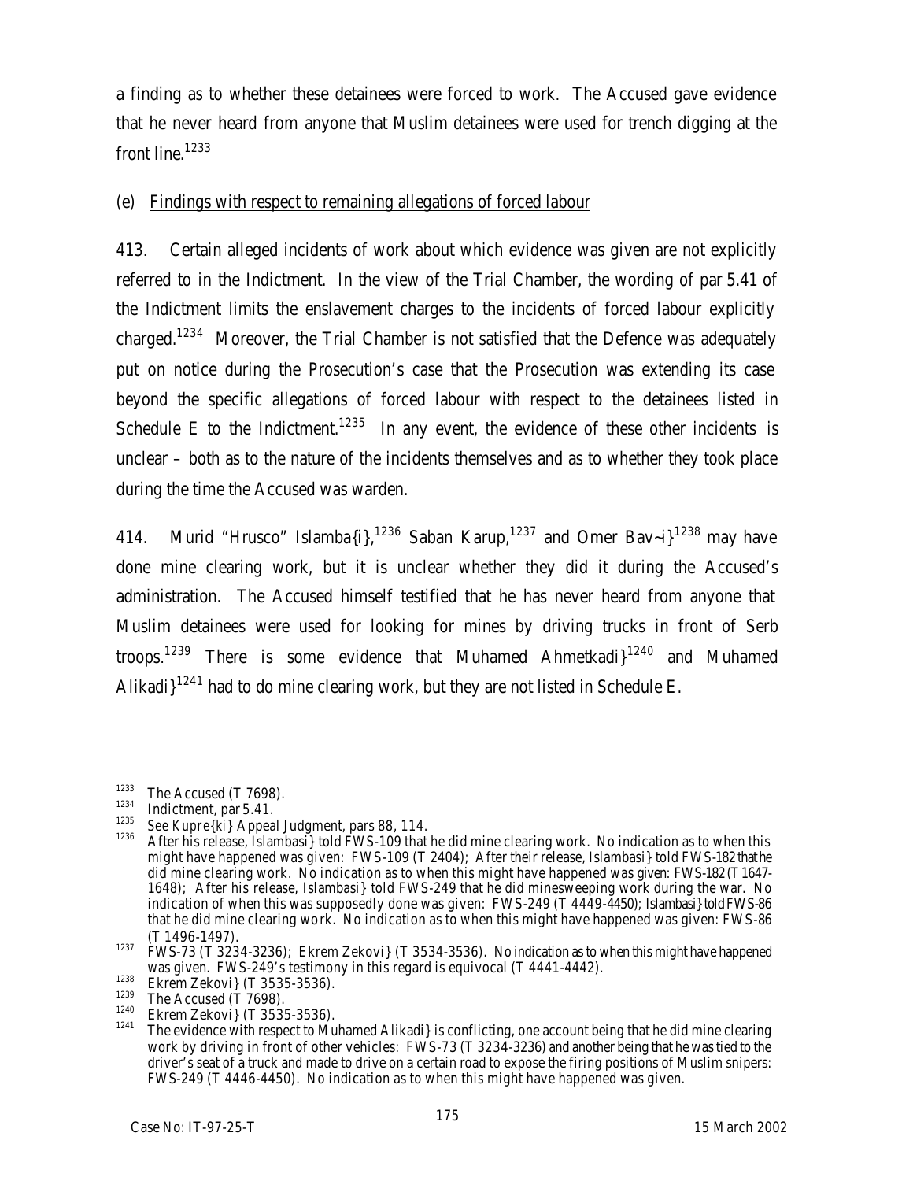a finding as to whether these detainees were forced to work. The Accused gave evidence that he never heard from anyone that Muslim detainees were used for trench digging at the front line.[1233]

(e) Findings with respect to remaining allegations of forced labour

413. Certain alleged incidents of work about which evidence was given are not explicitly referred to in the Indictment. In the view of the Trial Chamber, the wording of par 5.41 of the Indictment limits the enslavement charges to the incidents of forced labour explicitly charged.[1234] Moreover, the Trial Chamber is not satisfied that the Defence was adequately put on notice during the Prosecution's case that the Prosecution was extending its case beyond the specific allegations of forced labour with respect to the detainees listed in Schedule E to the Indictment.[1235] In any event, the evidence of these other incidents is unclear – both as to the nature of the incidents themselves and as to whether they took place during the time the Accused was warden.

414. Murid "Hrusco" Islamba{i},[1236] Saban Karup,[1237] and Omer Bav~i}[1238] may have done mine clearing work, but it is unclear whether they did it during the Accused's administration. The Accused himself testified that he has never heard from anyone that Muslim detainees were used for looking for mines by driving trucks in front of Serb troops.[1239] There is some evidence that Muhamed Ahmetkadi}[1240] and Muhamed Alikadi}[1241] had to do mine clearing work, but they are not listed in Schedule E.

---

[1233] The Accused (T 7698).

[1234] Indictment, par 5.41.

[1235] *See Kupre{ki}* Appeal Judgment, pars 88, 114.

[1236] After his release, Islambasi} told FWS-109 that he did mine clearing work. No indication as to when this might have happened was given: FWS-109 (T 2404); After their release, Islambasi} told FWS-182 that he did mine clearing work. No indication as to when this might have happened was given: FWS-182 (T 1647-1648); After his release, Islambasi} told FWS-249 that he did minesweeping work during the war. No indication of when this was supposedly done was given: FWS-249 (T 4449-4450); Islambasi} told FWS-86 that he did mine clearing work. No indication as to when this might have happened was given: FWS-86 (T 1496-1497).

[1237] FWS-73 (T 3234-3236); Ekrem Zekovi} (T 3534-3536). No indication as to when this might have happened was given. FWS-249's testimony in this regard is equivocal (T 4441-4442).

[1238] Ekrem Zekovi} (T 3535-3536).

[1239] The Accused (T 7698).

[1240] Ekrem Zekovi} (T 3535-3536).

[1241] The evidence with respect to Muhamed Alikadi} is conflicting, one account being that he did mine clearing work by driving in front of other vehicles: FWS-73 (T 3234-3236) and another being that he was tied to the driver's seat of a truck and made to drive on a certain road to expose the firing positions of Muslim snipers: FWS-249 (T 4446-4450). No indication as to when this might have happened was given.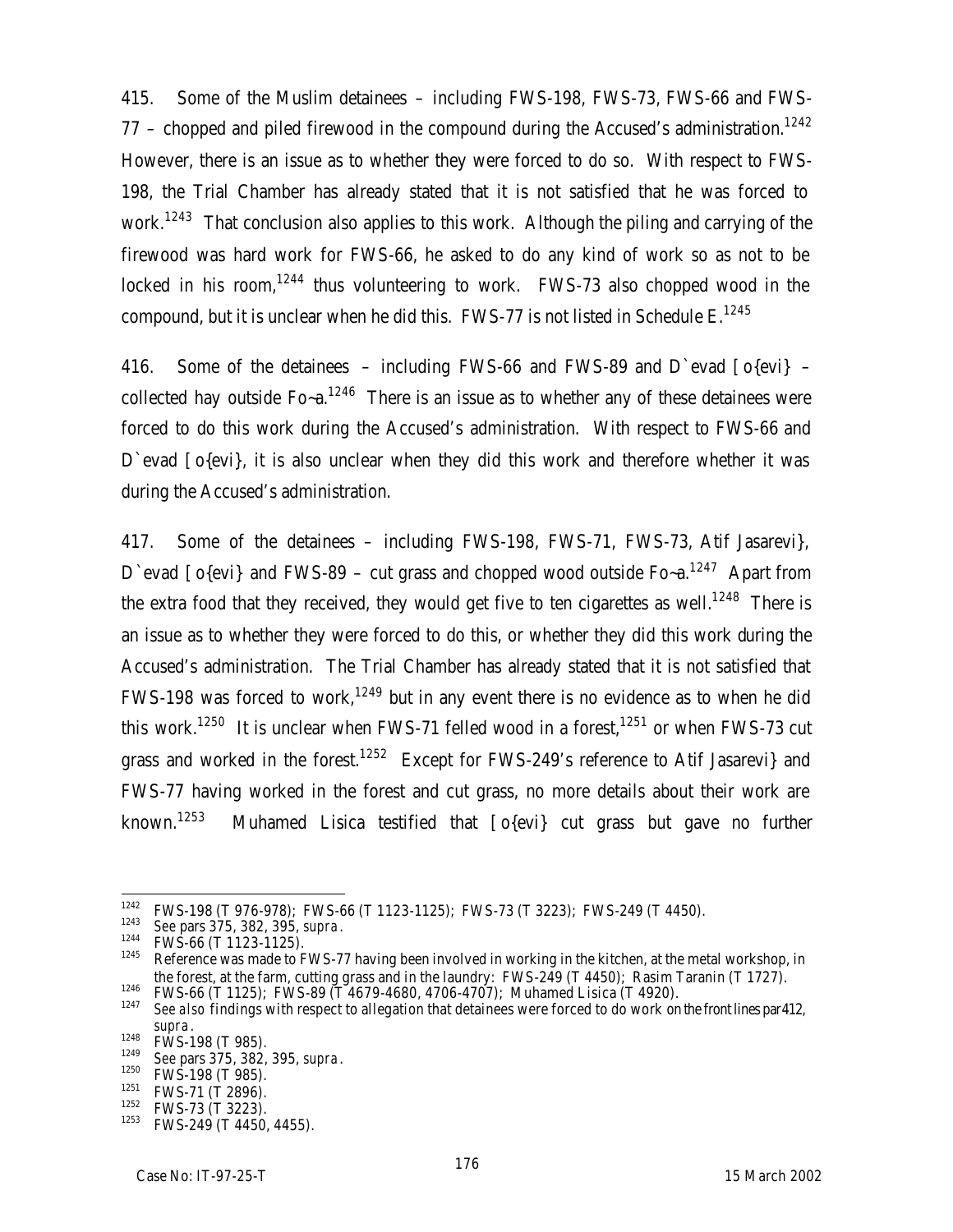415. Some of the Muslim detainees – including FWS-198, FWS-73, FWS-66 and FWS-77 – chopped and piled firewood in the compound during the Accused's administration.[1242] However, there is an issue as to whether they were forced to do so. With respect to FWS-198, the Trial Chamber has already stated that it is not satisfied that he was forced to work.[1243] That conclusion also applies to this work. Although the piling and carrying of the firewood was hard work for FWS-66, he asked to do any kind of work so as not to be locked in his room,[1244] thus volunteering to work. FWS-73 also chopped wood in the compound, but it is unclear when he did this. FWS-77 is not listed in Schedule E.[1245]

416. Some of the detainees – including FWS-66 and FWS-89 and D`evad [o{evi} – collected hay outside Fo~a.[1246] There is an issue as to whether any of these detainees were forced to do this work during the Accused's administration. With respect to FWS-66 and D`evad [o{evi}, it is also unclear when they did this work and therefore whether it was during the Accused's administration.

417. Some of the detainees – including FWS-198, FWS-71, FWS-73, Atif Jasarevi}, D`evad [o{evi} and FWS-89 – cut grass and chopped wood outside Fo~a.[1247] Apart from the extra food that they received, they would get five to ten cigarettes as well.[1248] There is an issue as to whether they were forced to do this, or whether they did this work during the Accused's administration. The Trial Chamber has already stated that it is not satisfied that FWS-198 was forced to work,[1249] but in any event there is no evidence as to when he did this work.[1250] It is unclear when FWS-71 felled wood in a forest,[1251] or when FWS-73 cut grass and worked in the forest.[1252] Except for FWS-249's reference to Atif Jasarevi} and FWS-77 having worked in the forest and cut grass, no more details about their work are known.[1253] Muhamed Lisica testified that [o{evi} cut grass but gave no further

---

[1242] FWS-198 (T 976-978); FWS-66 (T 1123-1125); FWS-73 (T 3223); FWS-249 (T 4450).

[1243] *See* pars 375, 382, 395, *supra*.

[1244] FWS-66 (T 1123-1125).

[1245] Reference was made to FWS-77 having been involved in working in the kitchen, at the metal workshop, in the forest, at the farm, cutting grass and in the laundry: FWS-249 (T 4450); Rasim Taranin (T 1727).

[1246] FWS-66 (T 1125); FWS-89 (T 4679-4680, 4706-4707); Muhamed Lisica (T 4920).

[1247] *See also* findings with respect to allegation that detainees were forced to do work on the front lines par 412, *supra*.

[1248] FWS-198 (T 985).

[1249] *See* pars 375, 382, 395, *supra*.

[1250] FWS-198 (T 985).

[1251] FWS-71 (T 2896).

[1252] FWS-73 (T 3223).

[1253] FWS-249 (T 4450, 4455).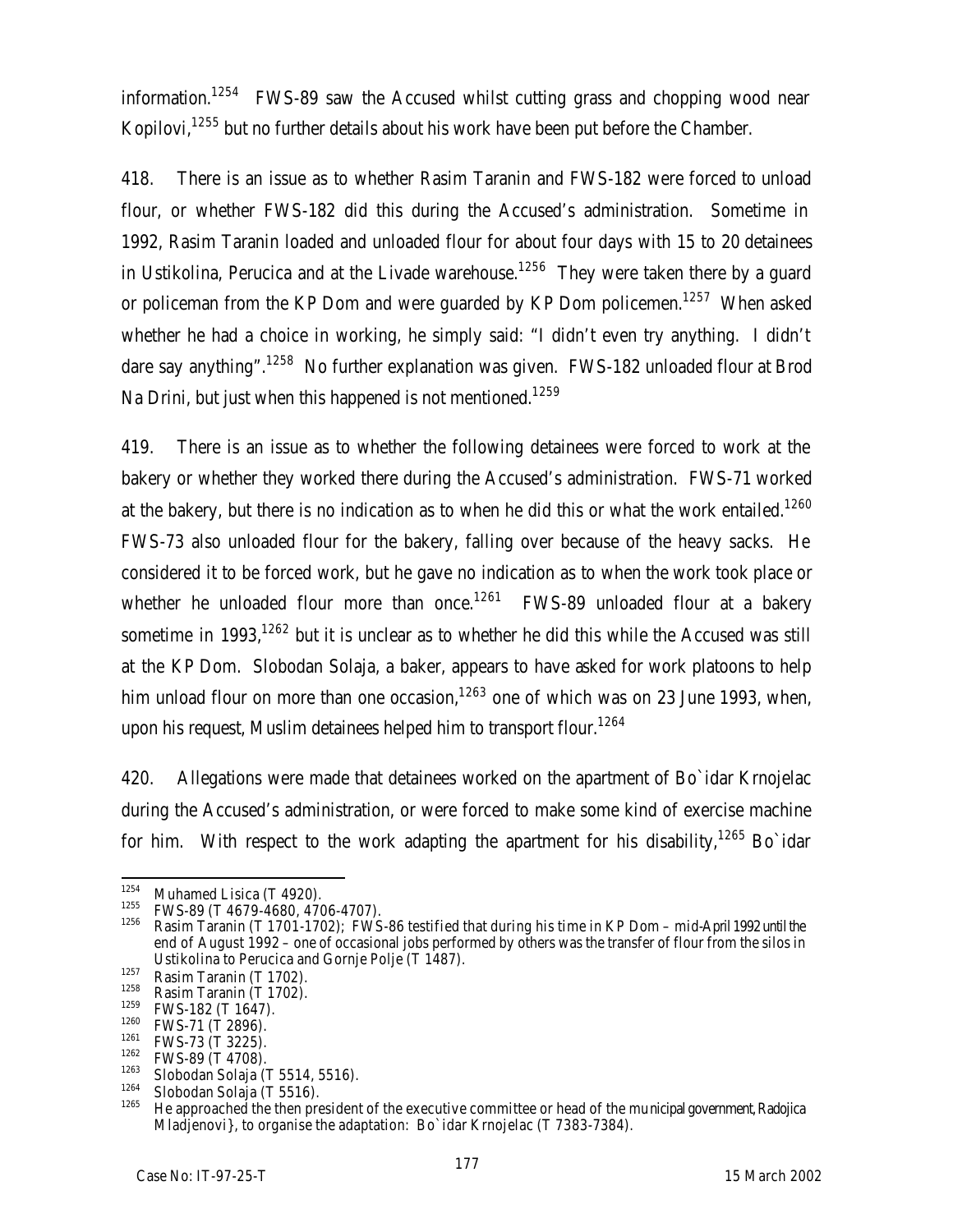information.[1254] FWS-89 saw the Accused whilst cutting grass and chopping wood near Kopilovi,[1255] but no further details about his work have been put before the Chamber.

418. There is an issue as to whether Rasim Taranin and FWS-182 were forced to unload flour, or whether FWS-182 did this during the Accused's administration. Sometime in 1992, Rasim Taranin loaded and unloaded flour for about four days with 15 to 20 detainees in Ustikolina, Perucica and at the Livade warehouse.[1256] They were taken there by a guard or policeman from the KP Dom and were guarded by KP Dom policemen.[1257] When asked whether he had a choice in working, he simply said: "I didn't even try anything. I didn't dare say anything".[1258] No further explanation was given. FWS-182 unloaded flour at Brod Na Drini, but just when this happened is not mentioned.[1259]

419. There is an issue as to whether the following detainees were forced to work at the bakery or whether they worked there during the Accused's administration. FWS-71 worked at the bakery, but there is no indication as to when he did this or what the work entailed.[1260] FWS-73 also unloaded flour for the bakery, falling over because of the heavy sacks. He considered it to be forced work, but he gave no indication as to when the work took place or whether he unloaded flour more than once.[1261] FWS-89 unloaded flour at a bakery sometime in 1993,[1262] but it is unclear as to whether he did this while the Accused was still at the KP Dom. Slobodan Solaja, a baker, appears to have asked for work platoons to help him unload flour on more than one occasion,[1263] one of which was on 23 June 1993, when, upon his request, Muslim detainees helped him to transport flour.[1264]

420. Allegations were made that detainees worked on the apartment of Bo`idar Krnojelac during the Accused's administration, or were forced to make some kind of exercise machine for him. With respect to the work adapting the apartment for his disability,[1265] Bo`idar

---

[1254] Muhamed Lisica (T 4920).

[1255] FWS-89 (T 4679-4680, 4706-4707).

[1256] Rasim Taranin (T 1701-1702); FWS-86 testified that during his time in KP Dom – mid-April 1992 until the end of August 1992 – one of occasional jobs performed by others was the transfer of flour from the silos in Ustikolina to Perucica and Gornje Polje (T 1487).

[1257] Rasim Taranin (T 1702).

[1258] Rasim Taranin (T 1702).

[1259] FWS-182 (T 1647).

[1260] FWS-71 (T 2896).

[1261] FWS-73 (T 3225).

[1262] FWS-89 (T 4708).

[1263] Slobodan Solaja (T 5514, 5516).

[1264] Slobodan Solaja (T 5516).

[1265] He approached the then president of the executive committee or head of the municipal government, Radojica Mladjenovi}, to organise the adaptation: Bo`idar Krnojelac (T 7383-7384).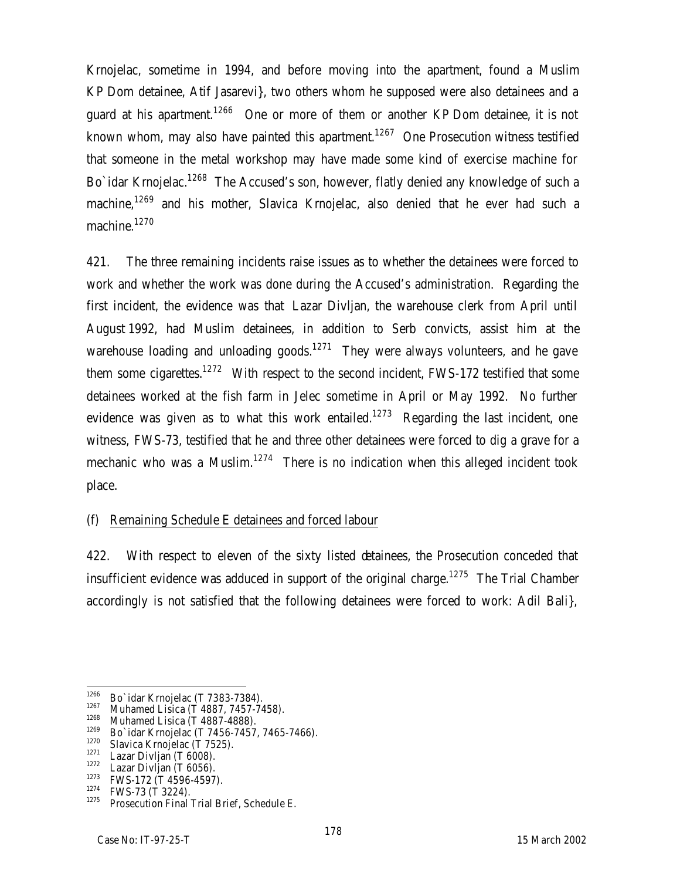Krnojelac, sometime in 1994, and before moving into the apartment, found a Muslim KP Dom detainee, Atif Jasarevi}, two others whom he supposed were also detainees and a guard at his apartment.[1266] One or more of them or another KP Dom detainee, it is not known whom, may also have painted this apartment.[1267] One Prosecution witness testified that someone in the metal workshop may have made some kind of exercise machine for Bo`idar Krnojelac.[1268] The Accused's son, however, flatly denied any knowledge of such a machine,[1269] and his mother, Slavica Krnojelac, also denied that he ever had such a machine.[1270]

421. The three remaining incidents raise issues as to whether the detainees were forced to work and whether the work was done during the Accused's administration. Regarding the first incident, the evidence was that Lazar Divljan, the warehouse clerk from April until August 1992, had Muslim detainees, in addition to Serb convicts, assist him at the warehouse loading and unloading goods.[1271] They were always volunteers, and he gave them some cigarettes.[1272] With respect to the second incident, FWS-172 testified that some detainees worked at the fish farm in Jelec sometime in April or May 1992. No further evidence was given as to what this work entailed.[1273] Regarding the last incident, one witness, FWS-73, testified that he and three other detainees were forced to dig a grave for a mechanic who was a Muslim.[1274] There is no indication when this alleged incident took place.

(f) Remaining Schedule E detainees and forced labour

422. With respect to eleven of the sixty listed detainees, the Prosecution conceded that insufficient evidence was adduced in support of the original charge.[1275] The Trial Chamber accordingly is not satisfied that the following detainees were forced to work: Adil Bali},

---

[1266] Bo`idar Krnojelac (T 7383-7384).
[1267] Muhamed Lisica (T 4887, 7457-7458).
[1268] Muhamed Lisica (T 4887-4888).
[1269] Bo`idar Krnojelac (T 7456-7457, 7465-7466).
[1270] Slavica Krnojelac (T 7525).
[1271] Lazar Divljan (T 6008).
[1272] Lazar Divljan (T 6056).
[1273] FWS-172 (T 4596-4597).
[1274] FWS-73 (T 3224).
[1275] Prosecution Final Trial Brief, Schedule E.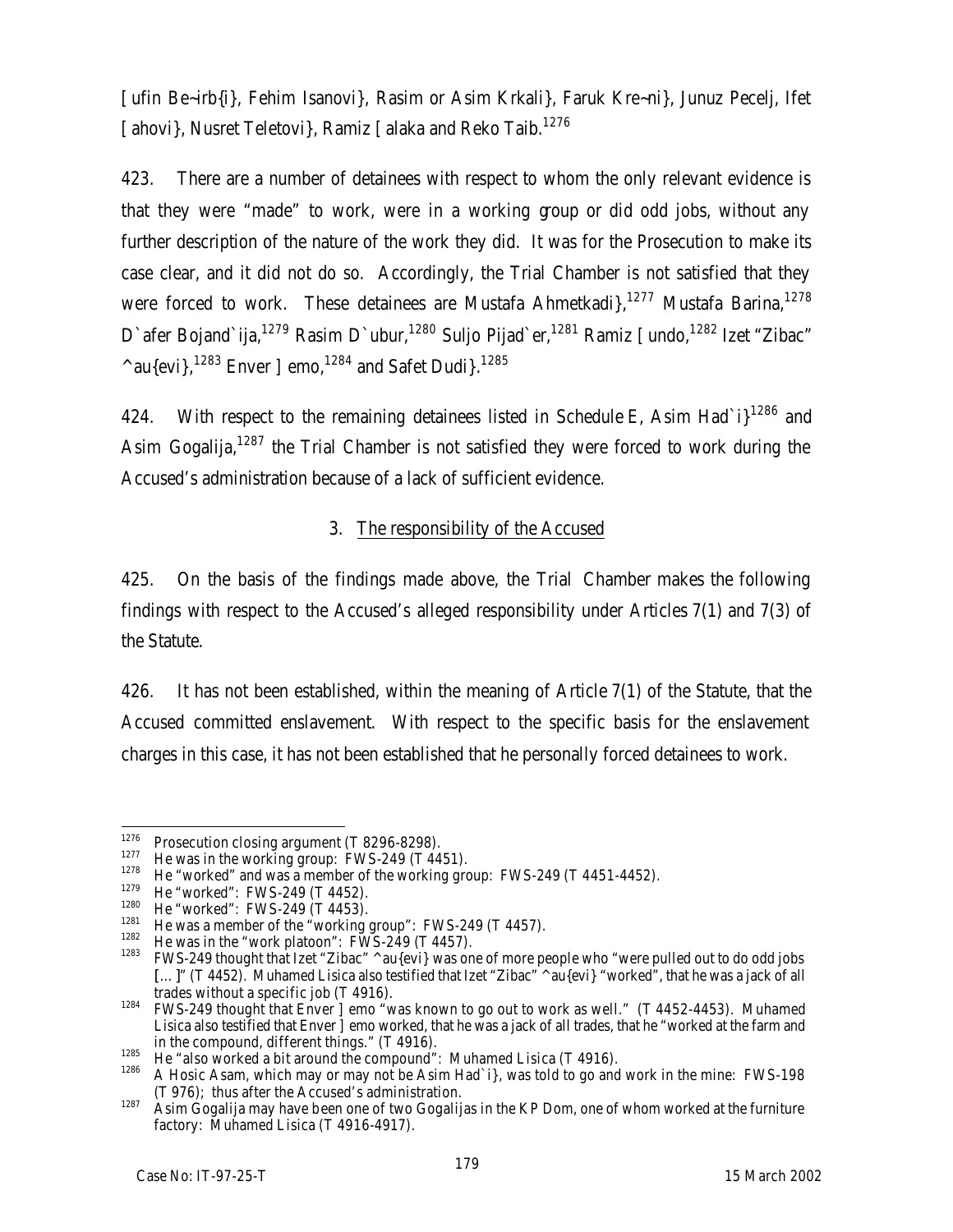[ ufin Be~irb{i}, Fehim Isanovi}, Rasim or Asim Krkali}, Faruk Kre~ni}, Junuz Pecelj, Ifet [ ahovi}, Nusret Teletovi}, Ramiz [ alaka and Reko Taib.[1276]

423. There are a number of detainees with respect to whom the only relevant evidence is that they were "made" to work, were in a working group or did odd jobs, without any further description of the nature of the work they did. It was for the Prosecution to make its case clear, and it did not do so. Accordingly, the Trial Chamber is not satisfied that they were forced to work. These detainees are Mustafa Ahmetkadi},[1277] Mustafa Barina,[1278] D`afer Bojand`ija,[1279] Rasim D`ubur,[1280] Suljo Pijad`er,[1281] Ramiz [ undo,[1282] Izet "Zibac" ^au{evi},[1283] Enver ] emo,[1284] and Safet Dudi}.[1285]

424. With respect to the remaining detainees listed in Schedule E, Asim Had`i}[1286] and Asim Gogalija,[1287] the Trial Chamber is not satisfied they were forced to work during the Accused's administration because of a lack of sufficient evidence.

### 3. The responsibility of the Accused

425. On the basis of the findings made above, the Trial Chamber makes the following findings with respect to the Accused's alleged responsibility under Articles 7(1) and 7(3) of the Statute.

426. It has not been established, within the meaning of Article 7(1) of the Statute, that the Accused committed enslavement. With respect to the specific basis for the enslavement charges in this case, it has not been established that he personally forced detainees to work.

---

[1276] Prosecution closing argument (T 8296-8298).

[1277] He was in the working group: FWS-249 (T 4451).

[1278] He "worked" and was a member of the working group: FWS-249 (T 4451-4452).

[1279] He "worked": FWS-249 (T 4452).

[1280] He "worked": FWS-249 (T 4453).

[1281] He was a member of the "working group": FWS-249 (T 4457).

[1282] He was in the "work platoon": FWS-249 (T 4457).

[1283] FWS-249 thought that Izet "Zibac" ^au{evi} was one of more people who "were pulled out to do odd jobs [...]" (T 4452). Muhamed Lisica also testified that Izet "Zibac" ^au{evi} "worked", that he was a jack of all trades without a specific job (T 4916).

[1284] FWS-249 thought that Enver ] emo "was known to go out to work as well." (T 4452-4453). Muhamed Lisica also testified that Enver ] emo worked, that he was a jack of all trades, that he "worked at the farm and in the compound, different things." (T 4916).

[1285] He "also worked a bit around the compound": Muhamed Lisica (T 4916).

[1286] A Hosic Asam, which may or may not be Asim Had`i}, was told to go and work in the mine: FWS-198 (T 976); thus after the Accused's administration.

[1287] Asim Gogalija may have been one of two Gogalijas in the KP Dom, one of whom worked at the furniture factory: Muhamed Lisica (T 4916-4917).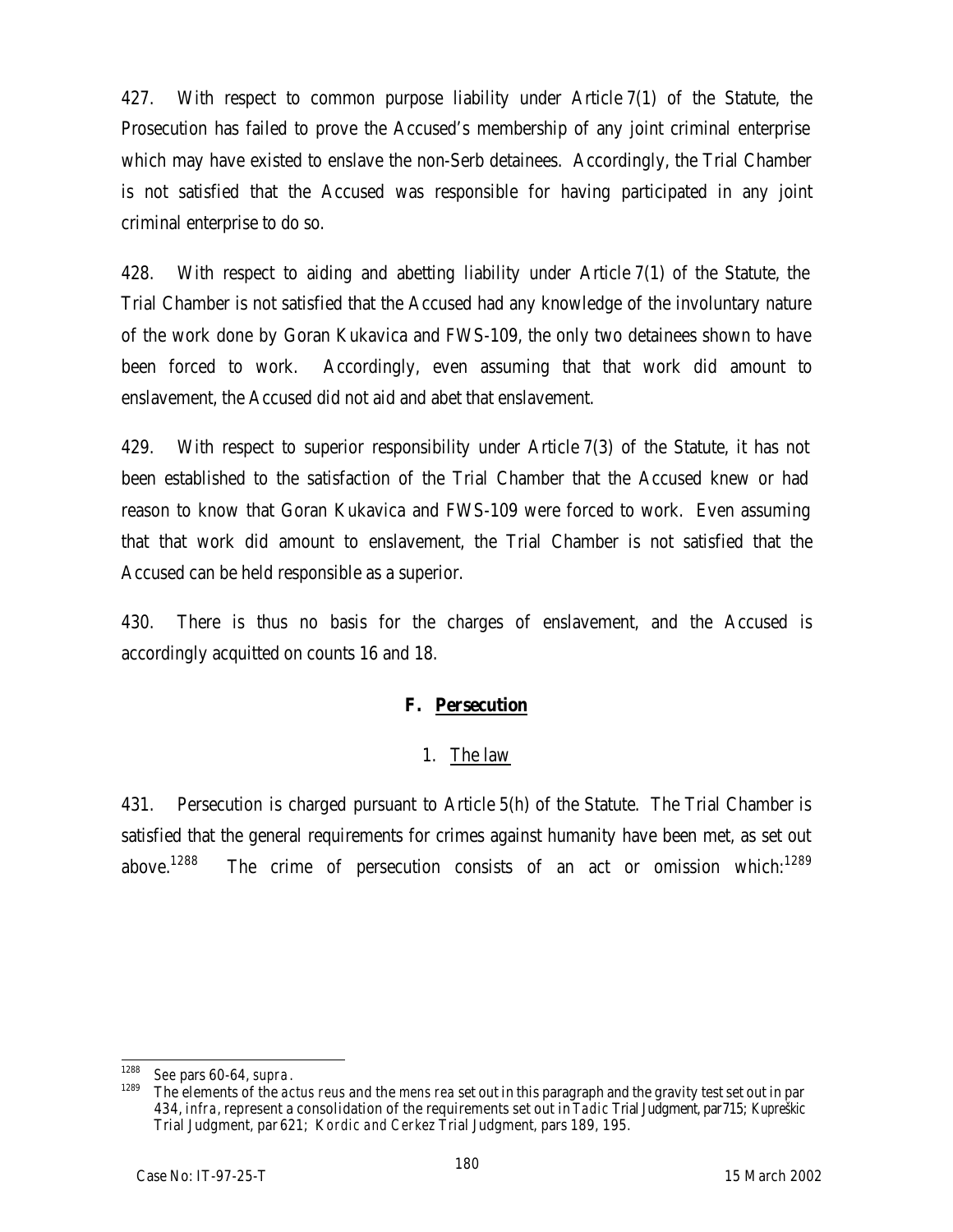427. With respect to common purpose liability under Article 7(1) of the Statute, the Prosecution has failed to prove the Accused's membership of any joint criminal enterprise which may have existed to enslave the non-Serb detainees. Accordingly, the Trial Chamber is not satisfied that the Accused was responsible for having participated in any joint criminal enterprise to do so.

428. With respect to aiding and abetting liability under Article 7(1) of the Statute, the Trial Chamber is not satisfied that the Accused had any knowledge of the involuntary nature of the work done by Goran Kukavica and FWS-109, the only two detainees shown to have been forced to work. Accordingly, even assuming that that work did amount to enslavement, the Accused did not aid and abet that enslavement.

429. With respect to superior responsibility under Article 7(3) of the Statute, it has not been established to the satisfaction of the Trial Chamber that the Accused knew or had reason to know that Goran Kukavica and FWS-109 were forced to work. Even assuming that that work did amount to enslavement, the Trial Chamber is not satisfied that the Accused can be held responsible as a superior.

430. There is thus no basis for the charges of enslavement, and the Accused is accordingly acquitted on counts 16 and 18.

### F. Persecution

#### 1. The law

431. Persecution is charged pursuant to Article 5(h) of the Statute. The Trial Chamber is satisfied that the general requirements for crimes against humanity have been met, as set out above.[1288] The crime of persecution consists of an act or omission which:[1289]

---

[1288] *See* pars 60-64, *supra*.

[1289] The elements of the *actus reus* and the *mens rea* set out in this paragraph and the gravity test set out in par 434, *infra*, represent a consolidation of the requirements set out in *Tadic* Trial Judgment, par 715; *Kupreškic* Trial Judgment, par 621; *Kordic and Cerkez* Trial Judgment, pars 189, 195.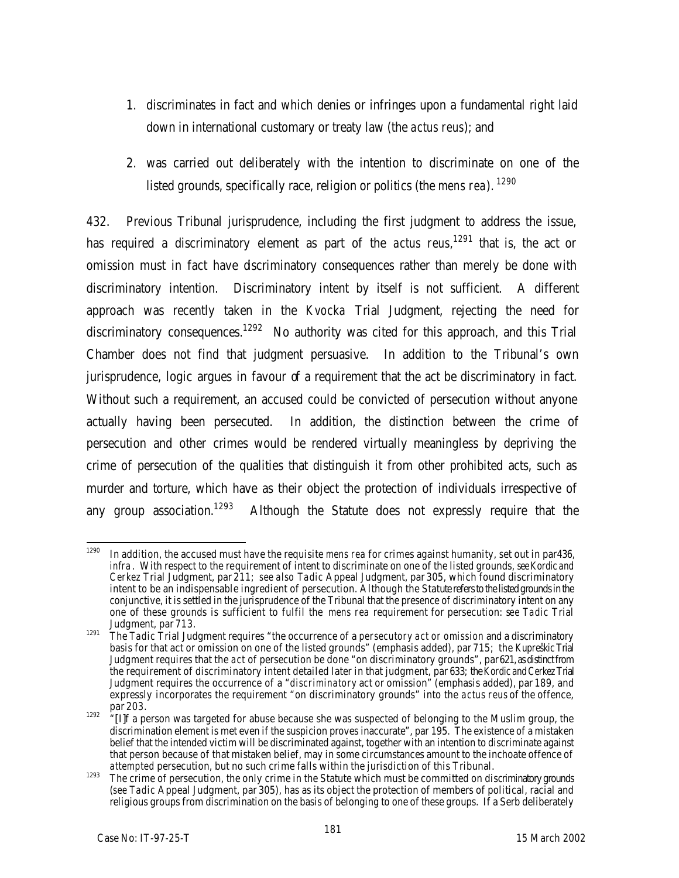1. discriminates in fact and which denies or infringes upon a fundamental right laid down in international customary or treaty law (the *actus reus*); and

2. was carried out deliberately with the intention to discriminate on one of the listed grounds, specifically race, religion or politics (the *mens rea*).[1290]

432. Previous Tribunal jurisprudence, including the first judgment to address the issue, has required a discriminatory element as part of the *actus reus*,[1291] that is, the act or omission must in fact have discriminatory consequences rather than merely be done with discriminatory intention. Discriminatory intent by itself is not sufficient. A different approach was recently taken in the *Kvocka* Trial Judgment, rejecting the need for discriminatory consequences.[1292] No authority was cited for this approach, and this Trial Chamber does not find that judgment persuasive. In addition to the Tribunal's own jurisprudence, logic argues in favour of a requirement that the act be discriminatory in fact. Without such a requirement, an accused could be convicted of persecution without anyone actually having been persecuted. In addition, the distinction between the crime of persecution and other crimes would be rendered virtually meaningless by depriving the crime of persecution of the qualities that distinguish it from other prohibited acts, such as murder and torture, which have as their object the protection of individuals irrespective of any group association.[1293] Although the Statute does not expressly require that the

---

[1290] In addition, the accused must have the requisite *mens rea* for crimes against humanity, set out in par 436, *infra*. With respect to the requirement of intent to discriminate on one of the listed grounds, *see Kordic and Cerkez* Trial Judgment, par 211; *see also Tadic* Appeal Judgment, par 305, which found discriminatory intent to be an indispensable ingredient of persecution. Although the Statute refers to the listed grounds in the conjunctive, it is settled in the jurisprudence of the Tribunal that the presence of discriminatory intent on any one of these grounds is sufficient to fulfil the *mens rea* requirement for persecution: *see Tadic* Trial Judgment, par 713.

[1291] The *Tadic* Trial Judgment requires "the occurrence of a *persecutory act or omission* and a discriminatory basis for that act or omission on one of the listed grounds" (emphasis added), par 715; the *Kupreškic* Trial Judgment requires that the *act* of persecution be done "on discriminatory grounds", par 621, as distinct from the requirement of discriminatory intent detailed later in that judgment, par 633; the *Kordic and Cerkez* Trial Judgment requires the occurrence of a "*discriminatory* act or omission" (emphasis added), par 189, and expressly incorporates the requirement "on discriminatory grounds" into the *actus reus* of the offence, par 203.

[1292] "[I]f a person was targeted for abuse because she was suspected of belonging to the Muslim group, the discrimination element is met even if the suspicion proves inaccurate", par 195. The existence of a mistaken belief that the intended victim will be discriminated against, together with an intention to discriminate against that person because of that mistaken belief, may in some circumstances amount to the inchoate offence of *attempted* persecution, but no such crime falls within the jurisdiction of this Tribunal.

[1293] The crime of persecution, the only crime in the Statute which must be committed on discriminatory grounds (*see Tadic* Appeal Judgment, par 305), has as its object the protection of members of political, racial and religious groups from discrimination on the basis of belonging to one of these groups. If a Serb deliberately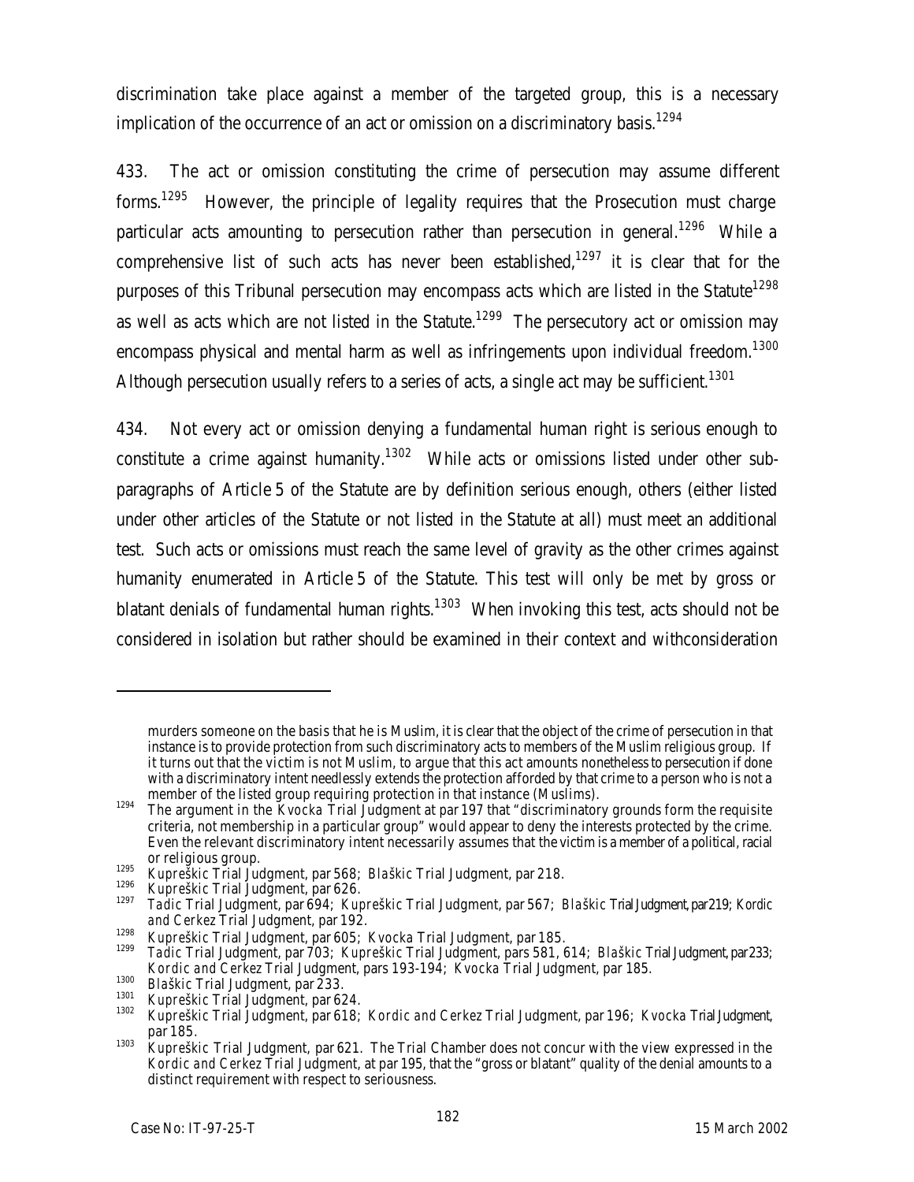discrimination take place against a member of the targeted group, this is a necessary implication of the occurrence of an act or omission on a discriminatory basis.[1294]

433. The act or omission constituting the crime of persecution may assume different forms.[1295] However, the principle of legality requires that the Prosecution must charge particular acts amounting to persecution rather than persecution in general.[1296] While a comprehensive list of such acts has never been established,[1297] it is clear that for the purposes of this Tribunal persecution may encompass acts which are listed in the Statute[1298] as well as acts which are not listed in the Statute.[1299] The persecutory act or omission may encompass physical and mental harm as well as infringements upon individual freedom.[1300] Although persecution usually refers to a series of acts, a single act may be sufficient.[1301]

434. Not every act or omission denying a fundamental human right is serious enough to constitute a crime against humanity.[1302] While acts or omissions listed under other sub-paragraphs of Article 5 of the Statute are by definition serious enough, others (either listed under other articles of the Statute or not listed in the Statute at all) must meet an additional test. Such acts or omissions must reach the same level of gravity as the other crimes against humanity enumerated in Article 5 of the Statute. This test will only be met by gross or blatant denials of fundamental human rights.[1303] When invoking this test, acts should not be considered in isolation but rather should be examined in their context and withconsideration

---

murders someone on the basis that he is Muslim, it is clear that the object of the crime of persecution in that instance is to provide protection from such discriminatory acts to members of the Muslim religious group. If it turns out that the victim is not Muslim, to argue that this act amounts nonetheless to persecution if done with a discriminatory intent needlessly extends the protection afforded by that crime to a person who is not a member of the listed group requiring protection in that instance (Muslims).

[1294] The argument in the *Kvocka* Trial Judgment at par 197 that "discriminatory grounds form the requisite criteria, not membership in a particular group" would appear to deny the interests protected by the crime. Even the relevant discriminatory intent necessarily assumes that the victim is a member of a political, racial or religious group.

[1295] *Kupreškic* Trial Judgment, par 568; *Blaškic* Trial Judgment, par 218.

[1296] *Kupreškic* Trial Judgment, par 626.

[1297] *Tadic* Trial Judgment, par 694; *Kupreškic* Trial Judgment, par 567; *Blaškic* Trial Judgment, par 219; *Kordic and Cerkez* Trial Judgment, par 192.

[1298] *Kupreškic* Trial Judgment, par 605; *Kvocka* Trial Judgment, par 185.

[1299] *Tadic* Trial Judgment, par 703; *Kupreškic* Trial Judgment, pars 581, 614; *Blaškic* Trial Judgment, par 233; *Kordic and Cerkez* Trial Judgment, pars 193-194; *Kvocka* Trial Judgment, par 185.

[1300] *Blaškic* Trial Judgment, par 233.

[1301] *Kupreškic* Trial Judgment, par 624.

[1302] *Kupreškic* Trial Judgment, par 618; *Kordic and Cerkez* Trial Judgment, par 196; *Kvocka* Trial Judgment, par 185.

[1303] *Kupreškic* Trial Judgment, par 621. The Trial Chamber does not concur with the view expressed in the *Kordic and Cerkez* Trial Judgment, at par 195, that the "gross or blatant" quality of the denial amounts to a distinct requirement with respect to seriousness.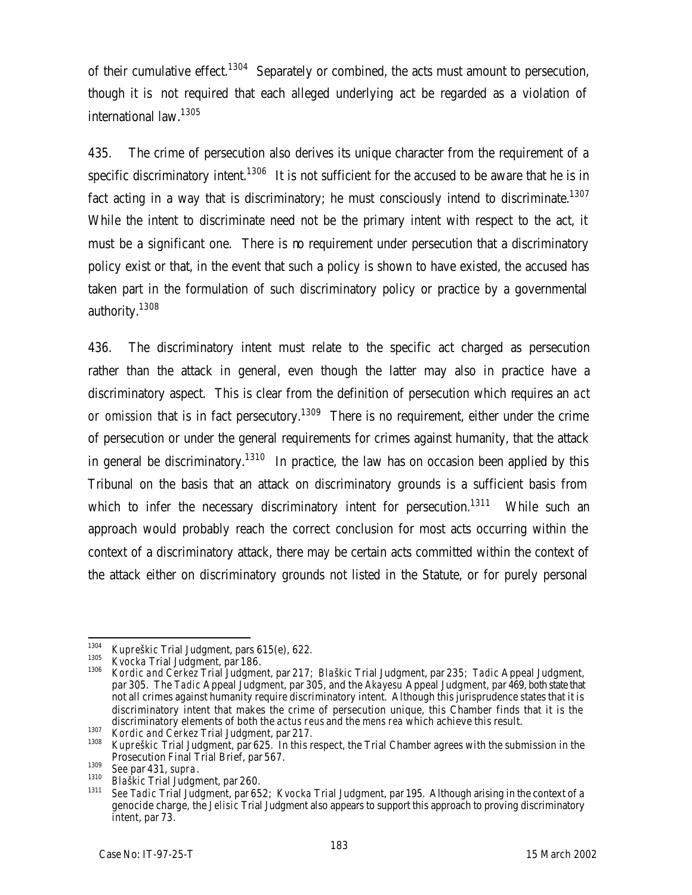of their cumulative effect.[1304] Separately or combined, the acts must amount to persecution, though it is not required that each alleged underlying act be regarded as a violation of international law.[1305]

435. The crime of persecution also derives its unique character from the requirement of a specific discriminatory intent.[1306] It is not sufficient for the accused to be aware that he is in fact acting in a way that is discriminatory; he must consciously intend to discriminate.[1307] While the intent to discriminate need not be the primary intent with respect to the act, it must be a significant one. There is no requirement under persecution that a discriminatory policy exist or that, in the event that such a policy is shown to have existed, the accused has taken part in the formulation of such discriminatory policy or practice by a governmental authority.[1308]

436. The discriminatory intent must relate to the specific act charged as persecution rather than the attack in general, even though the latter may also in practice have a discriminatory aspect. This is clear from the definition of persecution which requires an *act or omission* that is in fact persecutory.[1309] There is no requirement, either under the crime of persecution or under the general requirements for crimes against humanity, that the attack in general be discriminatory.[1310] In practice, the law has on occasion been applied by this Tribunal on the basis that an attack on discriminatory grounds is a sufficient basis from which to infer the necessary discriminatory intent for persecution.[1311] While such an approach would probably reach the correct conclusion for most acts occurring within the context of a discriminatory attack, there may be certain acts committed within the context of the attack either on discriminatory grounds not listed in the Statute, or for purely personal

---

[1304] *Kupreškic* Trial Judgment, pars 615(e), 622.

[1305] *Kvocka* Trial Judgment, par 186.

[1306] *Kordic and Cerkez* Trial Judgment, par 217; *Blaškic* Trial Judgment, par 235; *Tadic* Appeal Judgment, par 305. The *Tadic* Appeal Judgment, par 305, and the *Akayesu* Appeal Judgment, par 469, both state that not all crimes against humanity require discriminatory intent. Although this jurisprudence states that it is discriminatory intent that makes the crime of persecution unique, this Chamber finds that it is the discriminatory elements of both the *actus reus* and the *mens rea* which achieve this result.

[1307] *Kordic and Cerkez* Trial Judgment, par 217.

[1308] *Kupreškic* Trial Judgment, par 625. In this respect, the Trial Chamber agrees with the submission in the Prosecution Final Trial Brief, par 567.

[1309] See par 431, *supra*.

[1310] *Blaškic* Trial Judgment, par 260.

[1311] See *Tadic* Trial Judgment, par 652; *Kvocka* Trial Judgment, par 195. Although arising in the context of a genocide charge, the *Jelisic* Trial Judgment also appears to support this approach to proving discriminatory intent, par 73.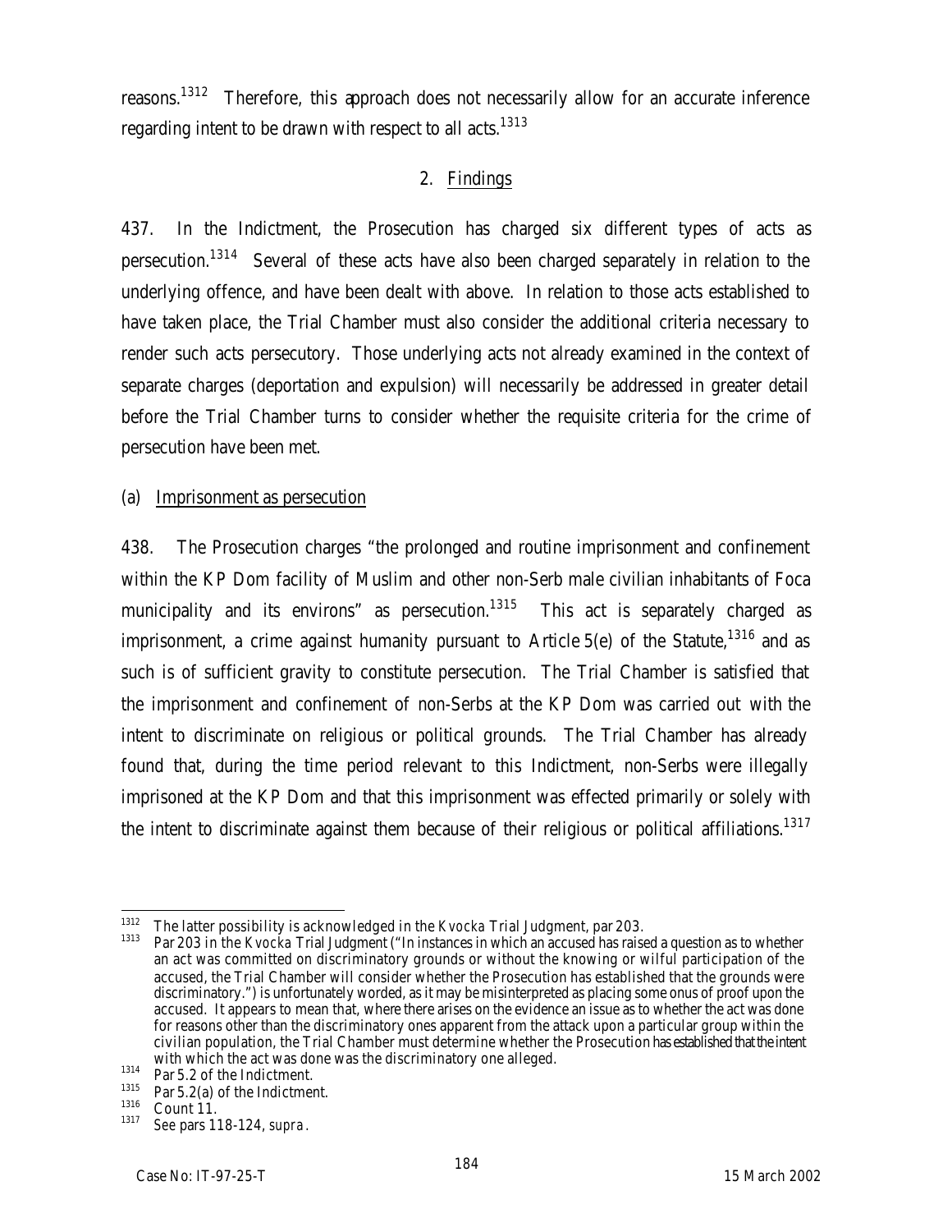reasons.[1312] Therefore, this approach does not necessarily allow for an accurate inference regarding intent to be drawn with respect to all acts.[1313]

2. Findings

437. In the Indictment, the Prosecution has charged six different types of acts as persecution.[1314] Several of these acts have also been charged separately in relation to the underlying offence, and have been dealt with above. In relation to those acts established to have taken place, the Trial Chamber must also consider the additional criteria necessary to render such acts persecutory. Those underlying acts not already examined in the context of separate charges (deportation and expulsion) will necessarily be addressed in greater detail before the Trial Chamber turns to consider whether the requisite criteria for the crime of persecution have been met.

(a) Imprisonment as persecution

438. The Prosecution charges "the prolonged and routine imprisonment and confinement within the KP Dom facility of Muslim and other non-Serb male civilian inhabitants of Foca municipality and its environs" as persecution.[1315] This act is separately charged as imprisonment, a crime against humanity pursuant to Article 5(e) of the Statute,[1316] and as such is of sufficient gravity to constitute persecution. The Trial Chamber is satisfied that the imprisonment and confinement of non-Serbs at the KP Dom was carried out with the intent to discriminate on religious or political grounds. The Trial Chamber has already found that, during the time period relevant to this Indictment, non-Serbs were illegally imprisoned at the KP Dom and that this imprisonment was effected primarily or solely with the intent to discriminate against them because of their religious or political affiliations.[1317]

---

1312 The latter possibility is acknowledged in the *Kvocka* Trial Judgment, par 203.

1313 Par 203 in the *Kvocka* Trial Judgment ("In instances in which an accused has raised a question as to whether an act was committed on discriminatory grounds or without the knowing or wilful participation of the accused, the Trial Chamber will consider whether the Prosecution has established that the grounds were discriminatory.") is unfortunately worded, as it may be misinterpreted as placing some onus of proof upon the accused. It appears to mean that, where there arises on the evidence an issue as to whether the act was done for reasons other than the discriminatory ones apparent from the attack upon a particular group within the civilian population, the Trial Chamber must determine whether the Prosecution has established that the intent with which the act was done was the discriminatory one alleged.

1314 Par 5.2 of the Indictment.

1315 Par 5.2(a) of the Indictment.

1316 Count 11.

1317 See pars 118-124, *supra*.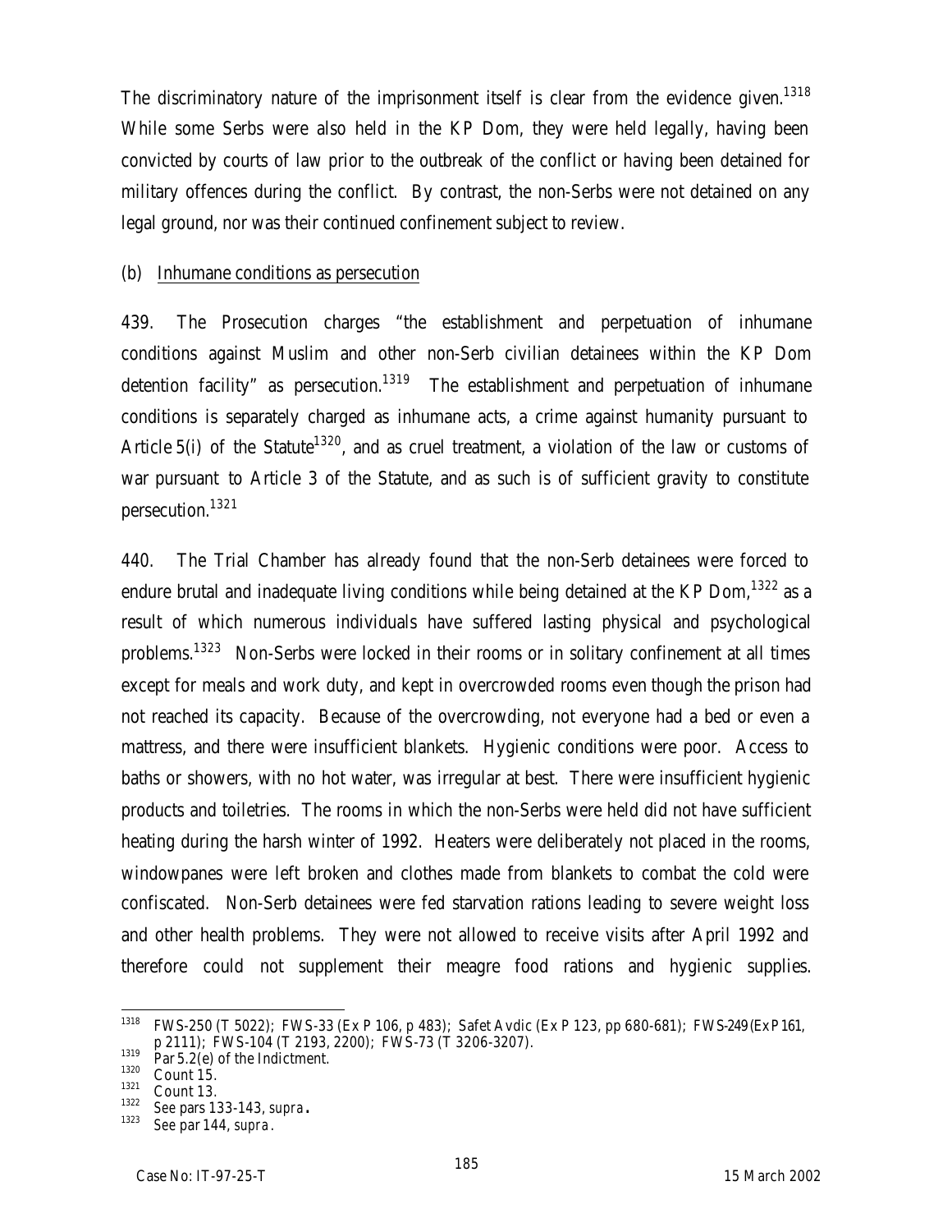The discriminatory nature of the imprisonment itself is clear from the evidence given.[1318] While some Serbs were also held in the KP Dom, they were held legally, having been convicted by courts of law prior to the outbreak of the conflict or having been detained for military offences during the conflict. By contrast, the non-Serbs were not detained on any legal ground, nor was their continued confinement subject to review.

(b) Inhumane conditions as persecution

439. The Prosecution charges "the establishment and perpetuation of inhumane conditions against Muslim and other non-Serb civilian detainees within the KP Dom detention facility" as persecution.[1319] The establishment and perpetuation of inhumane conditions is separately charged as inhumane acts, a crime against humanity pursuant to Article 5(i) of the Statute[1320], and as cruel treatment, a violation of the law or customs of war pursuant to Article 3 of the Statute, and as such is of sufficient gravity to constitute persecution.[1321]

440. The Trial Chamber has already found that the non-Serb detainees were forced to endure brutal and inadequate living conditions while being detained at the KP Dom,[1322] as a result of which numerous individuals have suffered lasting physical and psychological problems.[1323] Non-Serbs were locked in their rooms or in solitary confinement at all times except for meals and work duty, and kept in overcrowded rooms even though the prison had not reached its capacity. Because of the overcrowding, not everyone had a bed or even a mattress, and there were insufficient blankets. Hygienic conditions were poor. Access to baths or showers, with no hot water, was irregular at best. There were insufficient hygienic products and toiletries. The rooms in which the non-Serbs were held did not have sufficient heating during the harsh winter of 1992. Heaters were deliberately not placed in the rooms, windowpanes were left broken and clothes made from blankets to combat the cold were confiscated. Non-Serb detainees were fed starvation rations leading to severe weight loss and other health problems. They were not allowed to receive visits after April 1992 and therefore could not supplement their meagre food rations and hygienic supplies.

---

[1318] FWS-250 (T 5022); FWS-33 (Ex P 106, p 483); Safet Avdic (Ex P 123, pp 680-681); FWS-249 (Ex P 161, p 2111); FWS-104 (T 2193, 2200); FWS-73 (T 3206-3207).

[1319] Par 5.2(e) of the Indictment.

[1320] Count 15.

[1321] Count 13.

[1322] See pars 133-143, *supra*.

[1323] See par 144, *supra*.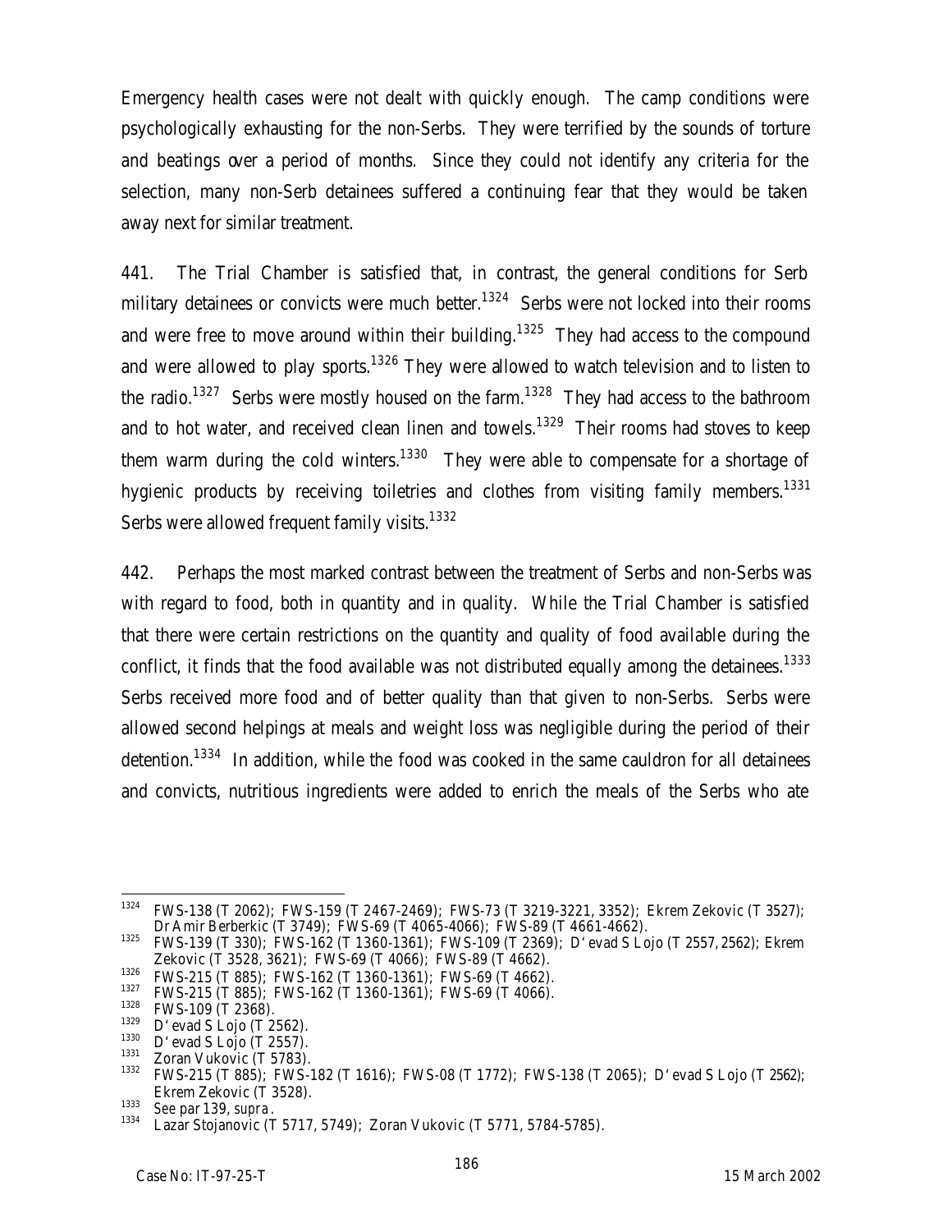Emergency health cases were not dealt with quickly enough. The camp conditions were psychologically exhausting for the non-Serbs. They were terrified by the sounds of torture and beatings over a period of months. Since they could not identify any criteria for the selection, many non-Serb detainees suffered a continuing fear that they would be taken away next for similar treatment.

441. The Trial Chamber is satisfied that, in contrast, the general conditions for Serb military detainees or convicts were much better.[1324] Serbs were not locked into their rooms and were free to move around within their building.[1325] They had access to the compound and were allowed to play sports.[1326] They were allowed to watch television and to listen to the radio.[1327] Serbs were mostly housed on the farm.[1328] They had access to the bathroom and to hot water, and received clean linen and towels.[1329] Their rooms had stoves to keep them warm during the cold winters.[1330] They were able to compensate for a shortage of hygienic products by receiving toiletries and clothes from visiting family members.[1331] Serbs were allowed frequent family visits.[1332]

442. Perhaps the most marked contrast between the treatment of Serbs and non-Serbs was with regard to food, both in quantity and in quality. While the Trial Chamber is satisfied that there were certain restrictions on the quantity and quality of food available during the conflict, it finds that the food available was not distributed equally among the detainees.[1333] Serbs received more food and of better quality than that given to non-Serbs. Serbs were allowed second helpings at meals and weight loss was negligible during the period of their detention.[1334] In addition, while the food was cooked in the same cauldron for all detainees and convicts, nutritious ingredients were added to enrich the meals of the Serbs who ate

---

[1324] FWS-138 (T 2062); FWS-159 (T 2467-2469); FWS-73 (T 3219-3221, 3352); Ekrem Zekovic (T 3527); Dr Amir Berberkic (T 3749); FWS-69 (T 4065-4066); FWS-89 (T 4661-4662).

[1325] FWS-139 (T 330); FWS-162 (T 1360-1361); FWS-109 (T 2369); D'evad S Lojo (T 2557, 2562); Ekrem Zekovic (T 3528, 3621); FWS-69 (T 4066); FWS-89 (T 4662).

[1326] FWS-215 (T 885); FWS-162 (T 1360-1361); FWS-69 (T 4662).

[1327] FWS-215 (T 885); FWS-162 (T 1360-1361); FWS-69 (T 4066).

[1328] FWS-109 (T 2368).

[1329] D'evad S Lojo (T 2562).

[1330] D'evad S Lojo (T 2557).

[1331] Zoran Vukovic (T 5783).

[1332] FWS-215 (T 885); FWS-182 (T 1616); FWS-08 (T 1772); FWS-138 (T 2065); D'evad S Lojo (T 2562); Ekrem Zekovic (T 3528).

[1333] See par 139, *supra*.

[1334] Lazar Stojanovic (T 5717, 5749); Zoran Vukovic (T 5771, 5784-5785).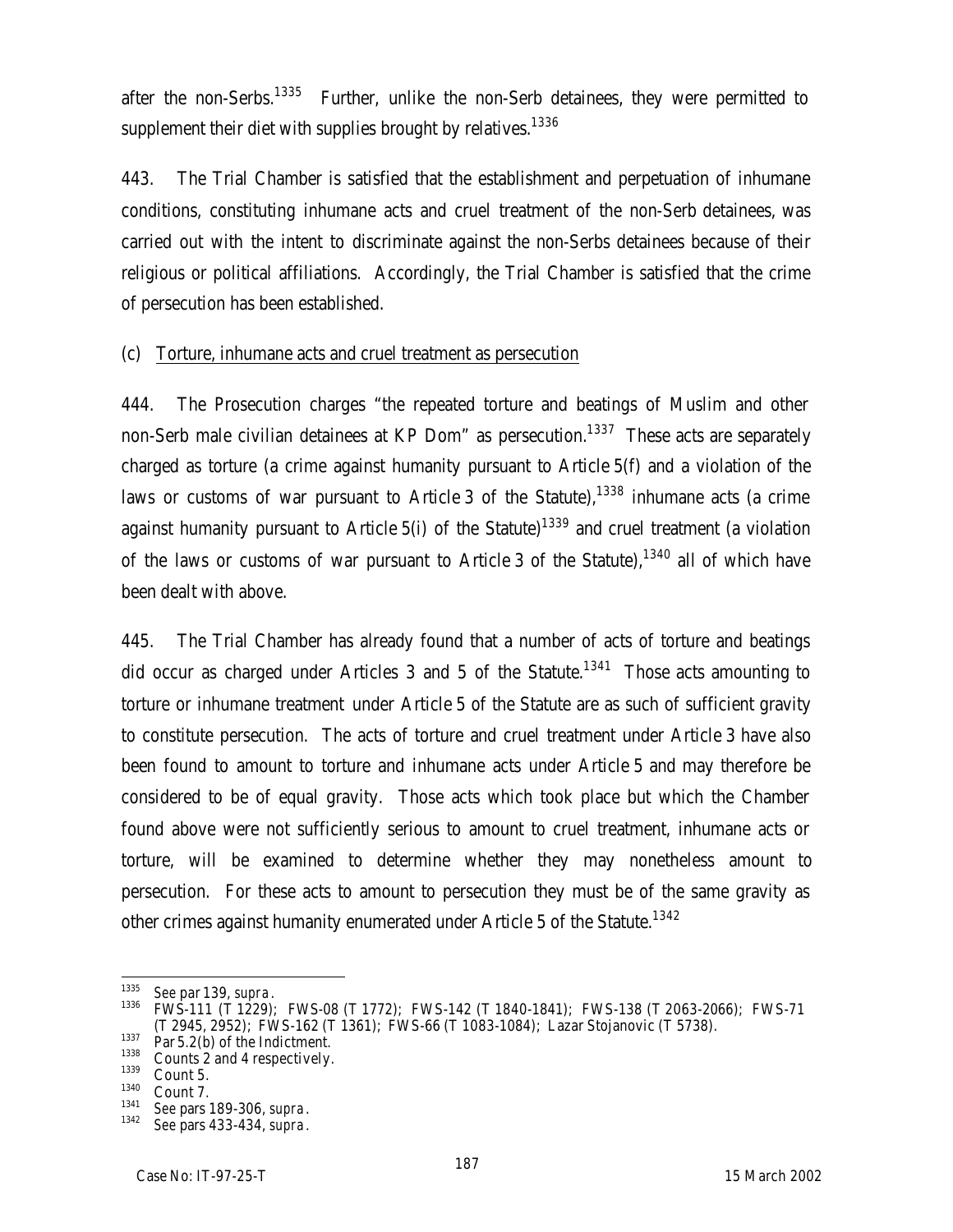after the non-Serbs.[1335] Further, unlike the non-Serb detainees, they were permitted to supplement their diet with supplies brought by relatives.[1336]

443. The Trial Chamber is satisfied that the establishment and perpetuation of inhumane conditions, constituting inhumane acts and cruel treatment of the non-Serb detainees, was carried out with the intent to discriminate against the non-Serbs detainees because of their religious or political affiliations. Accordingly, the Trial Chamber is satisfied that the crime of persecution has been established.

(c) Torture, inhumane acts and cruel treatment as persecution

444. The Prosecution charges "the repeated torture and beatings of Muslim and other non-Serb male civilian detainees at KP Dom" as persecution.[1337] These acts are separately charged as torture (a crime against humanity pursuant to Article 5(f) and a violation of the laws or customs of war pursuant to Article 3 of the Statute),[1338] inhumane acts (a crime against humanity pursuant to Article 5(i) of the Statute)[1339] and cruel treatment (a violation of the laws or customs of war pursuant to Article 3 of the Statute),[1340] all of which have been dealt with above.

445. The Trial Chamber has already found that a number of acts of torture and beatings did occur as charged under Articles 3 and 5 of the Statute.[1341] Those acts amounting to torture or inhumane treatment under Article 5 of the Statute are as such of sufficient gravity to constitute persecution. The acts of torture and cruel treatment under Article 3 have also been found to amount to torture and inhumane acts under Article 5 and may therefore be considered to be of equal gravity. Those acts which took place but which the Chamber found above were not sufficiently serious to amount to cruel treatment, inhumane acts or torture, will be examined to determine whether they may nonetheless amount to persecution. For these acts to amount to persecution they must be of the same gravity as other crimes against humanity enumerated under Article 5 of the Statute.[1342]

---

[1335] See par 139, *supra*.

[1336] FWS-111 (T 1229); FWS-08 (T 1772); FWS-142 (T 1840-1841); FWS-138 (T 2063-2066); FWS-71 (T 2945, 2952); FWS-162 (T 1361); FWS-66 (T 1083-1084); Lazar Stojanovic (T 5738).

[1337] Par 5.2(b) of the Indictment.

[1338] Counts 2 and 4 respectively.

[1339] Count 5.

[1340] Count 7.

[1341] See pars 189-306, *supra*.

[1342] See pars 433-434, *supra*.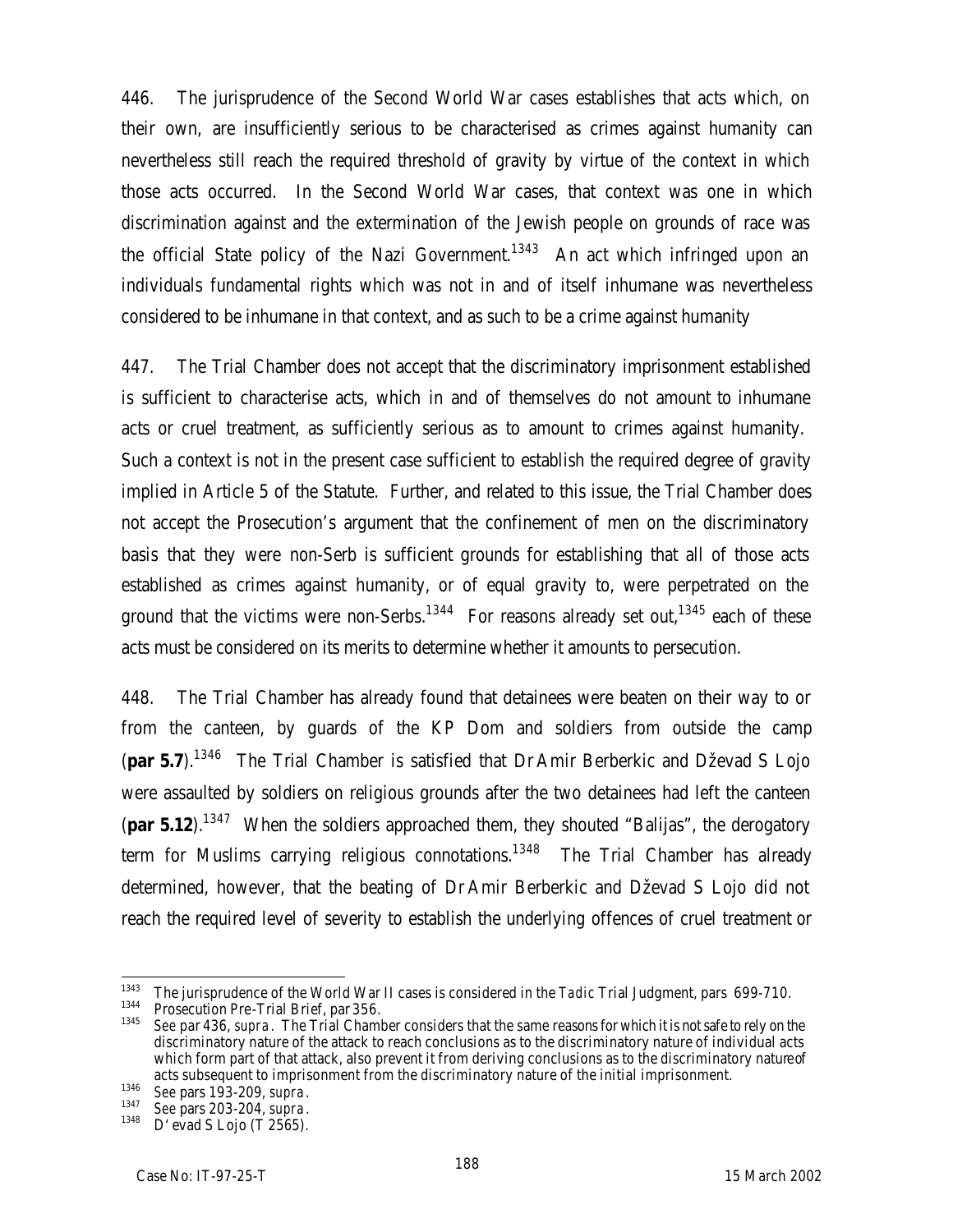446. The jurisprudence of the Second World War cases establishes that acts which, on their own, are insufficiently serious to be characterised as crimes against humanity can nevertheless still reach the required threshold of gravity by virtue of the context in which those acts occurred. In the Second World War cases, that context was one in which discrimination against and the extermination of the Jewish people on grounds of race was the official State policy of the Nazi Government.[1343] An act which infringed upon an individuals fundamental rights which was not in and of itself inhumane was nevertheless considered to be inhumane in that context, and as such to be a crime against humanity

447. The Trial Chamber does not accept that the discriminatory imprisonment established is sufficient to characterise acts, which in and of themselves do not amount to inhumane acts or cruel treatment, as sufficiently serious as to amount to crimes against humanity. Such a context is not in the present case sufficient to establish the required degree of gravity implied in Article 5 of the Statute. Further, and related to this issue, the Trial Chamber does not accept the Prosecution's argument that the confinement of men on the discriminatory basis that they were non-Serb is sufficient grounds for establishing that all of those acts established as crimes against humanity, or of equal gravity to, were perpetrated on the ground that the victims were non-Serbs.[1344] For reasons already set out,[1345] each of these acts must be considered on its merits to determine whether it amounts to persecution.

448. The Trial Chamber has already found that detainees were beaten on their way to or from the canteen, by guards of the KP Dom and soldiers from outside the camp (**par 5.7**).[1346] The Trial Chamber is satisfied that Dr Amir Berberkic and Dževad S Lojo were assaulted by soldiers on religious grounds after the two detainees had left the canteen (**par 5.12**).[1347] When the soldiers approached them, they shouted "Balijas", the derogatory term for Muslims carrying religious connotations.[1348] The Trial Chamber has already determined, however, that the beating of Dr Amir Berberkic and Dževad S Lojo did not reach the required level of severity to establish the underlying offences of cruel treatment or

---

1343 The jurisprudence of the World War II cases is considered in the *Tadic* Trial Judgment, pars 699-710.

1344 Prosecution Pre-Trial Brief, par 356.

1345 *See* par 436, *supra*. The Trial Chamber considers that the same reasons for which it is not safe to rely on the discriminatory nature of the attack to reach conclusions as to the discriminatory nature of individual acts which form part of that attack, also prevent it from deriving conclusions as to the discriminatory nature of acts subsequent to imprisonment from the discriminatory nature of the initial imprisonment.

1346 *See* pars 193-209, *supra*.

1347 *See* pars 203-204, *supra*.

1348 D'evad S Lojo (T 2565).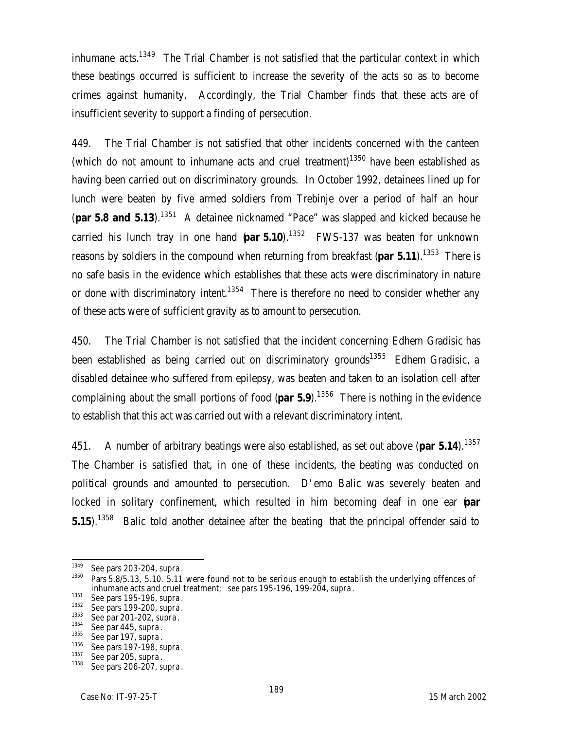inhumane acts.[1349] The Trial Chamber is not satisfied that the particular context in which these beatings occurred is sufficient to increase the severity of the acts so as to become crimes against humanity. Accordingly, the Trial Chamber finds that these acts are of insufficient severity to support a finding of persecution.

449. The Trial Chamber is not satisfied that other incidents concerned with the canteen (which do not amount to inhumane acts and cruel treatment)[1350] have been established as having been carried out on discriminatory grounds. In October 1992, detainees lined up for lunch were beaten by five armed soldiers from Trebinje over a period of half an hour (**par 5.8 and 5.13**).[1351] A detainee nicknamed "Pace" was slapped and kicked because he carried his lunch tray in one hand (**par 5.10**).[1352] FWS-137 was beaten for unknown reasons by soldiers in the compound when returning from breakfast (**par 5.11**).[1353] There is no safe basis in the evidence which establishes that these acts were discriminatory in nature or done with discriminatory intent.[1354] There is therefore no need to consider whether any of these acts were of sufficient gravity as to amount to persecution.

450. The Trial Chamber is not satisfied that the incident concerning Edhem Gradisic has been established as being carried out on discriminatory grounds[1355] Edhem Gradisic, a disabled detainee who suffered from epilepsy, was beaten and taken to an isolation cell after complaining about the small portions of food (**par 5.9**).[1356] There is nothing in the evidence to establish that this act was carried out with a relevant discriminatory intent.

451. A number of arbitrary beatings were also established, as set out above (**par 5.14**).[1357] The Chamber is satisfied that, in one of these incidents, the beating was conducted on political grounds and amounted to persecution. D'emo Balic was severely beaten and locked in solitary confinement, which resulted in him becoming deaf in one ear (**par 5.15**).[1358] Balic told another detainee after the beating that the principal offender said to

---

[1349] See pars 203-204, *supra*.

[1350] Pars 5.8/5.13, 5.10. 5.11 were found not to be serious enough to establish the underlying offences of inhumane acts and cruel treatment; see pars 195-196, 199-204, *supra*.

[1351] See pars 195-196, *supra*.

[1352] See pars 199-200, *supra*.

[1353] See par 201-202, *supra*.

[1354] See par 445, *supra*.

[1355] See par 197, *supra*.

[1356] See pars 197-198, *supra*.

[1357] See par 205, *supra*.

[1358] See pars 206-207, *supra*.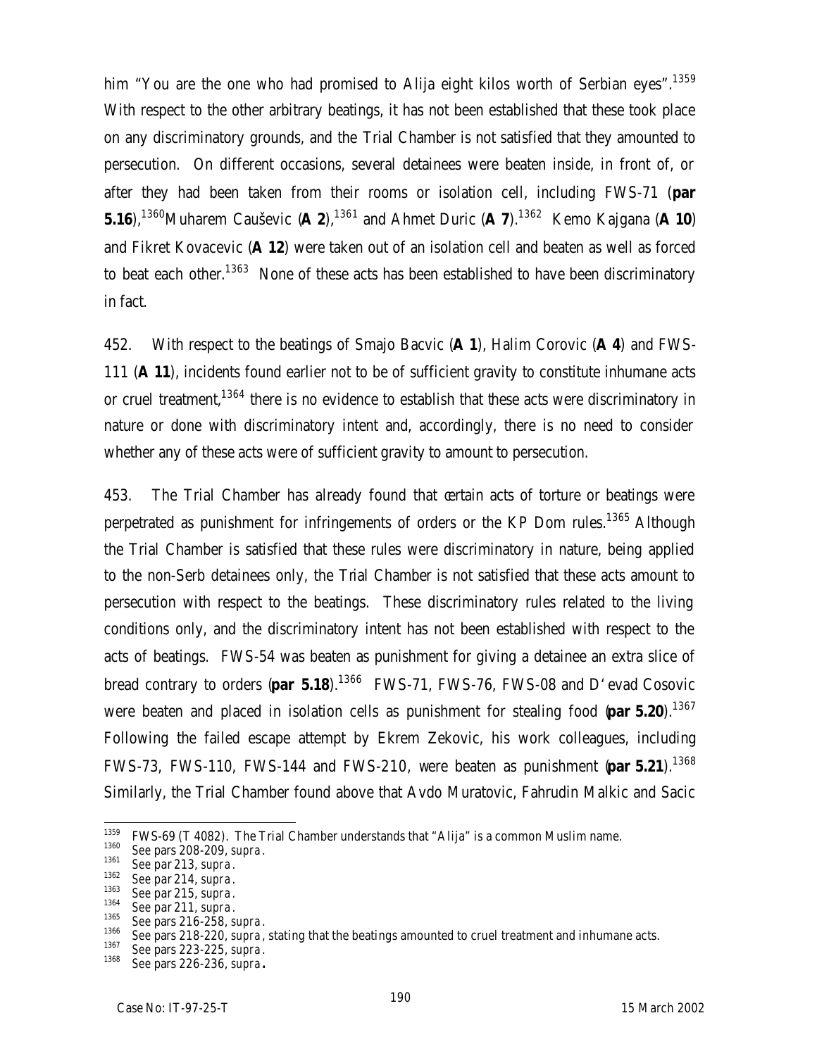him "You are the one who had promised to Alija eight kilos worth of Serbian eyes".[1359] With respect to the other arbitrary beatings, it has not been established that these took place on any discriminatory grounds, and the Trial Chamber is not satisfied that they amounted to persecution. On different occasions, several detainees were beaten inside, in front of, or after they had been taken from their rooms or isolation cell, including FWS-71 (**par 5.16**),[1360] Muharem Caušević (**A 2**),[1361] and Ahmet Duric (**A 7**).[1362] Kemo Kajgana (**A 10**) and Fikret Kovacevic (**A 12**) were taken out of an isolation cell and beaten as well as forced to beat each other.[1363] None of these acts has been established to have been discriminatory in fact.

452. With respect to the beatings of Smajo Bacvic (**A 1**), Halim Corovic (**A 4**) and FWS-111 (**A 11**), incidents found earlier not to be of sufficient gravity to constitute inhumane acts or cruel treatment,[1364] there is no evidence to establish that these acts were discriminatory in nature or done with discriminatory intent and, accordingly, there is no need to consider whether any of these acts were of sufficient gravity to amount to persecution.

453. The Trial Chamber has already found that certain acts of torture or beatings were perpetrated as punishment for infringements of orders or the KP Dom rules.[1365] Although the Trial Chamber is satisfied that these rules were discriminatory in nature, being applied to the non-Serb detainees only, the Trial Chamber is not satisfied that these acts amount to persecution with respect to the beatings. These discriminatory rules related to the living conditions only, and the discriminatory intent has not been established with respect to the acts of beatings. FWS-54 was beaten as punishment for giving a detainee an extra slice of bread contrary to orders (**par 5.18**).[1366] FWS-71, FWS-76, FWS-08 and D'evad Cosovic were beaten and placed in isolation cells as punishment for stealing food (**par 5.20**).[1367] Following the failed escape attempt by Ekrem Zekovic, his work colleagues, including FWS-73, FWS-110, FWS-144 and FWS-210, were beaten as punishment (**par 5.21**).[1368] Similarly, the Trial Chamber found above that Avdo Muratovic, Fahrudin Malkic and Sacic

---

1359 FWS-69 (T 4082). The Trial Chamber understands that "Alija" is a common Muslim name.
1360 See pars 208-209, *supra*.
1361 See par 213, *supra*.
1362 See par 214, *supra*.
1363 See par 215, *supra*.
1364 See par 211, *supra*.
1365 See pars 216-258, *supra*.
1366 See pars 218-220, *supra*, stating that the beatings amounted to cruel treatment and inhumane acts.
1367 See pars 223-225, *supra*.
1368 See pars 226-236, *supra*.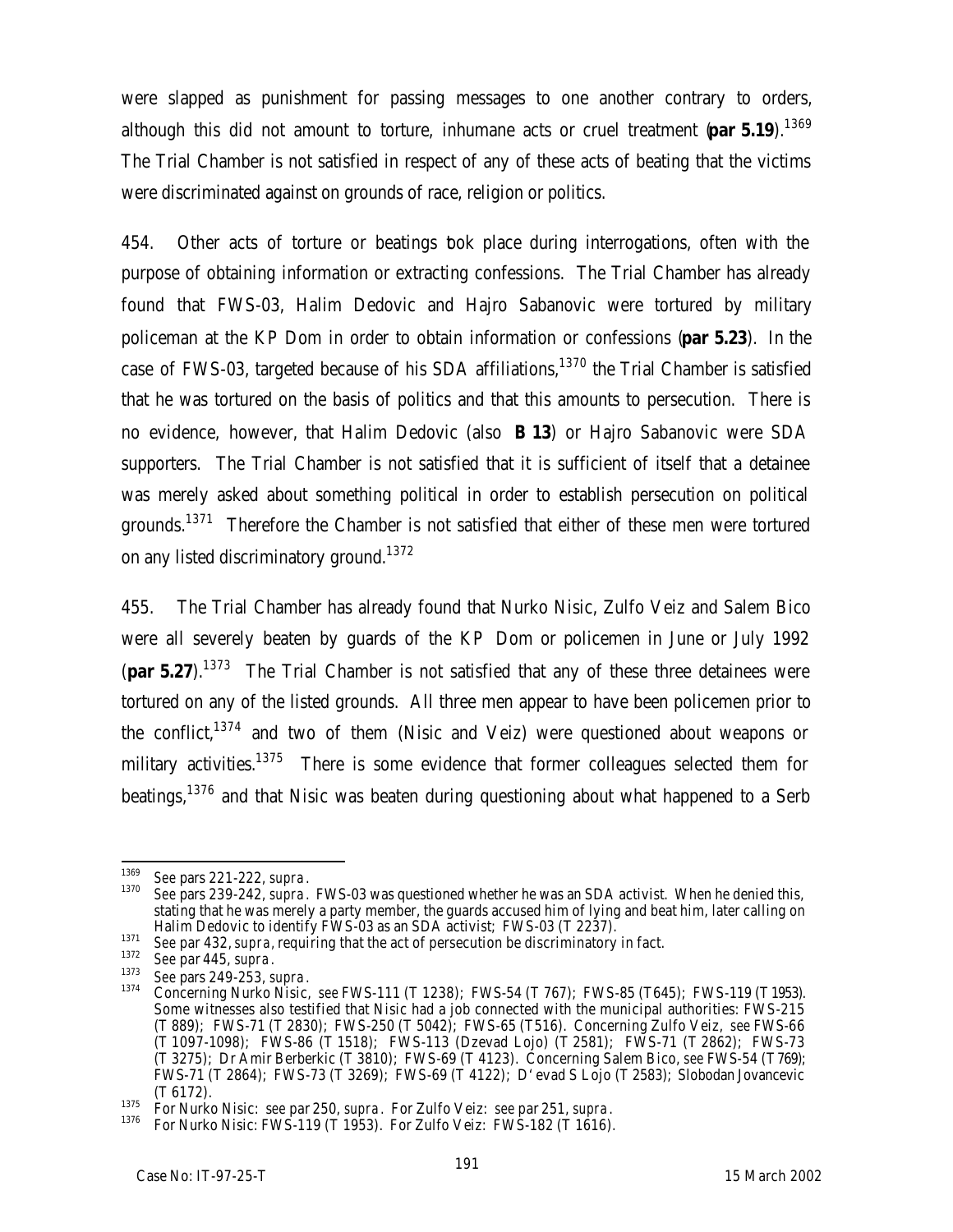were slapped as punishment for passing messages to one another contrary to orders, although this did not amount to torture, inhumane acts or cruel treatment (**par 5.19**).[1369] The Trial Chamber is not satisfied in respect of any of these acts of beating that the victims were discriminated against on grounds of race, religion or politics.

454. Other acts of torture or beatings took place during interrogations, often with the purpose of obtaining information or extracting confessions. The Trial Chamber has already found that FWS-03, Halim Dedovic and Hajro Sabanovic were tortured by military policeman at the KP Dom in order to obtain information or confessions (**par 5.23**). In the case of FWS-03, targeted because of his SDA affiliations,[1370] the Trial Chamber is satisfied that he was tortured on the basis of politics and that this amounts to persecution. There is no evidence, however, that Halim Dedovic (also **B 13**) or Hajro Sabanovic were SDA supporters. The Trial Chamber is not satisfied that it is sufficient of itself that a detainee was merely asked about something political in order to establish persecution on political grounds.[1371] Therefore the Chamber is not satisfied that either of these men were tortured on any listed discriminatory ground.[1372]

455. The Trial Chamber has already found that Nurko Nisic, Zulfo Veiz and Salem Bico were all severely beaten by guards of the KP Dom or policemen in June or July 1992 (**par 5.27**).[1373] The Trial Chamber is not satisfied that any of these three detainees were tortured on any of the listed grounds. All three men appear to have been policemen prior to the conflict,[1374] and two of them (Nisic and Veiz) were questioned about weapons or military activities.[1375] There is some evidence that former colleagues selected them for beatings,[1376] and that Nisic was beaten during questioning about what happened to a Serb

---

[1369] *See* pars 221-222, *supra*.

[1370] *See* pars 239-242, *supra*. FWS-03 was questioned whether he was an SDA activist. When he denied this, stating that he was merely a party member, the guards accused him of lying and beat him, later calling on Halim Dedovic to identify FWS-03 as an SDA activist; FWS-03 (T 2237).

[1371] *See* par 432, *supra*, requiring that the act of persecution be discriminatory in fact.

[1372] *See* par 445, *supra*.

[1373] *See* pars 249-253, *supra*.

[1374] Concerning Nurko Nisic, *see* FWS-111 (T 1238); FWS-54 (T 767); FWS-85 (T645); FWS-119 (T 1953). Some witnesses also testified that Nisic had a job connected with the municipal authorities: FWS-215 (T 889); FWS-71 (T 2830); FWS-250 (T 5042); FWS-65 (T516). Concerning Zulfo Veiz, *see* FWS-66 (T 1097-1098); FWS-86 (T 1518); FWS-113 (Dzevad Lojo) (T 2581); FWS-71 (T 2862); FWS-73 (T 3275); Dr Amir Berberkic (T 3810); FWS-69 (T 4123). Concerning Salem Bico, *see* FWS-54 (T 769); FWS-71 (T 2864); FWS-73 (T 3269); FWS-69 (T 4122); D'evad S Lojo (T 2583); Slobodan Jovancevic (T 6172).

[1375] For Nurko Nisic: *see* par 250, *supra*. For Zulfo Veiz: *see* par 251, *supra*.

[1376] For Nurko Nisic: FWS-119 (T 1953). For Zulfo Veiz: FWS-182 (T 1616).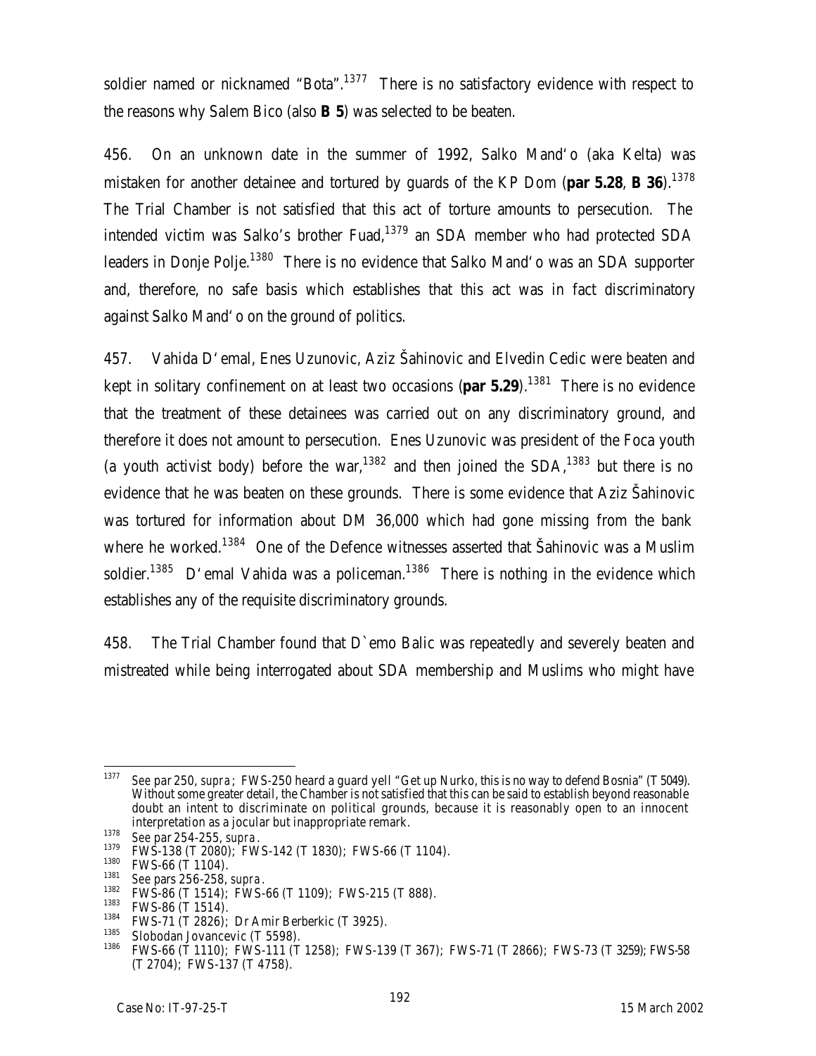soldier named or nicknamed "Bota".[1377] There is no satisfactory evidence with respect to the reasons why Salem Bico (also **B 5**) was selected to be beaten.

456. On an unknown date in the summer of 1992, Salko Mand'o (aka Kelta) was mistaken for another detainee and tortured by guards of the KP Dom (**par 5.28**, **B 36**).[1378] The Trial Chamber is not satisfied that this act of torture amounts to persecution. The intended victim was Salko's brother Fuad,[1379] an SDA member who had protected SDA leaders in Donje Polje.[1380] There is no evidence that Salko Mand'o was an SDA supporter and, therefore, no safe basis which establishes that this act was in fact discriminatory against Salko Mand'o on the ground of politics.

457. Vahida D'emal, Enes Uzunovic, Aziz Šahinovic and Elvedin Cedic were beaten and kept in solitary confinement on at least two occasions (**par 5.29**).[1381] There is no evidence that the treatment of these detainees was carried out on any discriminatory ground, and therefore it does not amount to persecution. Enes Uzunovic was president of the Foca youth (a youth activist body) before the war,[1382] and then joined the SDA,[1383] but there is no evidence that he was beaten on these grounds. There is some evidence that Aziz Šahinovic was tortured for information about DM 36,000 which had gone missing from the bank where he worked.[1384] One of the Defence witnesses asserted that Šahinovic was a Muslim soldier.[1385] D'emal Vahida was a policeman.[1386] There is nothing in the evidence which establishes any of the requisite discriminatory grounds.

458. The Trial Chamber found that D`emo Balic was repeatedly and severely beaten and mistreated while being interrogated about SDA membership and Muslims who might have

---

[1377] *See* par 250, *supra*; FWS-250 heard a guard yell "Get up Nurko, this is no way to defend Bosnia" (T 5049). Without some greater detail, the Chamber is not satisfied that this can be said to establish beyond reasonable doubt an intent to discriminate on political grounds, because it is reasonably open to an innocent interpretation as a jocular but inappropriate remark.

[1378] *See* par 254-255, *supra*.

[1379] FWS-138 (T 2080); FWS-142 (T 1830); FWS-66 (T 1104).

[1380] FWS-66 (T 1104).

[1381] *See* pars 256-258, *supra*.

[1382] FWS-86 (T 1514); FWS-66 (T 1109); FWS-215 (T 888).

[1383] FWS-86 (T 1514).

[1384] FWS-71 (T 2826); Dr Amir Berberkic (T 3925).

[1385] Slobodan Jovancevic (T 5598).

[1386] FWS-66 (T 1110); FWS-111 (T 1258); FWS-139 (T 367); FWS-71 (T 2866); FWS-73 (T 3259); FWS-58 (T 2704); FWS-137 (T 4758).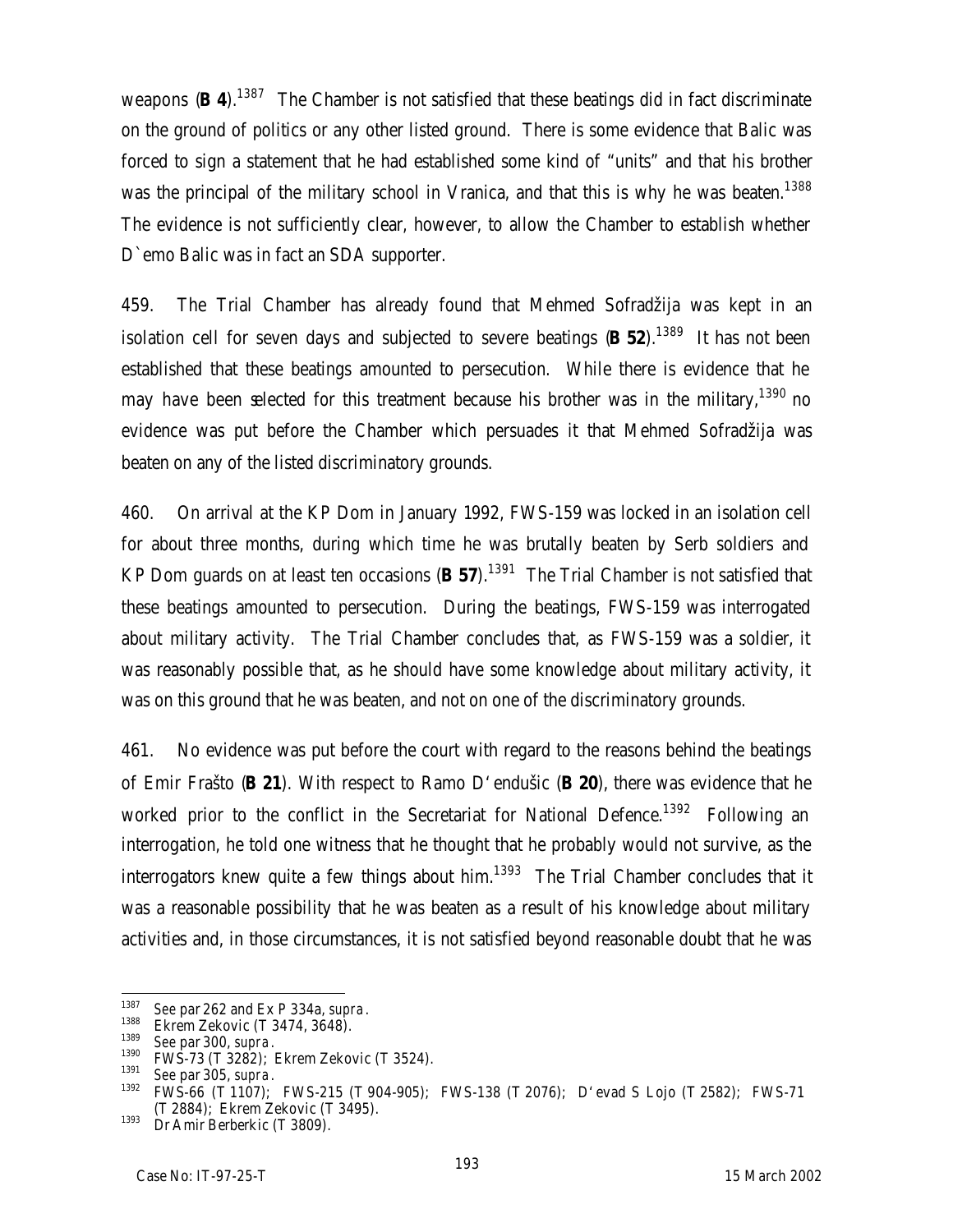weapons (**B 4**).[1387] The Chamber is not satisfied that these beatings did in fact discriminate on the ground of politics or any other listed ground. There is some evidence that Balic was forced to sign a statement that he had established some kind of "units" and that his brother was the principal of the military school in Vranica, and that this is why he was beaten.[1388] The evidence is not sufficiently clear, however, to allow the Chamber to establish whether D`emo Balic was in fact an SDA supporter.

459. The Trial Chamber has already found that Mehmed Sofradžija was kept in an isolation cell for seven days and subjected to severe beatings (**B 52**).[1389] It has not been established that these beatings amounted to persecution. While there is evidence that he may have been selected for this treatment because his brother was in the military,[1390] no evidence was put before the Chamber which persuades it that Mehmed Sofradžija was beaten on any of the listed discriminatory grounds.

460. On arrival at the KP Dom in January 1992, FWS-159 was locked in an isolation cell for about three months, during which time he was brutally beaten by Serb soldiers and KP Dom guards on at least ten occasions (**B 57**).[1391] The Trial Chamber is not satisfied that these beatings amounted to persecution. During the beatings, FWS-159 was interrogated about military activity. The Trial Chamber concludes that, as FWS-159 was a soldier, it was reasonably possible that, as he should have some knowledge about military activity, it was on this ground that he was beaten, and not on one of the discriminatory grounds.

461. No evidence was put before the court with regard to the reasons behind the beatings of Emir Frašto (**B 21**). With respect to Ramo D'endušic (**B 20**), there was evidence that he worked prior to the conflict in the Secretariat for National Defence.[1392] Following an interrogation, he told one witness that he thought that he probably would not survive, as the interrogators knew quite a few things about him.[1393] The Trial Chamber concludes that it was a reasonable possibility that he was beaten as a result of his knowledge about military activities and, in those circumstances, it is not satisfied beyond reasonable doubt that he was

---

[1387] See par 262 and Ex P 334a, *supra*.

[1388] Ekrem Zekovic (T 3474, 3648).

[1389] See par 300, *supra*.

[1390] FWS-73 (T 3282); Ekrem Zekovic (T 3524).

[1391] See par 305, *supra*.

[1392] FWS-66 (T 1107); FWS-215 (T 904-905); FWS-138 (T 2076); D'evad S Lojo (T 2582); FWS-71 (T 2884); Ekrem Zekovic (T 3495).

[1393] Dr Amir Berberkic (T 3809).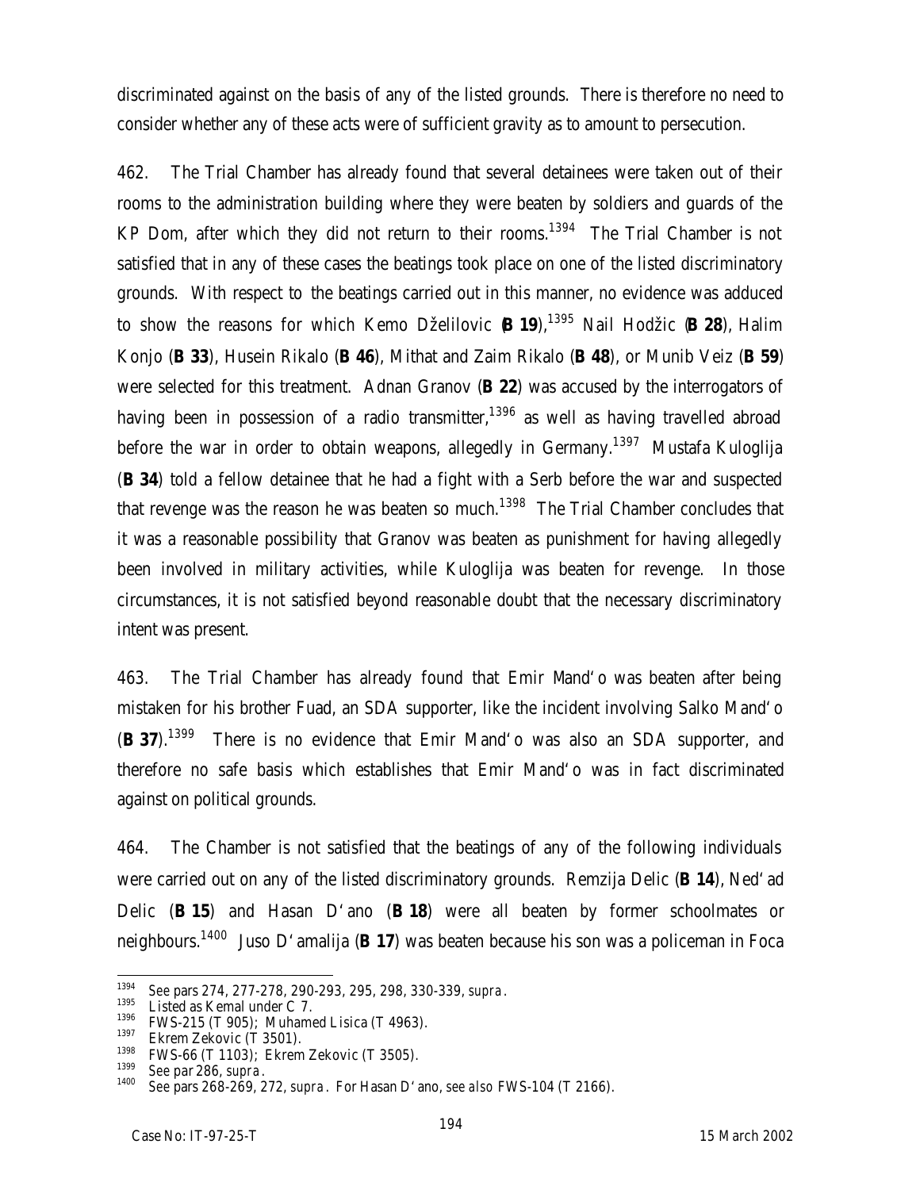discriminated against on the basis of any of the listed grounds. There is therefore no need to consider whether any of these acts were of sufficient gravity as to amount to persecution.

462. The Trial Chamber has already found that several detainees were taken out of their rooms to the administration building where they were beaten by soldiers and guards of the KP Dom, after which they did not return to their rooms.[1394] The Trial Chamber is not satisfied that in any of these cases the beatings took place on one of the listed discriminatory grounds. With respect to the beatings carried out in this manner, no evidence was adduced to show the reasons for which Kemo Dželilovic (**B 19**),[1395] Nail Hodžic (**B 28**), Halim Konjo (**B 33**), Husein Rikalo (**B 46**), Mithat and Zaim Rikalo (**B 48**), or Munib Veiz (**B 59**) were selected for this treatment. Adnan Granov (**B 22**) was accused by the interrogators of having been in possession of a radio transmitter,[1396] as well as having travelled abroad before the war in order to obtain weapons, allegedly in Germany.[1397] Mustafa Kuloglija (**B 34**) told a fellow detainee that he had a fight with a Serb before the war and suspected that revenge was the reason he was beaten so much.[1398] The Trial Chamber concludes that it was a reasonable possibility that Granov was beaten as punishment for having allegedly been involved in military activities, while Kuloglija was beaten for revenge. In those circumstances, it is not satisfied beyond reasonable doubt that the necessary discriminatory intent was present.

463. The Trial Chamber has already found that Emir Mand'o was beaten after being mistaken for his brother Fuad, an SDA supporter, like the incident involving Salko Mand'o (**B 37**).[1399] There is no evidence that Emir Mand'o was also an SDA supporter, and therefore no safe basis which establishes that Emir Mand'o was in fact discriminated against on political grounds.

464. The Chamber is not satisfied that the beatings of any of the following individuals were carried out on any of the listed discriminatory grounds. Remzija Delic (**B 14**), Ned'ad Delic (**B 15**) and Hasan D'ano (**B 18**) were all beaten by former schoolmates or neighbours.[1400] Juso D'amalija (**B 17**) was beaten because his son was a policeman in Foca

---

[1394] *See* pars 274, 277-278, 290-293, 295, 298, 330-339, *supra*.

[1395] Listed as Kemal under C 7.

[1396] FWS-215 (T 905); Muhamed Lisica (T 4963).

[1397] Ekrem Zekovic (T 3501).

[1398] FWS-66 (T 1103); Ekrem Zekovic (T 3505).

[1399] *See* par 286, *supra*.

[1400] *See* pars 268-269, 272, *supra*. For Hasan D'ano, *see also* FWS-104 (T 2166).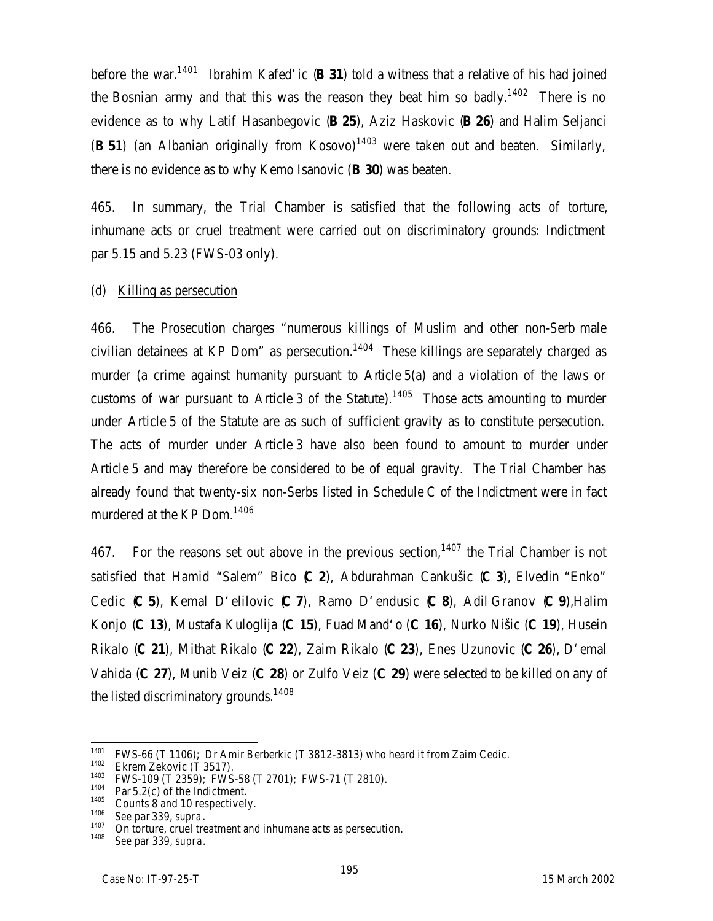before the war.[1401] Ibrahim Kafed‘ic (**B 31**) told a witness that a relative of his had joined the Bosnian army and that this was the reason they beat him so badly.[1402] There is no evidence as to why Latif Hasanbegovic (**B 25**), Aziz Haskovic (**B 26**) and Halim Seljanci (**B 51**) (an Albanian originally from Kosovo)[1403] were taken out and beaten. Similarly, there is no evidence as to why Kemo Isanovic (**B 30**) was beaten.

465. In summary, the Trial Chamber is satisfied that the following acts of torture, inhumane acts or cruel treatment were carried out on discriminatory grounds: Indictment par 5.15 and 5.23 (FWS-03 only).

(d) Killing as persecution

466. The Prosecution charges "numerous killings of Muslim and other non-Serb male civilian detainees at KP Dom" as persecution.[1404] These killings are separately charged as murder (a crime against humanity pursuant to Article 5(a) and a violation of the laws or customs of war pursuant to Article 3 of the Statute).[1405] Those acts amounting to murder under Article 5 of the Statute are as such of sufficient gravity as to constitute persecution. The acts of murder under Article 3 have also been found to amount to murder under Article 5 and may therefore be considered to be of equal gravity. The Trial Chamber has already found that twenty-six non-Serbs listed in Schedule C of the Indictment were in fact murdered at the KP Dom.[1406]

467. For the reasons set out above in the previous section,[1407] the Trial Chamber is not satisfied that Hamid "Salem" Bico (**C 2**), Abdurahman Cankušic (**C 3**), Elvedin "Enko" Cedic (**C 5**), Kemal D‘elilovic (**C 7**), Ramo D‘endusic (**C 8**), Adil Granov (**C 9**),Halim Konjo (**C 13**), Mustafa Kuloglija (**C 15**), Fuad Mand‘o (**C 16**), Nurko Nišic (**C 19**), Husein Rikalo (**C 21**), Mithat Rikalo (**C 22**), Zaim Rikalo (**C 23**), Enes Uzunovic (**C 26**), D‘emal Vahida (**C 27**), Munib Veiz (**C 28**) or Zulfo Veiz (**C 29**) were selected to be killed on any of the listed discriminatory grounds.[1408]

---

[1401] FWS-66 (T 1106); Dr Amir Berberkic (T 3812-3813) who heard it from Zaim Cedic.

[1402] Ekrem Zekovic (T 3517).

[1403] FWS-109 (T 2359); FWS-58 (T 2701); FWS-71 (T 2810).

[1404] Par 5.2(c) of the Indictment.

[1405] Counts 8 and 10 respectively.

[1406] See par 339, *supra*.

[1407] On torture, cruel treatment and inhumane acts as persecution.

[1408] See par 339, *supra*.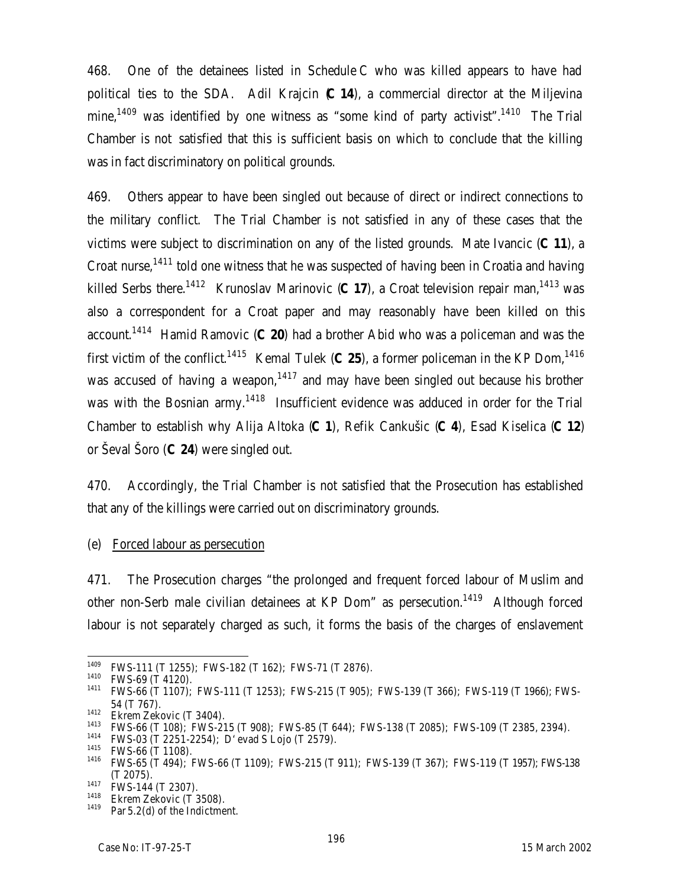468. One of the detainees listed in Schedule C who was killed appears to have had political ties to the SDA. Adil Krajcin (**C 14**), a commercial director at the Miljevina mine,[1409] was identified by one witness as "some kind of party activist".[1410] The Trial Chamber is not satisfied that this is sufficient basis on which to conclude that the killing was in fact discriminatory on political grounds.

469. Others appear to have been singled out because of direct or indirect connections to the military conflict. The Trial Chamber is not satisfied in any of these cases that the victims were subject to discrimination on any of the listed grounds. Mate Ivancic (**C 11**), a Croat nurse,[1411] told one witness that he was suspected of having been in Croatia and having killed Serbs there.[1412] Krunoslav Marinovic (**C 17**), a Croat television repair man,[1413] was also a correspondent for a Croat paper and may reasonably have been killed on this account.[1414] Hamid Ramovic (**C 20**) had a brother Abid who was a policeman and was the first victim of the conflict.[1415] Kemal Tulek (**C 25**), a former policeman in the KP Dom,[1416] was accused of having a weapon,[1417] and may have been singled out because his brother was with the Bosnian army.[1418] Insufficient evidence was adduced in order for the Trial Chamber to establish why Alija Altoka (**C 1**), Refik Cankušic (**C 4**), Esad Kiselica (**C 12**) or Ševal Šoro (**C 24**) were singled out.

470. Accordingly, the Trial Chamber is not satisfied that the Prosecution has established that any of the killings were carried out on discriminatory grounds.

(e) Forced labour as persecution

471. The Prosecution charges "the prolonged and frequent forced labour of Muslim and other non-Serb male civilian detainees at KP Dom" as persecution.[1419] Although forced labour is not separately charged as such, it forms the basis of the charges of enslavement

---

[1409] FWS-111 (T 1255); FWS-182 (T 162); FWS-71 (T 2876).

[1410] FWS-69 (T 4120).

[1411] FWS-66 (T 1107); FWS-111 (T 1253); FWS-215 (T 905); FWS-139 (T 366); FWS-119 (T 1966); FWS-54 (T 767).

[1412] Ekrem Zekovic (T 3404).

[1413] FWS-66 (T 108); FWS-215 (T 908); FWS-85 (T 644); FWS-138 (T 2085); FWS-109 (T 2385, 2394).

[1414] FWS-03 (T 2251-2254); D'evad S Lojo (T 2579).

[1415] FWS-66 (T 1108).

[1416] FWS-65 (T 494); FWS-66 (T 1109); FWS-215 (T 911); FWS-139 (T 367); FWS-119 (T 1957); FWS-138 (T 2075).

[1417] FWS-144 (T 2307).

[1418] Ekrem Zekovic (T 3508).

[1419] Par 5.2(d) of the Indictment.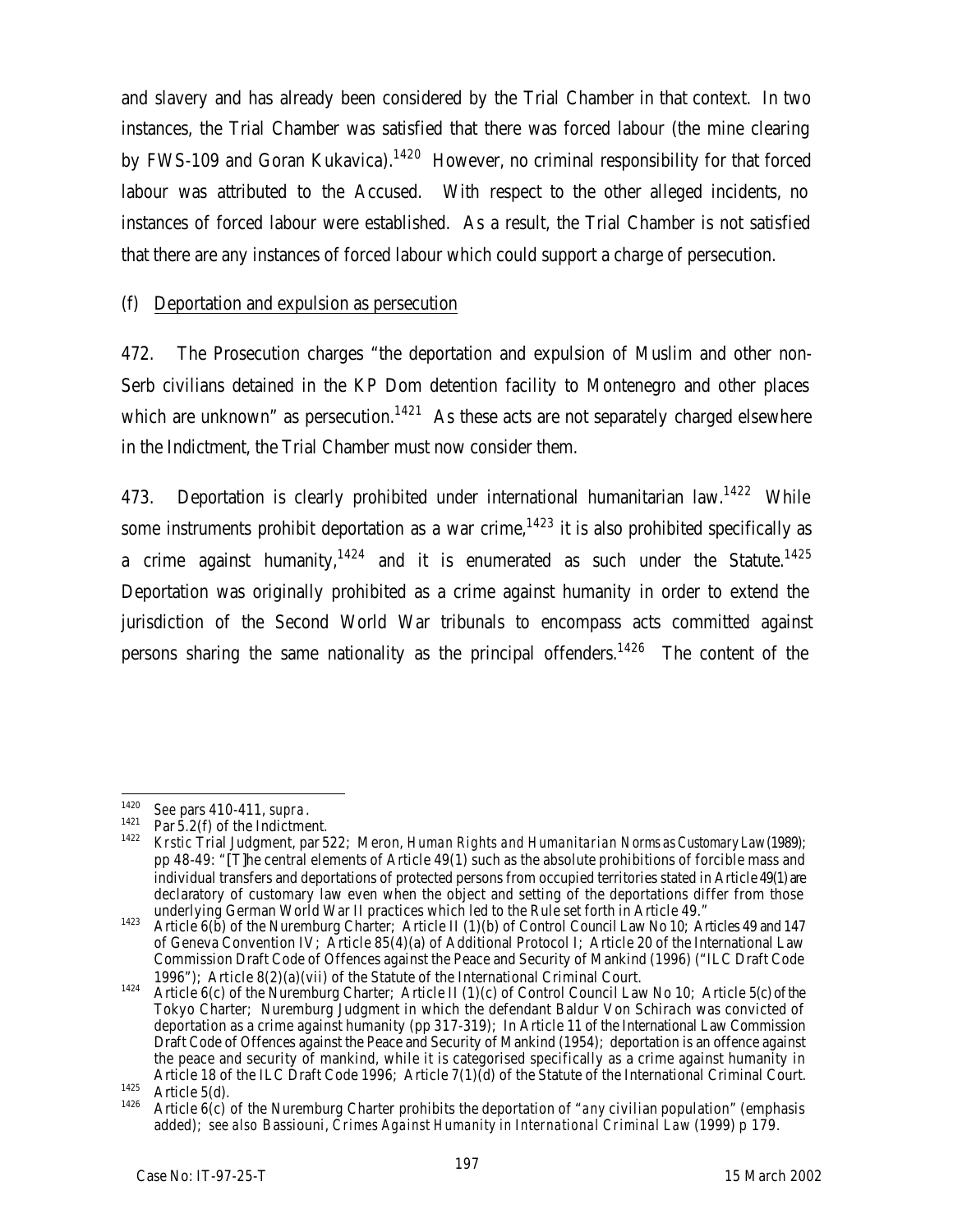and slavery and has already been considered by the Trial Chamber in that context. In two instances, the Trial Chamber was satisfied that there was forced labour (the mine clearing by FWS-109 and Goran Kukavica).[1420] However, no criminal responsibility for that forced labour was attributed to the Accused. With respect to the other alleged incidents, no instances of forced labour were established. As a result, the Trial Chamber is not satisfied that there are any instances of forced labour which could support a charge of persecution.

(f) Deportation and expulsion as persecution

472. The Prosecution charges "the deportation and expulsion of Muslim and other non-Serb civilians detained in the KP Dom detention facility to Montenegro and other places which are unknown" as persecution.[1421] As these acts are not separately charged elsewhere in the Indictment, the Trial Chamber must now consider them.

473. Deportation is clearly prohibited under international humanitarian law.[1422] While some instruments prohibit deportation as a war crime,[1423] it is also prohibited specifically as a crime against humanity,[1424] and it is enumerated as such under the Statute.[1425] Deportation was originally prohibited as a crime against humanity in order to extend the jurisdiction of the Second World War tribunals to encompass acts committed against persons sharing the same nationality as the principal offenders.[1426] The content of the

---

[1420] *See* pars 410-411, *supra*.

[1421] Par 5.2(f) of the Indictment.

[1422] *Krstic* Trial Judgment, par 522; Meron, *Human Rights and Humanitarian Norms as Customary Law* (1989); pp 48-49: "[T]he central elements of Article 49(1) such as the absolute prohibitions of forcible mass and individual transfers and deportations of protected persons from occupied territories stated in Article 49(1) are declaratory of customary law even when the object and setting of the deportations differ from those underlying German World War II practices which led to the Rule set forth in Article 49."

[1423] Article 6(b) of the Nuremburg Charter; Article II (1)(b) of Control Council Law No 10; Articles 49 and 147 of Geneva Convention IV; Article 85(4)(a) of Additional Protocol I; Article 20 of the International Law Commission Draft Code of Offences against the Peace and Security of Mankind (1996) ("ILC Draft Code 1996"); Article 8(2)(a)(vii) of the Statute of the International Criminal Court.

[1424] Article 6(c) of the Nuremburg Charter; Article II (1)(c) of Control Council Law No 10; Article 5(c) of the Tokyo Charter; Nuremburg Judgment in which the defendant Baldur Von Schirach was convicted of deportation as a crime against humanity (pp 317-319); In Article 11 of the International Law Commission Draft Code of Offences against the Peace and Security of Mankind (1954); deportation is an offence against the peace and security of mankind, while it is categorised specifically as a crime against humanity in Article 18 of the ILC Draft Code 1996; Article 7(1)(d) of the Statute of the International Criminal Court.

[1425] Article 5(d).

[1426] Article 6(c) of the Nuremburg Charter prohibits the deportation of "*any* civilian population" (emphasis added); *see also* Bassiouni, *Crimes Against Humanity in International Criminal Law* (1999) p 179.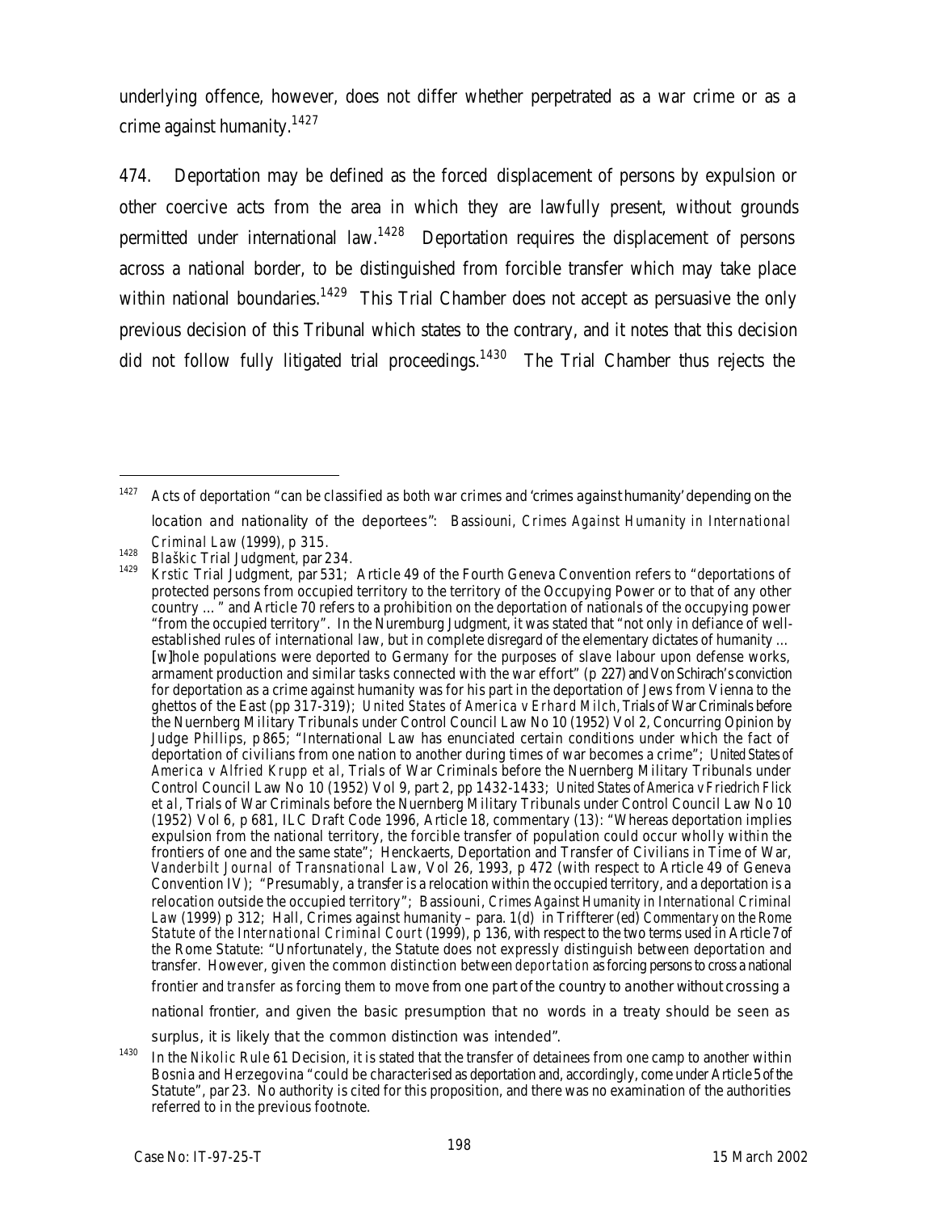underlying offence, however, does not differ whether perpetrated as a war crime or as a crime against humanity.[1427]

474. Deportation may be defined as the forced displacement of persons by expulsion or other coercive acts from the area in which they are lawfully present, without grounds permitted under international law.[1428] Deportation requires the displacement of persons across a national border, to be distinguished from forcible transfer which may take place within national boundaries.[1429] This Trial Chamber does not accept as persuasive the only previous decision of this Tribunal which states to the contrary, and it notes that this decision did not follow fully litigated trial proceedings.[1430] The Trial Chamber thus rejects the

---

[1427] Acts of deportation "can be classified as both war crimes and 'crimes against humanity' depending on the location and nationality of the deportees": Bassiouni, *Crimes Against Humanity in International Criminal Law* (1999), p 315.

[1428] *Blaškic* Trial Judgment, par 234.

[1429] *Krstic* Trial Judgment, par 531; Article 49 of the Fourth Geneva Convention refers to "deportations of protected persons from occupied territory to the territory of the Occupying Power or to that of any other country …" and Article 70 refers to a prohibition on the deportation of nationals of the occupying power "from the occupied territory". In the Nuremburg Judgment, it was stated that "not only in defiance of well-established rules of international law, but in complete disregard of the elementary dictates of humanity … [w]hole populations were deported to Germany for the purposes of slave labour upon defense works, armament production and similar tasks connected with the war effort" (p 227) and Von Schirach's conviction for deportation as a crime against humanity was for his part in the deportation of Jews from Vienna to the ghettos of the East (pp 317-319); *United States of America v Erhard Milch*, Trials of War Criminals before the Nuernberg Military Tribunals under Control Council Law No 10 (1952) Vol 2, Concurring Opinion by Judge Phillips, p 865; "International Law has enunciated certain conditions under which the fact of deportation of civilians from one nation to another during times of war becomes a crime"; *United States of America v Alfried Krupp et al*, Trials of War Criminals before the Nuernberg Military Tribunals under Control Council Law No 10 (1952) Vol 9, part 2, pp 1432-1433; *United States of America v Friedrich Flick et al*, Trials of War Criminals before the Nuernberg Military Tribunals under Control Council Law No 10 (1952) Vol 6, p 681, ILC Draft Code 1996, Article 18, commentary (13): "Whereas deportation implies expulsion from the national territory, the forcible transfer of population could occur wholly within the frontiers of one and the same state"; Henckaerts, Deportation and Transfer of Civilians in Time of War, *Vanderbilt Journal of Transnational Law*, Vol 26, 1993, p 472 (with respect to Article 49 of Geneva Convention IV); "Presumably, a transfer is a relocation within the occupied territory, and a deportation is a relocation outside the occupied territory"; Bassiouni, *Crimes Against Humanity in International Criminal Law* (1999) p 312; Hall, Crimes against humanity – para. 1(d) in Triffterer (ed) *Commentary on the Rome Statute of the International Criminal Court* (1999), p 136, with respect to the two terms used in Article 7 of the Rome Statute: "Unfortunately, the Statute does not expressly distinguish between deportation and transfer. However, given the common distinction between *deportation* as forcing persons to cross a national frontier and *transfer* as forcing them to move from one part of the country to another without crossing a national frontier, and given the basic presumption that no words in a treaty should be seen as surplus, it is likely that the common distinction was intended".

[1430] In the *Nikolic* Rule 61 Decision, it is stated that the transfer of detainees from one camp to another within Bosnia and Herzegovina "could be characterised as deportation and, accordingly, come under Article 5 of the Statute", par 23. No authority is cited for this proposition, and there was no examination of the authorities referred to in the previous footnote.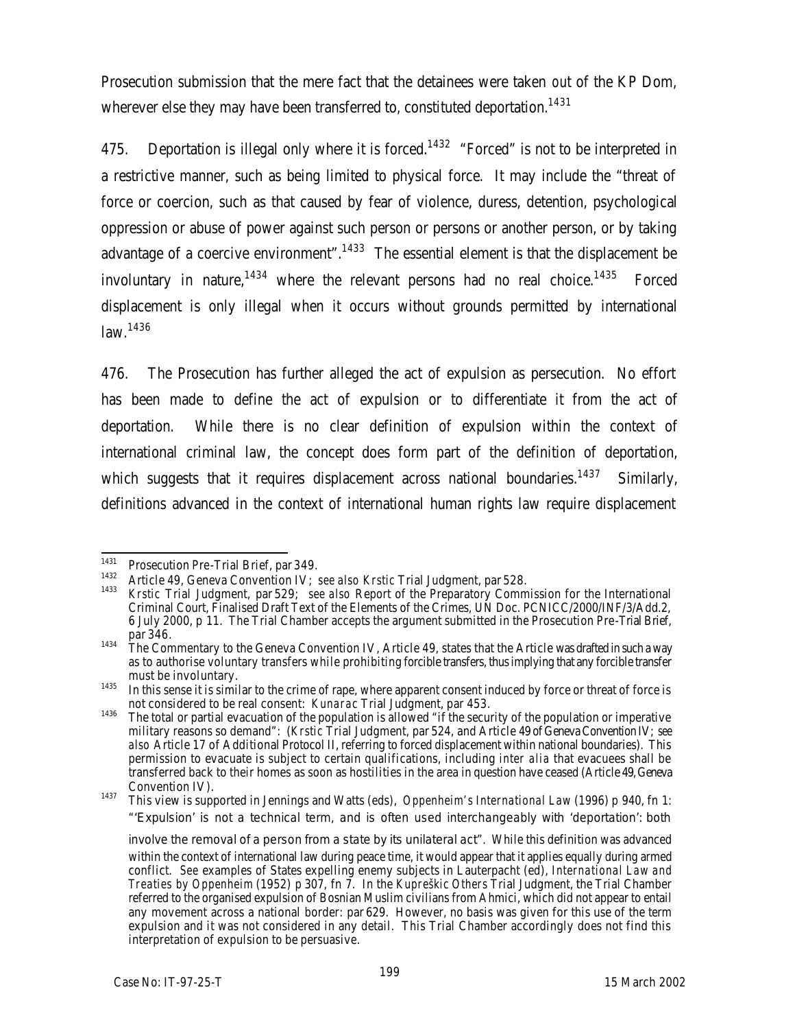Prosecution submission that the mere fact that the detainees were taken out of the KP Dom, wherever else they may have been transferred to, constituted deportation.[1431]

475. Deportation is illegal only where it is forced.[1432] "Forced" is not to be interpreted in a restrictive manner, such as being limited to physical force. It may include the "threat of force or coercion, such as that caused by fear of violence, duress, detention, psychological oppression or abuse of power against such person or persons or another person, or by taking advantage of a coercive environment".[1433] The essential element is that the displacement be involuntary in nature,[1434] where the relevant persons had no real choice.[1435] Forced displacement is only illegal when it occurs without grounds permitted by international law.[1436]

476. The Prosecution has further alleged the act of expulsion as persecution. No effort has been made to define the act of expulsion or to differentiate it from the act of deportation. While there is no clear definition of expulsion within the context of international criminal law, the concept does form part of the definition of deportation, which suggests that it requires displacement across national boundaries.[1437] Similarly, definitions advanced in the context of international human rights law require displacement

---

[1431] Prosecution Pre-Trial Brief, par 349.

[1432] Article 49, Geneva Convention IV; *see also Krstic* Trial Judgment, par 528.

[1433] *Krstic* Trial Judgment, par 529; *see also* Report of the Preparatory Commission for the International Criminal Court, Finalised Draft Text of the Elements of the Crimes, UN Doc. PCNICC/2000/INF/3/Add.2, 6 July 2000, p 11. The Trial Chamber accepts the argument submitted in the Prosecution Pre-Trial Brief, par 346.

[1434] The Commentary to the Geneva Convention IV, Article 49, states that the Article was drafted in such a way as to authorise voluntary transfers while prohibiting forcible transfers, thus implying that any forcible transfer must be involuntary.

[1435] In this sense it is similar to the crime of rape, where apparent consent induced by force or threat of force is not considered to be real consent: *Kunarac* Trial Judgment, par 453.

[1436] The total or partial evacuation of the population is allowed "if the security of the population or imperative military reasons so demand": (*Krstic* Trial Judgment, par 524, and Article 49 of Geneva Convention IV; *see also* Article 17 of Additional Protocol II, referring to forced displacement within national boundaries). This permission to evacuate is subject to certain qualifications, including *inter alia* that evacuees shall be transferred back to their homes as soon as hostilities in the area in question have ceased (Article 49, Geneva Convention IV).

[1437] This view is supported in Jennings and Watts (eds), *Oppenheim's International Law* (1996) p 940, fn 1: "'Expulsion' is not a technical term, and is often used interchangeably with 'deportation': both involve the removal of a person from a state by its unilateral act". While this definition was advanced within the context of international law during peace time, it would appear that it applies equally during armed conflict. *See* examples of States expelling enemy subjects in Lauterpacht (ed), *International Law and Treaties by Oppenheim* (1952) p 307, fn 7. In the *Kupreškic Others* Trial Judgment, the Trial Chamber referred to the organised expulsion of Bosnian Muslim civilians from Ahmici, which did not appear to entail any movement across a national border: par 629. However, no basis was given for this use of the term expulsion and it was not considered in any detail. This Trial Chamber accordingly does not find this interpretation of expulsion to be persuasive.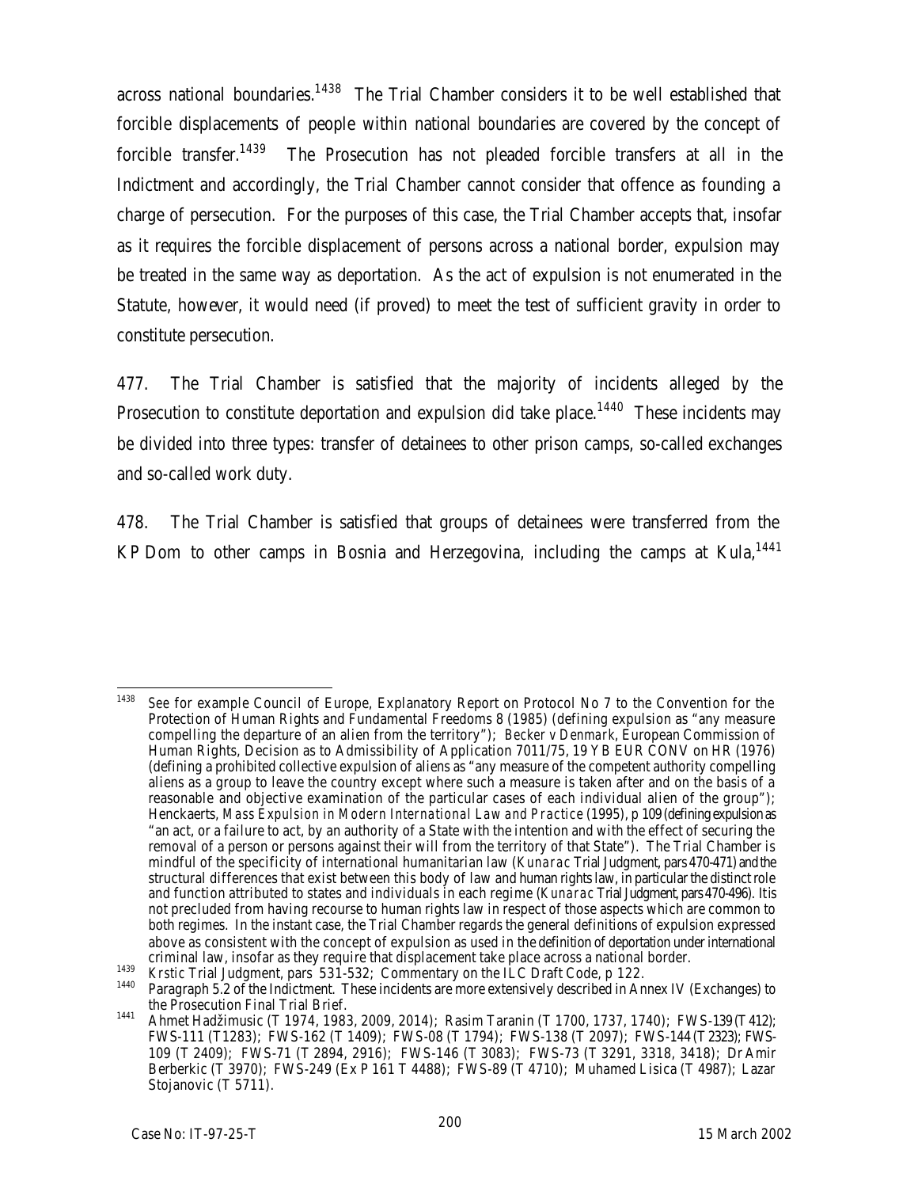across national boundaries.[1438] The Trial Chamber considers it to be well established that forcible displacements of people within national boundaries are covered by the concept of forcible transfer.[1439] The Prosecution has not pleaded forcible transfers at all in the Indictment and accordingly, the Trial Chamber cannot consider that offence as founding a charge of persecution. For the purposes of this case, the Trial Chamber accepts that, insofar as it requires the forcible displacement of persons across a national border, expulsion may be treated in the same way as deportation. As the act of expulsion is not enumerated in the Statute, however, it would need (if proved) to meet the test of sufficient gravity in order to constitute persecution.

477. The Trial Chamber is satisfied that the majority of incidents alleged by the Prosecution to constitute deportation and expulsion did take place.[1440] These incidents may be divided into three types: transfer of detainees to other prison camps, so-called exchanges and so-called work duty.

478. The Trial Chamber is satisfied that groups of detainees were transferred from the KP Dom to other camps in Bosnia and Herzegovina, including the camps at Kula,[1441]

---

[1438] *See* for example Council of Europe, Explanatory Report on Protocol No 7 to the Convention for the Protection of Human Rights and Fundamental Freedoms 8 (1985) (defining expulsion as "any measure compelling the departure of an alien from the territory"); *Becker v Denmark*, European Commission of Human Rights, Decision as to Admissibility of Application 7011/75, 19 YB EUR CONV on HR (1976) (defining a prohibited collective expulsion of aliens as "any measure of the competent authority compelling aliens as a group to leave the country except where such a measure is taken after and on the basis of a reasonable and objective examination of the particular cases of each individual alien of the group"); Henckaerts, *Mass Expulsion in Modern International Law and Practice* (1995), p 109 (defining expulsion as "an act, or a failure to act, by an authority of a State with the intention and with the effect of securing the removal of a person or persons against their will from the territory of that State"). The Trial Chamber is mindful of the specificity of international humanitarian law (*Kunarac* Trial Judgment, pars 470-471) and the structural differences that exist between this body of law and human rights law, in particular the distinct role and function attributed to states and individuals in each regime (*Kunarac* Trial Judgment, pars 470-496). It is not precluded from having recourse to human rights law in respect of those aspects which are common to both regimes. In the instant case, the Trial Chamber regards the general definitions of expulsion expressed above as consistent with the concept of expulsion as used in the definition of deportation under international criminal law, insofar as they require that displacement take place across a national border.

[1439] *Krstic* Trial Judgment, pars 531-532; Commentary on the ILC Draft Code, p 122.

[1440] Paragraph 5.2 of the Indictment. These incidents are more extensively described in Annex IV (Exchanges) to the Prosecution Final Trial Brief.

[1441] Ahmet Hadžimusic (T 1974, 1983, 2009, 2014); Rasim Taranin (T 1700, 1737, 1740); FWS-139 (T 412); FWS-111 (T 1283); FWS-162 (T 1409); FWS-08 (T 1794); FWS-138 (T 2097); FWS-144 (T 2323); FWS-109 (T 2409); FWS-71 (T 2894, 2916); FWS-146 (T 3083); FWS-73 (T 3291, 3318, 3418); Dr Amir Berberkic (T 3970); FWS-249 (Ex P 161 T 4488); FWS-89 (T 4710); Muhamed Lisica (T 4987); Lazar Stojanovic (T 5711).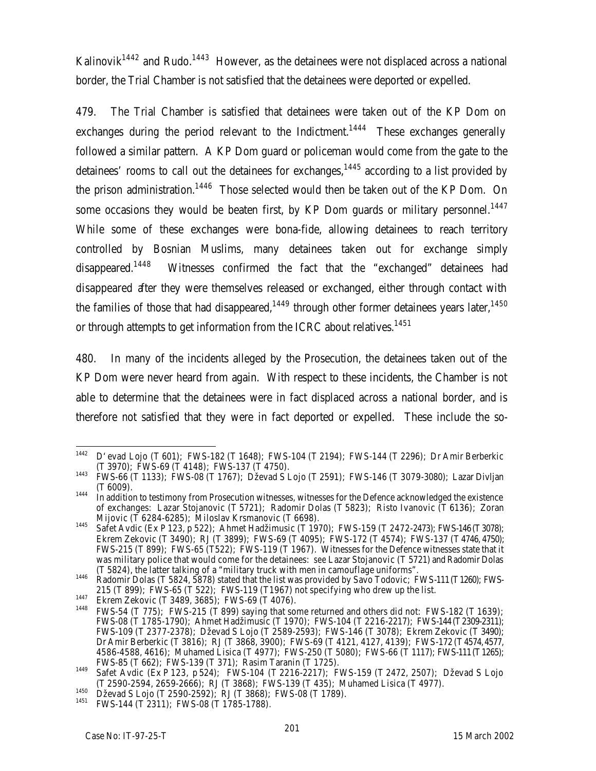Kalinovik[1442] and Rudo.[1443] However, as the detainees were not displaced across a national border, the Trial Chamber is not satisfied that the detainees were deported or expelled.

479. The Trial Chamber is satisfied that detainees were taken out of the KP Dom on exchanges during the period relevant to the Indictment.[1444] These exchanges generally followed a similar pattern. A KP Dom guard or policeman would come from the gate to the detainees' rooms to call out the detainees for exchanges,[1445] according to a list provided by the prison administration.[1446] Those selected would then be taken out of the KP Dom. On some occasions they would be beaten first, by KP Dom guards or military personnel.[1447] While some of these exchanges were bona-fide, allowing detainees to reach territory controlled by Bosnian Muslims, many detainees taken out for exchange simply disappeared.[1448] Witnesses confirmed the fact that the "exchanged" detainees had disappeared after they were themselves released or exchanged, either through contact with the families of those that had disappeared,[1449] through other former detainees years later,[1450] or through attempts to get information from the ICRC about relatives.[1451]

480. In many of the incidents alleged by the Prosecution, the detainees taken out of the KP Dom were never heard from again. With respect to these incidents, the Chamber is not able to determine that the detainees were in fact displaced across a national border, and is therefore not satisfied that they were in fact deported or expelled. These include the so-

---

[1442] D'evad Lojo (T 601); FWS-182 (T 1648); FWS-104 (T 2194); FWS-144 (T 2296); Dr Amir Berberkic (T 3970); FWS-69 (T 4148); FWS-137 (T 4750).

[1443] FWS-66 (T 1133); FWS-08 (T 1767); Dževad S Lojo (T 2591); FWS-146 (T 3079-3080); Lazar Divljan (T 6009).

[1444] In addition to testimony from Prosecution witnesses, witnesses for the Defence acknowledged the existence of exchanges: Lazar Stojanovic (T 5721); Radomir Dolas (T 5823); Risto Ivanovic (T 6136); Zoran Mijovic (T 6284-6285); Miloslav Krsmanovic (T 6698).

[1445] Safet Avdic (Ex P 123, p 522); Ahmet Hadžimusic (T 1970); FWS-159 (T 2472-2473); FWS-146 (T 3078); Ekrem Zekovic (T 3490); RJ (T 3899); FWS-69 (T 4095); FWS-172 (T 4574); FWS-137 (T 4746, 4750); FWS-215 (T 899); FWS-65 (T522); FWS-119 (T 1967). Witnesses for the Defence witnesses state that it was military police that would come for the detainees: see Lazar Stojanovic (T 5721) and Radomir Dolas (T 5824), the latter talking of a "military truck with men in camouflage uniforms".

[1446] Radomir Dolas (T 5824, 5878) stated that the list was provided by Savo Todovic; FWS-111 (T 1260); FWS-215 (T 899); FWS-65 (T 522); FWS-119 (T1967) not specifying who drew up the list.

[1447] Ekrem Zekovic (T 3489, 3685); FWS-69 (T 4076).

[1448] FWS-54 (T 775); FWS-215 (T 899) saying that some returned and others did not: FWS-182 (T 1639); FWS-08 (T 1785-1790); Ahmet Hadžimusic (T 1970); FWS-104 (T 2216-2217); FWS-144 (T 2309-2311); FWS-109 (T 2377-2378); Dževad S Lojo (T 2589-2593); FWS-146 (T 3078); Ekrem Zekovic (T 3490); Dr Amir Berberkic (T 3816); RJ (T 3868, 3900); FWS-69 (T 4121, 4127, 4139); FWS-172 (T 4574, 4577, 4586-4588, 4616); Muhamed Lisica (T 4977); FWS-250 (T 5080); FWS-66 (T 1117); FWS-111 (T 1265); FWS-85 (T 662); FWS-139 (T 371); Rasim Taranin (T 1725).

[1449] Safet Avdic (Ex P 123, p 524); FWS-104 (T 2216-2217); FWS-159 (T 2472, 2507); Dževad S Lojo (T 2590-2594, 2659-2666); RJ (T 3868); FWS-139 (T 435); Muhamed Lisica (T 4977).

[1450] Dževad S Lojo (T 2590-2592); RJ (T 3868); FWS-08 (T 1789).

[1451] FWS-144 (T 2311); FWS-08 (T 1785-1788).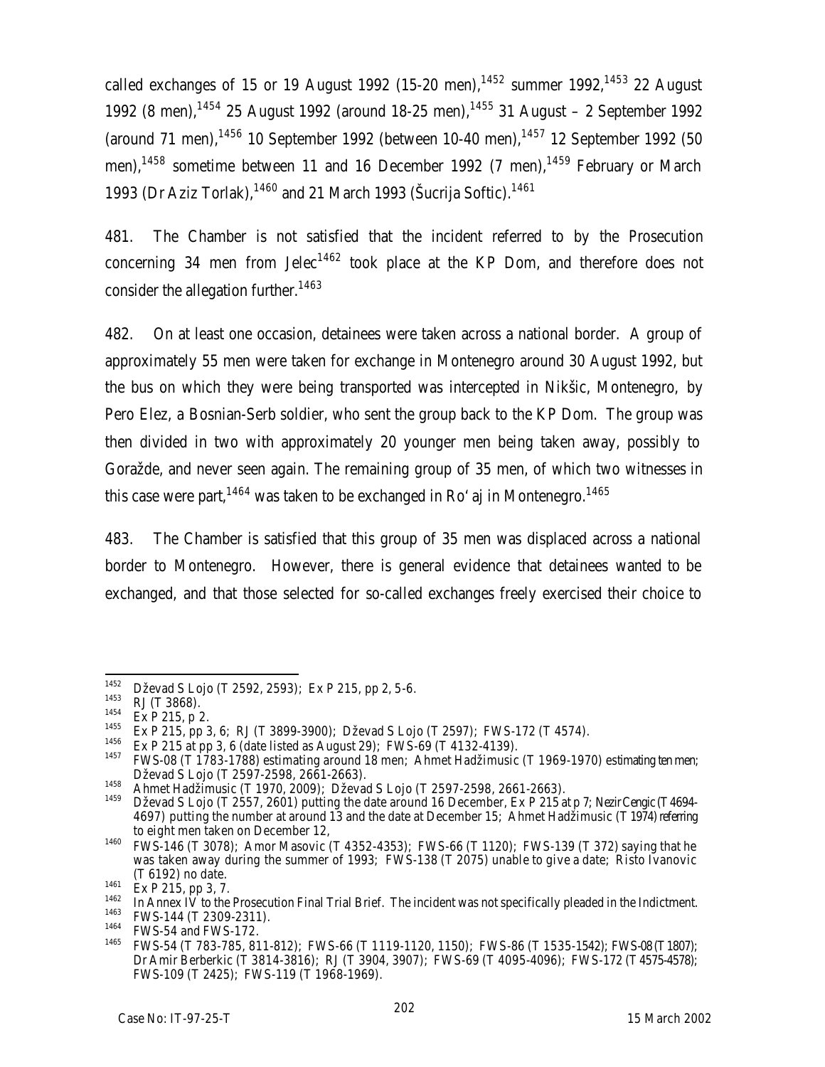called exchanges of 15 or 19 August 1992 (15-20 men),[1452] summer 1992,[1453] 22 August 1992 (8 men),[1454] 25 August 1992 (around 18-25 men),[1455] 31 August – 2 September 1992 (around 71 men),[1456] 10 September 1992 (between 10-40 men),[1457] 12 September 1992 (50 men),[1458] sometime between 11 and 16 December 1992 (7 men),[1459] February or March 1993 (Dr Aziz Torlak),[1460] and 21 March 1993 (Šucrija Softic).[1461]

481. The Chamber is not satisfied that the incident referred to by the Prosecution concerning 34 men from Jelec[1462] took place at the KP Dom, and therefore does not consider the allegation further.[1463]

482. On at least one occasion, detainees were taken across a national border. A group of approximately 55 men were taken for exchange in Montenegro around 30 August 1992, but the bus on which they were being transported was intercepted in Nikšic, Montenegro, by Pero Elez, a Bosnian-Serb soldier, who sent the group back to the KP Dom. The group was then divided in two with approximately 20 younger men being taken away, possibly to Goražde, and never seen again. The remaining group of 35 men, of which two witnesses in this case were part,[1464] was taken to be exchanged in Ro'aj in Montenegro.[1465]

483. The Chamber is satisfied that this group of 35 men was displaced across a national border to Montenegro. However, there is general evidence that detainees wanted to be exchanged, and that those selected for so-called exchanges freely exercised their choice to

---

[1452] Dževad S Lojo (T 2592, 2593); Ex P 215, pp 2, 5-6.

[1453] RJ (T 3868).

[1454] Ex P 215, p 2.

[1455] Ex P 215, pp 3, 6; RJ (T 3899-3900); Dževad S Lojo (T 2597); FWS-172 (T 4574).

[1456] Ex P 215 at pp 3, 6 (date listed as August 29); FWS-69 (T 4132-4139).

[1457] FWS-08 (T 1783-1788) estimating around 18 men; Ahmet Hadžimusic (T 1969-1970) estimating ten men; Dževad S Lojo (T 2597-2598, 2661-2663).

[1458] Ahmet Hadžimusic (T 1970, 2009); Dževad S Lojo (T 2597-2598, 2661-2663).

[1459] Dževad S Lojo (T 2557, 2601) putting the date around 16 December, Ex P 215 at p 7; Nezir Cengic (T 4694-4697) putting the number at around 13 and the date at December 15; Ahmet Hadžimusic (T 1974) referring to eight men taken on December 12,

[1460] FWS-146 (T 3078); Amor Masovic (T 4352-4353); FWS-66 (T 1120); FWS-139 (T 372) saying that he was taken away during the summer of 1993; FWS-138 (T 2075) unable to give a date; Risto Ivanovic (T 6192) no date.

[1461] Ex P 215, pp 3, 7.

[1462] In Annex IV to the Prosecution Final Trial Brief. The incident was not specifically pleaded in the Indictment.

[1463] FWS-144 (T 2309-2311).

[1464] FWS-54 and FWS-172.

[1465] FWS-54 (T 783-785, 811-812); FWS-66 (T 1119-1120, 1150); FWS-86 (T 1535-1542); FWS-08 (T 1807); Dr Amir Berberkic (T 3814-3816); RJ (T 3904, 3907); FWS-69 (T 4095-4096); FWS-172 (T 4575-4578); FWS-109 (T 2425); FWS-119 (T 1968-1969).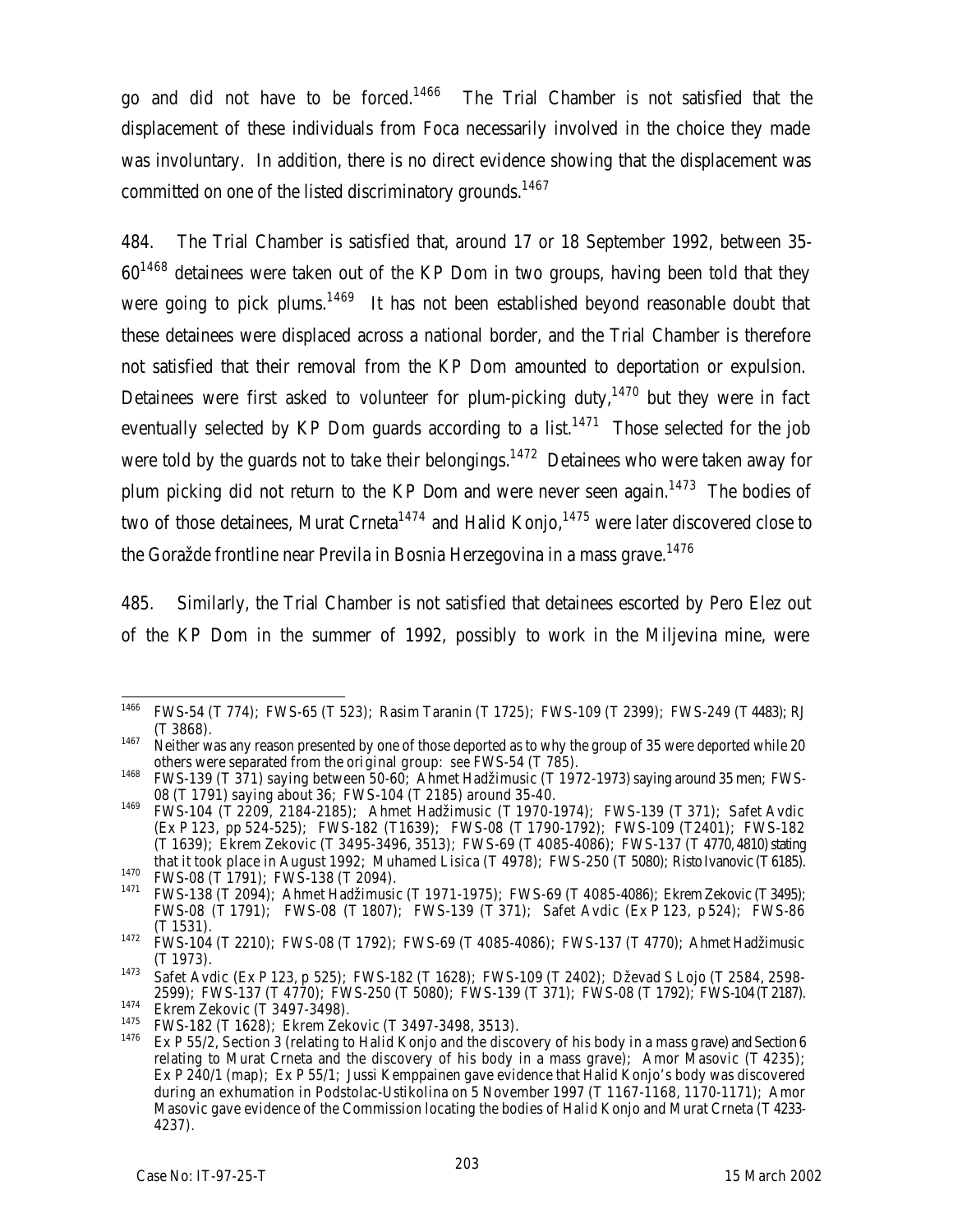go and did not have to be forced.[1466] The Trial Chamber is not satisfied that the displacement of these individuals from Foca necessarily involved in the choice they made was involuntary. In addition, there is no direct evidence showing that the displacement was committed on one of the listed discriminatory grounds.[1467]

484. The Trial Chamber is satisfied that, around 17 or 18 September 1992, between 35-60[1468] detainees were taken out of the KP Dom in two groups, having been told that they were going to pick plums.[1469] It has not been established beyond reasonable doubt that these detainees were displaced across a national border, and the Trial Chamber is therefore not satisfied that their removal from the KP Dom amounted to deportation or expulsion. Detainees were first asked to volunteer for plum-picking duty,[1470] but they were in fact eventually selected by KP Dom guards according to a list.[1471] Those selected for the job were told by the guards not to take their belongings.[1472] Detainees who were taken away for plum picking did not return to the KP Dom and were never seen again.[1473] The bodies of two of those detainees, Murat Crneta[1474] and Halid Konjo,[1475] were later discovered close to the Goražde frontline near Previla in Bosnia Herzegovina in a mass grave.[1476]

485. Similarly, the Trial Chamber is not satisfied that detainees escorted by Pero Elez out of the KP Dom in the summer of 1992, possibly to work in the Miljevina mine, were

---

[1466] FWS-54 (T 774); FWS-65 (T 523); Rasim Taranin (T 1725); FWS-109 (T 2399); FWS-249 (T 4483); RJ (T 3868).

[1467] Neither was any reason presented by one of those deported as to why the group of 35 were deported while 20 others were separated from the original group: see FWS-54 (T 785).

[1468] FWS-139 (T 371) saying between 50-60; Ahmet Hadžimusic (T 1972-1973) saying around 35 men; FWS-08 (T 1791) saying about 36; FWS-104 (T 2185) around 35-40.

[1469] FWS-104 (T 2209, 2184-2185); Ahmet Hadžimusic (T 1970-1974); FWS-139 (T 371); Safet Avdic (Ex P 123, pp 524-525); FWS-182 (T1639); FWS-08 (T 1790-1792); FWS-109 (T2401); FWS-182 (T 1639); Ekrem Zekovic (T 3495-3496, 3513); FWS-69 (T 4085-4086); FWS-137 (T 4770, 4810) stating that it took place in August 1992; Muhamed Lisica (T 4978); FWS-250 (T 5080); Risto Ivanovic (T 6185).

[1470] FWS-08 (T 1791); FWS-138 (T 2094).

[1471] FWS-138 (T 2094); Ahmet Hadžimusic (T 1971-1975); FWS-69 (T 4085-4086); Ekrem Zekovic (T 3495); FWS-08 (T 1791); FWS-08 (T 1807); FWS-139 (T 371); Safet Avdic (Ex P 123, p 524); FWS-86 (T 1531).

[1472] FWS-104 (T 2210); FWS-08 (T 1792); FWS-69 (T 4085-4086); FWS-137 (T 4770); Ahmet Hadžimusic (T 1973).

[1473] Safet Avdic (Ex P 123, p 525); FWS-182 (T 1628); FWS-109 (T 2402); Dževad S Lojo (T 2584, 2598-2599); FWS-137 (T 4770); FWS-250 (T 5080); FWS-139 (T 371); FWS-08 (T 1792); FWS-104 (T 2187).

[1474] Ekrem Zekovic (T 3497-3498).

[1475] FWS-182 (T 1628); Ekrem Zekovic (T 3497-3498, 3513).

[1476] Ex P 55/2, Section 3 (relating to Halid Konjo and the discovery of his body in a mass grave) and Section 6 relating to Murat Crneta and the discovery of his body in a mass grave); Amor Masovic (T 4235); Ex P 240/1 (map); Ex P 55/1; Jussi Kemppainen gave evidence that Halid Konjo's body was discovered during an exhumation in Podstolac-Ustikolina on 5 November 1997 (T 1167-1168, 1170-1171); Amor Masovic gave evidence of the Commission locating the bodies of Halid Konjo and Murat Crneta (T 4233-4237).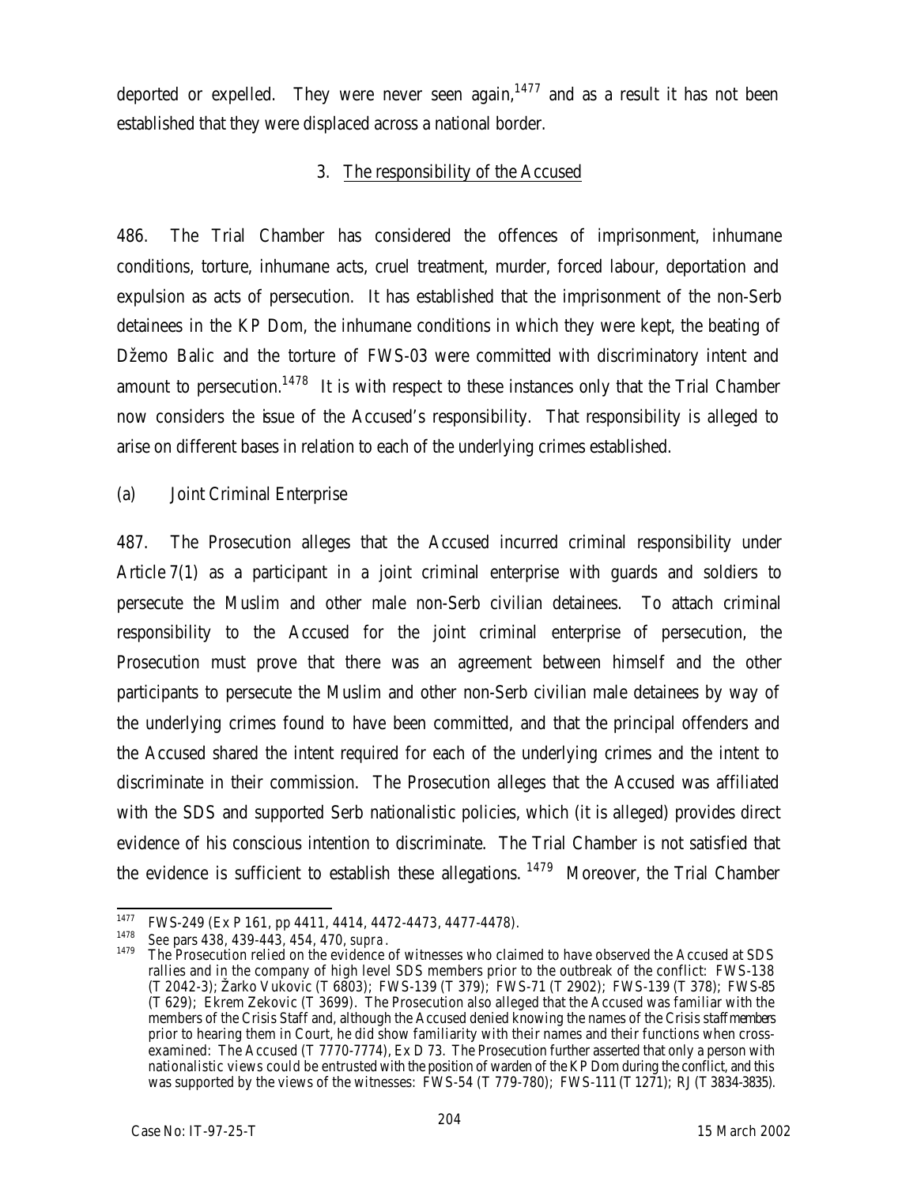deported or expelled. They were never seen again,[1477] and as a result it has not been established that they were displaced across a national border.

### 3. The responsibility of the Accused

486. The Trial Chamber has considered the offences of imprisonment, inhumane conditions, torture, inhumane acts, cruel treatment, murder, forced labour, deportation and expulsion as acts of persecution. It has established that the imprisonment of the non-Serb detainees in the KP Dom, the inhumane conditions in which they were kept, the beating of Džemo Balic and the torture of FWS-03 were committed with discriminatory intent and amount to persecution.[1478] It is with respect to these instances only that the Trial Chamber now considers the issue of the Accused's responsibility. That responsibility is alleged to arise on different bases in relation to each of the underlying crimes established.

#### (a) Joint Criminal Enterprise

487. The Prosecution alleges that the Accused incurred criminal responsibility under Article 7(1) as a participant in a joint criminal enterprise with guards and soldiers to persecute the Muslim and other male non-Serb civilian detainees. To attach criminal responsibility to the Accused for the joint criminal enterprise of persecution, the Prosecution must prove that there was an agreement between himself and the other participants to persecute the Muslim and other non-Serb civilian male detainees by way of the underlying crimes found to have been committed, and that the principal offenders and the Accused shared the intent required for each of the underlying crimes and the intent to discriminate in their commission. The Prosecution alleges that the Accused was affiliated with the SDS and supported Serb nationalistic policies, which (it is alleged) provides direct evidence of his conscious intention to discriminate. The Trial Chamber is not satisfied that the evidence is sufficient to establish these allegations.[1479] Moreover, the Trial Chamber

---

[1477] FWS-249 (Ex P 161, pp 4411, 4414, 4472-4473, 4477-4478).

[1478] See pars 438, 439-443, 454, 470, *supra*.

[1479] The Prosecution relied on the evidence of witnesses who claimed to have observed the Accused at SDS rallies and in the company of high level SDS members prior to the outbreak of the conflict: FWS-138 (T 2042-3); Žarko Vukovic (T 6803); FWS-139 (T 379); FWS-71 (T 2902); FWS-139 (T 378); FWS-85 (T 629); Ekrem Zekovic (T 3699). The Prosecution also alleged that the Accused was familiar with the members of the Crisis Staff and, although the Accused denied knowing the names of the Crisis staff members prior to hearing them in Court, he did show familiarity with their names and their functions when cross-examined: The Accused (T 7770-7774), Ex D 73. The Prosecution further asserted that only a person with nationalistic views could be entrusted with the position of warden of the KP Dom during the conflict, and this was supported by the views of the witnesses: FWS-54 (T 779-780); FWS-111 (T 1271); RJ (T 3834-3835).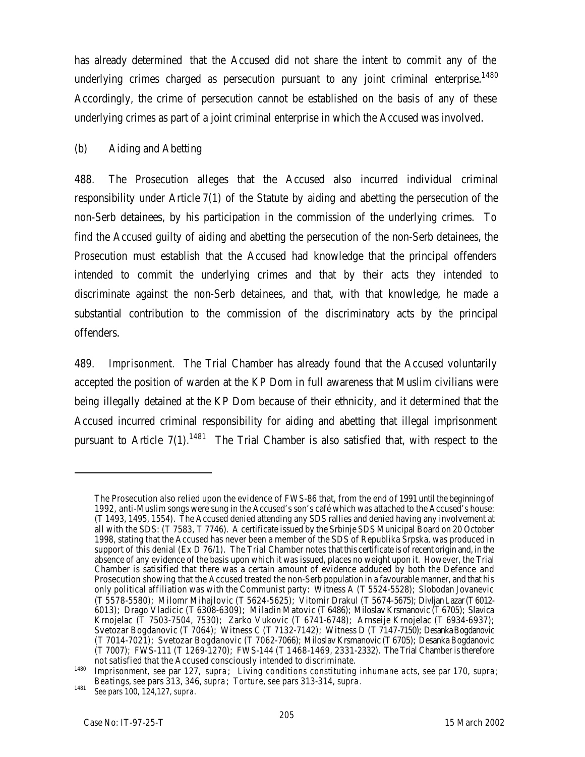has already determined that the Accused did not share the intent to commit any of the underlying crimes charged as persecution pursuant to any joint criminal enterprise.[1480] Accordingly, the crime of persecution cannot be established on the basis of any of these underlying crimes as part of a joint criminal enterprise in which the Accused was involved.

(b) Aiding and Abetting

488. The Prosecution alleges that the Accused also incurred individual criminal responsibility under Article 7(1) of the Statute by aiding and abetting the persecution of the non-Serb detainees, by his participation in the commission of the underlying crimes. To find the Accused guilty of aiding and abetting the persecution of the non-Serb detainees, the Prosecution must establish that the Accused had knowledge that the principal offenders intended to commit the underlying crimes and that by their acts they intended to discriminate against the non-Serb detainees, and that, with that knowledge, he made a substantial contribution to the commission of the discriminatory acts by the principal offenders.

489. *Imprisonment*. The Trial Chamber has already found that the Accused voluntarily accepted the position of warden at the KP Dom in full awareness that Muslim civilians were being illegally detained at the KP Dom because of their ethnicity, and it determined that the Accused incurred criminal responsibility for aiding and abetting that illegal imprisonment pursuant to Article 7(1).[1481] The Trial Chamber is also satisfied that, with respect to the

---

The Prosecution also relied upon the evidence of FWS-86 that, from the end of 1991 until the beginning of 1992, anti-Muslim songs were sung in the Accused's son's café which was attached to the Accused's house: (T 1493, 1495, 1554). The Accused denied attending any SDS rallies and denied having any involvement at all with the SDS: (T 7583, T 7746). A certificate issued by the Srbinje SDS Municipal Board on 20 October 1998, stating that the Accused has never been a member of the SDS of Republika Srpska, was produced in support of this denial (Ex D 76/1). The Trial Chamber notes that this certificate is of recent origin and, in the absence of any evidence of the basis upon which it was issued, places no weight upon it. However, the Trial Chamber is satisified that there was a certain amount of evidence adduced by both the Defence and Prosecution showing that the Accused treated the non-Serb population in a favourable manner, and that his only political affiliation was with the Communist party: Witness A (T 5524-5528); Slobodan Jovanevic (T 5578-5580); Milomr Mihajlovic (T 5624-5625); Vitomir Drakul (T 5674-5675); Divljan Lazar (T 6012-6013); Drago Vladicic (T 6308-6309); Miladin Matovic (T 6486); Miloslav Krsmanovic (T 6705); Slavica Krnojelac (T 7503-7504, 7530); Zarko Vukovic (T 6741-6748); Arnseije Krnojelac (T 6934-6937); Svetozar Bogdanovic (T 7064); Witness C (T 7132-7142); Witness D (T 7147-7150); Desanka Bogdanovic (T 7014-7021); Svetozar Bogdanovic (T 7062-7066); Miloslav Krsmanovic (T 6705); Desanka Bogdanovic (T 7007); FWS-111 (T 1269-1270); FWS-144 (T 1468-1469, 2331-2332). The Trial Chamber is therefore not satisfied that the Accused consciously intended to discriminate.

[1480] *Imprisonment*, see par 127, *supra*; *Living conditions constituting inhumane acts*, see par 170, *supra*; *Beatings*, see pars 313, 346, *supra*; *Torture*, see pars 313-314, *supra*.

[1481] See pars 100, 124,127, *supra*.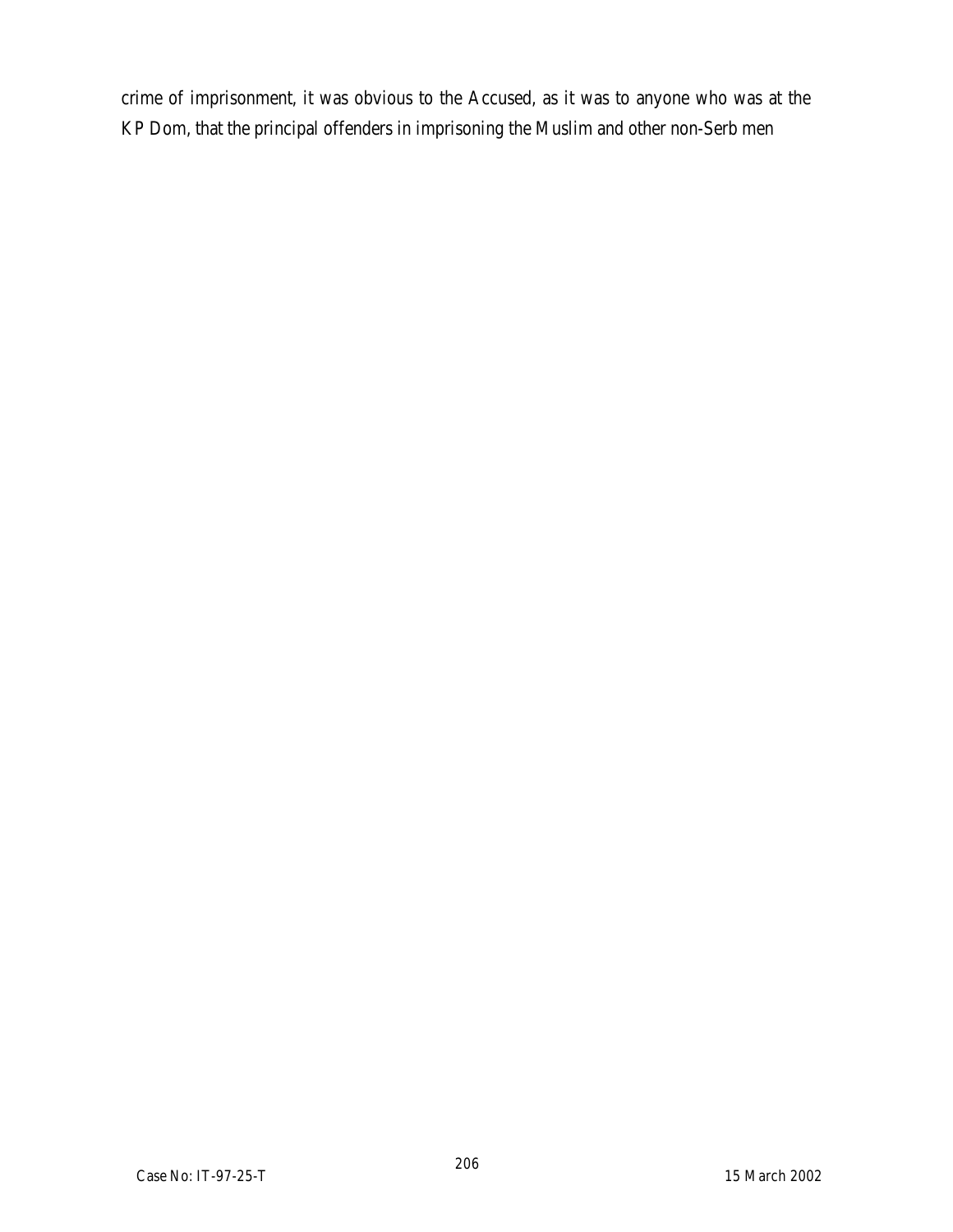crime of imprisonment, it was obvious to the Accused, as it was to anyone who was at the KP Dom, that the principal offenders in imprisoning the Muslim and other non-Serb men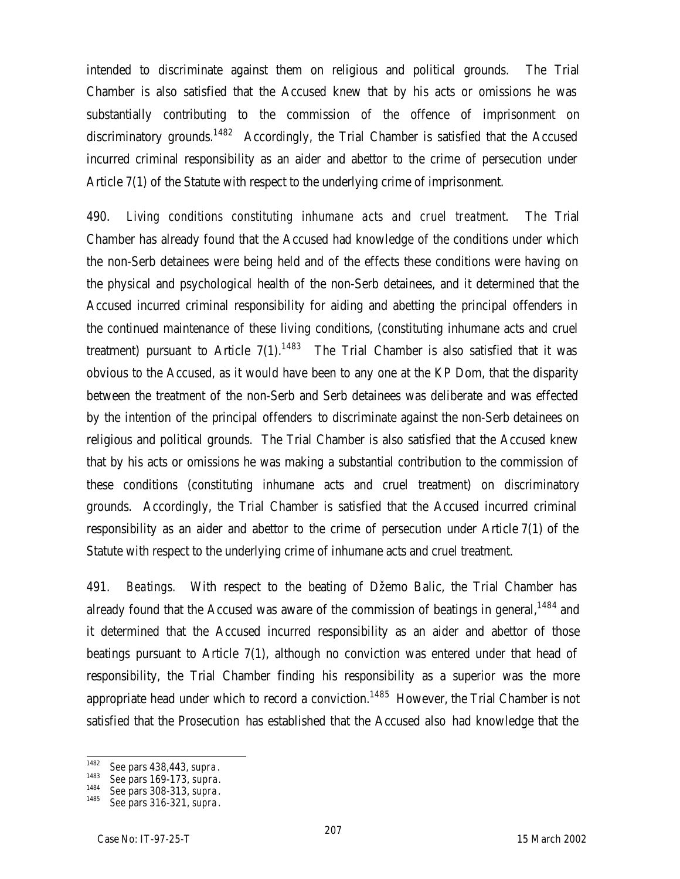intended to discriminate against them on religious and political grounds. The Trial Chamber is also satisfied that the Accused knew that by his acts or omissions he was substantially contributing to the commission of the offence of imprisonment on discriminatory grounds.[1482] Accordingly, the Trial Chamber is satisfied that the Accused incurred criminal responsibility as an aider and abettor to the crime of persecution under Article 7(1) of the Statute with respect to the underlying crime of imprisonment.

490. *Living conditions constituting inhumane acts and cruel treatment.* The Trial Chamber has already found that the Accused had knowledge of the conditions under which the non-Serb detainees were being held and of the effects these conditions were having on the physical and psychological health of the non-Serb detainees, and it determined that the Accused incurred criminal responsibility for aiding and abetting the principal offenders in the continued maintenance of these living conditions, (constituting inhumane acts and cruel treatment) pursuant to Article 7(1).[1483] The Trial Chamber is also satisfied that it was obvious to the Accused, as it would have been to any one at the KP Dom, that the disparity between the treatment of the non-Serb and Serb detainees was deliberate and was effected by the intention of the principal offenders to discriminate against the non-Serb detainees on religious and political grounds. The Trial Chamber is also satisfied that the Accused knew that by his acts or omissions he was making a substantial contribution to the commission of these conditions (constituting inhumane acts and cruel treatment) on discriminatory grounds. Accordingly, the Trial Chamber is satisfied that the Accused incurred criminal responsibility as an aider and abettor to the crime of persecution under Article 7(1) of the Statute with respect to the underlying crime of inhumane acts and cruel treatment.

491. *Beatings.* With respect to the beating of Džemo Balic, the Trial Chamber has already found that the Accused was aware of the commission of beatings in general,[1484] and it determined that the Accused incurred responsibility as an aider and abettor of those beatings pursuant to Article 7(1), although no conviction was entered under that head of responsibility, the Trial Chamber finding his responsibility as a superior was the more appropriate head under which to record a conviction.[1485] However, the Trial Chamber is not satisfied that the Prosecution has established that the Accused also had knowledge that the

---

[1482] See pars 438,443, *supra*.
[1483] See pars 169-173, *supra*.
[1484] See pars 308-313, *supra*.
[1485] See pars 316-321, *supra*.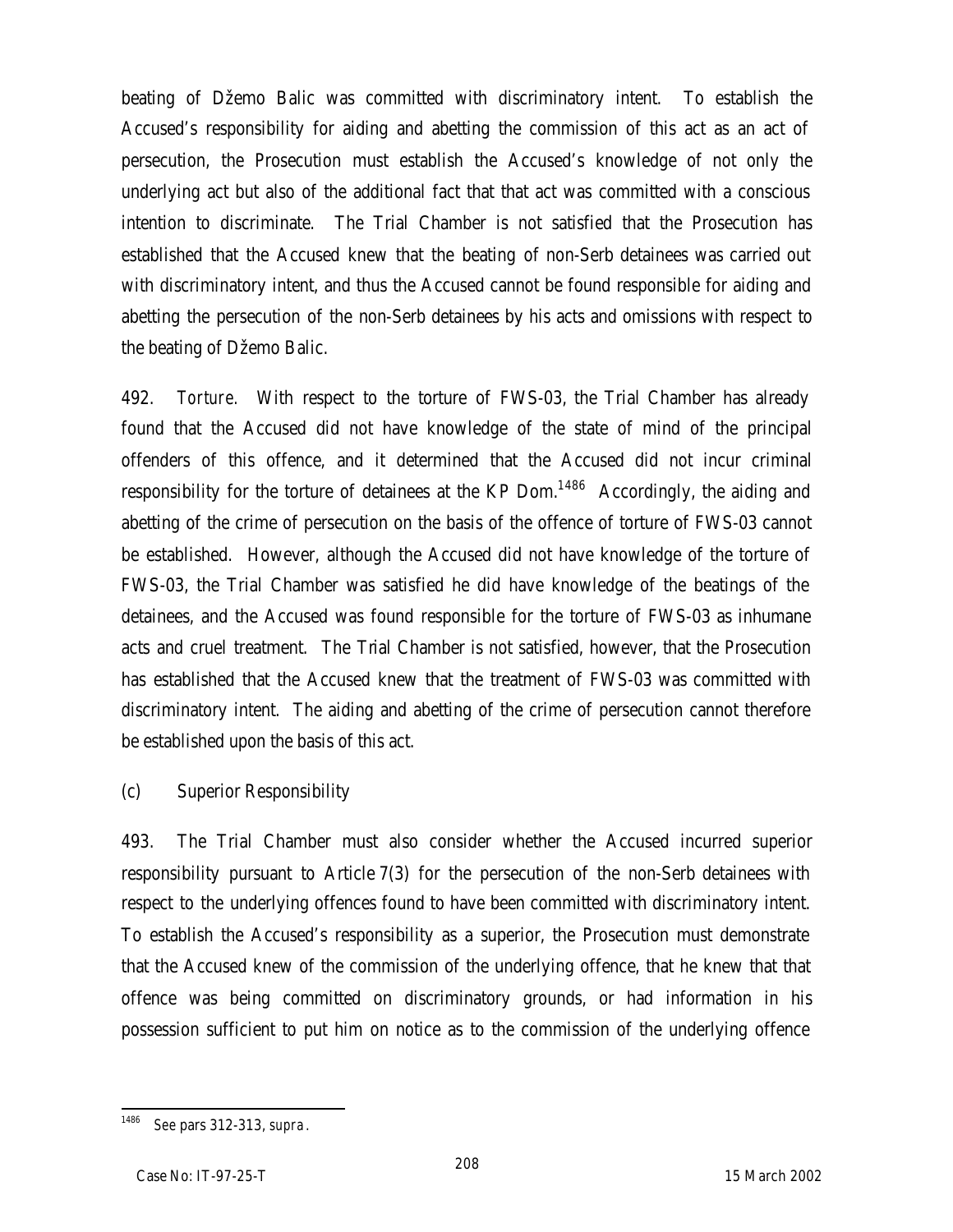beating of Džemo Balic was committed with discriminatory intent. To establish the Accused's responsibility for aiding and abetting the commission of this act as an act of persecution, the Prosecution must establish the Accused's knowledge of not only the underlying act but also of the additional fact that that act was committed with a conscious intention to discriminate. The Trial Chamber is not satisfied that the Prosecution has established that the Accused knew that the beating of non-Serb detainees was carried out with discriminatory intent, and thus the Accused cannot be found responsible for aiding and abetting the persecution of the non-Serb detainees by his acts and omissions with respect to the beating of Džemo Balic.

492. *Torture*. With respect to the torture of FWS-03, the Trial Chamber has already found that the Accused did not have knowledge of the state of mind of the principal offenders of this offence, and it determined that the Accused did not incur criminal responsibility for the torture of detainees at the KP Dom.[1486] Accordingly, the aiding and abetting of the crime of persecution on the basis of the offence of torture of FWS-03 cannot be established. However, although the Accused did not have knowledge of the torture of FWS-03, the Trial Chamber was satisfied he did have knowledge of the beatings of the detainees, and the Accused was found responsible for the torture of FWS-03 as inhumane acts and cruel treatment. The Trial Chamber is not satisfied, however, that the Prosecution has established that the Accused knew that the treatment of FWS-03 was committed with discriminatory intent. The aiding and abetting of the crime of persecution cannot therefore be established upon the basis of this act.

(c) Superior Responsibility

493. The Trial Chamber must also consider whether the Accused incurred superior responsibility pursuant to Article 7(3) for the persecution of the non-Serb detainees with respect to the underlying offences found to have been committed with discriminatory intent. To establish the Accused's responsibility as a superior, the Prosecution must demonstrate that the Accused knew of the commission of the underlying offence, that he knew that that offence was being committed on discriminatory grounds, or had information in his possession sufficient to put him on notice as to the commission of the underlying offence

---

[1486] See pars 312-313, *supra*.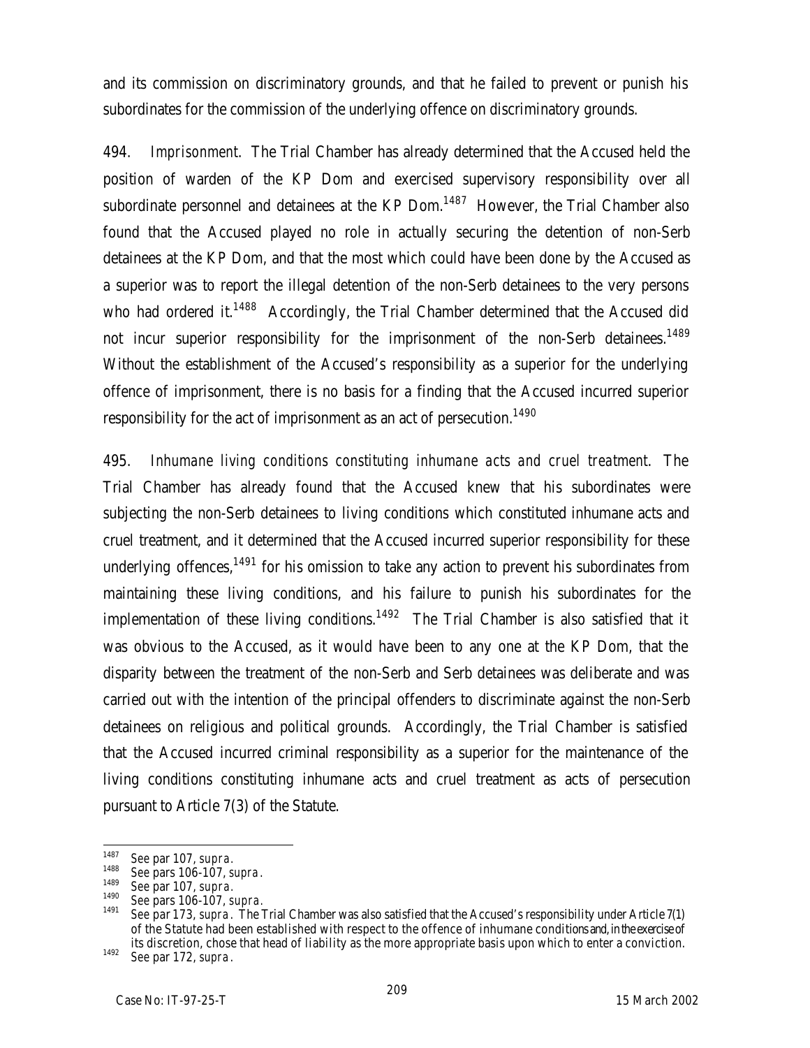and its commission on discriminatory grounds, and that he failed to prevent or punish his subordinates for the commission of the underlying offence on discriminatory grounds.

494. *Imprisonment*. The Trial Chamber has already determined that the Accused held the position of warden of the KP Dom and exercised supervisory responsibility over all subordinate personnel and detainees at the KP Dom.[1487] However, the Trial Chamber also found that the Accused played no role in actually securing the detention of non-Serb detainees at the KP Dom, and that the most which could have been done by the Accused as a superior was to report the illegal detention of the non-Serb detainees to the very persons who had ordered it.[1488] Accordingly, the Trial Chamber determined that the Accused did not incur superior responsibility for the imprisonment of the non-Serb detainees.[1489] Without the establishment of the Accused's responsibility as a superior for the underlying offence of imprisonment, there is no basis for a finding that the Accused incurred superior responsibility for the act of imprisonment as an act of persecution.[1490]

495. *Inhumane living conditions constituting inhumane acts and cruel treatment*. The Trial Chamber has already found that the Accused knew that his subordinates were subjecting the non-Serb detainees to living conditions which constituted inhumane acts and cruel treatment, and it determined that the Accused incurred superior responsibility for these underlying offences,[1491] for his omission to take any action to prevent his subordinates from maintaining these living conditions, and his failure to punish his subordinates for the implementation of these living conditions.[1492] The Trial Chamber is also satisfied that it was obvious to the Accused, as it would have been to any one at the KP Dom, that the disparity between the treatment of the non-Serb and Serb detainees was deliberate and was carried out with the intention of the principal offenders to discriminate against the non-Serb detainees on religious and political grounds. Accordingly, the Trial Chamber is satisfied that the Accused incurred criminal responsibility as a superior for the maintenance of the living conditions constituting inhumane acts and cruel treatment as acts of persecution pursuant to Article 7(3) of the Statute.

---

[1487] See par 107, *supra*.

[1488] See pars 106-107, *supra*.

[1489] See par 107, *supra*.

[1490] See pars 106-107, *supra*.

[1491] See par 173, *supra*. The Trial Chamber was also satisfied that the Accused's responsibility under Article 7(1) of the Statute had been established with respect to the offence of inhumane conditions and, in the exercise of its discretion, chose that head of liability as the more appropriate basis upon which to enter a conviction.

[1492] See par 172, *supra*.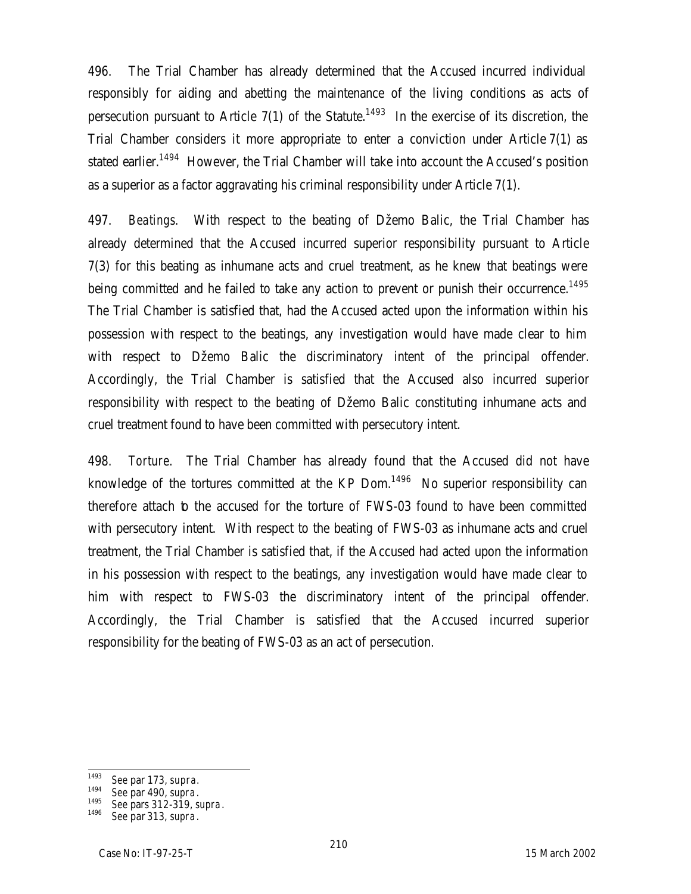496. The Trial Chamber has already determined that the Accused incurred individual responsibly for aiding and abetting the maintenance of the living conditions as acts of persecution pursuant to Article 7(1) of the Statute.[1493] In the exercise of its discretion, the Trial Chamber considers it more appropriate to enter a conviction under Article 7(1) as stated earlier.[1494] However, the Trial Chamber will take into account the Accused's position as a superior as a factor aggravating his criminal responsibility under Article 7(1).

497. *Beatings*. With respect to the beating of Džemo Balic, the Trial Chamber has already determined that the Accused incurred superior responsibility pursuant to Article 7(3) for this beating as inhumane acts and cruel treatment, as he knew that beatings were being committed and he failed to take any action to prevent or punish their occurrence.[1495] The Trial Chamber is satisfied that, had the Accused acted upon the information within his possession with respect to the beatings, any investigation would have made clear to him with respect to Džemo Balic the discriminatory intent of the principal offender. Accordingly, the Trial Chamber is satisfied that the Accused also incurred superior responsibility with respect to the beating of Džemo Balic constituting inhumane acts and cruel treatment found to have been committed with persecutory intent.

498. *Torture*. The Trial Chamber has already found that the Accused did not have knowledge of the tortures committed at the KP Dom.[1496] No superior responsibility can therefore attach to the accused for the torture of FWS-03 found to have been committed with persecutory intent. With respect to the beating of FWS-03 as inhumane acts and cruel treatment, the Trial Chamber is satisfied that, if the Accused had acted upon the information in his possession with respect to the beatings, any investigation would have made clear to him with respect to FWS-03 the discriminatory intent of the principal offender. Accordingly, the Trial Chamber is satisfied that the Accused incurred superior responsibility for the beating of FWS-03 as an act of persecution.

---

[1493] See par 173, *supra*.
[1494] See par 490, *supra*.
[1495] See pars 312-319, *supra*.
[1496] See par 313, *supra*.

Case No: IT-97-25-T 15 March 2002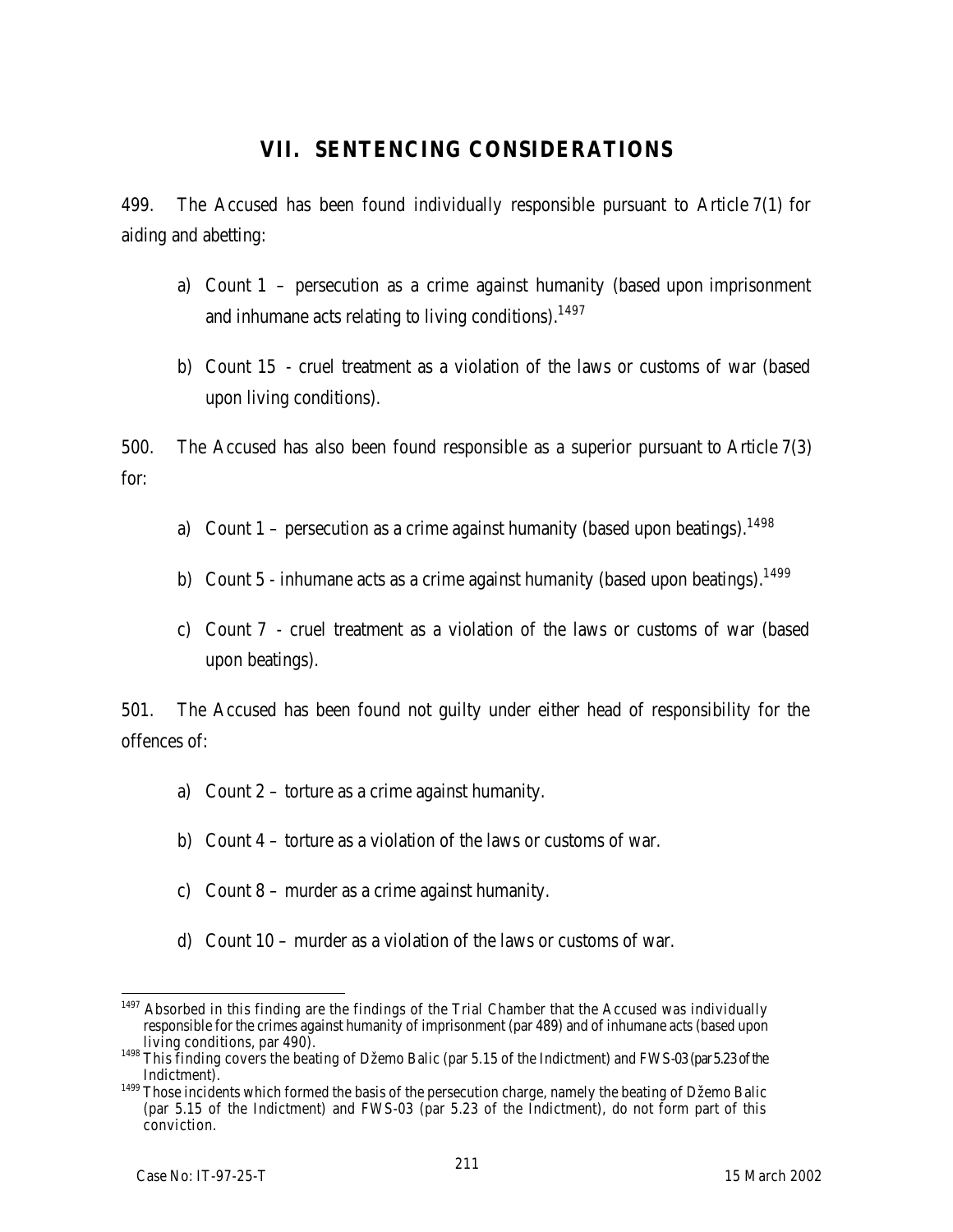## VII. SENTENCING CONSIDERATIONS

499. The Accused has been found individually responsible pursuant to Article 7(1) for aiding and abetting:

a) Count 1 – persecution as a crime against humanity (based upon imprisonment and inhumane acts relating to living conditions).[1497]

b) Count 15 - cruel treatment as a violation of the laws or customs of war (based upon living conditions).

500. The Accused has also been found responsible as a superior pursuant to Article 7(3) for:

a) Count 1 – persecution as a crime against humanity (based upon beatings).[1498]

b) Count 5 - inhumane acts as a crime against humanity (based upon beatings).[1499]

c) Count 7 - cruel treatment as a violation of the laws or customs of war (based upon beatings).

501. The Accused has been found not guilty under either head of responsibility for the offences of:

a) Count 2 – torture as a crime against humanity.

b) Count 4 – torture as a violation of the laws or customs of war.

c) Count 8 – murder as a crime against humanity.

d) Count 10 – murder as a violation of the laws or customs of war.

---

[1497] Absorbed in this finding are the findings of the Trial Chamber that the Accused was individually responsible for the crimes against humanity of imprisonment (par 489) and of inhumane acts (based upon living conditions, par 490).

[1498] This finding covers the beating of Džemo Balic (par 5.15 of the Indictment) and FWS-03 (par 5.23 of the Indictment).

[1499] Those incidents which formed the basis of the persecution charge, namely the beating of Džemo Balic (par 5.15 of the Indictment) and FWS-03 (par 5.23 of the Indictment), do not form part of this conviction.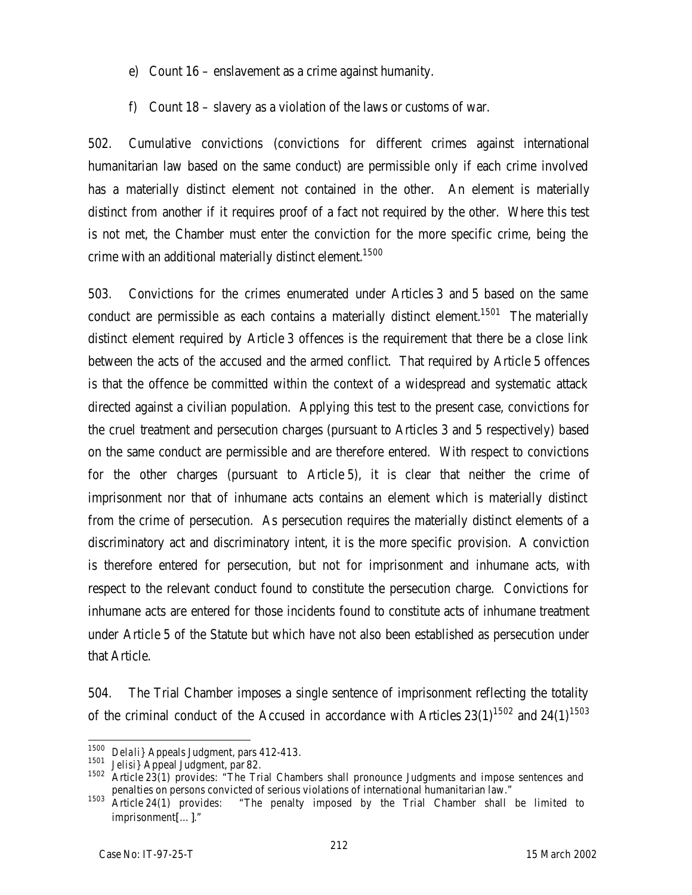e) Count 16 – enslavement as a crime against humanity.

f) Count 18 – slavery as a violation of the laws or customs of war.

502. Cumulative convictions (convictions for different crimes against international humanitarian law based on the same conduct) are permissible only if each crime involved has a materially distinct element not contained in the other. An element is materially distinct from another if it requires proof of a fact not required by the other. Where this test is not met, the Chamber must enter the conviction for the more specific crime, being the crime with an additional materially distinct element.[1500]

503. Convictions for the crimes enumerated under Articles 3 and 5 based on the same conduct are permissible as each contains a materially distinct element.[1501] The materially distinct element required by Article 3 offences is the requirement that there be a close link between the acts of the accused and the armed conflict. That required by Article 5 offences is that the offence be committed within the context of a widespread and systematic attack directed against a civilian population. Applying this test to the present case, convictions for the cruel treatment and persecution charges (pursuant to Articles 3 and 5 respectively) based on the same conduct are permissible and are therefore entered. With respect to convictions for the other charges (pursuant to Article 5), it is clear that neither the crime of imprisonment nor that of inhumane acts contains an element which is materially distinct from the crime of persecution. As persecution requires the materially distinct elements of a discriminatory act and discriminatory intent, it is the more specific provision. A conviction is therefore entered for persecution, but not for imprisonment and inhumane acts, with respect to the relevant conduct found to constitute the persecution charge. Convictions for inhumane acts are entered for those incidents found to constitute acts of inhumane treatment under Article 5 of the Statute but which have not also been established as persecution under that Article.

504. The Trial Chamber imposes a single sentence of imprisonment reflecting the totality of the criminal conduct of the Accused in accordance with Articles 23(1)[1502] and 24(1)[1503]

---

[1500] *Delali}* Appeals Judgment, pars 412-413.

[1501] *Jelisi}* Appeal Judgment, par 82.

[1502] Article 23(1) provides: "The Trial Chambers shall pronounce Judgments and impose sentences and penalties on persons convicted of serious violations of international humanitarian law."

[1503] Article 24(1) provides: "The penalty imposed by the Trial Chamber shall be limited to imprisonment[…]."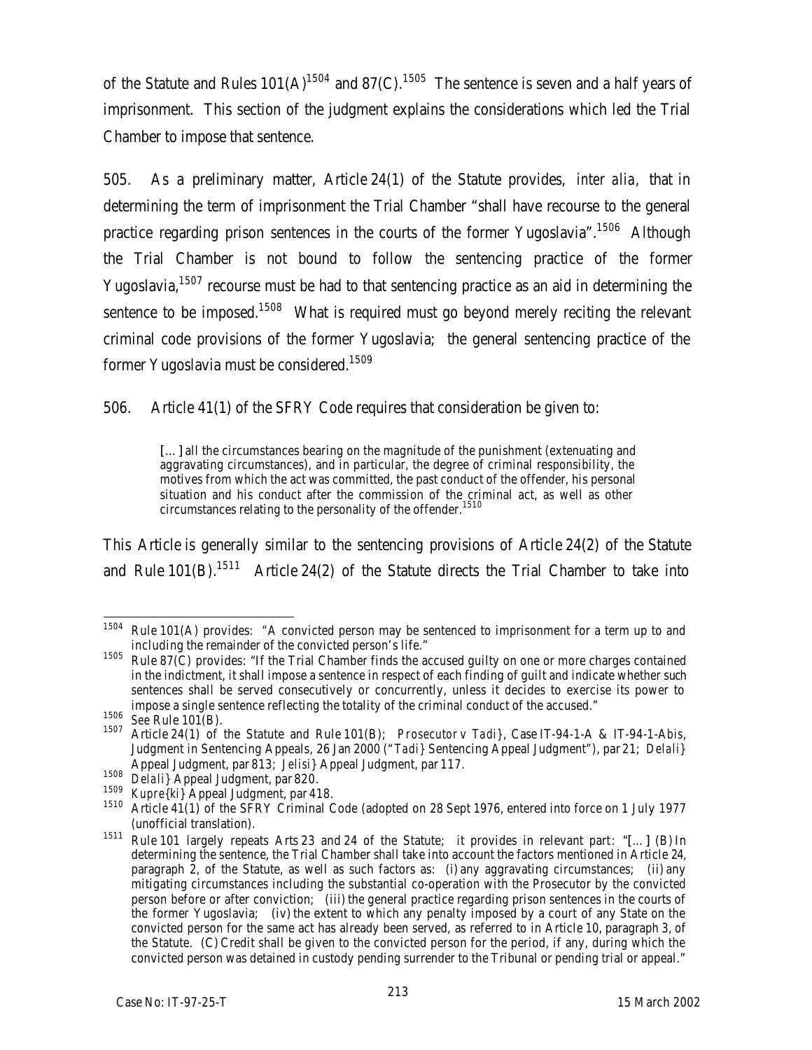of the Statute and Rules 101(A)[1504] and 87(C).[1505] The sentence is seven and a half years of imprisonment. This section of the judgment explains the considerations which led the Trial Chamber to impose that sentence.

505. As a preliminary matter, Article 24(1) of the Statute provides, *inter alia*, that in determining the term of imprisonment the Trial Chamber "shall have recourse to the general practice regarding prison sentences in the courts of the former Yugoslavia".[1506] Although the Trial Chamber is not bound to follow the sentencing practice of the former Yugoslavia,[1507] recourse must be had to that sentencing practice as an aid in determining the sentence to be imposed.[1508] What is required must go beyond merely reciting the relevant criminal code provisions of the former Yugoslavia; the general sentencing practice of the former Yugoslavia must be considered.[1509]

506. Article 41(1) of the SFRY Code requires that consideration be given to:

> [...] all the circumstances bearing on the magnitude of the punishment (extenuating and aggravating circumstances), and in particular, the degree of criminal responsibility, the motives from which the act was committed, the past conduct of the offender, his personal situation and his conduct after the commission of the criminal act, as well as other circumstances relating to the personality of the offender.[1510]

This Article is generally similar to the sentencing provisions of Article 24(2) of the Statute and Rule 101(B).[1511] Article 24(2) of the Statute directs the Trial Chamber to take into

---

[1504] Rule 101(A) provides: "A convicted person may be sentenced to imprisonment for a term up to and including the remainder of the convicted person's life."

[1505] Rule 87(C) provides: "If the Trial Chamber finds the accused guilty on one or more charges contained in the indictment, it shall impose a sentence in respect of each finding of guilt and indicate whether such sentences shall be served consecutively or concurrently, unless it decides to exercise its power to impose a single sentence reflecting the totality of the criminal conduct of the accused."

[1506] *See* Rule 101(B).

[1507] Article 24(1) of the Statute and Rule 101(B); *Prosecutor v Tadi}*, Case IT-94-1-A & IT-94-1-A*bis*, Judgment in Sentencing Appeals, 26 Jan 2000 ("*Tadi}* Sentencing Appeal Judgment"), par 21; *Delali}* Appeal Judgment, par 813; *Jelisi}* Appeal Judgment, par 117.

[1508] *Delali}* Appeal Judgment, par 820.

[1509] *Kupre{ki}* Appeal Judgment, par 418.

[1510] Article 41(1) of the SFRY Criminal Code (adopted on 28 Sept 1976, entered into force on 1 July 1977 (unofficial translation).

[1511] Rule 101 largely repeats Arts 23 and 24 of the Statute; it provides in relevant part: "[...] (B) In determining the sentence, the Trial Chamber shall take into account the factors mentioned in Article 24, paragraph 2, of the Statute, as well as such factors as: (i) any aggravating circumstances; (ii) any mitigating circumstances including the substantial co-operation with the Prosecutor by the convicted person before or after conviction; (iii) the general practice regarding prison sentences in the courts of the former Yugoslavia; (iv) the extent to which any penalty imposed by a court of any State on the convicted person for the same act has already been served, as referred to in Article 10, paragraph 3, of the Statute. (C) Credit shall be given to the convicted person for the period, if any, during which the convicted person was detained in custody pending surrender to the Tribunal or pending trial or appeal."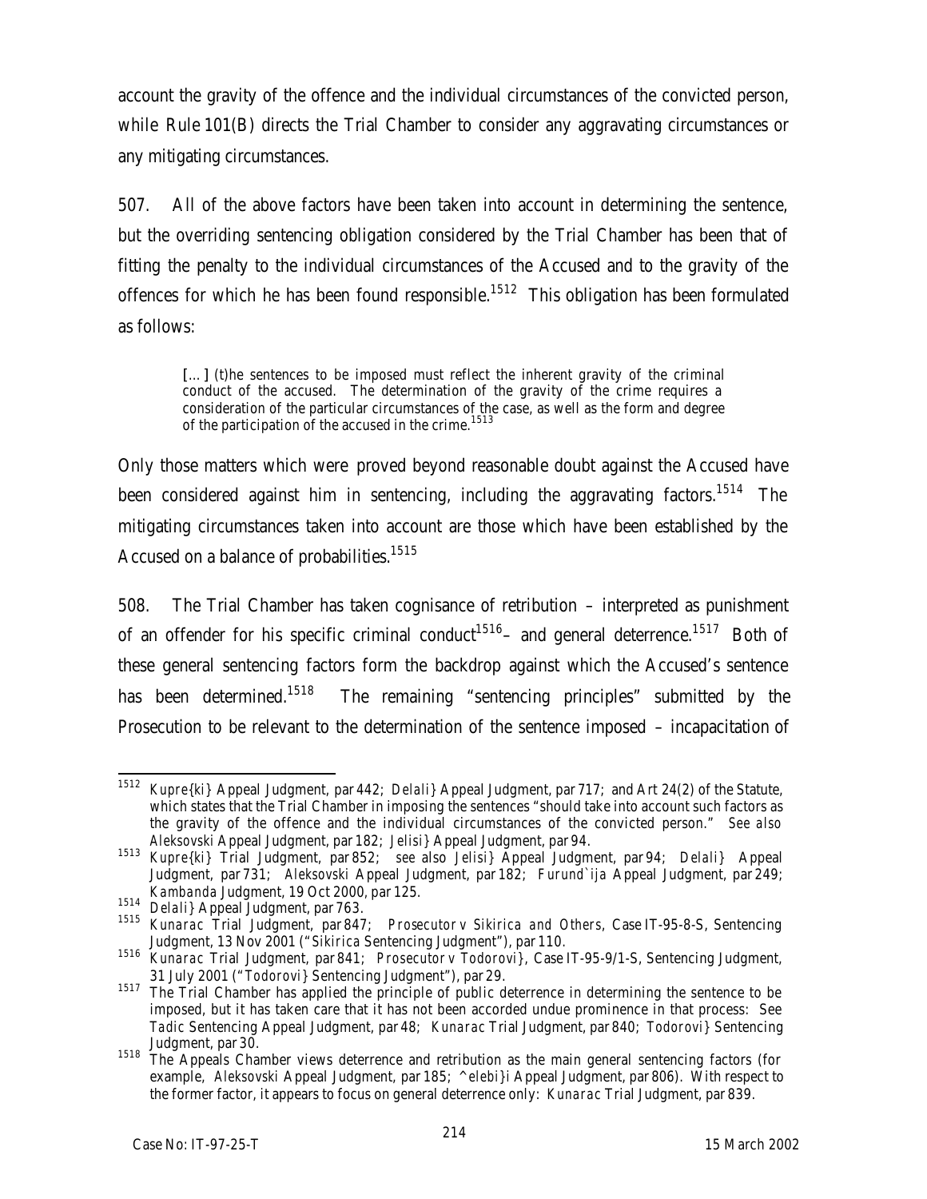account the gravity of the offence and the individual circumstances of the convicted person, while Rule 101(B) directs the Trial Chamber to consider any aggravating circumstances or any mitigating circumstances.

507. All of the above factors have been taken into account in determining the sentence, but the overriding sentencing obligation considered by the Trial Chamber has been that of fitting the penalty to the individual circumstances of the Accused and to the gravity of the offences for which he has been found responsible.[1512] This obligation has been formulated as follows:

> [...] (t)he sentences to be imposed must reflect the inherent gravity of the criminal conduct of the accused. The determination of the gravity of the crime requires a consideration of the particular circumstances of the case, as well as the form and degree of the participation of the accused in the crime.[1513]

Only those matters which were proved beyond reasonable doubt against the Accused have been considered against him in sentencing, including the aggravating factors.[1514] The mitigating circumstances taken into account are those which have been established by the Accused on a balance of probabilities.[1515]

508. The Trial Chamber has taken cognisance of retribution – interpreted as punishment of an offender for his specific criminal conduct[1516]– and general deterrence.[1517] Both of these general sentencing factors form the backdrop against which the Accused's sentence has been determined.[1518] The remaining "sentencing principles" submitted by the Prosecution to be relevant to the determination of the sentence imposed – incapacitation of

---

[1512] *Kupre{ki}* Appeal Judgment, par 442; *Delali}* Appeal Judgment, par 717; and Art 24(2) of the Statute, which states that the Trial Chamber in imposing the sentences "should take into account such factors as the gravity of the offence and the individual circumstances of the convicted person." *See also Aleksovski* Appeal Judgment, par 182; *Jelisi}* Appeal Judgment, par 94.

[1513] *Kupre{ki}* Trial Judgment, par 852; *see also Jelisi}* Appeal Judgment, par 94; *Delali}* Appeal Judgment, par 731; *Aleksovski* Appeal Judgment, par 182; *Furund`ija* Appeal Judgment, par 249; *Kambanda* Judgment, 19 Oct 2000, par 125.

[1514] *Delali}* Appeal Judgment, par 763.

[1515] *Kunarac* Trial Judgment, par 847; *Prosecutor v Sikirica and Others*, Case IT-95-8-S, Sentencing Judgment, 13 Nov 2001 ("*Sikirica* Sentencing Judgment"), par 110.

[1516] *Kunarac* Trial Judgment, par 841; *Prosecutor v Todorovi}*, Case IT-95-9/1-S, Sentencing Judgment, 31 July 2001 ("*Todorovi}* Sentencing Judgment"), par 29.

[1517] The Trial Chamber has applied the principle of public deterrence in determining the sentence to be imposed, but it has taken care that it has not been accorded undue prominence in that process: See *Tadic* Sentencing Appeal Judgment, par 48; *Kunarac* Trial Judgment, par 840; *Todorovi}* Sentencing Judgment, par 30.

[1518] The Appeals Chamber views deterrence and retribution as the main general sentencing factors (for example, *Aleksovski* Appeal Judgment, par 185; *^elebi}i* Appeal Judgment, par 806). With respect to the former factor, it appears to focus on general deterrence only: *Kunarac* Trial Judgment, par 839.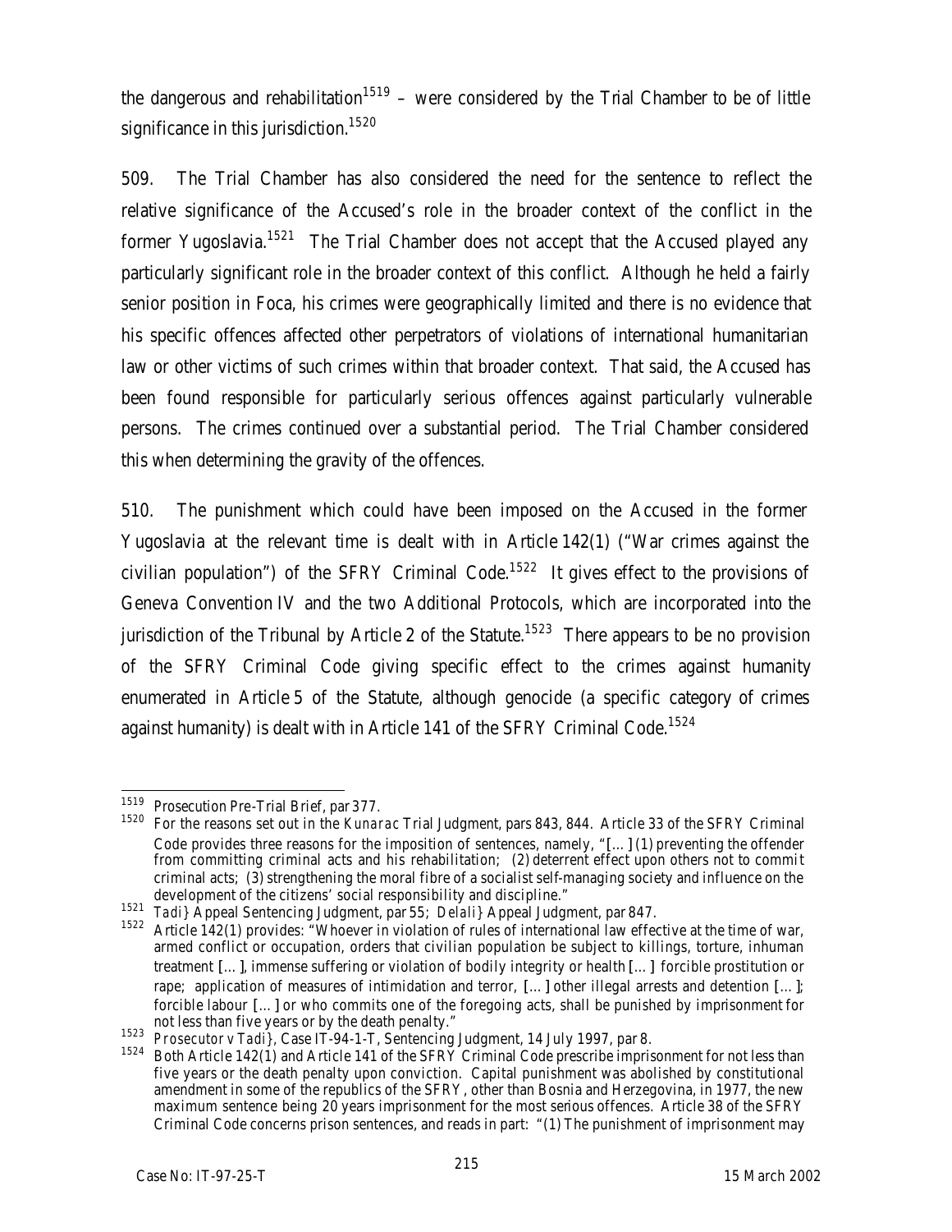the dangerous and rehabilitation[1519] – were considered by the Trial Chamber to be of little significance in this jurisdiction.[1520]

509. The Trial Chamber has also considered the need for the sentence to reflect the relative significance of the Accused's role in the broader context of the conflict in the former Yugoslavia.[1521] The Trial Chamber does not accept that the Accused played any particularly significant role in the broader context of this conflict. Although he held a fairly senior position in Foca, his crimes were geographically limited and there is no evidence that his specific offences affected other perpetrators of violations of international humanitarian law or other victims of such crimes within that broader context. That said, the Accused has been found responsible for particularly serious offences against particularly vulnerable persons. The crimes continued over a substantial period. The Trial Chamber considered this when determining the gravity of the offences.

510. The punishment which could have been imposed on the Accused in the former Yugoslavia at the relevant time is dealt with in Article 142(1) ("War crimes against the civilian population") of the SFRY Criminal Code.[1522] It gives effect to the provisions of Geneva Convention IV and the two Additional Protocols, which are incorporated into the jurisdiction of the Tribunal by Article 2 of the Statute.[1523] There appears to be no provision of the SFRY Criminal Code giving specific effect to the crimes against humanity enumerated in Article 5 of the Statute, although genocide (a specific category of crimes against humanity) is dealt with in Article 141 of the SFRY Criminal Code.[1524]

---

[1519] Prosecution Pre-Trial Brief, par 377.

[1520] For the reasons set out in the *Kunarac* Trial Judgment, pars 843, 844. Article 33 of the SFRY Criminal Code provides three reasons for the imposition of sentences, namely, "[…] (1) preventing the offender from committing criminal acts and his rehabilitation; (2) deterrent effect upon others not to commit criminal acts; (3) strengthening the moral fibre of a socialist self-managing society and influence on the development of the citizens' social responsibility and discipline."

[1521] *Tadi}* Appeal Sentencing Judgment, par 55; *Delali}* Appeal Judgment, par 847.

[1522] Article 142(1) provides: "Whoever in violation of rules of international law effective at the time of war, armed conflict or occupation, orders that civilian population be subject to killings, torture, inhuman treatment […], immense suffering or violation of bodily integrity or health […] forcible prostitution or rape; application of measures of intimidation and terror, […] other illegal arrests and detention […]; forcible labour […] or who commits one of the foregoing acts, shall be punished by imprisonment for not less than five years or by the death penalty."

[1523] *Prosecutor v Tadi}*, Case IT-94-1-T, Sentencing Judgment, 14 July 1997, par 8.

[1524] Both Article 142(1) and Article 141 of the SFRY Criminal Code prescribe imprisonment for not less than five years or the death penalty upon conviction. Capital punishment was abolished by constitutional amendment in some of the republics of the SFRY, other than Bosnia and Herzegovina, in 1977, the new maximum sentence being 20 years imprisonment for the most serious offences. Article 38 of the SFRY Criminal Code concerns prison sentences, and reads in part: "(1) The punishment of imprisonment may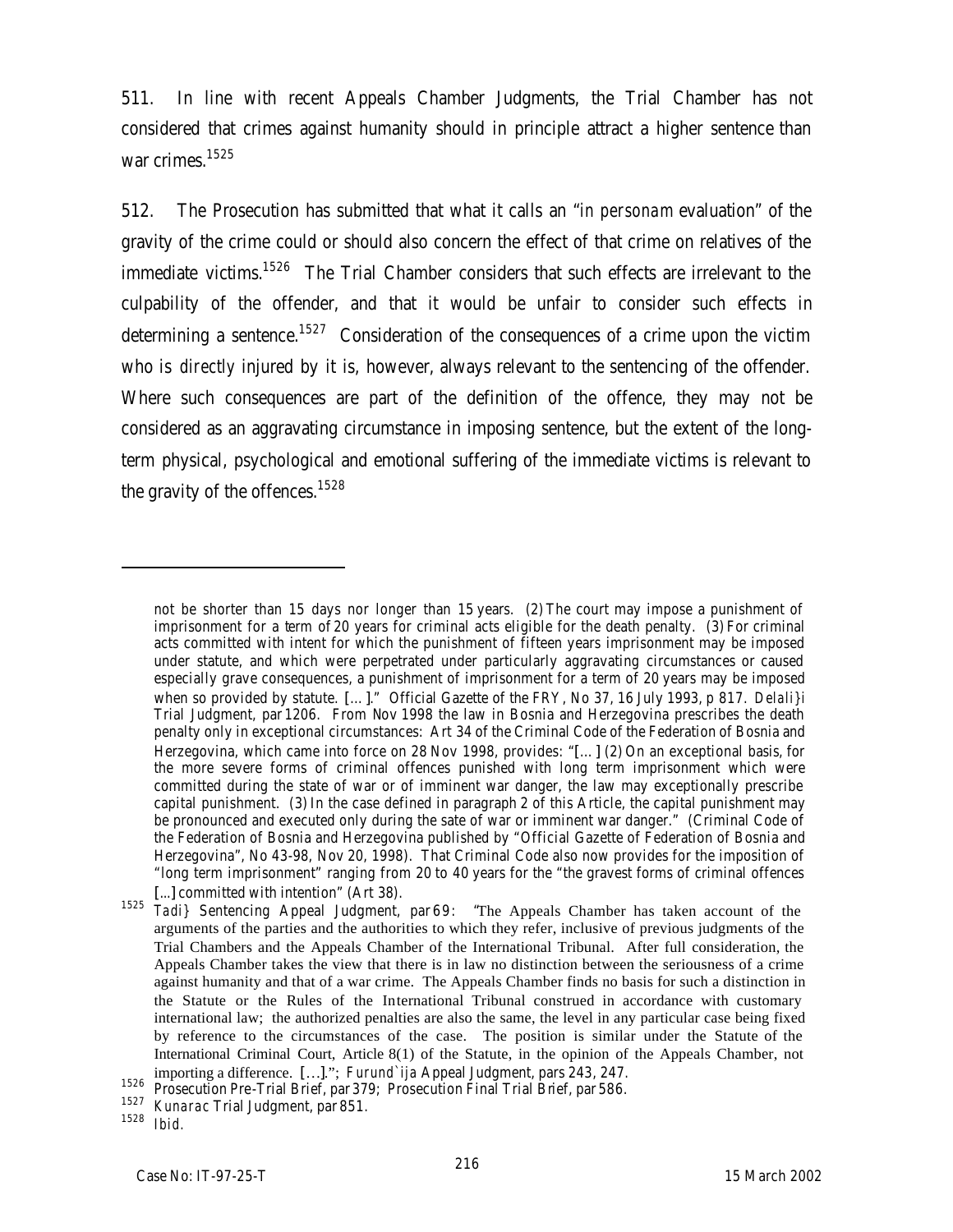511. In line with recent Appeals Chamber Judgments, the Trial Chamber has not considered that crimes against humanity should in principle attract a higher sentence than war crimes.[1525]

512. The Prosecution has submitted that what it calls an "*in personam* evaluation" of the gravity of the crime could or should also concern the effect of that crime on relatives of the immediate victims.[1526] The Trial Chamber considers that such effects are irrelevant to the culpability of the offender, and that it would be unfair to consider such effects in determining a sentence.[1527] Consideration of the consequences of a crime upon the victim who is *directly* injured by it is, however, always relevant to the sentencing of the offender. Where such consequences are part of the definition of the offence, they may not be considered as an aggravating circumstance in imposing sentence, but the extent of the long-term physical, psychological and emotional suffering of the immediate victims is relevant to the gravity of the offences.[1528]

---

not be shorter than 15 days nor longer than 15 years. (2) The court may impose a punishment of imprisonment for a term of 20 years for criminal acts eligible for the death penalty. (3) For criminal acts committed with intent for which the punishment of fifteen years imprisonment may be imposed under statute, and which were perpetrated under particularly aggravating circumstances or caused especially grave consequences, a punishment of imprisonment for a term of 20 years may be imposed when so provided by statute. [...]." Official Gazette of the FRY, No 37, 16 July 1993, p 817. *Delali}i* Trial Judgment, par 1206. From Nov 1998 the law in Bosnia and Herzegovina prescribes the death penalty only in exceptional circumstances: Art 34 of the Criminal Code of the Federation of Bosnia and Herzegovina, which came into force on 28 Nov 1998, provides: "[...] (2) On an exceptional basis, for the more severe forms of criminal offences punished with long term imprisonment which were committed during the state of war or of imminent war danger, the law may exceptionally prescribe capital punishment. (3) In the case defined in paragraph 2 of this Article, the capital punishment may be pronounced and executed only during the sate of war or imminent war danger." (Criminal Code of the Federation of Bosnia and Herzegovina published by "Official Gazette of Federation of Bosnia and Herzegovina", No 43-98, Nov 20, 1998). That Criminal Code also now provides for the imposition of "long term imprisonment" ranging from 20 to 40 years for the "the gravest forms of criminal offences [...] committed with intention" (Art 38).

[1525] *Tadi}* Sentencing Appeal Judgment, par 69: "The Appeals Chamber has taken account of the arguments of the parties and the authorities to which they refer, inclusive of previous judgments of the Trial Chambers and the Appeals Chamber of the International Tribunal. After full consideration, the Appeals Chamber takes the view that there is in law no distinction between the seriousness of a crime against humanity and that of a war crime. The Appeals Chamber finds no basis for such a distinction in the Statute or the Rules of the International Tribunal construed in accordance with customary international law; the authorized penalties are also the same, the level in any particular case being fixed by reference to the circumstances of the case. The position is similar under the Statute of the International Criminal Court, Article 8(1) of the Statute, in the opinion of the Appeals Chamber, not importing a difference. [...]."; *Furund`ija* Appeal Judgment, pars 243, 247.

[1526] Prosecution Pre-Trial Brief, par 379; Prosecution Final Trial Brief, par 586.

[1527] *Kunarac* Trial Judgment, par 851.

[1528] *Ibid.*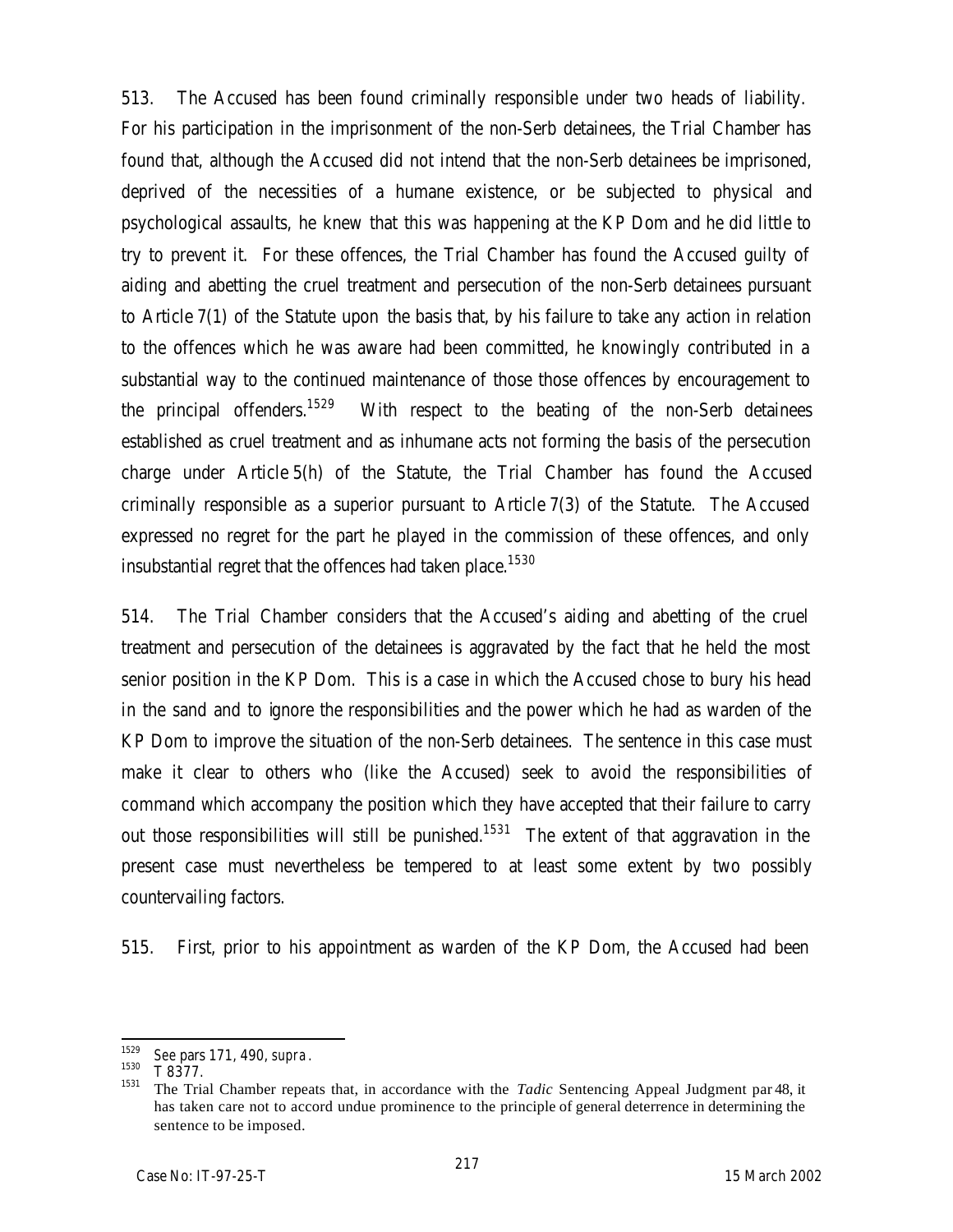513. The Accused has been found criminally responsible under two heads of liability. For his participation in the imprisonment of the non-Serb detainees, the Trial Chamber has found that, although the Accused did not intend that the non-Serb detainees be imprisoned, deprived of the necessities of a humane existence, or be subjected to physical and psychological assaults, he knew that this was happening at the KP Dom and he did little to try to prevent it. For these offences, the Trial Chamber has found the Accused guilty of aiding and abetting the cruel treatment and persecution of the non-Serb detainees pursuant to Article 7(1) of the Statute upon the basis that, by his failure to take any action in relation to the offences which he was aware had been committed, he knowingly contributed in a substantial way to the continued maintenance of those those offences by encouragement to the principal offenders.[1529] With respect to the beating of the non-Serb detainees established as cruel treatment and as inhumane acts not forming the basis of the persecution charge under Article 5(h) of the Statute, the Trial Chamber has found the Accused criminally responsible as a superior pursuant to Article 7(3) of the Statute. The Accused expressed no regret for the part he played in the commission of these offences, and only insubstantial regret that the offences had taken place.[1530]

514. The Trial Chamber considers that the Accused's aiding and abetting of the cruel treatment and persecution of the detainees is aggravated by the fact that he held the most senior position in the KP Dom. This is a case in which the Accused chose to bury his head in the sand and to ignore the responsibilities and the power which he had as warden of the KP Dom to improve the situation of the non-Serb detainees. The sentence in this case must make it clear to others who (like the Accused) seek to avoid the responsibilities of command which accompany the position which they have accepted that their failure to carry out those responsibilities will still be punished.[1531] The extent of that aggravation in the present case must nevertheless be tempered to at least some extent by two possibly countervailing factors.

515. First, prior to his appointment as warden of the KP Dom, the Accused had been

---

[1529] See pars 171, 490, *supra*.

[1530] T 8377.

[1531] The Trial Chamber repeats that, in accordance with the *Tadic* Sentencing Appeal Judgment par 48, it has taken care not to accord undue prominence to the principle of general deterrence in determining the sentence to be imposed.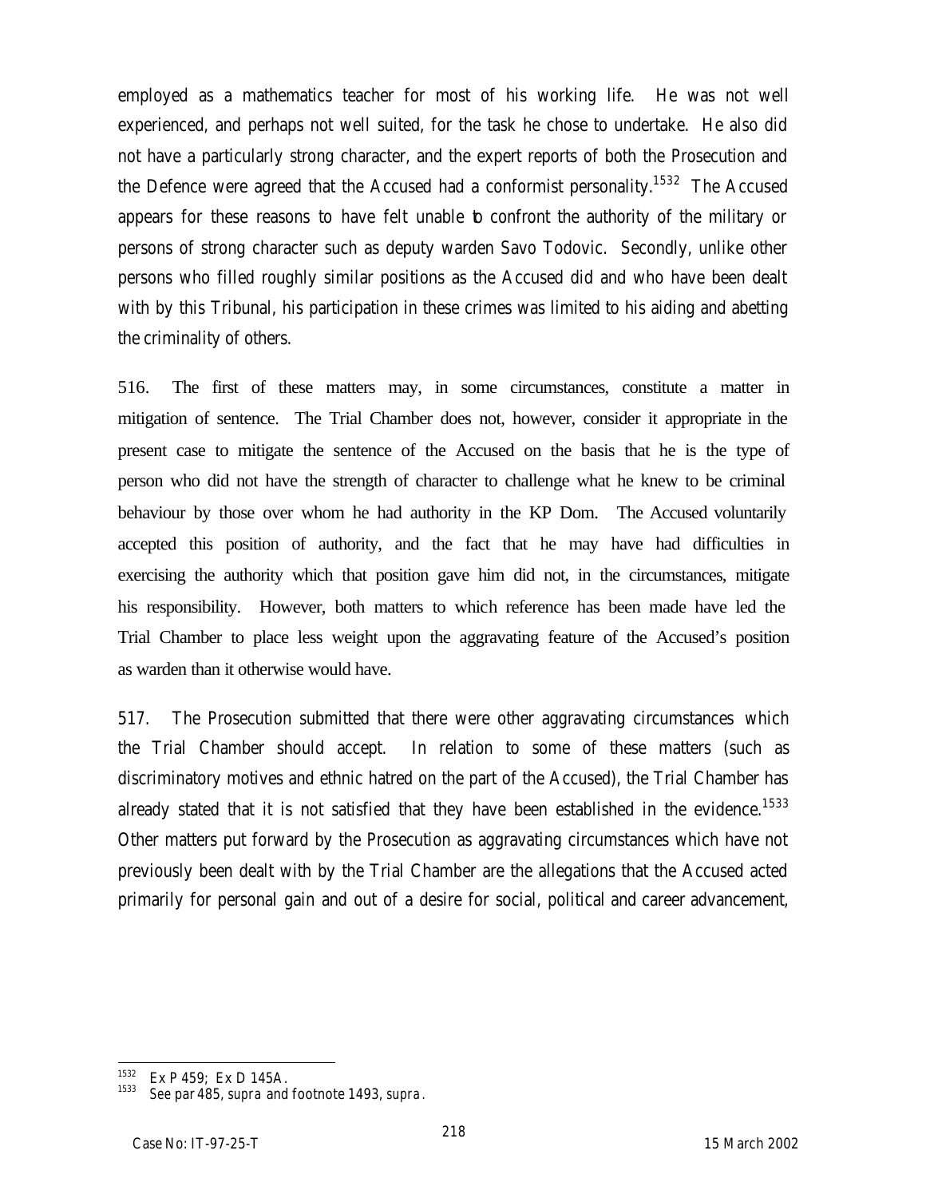employed as a mathematics teacher for most of his working life. He was not well experienced, and perhaps not well suited, for the task he chose to undertake. He also did not have a particularly strong character, and the expert reports of both the Prosecution and the Defence were agreed that the Accused had a conformist personality.[1532] The Accused appears for these reasons to have felt unable to confront the authority of the military or persons of strong character such as deputy warden Savo Todovic. Secondly, unlike other persons who filled roughly similar positions as the Accused did and who have been dealt with by this Tribunal, his participation in these crimes was limited to his aiding and abetting the criminality of others.

516. The first of these matters may, in some circumstances, constitute a matter in mitigation of sentence. The Trial Chamber does not, however, consider it appropriate in the present case to mitigate the sentence of the Accused on the basis that he is the type of person who did not have the strength of character to challenge what he knew to be criminal behaviour by those over whom he had authority in the KP Dom. The Accused voluntarily accepted this position of authority, and the fact that he may have had difficulties in exercising the authority which that position gave him did not, in the circumstances, mitigate his responsibility. However, both matters to which reference has been made have led the Trial Chamber to place less weight upon the aggravating feature of the Accused's position as warden than it otherwise would have.

517. The Prosecution submitted that there were other aggravating circumstances which the Trial Chamber should accept. In relation to some of these matters (such as discriminatory motives and ethnic hatred on the part of the Accused), the Trial Chamber has already stated that it is not satisfied that they have been established in the evidence.[1533] Other matters put forward by the Prosecution as aggravating circumstances which have not previously been dealt with by the Trial Chamber are the allegations that the Accused acted primarily for personal gain and out of a desire for social, political and career advancement,

---

[1532] Ex P 459; Ex D 145A.

[1533] See par 485, *supra* and footnote 1493, *supra*.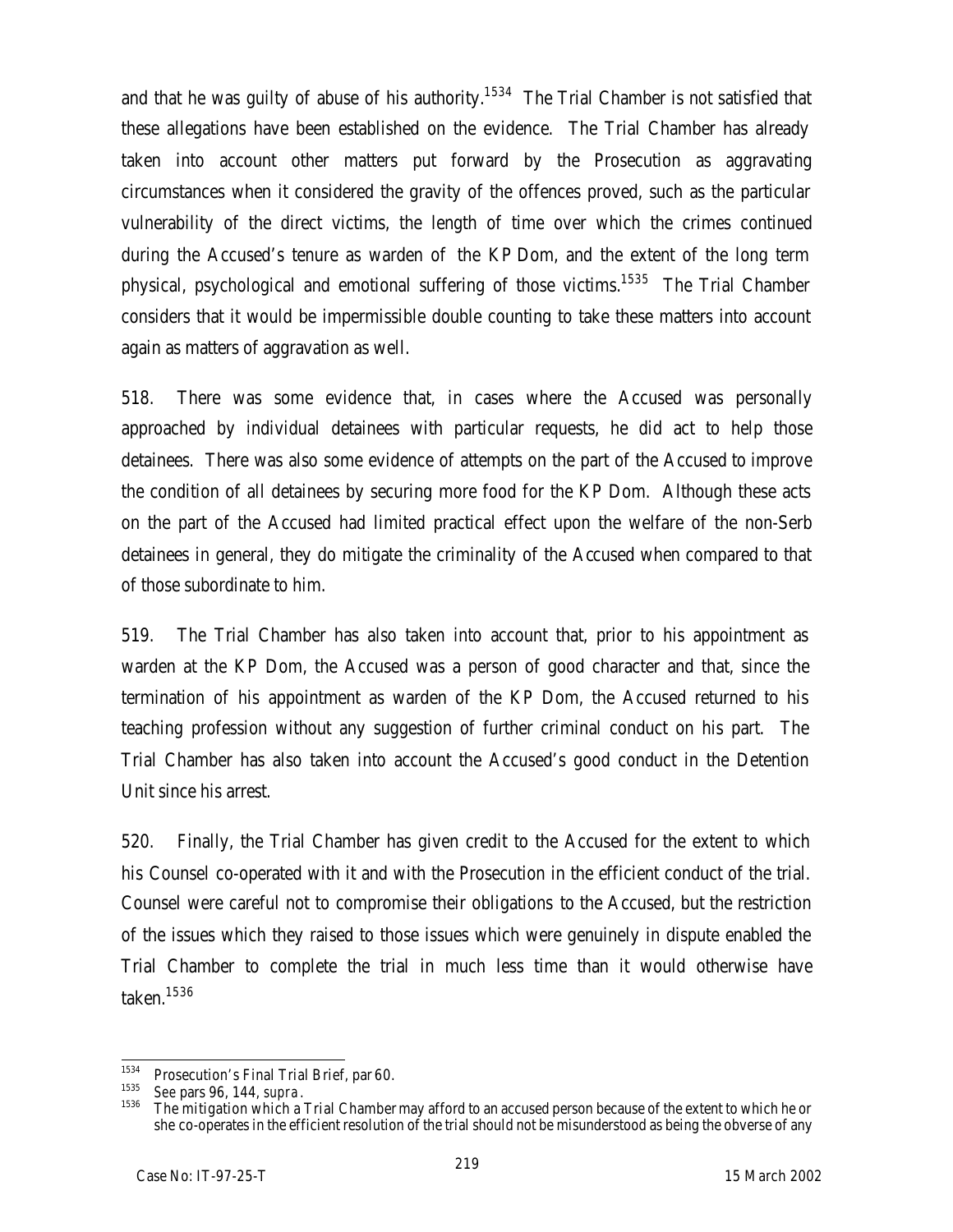and that he was guilty of abuse of his authority.[1534] The Trial Chamber is not satisfied that these allegations have been established on the evidence. The Trial Chamber has already taken into account other matters put forward by the Prosecution as aggravating circumstances when it considered the gravity of the offences proved, such as the particular vulnerability of the direct victims, the length of time over which the crimes continued during the Accused's tenure as warden of the KP Dom, and the extent of the long term physical, psychological and emotional suffering of those victims.[1535] The Trial Chamber considers that it would be impermissible double counting to take these matters into account again as matters of aggravation as well.

518. There was some evidence that, in cases where the Accused was personally approached by individual detainees with particular requests, he did act to help those detainees. There was also some evidence of attempts on the part of the Accused to improve the condition of all detainees by securing more food for the KP Dom. Although these acts on the part of the Accused had limited practical effect upon the welfare of the non-Serb detainees in general, they do mitigate the criminality of the Accused when compared to that of those subordinate to him.

519. The Trial Chamber has also taken into account that, prior to his appointment as warden at the KP Dom, the Accused was a person of good character and that, since the termination of his appointment as warden of the KP Dom, the Accused returned to his teaching profession without any suggestion of further criminal conduct on his part. The Trial Chamber has also taken into account the Accused's good conduct in the Detention Unit since his arrest.

520. Finally, the Trial Chamber has given credit to the Accused for the extent to which his Counsel co-operated with it and with the Prosecution in the efficient conduct of the trial. Counsel were careful not to compromise their obligations to the Accused, but the restriction of the issues which they raised to those issues which were genuinely in dispute enabled the Trial Chamber to complete the trial in much less time than it would otherwise have taken.[1536]

---

[1534] Prosecution's Final Trial Brief, par 60.

[1535] See pars 96, 144, *supra*.

[1536] The mitigation which a Trial Chamber may afford to an accused person because of the extent to which he or she co-operates in the efficient resolution of the trial should not be misunderstood as being the obverse of any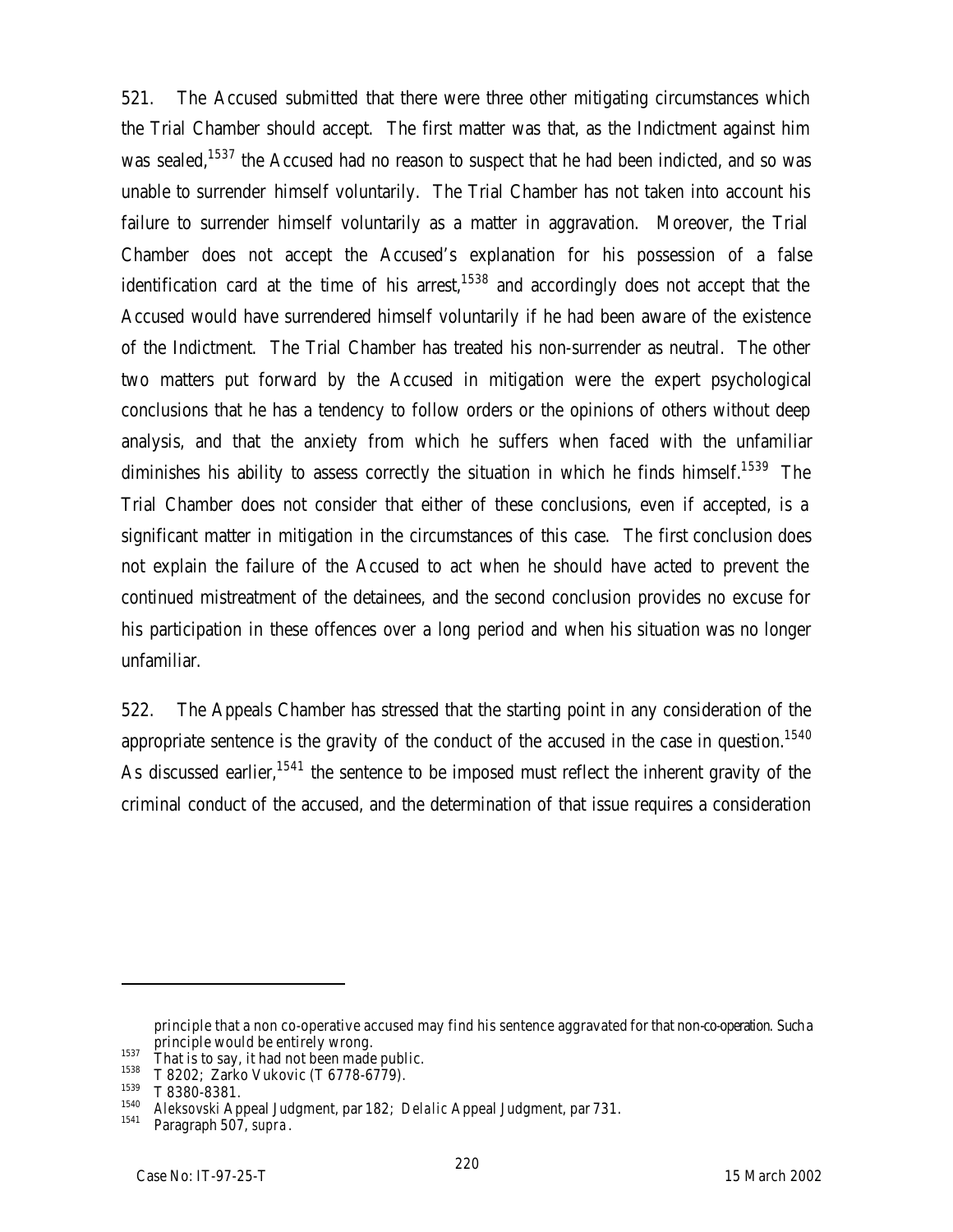521. The Accused submitted that there were three other mitigating circumstances which the Trial Chamber should accept. The first matter was that, as the Indictment against him was sealed,[1537] the Accused had no reason to suspect that he had been indicted, and so was unable to surrender himself voluntarily. The Trial Chamber has not taken into account his failure to surrender himself voluntarily as a matter in aggravation. Moreover, the Trial Chamber does not accept the Accused's explanation for his possession of a false identification card at the time of his arrest,[1538] and accordingly does not accept that the Accused would have surrendered himself voluntarily if he had been aware of the existence of the Indictment. The Trial Chamber has treated his non-surrender as neutral. The other two matters put forward by the Accused in mitigation were the expert psychological conclusions that he has a tendency to follow orders or the opinions of others without deep analysis, and that the anxiety from which he suffers when faced with the unfamiliar diminishes his ability to assess correctly the situation in which he finds himself.[1539] The Trial Chamber does not consider that either of these conclusions, even if accepted, is a significant matter in mitigation in the circumstances of this case. The first conclusion does not explain the failure of the Accused to act when he should have acted to prevent the continued mistreatment of the detainees, and the second conclusion provides no excuse for his participation in these offences over a long period and when his situation was no longer unfamiliar.

522. The Appeals Chamber has stressed that the starting point in any consideration of the appropriate sentence is the gravity of the conduct of the accused in the case in question.[1540] As discussed earlier,[1541] the sentence to be imposed must reflect the inherent gravity of the criminal conduct of the accused, and the determination of that issue requires a consideration

---

principle that a non co-operative accused may find his sentence aggravated for that non-co-operation. Such a principle would be entirely wrong.

[1537] That is to say, it had not been made public.

[1538] T 8202; Zarko Vukovic (T 6778-6779).

[1539] T 8380-8381.

[1540] *Aleksovski* Appeal Judgment, par 182; *Delalic* Appeal Judgment, par 731.

[1541] Paragraph 507, *supra*.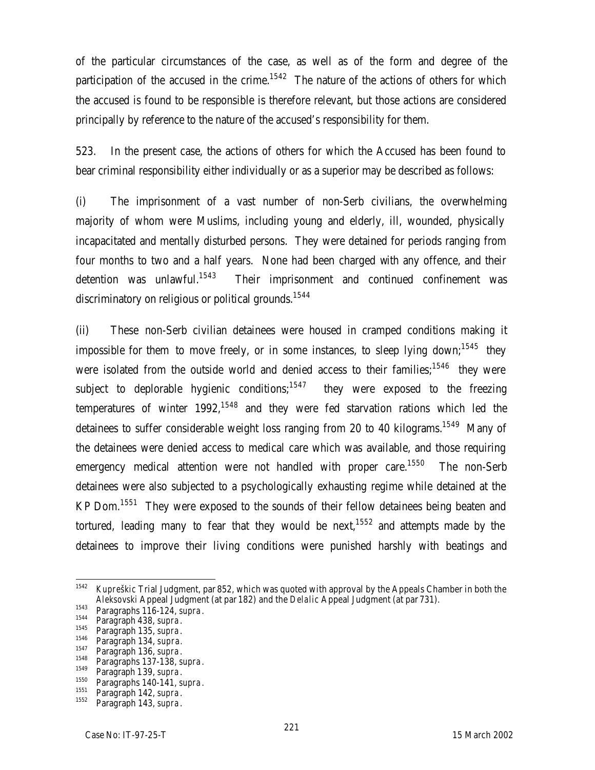of the particular circumstances of the case, as well as of the form and degree of the participation of the accused in the crime.[1542] The nature of the actions of others for which the accused is found to be responsible is therefore relevant, but those actions are considered principally by reference to the nature of the accused's responsibility for them.

523. In the present case, the actions of others for which the Accused has been found to bear criminal responsibility either individually or as a superior may be described as follows:

(i) The imprisonment of a vast number of non-Serb civilians, the overwhelming majority of whom were Muslims, including young and elderly, ill, wounded, physically incapacitated and mentally disturbed persons. They were detained for periods ranging from four months to two and a half years. None had been charged with any offence, and their detention was unlawful.[1543] Their imprisonment and continued confinement was discriminatory on religious or political grounds.[1544]

(ii) These non-Serb civilian detainees were housed in cramped conditions making it impossible for them to move freely, or in some instances, to sleep lying down;[1545] they were isolated from the outside world and denied access to their families;[1546] they were subject to deplorable hygienic conditions;[1547] they were exposed to the freezing temperatures of winter 1992,[1548] and they were fed starvation rations which led the detainees to suffer considerable weight loss ranging from 20 to 40 kilograms.[1549] Many of the detainees were denied access to medical care which was available, and those requiring emergency medical attention were not handled with proper care.[1550] The non-Serb detainees were also subjected to a psychologically exhausting regime while detained at the KP Dom.[1551] They were exposed to the sounds of their fellow detainees being beaten and tortured, leading many to fear that they would be next,[1552] and attempts made by the detainees to improve their living conditions were punished harshly with beatings and

---

[1542] *Kupreškic* Trial Judgment, par 852, which was quoted with approval by the Appeals Chamber in both the *Aleksovski* Appeal Judgment (at par 182) and the *Delalic* Appeal Judgment (at par 731).

[1543] Paragraphs 116-124, *supra*.

[1544] Paragraph 438, *supra*.

[1545] Paragraph 135, *supra*.

[1546] Paragraph 134, *supra*.

[1547] Paragraph 136, *supra*.

[1548] Paragraphs 137-138, *supra*.

[1549] Paragraph 139, *supra*.

[1550] Paragraphs 140-141, *supra*.

[1551] Paragraph 142, *supra*.

[1552] Paragraph 143, *supra*.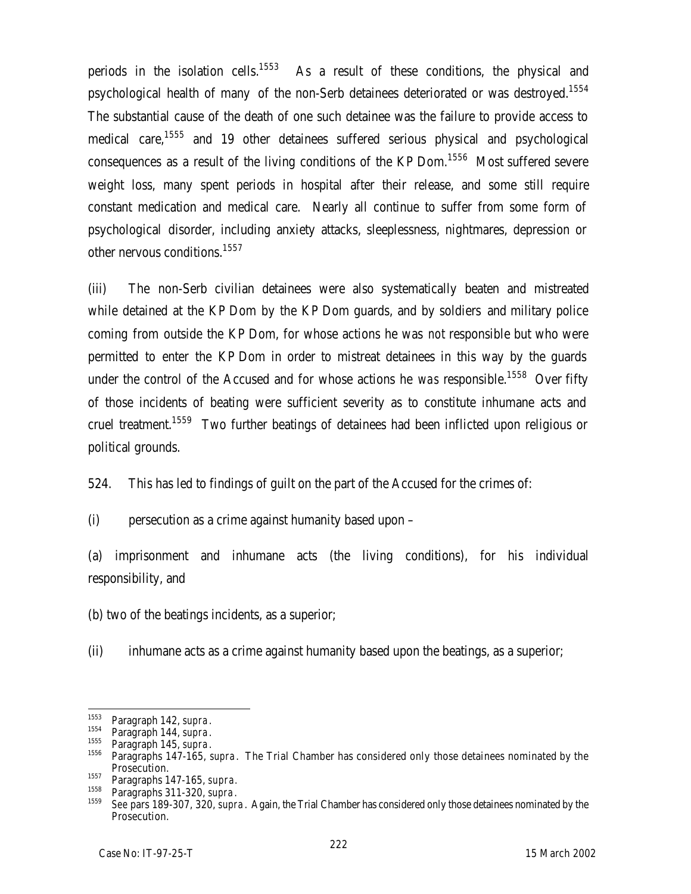periods in the isolation cells.[1553] As a result of these conditions, the physical and psychological health of many of the non-Serb detainees deteriorated or was destroyed.[1554] The substantial cause of the death of one such detainee was the failure to provide access to medical care,[1555] and 19 other detainees suffered serious physical and psychological consequences as a result of the living conditions of the KP Dom.[1556] Most suffered severe weight loss, many spent periods in hospital after their release, and some still require constant medication and medical care. Nearly all continue to suffer from some form of psychological disorder, including anxiety attacks, sleeplessness, nightmares, depression or other nervous conditions.[1557]

(iii) The non-Serb civilian detainees were also systematically beaten and mistreated while detained at the KP Dom by the KP Dom guards, and by soldiers and military police coming from outside the KP Dom, for whose actions he was *not* responsible but who were permitted to enter the KP Dom in order to mistreat detainees in this way by the guards under the control of the Accused and for whose actions he *was* responsible.[1558] Over fifty of those incidents of beating were sufficient severity as to constitute inhumane acts and cruel treatment.[1559] Two further beatings of detainees had been inflicted upon religious or political grounds.

524. This has led to findings of guilt on the part of the Accused for the crimes of:

(i) persecution as a crime against humanity based upon –

(a) imprisonment and inhumane acts (the living conditions), for his individual responsibility, and

(b) two of the beatings incidents, as a superior;

(ii) inhumane acts as a crime against humanity based upon the beatings, as a superior;

---

[1553] Paragraph 142, *supra*.

[1554] Paragraph 144, *supra*.

[1555] Paragraph 145, *supra*.

[1556] Paragraphs 147-165, *supra*. The Trial Chamber has considered only those detainees nominated by the Prosecution.

[1557] Paragraphs 147-165, *supra*.

[1558] Paragraphs 311-320, *supra*.

[1559] *See* pars 189-307, 320, *supra*. Again, the Trial Chamber has considered only those detainees nominated by the Prosecution.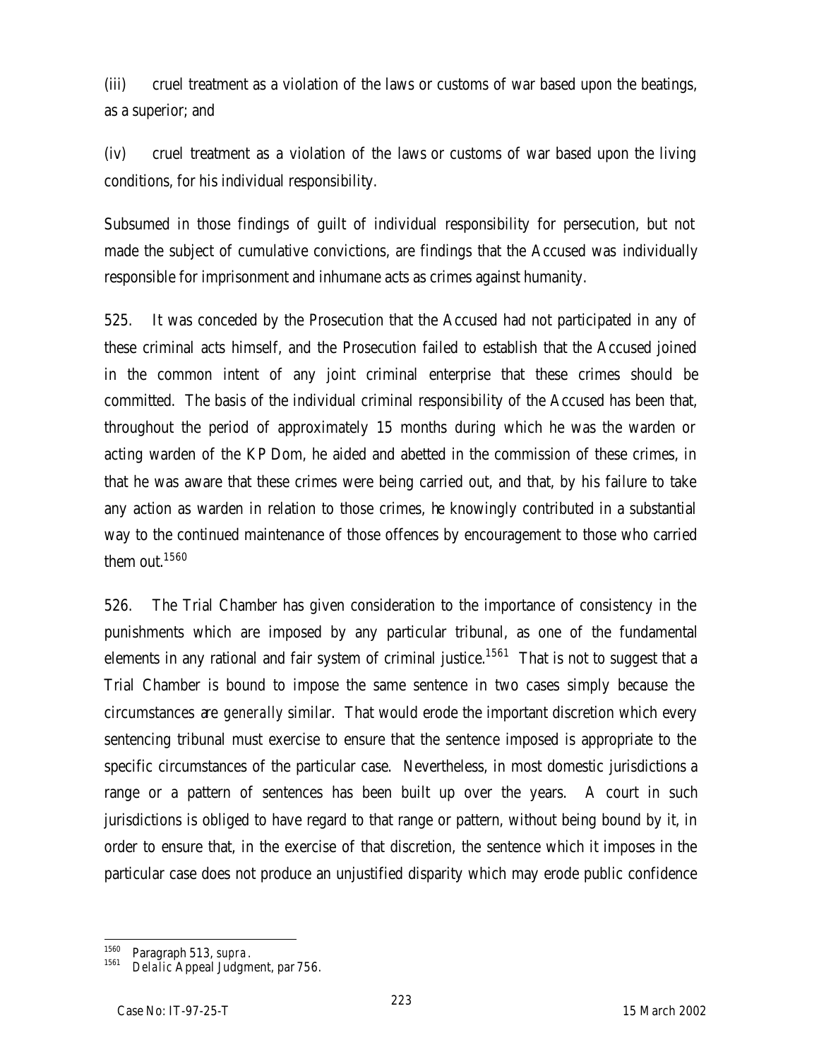(iii) cruel treatment as a violation of the laws or customs of war based upon the beatings, as a superior; and

(iv) cruel treatment as a violation of the laws or customs of war based upon the living conditions, for his individual responsibility.

Subsumed in those findings of guilt of individual responsibility for persecution, but not made the subject of cumulative convictions, are findings that the Accused was individually responsible for imprisonment and inhumane acts as crimes against humanity.

525. It was conceded by the Prosecution that the Accused had not participated in any of these criminal acts himself, and the Prosecution failed to establish that the Accused joined in the common intent of any joint criminal enterprise that these crimes should be committed. The basis of the individual criminal responsibility of the Accused has been that, throughout the period of approximately 15 months during which he was the warden or acting warden of the KP Dom, he aided and abetted in the commission of these crimes, in that he was aware that these crimes were being carried out, and that, by his failure to take any action as warden in relation to those crimes, he knowingly contributed in a substantial way to the continued maintenance of those offences by encouragement to those who carried them out.[1560]

526. The Trial Chamber has given consideration to the importance of consistency in the punishments which are imposed by any particular tribunal, as one of the fundamental elements in any rational and fair system of criminal justice.[1561] That is not to suggest that a Trial Chamber is bound to impose the same sentence in two cases simply because the circumstances are *generally* similar. That would erode the important discretion which every sentencing tribunal must exercise to ensure that the sentence imposed is appropriate to the specific circumstances of the particular case. Nevertheless, in most domestic jurisdictions a range or a pattern of sentences has been built up over the years. A court in such jurisdictions is obliged to have regard to that range or pattern, without being bound by it, in order to ensure that, in the exercise of that discretion, the sentence which it imposes in the particular case does not produce an unjustified disparity which may erode public confidence

---

[1560] Paragraph 513, *supra*.

[1561] *Delalic* Appeal Judgment, par 756.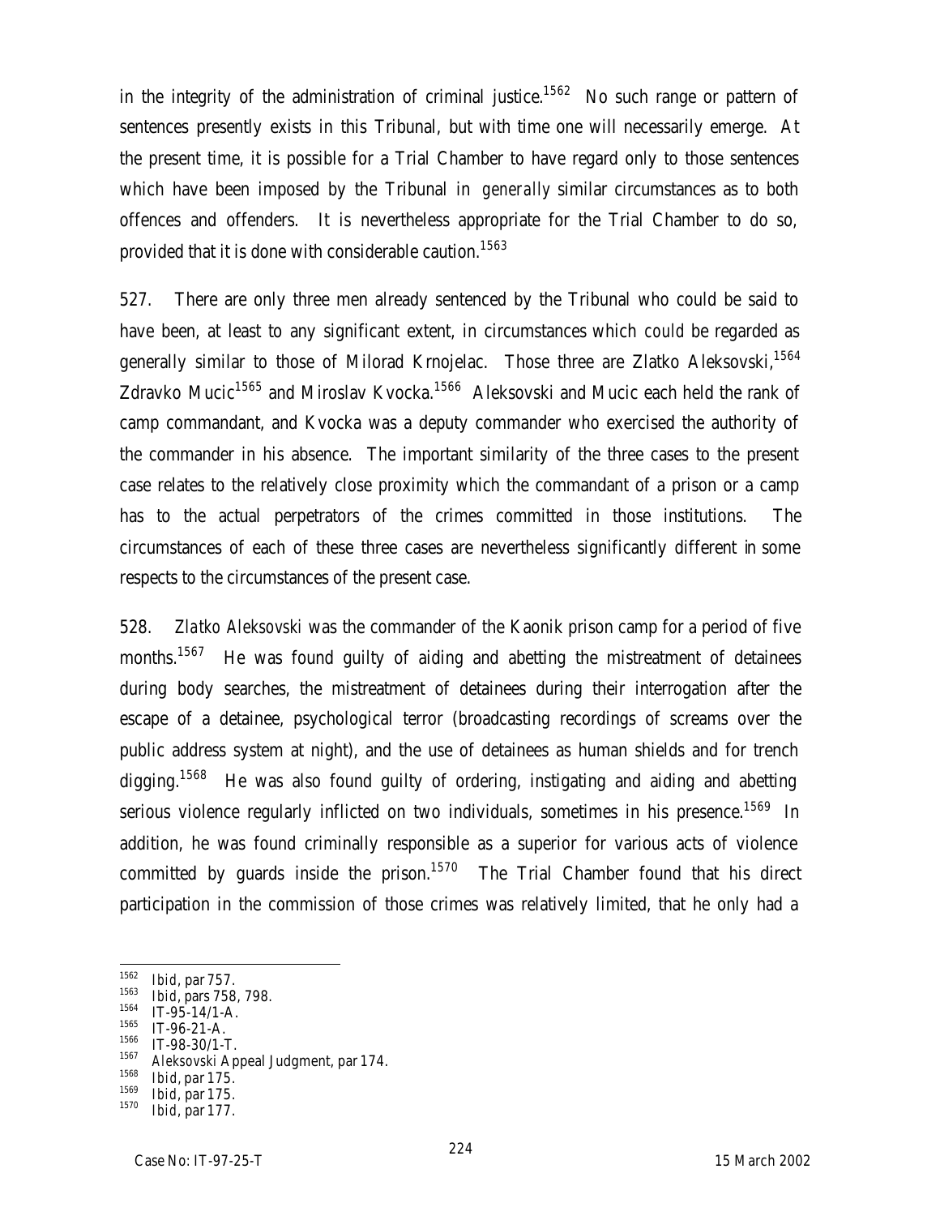in the integrity of the administration of criminal justice.[1562] No such range or pattern of sentences presently exists in this Tribunal, but with time one will necessarily emerge. At the present time, it is possible for a Trial Chamber to have regard only to those sentences which have been imposed by the Tribunal in *generally* similar circumstances as to both offences and offenders. It is nevertheless appropriate for the Trial Chamber to do so, provided that it is done with considerable caution.[1563]

527. There are only three men already sentenced by the Tribunal who could be said to have been, at least to any significant extent, in circumstances which *could* be regarded as generally similar to those of Milorad Krnojelac. Those three are Zlatko Aleksovski,[1564] Zdravko Mucic[1565] and Miroslav Kvocka.[1566] Aleksovski and Mucic each held the rank of camp commandant, and Kvocka was a deputy commander who exercised the authority of the commander in his absence. The important similarity of the three cases to the present case relates to the relatively close proximity which the commandant of a prison or a camp has to the actual perpetrators of the crimes committed in those institutions. The circumstances of each of these three cases are nevertheless significantly different in some respects to the circumstances of the present case.

528. *Zlatko Aleksovski* was the commander of the Kaonik prison camp for a period of five months.[1567] He was found guilty of aiding and abetting the mistreatment of detainees during body searches, the mistreatment of detainees during their interrogation after the escape of a detainee, psychological terror (broadcasting recordings of screams over the public address system at night), and the use of detainees as human shields and for trench digging.[1568] He was also found guilty of ordering, instigating and aiding and abetting serious violence regularly inflicted on two individuals, sometimes in his presence.[1569] In addition, he was found criminally responsible as a superior for various acts of violence committed by guards inside the prison.[1570] The Trial Chamber found that his direct participation in the commission of those crimes was relatively limited, that he only had a

---

[1562] *Ibid*, par 757.
[1563] *Ibid*, pars 758, 798.
[1564] IT-95-14/1-A.
[1565] IT-96-21-A.
[1566] IT-98-30/1-T.
[1567] Aleksovski Appeal Judgment, par 174.
[1568] *Ibid*, par 175.
[1569] *Ibid*, par 175.
[1570] *Ibid*, par 177.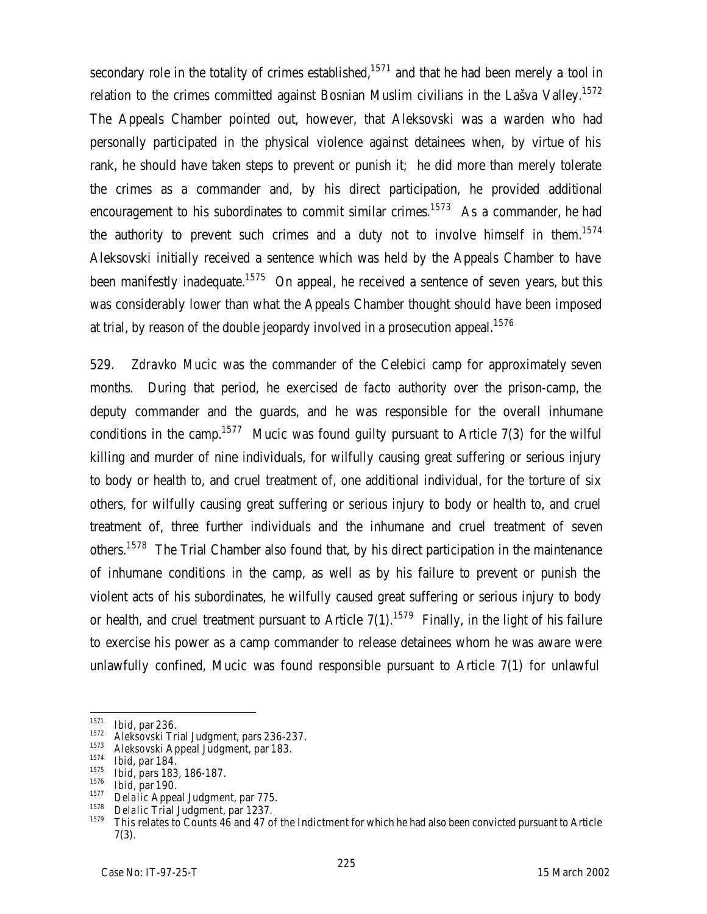secondary role in the totality of crimes established,[1571] and that he had been merely a tool in relation to the crimes committed against Bosnian Muslim civilians in the Lašva Valley.[1572] The Appeals Chamber pointed out, however, that Aleksovski was a warden who had personally participated in the physical violence against detainees when, by virtue of his rank, he should have taken steps to prevent or punish it; he did more than merely tolerate the crimes as a commander and, by his direct participation, he provided additional encouragement to his subordinates to commit similar crimes.[1573] As a commander, he had the authority to prevent such crimes and a duty not to involve himself in them.[1574] Aleksovski initially received a sentence which was held by the Appeals Chamber to have been manifestly inadequate.[1575] On appeal, he received a sentence of seven years, but this was considerably lower than what the Appeals Chamber thought should have been imposed at trial, by reason of the double jeopardy involved in a prosecution appeal.[1576]

529. *Zdravko Mucic* was the commander of the Celebici camp for approximately seven months. During that period, he exercised *de facto* authority over the prison-camp, the deputy commander and the guards, and he was responsible for the overall inhumane conditions in the camp.[1577] Mucic was found guilty pursuant to Article 7(3) for the wilful killing and murder of nine individuals, for wilfully causing great suffering or serious injury to body or health to, and cruel treatment of, one additional individual, for the torture of six others, for wilfully causing great suffering or serious injury to body or health to, and cruel treatment of, three further individuals and the inhumane and cruel treatment of seven others.[1578] The Trial Chamber also found that, by his direct participation in the maintenance of inhumane conditions in the camp, as well as by his failure to prevent or punish the violent acts of his subordinates, he wilfully caused great suffering or serious injury to body or health, and cruel treatment pursuant to Article 7(1).[1579] Finally, in the light of his failure to exercise his power as a camp commander to release detainees whom he was aware were unlawfully confined, Mucic was found responsible pursuant to Article 7(1) for unlawful

---

1571 *Ibid*, par 236.

1572 Aleksovski Trial Judgment, pars 236-237.

1573 Aleksovski Appeal Judgment, par 183.

1574 *Ibid*, par 184.

1575 *Ibid*, pars 183, 186-187.

1576 *Ibid*, par 190.

1577 *Delalic* Appeal Judgment, par 775.

1578 *Delalic* Trial Judgment, par 1237.

1579 This relates to Counts 46 and 47 of the Indictment for which he had also been convicted pursuant to Article 7(3).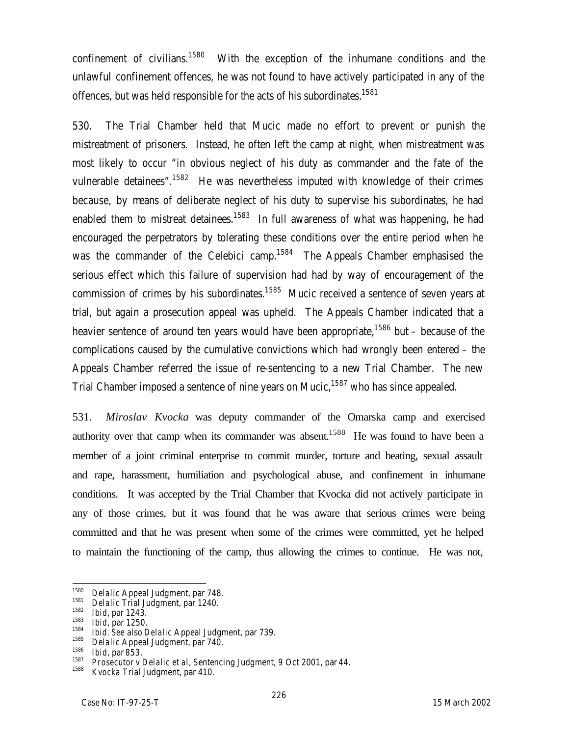confinement of civilians.[1580] With the exception of the inhumane conditions and the unlawful confinement offences, he was not found to have actively participated in any of the offences, but was held responsible for the acts of his subordinates.[1581]

530. The Trial Chamber held that Mucic made no effort to prevent or punish the mistreatment of prisoners. Instead, he often left the camp at night, when mistreatment was most likely to occur "in obvious neglect of his duty as commander and the fate of the vulnerable detainees".[1582] He was nevertheless imputed with knowledge of their crimes because, by means of deliberate neglect of his duty to supervise his subordinates, he had enabled them to mistreat detainees.[1583] In full awareness of what was happening, he had encouraged the perpetrators by tolerating these conditions over the entire period when he was the commander of the Celebici camp.[1584] The Appeals Chamber emphasised the serious effect which this failure of supervision had had by way of encouragement of the commission of crimes by his subordinates.[1585] Mucic received a sentence of seven years at trial, but again a prosecution appeal was upheld. The Appeals Chamber indicated that a heavier sentence of around ten years would have been appropriate,[1586] but – because of the complications caused by the cumulative convictions which had wrongly been entered – the Appeals Chamber referred the issue of re-sentencing to a new Trial Chamber. The new Trial Chamber imposed a sentence of nine years on Mucic,[1587] who has since appealed.

531. *Miroslav Kvocka* was deputy commander of the Omarska camp and exercised authority over that camp when its commander was absent.[1588] He was found to have been a member of a joint criminal enterprise to commit murder, torture and beating, sexual assault and rape, harassment, humiliation and psychological abuse, and confinement in inhumane conditions. It was accepted by the Trial Chamber that Kvocka did not actively participate in any of those crimes, but it was found that he was aware that serious crimes were being committed and that he was present when some of the crimes were committed, yet he helped to maintain the functioning of the camp, thus allowing the crimes to continue. He was not,

---

[1580] *Delalic* Appeal Judgment, par 748.
[1581] *Delalic* Trial Judgment, par 1240.
[1582] *Ibid*, par 1243.
[1583] *Ibid*, par 1250.
[1584] *Ibid*. See also *Delalic* Appeal Judgment, par 739.
[1585] *Delalic* Appeal Judgment, par 740.
[1586] *Ibid*, par 853.
[1587] *Prosecutor v Delalic et al*, Sentencing Judgment, 9 Oct 2001, par 44.
[1588] *Kvocka* Trial Judgment, par 410.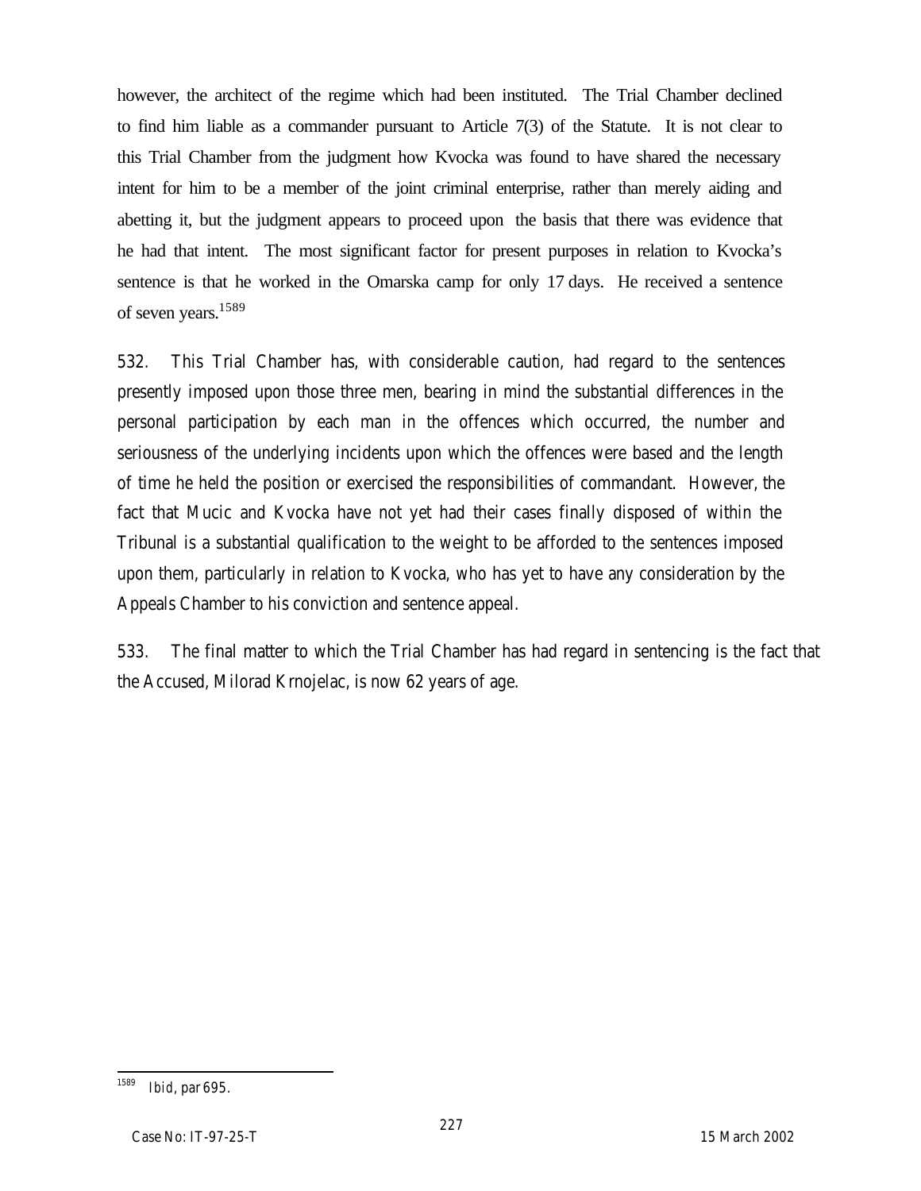however, the architect of the regime which had been instituted. The Trial Chamber declined to find him liable as a commander pursuant to Article 7(3) of the Statute. It is not clear to this Trial Chamber from the judgment how Kvocka was found to have shared the necessary intent for him to be a member of the joint criminal enterprise, rather than merely aiding and abetting it, but the judgment appears to proceed upon the basis that there was evidence that he had that intent. The most significant factor for present purposes in relation to Kvocka's sentence is that he worked in the Omarska camp for only 17 days. He received a sentence of seven years.[1589]

532. This Trial Chamber has, with considerable caution, had regard to the sentences presently imposed upon those three men, bearing in mind the substantial differences in the personal participation by each man in the offences which occurred, the number and seriousness of the underlying incidents upon which the offences were based and the length of time he held the position or exercised the responsibilities of commandant. However, the fact that Mucic and Kvocka have not yet had their cases finally disposed of within the Tribunal is a substantial qualification to the weight to be afforded to the sentences imposed upon them, particularly in relation to Kvocka, who has yet to have any consideration by the Appeals Chamber to his conviction and sentence appeal.

533. The final matter to which the Trial Chamber has had regard in sentencing is the fact that the Accused, Milorad Krnojelac, is now 62 years of age.

---

[1589] *Ibid*, par 695.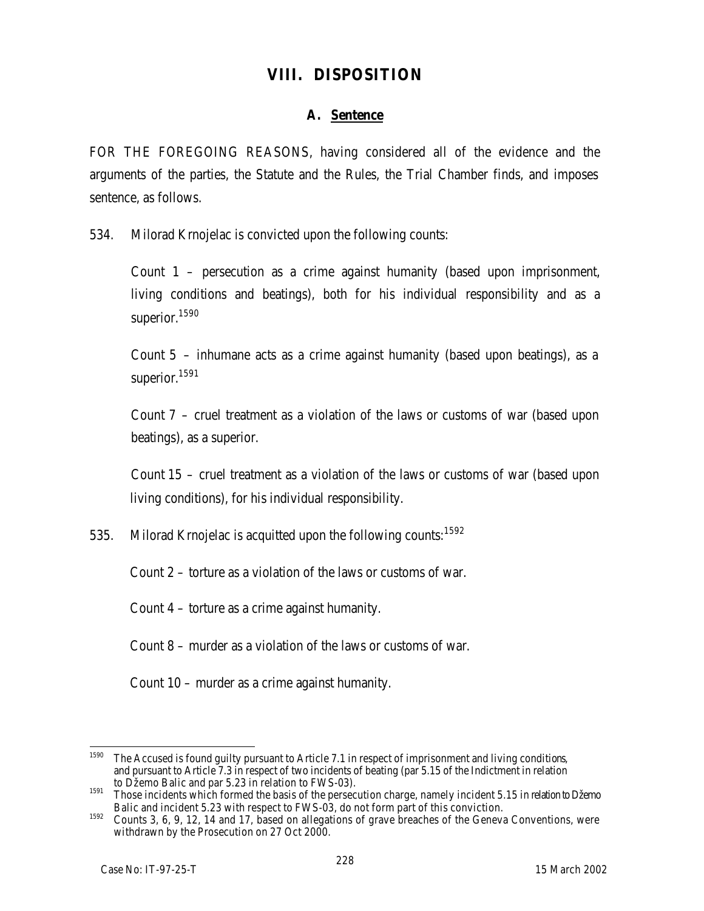# VIII. DISPOSITION

## A. Sentence

FOR THE FOREGOING REASONS, having considered all of the evidence and the arguments of the parties, the Statute and the Rules, the Trial Chamber finds, and imposes sentence, as follows.

534. Milorad Krnojelac is convicted upon the following counts:

Count 1 – persecution as a crime against humanity (based upon imprisonment, living conditions and beatings), both for his individual responsibility and as a superior.[1590]

Count 5 – inhumane acts as a crime against humanity (based upon beatings), as a superior.[1591]

Count 7 – cruel treatment as a violation of the laws or customs of war (based upon beatings), as a superior.

Count 15 – cruel treatment as a violation of the laws or customs of war (based upon living conditions), for his individual responsibility.

535. Milorad Krnojelac is acquitted upon the following counts:[1592]

Count 2 – torture as a violation of the laws or customs of war.

Count 4 – torture as a crime against humanity.

Count 8 – murder as a violation of the laws or customs of war.

Count 10 – murder as a crime against humanity.

---

[1590] The Accused is found guilty pursuant to Article 7.1 in respect of imprisonment and living conditions, and pursuant to Article 7.3 in respect of two incidents of beating (par 5.15 of the Indictment in relation to Džemo Balic and par 5.23 in relation to FWS-03).

[1591] Those incidents which formed the basis of the persecution charge, namely incident 5.15 in relation to Džemo Balic and incident 5.23 with respect to FWS-03, do not form part of this conviction.

[1592] Counts 3, 6, 9, 12, 14 and 17, based on allegations of grave breaches of the Geneva Conventions, were withdrawn by the Prosecution on 27 Oct 2000.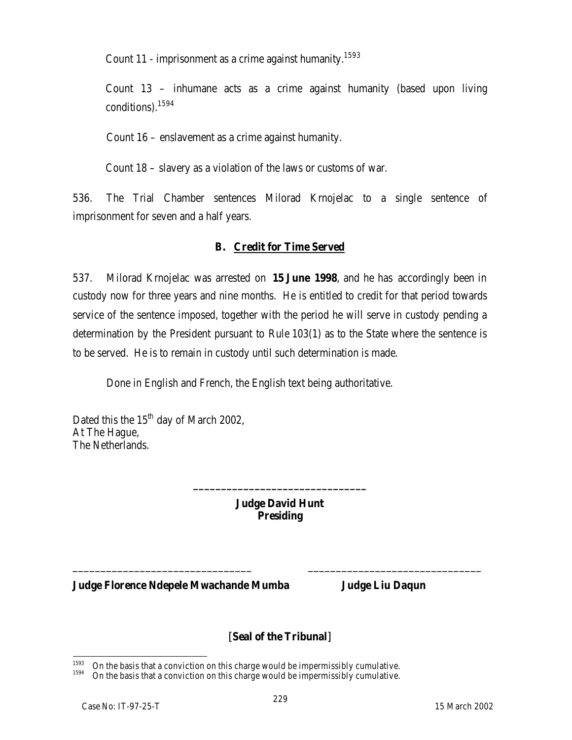Count 11 - imprisonment as a crime against humanity.[1593]

Count 13 – inhumane acts as a crime against humanity (based upon living conditions).[1594]

Count 16 – enslavement as a crime against humanity.

Count 18 – slavery as a violation of the laws or customs of war.

536. The Trial Chamber sentences Milorad Krnojelac to a single sentence of imprisonment for seven and a half years.

## B. Credit for Time Served

537. Milorad Krnojelac was arrested on **15 June 1998**, and he has accordingly been in custody now for three years and nine months. He is entitled to credit for that period towards service of the sentence imposed, together with the period he will serve in custody pending a determination by the President pursuant to Rule 103(1) as to the State where the sentence is to be served. He is to remain in custody until such determination is made.

Done in English and French, the English text being authoritative.

Dated this the 15th day of March 2002,
At The Hague,
The Netherlands.

_______________________________
**Judge David Hunt**
**Presiding**

_______________________________ _______________________________
**Judge Florence Ndepele Mwachande Mumba** **Judge Liu Daqun**

[**Seal of the Tribunal**]

---

1593 On the basis that a conviction on this charge would be impermissibly cumulative.

1594 On the basis that a conviction on this charge would be impermissibly cumulative.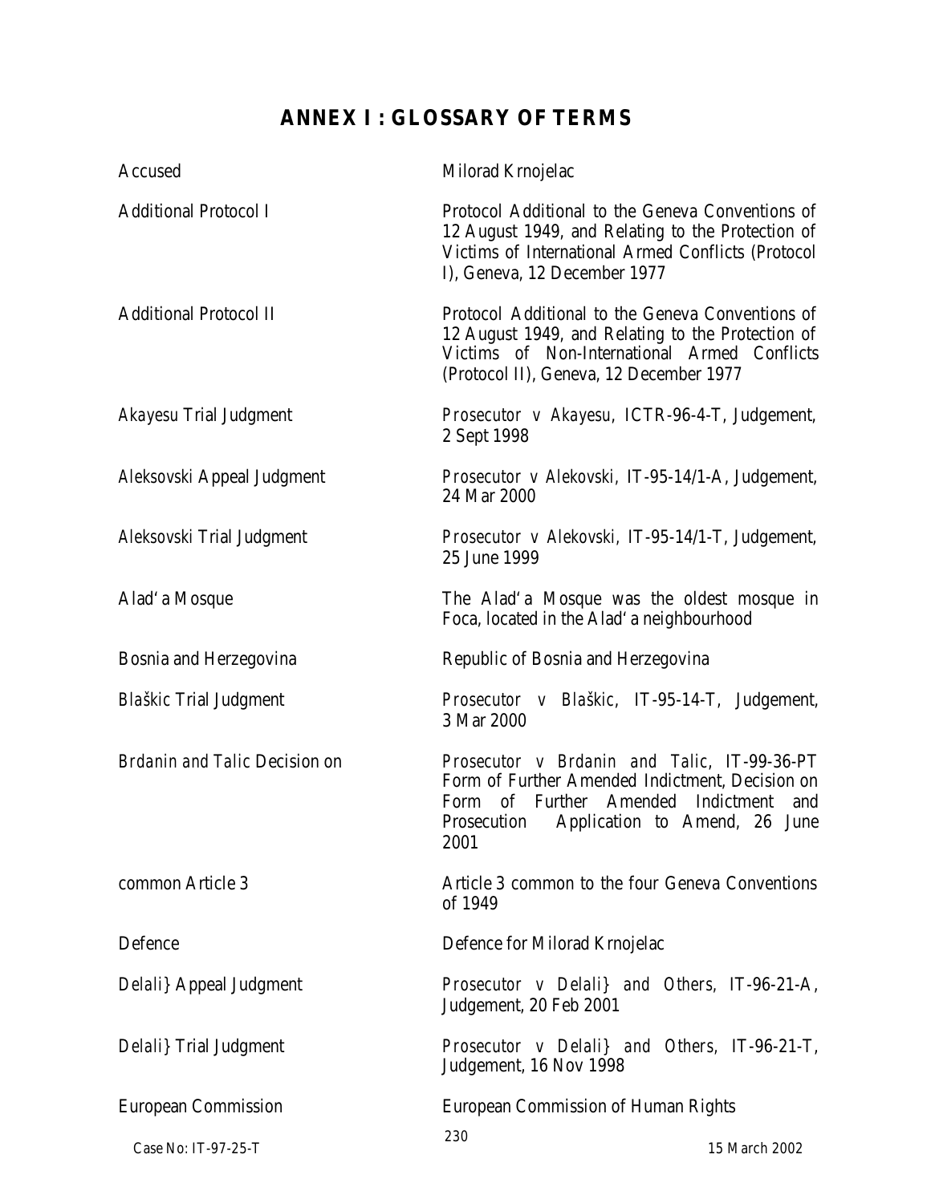# ANNEX I : GLOSSARY OF TERMS

| | |
|---|---|
| Accused | Milorad Krnojelac |
| Additional Protocol I | Protocol Additional to the Geneva Conventions of 12 August 1949, and Relating to the Protection of Victims of International Armed Conflicts (Protocol I), Geneva, 12 December 1977 |
| Additional Protocol II | Protocol Additional to the Geneva Conventions of 12 August 1949, and Relating to the Protection of Victims of Non-International Armed Conflicts (Protocol II), Geneva, 12 December 1977 |
| *Akayesu* Trial Judgment | *Prosecutor v Akayesu*, ICTR-96-4-T, Judgement, 2 Sept 1998 |
| *Aleksovski* Appeal Judgment | *Prosecutor v Alekovski*, IT-95-14/1-A, Judgement, 24 Mar 2000 |
| *Aleksovski* Trial Judgment | *Prosecutor v Alekovski*, IT-95-14/1-T, Judgement, 25 June 1999 |
| Alad'a Mosque | The Alad'a Mosque was the oldest mosque in Foca, located in the Alad'a neighbourhood |
| Bosnia and Herzegovina | Republic of Bosnia and Herzegovina |
| *Blaškic* Trial Judgment | *Prosecutor v Blaškic*, IT-95-14-T, Judgement, 3 Mar 2000 |
| *Brdanin and Talic* Decision on | *Prosecutor v Brdanin and Talic*, IT-99-36-PT Form of Further Amended Indictment, Decision on Form of Further Amended Indictment and Prosecution Application to Amend, 26 June 2001 |
| common Article 3 | Article 3 common to the four Geneva Conventions of 1949 |
| Defence | Defence for Milorad Krnojelac |
| *Delali}* Appeal Judgment | *Prosecutor v Delali} and Others*, IT-96-21-A, Judgement, 20 Feb 2001 |
| *Delali}* Trial Judgment | *Prosecutor v Delali} and Others*, IT-96-21-T, Judgement, 16 Nov 1998 |
| European Commission | European Commission of Human Rights |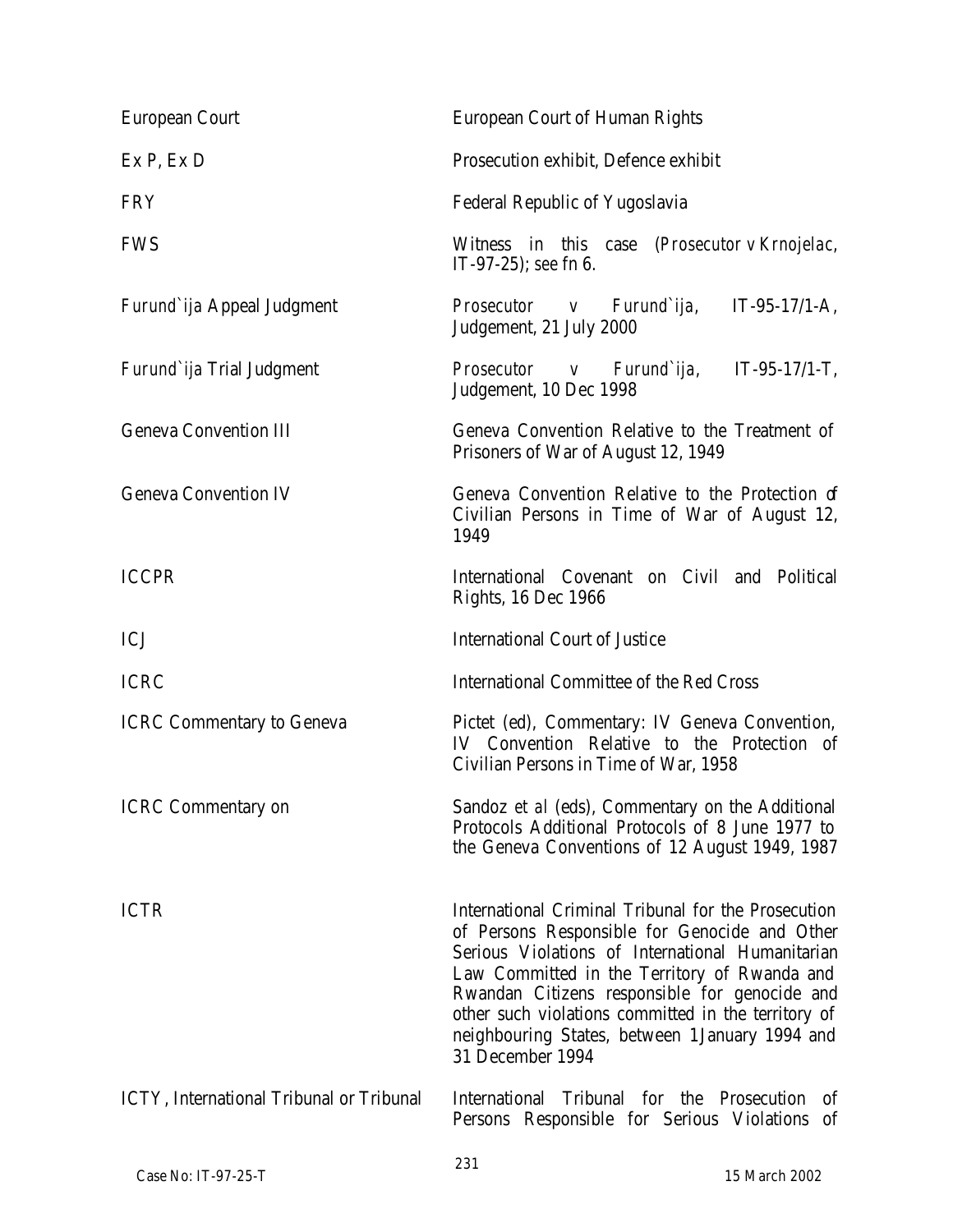| | |
|---|---|
| European Court | European Court of Human Rights |
| Ex P, Ex D | Prosecution exhibit, Defence exhibit |
| FRY | Federal Republic of Yugoslavia |
| FWS | Witness in this case (*Prosecutor v Krnojelac*, IT-97-25); see fn 6. |
| *Furund`ija* Appeal Judgment | *Prosecutor v Furund`ija*, IT-95-17/1-A, Judgement, 21 July 2000 |
| *Furund`ija* Trial Judgment | *Prosecutor v Furund`ija*, IT-95-17/1-T, Judgement, 10 Dec 1998 |
| Geneva Convention III | Geneva Convention Relative to the Treatment of Prisoners of War of August 12, 1949 |
| Geneva Convention IV | Geneva Convention Relative to the Protection of Civilian Persons in Time of War of August 12, 1949 |
| ICCPR | International Covenant on Civil and Political Rights, 16 Dec 1966 |
| ICJ | International Court of Justice |
| ICRC | International Committee of the Red Cross |
| ICRC Commentary to Geneva | Pictet (ed), Commentary: IV Geneva Convention, IV Convention Relative to the Protection of Civilian Persons in Time of War, 1958 |
| ICRC Commentary on | Sandoz *et al* (eds), Commentary on the Additional Protocols Additional Protocols of 8 June 1977 to the Geneva Conventions of 12 August 1949, 1987 |
| ICTR | International Criminal Tribunal for the Prosecution of Persons Responsible for Genocide and Other Serious Violations of International Humanitarian Law Committed in the Territory of Rwanda and Rwandan Citizens responsible for genocide and other such violations committed in the territory of neighbouring States, between 1 January 1994 and 31 December 1994 |
| ICTY, International Tribunal or Tribunal | International Tribunal for the Prosecution of Persons Responsible for Serious Violations of |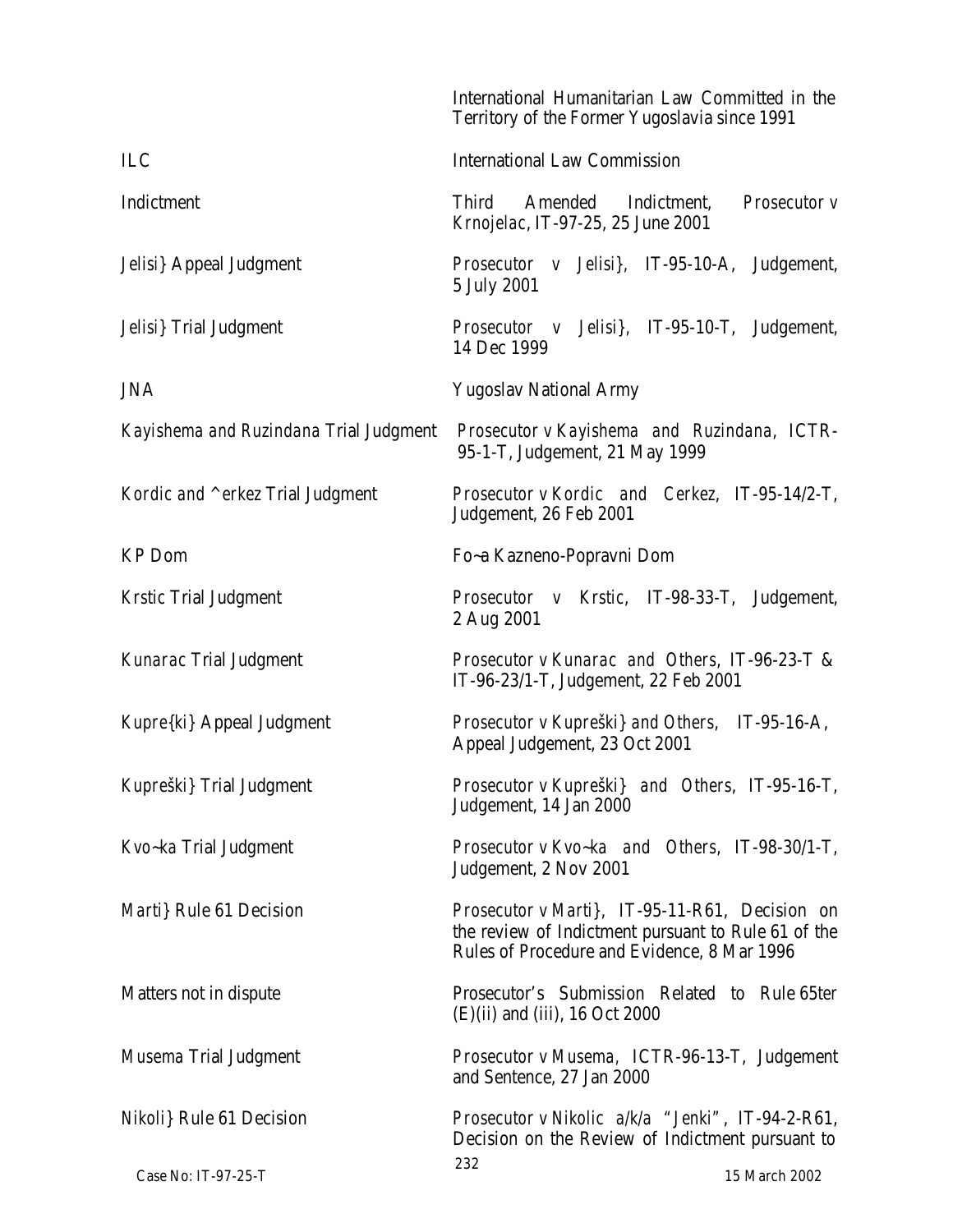| | |
|---|---|
| | International Humanitarian Law Committed in the Territory of the Former Yugoslavia since 1991 |
| ILC | International Law Commission |
| Indictment | Third Amended Indictment, *Prosecutor v Krnojelac*, IT-97-25, 25 June 2001 |
| *Jelisi}* Appeal Judgment | *Prosecutor v Jelisi}*, IT-95-10-A, Judgement, 5 July 2001 |
| *Jelisi}* Trial Judgment | *Prosecutor v Jelisi}*, IT-95-10-T, Judgement, 14 Dec 1999 |
| JNA | Yugoslav National Army |
| *Kayishema and Ruzindana* Trial Judgment | *Prosecutor v Kayishema and Ruzindana*, ICTR-95-1-T, Judgement, 21 May 1999 |
| *Kordic and ^erkez* Trial Judgment | *Prosecutor v Kordic and Cerkez*, IT-95-14/2-T, Judgement, 26 Feb 2001 |
| KP Dom | Fo~a Kazneno-Popravni Dom |
| *Krstic* Trial Judgment | *Prosecutor v Krstic*, IT-98-33-T, Judgement, 2 Aug 2001 |
| *Kunarac* Trial Judgment | *Prosecutor v Kunarac and Others*, IT-96-23-T & IT-96-23/1-T, Judgement, 22 Feb 2001 |
| *Kupre{ki}* Appeal Judgment | *Prosecutor v Kupreški} and Others*, IT-95-16-A, Appeal Judgement, 23 Oct 2001 |
| *Kupreški}* Trial Judgment | *Prosecutor v Kupreški} and Others*, IT-95-16-T, Judgement, 14 Jan 2000 |
| *Kvo~ka* Trial Judgment | *Prosecutor v Kvo~ka and Others*, IT-98-30/1-T, Judgement, 2 Nov 2001 |
| *Marti}* Rule 61 Decision | *Prosecutor v Marti}*, IT-95-11-R61, Decision on the review of Indictment pursuant to Rule 61 of the Rules of Procedure and Evidence, 8 Mar 1996 |
| Matters not in dispute | Prosecutor's Submission Related to Rule 65*ter* (E)(ii) and (iii), 16 Oct 2000 |
| *Musema* Trial Judgment | *Prosecutor v Musema*, ICTR-96-13-T, Judgement and Sentence, 27 Jan 2000 |
| *Nikoli}* Rule 61 Decision | *Prosecutor v Nikolic a/k/a "Jenki"*, IT-94-2-R61, Decision on the Review of Indictment pursuant to |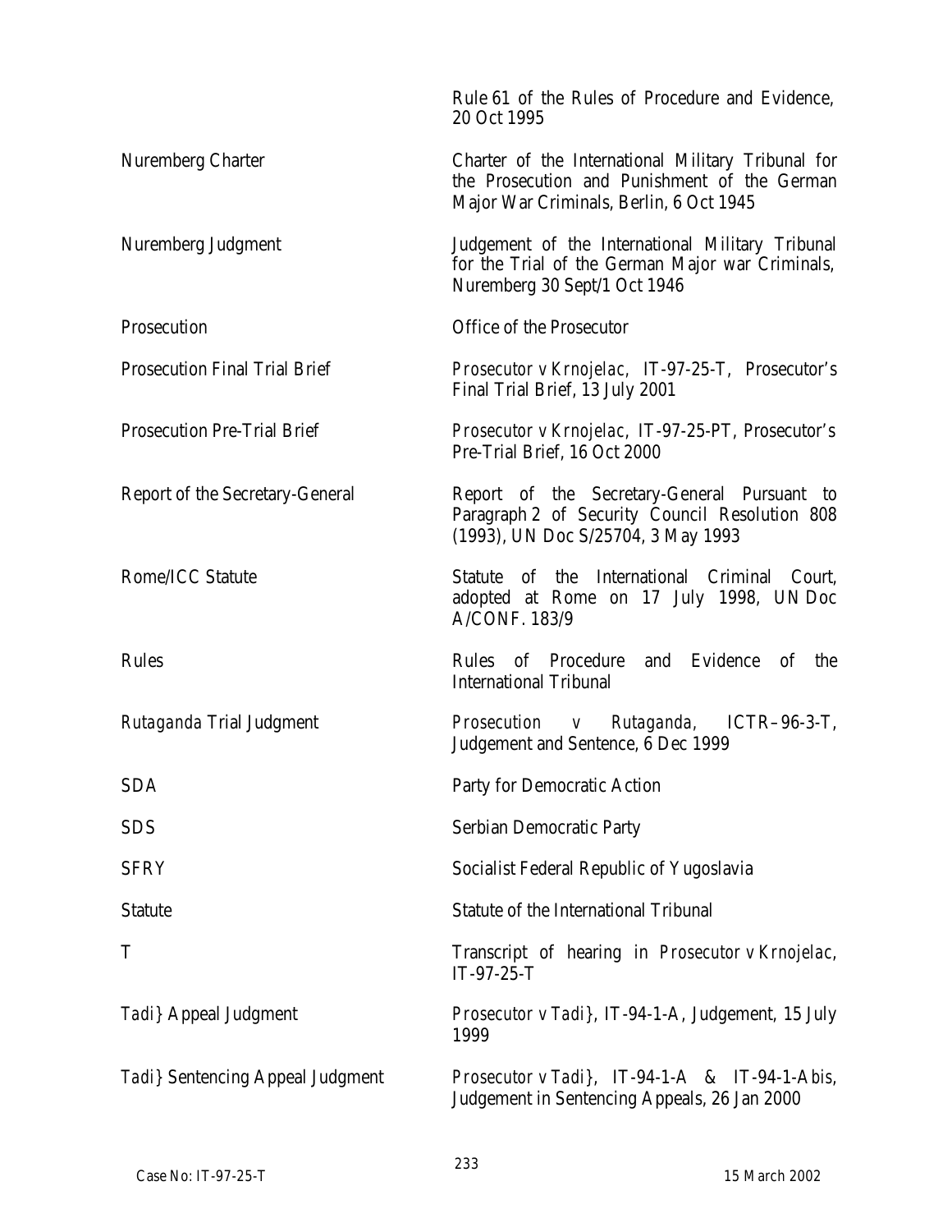| | |
|---|---|
| | Rule 61 of the Rules of Procedure and Evidence, 20 Oct 1995 |
| Nuremberg Charter | Charter of the International Military Tribunal for the Prosecution and Punishment of the German Major War Criminals, Berlin, 6 Oct 1945 |
| Nuremberg Judgment | Judgement of the International Military Tribunal for the Trial of the German Major war Criminals, Nuremberg 30 Sept/1 Oct 1946 |
| Prosecution | Office of the Prosecutor |
| Prosecution Final Trial Brief | *Prosecutor v Krnojelac*, IT-97-25-T, Prosecutor's Final Trial Brief, 13 July 2001 |
| Prosecution Pre-Trial Brief | *Prosecutor v Krnojelac*, IT-97-25-PT, Prosecutor's Pre-Trial Brief, 16 Oct 2000 |
| Report of the Secretary-General | Report of the Secretary-General Pursuant to Paragraph 2 of Security Council Resolution 808 (1993), UN Doc S/25704, 3 May 1993 |
| Rome/ICC Statute | Statute of the International Criminal Court, adopted at Rome on 17 July 1998, UN Doc A/CONF. 183/9 |
| Rules | Rules of Procedure and Evidence of the International Tribunal |
| *Rutaganda* Trial Judgment | *Prosecution v Rutaganda*, ICTR–96-3-T, Judgement and Sentence, 6 Dec 1999 |
| SDA | Party for Democratic Action |
| SDS | Serbian Democratic Party |
| SFRY | Socialist Federal Republic of Yugoslavia |
| Statute | Statute of the International Tribunal |
| T | Transcript of hearing in *Prosecutor v Krnojelac*, IT-97-25-T |
| *Tadi}* Appeal Judgment | *Prosecutor v Tadi}*, IT-94-1-A, Judgement, 15 July 1999 |
| *Tadi}* Sentencing Appeal Judgment | *Prosecutor v Tadi}*, IT-94-1-A & IT-94-1-A*bis*, Judgement in Sentencing Appeals, 26 Jan 2000 |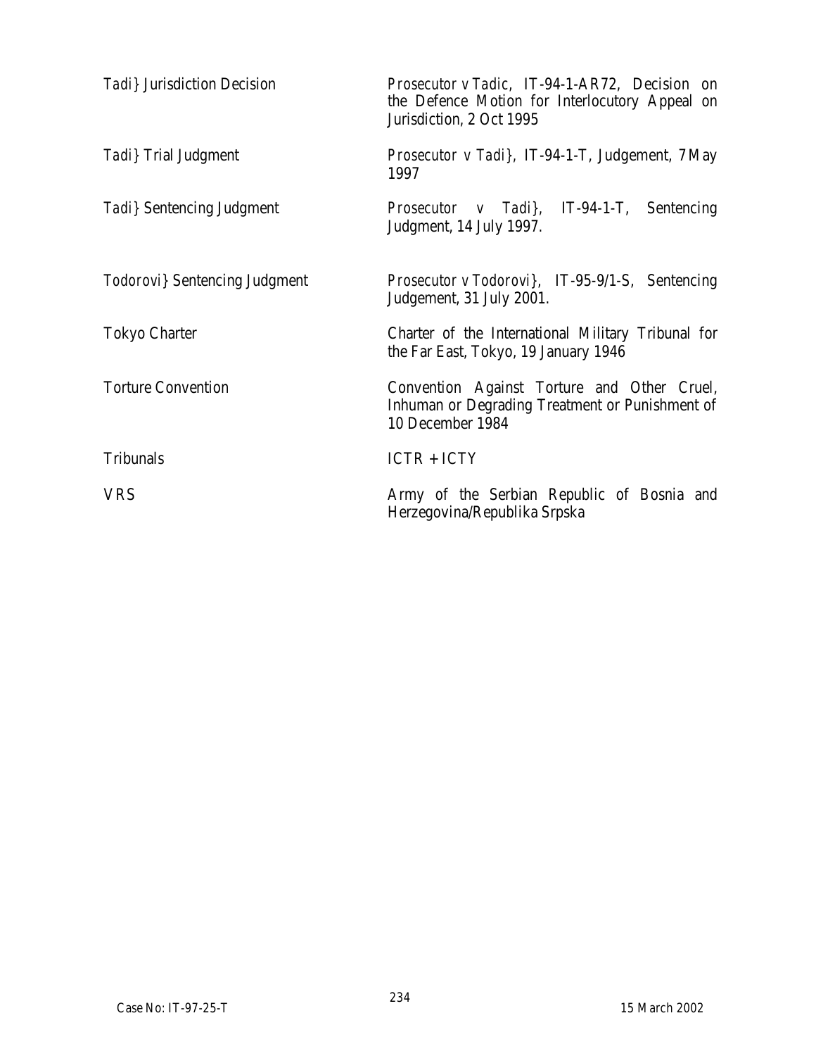| | |
|---|---|
| *Tadi}* Jurisdiction Decision | *Prosecutor v Tadic*, IT-94-1-AR72, Decision on the Defence Motion for Interlocutory Appeal on Jurisdiction, 2 Oct 1995 |
| *Tadi}* Trial Judgment | *Prosecutor v Tadi}*, IT-94-1-T, Judgement, 7 May 1997 |
| *Tadi}* Sentencing Judgment | *Prosecutor v Tadi}*, IT-94-1-T, Sentencing Judgment, 14 July 1997. |
| *Todorovi}* Sentencing Judgment | *Prosecutor v Todorovi}*, IT-95-9/1-S, Sentencing Judgement, 31 July 2001. |
| Tokyo Charter | Charter of the International Military Tribunal for the Far East, Tokyo, 19 January 1946 |
| Torture Convention | Convention Against Torture and Other Cruel, Inhuman or Degrading Treatment or Punishment of 10 December 1984 |
| Tribunals | ICTR + ICTY |
| VRS | Army of the Serbian Republic of Bosnia and Herzegovina/Republika Srpska |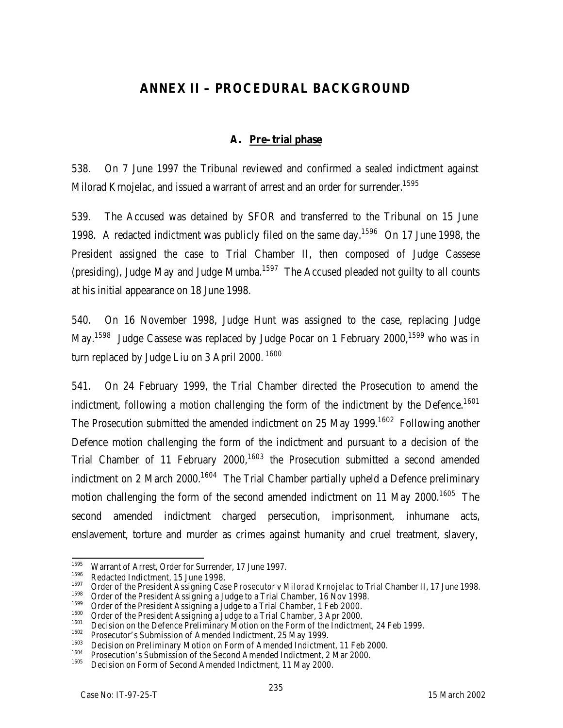# ANNEX II – PROCEDURAL BACKGROUND

## A. Pre-trial phase

538. On 7 June 1997 the Tribunal reviewed and confirmed a sealed indictment against Milorad Krnojelac, and issued a warrant of arrest and an order for surrender.[1595]

539. The Accused was detained by SFOR and transferred to the Tribunal on 15 June 1998. A redacted indictment was publicly filed on the same day.[1596] On 17 June 1998, the President assigned the case to Trial Chamber II, then composed of Judge Cassese (presiding), Judge May and Judge Mumba.[1597] The Accused pleaded not guilty to all counts at his initial appearance on 18 June 1998.

540. On 16 November 1998, Judge Hunt was assigned to the case, replacing Judge May.[1598] Judge Cassese was replaced by Judge Pocar on 1 February 2000,[1599] who was in turn replaced by Judge Liu on 3 April 2000.[1600]

541. On 24 February 1999, the Trial Chamber directed the Prosecution to amend the indictment, following a motion challenging the form of the indictment by the Defence.[1601] The Prosecution submitted the amended indictment on 25 May 1999.[1602] Following another Defence motion challenging the form of the indictment and pursuant to a decision of the Trial Chamber of 11 February 2000,[1603] the Prosecution submitted a second amended indictment on 2 March 2000.[1604] The Trial Chamber partially upheld a Defence preliminary motion challenging the form of the second amended indictment on 11 May 2000.[1605] The second amended indictment charged persecution, imprisonment, inhumane acts, enslavement, torture and murder as crimes against humanity and cruel treatment, slavery,

---

1595 Warrant of Arrest, Order for Surrender, 17 June 1997.

1596 Redacted Indictment, 15 June 1998.

1597 Order of the President Assigning Case *Prosecutor v Milorad Krnojelac* to Trial Chamber II, 17 June 1998.

1598 Order of the President Assigning a Judge to a Trial Chamber, 16 Nov 1998.

1599 Order of the President Assigning a Judge to a Trial Chamber, 1 Feb 2000.

1600 Order of the President Assigning a Judge to a Trial Chamber, 3 Apr 2000.

1601 Decision on the Defence Preliminary Motion on the Form of the Indictment, 24 Feb 1999.

1602 Prosecutor's Submission of Amended Indictment, 25 May 1999.

1603 Decision on Preliminary Motion on Form of Amended Indictment, 11 Feb 2000.

1604 Prosecution's Submission of the Second Amended Indictment, 2 Mar 2000.

1605 Decision on Form of Second Amended Indictment, 11 May 2000.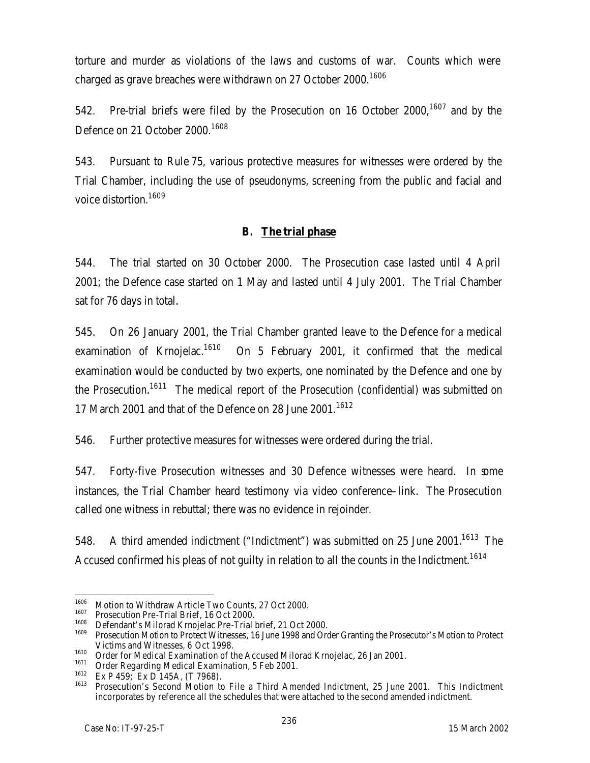torture and murder as violations of the laws and customs of war. Counts which were charged as grave breaches were withdrawn on 27 October 2000.[1606]

542. Pre-trial briefs were filed by the Prosecution on 16 October 2000,[1607] and by the Defence on 21 October 2000.[1608]

543. Pursuant to Rule 75, various protective measures for witnesses were ordered by the Trial Chamber, including the use of pseudonyms, screening from the public and facial and voice distortion.[1609]

### B. The trial phase

544. The trial started on 30 October 2000. The Prosecution case lasted until 4 April 2001; the Defence case started on 1 May and lasted until 4 July 2001. The Trial Chamber sat for 76 days in total.

545. On 26 January 2001, the Trial Chamber granted leave to the Defence for a medical examination of Krnojelac.[1610] On 5 February 2001, it confirmed that the medical examination would be conducted by two experts, one nominated by the Defence and one by the Prosecution.[1611] The medical report of the Prosecution (confidential) was submitted on 17 March 2001 and that of the Defence on 28 June 2001.[1612]

546. Further protective measures for witnesses were ordered during the trial.

547. Forty-five Prosecution witnesses and 30 Defence witnesses were heard. In some instances, the Trial Chamber heard testimony via video conference–link. The Prosecution called one witness in rebuttal; there was no evidence in rejoinder.

548. A third amended indictment ("Indictment") was submitted on 25 June 2001.[1613] The Accused confirmed his pleas of not guilty in relation to all the counts in the Indictment.[1614]

---

[1606] Motion to Withdraw Article Two Counts, 27 Oct 2000.

[1607] Prosecution Pre-Trial Brief, 16 Oct 2000.

[1608] Defendant's Milorad Krnojelac Pre-Trial brief, 21 Oct 2000.

[1609] Prosecution Motion to Protect Witnesses, 16 June 1998 and Order Granting the Prosecutor's Motion to Protect Victims and Witnesses, 6 Oct 1998.

[1610] Order for Medical Examination of the Accused Milorad Krnojelac, 26 Jan 2001.

[1611] Order Regarding Medical Examination, 5 Feb 2001.

[1612] Ex P 459; Ex D 145A, (T 7968).

[1613] Prosecution's Second Motion to File a Third Amended Indictment, 25 June 2001. This Indictment incorporates by reference all the schedules that were attached to the second amended indictment.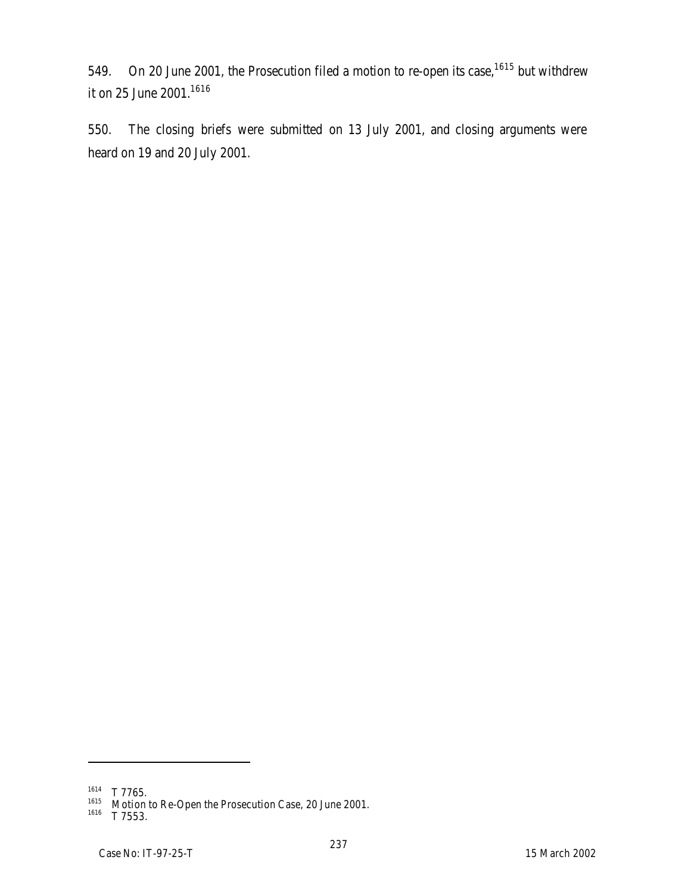549. On 20 June 2001, the Prosecution filed a motion to re-open its case,[1615] but withdrew it on 25 June 2001.[1616]

550. The closing briefs were submitted on 13 July 2001, and closing arguments were heard on 19 and 20 July 2001.

---

[1614] T 7765.

[1615] Motion to Re-Open the Prosecution Case, 20 June 2001.

[1616] T 7553.